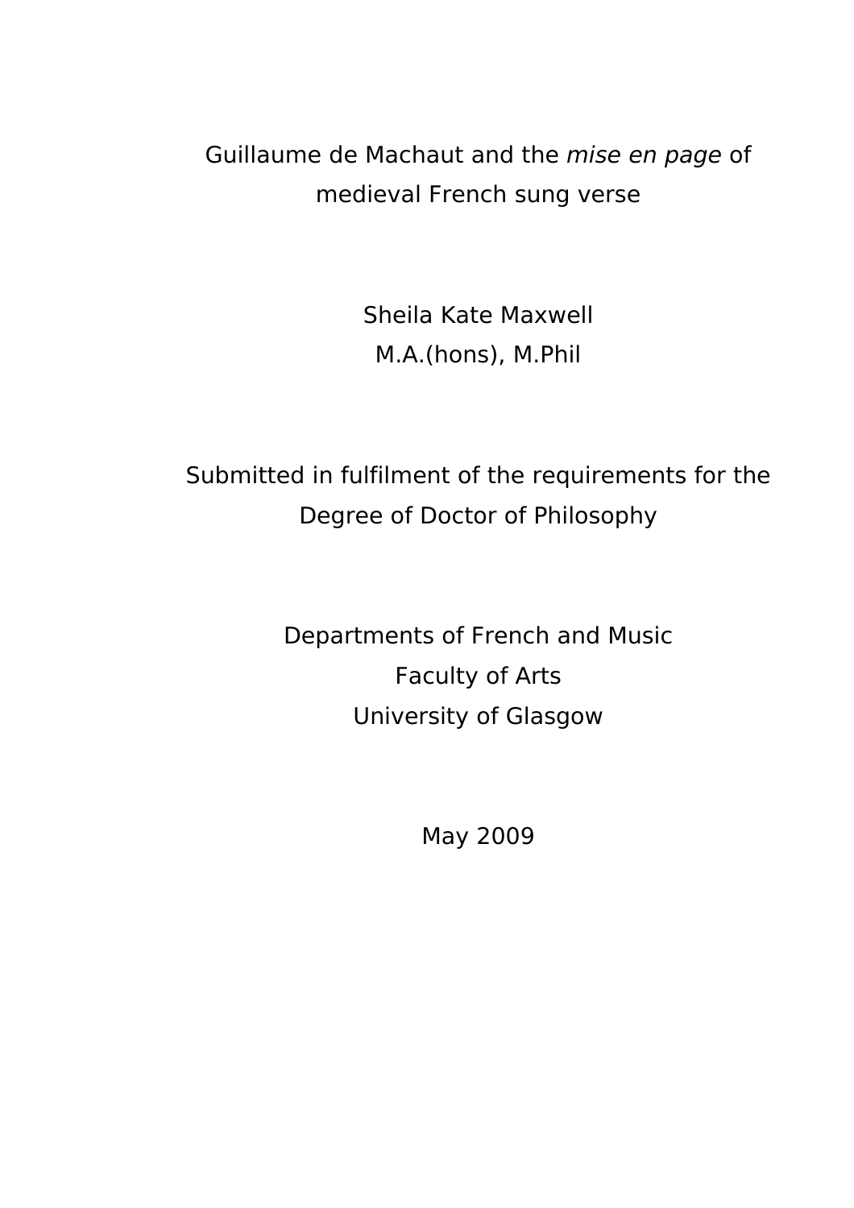# Guillaume de Machaut and the *mise en page* of medieval French sung verse

Sheila Kate Maxwell

M.A.(hons), M.Phil

Submitted in fulfilment of the requirements for the Degree of Doctor of Philosophy

Departments of French and Music

Faculty of Arts

University of Glasgow

May 2009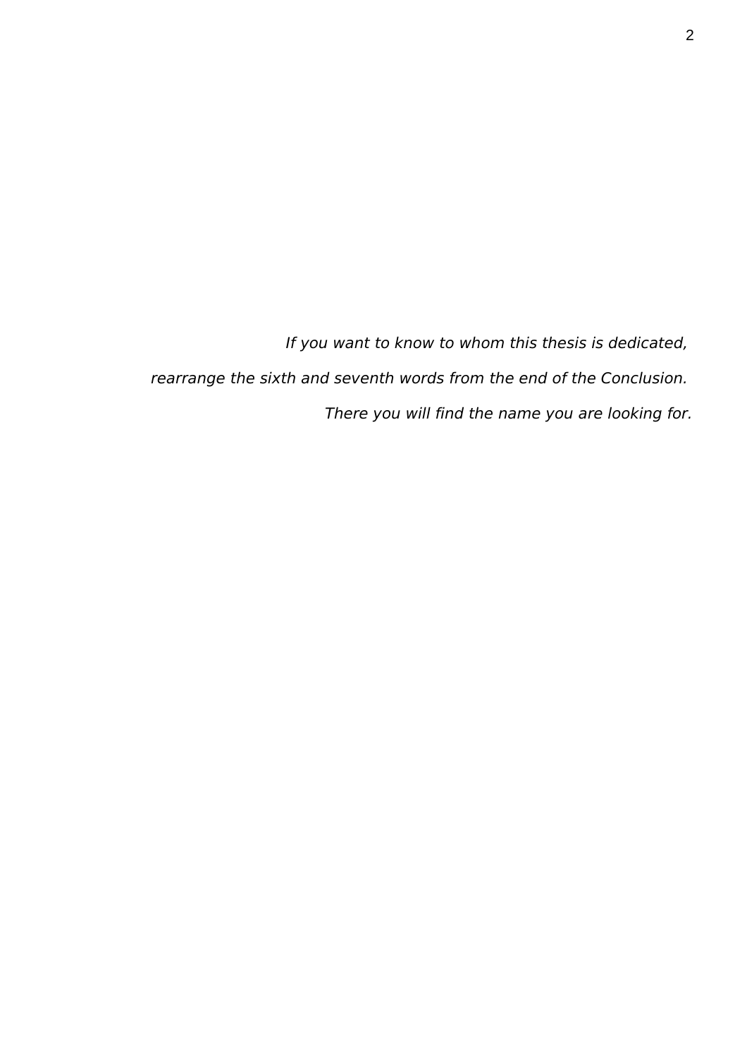*If you want to know to whom this thesis is dedicated,*

*rearrange the sixth and seventh words from the end of the Conclusion.*

*There you will find the name you are looking for.*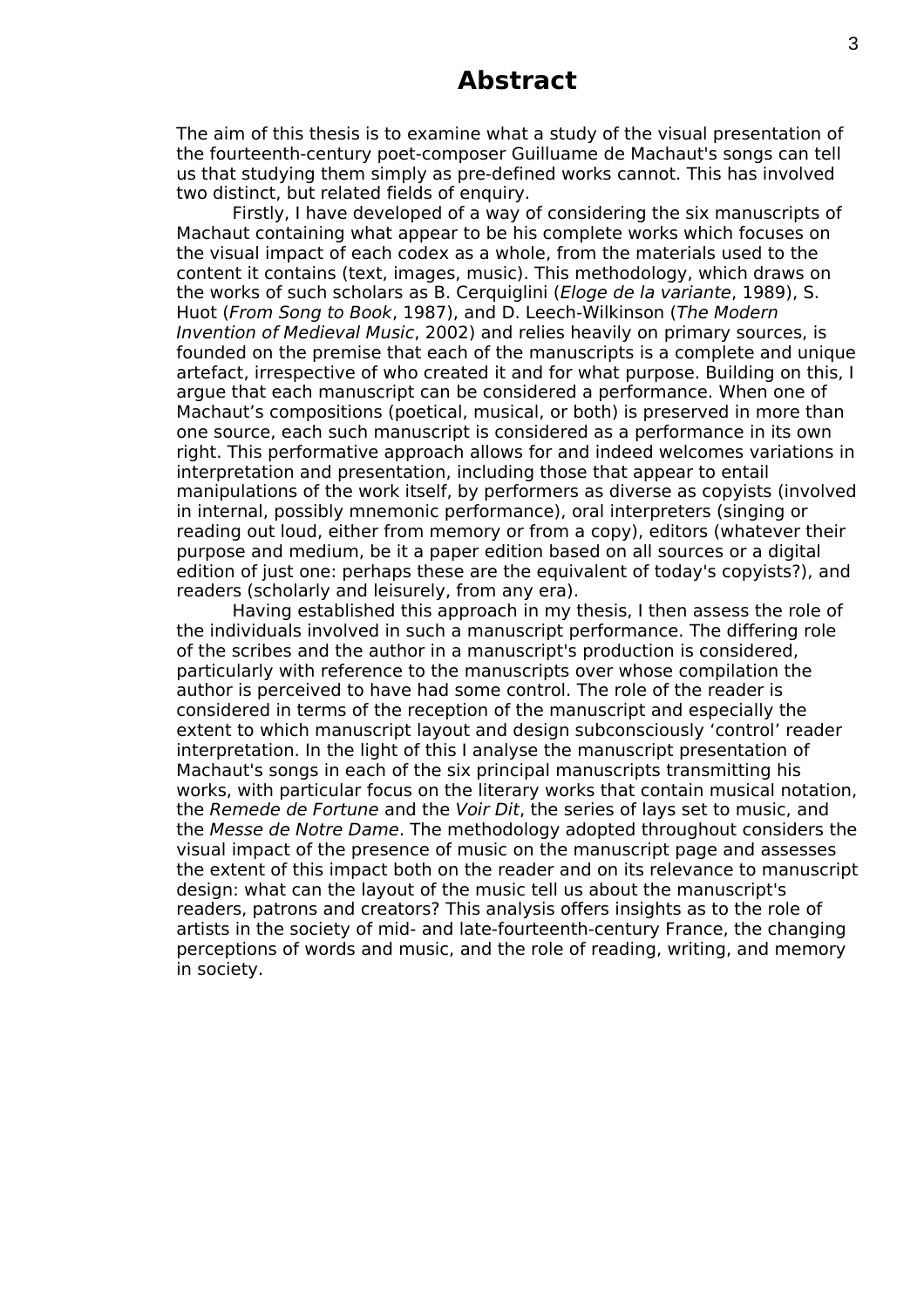# Abstract

The aim of this thesis is to examine what a study of the visual presentation of the fourteenth-century poet-composer Guilluame de Machaut's songs can tell us that studying them simply as pre-defined works cannot. This has involved two distinct, but related fields of enquiry.

Firstly, I have developed of a way of considering the six manuscripts of Machaut containing what appear to be his complete works which focuses on the visual impact of each codex as a whole, from the materials used to the content it contains (text, images, music). This methodology, which draws on the works of such scholars as B. Cerquiglini (*Eloge de la variante*, 1989), S. Huot (*From Song to Book*, 1987), and D. Leech-Wilkinson (*The Modern Invention of Medieval Music*, 2002) and relies heavily on primary sources, is founded on the premise that each of the manuscripts is a complete and unique artefact, irrespective of who created it and for what purpose. Building on this, I argue that each manuscript can be considered a performance. When one of Machaut's compositions (poetical, musical, or both) is preserved in more than one source, each such manuscript is considered as a performance in its own right. This performative approach allows for and indeed welcomes variations in interpretation and presentation, including those that appear to entail manipulations of the work itself, by performers as diverse as copyists (involved in internal, possibly mnemonic performance), oral interpreters (singing or reading out loud, either from memory or from a copy), editors (whatever their purpose and medium, be it a paper edition based on all sources or a digital edition of just one: perhaps these are the equivalent of today's copyists?), and readers (scholarly and leisurely, from any era).

Having established this approach in my thesis, I then assess the role of the individuals involved in such a manuscript performance. The differing role of the scribes and the author in a manuscript's production is considered, particularly with reference to the manuscripts over whose compilation the author is perceived to have had some control. The role of the reader is considered in terms of the reception of the manuscript and especially the extent to which manuscript layout and design subconsciously 'control' reader interpretation. In the light of this I analyse the manuscript presentation of Machaut's songs in each of the six principal manuscripts transmitting his works, with particular focus on the literary works that contain musical notation, the *Remede de Fortune* and the *Voir Dit*, the series of lays set to music, and the *Messe de Notre Dame*. The methodology adopted throughout considers the visual impact of the presence of music on the manuscript page and assesses the extent of this impact both on the reader and on its relevance to manuscript design: what can the layout of the music tell us about the manuscript's readers, patrons and creators? This analysis offers insights as to the role of artists in the society of mid- and late-fourteenth-century France, the changing perceptions of words and music, and the role of reading, writing, and memory in society.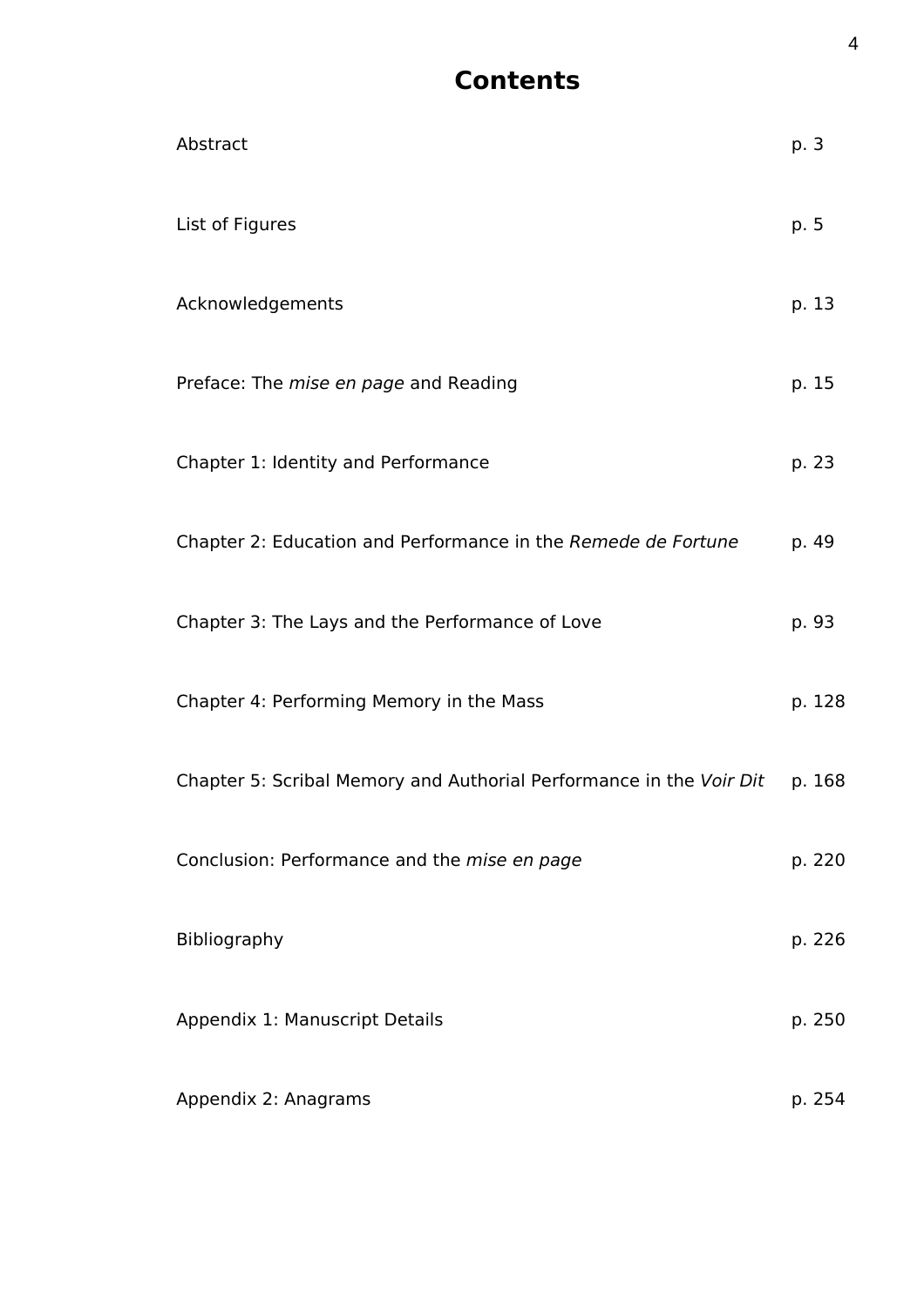# Contents

| | |
|---|---|
| Abstract | p. 3 |
| List of Figures | p. 5 |
| Acknowledgements | p. 13 |
| Preface: The *mise en page* and Reading | p. 15 |
| Chapter 1: Identity and Performance | p. 23 |
| Chapter 2: Education and Performance in the *Remede de Fortune* | p. 49 |
| Chapter 3: The Lays and the Performance of Love | p. 93 |
| Chapter 4: Performing Memory in the Mass | p. 128 |
| Chapter 5: Scribal Memory and Authorial Performance in the *Voir Dit* | p. 168 |
| Conclusion: Performance and the *mise en page* | p. 220 |
| Bibliography | p. 226 |
| Appendix 1: Manuscript Details | p. 250 |
| Appendix 2: Anagrams | p. 254 |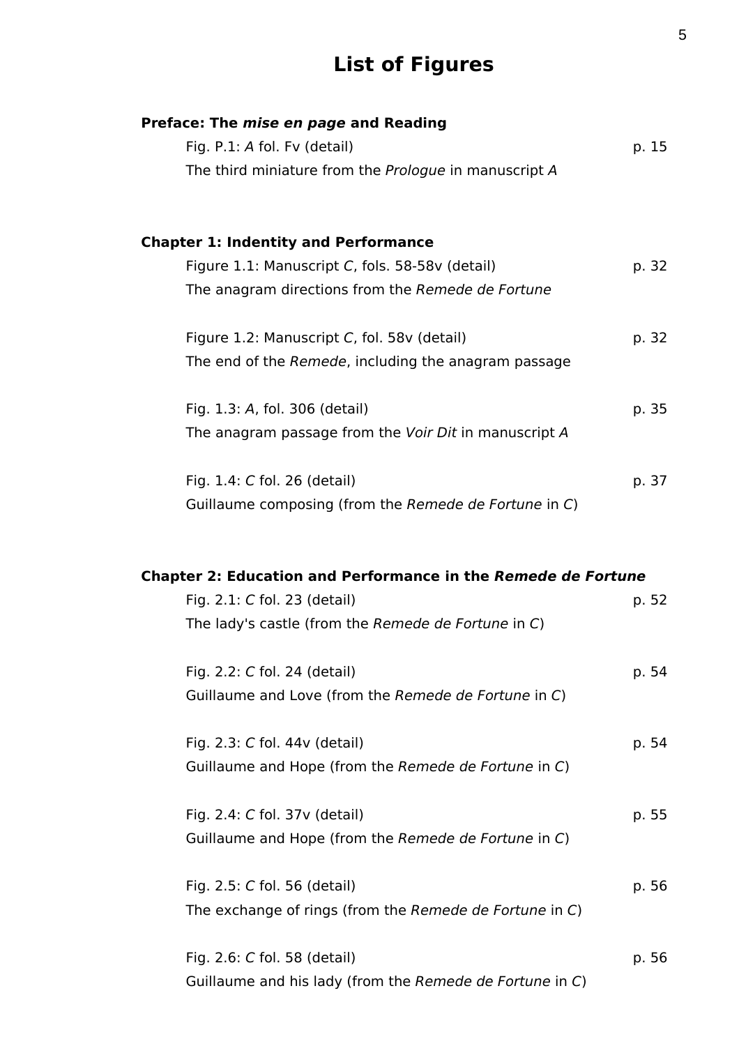# List of Figures

**Preface: The *mise en page* and Reading**

Fig. P.1: *A* fol. Fv (detail) p. 15
The third miniature from the *Prologue* in manuscript *A*

**Chapter 1: Indentity and Performance**

Figure 1.1: Manuscript *C*, fols. 58-58v (detail) p. 32
The anagram directions from the *Remede de Fortune*

Figure 1.2: Manuscript *C*, fol. 58v (detail) p. 32
The end of the *Remede*, including the anagram passage

Fig. 1.3: *A*, fol. 306 (detail) p. 35
The anagram passage from the *Voir Dit* in manuscript *A*

Fig. 1.4: *C* fol. 26 (detail) p. 37
Guillaume composing (from the *Remede de Fortune* in *C*)

**Chapter 2: Education and Performance in the *Remede de Fortune***

Fig. 2.1: *C* fol. 23 (detail) p. 52
The lady's castle (from the *Remede de Fortune* in *C*)

Fig. 2.2: *C* fol. 24 (detail) p. 54
Guillaume and Love (from the *Remede de Fortune* in *C*)

Fig. 2.3: *C* fol. 44v (detail) p. 54
Guillaume and Hope (from the *Remede de Fortune* in *C*)

Fig. 2.4: *C* fol. 37v (detail) p. 55
Guillaume and Hope (from the *Remede de Fortune* in *C*)

Fig. 2.5: *C* fol. 56 (detail) p. 56
The exchange of rings (from the *Remede de Fortune* in *C*)

Fig. 2.6: *C* fol. 58 (detail) p. 56
Guillaume and his lady (from the *Remede de Fortune* in *C*)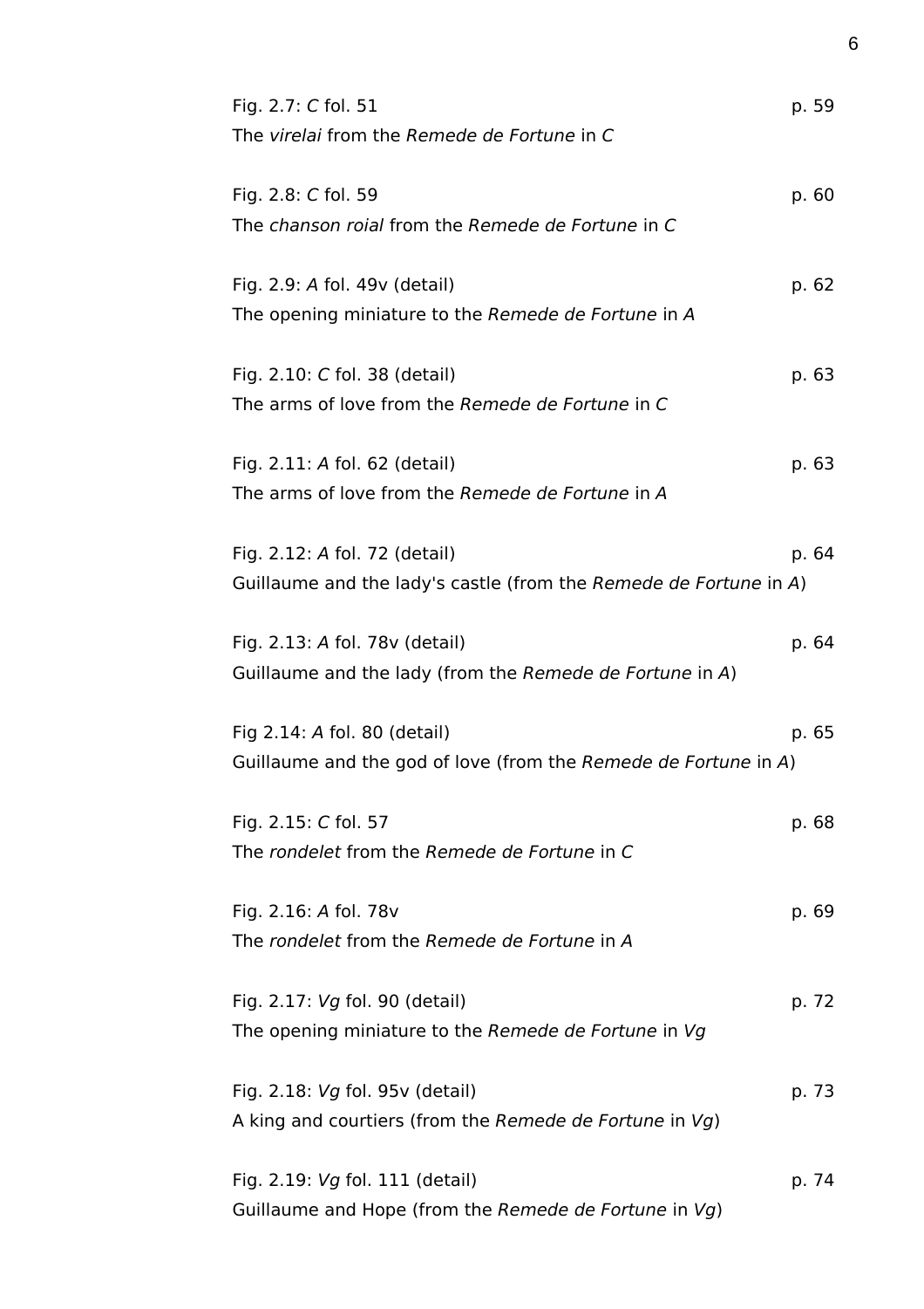Fig. 2.7: *C* fol. 51 p. 59
The *virelai* from the *Remede de Fortune* in *C*

Fig. 2.8: *C* fol. 59 p. 60
The *chanson roial* from the *Remede de Fortune* in *C*

Fig. 2.9: *A* fol. 49v (detail) p. 62
The opening miniature to the *Remede de Fortune* in *A*

Fig. 2.10: *C* fol. 38 (detail) p. 63
The arms of love from the *Remede de Fortune* in *C*

Fig. 2.11: *A* fol. 62 (detail) p. 63
The arms of love from the *Remede de Fortune* in *A*

Fig. 2.12: *A* fol. 72 (detail) p. 64
Guillaume and the lady's castle (from the *Remede de Fortune* in *A*)

Fig. 2.13: *A* fol. 78v (detail) p. 64
Guillaume and the lady (from the *Remede de Fortune* in *A*)

Fig 2.14: *A* fol. 80 (detail) p. 65
Guillaume and the god of love (from the *Remede de Fortune* in *A*)

Fig. 2.15: *C* fol. 57 p. 68
The *rondelet* from the *Remede de Fortune* in *C*

Fig. 2.16: *A* fol. 78v p. 69
The *rondelet* from the *Remede de Fortune* in *A*

Fig. 2.17: *Vg* fol. 90 (detail) p. 72
The opening miniature to the *Remede de Fortune* in *Vg*

Fig. 2.18: *Vg* fol. 95v (detail) p. 73
A king and courtiers (from the *Remede de Fortune* in *Vg*)

Fig. 2.19: *Vg* fol. 111 (detail) p. 74
Guillaume and Hope (from the *Remede de Fortune* in *Vg*)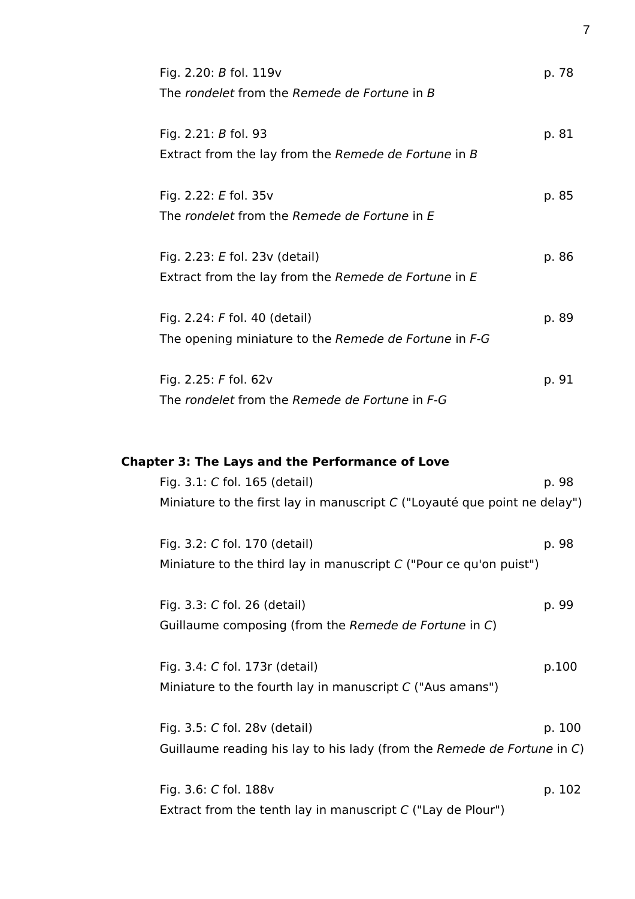Fig. 2.20: *B* fol. 119v p. 78
The *rondelet* from the *Remede de Fortune* in *B*

Fig. 2.21: *B* fol. 93 p. 81
Extract from the lay from the *Remede de Fortune* in *B*

Fig. 2.22: *E* fol. 35v p. 85
The *rondelet* from the *Remede de Fortune* in *E*

Fig. 2.23: *E* fol. 23v (detail) p. 86
Extract from the lay from the *Remede de Fortune* in *E*

Fig. 2.24: *F* fol. 40 (detail) p. 89
The opening miniature to the *Remede de Fortune* in *F-G*

Fig. 2.25: *F* fol. 62v p. 91
The *rondelet* from the *Remede de Fortune* in *F-G*

**Chapter 3: The Lays and the Performance of Love**

Fig. 3.1: *C* fol. 165 (detail) p. 98
Miniature to the first lay in manuscript *C* ("Loyauté que point ne delay")

Fig. 3.2: *C* fol. 170 (detail) p. 98
Miniature to the third lay in manuscript *C* ("Pour ce qu'on puist")

Fig. 3.3: *C* fol. 26 (detail) p. 99
Guillaume composing (from the *Remede de Fortune* in *C*)

Fig. 3.4: *C* fol. 173r (detail) p.100
Miniature to the fourth lay in manuscript *C* ("Aus amans")

Fig. 3.5: *C* fol. 28v (detail) p. 100
Guillaume reading his lay to his lady (from the *Remede de Fortune* in *C*)

Fig. 3.6: *C* fol. 188v p. 102
Extract from the tenth lay in manuscript *C* ("Lay de Plour")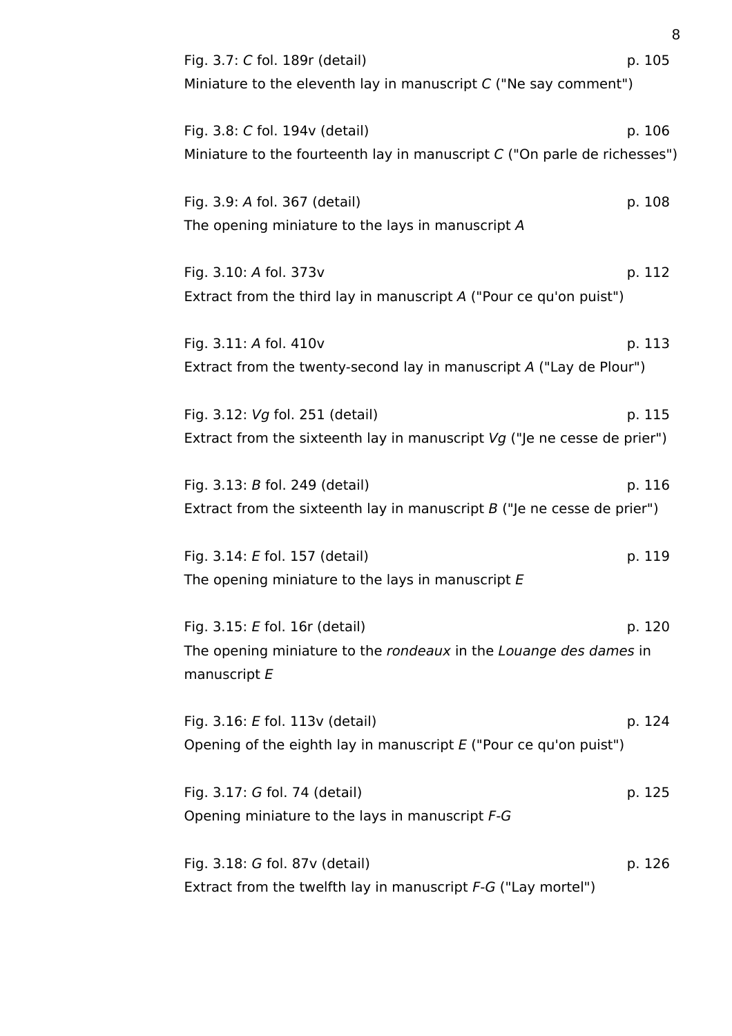Fig. 3.7: *C* fol. 189r (detail) p. 105
Miniature to the eleventh lay in manuscript *C* ("Ne say comment")

Fig. 3.8: *C* fol. 194v (detail) p. 106
Miniature to the fourteenth lay in manuscript *C* ("On parle de richesses")

Fig. 3.9: *A* fol. 367 (detail) p. 108
The opening miniature to the lays in manuscript *A*

Fig. 3.10: *A* fol. 373v p. 112
Extract from the third lay in manuscript *A* ("Pour ce qu'on puist")

Fig. 3.11: *A* fol. 410v p. 113
Extract from the twenty-second lay in manuscript *A* ("Lay de Plour")

Fig. 3.12: *Vg* fol. 251 (detail) p. 115
Extract from the sixteenth lay in manuscript *Vg* ("Je ne cesse de prier")

Fig. 3.13: *B* fol. 249 (detail) p. 116
Extract from the sixteenth lay in manuscript *B* ("Je ne cesse de prier")

Fig. 3.14: *E* fol. 157 (detail) p. 119
The opening miniature to the lays in manuscript *E*

Fig. 3.15: *E* fol. 16r (detail) p. 120
The opening miniature to the *rondeaux* in the *Louange des dames* in manuscript *E*

Fig. 3.16: *E* fol. 113v (detail) p. 124
Opening of the eighth lay in manuscript *E* ("Pour ce qu'on puist")

Fig. 3.17: *G* fol. 74 (detail) p. 125
Opening miniature to the lays in manuscript *F-G*

Fig. 3.18: *G* fol. 87v (detail) p. 126
Extract from the twelfth lay in manuscript *F-G* ("Lay mortel")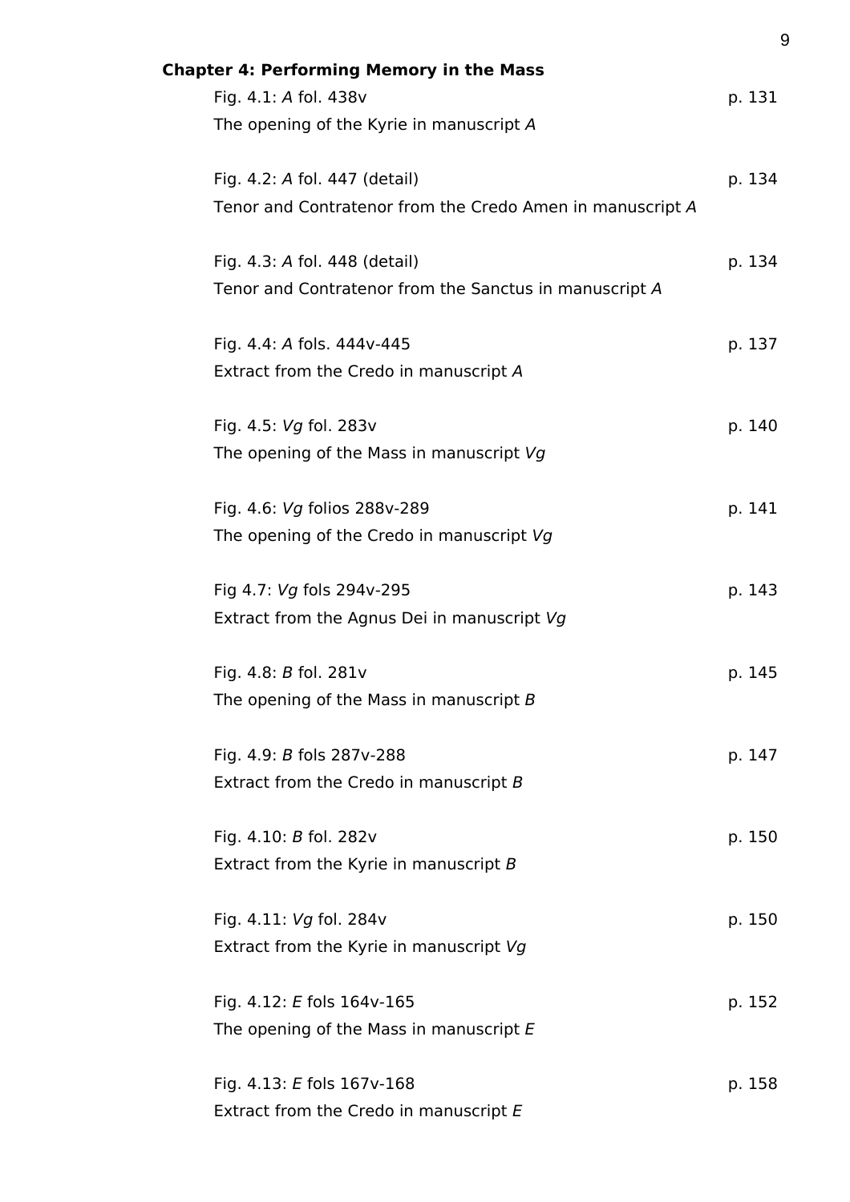**Chapter 4: Performing Memory in the Mass**

Fig. 4.1: *A* fol. 438v p. 131
The opening of the Kyrie in manuscript *A*

Fig. 4.2: *A* fol. 447 (detail) p. 134
Tenor and Contratenor from the Credo Amen in manuscript *A*

Fig. 4.3: *A* fol. 448 (detail) p. 134
Tenor and Contratenor from the Sanctus in manuscript *A*

Fig. 4.4: *A* fols. 444v-445 p. 137
Extract from the Credo in manuscript *A*

Fig. 4.5: *Vg* fol. 283v p. 140
The opening of the Mass in manuscript *Vg*

Fig. 4.6: *Vg* folios 288v-289 p. 141
The opening of the Credo in manuscript *Vg*

Fig 4.7: *Vg* fols 294v-295 p. 143
Extract from the Agnus Dei in manuscript *Vg*

Fig. 4.8: *B* fol. 281v p. 145
The opening of the Mass in manuscript *B*

Fig. 4.9: *B* fols 287v-288 p. 147
Extract from the Credo in manuscript *B*

Fig. 4.10: *B* fol. 282v p. 150
Extract from the Kyrie in manuscript *B*

Fig. 4.11: *Vg* fol. 284v p. 150
Extract from the Kyrie in manuscript *Vg*

Fig. 4.12: *E* fols 164v-165 p. 152
The opening of the Mass in manuscript *E*

Fig. 4.13: *E* fols 167v-168 p. 158
Extract from the Credo in manuscript *E*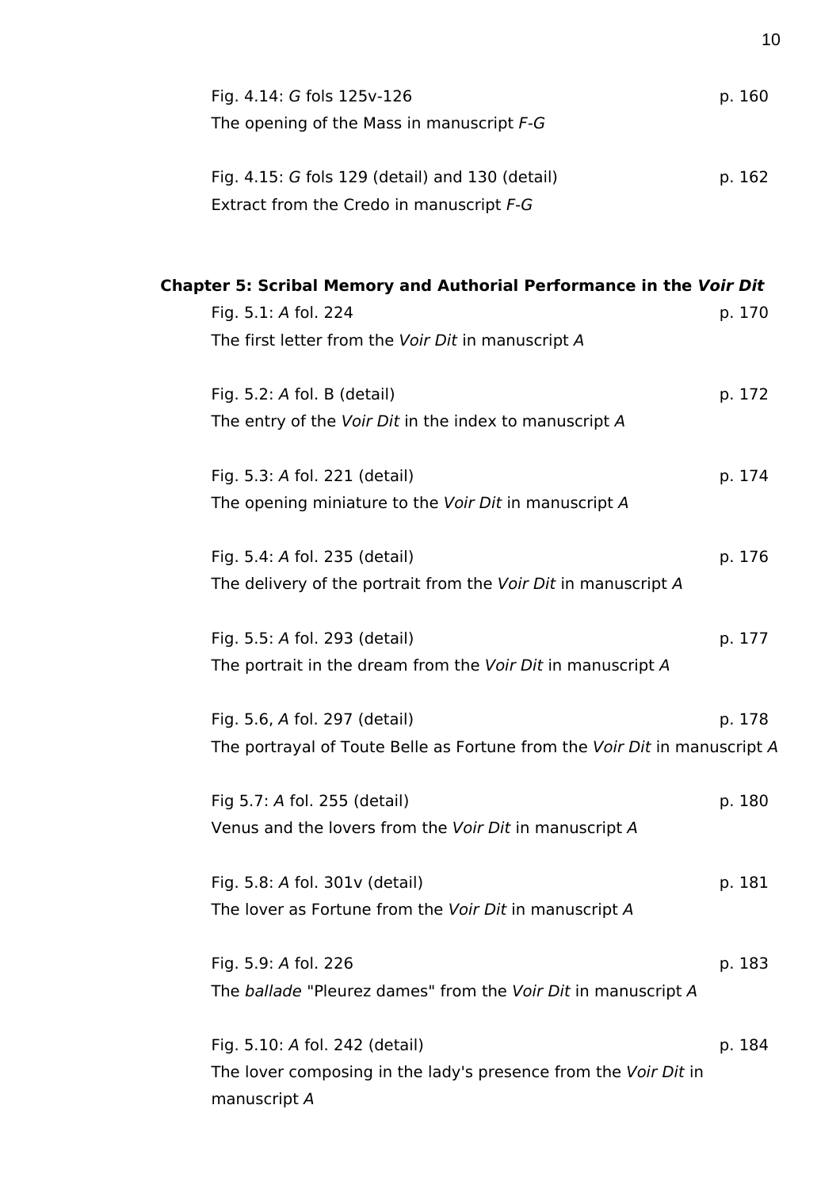Fig. 4.14: *G* fols 125v-126 p. 160
The opening of the Mass in manuscript *F-G*

Fig. 4.15: *G* fols 129 (detail) and 130 (detail) p. 162
Extract from the Credo in manuscript *F-G*

**Chapter 5: Scribal Memory and Authorial Performance in the *Voir Dit***

Fig. 5.1: *A* fol. 224 p. 170
The first letter from the *Voir Dit* in manuscript *A*

Fig. 5.2: *A* fol. B (detail) p. 172
The entry of the *Voir Dit* in the index to manuscript *A*

Fig. 5.3: *A* fol. 221 (detail) p. 174
The opening miniature to the *Voir Dit* in manuscript *A*

Fig. 5.4: *A* fol. 235 (detail) p. 176
The delivery of the portrait from the *Voir Dit* in manuscript *A*

Fig. 5.5: *A* fol. 293 (detail) p. 177
The portrait in the dream from the *Voir Dit* in manuscript *A*

Fig. 5.6, *A* fol. 297 (detail) p. 178
The portrayal of Toute Belle as Fortune from the *Voir Dit* in manuscript *A*

Fig 5.7: *A* fol. 255 (detail) p. 180
Venus and the lovers from the *Voir Dit* in manuscript *A*

Fig. 5.8: *A* fol. 301v (detail) p. 181
The lover as Fortune from the *Voir Dit* in manuscript *A*

Fig. 5.9: *A* fol. 226 p. 183
The *ballade* "Pleurez dames" from the *Voir Dit* in manuscript *A*

Fig. 5.10: *A* fol. 242 (detail) p. 184
The lover composing in the lady's presence from the *Voir Dit* in manuscript *A*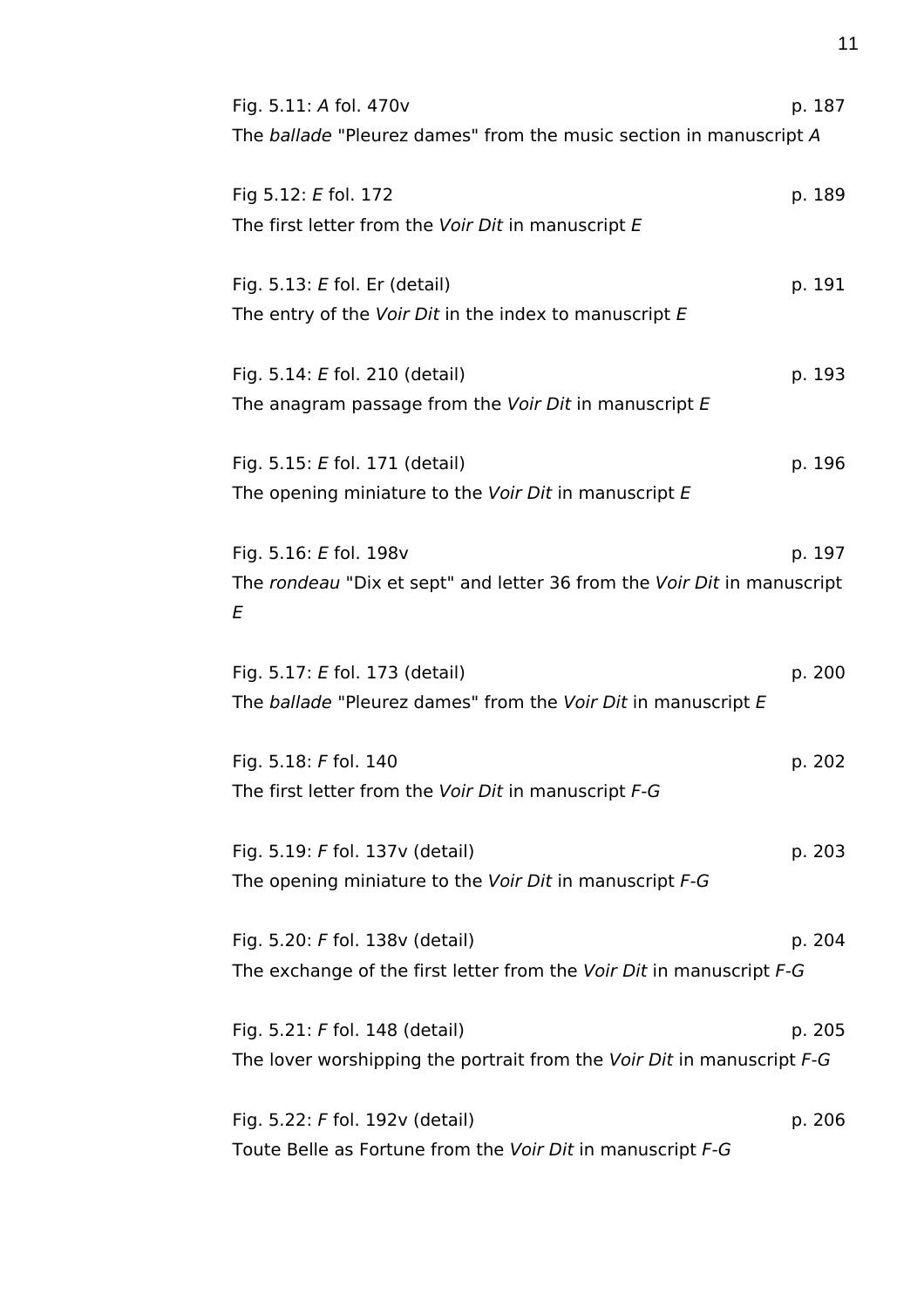Fig. 5.11: *A* fol. 470v p. 187
The *ballade* "Pleurez dames" from the music section in manuscript *A*

Fig 5.12: *E* fol. 172 p. 189
The first letter from the *Voir Dit* in manuscript *E*

Fig. 5.13: *E* fol. Er (detail) p. 191
The entry of the *Voir Dit* in the index to manuscript *E*

Fig. 5.14: *E* fol. 210 (detail) p. 193
The anagram passage from the *Voir Dit* in manuscript *E*

Fig. 5.15: *E* fol. 171 (detail) p. 196
The opening miniature to the *Voir Dit* in manuscript *E*

Fig. 5.16: *E* fol. 198v p. 197
The *rondeau* "Dix et sept" and letter 36 from the *Voir Dit* in manuscript *E*

Fig. 5.17: *E* fol. 173 (detail) p. 200
The *ballade* "Pleurez dames" from the *Voir Dit* in manuscript *E*

Fig. 5.18: *F* fol. 140 p. 202
The first letter from the *Voir Dit* in manuscript *F-G*

Fig. 5.19: *F* fol. 137v (detail) p. 203
The opening miniature to the *Voir Dit* in manuscript *F-G*

Fig. 5.20: *F* fol. 138v (detail) p. 204
The exchange of the first letter from the *Voir Dit* in manuscript *F-G*

Fig. 5.21: *F* fol. 148 (detail) p. 205
The lover worshipping the portrait from the *Voir Dit* in manuscript *F-G*

Fig. 5.22: *F* fol. 192v (detail) p. 206
Toute Belle as Fortune from the *Voir Dit* in manuscript *F-G*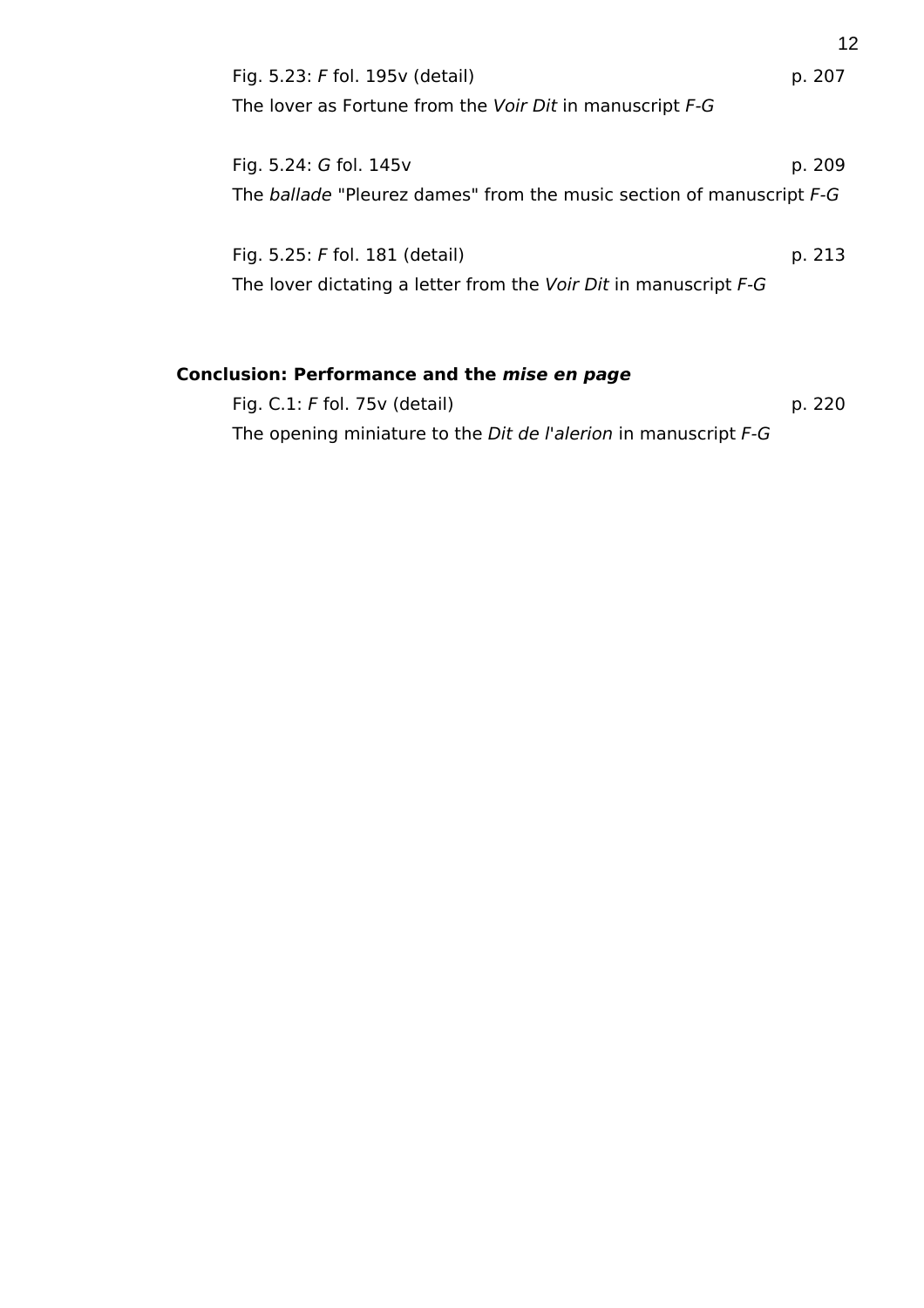Fig. 5.23: *F* fol. 195v (detail) p. 207

The lover as Fortune from the *Voir Dit* in manuscript *F-G*

Fig. 5.24: *G* fol. 145v p. 209

The *ballade* "Pleurez dames" from the music section of manuscript *F-G*

Fig. 5.25: *F* fol. 181 (detail) p. 213

The lover dictating a letter from the *Voir Dit* in manuscript *F-G*

**Conclusion: Performance and the *mise en page***

Fig. C.1: *F* fol. 75v (detail) p. 220

The opening miniature to the *Dit de l'alerion* in manuscript *F-G*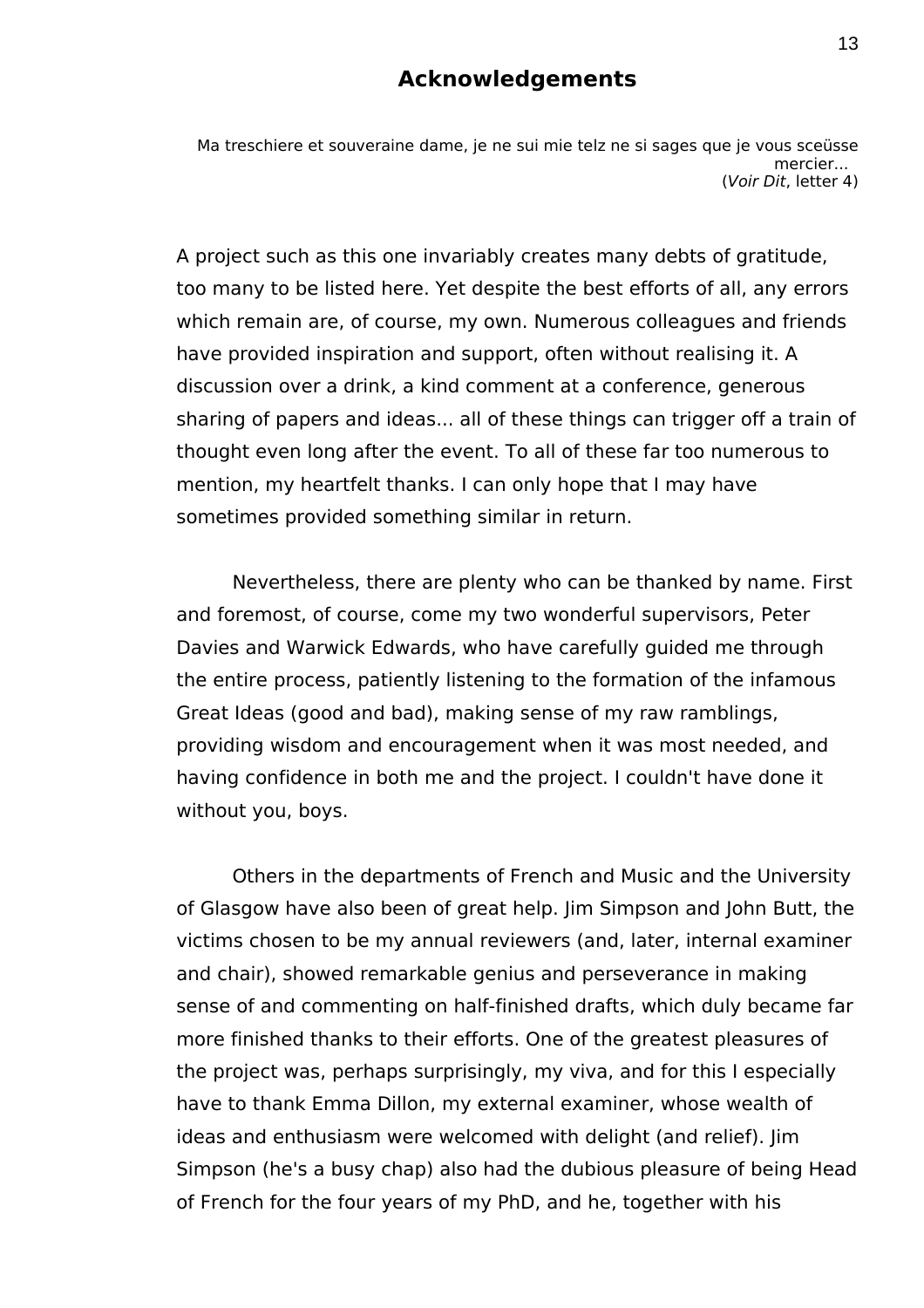# Acknowledgements

> Ma treschiere et souveraine dame, je ne sui mie telz ne si sages que je vous sceüsse mercier...
>
> (*Voir Dit*, letter 4)

A project such as this one invariably creates many debts of gratitude, too many to be listed here. Yet despite the best efforts of all, any errors which remain are, of course, my own. Numerous colleagues and friends have provided inspiration and support, often without realising it. A discussion over a drink, a kind comment at a conference, generous sharing of papers and ideas... all of these things can trigger off a train of thought even long after the event. To all of these far too numerous to mention, my heartfelt thanks. I can only hope that I may have sometimes provided something similar in return.

Nevertheless, there are plenty who can be thanked by name. First and foremost, of course, come my two wonderful supervisors, Peter Davies and Warwick Edwards, who have carefully guided me through the entire process, patiently listening to the formation of the infamous Great Ideas (good and bad), making sense of my raw ramblings, providing wisdom and encouragement when it was most needed, and having confidence in both me and the project. I couldn't have done it without you, boys.

Others in the departments of French and Music and the University of Glasgow have also been of great help. Jim Simpson and John Butt, the victims chosen to be my annual reviewers (and, later, internal examiner and chair), showed remarkable genius and perseverance in making sense of and commenting on half-finished drafts, which duly became far more finished thanks to their efforts. One of the greatest pleasures of the project was, perhaps surprisingly, my viva, and for this I especially have to thank Emma Dillon, my external examiner, whose wealth of ideas and enthusiasm were welcomed with delight (and relief). Jim Simpson (he's a busy chap) also had the dubious pleasure of being Head of French for the four years of my PhD, and he, together with his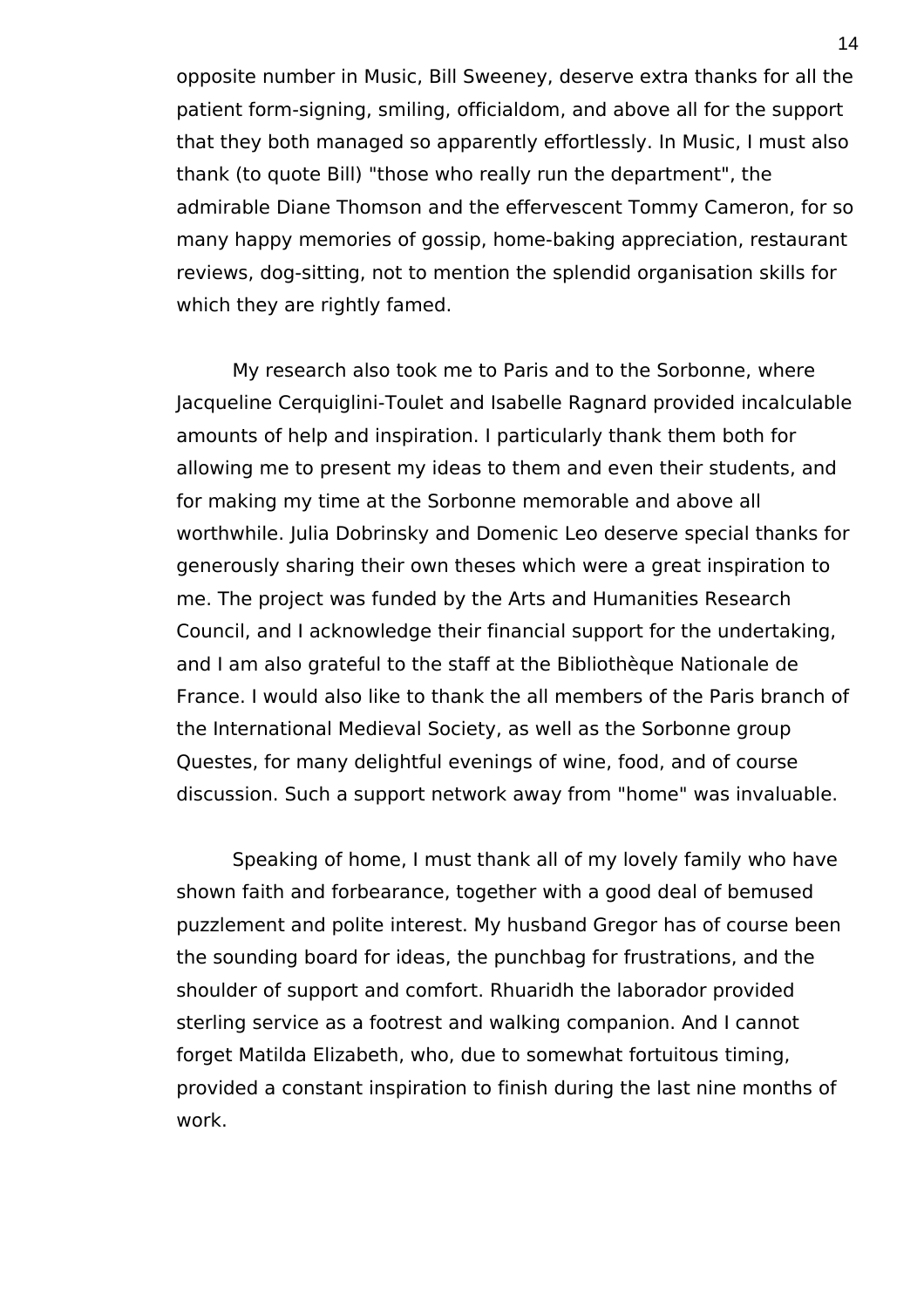opposite number in Music, Bill Sweeney, deserve extra thanks for all the patient form-signing, smiling, officialdom, and above all for the support that they both managed so apparently effortlessly. In Music, I must also thank (to quote Bill) "those who really run the department", the admirable Diane Thomson and the effervescent Tommy Cameron, for so many happy memories of gossip, home-baking appreciation, restaurant reviews, dog-sitting, not to mention the splendid organisation skills for which they are rightly famed.

My research also took me to Paris and to the Sorbonne, where Jacqueline Cerquiglini-Toulet and Isabelle Ragnard provided incalculable amounts of help and inspiration. I particularly thank them both for allowing me to present my ideas to them and even their students, and for making my time at the Sorbonne memorable and above all worthwhile. Julia Dobrinsky and Domenic Leo deserve special thanks for generously sharing their own theses which were a great inspiration to me. The project was funded by the Arts and Humanities Research Council, and I acknowledge their financial support for the undertaking, and I am also grateful to the staff at the Bibliothèque Nationale de France. I would also like to thank the all members of the Paris branch of the International Medieval Society, as well as the Sorbonne group Questes, for many delightful evenings of wine, food, and of course discussion. Such a support network away from "home" was invaluable.

Speaking of home, I must thank all of my lovely family who have shown faith and forbearance, together with a good deal of bemused puzzlement and polite interest. My husband Gregor has of course been the sounding board for ideas, the punchbag for frustrations, and the shoulder of support and comfort. Rhuaridh the laborador provided sterling service as a footrest and walking companion. And I cannot forget Matilda Elizabeth, who, due to somewhat fortuitous timing, provided a constant inspiration to finish during the last nine months of work.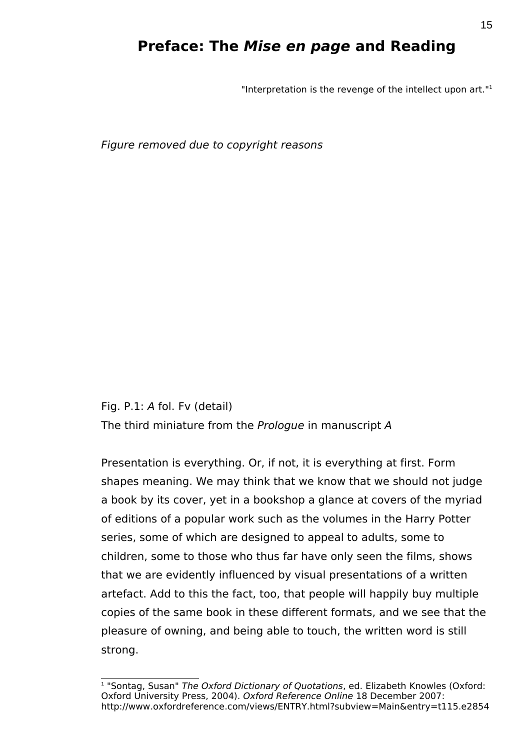# Preface: The *Mise en page* and Reading

"Interpretation is the revenge of the intellect upon art."[1]

*Figure removed due to copyright reasons*

Fig. P.1: *A* fol. Fv (detail)
The third miniature from the *Prologue* in manuscript *A*

Presentation is everything. Or, if not, it is everything at first. Form shapes meaning. We may think that we know that we should not judge a book by its cover, yet in a bookshop a glance at covers of the myriad of editions of a popular work such as the volumes in the Harry Potter series, some of which are designed to appeal to adults, some to children, some to those who thus far have only seen the films, shows that we are evidently influenced by visual presentations of a written artefact. Add to this the fact, too, that people will happily buy multiple copies of the same book in these different formats, and we see that the pleasure of owning, and being able to touch, the written word is still strong.

---

[1] "Sontag, Susan" *The Oxford Dictionary of Quotations*, ed. Elizabeth Knowles (Oxford: Oxford University Press, 2004). *Oxford Reference Online* 18 December 2007: http://www.oxfordreference.com/views/ENTRY.html?subview=Main&entry=t115.e2854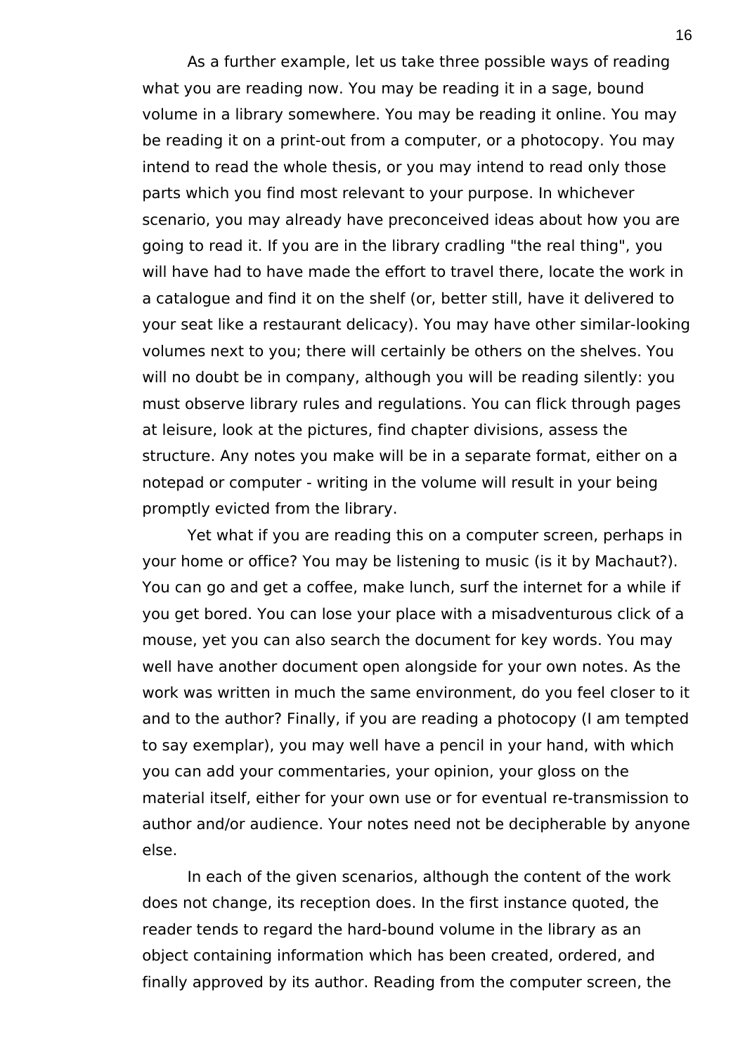As a further example, let us take three possible ways of reading what you are reading now. You may be reading it in a sage, bound volume in a library somewhere. You may be reading it online. You may be reading it on a print-out from a computer, or a photocopy. You may intend to read the whole thesis, or you may intend to read only those parts which you find most relevant to your purpose. In whichever scenario, you may already have preconceived ideas about how you are going to read it. If you are in the library cradling "the real thing", you will have had to have made the effort to travel there, locate the work in a catalogue and find it on the shelf (or, better still, have it delivered to your seat like a restaurant delicacy). You may have other similar-looking volumes next to you; there will certainly be others on the shelves. You will no doubt be in company, although you will be reading silently: you must observe library rules and regulations. You can flick through pages at leisure, look at the pictures, find chapter divisions, assess the structure. Any notes you make will be in a separate format, either on a notepad or computer - writing in the volume will result in your being promptly evicted from the library.

Yet what if you are reading this on a computer screen, perhaps in your home or office? You may be listening to music (is it by Machaut?). You can go and get a coffee, make lunch, surf the internet for a while if you get bored. You can lose your place with a misadventurous click of a mouse, yet you can also search the document for key words. You may well have another document open alongside for your own notes. As the work was written in much the same environment, do you feel closer to it and to the author? Finally, if you are reading a photocopy (I am tempted to say exemplar), you may well have a pencil in your hand, with which you can add your commentaries, your opinion, your gloss on the material itself, either for your own use or for eventual re-transmission to author and/or audience. Your notes need not be decipherable by anyone else.

In each of the given scenarios, although the content of the work does not change, its reception does. In the first instance quoted, the reader tends to regard the hard-bound volume in the library as an object containing information which has been created, ordered, and finally approved by its author. Reading from the computer screen, the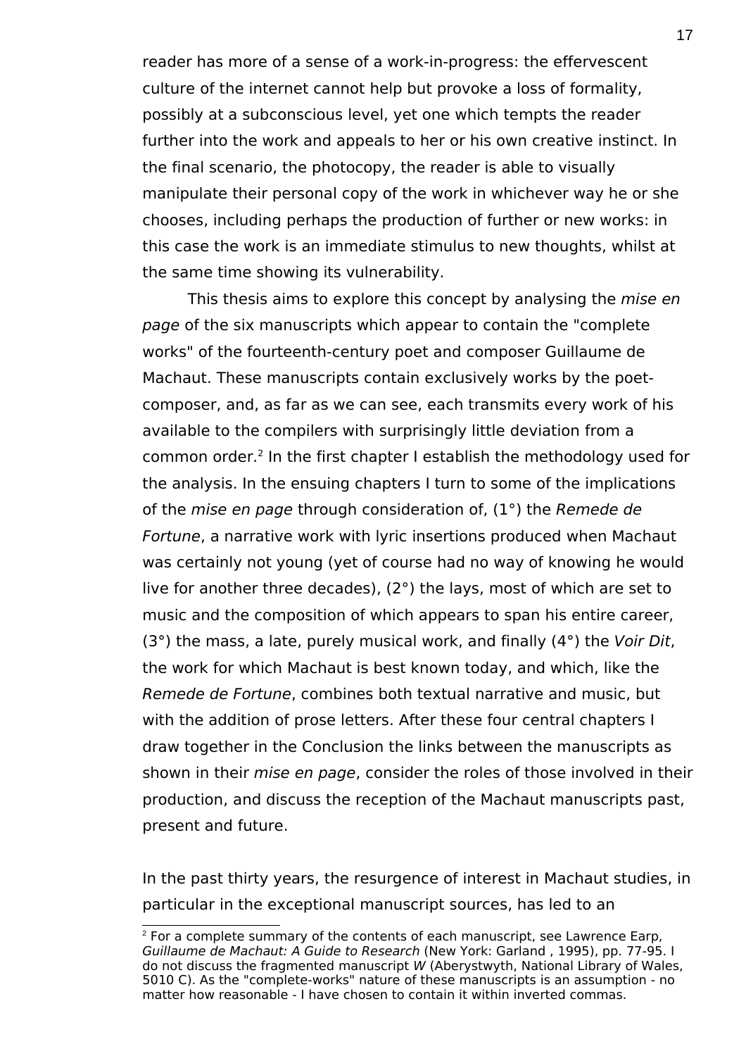reader has more of a sense of a work-in-progress: the effervescent culture of the internet cannot help but provoke a loss of formality, possibly at a subconscious level, yet one which tempts the reader further into the work and appeals to her or his own creative instinct. In the final scenario, the photocopy, the reader is able to visually manipulate their personal copy of the work in whichever way he or she chooses, including perhaps the production of further or new works: in this case the work is an immediate stimulus to new thoughts, whilst at the same time showing its vulnerability.

This thesis aims to explore this concept by analysing the *mise en page* of the six manuscripts which appear to contain the "complete works" of the fourteenth-century poet and composer Guillaume de Machaut. These manuscripts contain exclusively works by the poet-composer, and, as far as we can see, each transmits every work of his available to the compilers with surprisingly little deviation from a common order.[2] In the first chapter I establish the methodology used for the analysis. In the ensuing chapters I turn to some of the implications of the *mise en page* through consideration of, (1°) the *Remede de Fortune*, a narrative work with lyric insertions produced when Machaut was certainly not young (yet of course had no way of knowing he would live for another three decades), (2°) the lays, most of which are set to music and the composition of which appears to span his entire career, (3°) the mass, a late, purely musical work, and finally (4°) the *Voir Dit*, the work for which Machaut is best known today, and which, like the *Remede de Fortune*, combines both textual narrative and music, but with the addition of prose letters. After these four central chapters I draw together in the Conclusion the links between the manuscripts as shown in their *mise en page*, consider the roles of those involved in their production, and discuss the reception of the Machaut manuscripts past, present and future.

In the past thirty years, the resurgence of interest in Machaut studies, in particular in the exceptional manuscript sources, has led to an

[2] For a complete summary of the contents of each manuscript, see Lawrence Earp, *Guillaume de Machaut: A Guide to Research* (New York: Garland , 1995), pp. 77-95. I do not discuss the fragmented manuscript *W* (Aberystwyth, National Library of Wales, 5010 C). As the "complete-works" nature of these manuscripts is an assumption - no matter how reasonable - I have chosen to contain it within inverted commas.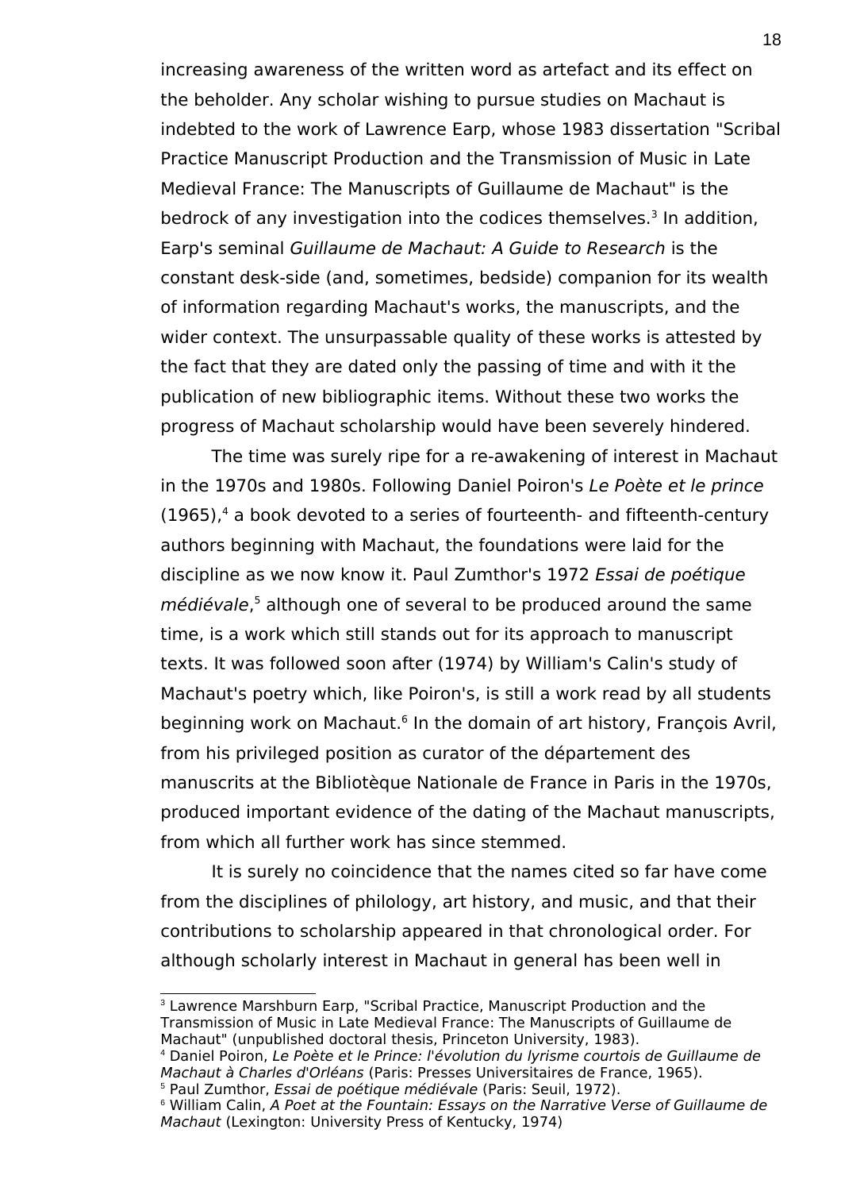increasing awareness of the written word as artefact and its effect on the beholder. Any scholar wishing to pursue studies on Machaut is indebted to the work of Lawrence Earp, whose 1983 dissertation "Scribal Practice Manuscript Production and the Transmission of Music in Late Medieval France: The Manuscripts of Guillaume de Machaut" is the bedrock of any investigation into the codices themselves.[3] In addition, Earp's seminal *Guillaume de Machaut: A Guide to Research* is the constant desk-side (and, sometimes, bedside) companion for its wealth of information regarding Machaut's works, the manuscripts, and the wider context. The unsurpassable quality of these works is attested by the fact that they are dated only the passing of time and with it the publication of new bibliographic items. Without these two works the progress of Machaut scholarship would have been severely hindered.

The time was surely ripe for a re-awakening of interest in Machaut in the 1970s and 1980s. Following Daniel Poiron's *Le Poète et le prince* (1965),[4] a book devoted to a series of fourteenth- and fifteenth-century authors beginning with Machaut, the foundations were laid for the discipline as we now know it. Paul Zumthor's 1972 *Essai de poétique médiévale*,[5] although one of several to be produced around the same time, is a work which still stands out for its approach to manuscript texts. It was followed soon after (1974) by William's Calin's study of Machaut's poetry which, like Poiron's, is still a work read by all students beginning work on Machaut.[6] In the domain of art history, François Avril, from his privileged position as curator of the département des manuscrits at the Bibliotèque Nationale de France in Paris in the 1970s, produced important evidence of the dating of the Machaut manuscripts, from which all further work has since stemmed.

It is surely no coincidence that the names cited so far have come from the disciplines of philology, art history, and music, and that their contributions to scholarship appeared in that chronological order. For although scholarly interest in Machaut in general has been well in

---

[3] Lawrence Marshburn Earp, "Scribal Practice, Manuscript Production and the Transmission of Music in Late Medieval France: The Manuscripts of Guillaume de Machaut" (unpublished doctoral thesis, Princeton University, 1983).

[4] Daniel Poiron, *Le Poète et le Prince: l'évolution du lyrisme courtois de Guillaume de Machaut à Charles d'Orléans* (Paris: Presses Universitaires de France, 1965).

[5] Paul Zumthor, *Essai de poétique médiévale* (Paris: Seuil, 1972).

[6] William Calin, *A Poet at the Fountain: Essays on the Narrative Verse of Guillaume de Machaut* (Lexington: University Press of Kentucky, 1974)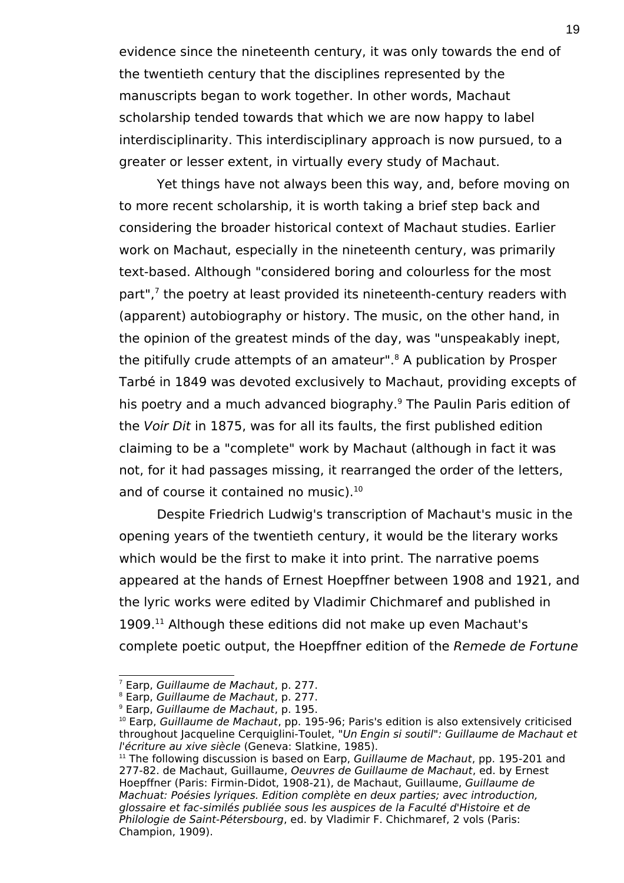evidence since the nineteenth century, it was only towards the end of the twentieth century that the disciplines represented by the manuscripts began to work together. In other words, Machaut scholarship tended towards that which we are now happy to label interdisciplinarity. This interdisciplinary approach is now pursued, to a greater or lesser extent, in virtually every study of Machaut.

Yet things have not always been this way, and, before moving on to more recent scholarship, it is worth taking a brief step back and considering the broader historical context of Machaut studies. Earlier work on Machaut, especially in the nineteenth century, was primarily text-based. Although "considered boring and colourless for the most part",[7] the poetry at least provided its nineteenth-century readers with (apparent) autobiography or history. The music, on the other hand, in the opinion of the greatest minds of the day, was "unspeakably inept, the pitifully crude attempts of an amateur".[8] A publication by Prosper Tarbé in 1849 was devoted exclusively to Machaut, providing excepts of his poetry and a much advanced biography.[9] The Paulin Paris edition of the *Voir Dit* in 1875, was for all its faults, the first published edition claiming to be a "complete" work by Machaut (although in fact it was not, for it had passages missing, it rearranged the order of the letters, and of course it contained no music).[10]

Despite Friedrich Ludwig's transcription of Machaut's music in the opening years of the twentieth century, it would be the literary works which would be the first to make it into print. The narrative poems appeared at the hands of Ernest Hoepffner between 1908 and 1921, and the lyric works were edited by Vladimir Chichmaref and published in 1909.[11] Although these editions did not make up even Machaut's complete poetic output, the Hoepffner edition of the *Remede de Fortune*

---

[7] Earp, *Guillaume de Machaut*, p. 277.

[8] Earp, *Guillaume de Machaut*, p. 277.

[9] Earp, *Guillaume de Machaut*, p. 195.

[10] Earp, *Guillaume de Machaut*, pp. 195-96; Paris's edition is also extensively criticised throughout Jacqueline Cerquiglini-Toulet, "*Un Engin si soutil*": *Guillaume de Machaut et l'écriture au xive siècle* (Geneva: Slatkine, 1985).

[11] The following discussion is based on Earp, *Guillaume de Machaut*, pp. 195-201 and 277-82. de Machaut, Guillaume, *Oeuvres de Guillaume de Machaut*, ed. by Ernest Hoepffner (Paris: Firmin-Didot, 1908-21), de Machaut, Guillaume, *Guillaume de Machuat: Poésies lyriques. Edition complète en deux parties; avec introduction, glossaire et fac-similés publiée sous les auspices de la Faculté d'Histoire et de Philologie de Saint-Pétersbourg*, ed. by Vladimir F. Chichmaref, 2 vols (Paris: Champion, 1909).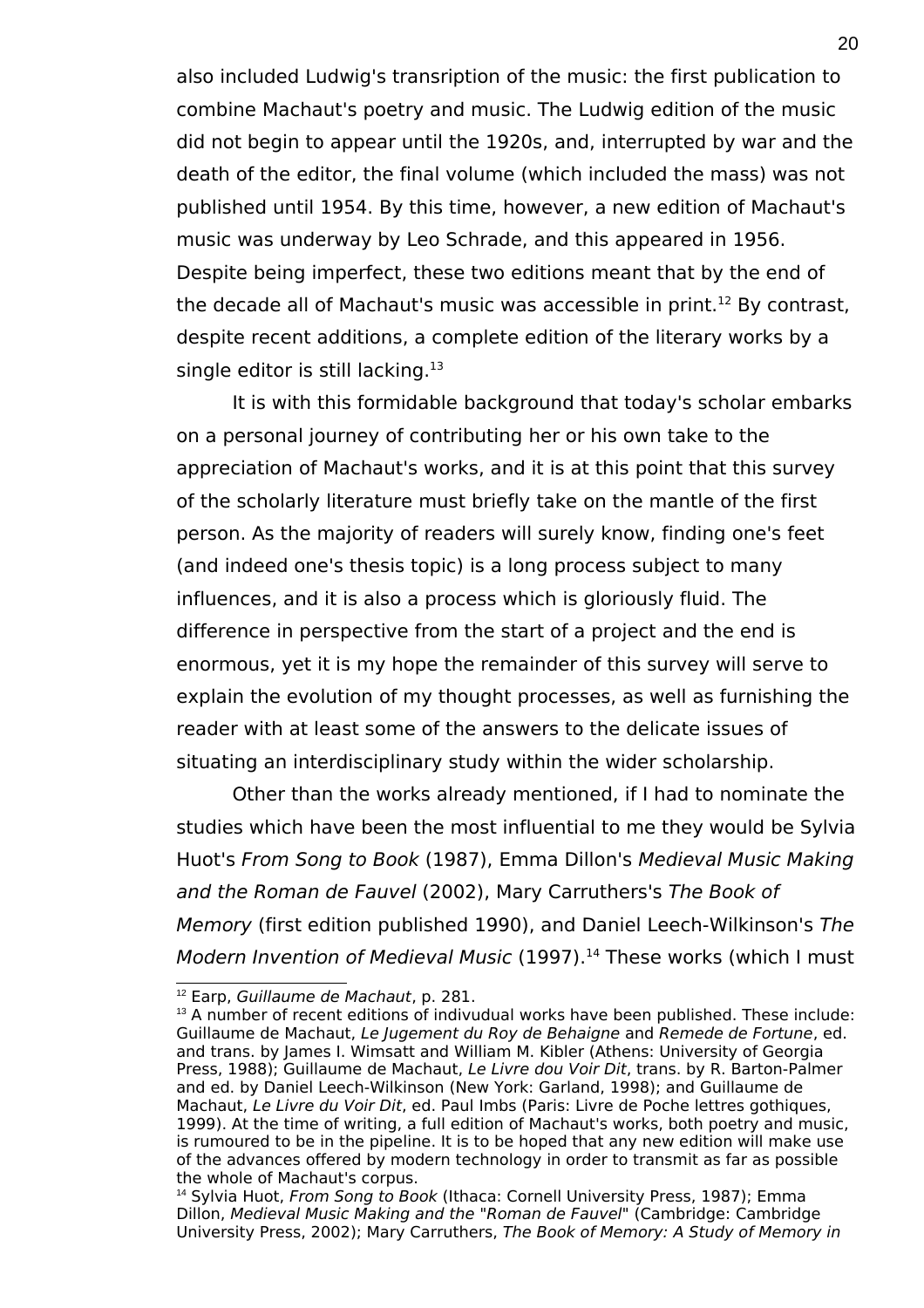also included Ludwig's transription of the music: the first publication to combine Machaut's poetry and music. The Ludwig edition of the music did not begin to appear until the 1920s, and, interrupted by war and the death of the editor, the final volume (which included the mass) was not published until 1954. By this time, however, a new edition of Machaut's music was underway by Leo Schrade, and this appeared in 1956. Despite being imperfect, these two editions meant that by the end of the decade all of Machaut's music was accessible in print.[12] By contrast, despite recent additions, a complete edition of the literary works by a single editor is still lacking.[13]

It is with this formidable background that today's scholar embarks on a personal journey of contributing her or his own take to the appreciation of Machaut's works, and it is at this point that this survey of the scholarly literature must briefly take on the mantle of the first person. As the majority of readers will surely know, finding one's feet (and indeed one's thesis topic) is a long process subject to many influences, and it is also a process which is gloriously fluid. The difference in perspective from the start of a project and the end is enormous, yet it is my hope the remainder of this survey will serve to explain the evolution of my thought processes, as well as furnishing the reader with at least some of the answers to the delicate issues of situating an interdisciplinary study within the wider scholarship.

Other than the works already mentioned, if I had to nominate the studies which have been the most influential to me they would be Sylvia Huot's *From Song to Book* (1987), Emma Dillon's *Medieval Music Making and the Roman de Fauvel* (2002), Mary Carruthers's *The Book of Memory* (first edition published 1990), and Daniel Leech-Wilkinson's *The Modern Invention of Medieval Music* (1997).[14] These works (which I must

---

[12] Earp, *Guillaume de Machaut*, p. 281.

[13] A number of recent editions of indivudual works have been published. These include: Guillaume de Machaut, *Le Jugement du Roy de Behaigne* and *Remede de Fortune*, ed. and trans. by James I. Wimsatt and William M. Kibler (Athens: University of Georgia Press, 1988); Guillaume de Machaut, *Le Livre dou Voir Dit*, trans. by R. Barton-Palmer and ed. by Daniel Leech-Wilkinson (New York: Garland, 1998); and Guillaume de Machaut, *Le Livre du Voir Dit*, ed. Paul Imbs (Paris: Livre de Poche lettres gothiques, 1999). At the time of writing, a full edition of Machaut's works, both poetry and music, is rumoured to be in the pipeline. It is to be hoped that any new edition will make use of the advances offered by modern technology in order to transmit as far as possible the whole of Machaut's corpus.

[14] Sylvia Huot, *From Song to Book* (Ithaca: Cornell University Press, 1987); Emma Dillon, *Medieval Music Making and the "Roman de Fauvel"* (Cambridge: Cambridge University Press, 2002); Mary Carruthers, *The Book of Memory: A Study of Memory in*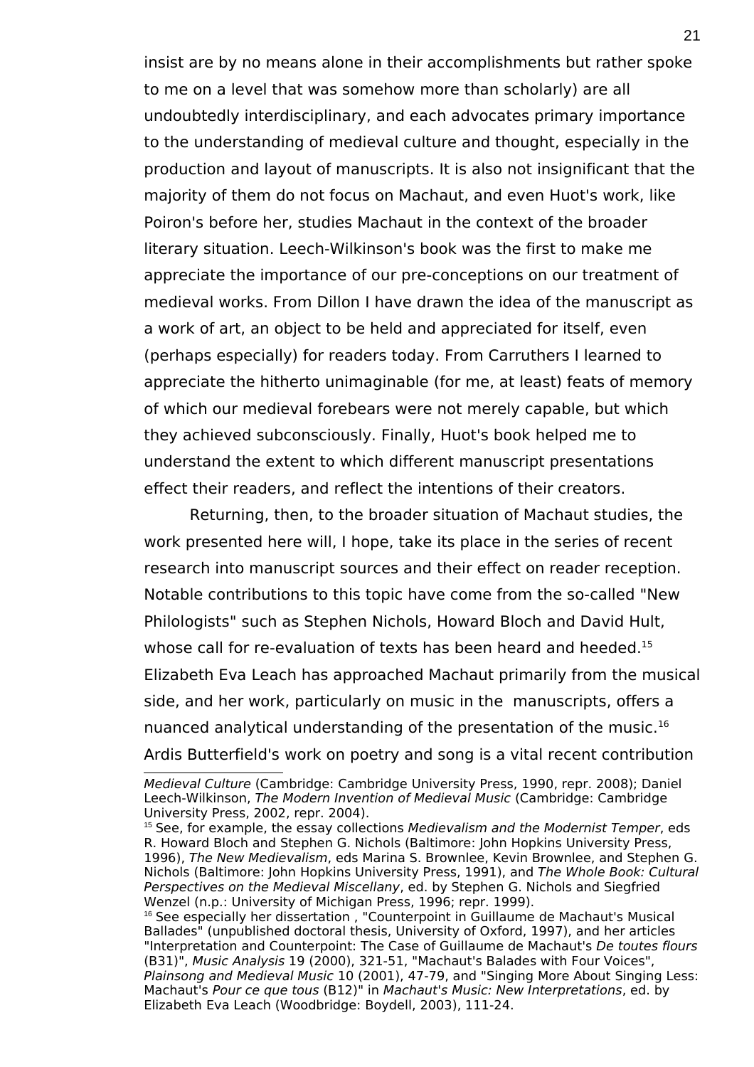insist are by no means alone in their accomplishments but rather spoke to me on a level that was somehow more than scholarly) are all undoubtedly interdisciplinary, and each advocates primary importance to the understanding of medieval culture and thought, especially in the production and layout of manuscripts. It is also not insignificant that the majority of them do not focus on Machaut, and even Huot's work, like Poiron's before her, studies Machaut in the context of the broader literary situation. Leech-Wilkinson's book was the first to make me appreciate the importance of our pre-conceptions on our treatment of medieval works. From Dillon I have drawn the idea of the manuscript as a work of art, an object to be held and appreciated for itself, even (perhaps especially) for readers today. From Carruthers I learned to appreciate the hitherto unimaginable (for me, at least) feats of memory of which our medieval forebears were not merely capable, but which they achieved subconsciously. Finally, Huot's book helped me to understand the extent to which different manuscript presentations effect their readers, and reflect the intentions of their creators.

Returning, then, to the broader situation of Machaut studies, the work presented here will, I hope, take its place in the series of recent research into manuscript sources and their effect on reader reception. Notable contributions to this topic have come from the so-called "New Philologists" such as Stephen Nichols, Howard Bloch and David Hult, whose call for re-evaluation of texts has been heard and heeded.[15] Elizabeth Eva Leach has approached Machaut primarily from the musical side, and her work, particularly on music in the manuscripts, offers a nuanced analytical understanding of the presentation of the music.[16] Ardis Butterfield's work on poetry and song is a vital recent contribution

---

*Medieval Culture* (Cambridge: Cambridge University Press, 1990, repr. 2008); Daniel Leech-Wilkinson, *The Modern Invention of Medieval Music* (Cambridge: Cambridge University Press, 2002, repr. 2004).

[15] See, for example, the essay collections *Medievalism and the Modernist Temper*, eds R. Howard Bloch and Stephen G. Nichols (Baltimore: John Hopkins University Press, 1996), *The New Medievalism*, eds Marina S. Brownlee, Kevin Brownlee, and Stephen G. Nichols (Baltimore: John Hopkins University Press, 1991), and *The Whole Book: Cultural Perspectives on the Medieval Miscellany*, ed. by Stephen G. Nichols and Siegfried Wenzel (n.p.: University of Michigan Press, 1996; repr. 1999).

[16] See especially her dissertation , "Counterpoint in Guillaume de Machaut's Musical Ballades" (unpublished doctoral thesis, University of Oxford, 1997), and her articles "Interpretation and Counterpoint: The Case of Guillaume de Machaut's *De toutes flours* (B31)", *Music Analysis* 19 (2000), 321-51, "Machaut's Balades with Four Voices", *Plainsong and Medieval Music* 10 (2001), 47-79, and "Singing More About Singing Less: Machaut's *Pour ce que tous* (B12)" in *Machaut's Music: New Interpretations*, ed. by Elizabeth Eva Leach (Woodbridge: Boydell, 2003), 111-24.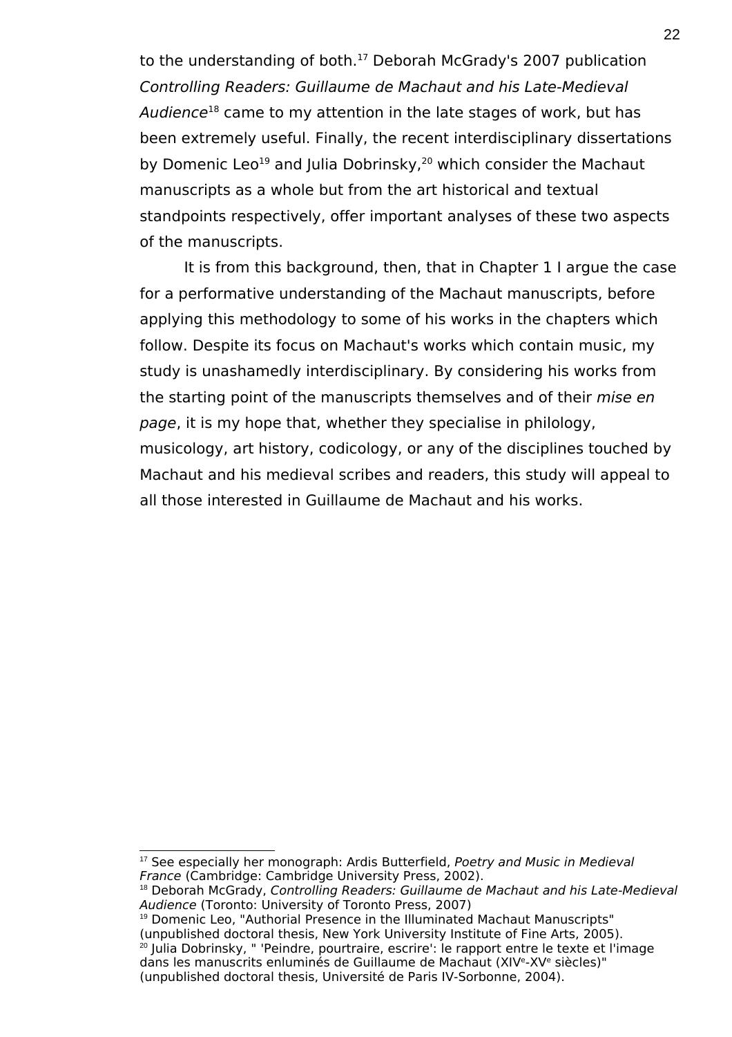to the understanding of both.[17] Deborah McGrady's 2007 publication *Controlling Readers: Guillaume de Machaut and his Late-Medieval Audience*[18] came to my attention in the late stages of work, but has been extremely useful. Finally, the recent interdisciplinary dissertations by Domenic Leo[19] and Julia Dobrinsky,[20] which consider the Machaut manuscripts as a whole but from the art historical and textual standpoints respectively, offer important analyses of these two aspects of the manuscripts.

It is from this background, then, that in Chapter 1 I argue the case for a performative understanding of the Machaut manuscripts, before applying this methodology to some of his works in the chapters which follow. Despite its focus on Machaut's works which contain music, my study is unashamedly interdisciplinary. By considering his works from the starting point of the manuscripts themselves and of their *mise en page*, it is my hope that, whether they specialise in philology, musicology, art history, codicology, or any of the disciplines touched by Machaut and his medieval scribes and readers, this study will appeal to all those interested in Guillaume de Machaut and his works.

---

[17] See especially her monograph: Ardis Butterfield, *Poetry and Music in Medieval France* (Cambridge: Cambridge University Press, 2002).

[18] Deborah McGrady, *Controlling Readers: Guillaume de Machaut and his Late-Medieval Audience* (Toronto: University of Toronto Press, 2007)

[19] Domenic Leo, "Authorial Presence in the Illuminated Machaut Manuscripts" (unpublished doctoral thesis, New York University Institute of Fine Arts, 2005).

[20] Julia Dobrinsky, " 'Peindre, pourtraire, escrire': le rapport entre le texte et l'image dans les manuscrits enluminés de Guillaume de Machaut (XIVe-XVe siècles)" (unpublished doctoral thesis, Université de Paris IV-Sorbonne, 2004).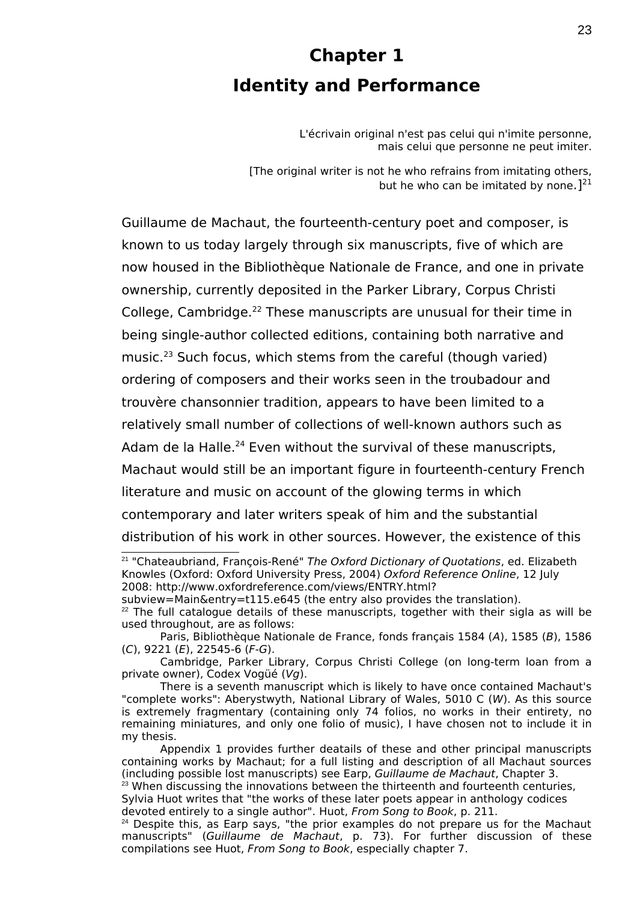# Chapter 1
# Identity and Performance

> L'écrivain original n'est pas celui qui n'imite personne,
> mais celui que personne ne peut imiter.
>
> [The original writer is not he who refrains from imitating others,
> but he who can be imitated by none.][21]

Guillaume de Machaut, the fourteenth-century poet and composer, is known to us today largely through six manuscripts, five of which are now housed in the Bibliothèque Nationale de France, and one in private ownership, currently deposited in the Parker Library, Corpus Christi College, Cambridge.[22] These manuscripts are unusual for their time in being single-author collected editions, containing both narrative and music.[23] Such focus, which stems from the careful (though varied) ordering of composers and their works seen in the troubadour and trouvère chansonnier tradition, appears to have been limited to a relatively small number of collections of well-known authors such as Adam de la Halle.[24] Even without the survival of these manuscripts, Machaut would still be an important figure in fourteenth-century French literature and music on account of the glowing terms in which contemporary and later writers speak of him and the substantial distribution of his work in other sources. However, the existence of this

---

[21] "Chateaubriand, François-René" *The Oxford Dictionary of Quotations*, ed. Elizabeth Knowles (Oxford: Oxford University Press, 2004) *Oxford Reference Online*, 12 July 2008: http://www.oxfordreference.com/views/ENTRY.html?subview=Main&entry=t115.e645 (the entry also provides the translation).

[22] The full catalogue details of these manuscripts, together with their sigla as will be used throughout, are as follows:

Paris, Bibliothèque Nationale de France, fonds français 1584 (*A*), 1585 (*B*), 1586 (*C*), 9221 (*E*), 22545-6 (*F-G*).

Cambridge, Parker Library, Corpus Christi College (on long-term loan from a private owner), Codex Vogüé (*Vg*).

There is a seventh manuscript which is likely to have once contained Machaut's "complete works": Aberystwyth, National Library of Wales, 5010 C (*W*). As this source is extremely fragmentary (containing only 74 folios, no works in their entirety, no remaining miniatures, and only one folio of music), I have chosen not to include it in my thesis.

Appendix 1 provides further deatails of these and other principal manuscripts containing works by Machaut; for a full listing and description of all Machaut sources (including possible lost manuscripts) see Earp, *Guillaume de Machaut*, Chapter 3.

[23] When discussing the innovations between the thirteenth and fourteenth centuries, Sylvia Huot writes that "the works of these later poets appear in anthology codices devoted entirely to a single author". Huot, *From Song to Book*, p. 211.

[24] Despite this, as Earp says, "the prior examples do not prepare us for the Machaut manuscripts" (*Guillaume de Machaut*, p. 73). For further discussion of these compilations see Huot, *From Song to Book*, especially chapter 7.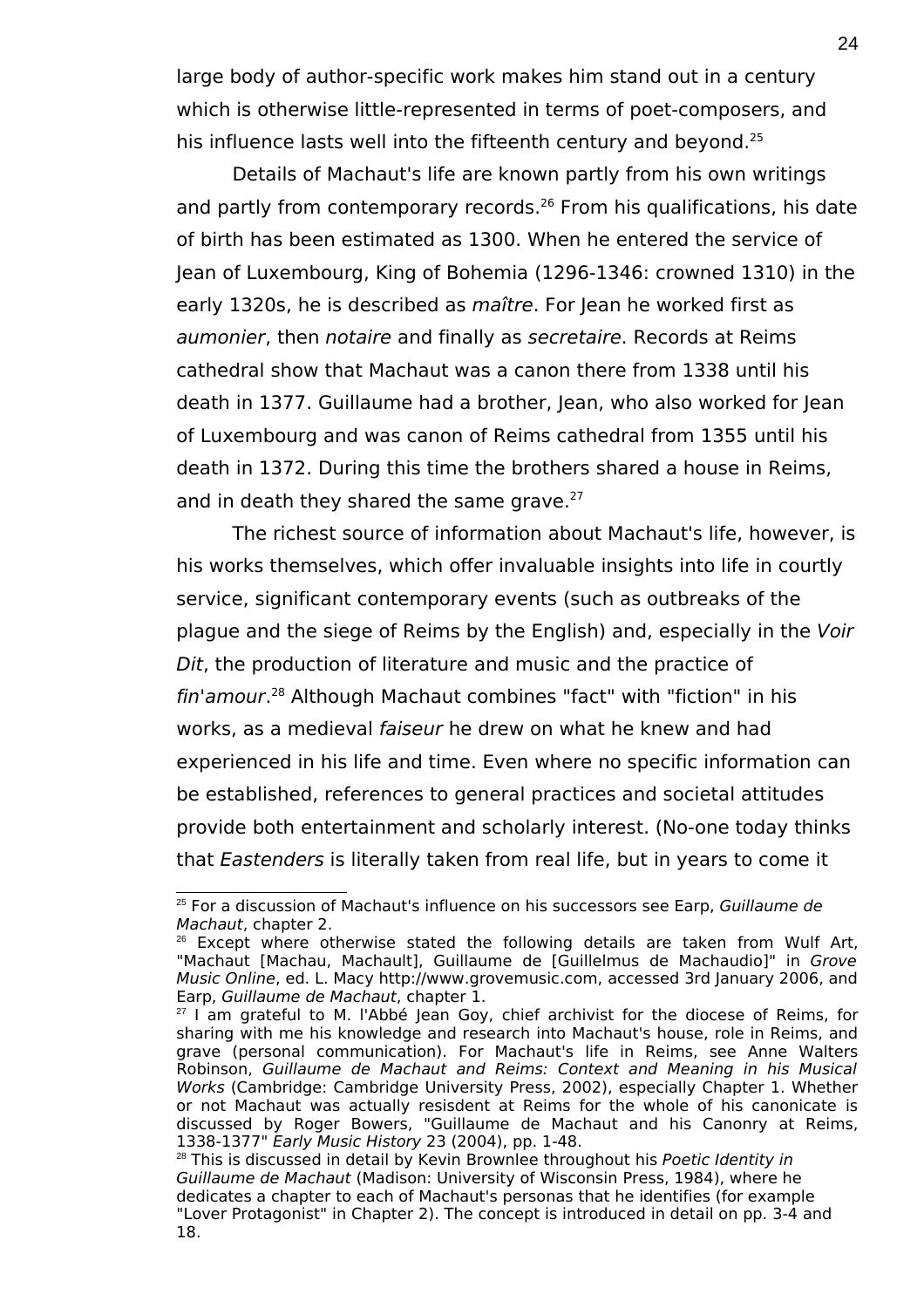large body of author-specific work makes him stand out in a century which is otherwise little-represented in terms of poet-composers, and his influence lasts well into the fifteenth century and beyond.[25]

Details of Machaut's life are known partly from his own writings and partly from contemporary records.[26] From his qualifications, his date of birth has been estimated as 1300. When he entered the service of Jean of Luxembourg, King of Bohemia (1296-1346: crowned 1310) in the early 1320s, he is described as *maître*. For Jean he worked first as *aumonier*, then *notaire* and finally as *secretaire*. Records at Reims cathedral show that Machaut was a canon there from 1338 until his death in 1377. Guillaume had a brother, Jean, who also worked for Jean of Luxembourg and was canon of Reims cathedral from 1355 until his death in 1372. During this time the brothers shared a house in Reims, and in death they shared the same grave.[27]

The richest source of information about Machaut's life, however, is his works themselves, which offer invaluable insights into life in courtly service, significant contemporary events (such as outbreaks of the plague and the siege of Reims by the English) and, especially in the *Voir Dit*, the production of literature and music and the practice of *fin'amour*.[28] Although Machaut combines "fact" with "fiction" in his works, as a medieval *faiseur* he drew on what he knew and had experienced in his life and time. Even where no specific information can be established, references to general practices and societal attitudes provide both entertainment and scholarly interest. (No-one today thinks that *Eastenders* is literally taken from real life, but in years to come it

---

[25] For a discussion of Machaut's influence on his successors see Earp, *Guillaume de Machaut*, chapter 2.

[26] Except where otherwise stated the following details are taken from Wulf Art, "Machaut [Machau, Machault], Guillaume de [Guillelmus de Machaudio]" in *Grove Music Online*, ed. L. Macy http://www.grovemusic.com, accessed 3rd January 2006, and Earp, *Guillaume de Machaut*, chapter 1.

[27] I am grateful to M. l'Abbé Jean Goy, chief archivist for the diocese of Reims, for sharing with me his knowledge and research into Machaut's house, role in Reims, and grave (personal communication). For Machaut's life in Reims, see Anne Walters Robinson, *Guillaume de Machaut and Reims: Context and Meaning in his Musical Works* (Cambridge: Cambridge University Press, 2002), especially Chapter 1. Whether or not Machaut was actually resisdent at Reims for the whole of his canonicate is discussed by Roger Bowers, "Guillaume de Machaut and his Canonry at Reims, 1338-1377" *Early Music History* 23 (2004), pp. 1-48.

[28] This is discussed in detail by Kevin Brownlee throughout his *Poetic Identity in Guillaume de Machaut* (Madison: University of Wisconsin Press, 1984), where he dedicates a chapter to each of Machaut's personas that he identifies (for example "Lover Protagonist" in Chapter 2). The concept is introduced in detail on pp. 3-4 and 18.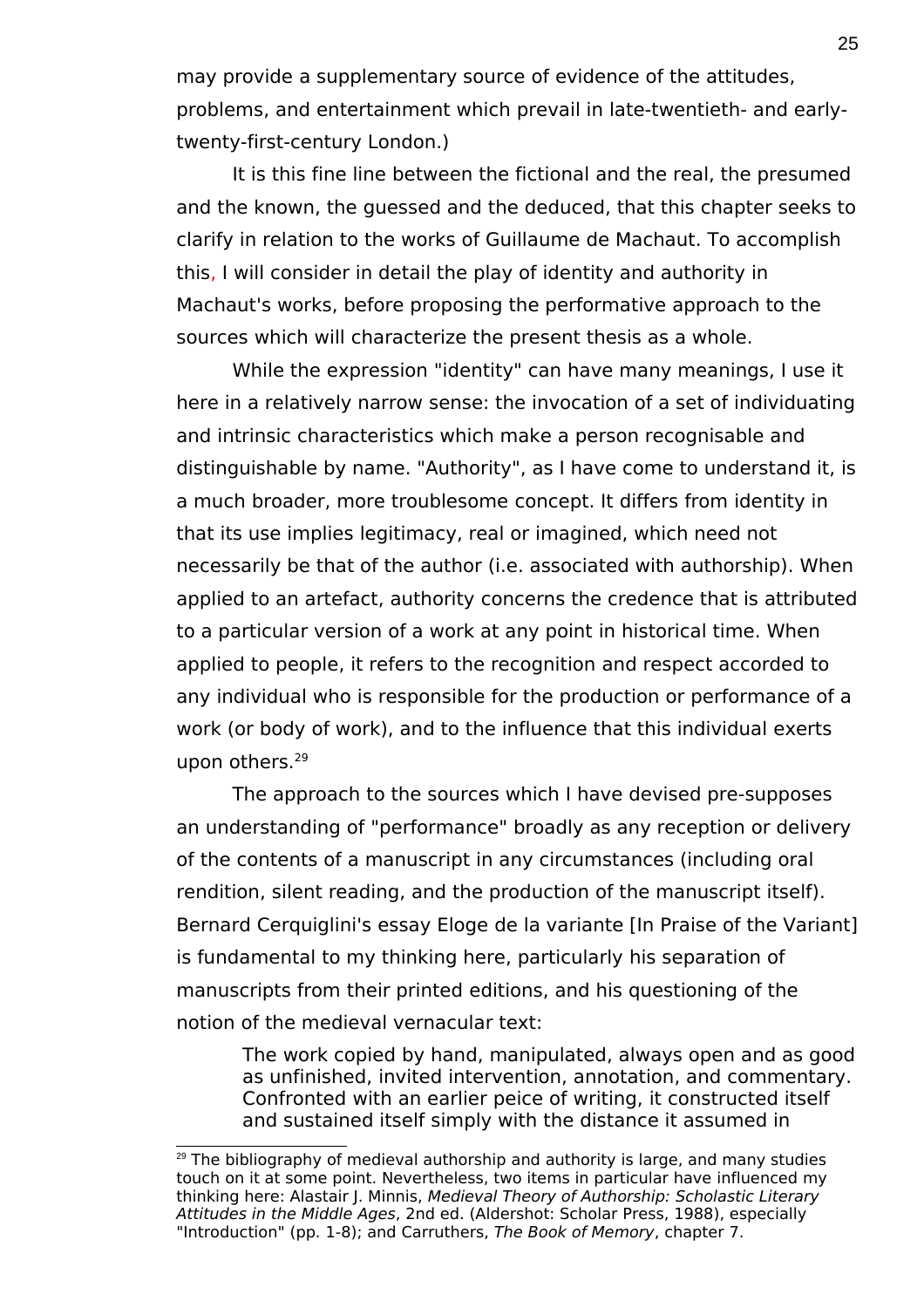may provide a supplementary source of evidence of the attitudes, problems, and entertainment which prevail in late-twentieth- and early-twenty-first-century London.)

It is this fine line between the fictional and the real, the presumed and the known, the guessed and the deduced, that this chapter seeks to clarify in relation to the works of Guillaume de Machaut. To accomplish this, I will consider in detail the play of identity and authority in Machaut's works, before proposing the performative approach to the sources which will characterize the present thesis as a whole.

While the expression "identity" can have many meanings, I use it here in a relatively narrow sense: the invocation of a set of individuating and intrinsic characteristics which make a person recognisable and distinguishable by name. "Authority", as I have come to understand it, is a much broader, more troublesome concept. It differs from identity in that its use implies legitimacy, real or imagined, which need not necessarily be that of the author (i.e. associated with authorship). When applied to an artefact, authority concerns the credence that is attributed to a particular version of a work at any point in historical time. When applied to people, it refers to the recognition and respect accorded to any individual who is responsible for the production or performance of a work (or body of work), and to the influence that this individual exerts upon others.[29]

The approach to the sources which I have devised pre-supposes an understanding of "performance" broadly as any reception or delivery of the contents of a manuscript in any circumstances (including oral rendition, silent reading, and the production of the manuscript itself). Bernard Cerquiglini's essay Eloge de la variante [In Praise of the Variant] is fundamental to my thinking here, particularly his separation of manuscripts from their printed editions, and his questioning of the notion of the medieval vernacular text:

> The work copied by hand, manipulated, always open and as good as unfinished, invited intervention, annotation, and commentary. Confronted with an earlier peice of writing, it constructed itself and sustained itself simply with the distance it assumed in

[29] The bibliography of medieval authorship and authority is large, and many studies touch on it at some point. Nevertheless, two items in particular have influenced my thinking here: Alastair J. Minnis, *Medieval Theory of Authorship: Scholastic Literary Attitudes in the Middle Ages*, 2nd ed. (Aldershot: Scholar Press, 1988), especially "Introduction" (pp. 1-8); and Carruthers, *The Book of Memory*, chapter 7.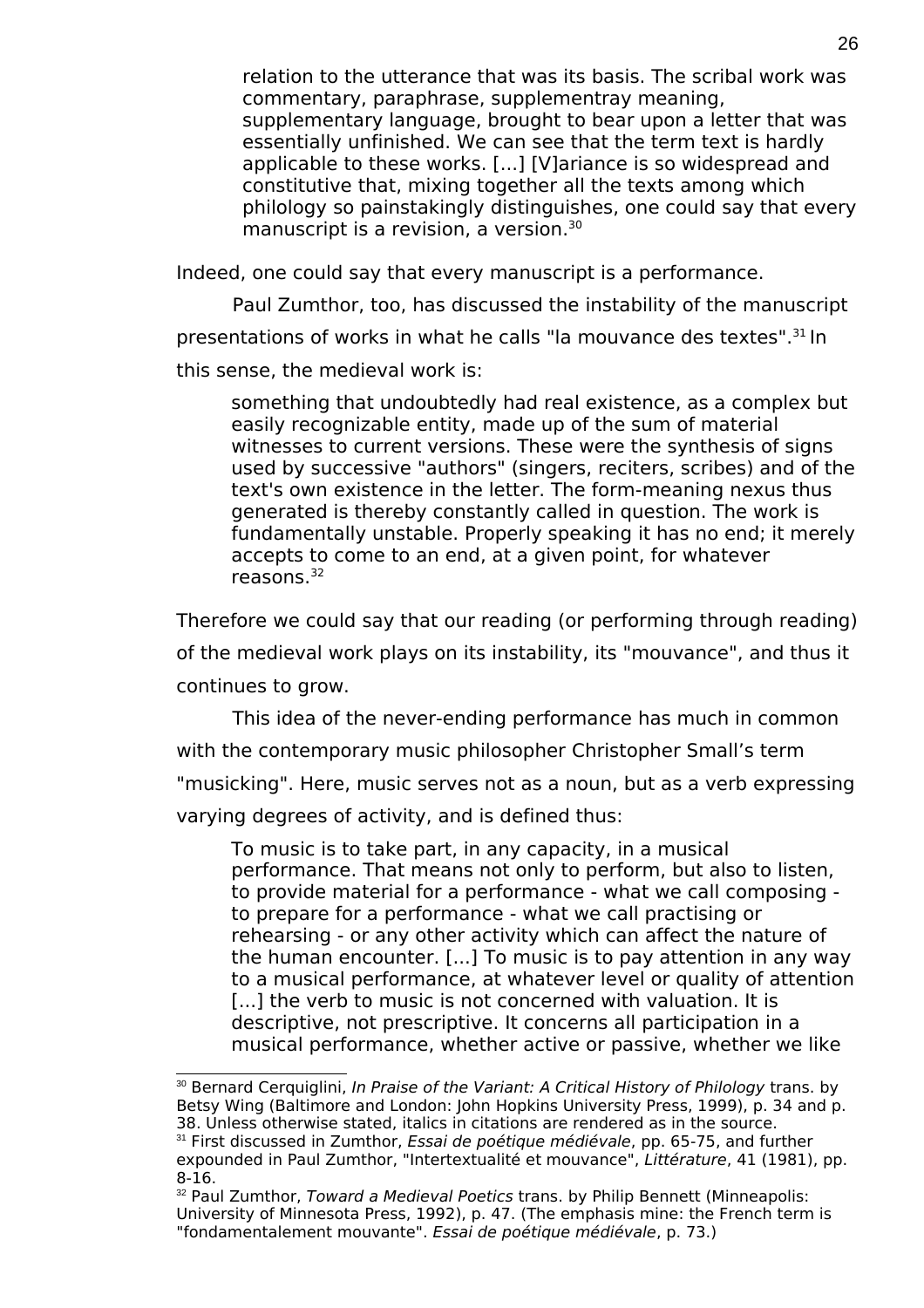> relation to the utterance that was its basis. The scribal work was commentary, paraphrase, supplementray meaning, supplementary language, brought to bear upon a letter that was essentially unfinished. We can see that the term text is hardly applicable to these works. [...] [V]ariance is so widespread and constitutive that, mixing together all the texts among which philology so painstakingly distinguishes, one could say that every manuscript is a revision, a version.[30]

Indeed, one could say that every manuscript is a performance.

Paul Zumthor, too, has discussed the instability of the manuscript presentations of works in what he calls "la mouvance des textes".[31] In this sense, the medieval work is:

> something that undoubtedly had real existence, as a complex but easily recognizable entity, made up of the sum of material witnesses to current versions. These were the synthesis of signs used by successive "authors" (singers, reciters, scribes) and of the text's own existence in the letter. The form-meaning nexus thus generated is thereby constantly called in question. The work is fundamentally unstable. Properly speaking it has no end; it merely accepts to come to an end, at a given point, for whatever reasons.[32]

Therefore we could say that our reading (or performing through reading) of the medieval work plays on its instability, its "mouvance", and thus it continues to grow.

This idea of the never-ending performance has much in common with the contemporary music philosopher Christopher Small's term "musicking". Here, music serves not as a noun, but as a verb expressing varying degrees of activity, and is defined thus:

> To music is to take part, in any capacity, in a musical performance. That means not only to perform, but also to listen, to provide material for a performance - what we call composing - to prepare for a performance - what we call practising or rehearsing - or any other activity which can affect the nature of the human encounter. [...] To music is to pay attention in any way to a musical performance, at whatever level or quality of attention [...] the verb to music is not concerned with valuation. It is descriptive, not prescriptive. It concerns all participation in a musical performance, whether active or passive, whether we like

---

[30] Bernard Cerquiglini, *In Praise of the Variant: A Critical History of Philology* trans. by Betsy Wing (Baltimore and London: John Hopkins University Press, 1999), p. 34 and p. 38. Unless otherwise stated, italics in citations are rendered as in the source.

[31] First discussed in Zumthor, *Essai de poétique médiévale*, pp. 65-75, and further expounded in Paul Zumthor, "Intertextualité et mouvance", *Littérature*, 41 (1981), pp. 8-16.

[32] Paul Zumthor, *Toward a Medieval Poetics* trans. by Philip Bennett (Minneapolis: University of Minnesota Press, 1992), p. 47. (The emphasis mine: the French term is "fondamentalement mouvante". *Essai de poétique médiévale*, p. 73.)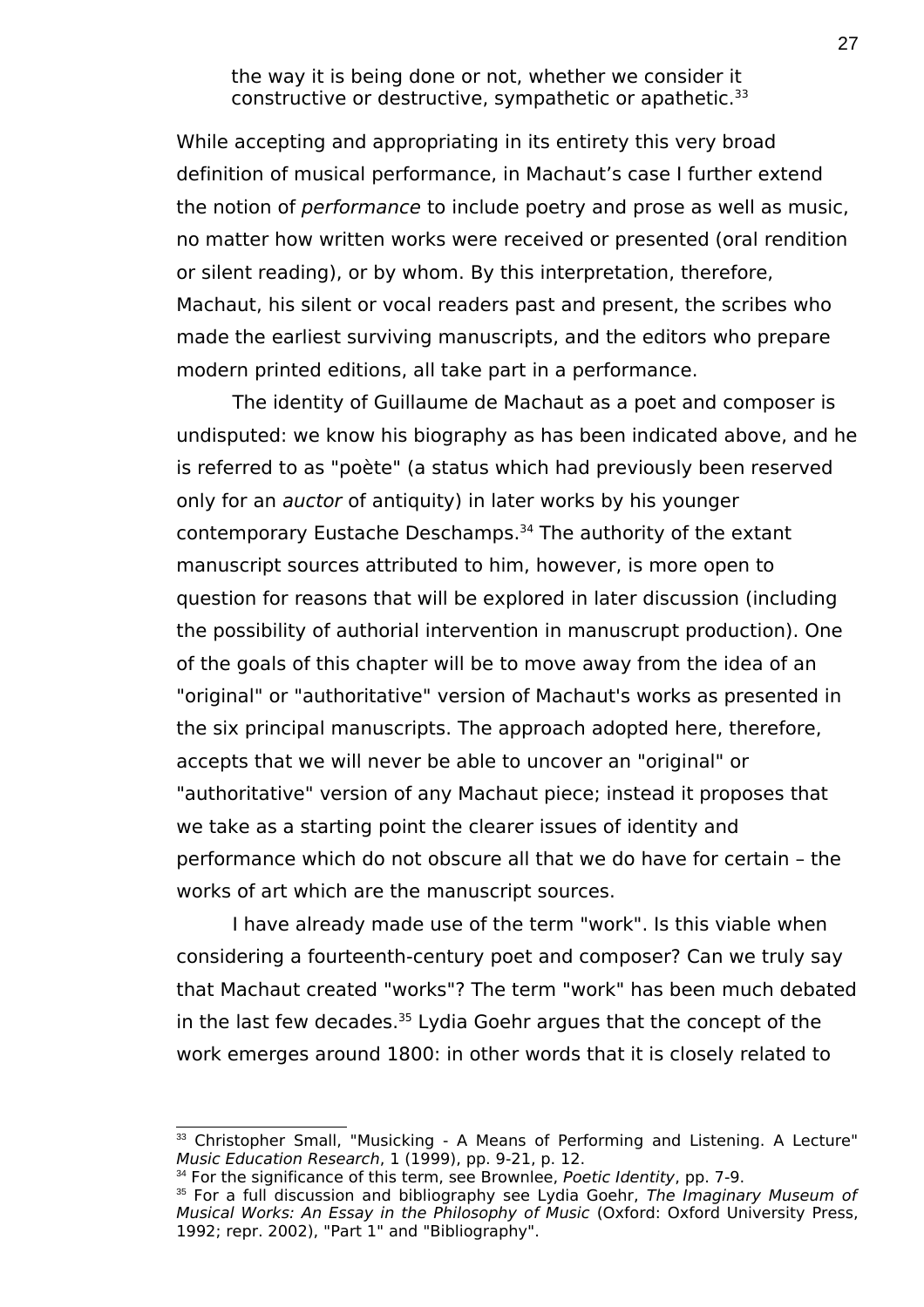> the way it is being done or not, whether we consider it constructive or destructive, sympathetic or apathetic.[33]

While accepting and appropriating in its entirety this very broad definition of musical performance, in Machaut's case I further extend the notion of *performance* to include poetry and prose as well as music, no matter how written works were received or presented (oral rendition or silent reading), or by whom. By this interpretation, therefore, Machaut, his silent or vocal readers past and present, the scribes who made the earliest surviving manuscripts, and the editors who prepare modern printed editions, all take part in a performance.

The identity of Guillaume de Machaut as a poet and composer is undisputed: we know his biography as has been indicated above, and he is referred to as "poète" (a status which had previously been reserved only for an *auctor* of antiquity) in later works by his younger contemporary Eustache Deschamps.[34] The authority of the extant manuscript sources attributed to him, however, is more open to question for reasons that will be explored in later discussion (including the possibility of authorial intervention in manuscrupt production). One of the goals of this chapter will be to move away from the idea of an "original" or "authoritative" version of Machaut's works as presented in the six principal manuscripts. The approach adopted here, therefore, accepts that we will never be able to uncover an "original" or "authoritative" version of any Machaut piece; instead it proposes that we take as a starting point the clearer issues of identity and performance which do not obscure all that we do have for certain – the works of art which are the manuscript sources.

I have already made use of the term "work". Is this viable when considering a fourteenth-century poet and composer? Can we truly say that Machaut created "works"? The term "work" has been much debated in the last few decades.[35] Lydia Goehr argues that the concept of the work emerges around 1800: in other words that it is closely related to

---

[33] Christopher Small, "Musicking - A Means of Performing and Listening. A Lecture" *Music Education Research*, 1 (1999), pp. 9-21, p. 12.

[34] For the significance of this term, see Brownlee, *Poetic Identity*, pp. 7-9.

[35] For a full discussion and bibliography see Lydia Goehr, *The Imaginary Museum of Musical Works: An Essay in the Philosophy of Music* (Oxford: Oxford University Press, 1992; repr. 2002), "Part 1" and "Bibliography".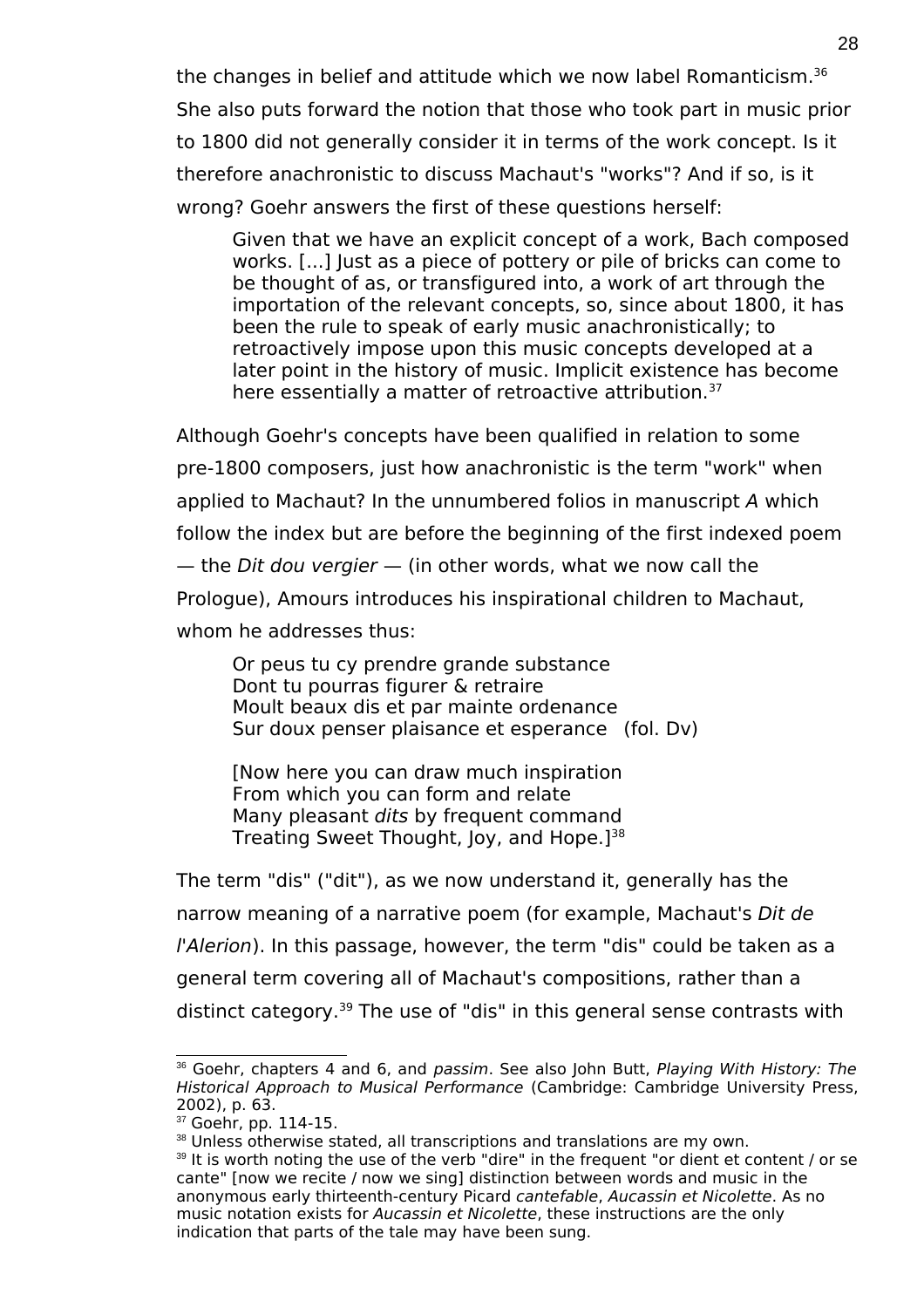the changes in belief and attitude which we now label Romanticism.[36] She also puts forward the notion that those who took part in music prior to 1800 did not generally consider it in terms of the work concept. Is it therefore anachronistic to discuss Machaut's "works"? And if so, is it wrong? Goehr answers the first of these questions herself:

> Given that we have an explicit concept of a work, Bach composed works. [...] Just as a piece of pottery or pile of bricks can come to be thought of as, or transfigured into, a work of art through the importation of the relevant concepts, so, since about 1800, it has been the rule to speak of early music anachronistically; to retroactively impose upon this music concepts developed at a later point in the history of music. Implicit existence has become here essentially a matter of retroactive attribution.[37]

Although Goehr's concepts have been qualified in relation to some pre-1800 composers, just how anachronistic is the term "work" when applied to Machaut? In the unnumbered folios in manuscript *A* which follow the index but are before the beginning of the first indexed poem — the *Dit dou vergier* — (in other words, what we now call the Prologue), Amours introduces his inspirational children to Machaut, whom he addresses thus:

> Or peus tu cy prendre grande substance
> Dont tu pourras figurer & retraire
> Moult beaux dis et par mainte ordenance
> Sur doux penser plaisance et esperance (fol. Dv)
>
> [Now here you can draw much inspiration
> From which you can form and relate
> Many pleasant *dits* by frequent command
> Treating Sweet Thought, Joy, and Hope.][38]

The term "dis" ("dit"), as we now understand it, generally has the narrow meaning of a narrative poem (for example, Machaut's *Dit de l'Alerion*). In this passage, however, the term "dis" could be taken as a general term covering all of Machaut's compositions, rather than a distinct category.[39] The use of "dis" in this general sense contrasts with

---

[36] Goehr, chapters 4 and 6, and *passim*. See also John Butt, *Playing With History: The Historical Approach to Musical Performance* (Cambridge: Cambridge University Press, 2002), p. 63.

[37] Goehr, pp. 114-15.

[38] Unless otherwise stated, all transcriptions and translations are my own.

[39] It is worth noting the use of the verb "dire" in the frequent "or dient et content / or se cante" [now we recite / now we sing] distinction between words and music in the anonymous early thirteenth-century Picard *cantefable*, *Aucassin et Nicolette*. As no music notation exists for *Aucassin et Nicolette*, these instructions are the only indication that parts of the tale may have been sung.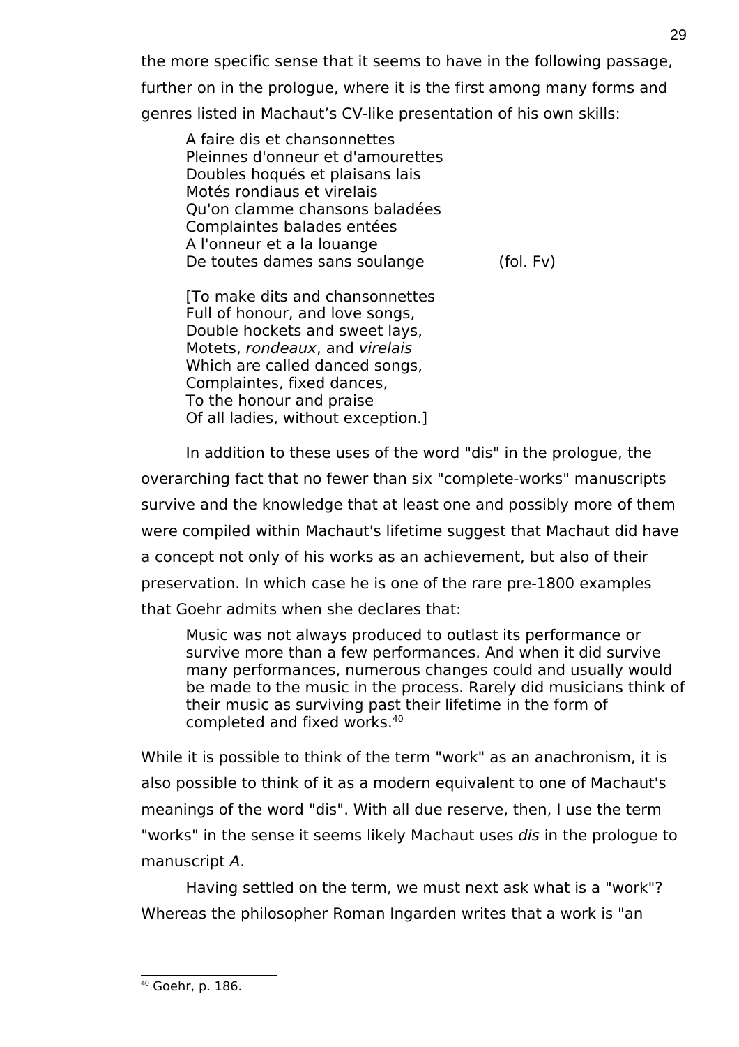the more specific sense that it seems to have in the following passage, further on in the prologue, where it is the first among many forms and genres listed in Machaut's CV-like presentation of his own skills:

> A faire dis et chansonnettes  
> Pleinnes d'onneur et d'amourettes  
> Doubles hoqués et plaisans lais  
> Motés rondiaus et virelais  
> Qu'on clamme chansons baladées  
> Complaintes balades entées  
> A l'onneur et a la louange  
> De toutes dames sans soulange (fol. Fv)
>
> [To make dits and chansonnettes  
> Full of honour, and love songs,  
> Double hockets and sweet lays,  
> Motets, *rondeaux*, and *virelais*  
> Which are called danced songs,  
> Complaintes, fixed dances,  
> To the honour and praise  
> Of all ladies, without exception.]

In addition to these uses of the word "dis" in the prologue, the overarching fact that no fewer than six "complete-works" manuscripts survive and the knowledge that at least one and possibly more of them were compiled within Machaut's lifetime suggest that Machaut did have a concept not only of his works as an achievement, but also of their preservation. In which case he is one of the rare pre-1800 examples that Goehr admits when she declares that:

> Music was not always produced to outlast its performance or survive more than a few performances. And when it did survive many performances, numerous changes could and usually would be made to the music in the process. Rarely did musicians think of their music as surviving past their lifetime in the form of completed and fixed works.[40]

While it is possible to think of the term "work" as an anachronism, it is also possible to think of it as a modern equivalent to one of Machaut's meanings of the word "dis". With all due reserve, then, I use the term "works" in the sense it seems likely Machaut uses *dis* in the prologue to manuscript *A*.

Having settled on the term, we must next ask what is a "work"? Whereas the philosopher Roman Ingarden writes that a work is "an

[40] Goehr, p. 186.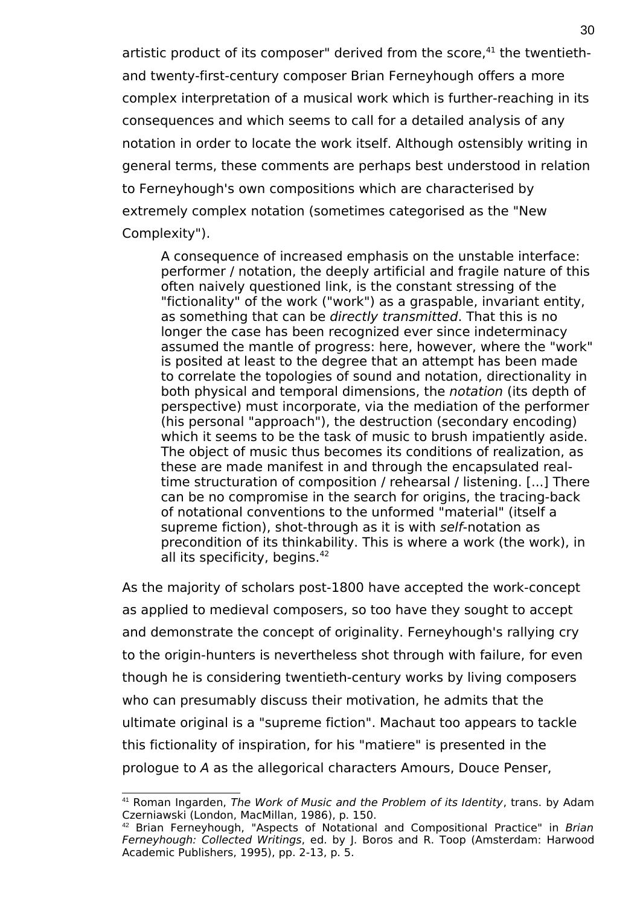artistic product of its composer" derived from the score,[41] the twentieth- and twenty-first-century composer Brian Ferneyhough offers a more complex interpretation of a musical work which is further-reaching in its consequences and which seems to call for a detailed analysis of any notation in order to locate the work itself. Although ostensibly writing in general terms, these comments are perhaps best understood in relation to Ferneyhough's own compositions which are characterised by extremely complex notation (sometimes categorised as the "New Complexity").

> A consequence of increased emphasis on the unstable interface: performer / notation, the deeply artificial and fragile nature of this often naively questioned link, is the constant stressing of the "fictionality" of the work ("work") as a graspable, invariant entity, as something that can be *directly transmitted*. That this is no longer the case has been recognized ever since indeterminacy assumed the mantle of progress: here, however, where the "work" is posited at least to the degree that an attempt has been made to correlate the topologies of sound and notation, directionality in both physical and temporal dimensions, the *notation* (its depth of perspective) must incorporate, via the mediation of the performer (his personal "approach"), the destruction (secondary encoding) which it seems to be the task of music to brush impatiently aside. The object of music thus becomes its conditions of realization, as these are made manifest in and through the encapsulated real-time structuration of composition / rehearsal / listening. [...] There can be no compromise in the search for origins, the tracing-back of notational conventions to the unformed "material" (itself a supreme fiction), shot-through as it is with *self*-notation as precondition of its thinkability. This is where a work (the work), in all its specificity, begins.[42]

As the majority of scholars post-1800 have accepted the work-concept as applied to medieval composers, so too have they sought to accept and demonstrate the concept of originality. Ferneyhough's rallying cry to the origin-hunters is nevertheless shot through with failure, for even though he is considering twentieth-century works by living composers who can presumably discuss their motivation, he admits that the ultimate original is a "supreme fiction". Machaut too appears to tackle this fictionality of inspiration, for his "matiere" is presented in the prologue to *A* as the allegorical characters Amours, Douce Penser,

[41] Roman Ingarden, *The Work of Music and the Problem of its Identity*, trans. by Adam Czerniawski (London, MacMillan, 1986), p. 150.

[42] Brian Ferneyhough, "Aspects of Notational and Compositional Practice" in *Brian Ferneyhough: Collected Writings*, ed. by J. Boros and R. Toop (Amsterdam: Harwood Academic Publishers, 1995), pp. 2-13, p. 5.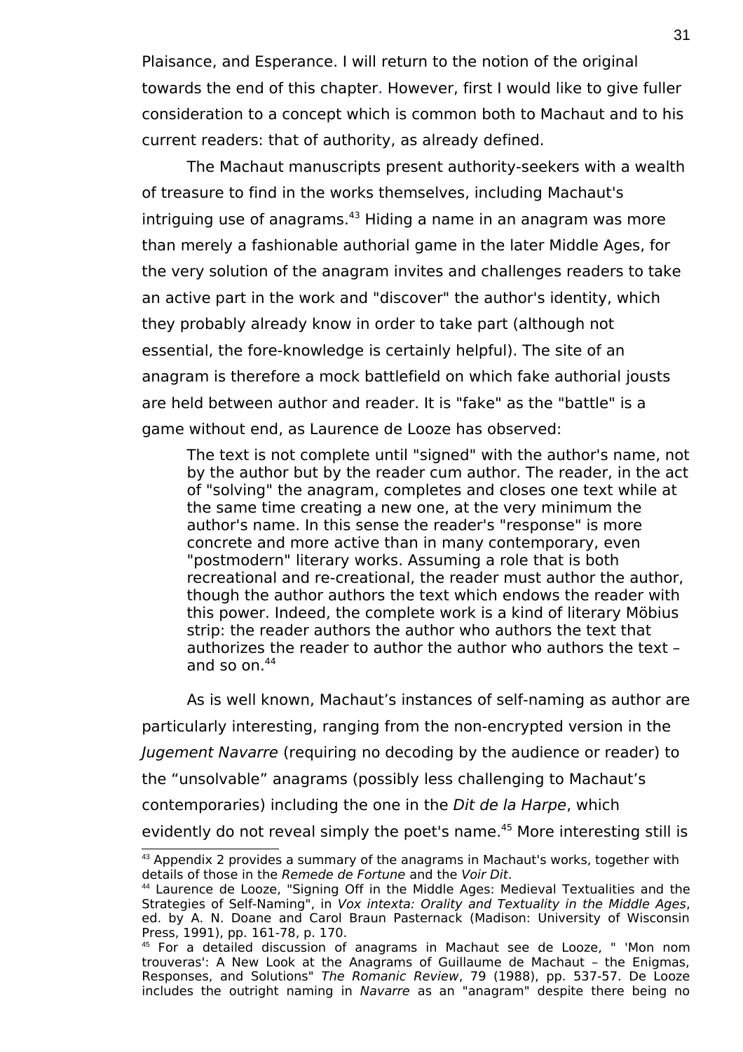Plaisance, and Esperance. I will return to the notion of the original towards the end of this chapter. However, first I would like to give fuller consideration to a concept which is common both to Machaut and to his current readers: that of authority, as already defined.

The Machaut manuscripts present authority-seekers with a wealth of treasure to find in the works themselves, including Machaut's intriguing use of anagrams.[43] Hiding a name in an anagram was more than merely a fashionable authorial game in the later Middle Ages, for the very solution of the anagram invites and challenges readers to take an active part in the work and "discover" the author's identity, which they probably already know in order to take part (although not essential, the fore-knowledge is certainly helpful). The site of an anagram is therefore a mock battlefield on which fake authorial jousts are held between author and reader. It is "fake" as the "battle" is a game without end, as Laurence de Looze has observed:

> The text is not complete until "signed" with the author's name, not by the author but by the reader cum author. The reader, in the act of "solving" the anagram, completes and closes one text while at the same time creating a new one, at the very minimum the author's name. In this sense the reader's "response" is more concrete and more active than in many contemporary, even "postmodern" literary works. Assuming a role that is both recreational and re-creational, the reader must author the author, though the author authors the text which endows the reader with this power. Indeed, the complete work is a kind of literary Möbius strip: the reader authors the author who authors the text that authorizes the reader to author the author who authors the text – and so on.[44]

As is well known, Machaut's instances of self-naming as author are particularly interesting, ranging from the non-encrypted version in the *Jugement Navarre* (requiring no decoding by the audience or reader) to the "unsolvable" anagrams (possibly less challenging to Machaut's contemporaries) including the one in the *Dit de la Harpe*, which evidently do not reveal simply the poet's name.[45] More interesting still is

---

[43] Appendix 2 provides a summary of the anagrams in Machaut's works, together with details of those in the *Remede de Fortune* and the *Voir Dit*.

[44] Laurence de Looze, "Signing Off in the Middle Ages: Medieval Textualities and the Strategies of Self-Naming", in *Vox intexta: Orality and Textuality in the Middle Ages*, ed. by A. N. Doane and Carol Braun Pasternack (Madison: University of Wisconsin Press, 1991), pp. 161-78, p. 170.

[45] For a detailed discussion of anagrams in Machaut see de Looze, " 'Mon nom trouveras': A New Look at the Anagrams of Guillaume de Machaut – the Enigmas, Responses, and Solutions" *The Romanic Review*, 79 (1988), pp. 537-57. De Looze includes the outright naming in *Navarre* as an "anagram" despite there being no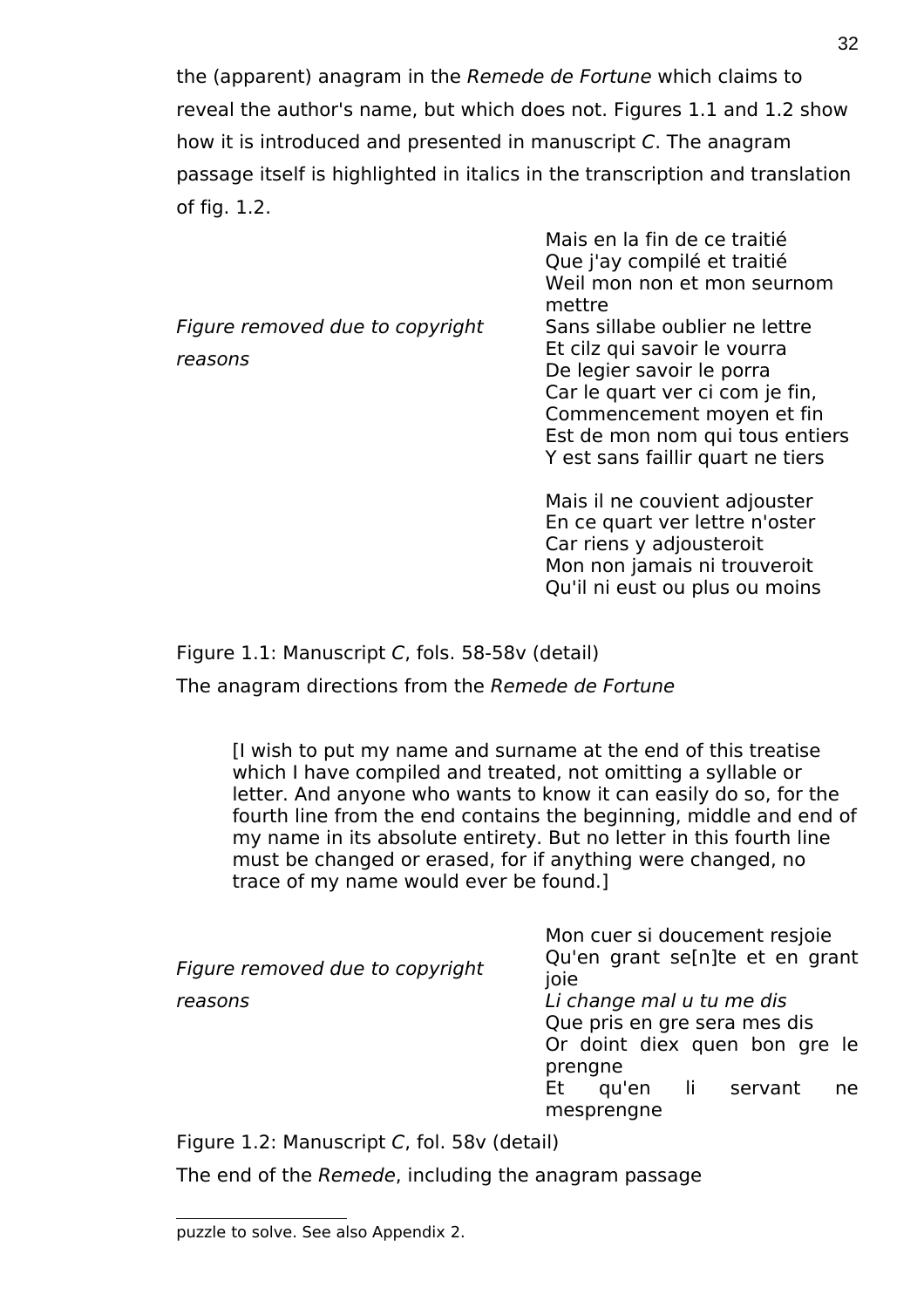the (apparent) anagram in the *Remede de Fortune* which claims to reveal the author's name, but which does not. Figures 1.1 and 1.2 show how it is introduced and presented in manuscript *C*. The anagram passage itself is highlighted in italics in the transcription and translation of fig. 1.2.

*Figure removed due to copyright reasons*

Mais en la fin de ce traitié
Que j'ay compilé et traitié
Weil mon non et mon seurnom mettre
Sans sillabe oublier ne lettre
Et cilz qui savoir le vourra
De legier savoir le porra
Car le quart ver ci com je fin,
Commencement moyen et fin
Est de mon nom qui tous entiers
Y est sans faillir quart ne tiers

Mais il ne couvient adjouster
En ce quart ver lettre n'oster
Car riens y adjousteroit
Mon non jamais ni trouveroit
Qu'il ni eust ou plus ou moins

Figure 1.1: Manuscript *C*, fols. 58-58v (detail)

The anagram directions from the *Remede de Fortune*

> [I wish to put my name and surname at the end of this treatise which I have compiled and treated, not omitting a syllable or letter. And anyone who wants to know it can easily do so, for the fourth line from the end contains the beginning, middle and end of my name in its absolute entirety. But no letter in this fourth line must be changed or erased, for if anything were changed, no trace of my name would ever be found.]

*Figure removed due to copyright reasons*

Mon cuer si doucement resjoie
Qu'en grant se[n]te et en grant joie
*Li change mal u tu me dis*
Que pris en gre sera mes dis
Or doint diex quen bon gre le prengne
Et qu'en li servant ne mesprengne

Figure 1.2: Manuscript *C*, fol. 58v (detail)

The end of the *Remede*, including the anagram passage

puzzle to solve. See also Appendix 2.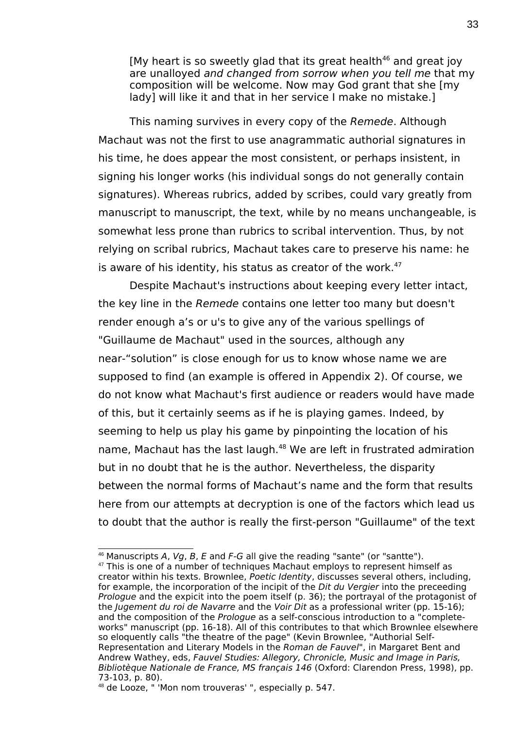[My heart is so sweetly glad that its great health[46] and great joy are unalloyed *and changed from sorrow when you tell me* that my composition will be welcome. Now may God grant that she [my lady] will like it and that in her service I make no mistake.]

This naming survives in every copy of the *Remede*. Although Machaut was not the first to use anagrammatic authorial signatures in his time, he does appear the most consistent, or perhaps insistent, in signing his longer works (his individual songs do not generally contain signatures). Whereas rubrics, added by scribes, could vary greatly from manuscript to manuscript, the text, while by no means unchangeable, is somewhat less prone than rubrics to scribal intervention. Thus, by not relying on scribal rubrics, Machaut takes care to preserve his name: he is aware of his identity, his status as creator of the work.[47]

Despite Machaut's instructions about keeping every letter intact, the key line in the *Remede* contains one letter too many but doesn't render enough a's or u's to give any of the various spellings of "Guillaume de Machaut" used in the sources, although any near-"solution" is close enough for us to know whose name we are supposed to find (an example is offered in Appendix 2). Of course, we do not know what Machaut's first audience or readers would have made of this, but it certainly seems as if he is playing games. Indeed, by seeming to help us play his game by pinpointing the location of his name, Machaut has the last laugh.[48] We are left in frustrated admiration but in no doubt that he is the author. Nevertheless, the disparity between the normal forms of Machaut's name and the form that results here from our attempts at decryption is one of the factors which lead us to doubt that the author is really the first-person "Guillaume" of the text

---

[46] Manuscripts *A*, *Vg*, *B*, *E* and *F-G* all give the reading "sante" (or "santte").

[47] This is one of a number of techniques Machaut employs to represent himself as creator within his texts. Brownlee, *Poetic Identity*, discusses several others, including, for example, the incorporation of the incipit of the *Dit du Vergier* into the preceeding *Prologue* and the expicit into the poem itself (p. 36); the portrayal of the protagonist of the *Jugement du roi de Navarre* and the *Voir Dit* as a professional writer (pp. 15-16); and the composition of the *Prologue* as a self-conscious introduction to a "complete-works" manuscript (pp. 16-18). All of this contributes to that which Brownlee elsewhere so eloquently calls "the theatre of the page" (Kevin Brownlee, "Authorial Self-Representation and Literary Models in the *Roman de Fauvel*", in Margaret Bent and Andrew Wathey, eds, *Fauvel Studies: Allegory, Chronicle, Music and Image in Paris, Bibliotèque Nationale de France, MS français 146* (Oxford: Clarendon Press, 1998), pp. 73-103, p. 80).

[48] de Looze, " 'Mon nom trouveras' ", especially p. 547.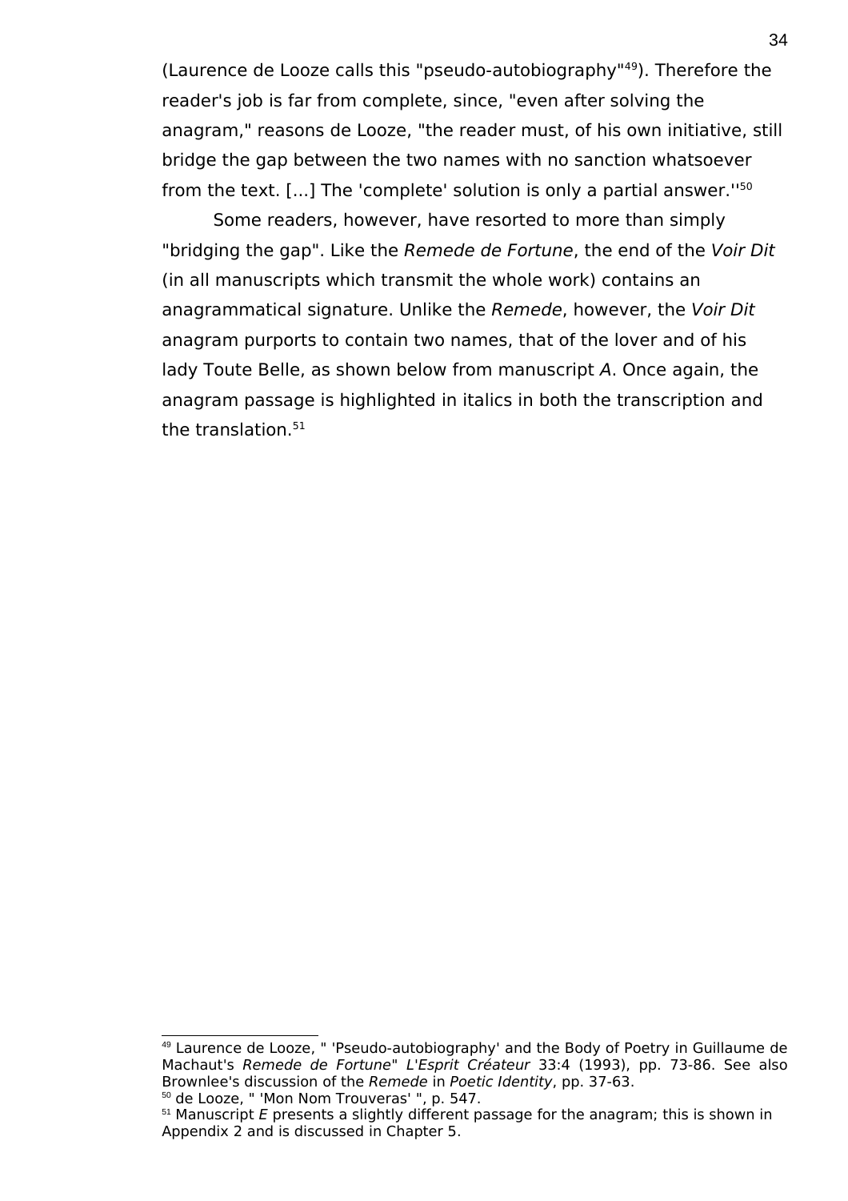(Laurence de Looze calls this "pseudo-autobiography"[49]). Therefore the reader's job is far from complete, since, "even after solving the anagram," reasons de Looze, "the reader must, of his own initiative, still bridge the gap between the two names with no sanction whatsoever from the text. [...] The 'complete' solution is only a partial answer.''[50]

Some readers, however, have resorted to more than simply "bridging the gap". Like the *Remede de Fortune*, the end of the *Voir Dit* (in all manuscripts which transmit the whole work) contains an anagrammatical signature. Unlike the *Remede*, however, the *Voir Dit* anagram purports to contain two names, that of the lover and of his lady Toute Belle, as shown below from manuscript *A*. Once again, the anagram passage is highlighted in italics in both the transcription and the translation.[51]

---

[49] Laurence de Looze, " 'Pseudo-autobiography' and the Body of Poetry in Guillaume de Machaut's *Remede de Fortune*" *L'Esprit Créateur* 33:4 (1993), pp. 73-86. See also Brownlee's discussion of the *Remede* in *Poetic Identity*, pp. 37-63.

[50] de Looze, " 'Mon Nom Trouveras' ", p. 547.

[51] Manuscript *E* presents a slightly different passage for the anagram; this is shown in Appendix 2 and is discussed in Chapter 5.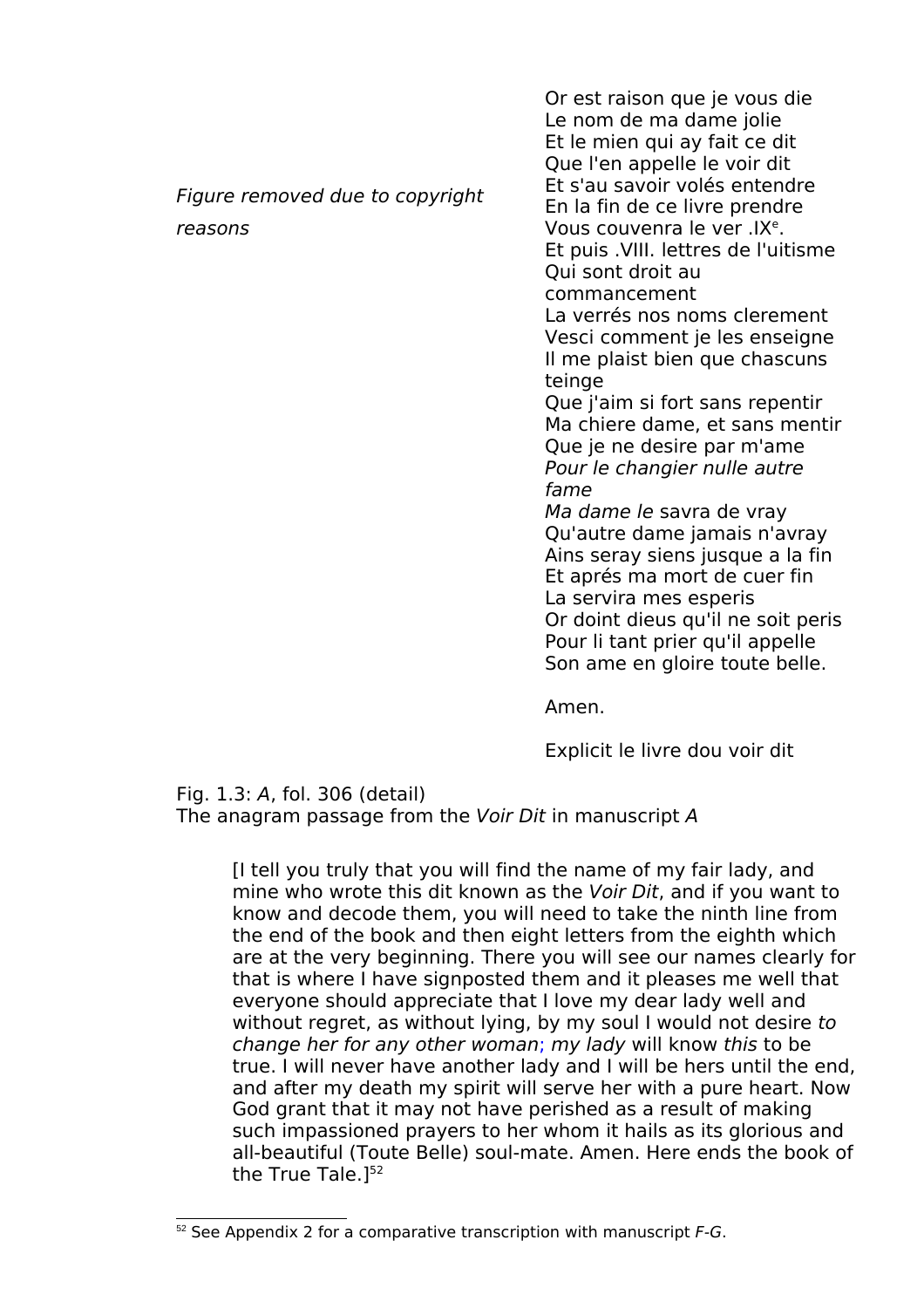*Figure removed due to copyright reasons*

Or est raison que je vous die
Le nom de ma dame jolie
Et le mien qui ay fait ce dit
Que l'en appelle le voir dit
Et s'au savoir volés entendre
En la fin de ce livre prendre
Vous couvenra le ver .IX[e].
Et puis .VIII. lettres de l'uitisme
Qui sont droit au commancement
La verrés nos noms clerement
Vesci comment je les enseigne
Il me plaist bien que chascuns teinge
Que j'aim si fort sans repentir
Ma chiere dame, et sans mentir
Que je ne desire par m'ame
*Pour le changier nulle autre fame*
*Ma dame le* savra de vray
Qu'autre dame jamais n'avray
Ains seray siens jusque a la fin
Et aprés ma mort de cuer fin
La servira mes esperis
Or doint dieus qu'il ne soit peris
Pour li tant prier qu'il appelle
Son ame en gloire toute belle.

Amen.

Explicit le livre dou voir dit

Fig. 1.3: *A*, fol. 306 (detail)
The anagram passage from the *Voir Dit* in manuscript *A*

> [I tell you truly that you will find the name of my fair lady, and mine who wrote this dit known as the *Voir Dit*, and if you want to know and decode them, you will need to take the ninth line from the end of the book and then eight letters from the eighth which are at the very beginning. There you will see our names clearly for that is where I have signposted them and it pleases me well that everyone should appreciate that I love my dear lady well and without regret, as without lying, by my soul I would not desire *to change her for any other woman*; *my lady* will know *this* to be true. I will never have another lady and I will be hers until the end, and after my death my spirit will serve her with a pure heart. Now God grant that it may not have perished as a result of making such impassioned prayers to her whom it hails as its glorious and all-beautiful (Toute Belle) soul-mate. Amen. Here ends the book of the True Tale.][52]

[52] See Appendix 2 for a comparative transcription with manuscript *F-G*.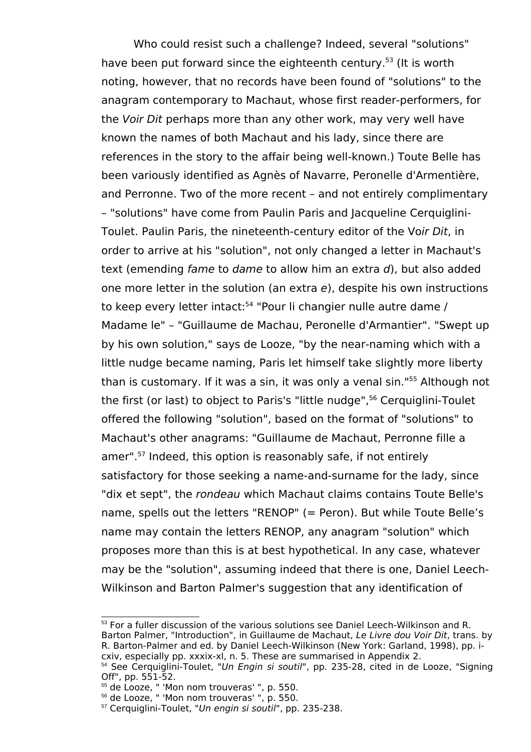Who could resist such a challenge? Indeed, several "solutions" have been put forward since the eighteenth century.[53] (It is worth noting, however, that no records have been found of "solutions" to the anagram contemporary to Machaut, whose first reader-performers, for the *Voir Dit* perhaps more than any other work, may very well have known the names of both Machaut and his lady, since there are references in the story to the affair being well-known.) Toute Belle has been variously identified as Agnès of Navarre, Peronelle d'Armentière, and Perronne. Two of the more recent – and not entirely complimentary – "solutions" have come from Paulin Paris and Jacqueline Cerquiglini-Toulet. Paulin Paris, the nineteenth-century editor of the Vo*ir Dit*, in order to arrive at his "solution", not only changed a letter in Machaut's text (emending *fame* to *dame* to allow him an extra *d*), but also added one more letter in the solution (an extra *e*), despite his own instructions to keep every letter intact:[54] "Pour li changier nulle autre dame / Madame le" – "Guillaume de Machau, Peronelle d'Armantier". "Swept up by his own solution," says de Looze, "by the near-naming which with a little nudge became naming, Paris let himself take slightly more liberty than is customary. If it was a sin, it was only a venal sin."[55] Although not the first (or last) to object to Paris's "little nudge",[56] Cerquiglini-Toulet offered the following "solution", based on the format of "solutions" to Machaut's other anagrams: "Guillaume de Machaut, Perronne fille a amer".[57] Indeed, this option is reasonably safe, if not entirely satisfactory for those seeking a name-and-surname for the lady, since "dix et sept", the *rondeau* which Machaut claims contains Toute Belle's name, spells out the letters "RENOP" (= Peron). But while Toute Belle's name may contain the letters RENOP, any anagram "solution" which proposes more than this is at best hypothetical. In any case, whatever may be the "solution", assuming indeed that there is one, Daniel Leech-Wilkinson and Barton Palmer's suggestion that any identification of

---

[53] For a fuller discussion of the various solutions see Daniel Leech-Wilkinson and R. Barton Palmer, "Introduction", in Guillaume de Machaut, *Le Livre dou Voir Dit*, trans. by R. Barton-Palmer and ed. by Daniel Leech-Wilkinson (New York: Garland, 1998), pp. i-cxiv, especially pp. xxxix-xl, n. 5. These are summarised in Appendix 2.

[54] See Cerquiglini-Toulet, "*Un Engin si soutil*", pp. 235-28, cited in de Looze, "Signing Off", pp. 551-52.

[55] de Looze, " 'Mon nom trouveras' ", p. 550.

[56] de Looze, " 'Mon nom trouveras' ", p. 550.

[57] Cerquiglini-Toulet, "*Un engin si soutil*", pp. 235-238.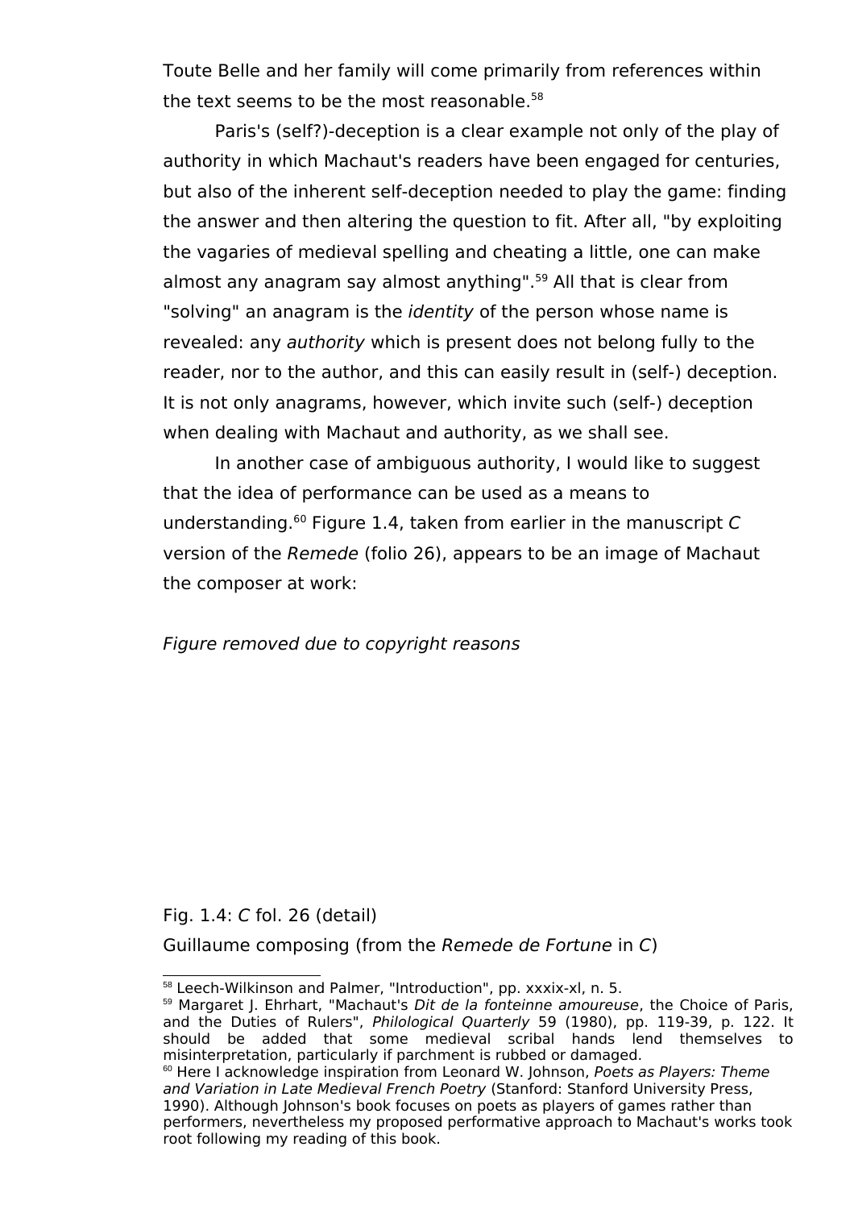Toute Belle and her family will come primarily from references within the text seems to be the most reasonable.[58]

Paris's (self?)-deception is a clear example not only of the play of authority in which Machaut's readers have been engaged for centuries, but also of the inherent self-deception needed to play the game: finding the answer and then altering the question to fit. After all, "by exploiting the vagaries of medieval spelling and cheating a little, one can make almost any anagram say almost anything".[59] All that is clear from "solving" an anagram is the *identity* of the person whose name is revealed: any *authority* which is present does not belong fully to the reader, nor to the author, and this can easily result in (self-) deception. It is not only anagrams, however, which invite such (self-) deception when dealing with Machaut and authority, as we shall see.

In another case of ambiguous authority, I would like to suggest that the idea of performance can be used as a means to understanding.[60] Figure 1.4, taken from earlier in the manuscript *C* version of the *Remede* (folio 26), appears to be an image of Machaut the composer at work:

*Figure removed due to copyright reasons*

Fig. 1.4: *C* fol. 26 (detail)

Guillaume composing (from the *Remede de Fortune* in *C*)

---

[58] Leech-Wilkinson and Palmer, "Introduction", pp. xxxix-xl, n. 5.

[59] Margaret J. Ehrhart, "Machaut's *Dit de la fonteinne amoureuse*, the Choice of Paris, and the Duties of Rulers", *Philological Quarterly* 59 (1980), pp. 119-39, p. 122. It should be added that some medieval scribal hands lend themselves to misinterpretation, particularly if parchment is rubbed or damaged.

[60] Here I acknowledge inspiration from Leonard W. Johnson, *Poets as Players: Theme and Variation in Late Medieval French Poetry* (Stanford: Stanford University Press, 1990). Although Johnson's book focuses on poets as players of games rather than performers, nevertheless my proposed performative approach to Machaut's works took root following my reading of this book.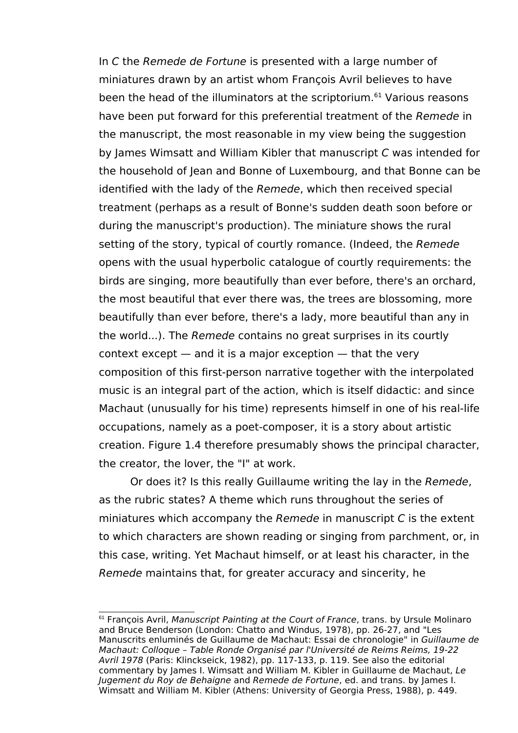In *C* the *Remede de Fortune* is presented with a large number of miniatures drawn by an artist whom François Avril believes to have been the head of the illuminators at the scriptorium.[61] Various reasons have been put forward for this preferential treatment of the *Remede* in the manuscript, the most reasonable in my view being the suggestion by James Wimsatt and William Kibler that manuscript *C* was intended for the household of Jean and Bonne of Luxembourg, and that Bonne can be identified with the lady of the *Remede*, which then received special treatment (perhaps as a result of Bonne's sudden death soon before or during the manuscript's production). The miniature shows the rural setting of the story, typical of courtly romance. (Indeed, the *Remede* opens with the usual hyperbolic catalogue of courtly requirements: the birds are singing, more beautifully than ever before, there's an orchard, the most beautiful that ever there was, the trees are blossoming, more beautifully than ever before, there's a lady, more beautiful than any in the world...). The *Remede* contains no great surprises in its courtly context except — and it is a major exception — that the very composition of this first-person narrative together with the interpolated music is an integral part of the action, which is itself didactic: and since Machaut (unusually for his time) represents himself in one of his real-life occupations, namely as a poet-composer, it is a story about artistic creation. Figure 1.4 therefore presumably shows the principal character, the creator, the lover, the "I" at work.

Or does it? Is this really Guillaume writing the lay in the *Remede*, as the rubric states? A theme which runs throughout the series of miniatures which accompany the *Remede* in manuscript *C* is the extent to which characters are shown reading or singing from parchment, or, in this case, writing. Yet Machaut himself, or at least his character, in the *Remede* maintains that, for greater accuracy and sincerity, he

---

[61] François Avril, *Manuscript Painting at the Court of France*, trans. by Ursule Molinaro and Bruce Benderson (London: Chatto and Windus, 1978), pp. 26-27, and "Les Manuscrits enluminés de Guillaume de Machaut: Essai de chronologie" in *Guillaume de Machaut: Colloque – Table Ronde Organisé par l'Université de Reims Reims, 19-22 Avril 1978* (Paris: Klinckseick, 1982), pp. 117-133, p. 119. See also the editorial commentary by James I. Wimsatt and William M. Kibler in Guillaume de Machaut, *Le Jugement du Roy de Behaigne* and *Remede de Fortune*, ed. and trans. by James I. Wimsatt and William M. Kibler (Athens: University of Georgia Press, 1988), p. 449.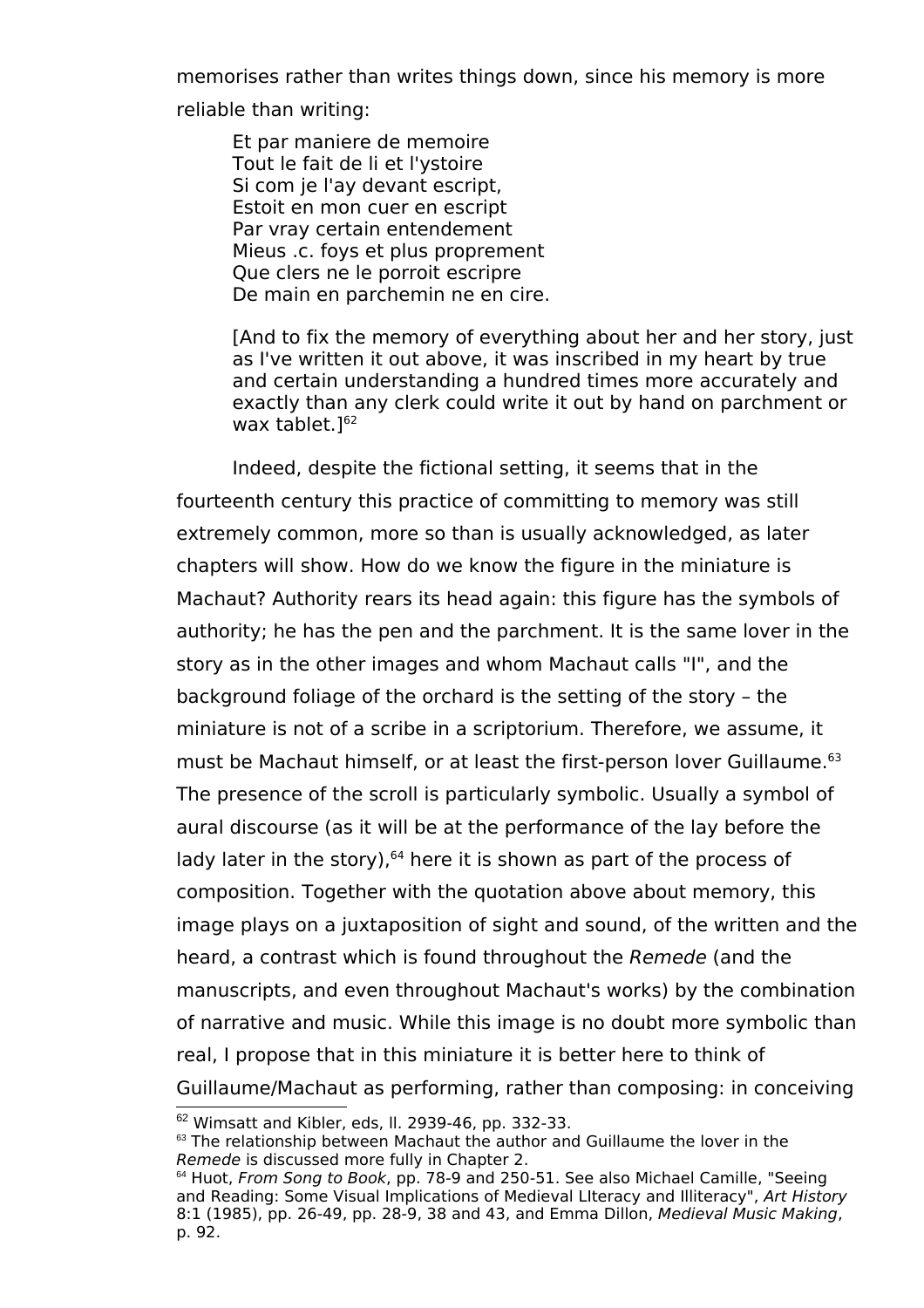memorises rather than writes things down, since his memory is more reliable than writing:

> Et par maniere de memoire
> Tout le fait de li et l'ystoire
> Si com je l'ay devant escript,
> Estoit en mon cuer en escript
> Par vray certain entendement
> Mieus .c. foys et plus proprement
> Que clers ne le porroit escripre
> De main en parchemin ne en cire.
>
> [And to fix the memory of everything about her and her story, just as I've written it out above, it was inscribed in my heart by true and certain understanding a hundred times more accurately and exactly than any clerk could write it out by hand on parchment or wax tablet.][62]

Indeed, despite the fictional setting, it seems that in the fourteenth century this practice of committing to memory was still extremely common, more so than is usually acknowledged, as later chapters will show. How do we know the figure in the miniature is Machaut? Authority rears its head again: this figure has the symbols of authority; he has the pen and the parchment. It is the same lover in the story as in the other images and whom Machaut calls "I", and the background foliage of the orchard is the setting of the story – the miniature is not of a scribe in a scriptorium. Therefore, we assume, it must be Machaut himself, or at least the first-person lover Guillaume.[63] The presence of the scroll is particularly symbolic. Usually a symbol of aural discourse (as it will be at the performance of the lay before the lady later in the story),[64] here it is shown as part of the process of composition. Together with the quotation above about memory, this image plays on a juxtaposition of sight and sound, of the written and the heard, a contrast which is found throughout the *Remede* (and the manuscripts, and even throughout Machaut's works) by the combination of narrative and music. While this image is no doubt more symbolic than real, I propose that in this miniature it is better here to think of Guillaume/Machaut as performing, rather than composing: in conceiving

---

[62] Wimsatt and Kibler, eds, ll. 2939-46, pp. 332-33.

[63] The relationship between Machaut the author and Guillaume the lover in the *Remede* is discussed more fully in Chapter 2.

[64] Huot, *From Song to Book*, pp. 78-9 and 250-51. See also Michael Camille, "Seeing and Reading: Some Visual Implications of Medieval LIteracy and Illiteracy", *Art History* 8:1 (1985), pp. 26-49, pp. 28-9, 38 and 43, and Emma Dillon, *Medieval Music Making*, p. 92.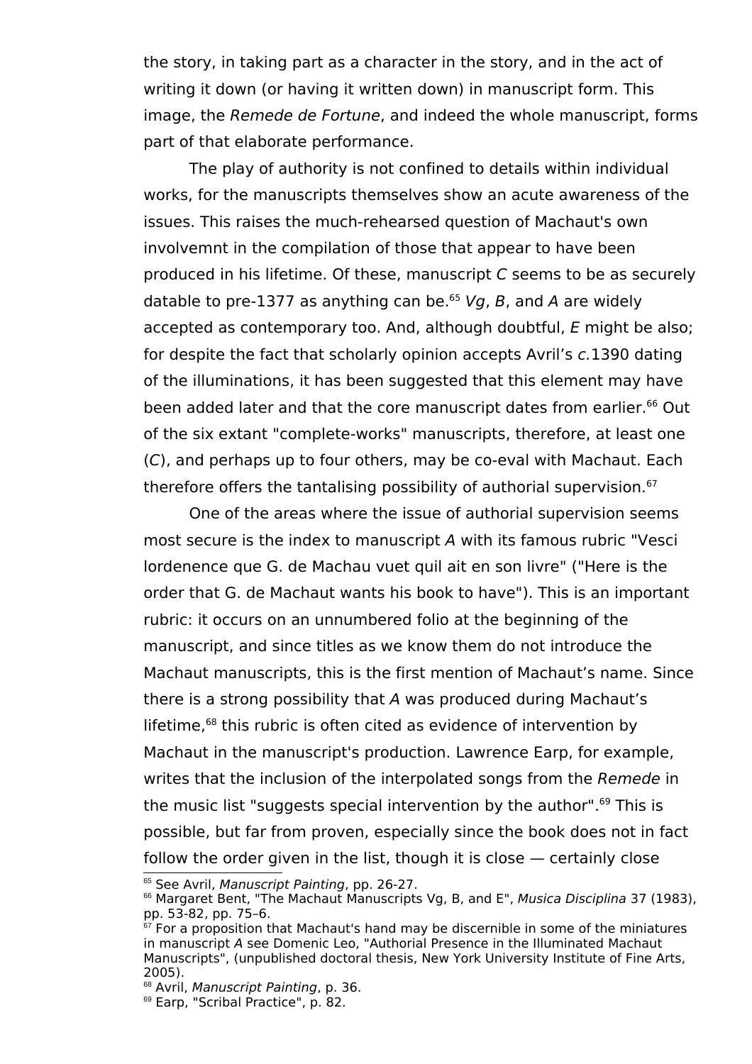the story, in taking part as a character in the story, and in the act of writing it down (or having it written down) in manuscript form. This image, the *Remede de Fortune*, and indeed the whole manuscript, forms part of that elaborate performance.

The play of authority is not confined to details within individual works, for the manuscripts themselves show an acute awareness of the issues. This raises the much-rehearsed question of Machaut's own involvemnt in the compilation of those that appear to have been produced in his lifetime. Of these, manuscript *C* seems to be as securely datable to pre-1377 as anything can be.[65] *Vg*, *B*, and *A* are widely accepted as contemporary too. And, although doubtful, *E* might be also; for despite the fact that scholarly opinion accepts Avril's *c.*1390 dating of the illuminations, it has been suggested that this element may have been added later and that the core manuscript dates from earlier.[66] Out of the six extant "complete-works" manuscripts, therefore, at least one (*C*), and perhaps up to four others, may be co-eval with Machaut. Each therefore offers the tantalising possibility of authorial supervision.[67]

One of the areas where the issue of authorial supervision seems most secure is the index to manuscript *A* with its famous rubric "Vesci lordenence que G. de Machau vuet quil ait en son livre" ("Here is the order that G. de Machaut wants his book to have"). This is an important rubric: it occurs on an unnumbered folio at the beginning of the manuscript, and since titles as we know them do not introduce the Machaut manuscripts, this is the first mention of Machaut's name. Since there is a strong possibility that *A* was produced during Machaut's lifetime,[68] this rubric is often cited as evidence of intervention by Machaut in the manuscript's production. Lawrence Earp, for example, writes that the inclusion of the interpolated songs from the *Remede* in the music list "suggests special intervention by the author".[69] This is possible, but far from proven, especially since the book does not in fact follow the order given in the list, though it is close — certainly close

---

[65] See Avril, *Manuscript Painting*, pp. 26-27.

[66] Margaret Bent, "The Machaut Manuscripts Vg, B, and E", *Musica Disciplina* 37 (1983), pp. 53-82, pp. 75–6.

[67] For a proposition that Machaut's hand may be discernible in some of the miniatures in manuscript *A* see Domenic Leo, "Authorial Presence in the Illuminated Machaut Manuscripts", (unpublished doctoral thesis, New York University Institute of Fine Arts, 2005).

[68] Avril, *Manuscript Painting*, p. 36.

[69] Earp, "Scribal Practice", p. 82.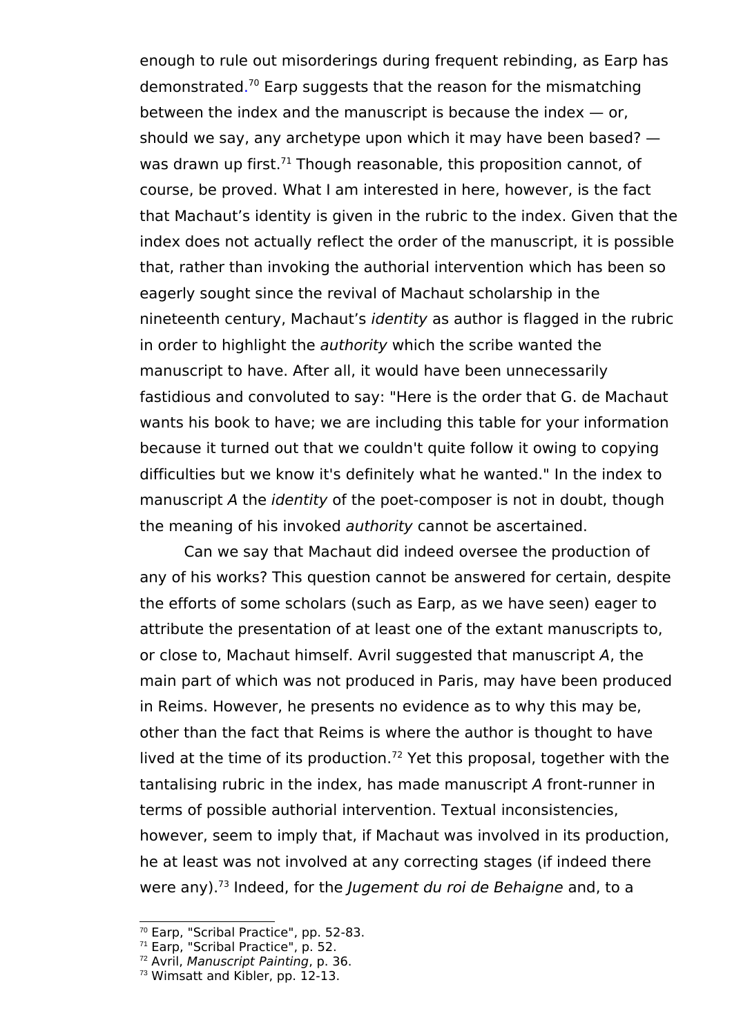enough to rule out misorderings during frequent rebinding, as Earp has demonstrated.[70] Earp suggests that the reason for the mismatching between the index and the manuscript is because the index — or, should we say, any archetype upon which it may have been based? — was drawn up first.[71] Though reasonable, this proposition cannot, of course, be proved. What I am interested in here, however, is the fact that Machaut's identity is given in the rubric to the index. Given that the index does not actually reflect the order of the manuscript, it is possible that, rather than invoking the authorial intervention which has been so eagerly sought since the revival of Machaut scholarship in the nineteenth century, Machaut's *identity* as author is flagged in the rubric in order to highlight the *authority* which the scribe wanted the manuscript to have. After all, it would have been unnecessarily fastidious and convoluted to say: "Here is the order that G. de Machaut wants his book to have; we are including this table for your information because it turned out that we couldn't quite follow it owing to copying difficulties but we know it's definitely what he wanted." In the index to manuscript *A* the *identity* of the poet-composer is not in doubt, though the meaning of his invoked *authority* cannot be ascertained.

Can we say that Machaut did indeed oversee the production of any of his works? This question cannot be answered for certain, despite the efforts of some scholars (such as Earp, as we have seen) eager to attribute the presentation of at least one of the extant manuscripts to, or close to, Machaut himself. Avril suggested that manuscript *A*, the main part of which was not produced in Paris, may have been produced in Reims. However, he presents no evidence as to why this may be, other than the fact that Reims is where the author is thought to have lived at the time of its production.[72] Yet this proposal, together with the tantalising rubric in the index, has made manuscript *A* front-runner in terms of possible authorial intervention. Textual inconsistencies, however, seem to imply that, if Machaut was involved in its production, he at least was not involved at any correcting stages (if indeed there were any).[73] Indeed, for the *Jugement du roi de Behaigne* and, to a

[70] Earp, "Scribal Practice", pp. 52-83.
[71] Earp, "Scribal Practice", p. 52.
[72] Avril, *Manuscript Painting*, p. 36.
[73] Wimsatt and Kibler, pp. 12-13.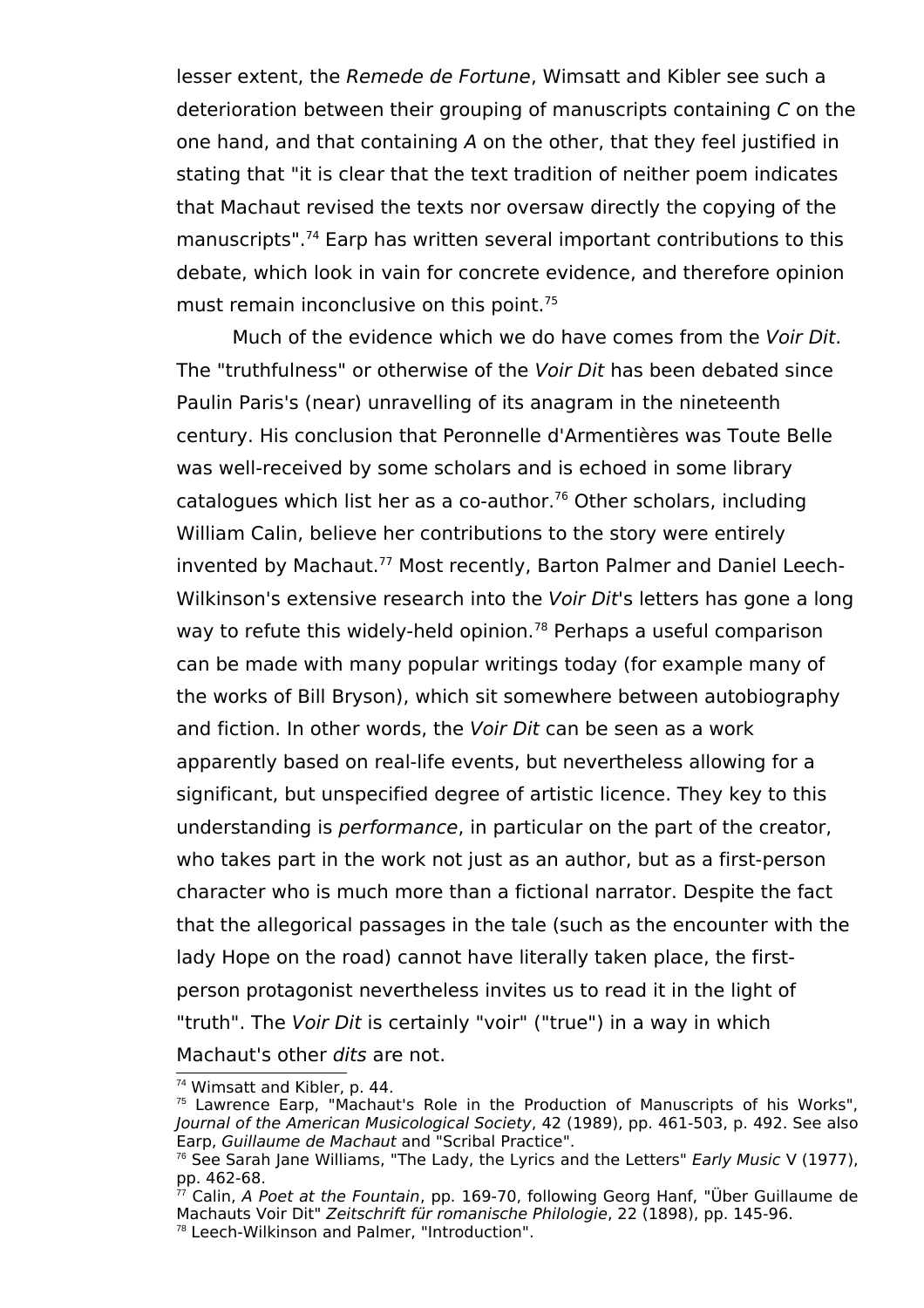lesser extent, the *Remede de Fortune*, Wimsatt and Kibler see such a deterioration between their grouping of manuscripts containing *C* on the one hand, and that containing *A* on the other, that they feel justified in stating that "it is clear that the text tradition of neither poem indicates that Machaut revised the texts nor oversaw directly the copying of the manuscripts".[74] Earp has written several important contributions to this debate, which look in vain for concrete evidence, and therefore opinion must remain inconclusive on this point.[75]

Much of the evidence which we do have comes from the *Voir Dit*. The "truthfulness" or otherwise of the *Voir Dit* has been debated since Paulin Paris's (near) unravelling of its anagram in the nineteenth century. His conclusion that Peronnelle d'Armentières was Toute Belle was well-received by some scholars and is echoed in some library catalogues which list her as a co-author.[76] Other scholars, including William Calin, believe her contributions to the story were entirely invented by Machaut.[77] Most recently, Barton Palmer and Daniel Leech-Wilkinson's extensive research into the *Voir Dit*'s letters has gone a long way to refute this widely-held opinion.[78] Perhaps a useful comparison can be made with many popular writings today (for example many of the works of Bill Bryson), which sit somewhere between autobiography and fiction. In other words, the *Voir Dit* can be seen as a work apparently based on real-life events, but nevertheless allowing for a significant, but unspecified degree of artistic licence. They key to this understanding is *performance*, in particular on the part of the creator, who takes part in the work not just as an author, but as a first-person character who is much more than a fictional narrator. Despite the fact that the allegorical passages in the tale (such as the encounter with the lady Hope on the road) cannot have literally taken place, the first-person protagonist nevertheless invites us to read it in the light of "truth". The *Voir Dit* is certainly "voir" ("true") in a way in which Machaut's other *dits* are not.

---

[74] Wimsatt and Kibler, p. 44.

[75] Lawrence Earp, "Machaut's Role in the Production of Manuscripts of his Works", *Journal of the American Musicological Society*, 42 (1989), pp. 461-503, p. 492. See also Earp, *Guillaume de Machaut* and "Scribal Practice".

[76] See Sarah Jane Williams, "The Lady, the Lyrics and the Letters" *Early Music* V (1977), pp. 462-68.

[77] Calin, *A Poet at the Fountain*, pp. 169-70, following Georg Hanf, "Über Guillaume de Machauts Voir Dit" *Zeitschrift für romanische Philologie*, 22 (1898), pp. 145-96.

[78] Leech-Wilkinson and Palmer, "Introduction".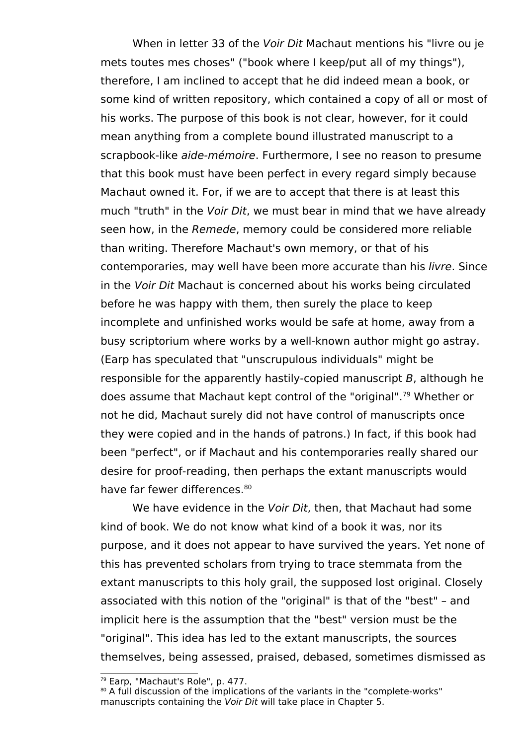When in letter 33 of the *Voir Dit* Machaut mentions his "livre ou je mets toutes mes choses" ("book where I keep/put all of my things"), therefore, I am inclined to accept that he did indeed mean a book, or some kind of written repository, which contained a copy of all or most of his works. The purpose of this book is not clear, however, for it could mean anything from a complete bound illustrated manuscript to a scrapbook-like *aide-mémoire*. Furthermore, I see no reason to presume that this book must have been perfect in every regard simply because Machaut owned it. For, if we are to accept that there is at least this much "truth" in the *Voir Dit*, we must bear in mind that we have already seen how, in the *Remede*, memory could be considered more reliable than writing. Therefore Machaut's own memory, or that of his contemporaries, may well have been more accurate than his *livre*. Since in the *Voir Dit* Machaut is concerned about his works being circulated before he was happy with them, then surely the place to keep incomplete and unfinished works would be safe at home, away from a busy scriptorium where works by a well-known author might go astray. (Earp has speculated that "unscrupulous individuals" might be responsible for the apparently hastily-copied manuscript *B*, although he does assume that Machaut kept control of the "original".[79] Whether or not he did, Machaut surely did not have control of manuscripts once they were copied and in the hands of patrons.) In fact, if this book had been "perfect", or if Machaut and his contemporaries really shared our desire for proof-reading, then perhaps the extant manuscripts would have far fewer differences.[80]

We have evidence in the *Voir Dit*, then, that Machaut had some kind of book. We do not know what kind of a book it was, nor its purpose, and it does not appear to have survived the years. Yet none of this has prevented scholars from trying to trace stemmata from the extant manuscripts to this holy grail, the supposed lost original. Closely associated with this notion of the "original" is that of the "best" – and implicit here is the assumption that the "best" version must be the "original". This idea has led to the extant manuscripts, the sources themselves, being assessed, praised, debased, sometimes dismissed as

[79] Earp, "Machaut's Role", p. 477.

[80] A full discussion of the implications of the variants in the "complete-works" manuscripts containing the *Voir Dit* will take place in Chapter 5.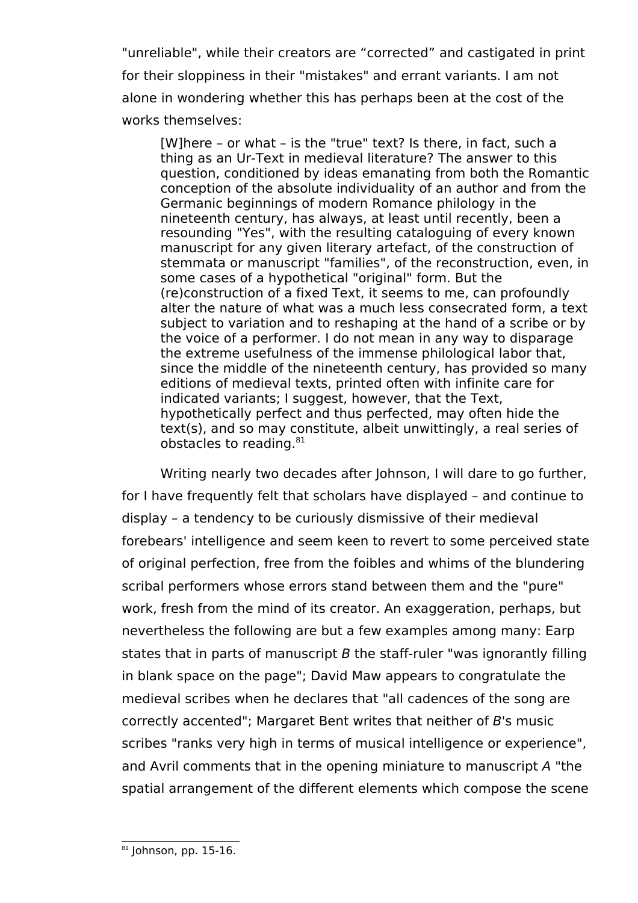"unreliable", while their creators are "corrected" and castigated in print for their sloppiness in their "mistakes" and errant variants. I am not alone in wondering whether this has perhaps been at the cost of the works themselves:

> [W]here – or what – is the "true" text? Is there, in fact, such a thing as an Ur-Text in medieval literature? The answer to this question, conditioned by ideas emanating from both the Romantic conception of the absolute individuality of an author and from the Germanic beginnings of modern Romance philology in the nineteenth century, has always, at least until recently, been a resounding "Yes", with the resulting cataloguing of every known manuscript for any given literary artefact, of the construction of stemmata or manuscript "families", of the reconstruction, even, in some cases of a hypothetical "original" form. But the (re)construction of a fixed Text, it seems to me, can profoundly alter the nature of what was a much less consecrated form, a text subject to variation and to reshaping at the hand of a scribe or by the voice of a performer. I do not mean in any way to disparage the extreme usefulness of the immense philological labor that, since the middle of the nineteenth century, has provided so many editions of medieval texts, printed often with infinite care for indicated variants; I suggest, however, that the Text, hypothetically perfect and thus perfected, may often hide the text(s), and so may constitute, albeit unwittingly, a real series of obstacles to reading.[81]

Writing nearly two decades after Johnson, I will dare to go further, for I have frequently felt that scholars have displayed – and continue to display – a tendency to be curiously dismissive of their medieval forebears' intelligence and seem keen to revert to some perceived state of original perfection, free from the foibles and whims of the blundering scribal performers whose errors stand between them and the "pure" work, fresh from the mind of its creator. An exaggeration, perhaps, but nevertheless the following are but a few examples among many: Earp states that in parts of manuscript *B* the staff-ruler "was ignorantly filling in blank space on the page"; David Maw appears to congratulate the medieval scribes when he declares that "all cadences of the song are correctly accented"; Margaret Bent writes that neither of *B*'s music scribes "ranks very high in terms of musical intelligence or experience", and Avril comments that in the opening miniature to manuscript *A* "the spatial arrangement of the different elements which compose the scene

[81] Johnson, pp. 15-16.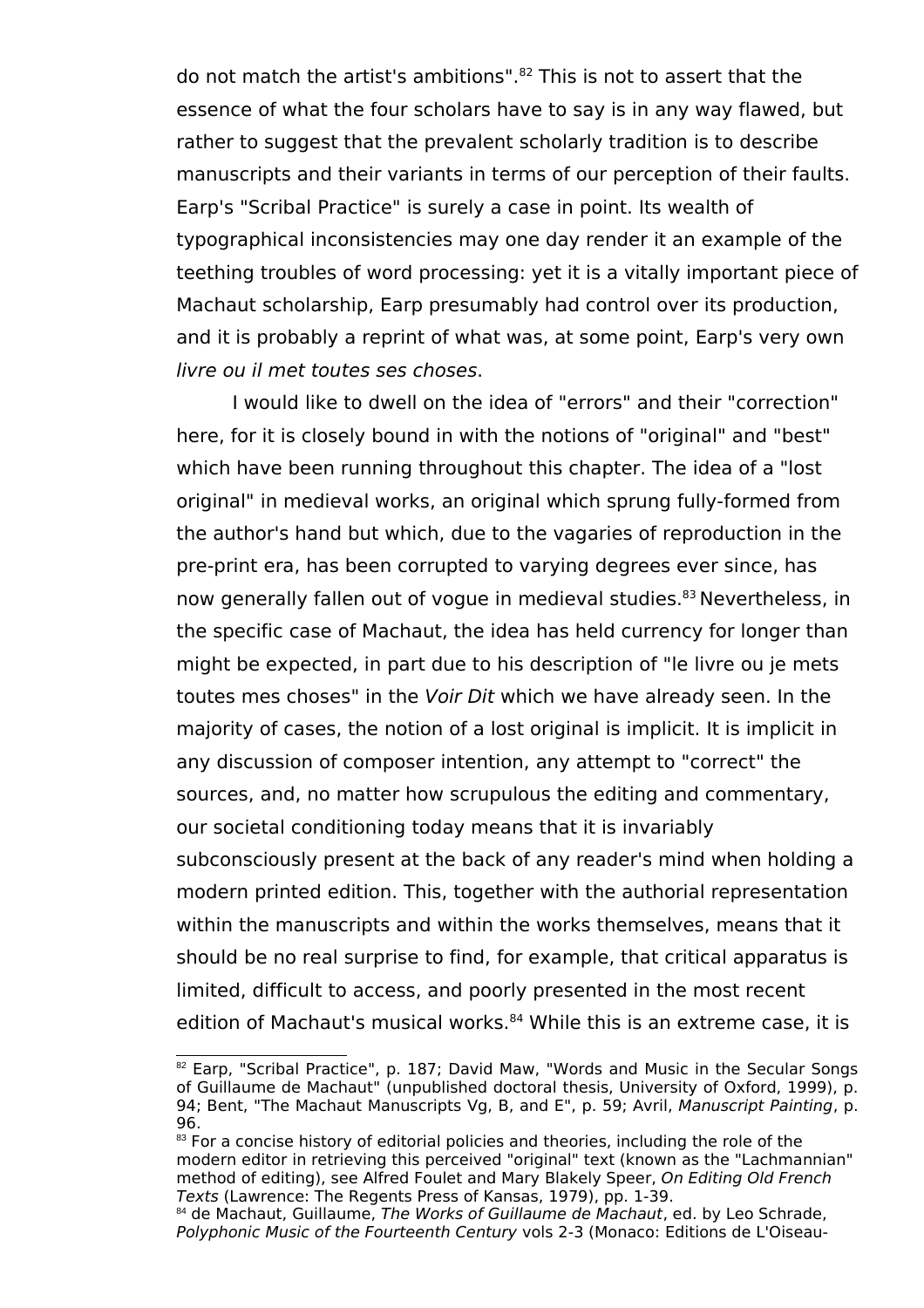do not match the artist's ambitions".[82] This is not to assert that the essence of what the four scholars have to say is in any way flawed, but rather to suggest that the prevalent scholarly tradition is to describe manuscripts and their variants in terms of our perception of their faults. Earp's "Scribal Practice" is surely a case in point. Its wealth of typographical inconsistencies may one day render it an example of the teething troubles of word processing: yet it is a vitally important piece of Machaut scholarship, Earp presumably had control over its production, and it is probably a reprint of what was, at some point, Earp's very own *livre ou il met toutes ses choses*.

I would like to dwell on the idea of "errors" and their "correction" here, for it is closely bound in with the notions of "original" and "best" which have been running throughout this chapter. The idea of a "lost original" in medieval works, an original which sprung fully-formed from the author's hand but which, due to the vagaries of reproduction in the pre-print era, has been corrupted to varying degrees ever since, has now generally fallen out of vogue in medieval studies.[83] Nevertheless, in the specific case of Machaut, the idea has held currency for longer than might be expected, in part due to his description of "le livre ou je mets toutes mes choses" in the *Voir Dit* which we have already seen. In the majority of cases, the notion of a lost original is implicit. It is implicit in any discussion of composer intention, any attempt to "correct" the sources, and, no matter how scrupulous the editing and commentary, our societal conditioning today means that it is invariably subconsciously present at the back of any reader's mind when holding a modern printed edition. This, together with the authorial representation within the manuscripts and within the works themselves, means that it should be no real surprise to find, for example, that critical apparatus is limited, difficult to access, and poorly presented in the most recent edition of Machaut's musical works.[84] While this is an extreme case, it is

---

[82] Earp, "Scribal Practice", p. 187; David Maw, "Words and Music in the Secular Songs of Guillaume de Machaut" (unpublished doctoral thesis, University of Oxford, 1999), p. 94; Bent, "The Machaut Manuscripts Vg, B, and E", p. 59; Avril, *Manuscript Painting*, p. 96.

[83] For a concise history of editorial policies and theories, including the role of the modern editor in retrieving this perceived "original" text (known as the "Lachmannian" method of editing), see Alfred Foulet and Mary Blakely Speer, *On Editing Old French Texts* (Lawrence: The Regents Press of Kansas, 1979), pp. 1-39.

[84] de Machaut, Guillaume, *The Works of Guillaume de Machaut*, ed. by Leo Schrade, *Polyphonic Music of the Fourteenth Century* vols 2-3 (Monaco: Editions de L'Oiseau-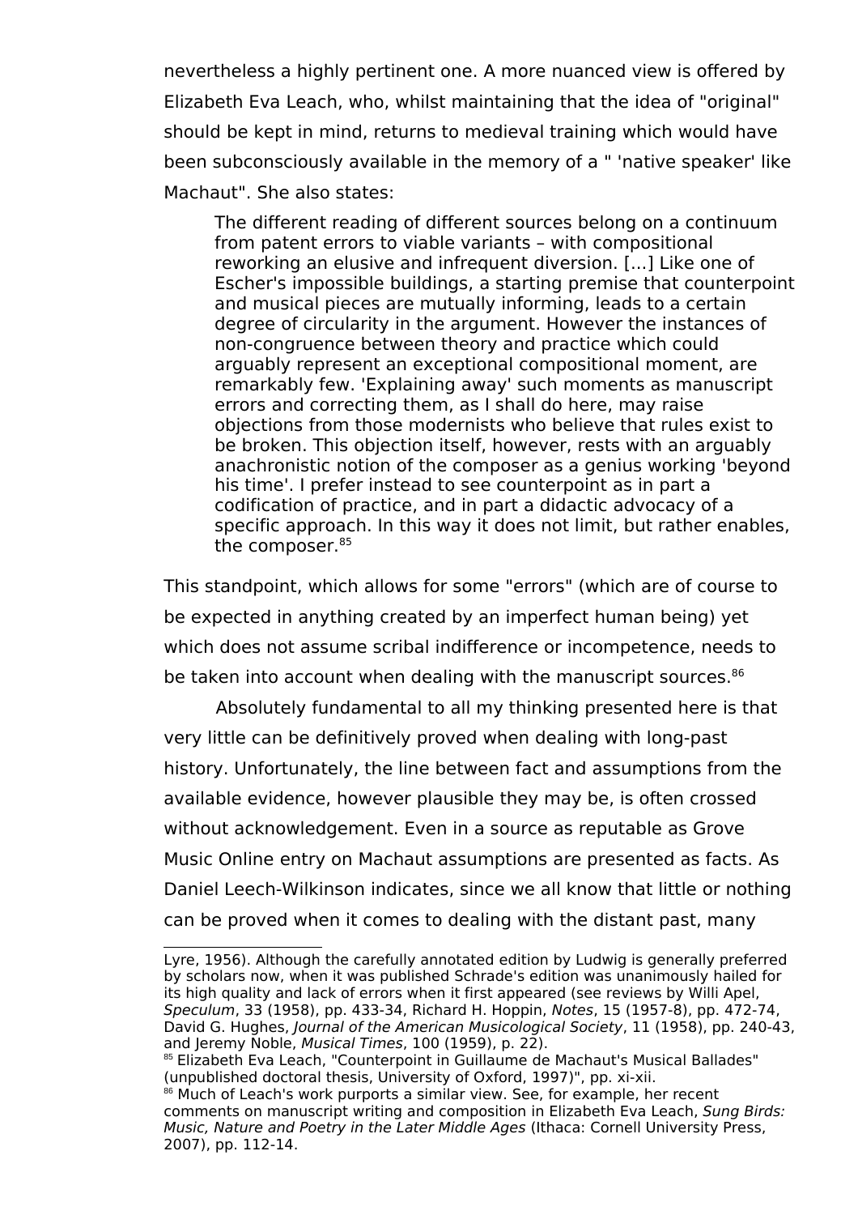nevertheless a highly pertinent one. A more nuanced view is offered by Elizabeth Eva Leach, who, whilst maintaining that the idea of "original" should be kept in mind, returns to medieval training which would have been subconsciously available in the memory of a " 'native speaker' like Machaut". She also states:

> The different reading of different sources belong on a continuum from patent errors to viable variants – with compositional reworking an elusive and infrequent diversion. [...] Like one of Escher's impossible buildings, a starting premise that counterpoint and musical pieces are mutually informing, leads to a certain degree of circularity in the argument. However the instances of non-congruence between theory and practice which could arguably represent an exceptional compositional moment, are remarkably few. 'Explaining away' such moments as manuscript errors and correcting them, as I shall do here, may raise objections from those modernists who believe that rules exist to be broken. This objection itself, however, rests with an arguably anachronistic notion of the composer as a genius working 'beyond his time'. I prefer instead to see counterpoint as in part a codification of practice, and in part a didactic advocacy of a specific approach. In this way it does not limit, but rather enables, the composer.[85]

This standpoint, which allows for some "errors" (which are of course to be expected in anything created by an imperfect human being) yet which does not assume scribal indifference or incompetence, needs to be taken into account when dealing with the manuscript sources.[86]

Absolutely fundamental to all my thinking presented here is that very little can be definitively proved when dealing with long-past history. Unfortunately, the line between fact and assumptions from the available evidence, however plausible they may be, is often crossed without acknowledgement. Even in a source as reputable as Grove Music Online entry on Machaut assumptions are presented as facts. As Daniel Leech-Wilkinson indicates, since we all know that little or nothing can be proved when it comes to dealing with the distant past, many

---

Lyre, 1956). Although the carefully annotated edition by Ludwig is generally preferred by scholars now, when it was published Schrade's edition was unanimously hailed for its high quality and lack of errors when it first appeared (see reviews by Willi Apel, *Speculum*, 33 (1958), pp. 433-34, Richard H. Hoppin, *Notes*, 15 (1957-8), pp. 472-74, David G. Hughes, *Journal of the American Musicological Society*, 11 (1958), pp. 240-43, and Jeremy Noble, *Musical Times*, 100 (1959), p. 22).

[85] Elizabeth Eva Leach, "Counterpoint in Guillaume de Machaut's Musical Ballades" (unpublished doctoral thesis, University of Oxford, 1997)", pp. xi-xii.

[86] Much of Leach's work purports a similar view. See, for example, her recent comments on manuscript writing and composition in Elizabeth Eva Leach, *Sung Birds: Music, Nature and Poetry in the Later Middle Ages* (Ithaca: Cornell University Press, 2007), pp. 112-14.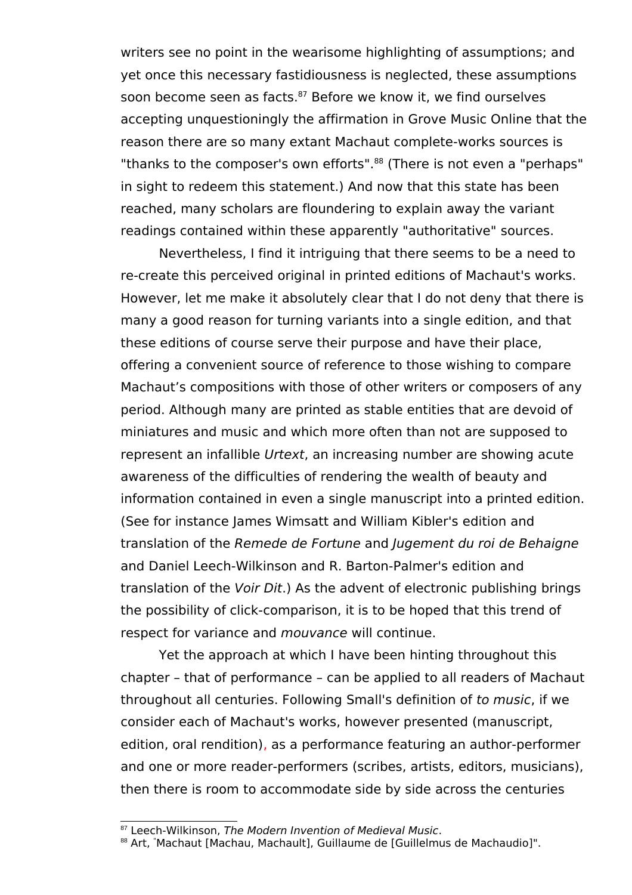writers see no point in the wearisome highlighting of assumptions; and yet once this necessary fastidiousness is neglected, these assumptions soon become seen as facts.[87] Before we know it, we find ourselves accepting unquestioningly the affirmation in Grove Music Online that the reason there are so many extant Machaut complete-works sources is "thanks to the composer's own efforts".[88] (There is not even a "perhaps" in sight to redeem this statement.) And now that this state has been reached, many scholars are floundering to explain away the variant readings contained within these apparently "authoritative" sources.

Nevertheless, I find it intriguing that there seems to be a need to re-create this perceived original in printed editions of Machaut's works. However, let me make it absolutely clear that I do not deny that there is many a good reason for turning variants into a single edition, and that these editions of course serve their purpose and have their place, offering a convenient source of reference to those wishing to compare Machaut's compositions with those of other writers or composers of any period. Although many are printed as stable entities that are devoid of miniatures and music and which more often than not are supposed to represent an infallible *Urtext*, an increasing number are showing acute awareness of the difficulties of rendering the wealth of beauty and information contained in even a single manuscript into a printed edition. (See for instance James Wimsatt and William Kibler's edition and translation of the *Remede de Fortune* and *Jugement du roi de Behaigne* and Daniel Leech-Wilkinson and R. Barton-Palmer's edition and translation of the *Voir Dit*.) As the advent of electronic publishing brings the possibility of click-comparison, it is to be hoped that this trend of respect for variance and *mouvance* will continue.

Yet the approach at which I have been hinting throughout this chapter – that of performance – can be applied to all readers of Machaut throughout all centuries. Following Small's definition of *to music*, if we consider each of Machaut's works, however presented (manuscript, edition, oral rendition), as a performance featuring an author-performer and one or more reader-performers (scribes, artists, editors, musicians), then there is room to accommodate side by side across the centuries

---

[87] Leech-Wilkinson, *The Modern Invention of Medieval Music*.

[88] Art, "Machaut [Machau, Machault], Guillaume de [Guillelmus de Machaudio]".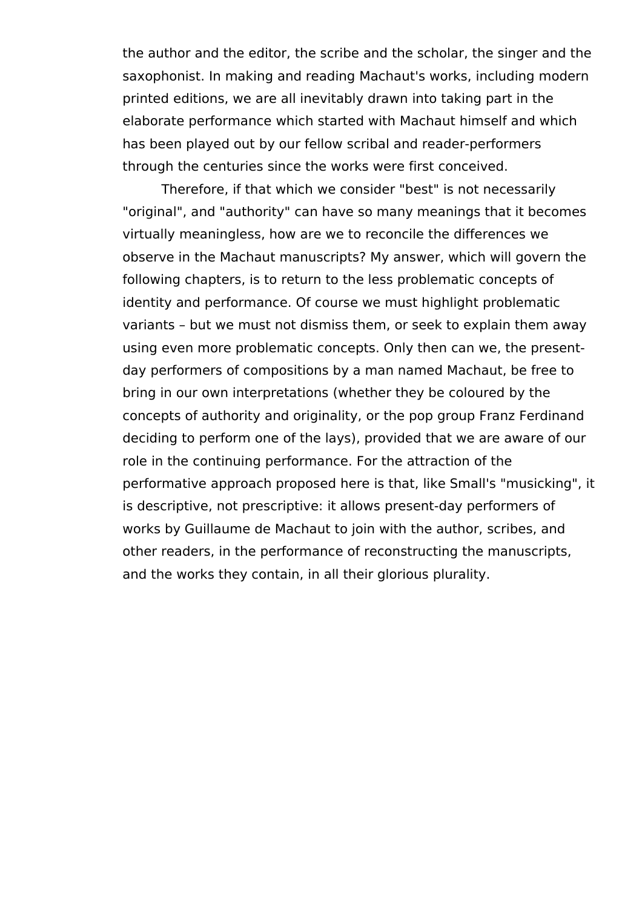the author and the editor, the scribe and the scholar, the singer and the saxophonist. In making and reading Machaut's works, including modern printed editions, we are all inevitably drawn into taking part in the elaborate performance which started with Machaut himself and which has been played out by our fellow scribal and reader-performers through the centuries since the works were first conceived.

Therefore, if that which we consider "best" is not necessarily "original", and "authority" can have so many meanings that it becomes virtually meaningless, how are we to reconcile the differences we observe in the Machaut manuscripts? My answer, which will govern the following chapters, is to return to the less problematic concepts of identity and performance. Of course we must highlight problematic variants – but we must not dismiss them, or seek to explain them away using even more problematic concepts. Only then can we, the present-day performers of compositions by a man named Machaut, be free to bring in our own interpretations (whether they be coloured by the concepts of authority and originality, or the pop group Franz Ferdinand deciding to perform one of the lays), provided that we are aware of our role in the continuing performance. For the attraction of the performative approach proposed here is that, like Small's "musicking", it is descriptive, not prescriptive: it allows present-day performers of works by Guillaume de Machaut to join with the author, scribes, and other readers, in the performance of reconstructing the manuscripts, and the works they contain, in all their glorious plurality.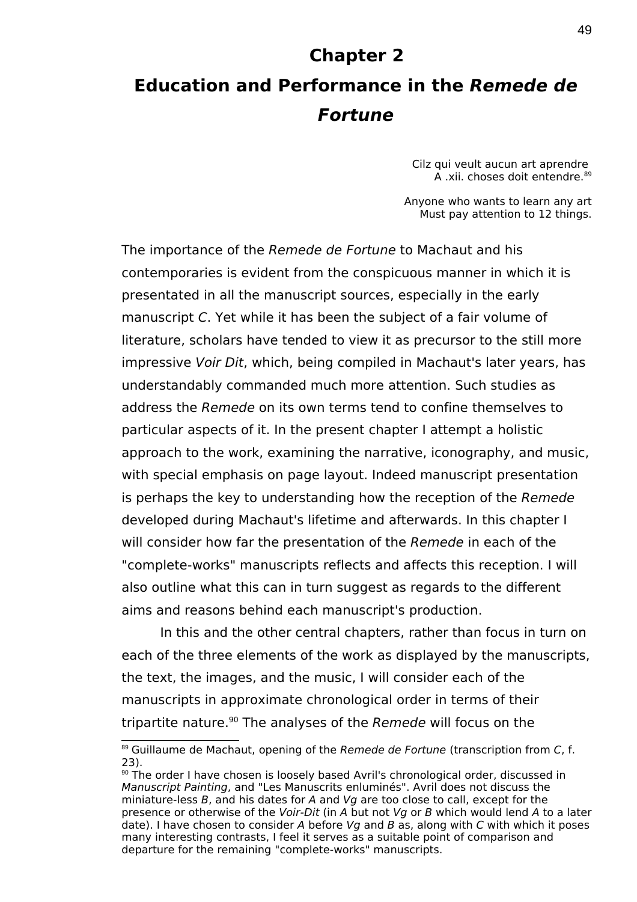# Chapter 2

# Education and Performance in the *Remede de Fortune*

> Cilz qui veult aucun art aprendre
> A .xii. choses doit entendre.[89]
>
> Anyone who wants to learn any art
> Must pay attention to 12 things.

The importance of the *Remede de Fortune* to Machaut and his contemporaries is evident from the conspicuous manner in which it is presentated in all the manuscript sources, especially in the early manuscript *C*. Yet while it has been the subject of a fair volume of literature, scholars have tended to view it as precursor to the still more impressive *Voir Dit*, which, being compiled in Machaut's later years, has understandably commanded much more attention. Such studies as address the *Remede* on its own terms tend to confine themselves to particular aspects of it. In the present chapter I attempt a holistic approach to the work, examining the narrative, iconography, and music, with special emphasis on page layout. Indeed manuscript presentation is perhaps the key to understanding how the reception of the *Remede* developed during Machaut's lifetime and afterwards. In this chapter I will consider how far the presentation of the *Remede* in each of the "complete-works" manuscripts reflects and affects this reception. I will also outline what this can in turn suggest as regards to the different aims and reasons behind each manuscript's production.

In this and the other central chapters, rather than focus in turn on each of the three elements of the work as displayed by the manuscripts, the text, the images, and the music, I will consider each of the manuscripts in approximate chronological order in terms of their tripartite nature.[90] The analyses of the *Remede* will focus on the

---

[89] Guillaume de Machaut, opening of the *Remede de Fortune* (transcription from *C*, f. 23).

[90] The order I have chosen is loosely based Avril's chronological order, discussed in *Manuscript Painting*, and "Les Manuscrits enluminés". Avril does not discuss the miniature-less *B*, and his dates for *A* and *Vg* are too close to call, except for the presence or otherwise of the *Voir-Dit* (in *A* but not *Vg* or *B* which would lend *A* to a later date). I have chosen to consider *A* before *Vg* and *B* as, along with *C* with which it poses many interesting contrasts, I feel it serves as a suitable point of comparison and departure for the remaining "complete-works" manuscripts.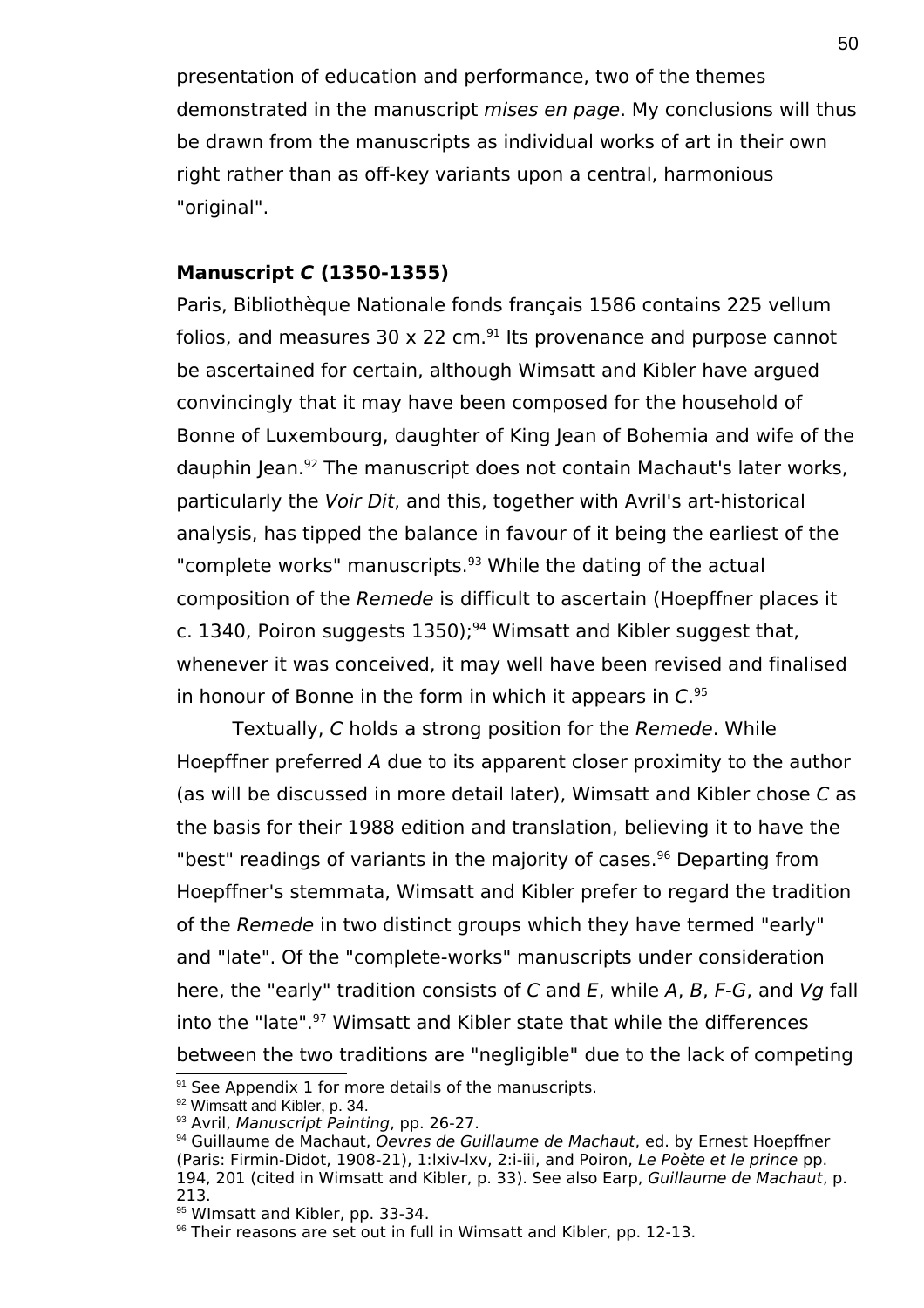presentation of education and performance, two of the themes demonstrated in the manuscript *mises en page*. My conclusions will thus be drawn from the manuscripts as individual works of art in their own right rather than as off-key variants upon a central, harmonious "original".

**Manuscript *C* (1350-1355)**

Paris, Bibliothèque Nationale fonds français 1586 contains 225 vellum folios, and measures 30 x 22 cm.[91] Its provenance and purpose cannot be ascertained for certain, although Wimsatt and Kibler have argued convincingly that it may have been composed for the household of Bonne of Luxembourg, daughter of King Jean of Bohemia and wife of the dauphin Jean.[92] The manuscript does not contain Machaut's later works, particularly the *Voir Dit*, and this, together with Avril's art-historical analysis, has tipped the balance in favour of it being the earliest of the "complete works" manuscripts.[93] While the dating of the actual composition of the *Remede* is difficult to ascertain (Hoepffner places it c. 1340, Poiron suggests 1350);[94] Wimsatt and Kibler suggest that, whenever it was conceived, it may well have been revised and finalised in honour of Bonne in the form in which it appears in *C*.[95]

Textually, *C* holds a strong position for the *Remede*. While Hoepffner preferred *A* due to its apparent closer proximity to the author (as will be discussed in more detail later), Wimsatt and Kibler chose *C* as the basis for their 1988 edition and translation, believing it to have the "best" readings of variants in the majority of cases.[96] Departing from Hoepffner's stemmata, Wimsatt and Kibler prefer to regard the tradition of the *Remede* in two distinct groups which they have termed "early" and "late". Of the "complete-works" manuscripts under consideration here, the "early" tradition consists of *C* and *E*, while *A*, *B*, *F-G*, and *Vg* fall into the "late".[97] Wimsatt and Kibler state that while the differences between the two traditions are "negligible" due to the lack of competing

---

[91] See Appendix 1 for more details of the manuscripts.

[92] Wimsatt and Kibler, p. 34.

[93] Avril, *Manuscript Painting*, pp. 26-27.

[94] Guillaume de Machaut, *Oevres de Guillaume de Machaut*, ed. by Ernest Hoepffner (Paris: Firmin-Didot, 1908-21), 1:lxiv-lxv, 2:i-iii, and Poiron, *Le Poète et le prince* pp. 194, 201 (cited in Wimsatt and Kibler, p. 33). See also Earp, *Guillaume de Machaut*, p. 213.

[95] WImsatt and Kibler, pp. 33-34.

[96] Their reasons are set out in full in Wimsatt and Kibler, pp. 12-13.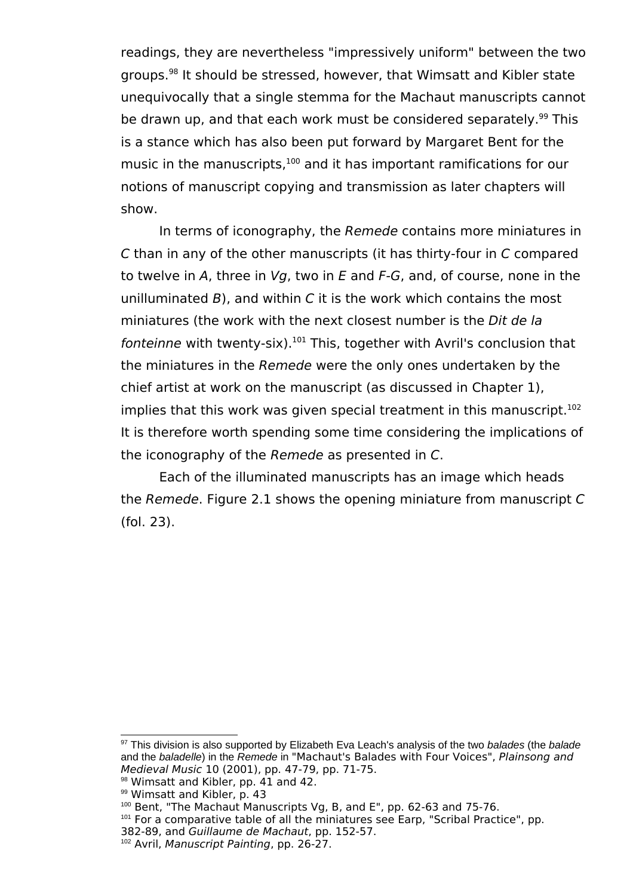readings, they are nevertheless "impressively uniform" between the two groups.[98] It should be stressed, however, that Wimsatt and Kibler state unequivocally that a single stemma for the Machaut manuscripts cannot be drawn up, and that each work must be considered separately.[99] This is a stance which has also been put forward by Margaret Bent for the music in the manuscripts,[100] and it has important ramifications for our notions of manuscript copying and transmission as later chapters will show.

In terms of iconography, the *Remede* contains more miniatures in *C* than in any of the other manuscripts (it has thirty-four in *C* compared to twelve in *A*, three in *Vg*, two in *E* and *F-G*, and, of course, none in the unilluminated *B*), and within *C* it is the work which contains the most miniatures (the work with the next closest number is the *Dit de la fonteinne* with twenty-six).[101] This, together with Avril's conclusion that the miniatures in the *Remede* were the only ones undertaken by the chief artist at work on the manuscript (as discussed in Chapter 1), implies that this work was given special treatment in this manuscript.[102] It is therefore worth spending some time considering the implications of the iconography of the *Remede* as presented in *C*.

Each of the illuminated manuscripts has an image which heads the *Remede*. Figure 2.1 shows the opening miniature from manuscript *C* (fol. 23).

---

[97] This division is also supported by Elizabeth Eva Leach's analysis of the two *balades* (the *balade* and the *baladelle*) in the *Remede* in "Machaut's Balades with Four Voices", *Plainsong and Medieval Music* 10 (2001), pp. 47-79, pp. 71-75.

[98] Wimsatt and Kibler, pp. 41 and 42.

[99] Wimsatt and Kibler, p. 43

[100] Bent, "The Machaut Manuscripts Vg, B, and E", pp. 62-63 and 75-76.

[101] For a comparative table of all the miniatures see Earp, "Scribal Practice", pp. 382-89, and *Guillaume de Machaut*, pp. 152-57.

[102] Avril, *Manuscript Painting*, pp. 26-27.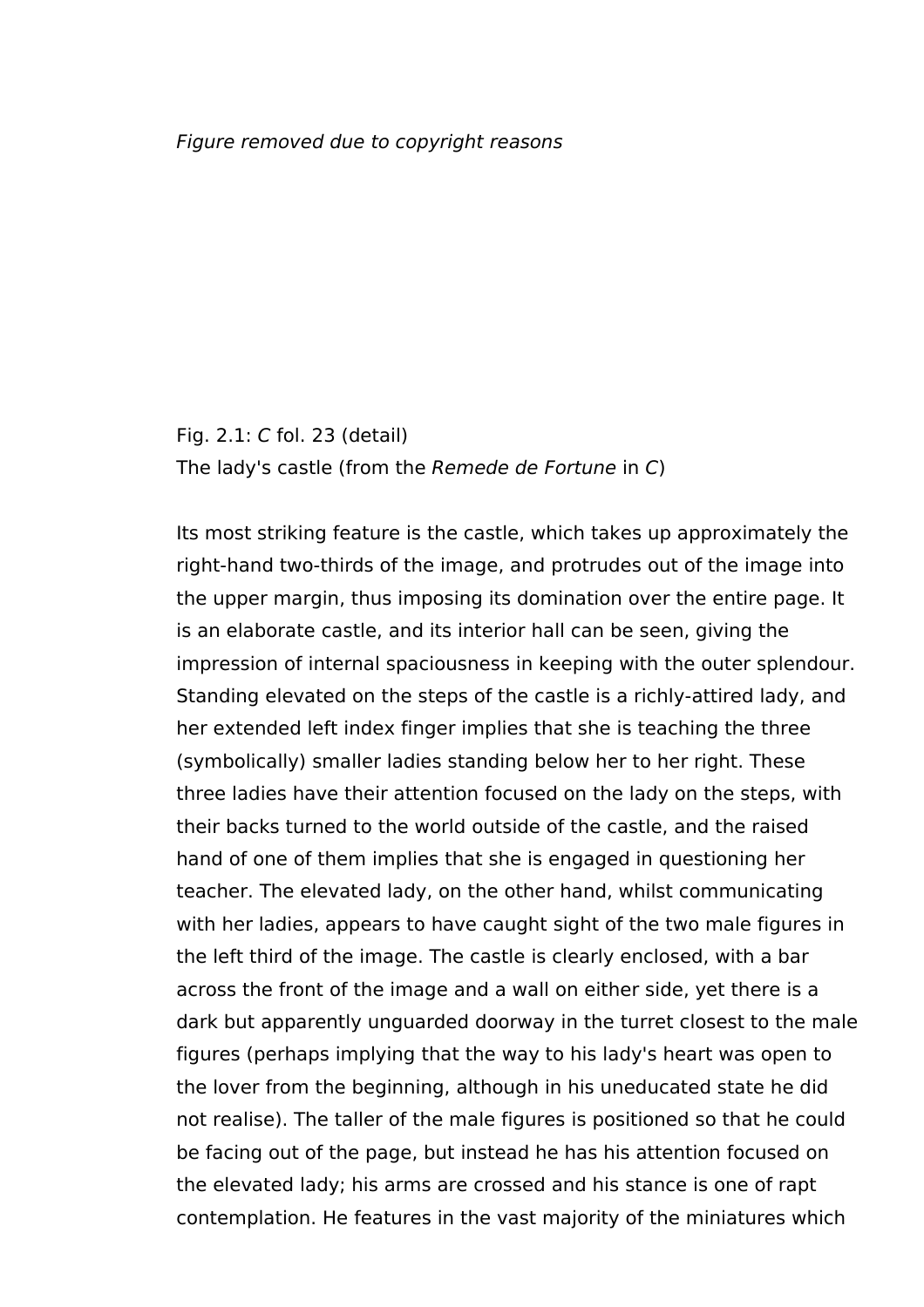*Figure removed due to copyright reasons*

Fig. 2.1: *C* fol. 23 (detail)
The lady's castle (from the *Remede de Fortune* in *C*)

Its most striking feature is the castle, which takes up approximately the right-hand two-thirds of the image, and protrudes out of the image into the upper margin, thus imposing its domination over the entire page. It is an elaborate castle, and its interior hall can be seen, giving the impression of internal spaciousness in keeping with the outer splendour. Standing elevated on the steps of the castle is a richly-attired lady, and her extended left index finger implies that she is teaching the three (symbolically) smaller ladies standing below her to her right. These three ladies have their attention focused on the lady on the steps, with their backs turned to the world outside of the castle, and the raised hand of one of them implies that she is engaged in questioning her teacher. The elevated lady, on the other hand, whilst communicating with her ladies, appears to have caught sight of the two male figures in the left third of the image. The castle is clearly enclosed, with a bar across the front of the image and a wall on either side, yet there is a dark but apparently unguarded doorway in the turret closest to the male figures (perhaps implying that the way to his lady's heart was open to the lover from the beginning, although in his uneducated state he did not realise). The taller of the male figures is positioned so that he could be facing out of the page, but instead he has his attention focused on the elevated lady; his arms are crossed and his stance is one of rapt contemplation. He features in the vast majority of the miniatures which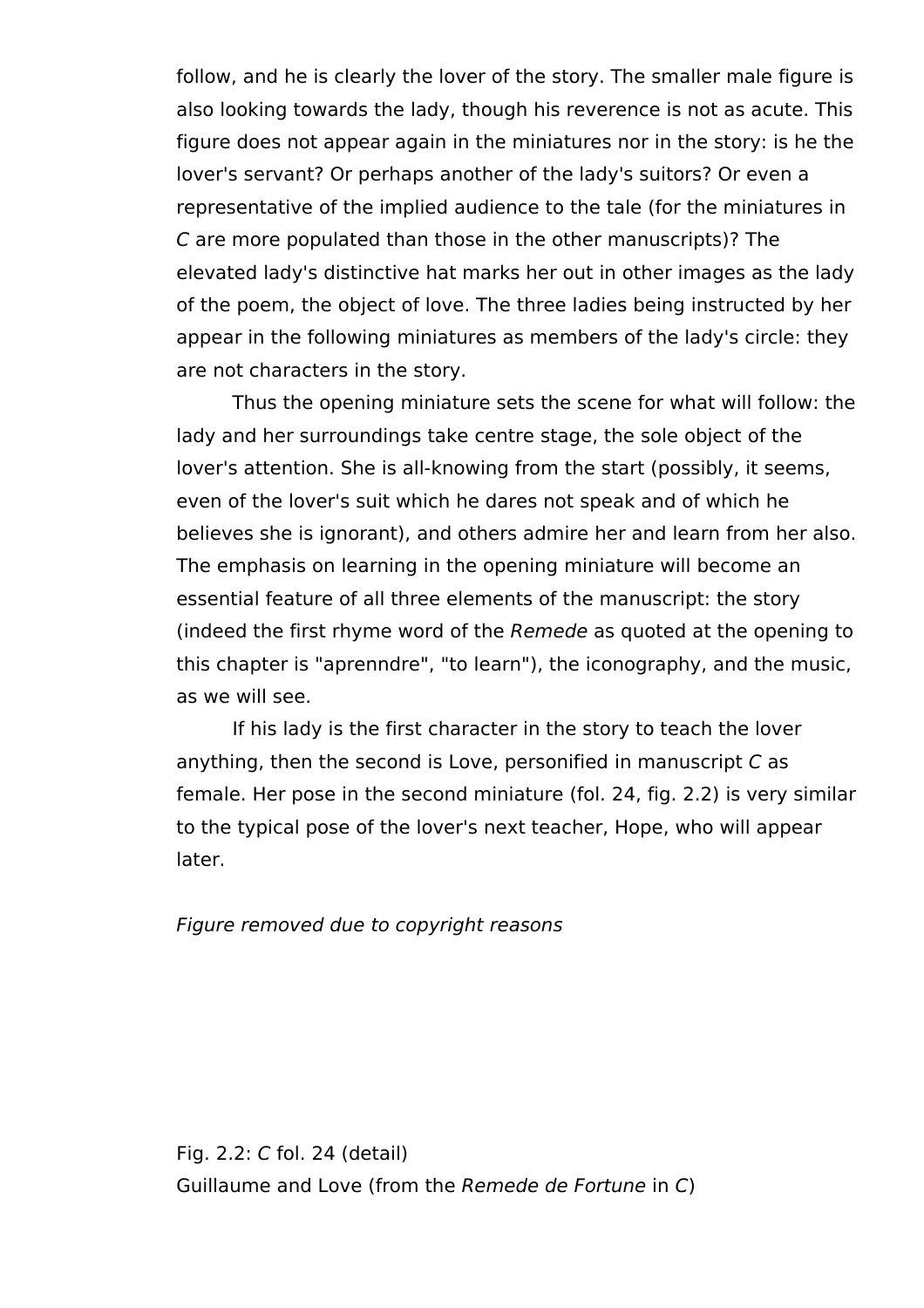follow, and he is clearly the lover of the story. The smaller male figure is also looking towards the lady, though his reverence is not as acute. This figure does not appear again in the miniatures nor in the story: is he the lover's servant? Or perhaps another of the lady's suitors? Or even a representative of the implied audience to the tale (for the miniatures in *C* are more populated than those in the other manuscripts)? The elevated lady's distinctive hat marks her out in other images as the lady of the poem, the object of love. The three ladies being instructed by her appear in the following miniatures as members of the lady's circle: they are not characters in the story.

Thus the opening miniature sets the scene for what will follow: the lady and her surroundings take centre stage, the sole object of the lover's attention. She is all-knowing from the start (possibly, it seems, even of the lover's suit which he dares not speak and of which he believes she is ignorant), and others admire her and learn from her also. The emphasis on learning in the opening miniature will become an essential feature of all three elements of the manuscript: the story (indeed the first rhyme word of the *Remede* as quoted at the opening to this chapter is "aprenndre", "to learn"), the iconography, and the music, as we will see.

If his lady is the first character in the story to teach the lover anything, then the second is Love, personified in manuscript *C* as female. Her pose in the second miniature (fol. 24, fig. 2.2) is very similar to the typical pose of the lover's next teacher, Hope, who will appear later.

*Figure removed due to copyright reasons*

Fig. 2.2: *C* fol. 24 (detail)
Guillaume and Love (from the *Remede de Fortune* in *C*)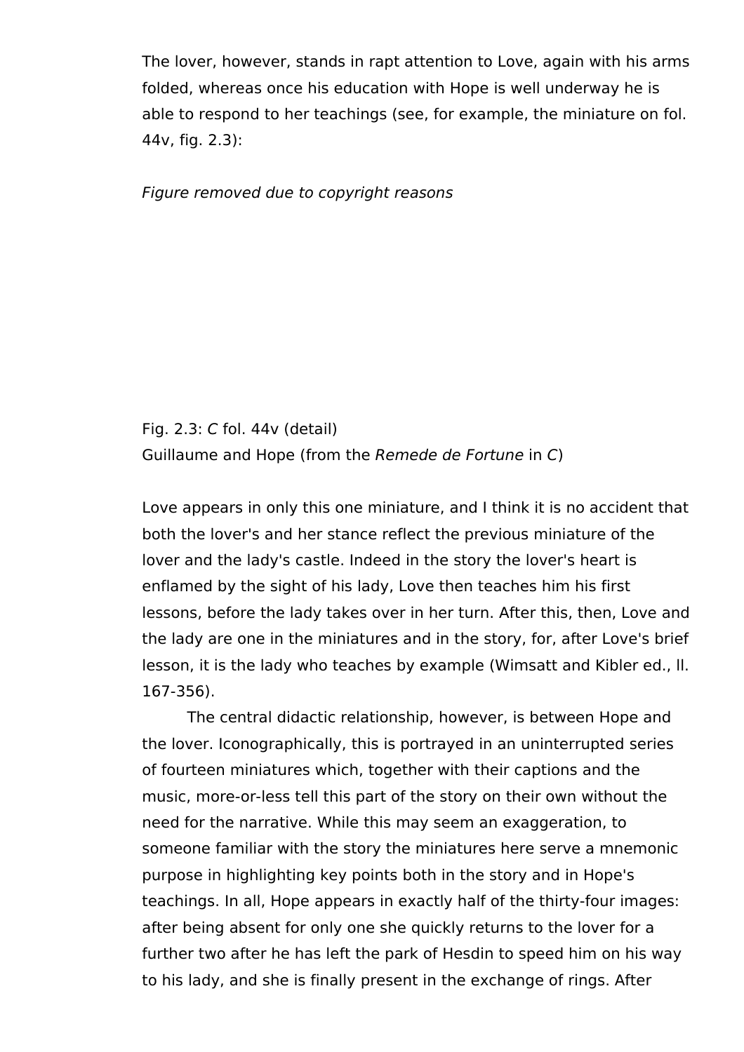The lover, however, stands in rapt attention to Love, again with his arms folded, whereas once his education with Hope is well underway he is able to respond to her teachings (see, for example, the miniature on fol. 44v, fig. 2.3):

*Figure removed due to copyright reasons*

Fig. 2.3: *C* fol. 44v (detail)
Guillaume and Hope (from the *Remede de Fortune* in *C*)

Love appears in only this one miniature, and I think it is no accident that both the lover's and her stance reflect the previous miniature of the lover and the lady's castle. Indeed in the story the lover's heart is enflamed by the sight of his lady, Love then teaches him his first lessons, before the lady takes over in her turn. After this, then, Love and the lady are one in the miniatures and in the story, for, after Love's brief lesson, it is the lady who teaches by example (Wimsatt and Kibler ed., ll. 167-356).

The central didactic relationship, however, is between Hope and the lover. Iconographically, this is portrayed in an uninterrupted series of fourteen miniatures which, together with their captions and the music, more-or-less tell this part of the story on their own without the need for the narrative. While this may seem an exaggeration, to someone familiar with the story the miniatures here serve a mnemonic purpose in highlighting key points both in the story and in Hope's teachings. In all, Hope appears in exactly half of the thirty-four images: after being absent for only one she quickly returns to the lover for a further two after he has left the park of Hesdin to speed him on his way to his lady, and she is finally present in the exchange of rings. After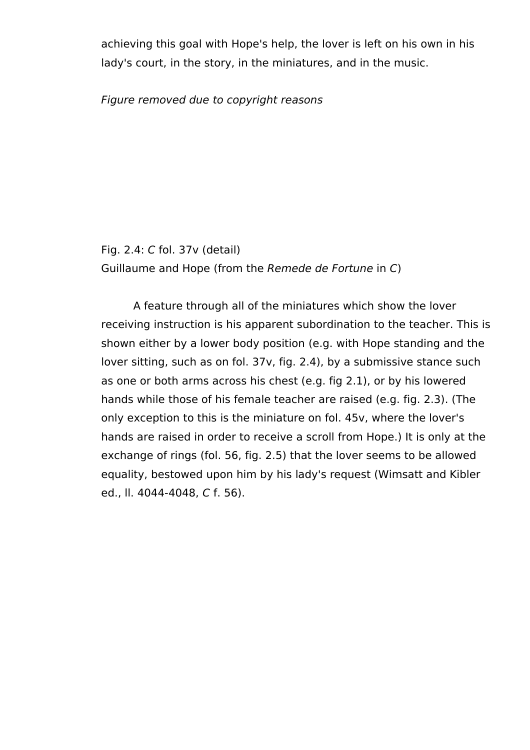achieving this goal with Hope's help, the lover is left on his own in his lady's court, in the story, in the miniatures, and in the music.

*Figure removed due to copyright reasons*

Fig. 2.4: *C* fol. 37v (detail)
Guillaume and Hope (from the *Remede de Fortune* in *C*)

A feature through all of the miniatures which show the lover receiving instruction is his apparent subordination to the teacher. This is shown either by a lower body position (e.g. with Hope standing and the lover sitting, such as on fol. 37v, fig. 2.4), by a submissive stance such as one or both arms across his chest (e.g. fig 2.1), or by his lowered hands while those of his female teacher are raised (e.g. fig. 2.3). (The only exception to this is the miniature on fol. 45v, where the lover's hands are raised in order to receive a scroll from Hope.) It is only at the exchange of rings (fol. 56, fig. 2.5) that the lover seems to be allowed equality, bestowed upon him by his lady's request (Wimsatt and Kibler ed., ll. 4044-4048, *C* f. 56).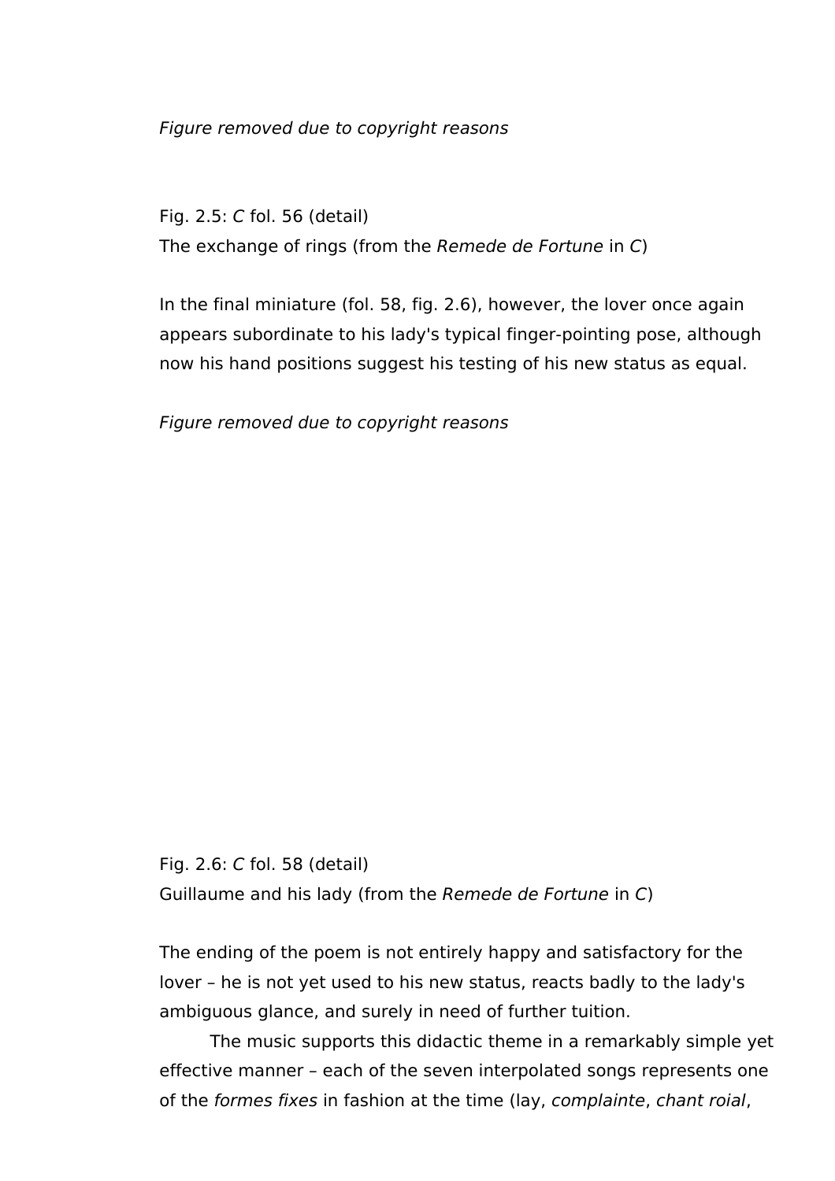*Figure removed due to copyright reasons*

Fig. 2.5: *C* fol. 56 (detail)
The exchange of rings (from the *Remede de Fortune* in *C*)

In the final miniature (fol. 58, fig. 2.6), however, the lover once again appears subordinate to his lady's typical finger-pointing pose, although now his hand positions suggest his testing of his new status as equal.

*Figure removed due to copyright reasons*

Fig. 2.6: *C* fol. 58 (detail)
Guillaume and his lady (from the *Remede de Fortune* in *C*)

The ending of the poem is not entirely happy and satisfactory for the lover – he is not yet used to his new status, reacts badly to the lady's ambiguous glance, and surely in need of further tuition.

The music supports this didactic theme in a remarkably simple yet effective manner – each of the seven interpolated songs represents one of the *formes fixes* in fashion at the time (lay, *complainte*, *chant roial*,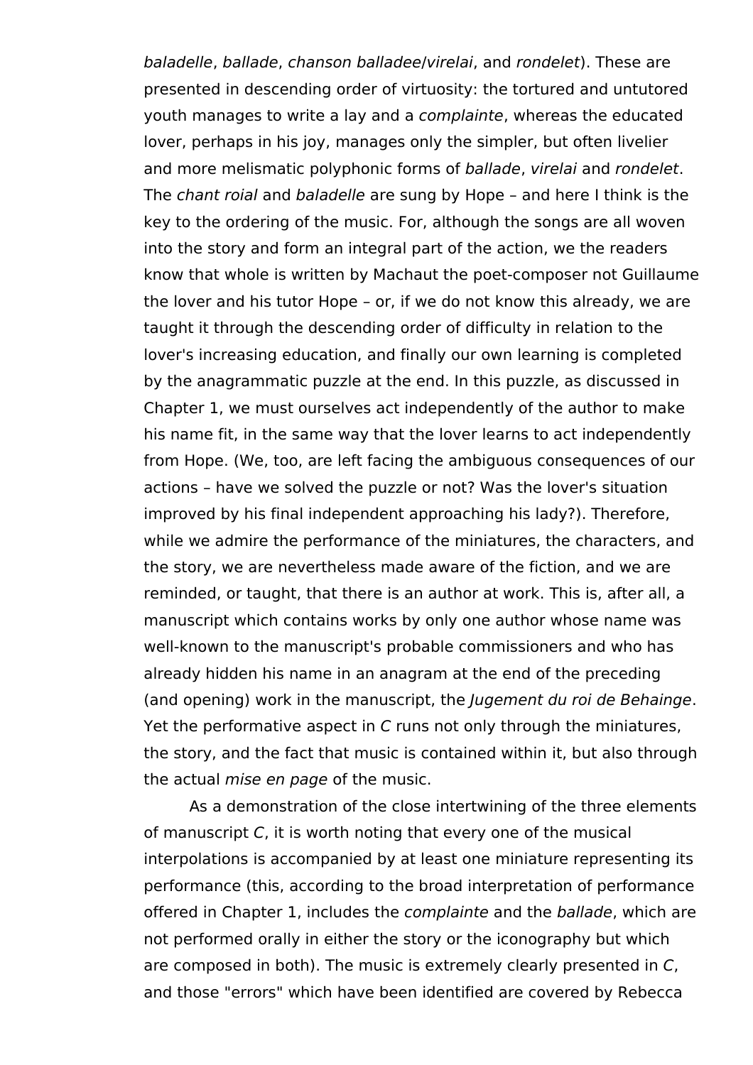*baladelle*, *ballade*, *chanson balladee*/*virelai*, and *rondelet*). These are presented in descending order of virtuosity: the tortured and untutored youth manages to write a lay and a *complainte*, whereas the educated lover, perhaps in his joy, manages only the simpler, but often livelier and more melismatic polyphonic forms of *ballade*, *virelai* and *rondelet*. The *chant roial* and *baladelle* are sung by Hope – and here I think is the key to the ordering of the music. For, although the songs are all woven into the story and form an integral part of the action, we the readers know that whole is written by Machaut the poet-composer not Guillaume the lover and his tutor Hope – or, if we do not know this already, we are taught it through the descending order of difficulty in relation to the lover's increasing education, and finally our own learning is completed by the anagrammatic puzzle at the end. In this puzzle, as discussed in Chapter 1, we must ourselves act independently of the author to make his name fit, in the same way that the lover learns to act independently from Hope. (We, too, are left facing the ambiguous consequences of our actions – have we solved the puzzle or not? Was the lover's situation improved by his final independent approaching his lady?). Therefore, while we admire the performance of the miniatures, the characters, and the story, we are nevertheless made aware of the fiction, and we are reminded, or taught, that there is an author at work. This is, after all, a manuscript which contains works by only one author whose name was well-known to the manuscript's probable commissioners and who has already hidden his name in an anagram at the end of the preceding (and opening) work in the manuscript, the *Jugement du roi de Behainge*. Yet the performative aspect in *C* runs not only through the miniatures, the story, and the fact that music is contained within it, but also through the actual *mise en page* of the music.

As a demonstration of the close intertwining of the three elements of manuscript *C*, it is worth noting that every one of the musical interpolations is accompanied by at least one miniature representing its performance (this, according to the broad interpretation of performance offered in Chapter 1, includes the *complainte* and the *ballade*, which are not performed orally in either the story or the iconography but which are composed in both). The music is extremely clearly presented in *C*, and those "errors" which have been identified are covered by Rebecca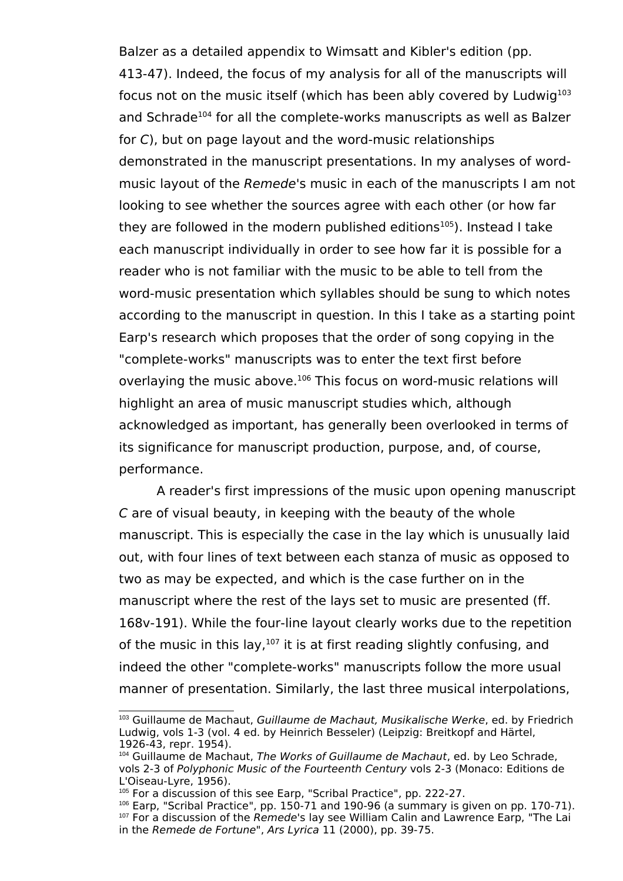Balzer as a detailed appendix to Wimsatt and Kibler's edition (pp. 413-47). Indeed, the focus of my analysis for all of the manuscripts will focus not on the music itself (which has been ably covered by Ludwig[103] and Schrade[104] for all the complete-works manuscripts as well as Balzer for *C*), but on page layout and the word-music relationships demonstrated in the manuscript presentations. In my analyses of word-music layout of the *Remede*'s music in each of the manuscripts I am not looking to see whether the sources agree with each other (or how far they are followed in the modern published editions[105]). Instead I take each manuscript individually in order to see how far it is possible for a reader who is not familiar with the music to be able to tell from the word-music presentation which syllables should be sung to which notes according to the manuscript in question. In this I take as a starting point Earp's research which proposes that the order of song copying in the "complete-works" manuscripts was to enter the text first before overlaying the music above.[106] This focus on word-music relations will highlight an area of music manuscript studies which, although acknowledged as important, has generally been overlooked in terms of its significance for manuscript production, purpose, and, of course, performance.

A reader's first impressions of the music upon opening manuscript *C* are of visual beauty, in keeping with the beauty of the whole manuscript. This is especially the case in the lay which is unusually laid out, with four lines of text between each stanza of music as opposed to two as may be expected, and which is the case further on in the manuscript where the rest of the lays set to music are presented (ff. 168v-191). While the four-line layout clearly works due to the repetition of the music in this lay,[107] it is at first reading slightly confusing, and indeed the other "complete-works" manuscripts follow the more usual manner of presentation. Similarly, the last three musical interpolations,

---

[103] Guillaume de Machaut, *Guillaume de Machaut, Musikalische Werke*, ed. by Friedrich Ludwig, vols 1-3 (vol. 4 ed. by Heinrich Besseler) (Leipzig: Breitkopf and Härtel, 1926-43, repr. 1954).

[104] Guillaume de Machaut, *The Works of Guillaume de Machaut*, ed. by Leo Schrade, vols 2-3 of *Polyphonic Music of the Fourteenth Century* vols 2-3 (Monaco: Editions de L'Oiseau-Lyre, 1956).

[105] For a discussion of this see Earp, "Scribal Practice", pp. 222-27.

[106] Earp, "Scribal Practice", pp. 150-71 and 190-96 (a summary is given on pp. 170-71).

[107] For a discussion of the *Remede*'s lay see William Calin and Lawrence Earp, "The Lai in the *Remede de Fortune*", *Ars Lyrica* 11 (2000), pp. 39-75.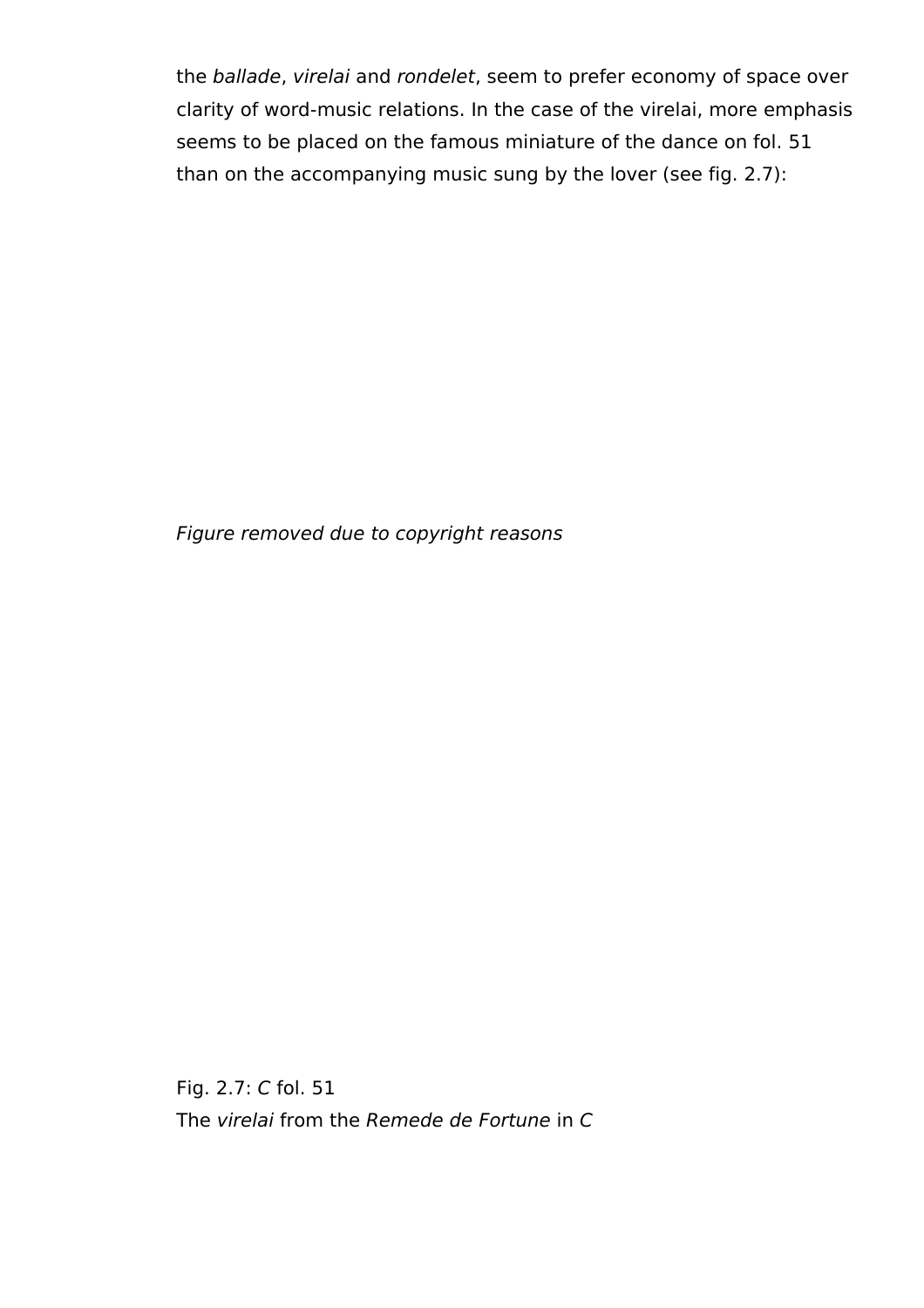the *ballade*, *virelai* and *rondelet*, seem to prefer economy of space over clarity of word-music relations. In the case of the virelai, more emphasis seems to be placed on the famous miniature of the dance on fol. 51 than on the accompanying music sung by the lover (see fig. 2.7):

*Figure removed due to copyright reasons*

Fig. 2.7: *C* fol. 51
The *virelai* from the *Remede de Fortune* in *C*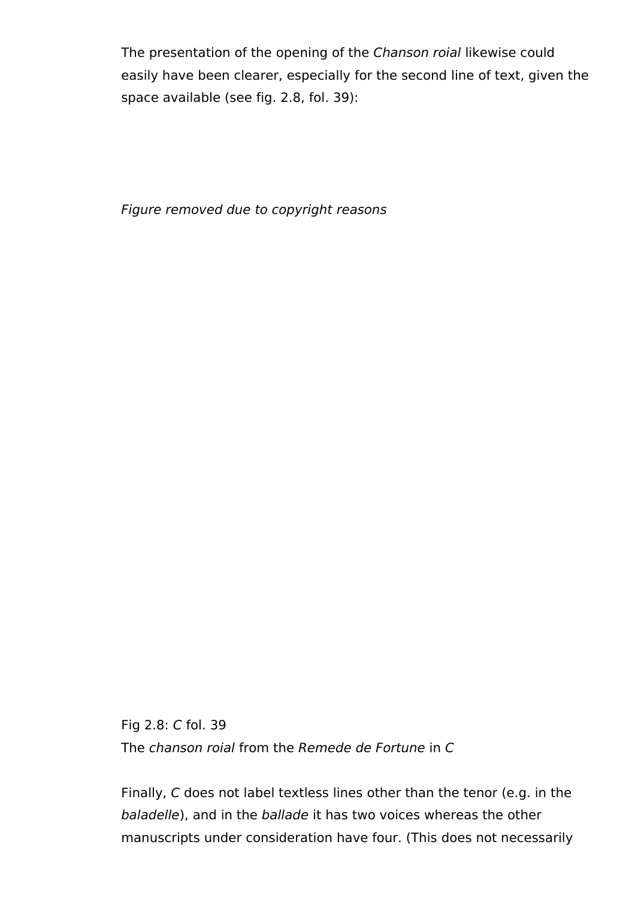The presentation of the opening of the *Chanson roial* likewise could easily have been clearer, especially for the second line of text, given the space available (see fig. 2.8, fol. 39):

*Figure removed due to copyright reasons*

Fig 2.8: *C* fol. 39
The *chanson roial* from the *Remede de Fortune* in *C*

Finally, *C* does not label textless lines other than the tenor (e.g. in the *baladelle*), and in the *ballade* it has two voices whereas the other manuscripts under consideration have four. (This does not necessarily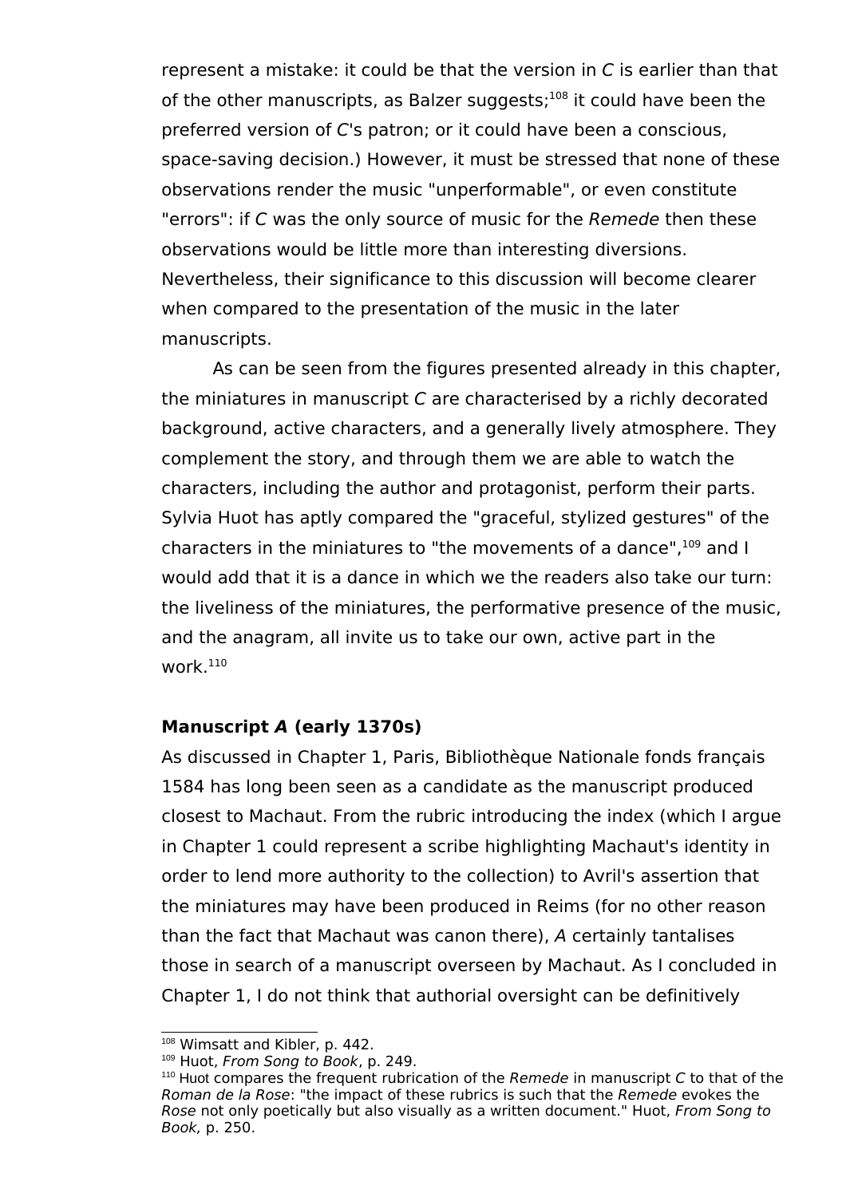represent a mistake: it could be that the version in *C* is earlier than that of the other manuscripts, as Balzer suggests;[108] it could have been the preferred version of *C*'s patron; or it could have been a conscious, space-saving decision.) However, it must be stressed that none of these observations render the music "unperformable", or even constitute "errors": if *C* was the only source of music for the *Remede* then these observations would be little more than interesting diversions. Nevertheless, their significance to this discussion will become clearer when compared to the presentation of the music in the later manuscripts.

As can be seen from the figures presented already in this chapter, the miniatures in manuscript *C* are characterised by a richly decorated background, active characters, and a generally lively atmosphere. They complement the story, and through them we are able to watch the characters, including the author and protagonist, perform their parts. Sylvia Huot has aptly compared the "graceful, stylized gestures" of the characters in the miniatures to "the movements of a dance",[109] and I would add that it is a dance in which we the readers also take our turn: the liveliness of the miniatures, the performative presence of the music, and the anagram, all invite us to take our own, active part in the work.[110]

### Manuscript *A* (early 1370s)

As discussed in Chapter 1, Paris, Bibliothèque Nationale fonds français 1584 has long been seen as a candidate as the manuscript produced closest to Machaut. From the rubric introducing the index (which I argue in Chapter 1 could represent a scribe highlighting Machaut's identity in order to lend more authority to the collection) to Avril's assertion that the miniatures may have been produced in Reims (for no other reason than the fact that Machaut was canon there), *A* certainly tantalises those in search of a manuscript overseen by Machaut. As I concluded in Chapter 1, I do not think that authorial oversight can be definitively

---

108 Wimsatt and Kibler, p. 442.

109 Huot, *From Song to Book*, p. 249.

110 Huot compares the frequent rubrication of the *Remede* in manuscript *C* to that of the *Roman de la Rose*: "the impact of these rubrics is such that the *Remede* evokes the *Rose* not only poetically but also visually as a written document." Huot, *From Song to Book,* p. 250.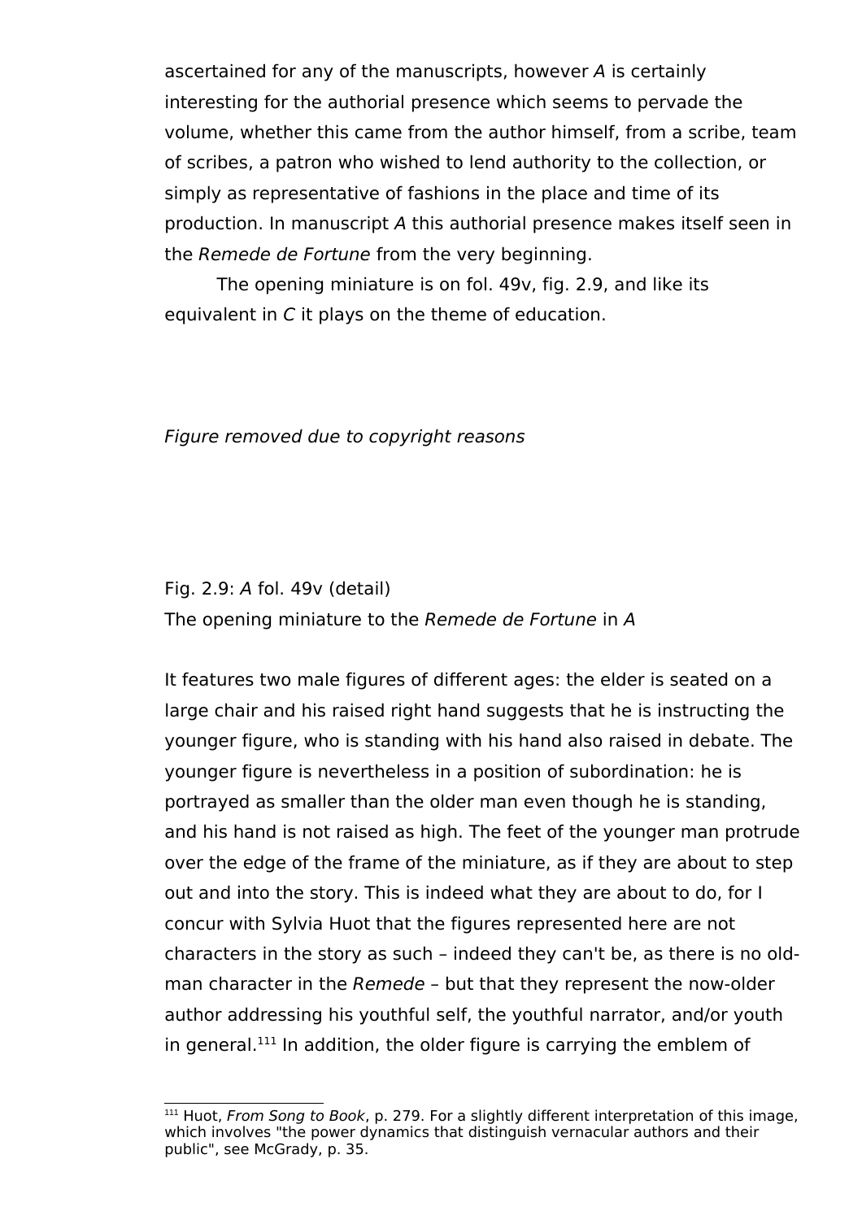ascertained for any of the manuscripts, however *A* is certainly interesting for the authorial presence which seems to pervade the volume, whether this came from the author himself, from a scribe, team of scribes, a patron who wished to lend authority to the collection, or simply as representative of fashions in the place and time of its production. In manuscript *A* this authorial presence makes itself seen in the *Remede de Fortune* from the very beginning.

The opening miniature is on fol. 49v, fig. 2.9, and like its equivalent in *C* it plays on the theme of education.

*Figure removed due to copyright reasons*

Fig. 2.9: *A* fol. 49v (detail)
The opening miniature to the *Remede de Fortune* in *A*

It features two male figures of different ages: the elder is seated on a large chair and his raised right hand suggests that he is instructing the younger figure, who is standing with his hand also raised in debate. The younger figure is nevertheless in a position of subordination: he is portrayed as smaller than the older man even though he is standing, and his hand is not raised as high. The feet of the younger man protrude over the edge of the frame of the miniature, as if they are about to step out and into the story. This is indeed what they are about to do, for I concur with Sylvia Huot that the figures represented here are not characters in the story as such – indeed they can't be, as there is no old-man character in the *Remede* – but that they represent the now-older author addressing his youthful self, the youthful narrator, and/or youth in general.[111] In addition, the older figure is carrying the emblem of

[111] Huot, *From Song to Book*, p. 279. For a slightly different interpretation of this image, which involves "the power dynamics that distinguish vernacular authors and their public", see McGrady, p. 35.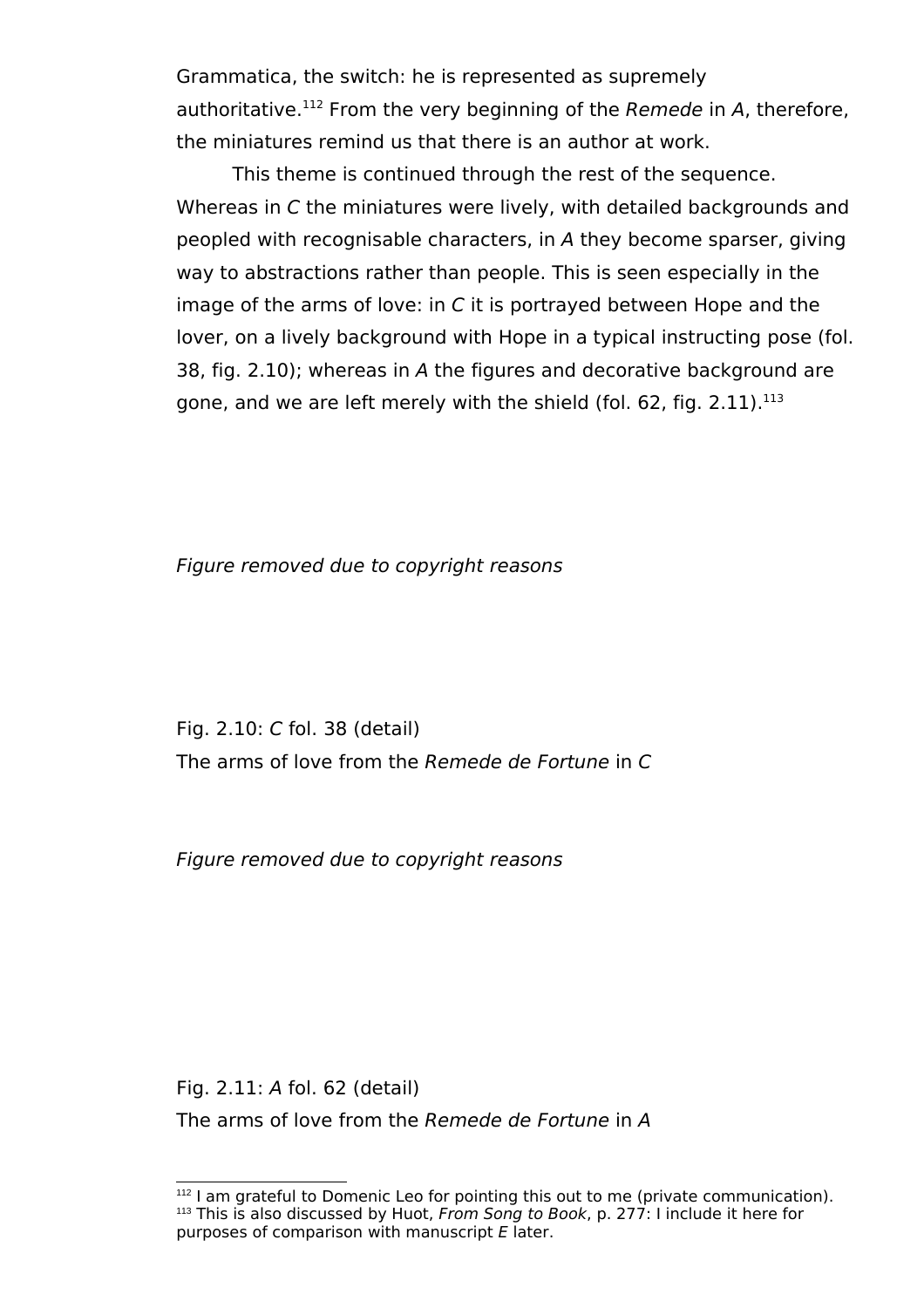Grammatica, the switch: he is represented as supremely authoritative.[112] From the very beginning of the *Remede* in *A*, therefore, the miniatures remind us that there is an author at work.

This theme is continued through the rest of the sequence. Whereas in *C* the miniatures were lively, with detailed backgrounds and peopled with recognisable characters, in *A* they become sparser, giving way to abstractions rather than people. This is seen especially in the image of the arms of love: in *C* it is portrayed between Hope and the lover, on a lively background with Hope in a typical instructing pose (fol. 38, fig. 2.10); whereas in *A* the figures and decorative background are gone, and we are left merely with the shield (fol. 62, fig. 2.11).[113]

*Figure removed due to copyright reasons*

Fig. 2.10: *C* fol. 38 (detail)
The arms of love from the *Remede de Fortune* in *C*

*Figure removed due to copyright reasons*

Fig. 2.11: *A* fol. 62 (detail)
The arms of love from the *Remede de Fortune* in *A*

---

[112] I am grateful to Domenic Leo for pointing this out to me (private communication).

[113] This is also discussed by Huot, *From Song to Book*, p. 277: I include it here for purposes of comparison with manuscript *E* later.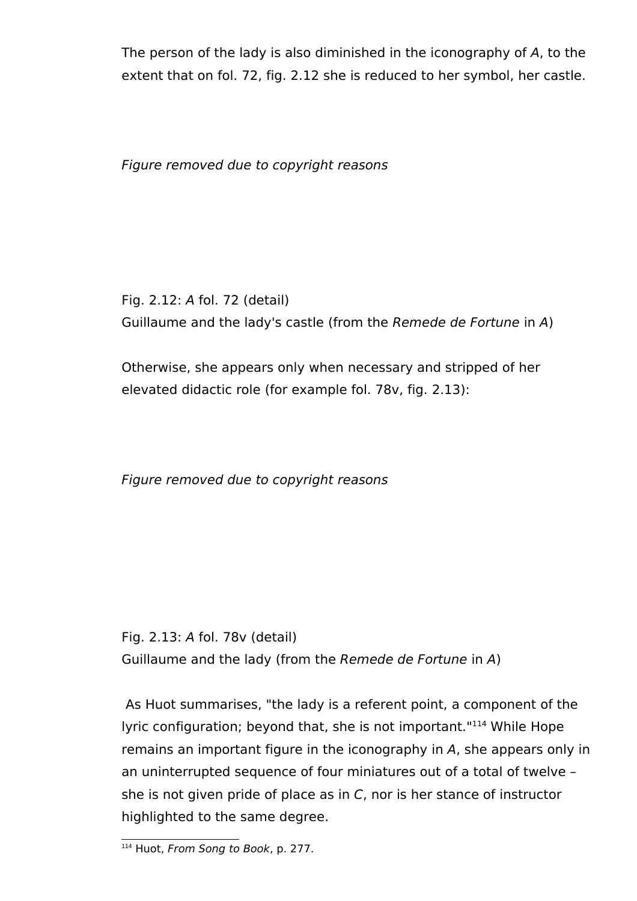The person of the lady is also diminished in the iconography of *A*, to the extent that on fol. 72, fig. 2.12 she is reduced to her symbol, her castle.

*Figure removed due to copyright reasons*

Fig. 2.12: *A* fol. 72 (detail)
Guillaume and the lady's castle (from the *Remede de Fortune* in *A*)

Otherwise, she appears only when necessary and stripped of her elevated didactic role (for example fol. 78v, fig. 2.13):

*Figure removed due to copyright reasons*

Fig. 2.13: *A* fol. 78v (detail)
Guillaume and the lady (from the *Remede de Fortune* in *A*)

As Huot summarises, "the lady is a referent point, a component of the lyric configuration; beyond that, she is not important."[114] While Hope remains an important figure in the iconography in *A*, she appears only in an uninterrupted sequence of four miniatures out of a total of twelve – she is not given pride of place as in *C*, nor is her stance of instructor highlighted to the same degree.

[114] Huot, *From Song to Book*, p. 277.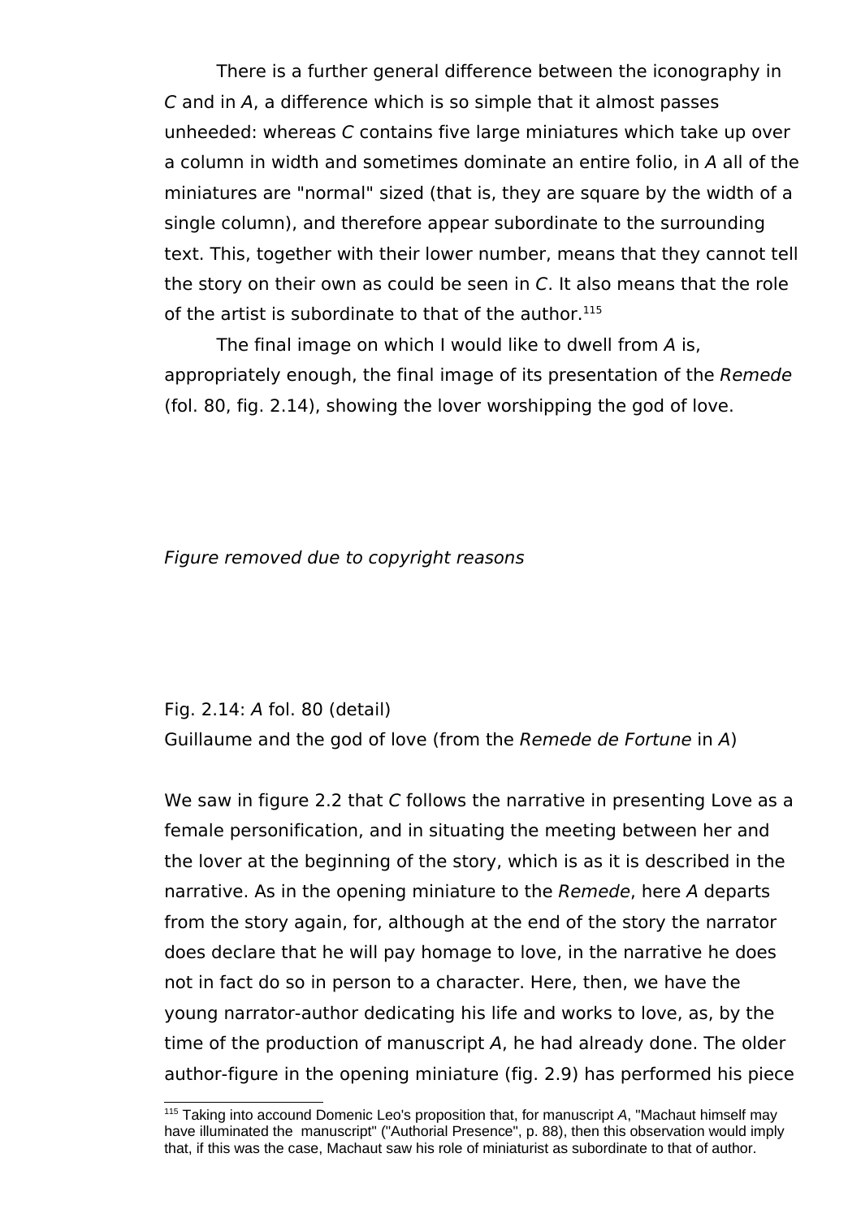There is a further general difference between the iconography in *C* and in *A*, a difference which is so simple that it almost passes unheeded: whereas *C* contains five large miniatures which take up over a column in width and sometimes dominate an entire folio, in *A* all of the miniatures are "normal" sized (that is, they are square by the width of a single column), and therefore appear subordinate to the surrounding text. This, together with their lower number, means that they cannot tell the story on their own as could be seen in *C*. It also means that the role of the artist is subordinate to that of the author.[115]

The final image on which I would like to dwell from *A* is, appropriately enough, the final image of its presentation of the *Remede* (fol. 80, fig. 2.14), showing the lover worshipping the god of love.

*Figure removed due to copyright reasons*

Fig. 2.14: *A* fol. 80 (detail)
Guillaume and the god of love (from the *Remede de Fortune* in *A*)

We saw in figure 2.2 that *C* follows the narrative in presenting Love as a female personification, and in situating the meeting between her and the lover at the beginning of the story, which is as it is described in the narrative. As in the opening miniature to the *Remede*, here *A* departs from the story again, for, although at the end of the story the narrator does declare that he will pay homage to love, in the narrative he does not in fact do so in person to a character. Here, then, we have the young narrator-author dedicating his life and works to love, as, by the time of the production of manuscript *A*, he had already done. The older author-figure in the opening miniature (fig. 2.9) has performed his piece

[115] Taking into accound Domenic Leo's proposition that, for manuscript *A*, "Machaut himself may have illuminated the manuscript" ("Authorial Presence", p. 88), then this observation would imply that, if this was the case, Machaut saw his role of miniaturist as subordinate to that of author.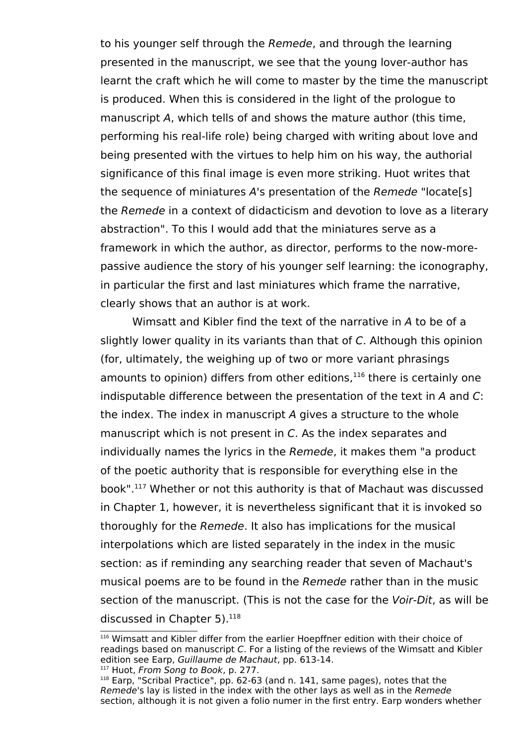to his younger self through the *Remede*, and through the learning presented in the manuscript, we see that the young lover-author has learnt the craft which he will come to master by the time the manuscript is produced. When this is considered in the light of the prologue to manuscript *A*, which tells of and shows the mature author (this time, performing his real-life role) being charged with writing about love and being presented with the virtues to help him on his way, the authorial significance of this final image is even more striking. Huot writes that the sequence of miniatures *A*'s presentation of the *Remede* "locate[s] the *Remede* in a context of didacticism and devotion to love as a literary abstraction". To this I would add that the miniatures serve as a framework in which the author, as director, performs to the now-more-passive audience the story of his younger self learning: the iconography, in particular the first and last miniatures which frame the narrative, clearly shows that an author is at work.

Wimsatt and Kibler find the text of the narrative in *A* to be of a slightly lower quality in its variants than that of *C*. Although this opinion (for, ultimately, the weighing up of two or more variant phrasings amounts to opinion) differs from other editions,[116] there is certainly one indisputable difference between the presentation of the text in *A* and *C*: the index. The index in manuscript *A* gives a structure to the whole manuscript which is not present in *C*. As the index separates and individually names the lyrics in the *Remede*, it makes them "a product of the poetic authority that is responsible for everything else in the book".[117] Whether or not this authority is that of Machaut was discussed in Chapter 1, however, it is nevertheless significant that it is invoked so thoroughly for the *Remede*. It also has implications for the musical interpolations which are listed separately in the index in the music section: as if reminding any searching reader that seven of Machaut's musical poems are to be found in the *Remede* rather than in the music section of the manuscript. (This is not the case for the *Voir-Dit*, as will be discussed in Chapter 5).[118]

---

[116] Wimsatt and Kibler differ from the earlier Hoepffner edition with their choice of readings based on manuscript *C*. For a listing of the reviews of the Wimsatt and Kibler edition see Earp, *Guillaume de Machaut*, pp. 613-14.

[117] Huot, *From Song to Book*, p. 277.

[118] Earp, "Scribal Practice", pp. 62-63 (and n. 141, same pages), notes that the *Remede*'s lay is listed in the index with the other lays as well as in the *Remede* section, although it is not given a folio numer in the first entry. Earp wonders whether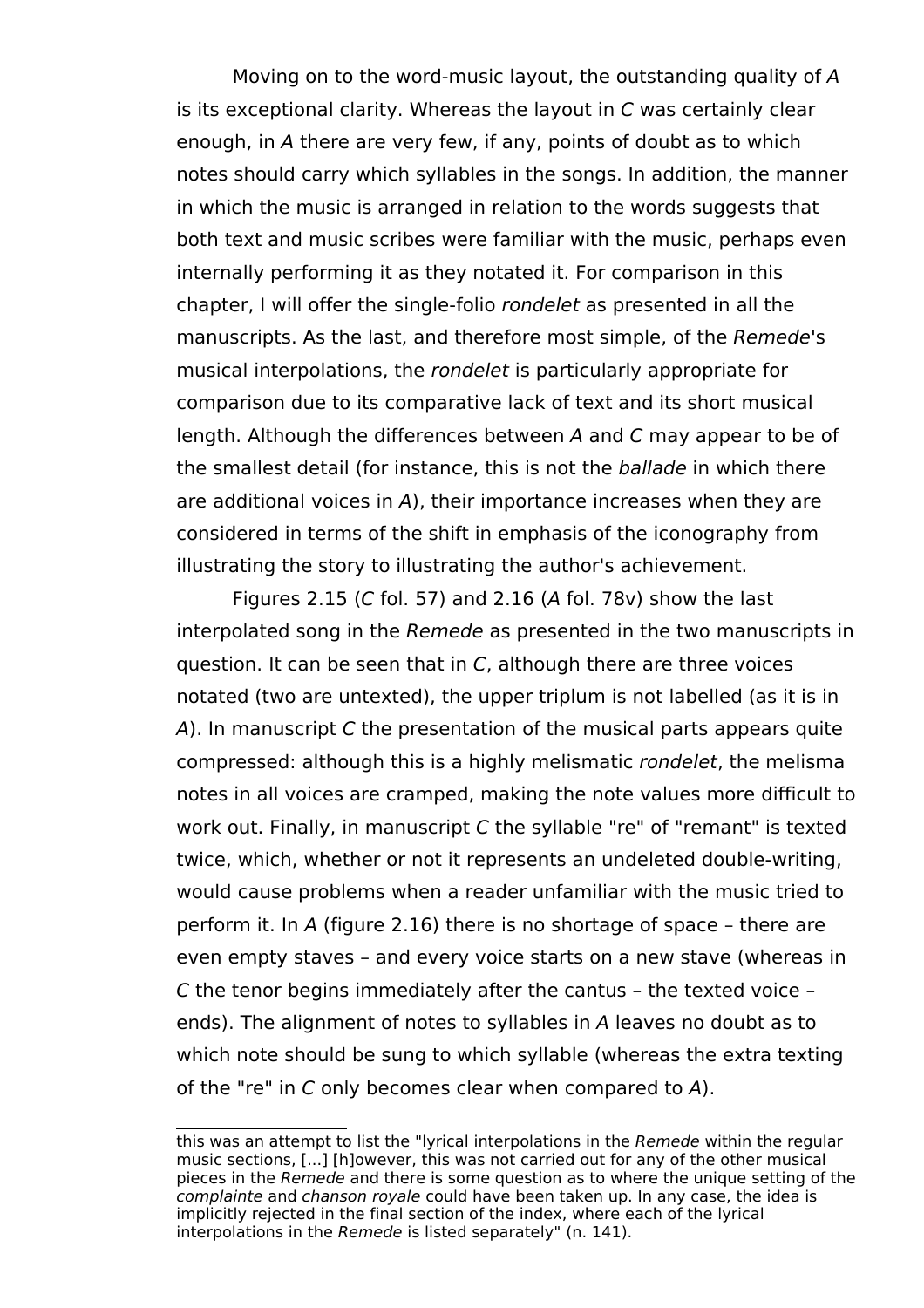Moving on to the word-music layout, the outstanding quality of *A* is its exceptional clarity. Whereas the layout in *C* was certainly clear enough, in *A* there are very few, if any, points of doubt as to which notes should carry which syllables in the songs. In addition, the manner in which the music is arranged in relation to the words suggests that both text and music scribes were familiar with the music, perhaps even internally performing it as they notated it. For comparison in this chapter, I will offer the single-folio *rondelet* as presented in all the manuscripts. As the last, and therefore most simple, of the *Remede*'s musical interpolations, the *rondelet* is particularly appropriate for comparison due to its comparative lack of text and its short musical length. Although the differences between *A* and *C* may appear to be of the smallest detail (for instance, this is not the *ballade* in which there are additional voices in *A*), their importance increases when they are considered in terms of the shift in emphasis of the iconography from illustrating the story to illustrating the author's achievement.

Figures 2.15 (*C* fol. 57) and 2.16 (*A* fol. 78v) show the last interpolated song in the *Remede* as presented in the two manuscripts in question. It can be seen that in *C*, although there are three voices notated (two are untexted), the upper triplum is not labelled (as it is in *A*). In manuscript *C* the presentation of the musical parts appears quite compressed: although this is a highly melismatic *rondelet*, the melisma notes in all voices are cramped, making the note values more difficult to work out. Finally, in manuscript *C* the syllable "re" of "remant" is texted twice, which, whether or not it represents an undeleted double-writing, would cause problems when a reader unfamiliar with the music tried to perform it. In *A* (figure 2.16) there is no shortage of space – there are even empty staves – and every voice starts on a new stave (whereas in *C* the tenor begins immediately after the cantus – the texted voice – ends). The alignment of notes to syllables in *A* leaves no doubt as to which note should be sung to which syllable (whereas the extra texting of the "re" in *C* only becomes clear when compared to *A*).

---

this was an attempt to list the "lyrical interpolations in the *Remede* within the regular music sections, [...] [h]owever, this was not carried out for any of the other musical pieces in the *Remede* and there is some question as to where the unique setting of the *complainte* and *chanson royale* could have been taken up. In any case, the idea is implicitly rejected in the final section of the index, where each of the lyrical interpolations in the *Remede* is listed separately" (n. 141).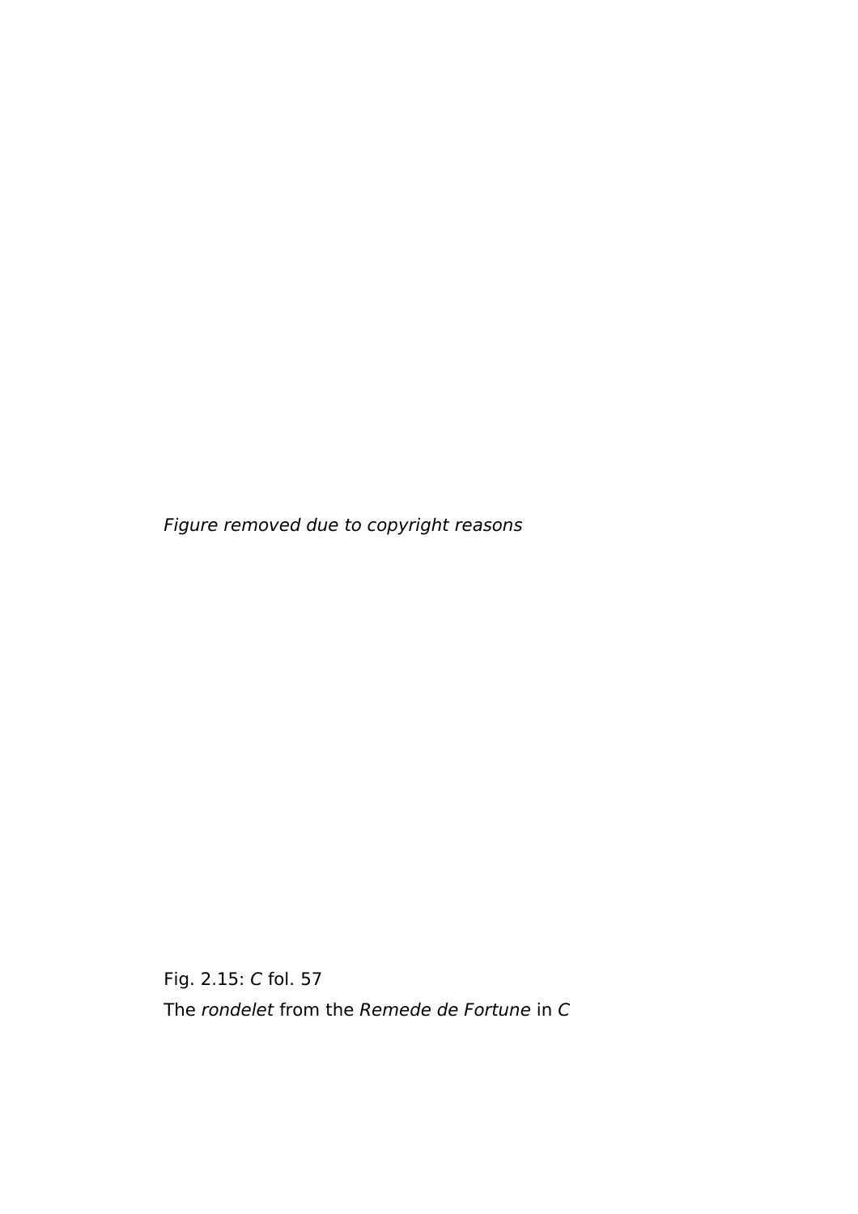*Figure removed due to copyright reasons*

Fig. 2.15: *C* fol. 57

The *rondelet* from the *Remede de Fortune* in *C*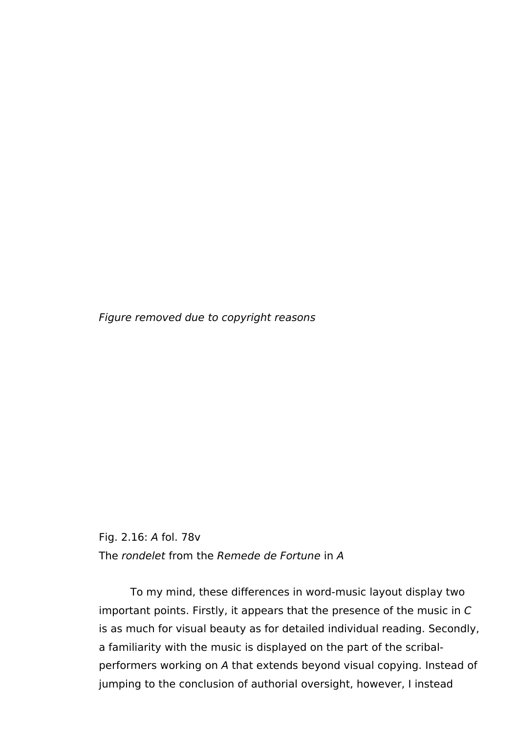*Figure removed due to copyright reasons*

Fig. 2.16: *A* fol. 78v
The *rondelet* from the *Remede de Fortune* in *A*

To my mind, these differences in word-music layout display two important points. Firstly, it appears that the presence of the music in *C* is as much for visual beauty as for detailed individual reading. Secondly, a familiarity with the music is displayed on the part of the scribal-performers working on *A* that extends beyond visual copying. Instead of jumping to the conclusion of authorial oversight, however, I instead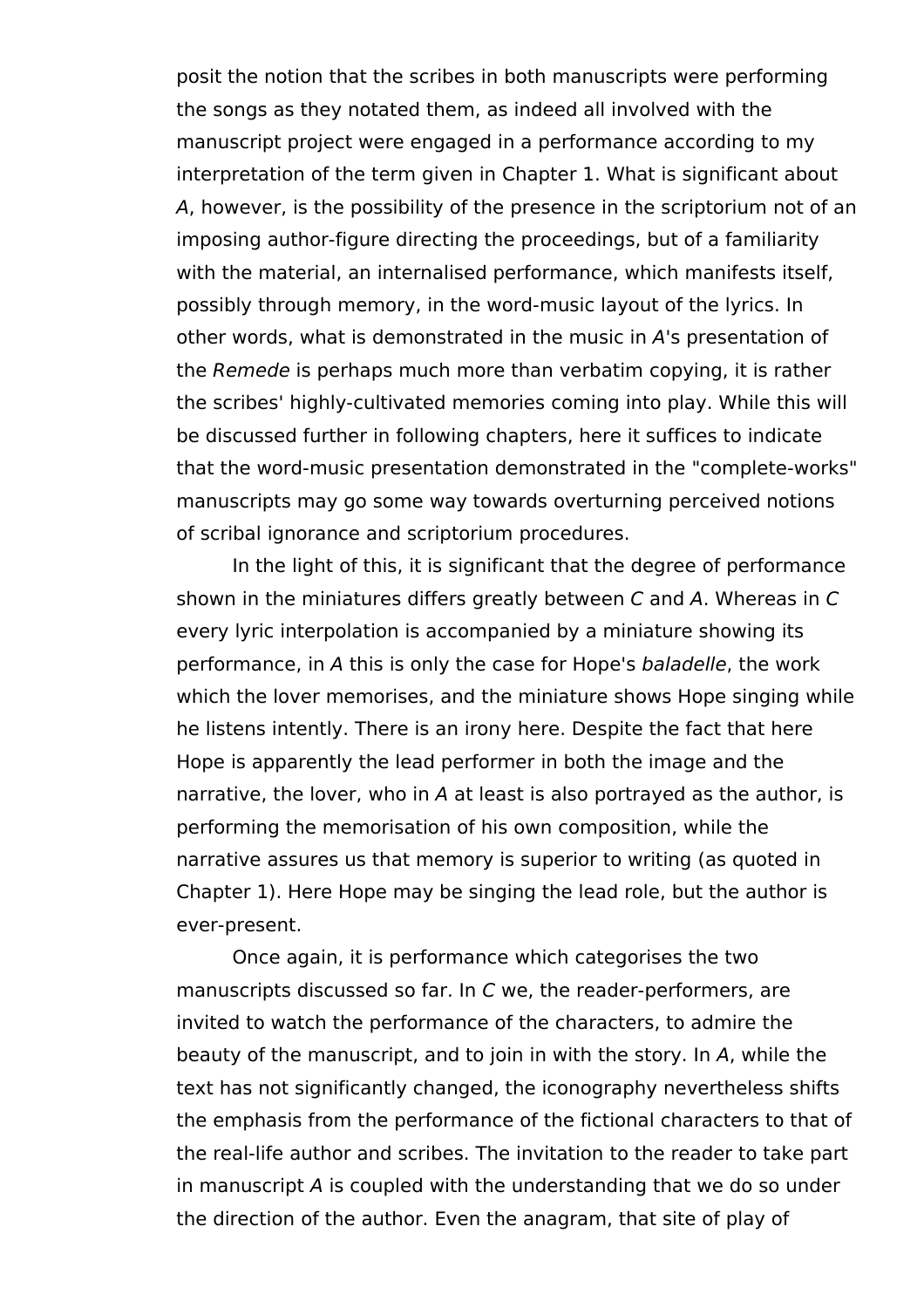posit the notion that the scribes in both manuscripts were performing the songs as they notated them, as indeed all involved with the manuscript project were engaged in a performance according to my interpretation of the term given in Chapter 1. What is significant about *A*, however, is the possibility of the presence in the scriptorium not of an imposing author-figure directing the proceedings, but of a familiarity with the material, an internalised performance, which manifests itself, possibly through memory, in the word-music layout of the lyrics. In other words, what is demonstrated in the music in *A*'s presentation of the *Remede* is perhaps much more than verbatim copying, it is rather the scribes' highly-cultivated memories coming into play. While this will be discussed further in following chapters, here it suffices to indicate that the word-music presentation demonstrated in the "complete-works" manuscripts may go some way towards overturning perceived notions of scribal ignorance and scriptorium procedures.

In the light of this, it is significant that the degree of performance shown in the miniatures differs greatly between *C* and *A*. Whereas in *C* every lyric interpolation is accompanied by a miniature showing its performance, in *A* this is only the case for Hope's *baladelle*, the work which the lover memorises, and the miniature shows Hope singing while he listens intently. There is an irony here. Despite the fact that here Hope is apparently the lead performer in both the image and the narrative, the lover, who in *A* at least is also portrayed as the author, is performing the memorisation of his own composition, while the narrative assures us that memory is superior to writing (as quoted in Chapter 1). Here Hope may be singing the lead role, but the author is ever-present.

Once again, it is performance which categorises the two manuscripts discussed so far. In *C* we, the reader-performers, are invited to watch the performance of the characters, to admire the beauty of the manuscript, and to join in with the story. In *A*, while the text has not significantly changed, the iconography nevertheless shifts the emphasis from the performance of the fictional characters to that of the real-life author and scribes. The invitation to the reader to take part in manuscript *A* is coupled with the understanding that we do so under the direction of the author. Even the anagram, that site of play of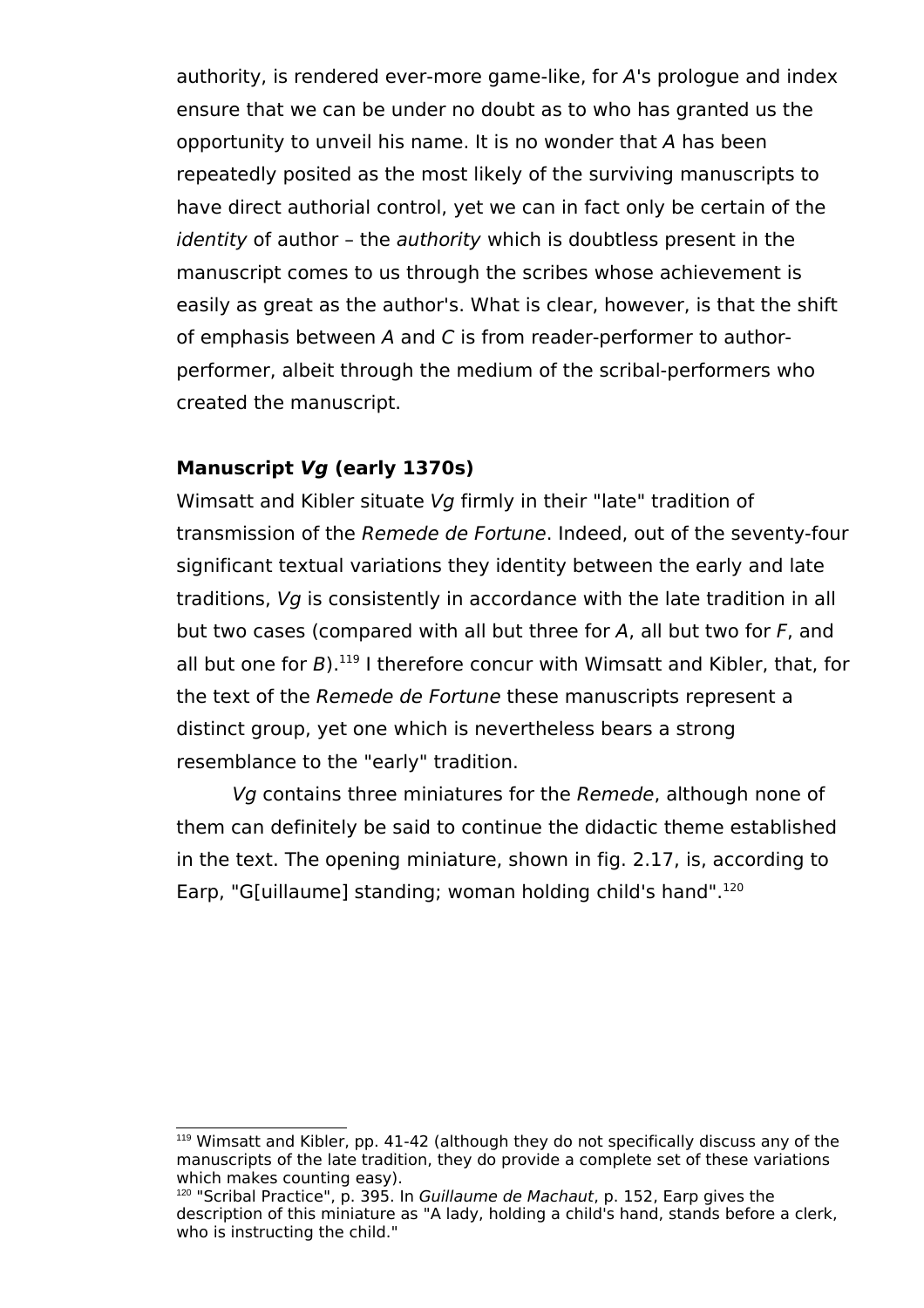authority, is rendered ever-more game-like, for *A*'s prologue and index ensure that we can be under no doubt as to who has granted us the opportunity to unveil his name. It is no wonder that *A* has been repeatedly posited as the most likely of the surviving manuscripts to have direct authorial control, yet we can in fact only be certain of the *identity* of author – the *authority* which is doubtless present in the manuscript comes to us through the scribes whose achievement is easily as great as the author's. What is clear, however, is that the shift of emphasis between *A* and *C* is from reader-performer to author-performer, albeit through the medium of the scribal-performers who created the manuscript.

**Manuscript *Vg* (early 1370s)**

Wimsatt and Kibler situate *Vg* firmly in their "late" tradition of transmission of the *Remede de Fortune*. Indeed, out of the seventy-four significant textual variations they identity between the early and late traditions, *Vg* is consistently in accordance with the late tradition in all but two cases (compared with all but three for *A*, all but two for *F*, and all but one for *B*).[119] I therefore concur with Wimsatt and Kibler, that, for the text of the *Remede de Fortune* these manuscripts represent a distinct group, yet one which is nevertheless bears a strong resemblance to the "early" tradition.

*Vg* contains three miniatures for the *Remede*, although none of them can definitely be said to continue the didactic theme established in the text. The opening miniature, shown in fig. 2.17, is, according to Earp, "G[uillaume] standing; woman holding child's hand".[120]

---

[119] Wimsatt and Kibler, pp. 41-42 (although they do not specifically discuss any of the manuscripts of the late tradition, they do provide a complete set of these variations which makes counting easy).

[120] "Scribal Practice", p. 395. In *Guillaume de Machaut*, p. 152, Earp gives the description of this miniature as "A lady, holding a child's hand, stands before a clerk, who is instructing the child."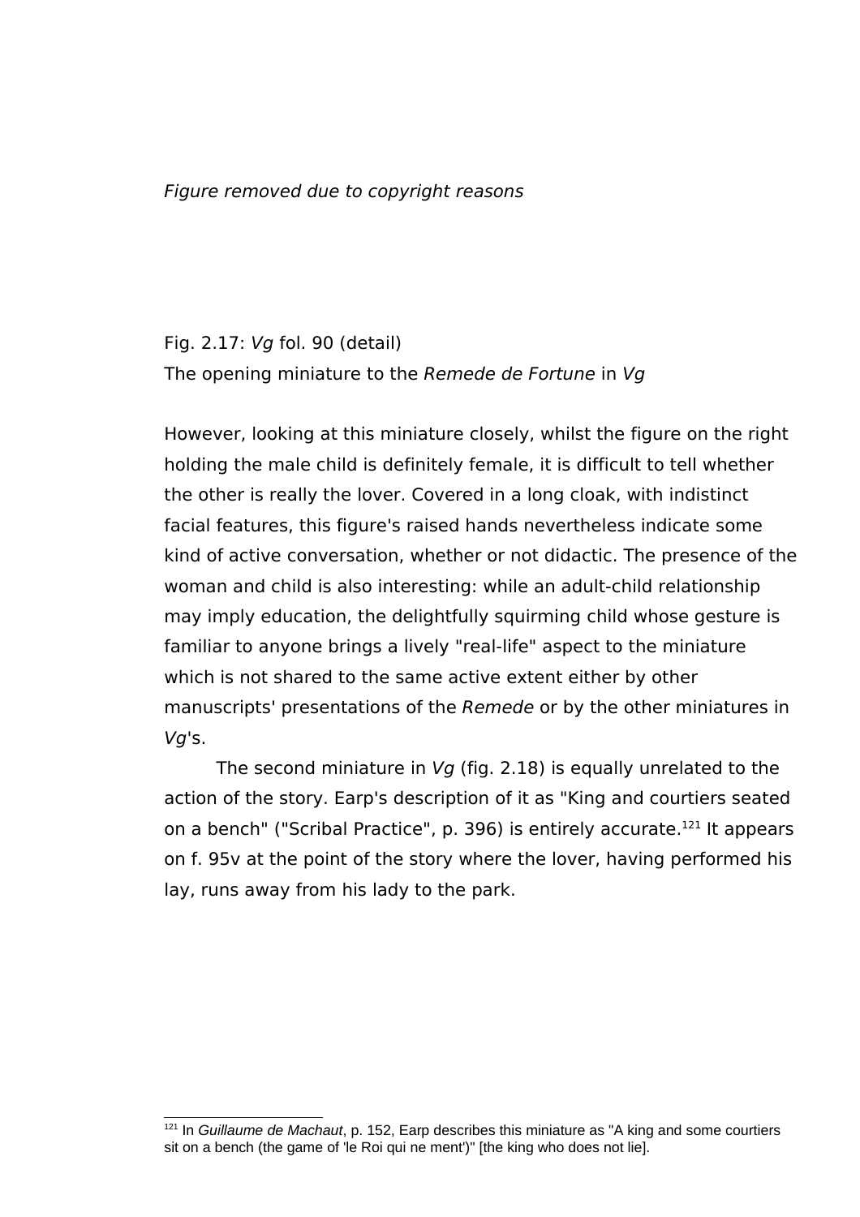*Figure removed due to copyright reasons*

Fig. 2.17: *Vg* fol. 90 (detail)
The opening miniature to the *Remede de Fortune* in *Vg*

However, looking at this miniature closely, whilst the figure on the right holding the male child is definitely female, it is difficult to tell whether the other is really the lover. Covered in a long cloak, with indistinct facial features, this figure's raised hands nevertheless indicate some kind of active conversation, whether or not didactic. The presence of the woman and child is also interesting: while an adult-child relationship may imply education, the delightfully squirming child whose gesture is familiar to anyone brings a lively "real-life" aspect to the miniature which is not shared to the same active extent either by other manuscripts' presentations of the *Remede* or by the other miniatures in *Vg*'s.

The second miniature in *Vg* (fig. 2.18) is equally unrelated to the action of the story. Earp's description of it as "King and courtiers seated on a bench" ("Scribal Practice", p. 396) is entirely accurate.[121] It appears on f. 95v at the point of the story where the lover, having performed his lay, runs away from his lady to the park.

[121] In *Guillaume de Machaut*, p. 152, Earp describes this miniature as "A king and some courtiers sit on a bench (the game of 'le Roi qui ne ment')" [the king who does not lie].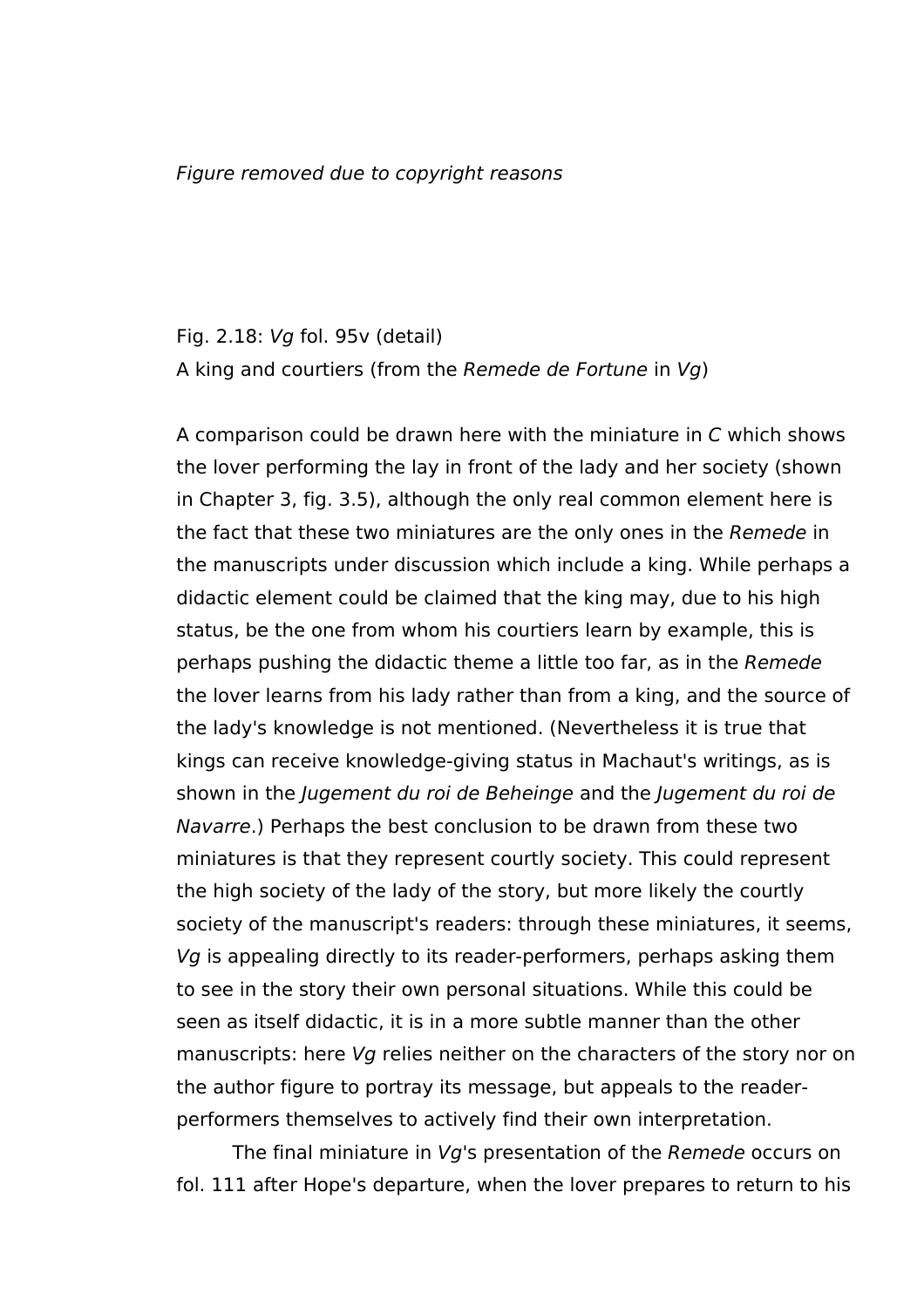*Figure removed due to copyright reasons*

Fig. 2.18: *Vg* fol. 95v (detail)
A king and courtiers (from the *Remede de Fortune* in *Vg*)

A comparison could be drawn here with the miniature in *C* which shows the lover performing the lay in front of the lady and her society (shown in Chapter 3, fig. 3.5), although the only real common element here is the fact that these two miniatures are the only ones in the *Remede* in the manuscripts under discussion which include a king. While perhaps a didactic element could be claimed that the king may, due to his high status, be the one from whom his courtiers learn by example, this is perhaps pushing the didactic theme a little too far, as in the *Remede* the lover learns from his lady rather than from a king, and the source of the lady's knowledge is not mentioned. (Nevertheless it is true that kings can receive knowledge-giving status in Machaut's writings, as is shown in the *Jugement du roi de Beheinge* and the *Jugement du roi de Navarre*.) Perhaps the best conclusion to be drawn from these two miniatures is that they represent courtly society. This could represent the high society of the lady of the story, but more likely the courtly society of the manuscript's readers: through these miniatures, it seems, *Vg* is appealing directly to its reader-performers, perhaps asking them to see in the story their own personal situations. While this could be seen as itself didactic, it is in a more subtle manner than the other manuscripts: here *Vg* relies neither on the characters of the story nor on the author figure to portray its message, but appeals to the reader-performers themselves to actively find their own interpretation.

The final miniature in *Vg*'s presentation of the *Remede* occurs on fol. 111 after Hope's departure, when the lover prepares to return to his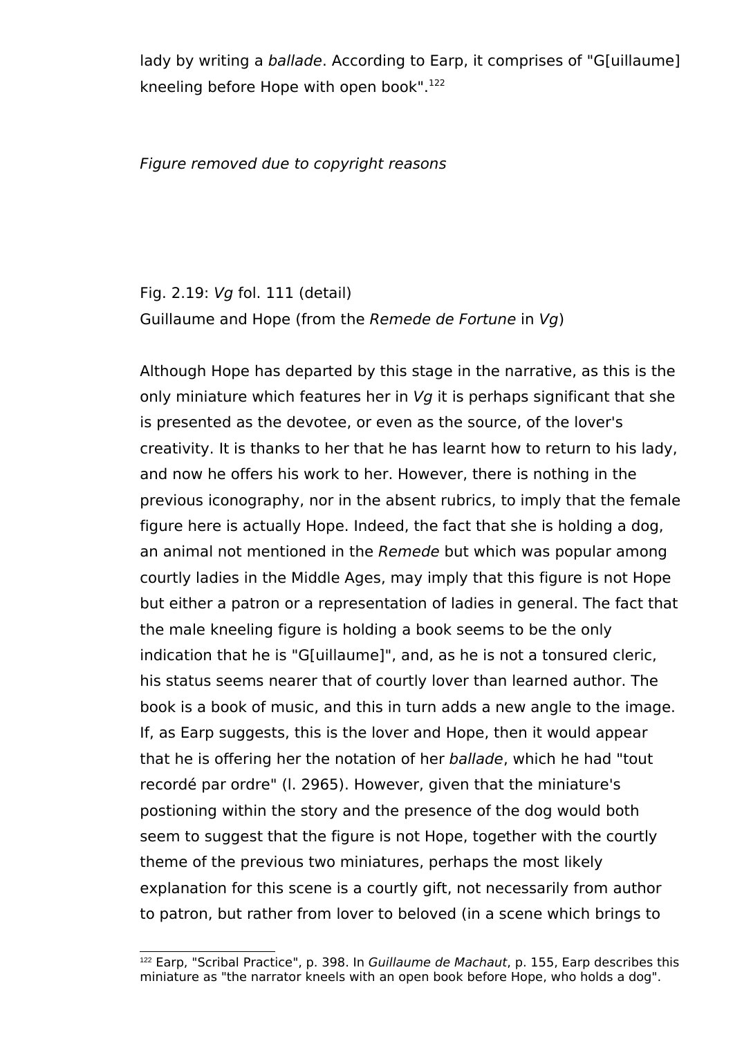lady by writing a *ballade*. According to Earp, it comprises of "G[uillaume] kneeling before Hope with open book".[122]

*Figure removed due to copyright reasons*

Fig. 2.19: *Vg* fol. 111 (detail)
Guillaume and Hope (from the *Remede de Fortune* in *Vg*)

Although Hope has departed by this stage in the narrative, as this is the only miniature which features her in *Vg* it is perhaps significant that she is presented as the devotee, or even as the source, of the lover's creativity. It is thanks to her that he has learnt how to return to his lady, and now he offers his work to her. However, there is nothing in the previous iconography, nor in the absent rubrics, to imply that the female figure here is actually Hope. Indeed, the fact that she is holding a dog, an animal not mentioned in the *Remede* but which was popular among courtly ladies in the Middle Ages, may imply that this figure is not Hope but either a patron or a representation of ladies in general. The fact that the male kneeling figure is holding a book seems to be the only indication that he is "G[uillaume]", and, as he is not a tonsured cleric, his status seems nearer that of courtly lover than learned author. The book is a book of music, and this in turn adds a new angle to the image. If, as Earp suggests, this is the lover and Hope, then it would appear that he is offering her the notation of her *ballade*, which he had "tout recordé par ordre" (l. 2965). However, given that the miniature's postioning within the story and the presence of the dog would both seem to suggest that the figure is not Hope, together with the courtly theme of the previous two miniatures, perhaps the most likely explanation for this scene is a courtly gift, not necessarily from author to patron, but rather from lover to beloved (in a scene which brings to

[122] Earp, "Scribal Practice", p. 398. In *Guillaume de Machaut*, p. 155, Earp describes this miniature as "the narrator kneels with an open book before Hope, who holds a dog".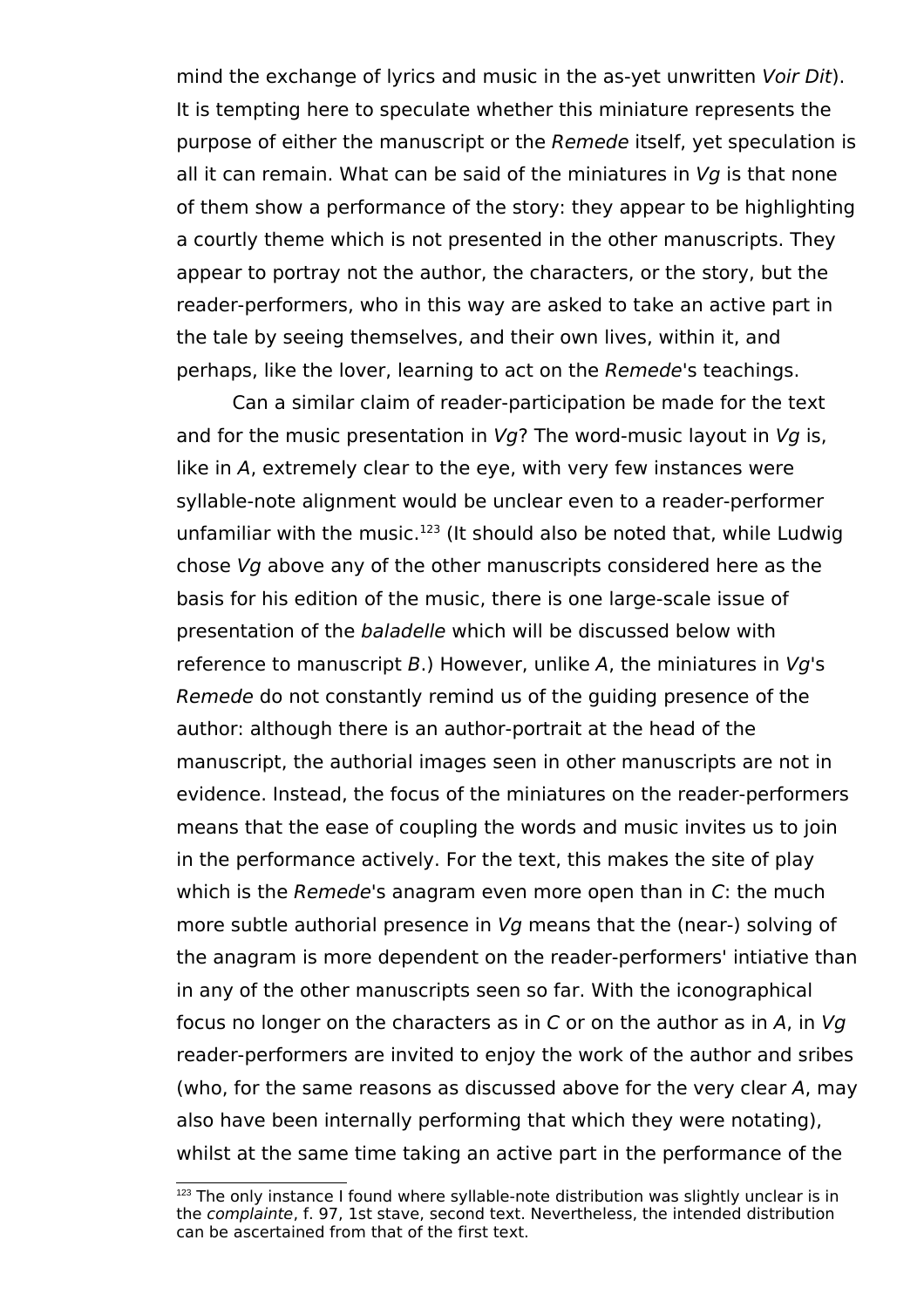mind the exchange of lyrics and music in the as-yet unwritten *Voir Dit*). It is tempting here to speculate whether this miniature represents the purpose of either the manuscript or the *Remede* itself, yet speculation is all it can remain. What can be said of the miniatures in *Vg* is that none of them show a performance of the story: they appear to be highlighting a courtly theme which is not presented in the other manuscripts. They appear to portray not the author, the characters, or the story, but the reader-performers, who in this way are asked to take an active part in the tale by seeing themselves, and their own lives, within it, and perhaps, like the lover, learning to act on the *Remede*'s teachings.

Can a similar claim of reader-participation be made for the text and for the music presentation in *Vg*? The word-music layout in *Vg* is, like in *A*, extremely clear to the eye, with very few instances were syllable-note alignment would be unclear even to a reader-performer unfamiliar with the music.[123] (It should also be noted that, while Ludwig chose *Vg* above any of the other manuscripts considered here as the basis for his edition of the music, there is one large-scale issue of presentation of the *baladelle* which will be discussed below with reference to manuscript *B*.) However, unlike *A*, the miniatures in *Vg*'s *Remede* do not constantly remind us of the guiding presence of the author: although there is an author-portrait at the head of the manuscript, the authorial images seen in other manuscripts are not in evidence. Instead, the focus of the miniatures on the reader-performers means that the ease of coupling the words and music invites us to join in the performance actively. For the text, this makes the site of play which is the *Remede*'s anagram even more open than in *C*: the much more subtle authorial presence in *Vg* means that the (near-) solving of the anagram is more dependent on the reader-performers' intiative than in any of the other manuscripts seen so far. With the iconographical focus no longer on the characters as in *C* or on the author as in *A*, in *Vg* reader-performers are invited to enjoy the work of the author and sribes (who, for the same reasons as discussed above for the very clear *A*, may also have been internally performing that which they were notating), whilst at the same time taking an active part in the performance of the

[123] The only instance I found where syllable-note distribution was slightly unclear is in the *complainte*, f. 97, 1st stave, second text. Nevertheless, the intended distribution can be ascertained from that of the first text.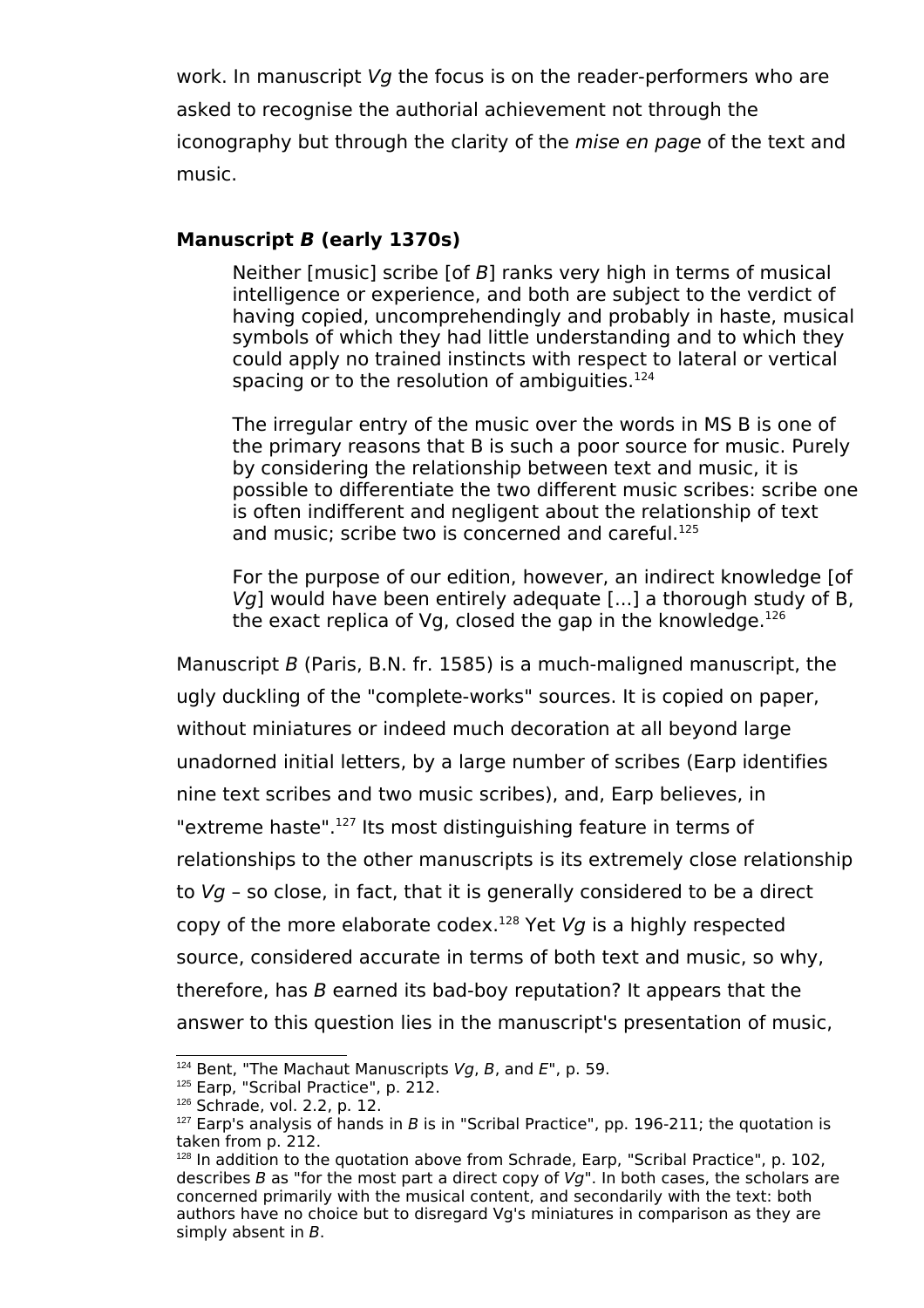work. In manuscript *Vg* the focus is on the reader-performers who are asked to recognise the authorial achievement not through the iconography but through the clarity of the *mise en page* of the text and music.

### Manuscript *B* (early 1370s)

> Neither [music] scribe [of *B*] ranks very high in terms of musical intelligence or experience, and both are subject to the verdict of having copied, uncomprehendingly and probably in haste, musical symbols of which they had little understanding and to which they could apply no trained instincts with respect to lateral or vertical spacing or to the resolution of ambiguities.[124]
>
> The irregular entry of the music over the words in MS B is one of the primary reasons that B is such a poor source for music. Purely by considering the relationship between text and music, it is possible to differentiate the two different music scribes: scribe one is often indifferent and negligent about the relationship of text and music; scribe two is concerned and careful.[125]
>
> For the purpose of our edition, however, an indirect knowledge [of *Vg*] would have been entirely adequate [...] a thorough study of B, the exact replica of Vg, closed the gap in the knowledge.[126]

Manuscript *B* (Paris, B.N. fr. 1585) is a much-maligned manuscript, the ugly duckling of the "complete-works" sources. It is copied on paper, without miniatures or indeed much decoration at all beyond large unadorned initial letters, by a large number of scribes (Earp identifies nine text scribes and two music scribes), and, Earp believes, in "extreme haste".[127] Its most distinguishing feature in terms of relationships to the other manuscripts is its extremely close relationship to *Vg* – so close, in fact, that it is generally considered to be a direct copy of the more elaborate codex.[128] Yet *Vg* is a highly respected source, considered accurate in terms of both text and music, so why, therefore, has *B* earned its bad-boy reputation? It appears that the answer to this question lies in the manuscript's presentation of music,

---

[124] Bent, "The Machaut Manuscripts *Vg*, *B*, and *E*", p. 59.

[125] Earp, "Scribal Practice", p. 212.

[126] Schrade, vol. 2.2, p. 12.

[127] Earp's analysis of hands in *B* is in "Scribal Practice", pp. 196-211; the quotation is taken from p. 212.

[128] In addition to the quotation above from Schrade, Earp, "Scribal Practice", p. 102, describes *B* as "for the most part a direct copy of *Vg*". In both cases, the scholars are concerned primarily with the musical content, and secondarily with the text: both authors have no choice but to disregard Vg's miniatures in comparison as they are simply absent in *B*.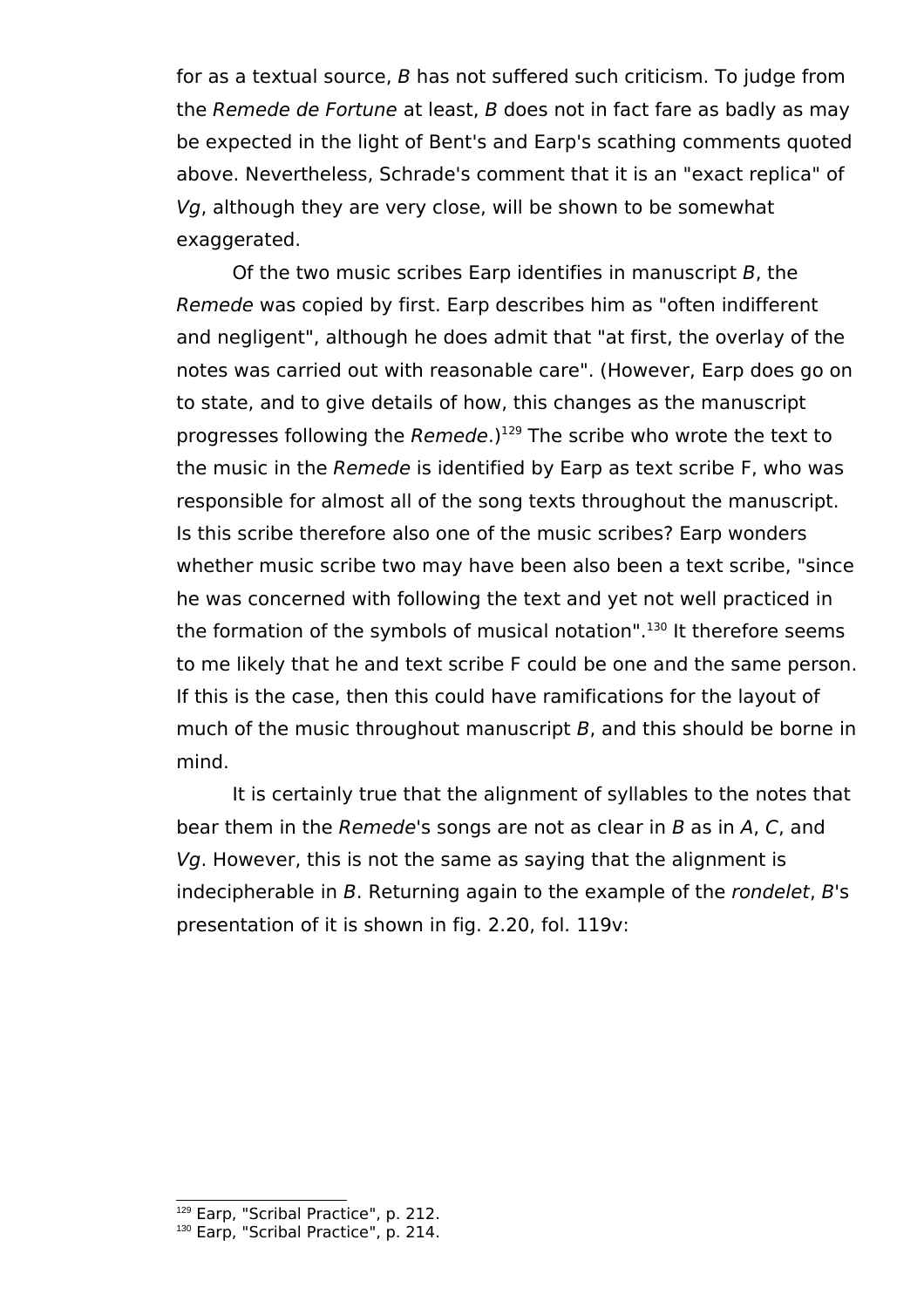for as a textual source, *B* has not suffered such criticism. To judge from the *Remede de Fortune* at least, *B* does not in fact fare as badly as may be expected in the light of Bent's and Earp's scathing comments quoted above. Nevertheless, Schrade's comment that it is an "exact replica" of *Vg*, although they are very close, will be shown to be somewhat exaggerated.

Of the two music scribes Earp identifies in manuscript *B*, the *Remede* was copied by first. Earp describes him as "often indifferent and negligent", although he does admit that "at first, the overlay of the notes was carried out with reasonable care". (However, Earp does go on to state, and to give details of how, this changes as the manuscript progresses following the *Remede*.)[129] The scribe who wrote the text to the music in the *Remede* is identified by Earp as text scribe F, who was responsible for almost all of the song texts throughout the manuscript. Is this scribe therefore also one of the music scribes? Earp wonders whether music scribe two may have been also been a text scribe, "since he was concerned with following the text and yet not well practiced in the formation of the symbols of musical notation".[130] It therefore seems to me likely that he and text scribe F could be one and the same person. If this is the case, then this could have ramifications for the layout of much of the music throughout manuscript *B*, and this should be borne in mind.

It is certainly true that the alignment of syllables to the notes that bear them in the *Remede*'s songs are not as clear in *B* as in *A*, *C*, and *Vg*. However, this is not the same as saying that the alignment is indecipherable in *B*. Returning again to the example of the *rondelet*, *B*'s presentation of it is shown in fig. 2.20, fol. 119v:

[129] Earp, "Scribal Practice", p. 212.

[130] Earp, "Scribal Practice", p. 214.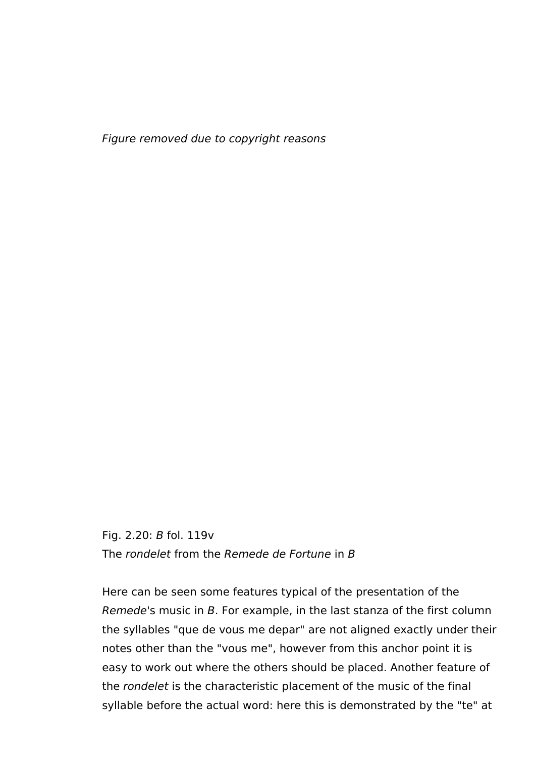*Figure removed due to copyright reasons*

Fig. 2.20: *B* fol. 119v
The *rondelet* from the *Remede de Fortune* in *B*

Here can be seen some features typical of the presentation of the *Remede*'s music in *B*. For example, in the last stanza of the first column the syllables "que de vous me depar" are not aligned exactly under their notes other than the "vous me", however from this anchor point it is easy to work out where the others should be placed. Another feature of the *rondelet* is the characteristic placement of the music of the final syllable before the actual word: here this is demonstrated by the "te" at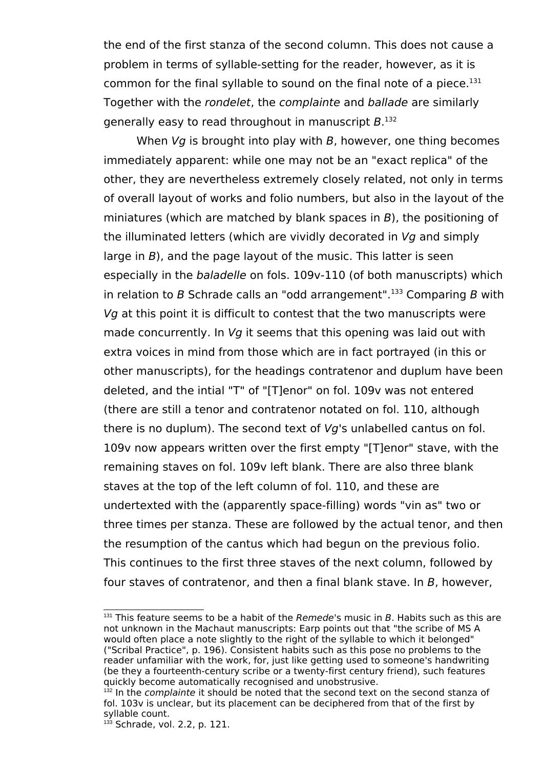the end of the first stanza of the second column. This does not cause a problem in terms of syllable-setting for the reader, however, as it is common for the final syllable to sound on the final note of a piece.[131] Together with the *rondelet*, the *complainte* and *ballade* are similarly generally easy to read throughout in manuscript *B*.[132]

When *Vg* is brought into play with *B*, however, one thing becomes immediately apparent: while one may not be an "exact replica" of the other, they are nevertheless extremely closely related, not only in terms of overall layout of works and folio numbers, but also in the layout of the miniatures (which are matched by blank spaces in *B*), the positioning of the illuminated letters (which are vividly decorated in *Vg* and simply large in *B*), and the page layout of the music. This latter is seen especially in the *baladelle* on fols. 109v-110 (of both manuscripts) which in relation to *B* Schrade calls an "odd arrangement".[133] Comparing *B* with *Vg* at this point it is difficult to contest that the two manuscripts were made concurrently. In *Vg* it seems that this opening was laid out with extra voices in mind from those which are in fact portrayed (in this or other manuscripts), for the headings contratenor and duplum have been deleted, and the intial "T" of "[T]enor" on fol. 109v was not entered (there are still a tenor and contratenor notated on fol. 110, although there is no duplum). The second text of *Vg*'s unlabelled cantus on fol. 109v now appears written over the first empty "[T]enor" stave, with the remaining staves on fol. 109v left blank. There are also three blank staves at the top of the left column of fol. 110, and these are undertexted with the (apparently space-filling) words "vin as" two or three times per stanza. These are followed by the actual tenor, and then the resumption of the cantus which had begun on the previous folio. This continues to the first three staves of the next column, followed by four staves of contratenor, and then a final blank stave. In *B*, however,

---

[131] This feature seems to be a habit of the *Remede*'s music in *B*. Habits such as this are not unknown in the Machaut manuscripts: Earp points out that "the scribe of MS A would often place a note slightly to the right of the syllable to which it belonged" ("Scribal Practice", p. 196). Consistent habits such as this pose no problems to the reader unfamiliar with the work, for, just like getting used to someone's handwriting (be they a fourteenth-century scribe or a twenty-first century friend), such features quickly become automatically recognised and unobstrusive.

[132] In the *complainte* it should be noted that the second text on the second stanza of fol. 103v is unclear, but its placement can be deciphered from that of the first by syllable count.

[133] Schrade, vol. 2.2, p. 121.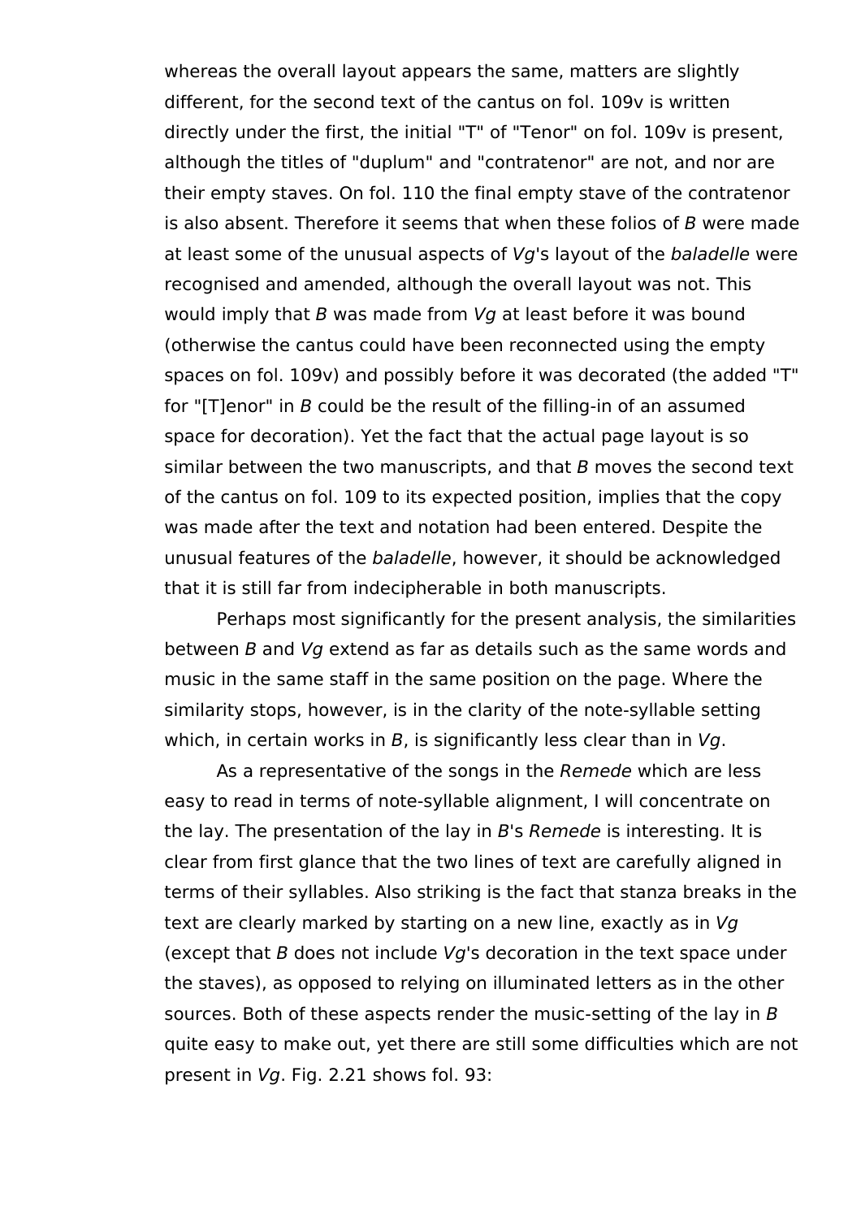whereas the overall layout appears the same, matters are slightly different, for the second text of the cantus on fol. 109v is written directly under the first, the initial "T" of "Tenor" on fol. 109v is present, although the titles of "duplum" and "contratenor" are not, and nor are their empty staves. On fol. 110 the final empty stave of the contratenor is also absent. Therefore it seems that when these folios of *B* were made at least some of the unusual aspects of *Vg*'s layout of the *baladelle* were recognised and amended, although the overall layout was not. This would imply that *B* was made from *Vg* at least before it was bound (otherwise the cantus could have been reconnected using the empty spaces on fol. 109v) and possibly before it was decorated (the added "T" for "[T]enor" in *B* could be the result of the filling-in of an assumed space for decoration). Yet the fact that the actual page layout is so similar between the two manuscripts, and that *B* moves the second text of the cantus on fol. 109 to its expected position, implies that the copy was made after the text and notation had been entered. Despite the unusual features of the *baladelle*, however, it should be acknowledged that it is still far from indecipherable in both manuscripts.

Perhaps most significantly for the present analysis, the similarities between *B* and *Vg* extend as far as details such as the same words and music in the same staff in the same position on the page. Where the similarity stops, however, is in the clarity of the note-syllable setting which, in certain works in *B*, is significantly less clear than in *Vg*.

As a representative of the songs in the *Remede* which are less easy to read in terms of note-syllable alignment, I will concentrate on the lay. The presentation of the lay in *B*'s *Remede* is interesting. It is clear from first glance that the two lines of text are carefully aligned in terms of their syllables. Also striking is the fact that stanza breaks in the text are clearly marked by starting on a new line, exactly as in *Vg* (except that *B* does not include *Vg*'s decoration in the text space under the staves), as opposed to relying on illuminated letters as in the other sources. Both of these aspects render the music-setting of the lay in *B* quite easy to make out, yet there are still some difficulties which are not present in *Vg*. Fig. 2.21 shows fol. 93: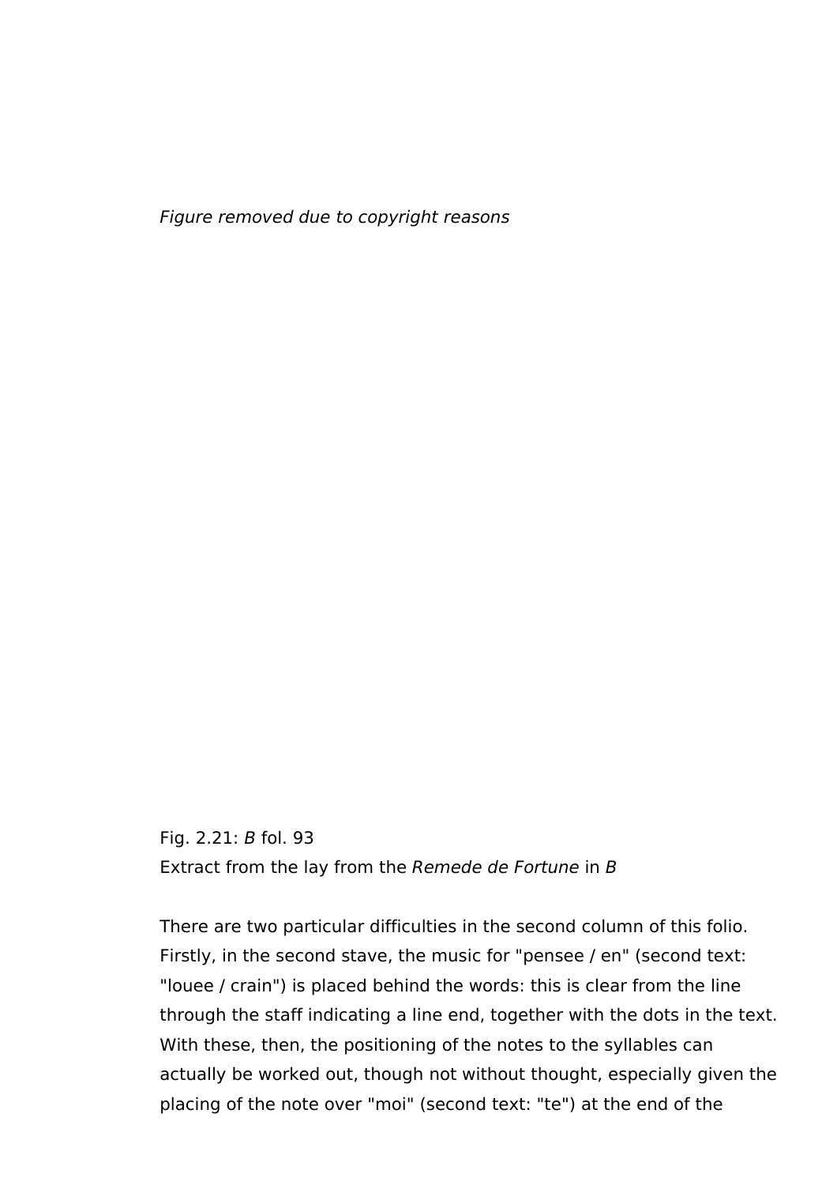*Figure removed due to copyright reasons*

Fig. 2.21: *B* fol. 93
Extract from the lay from the *Remede de Fortune* in *B*

There are two particular difficulties in the second column of this folio. Firstly, in the second stave, the music for "pensee / en" (second text: "louee / crain") is placed behind the words: this is clear from the line through the staff indicating a line end, together with the dots in the text. With these, then, the positioning of the notes to the syllables can actually be worked out, though not without thought, especially given the placing of the note over "moi" (second text: "te") at the end of the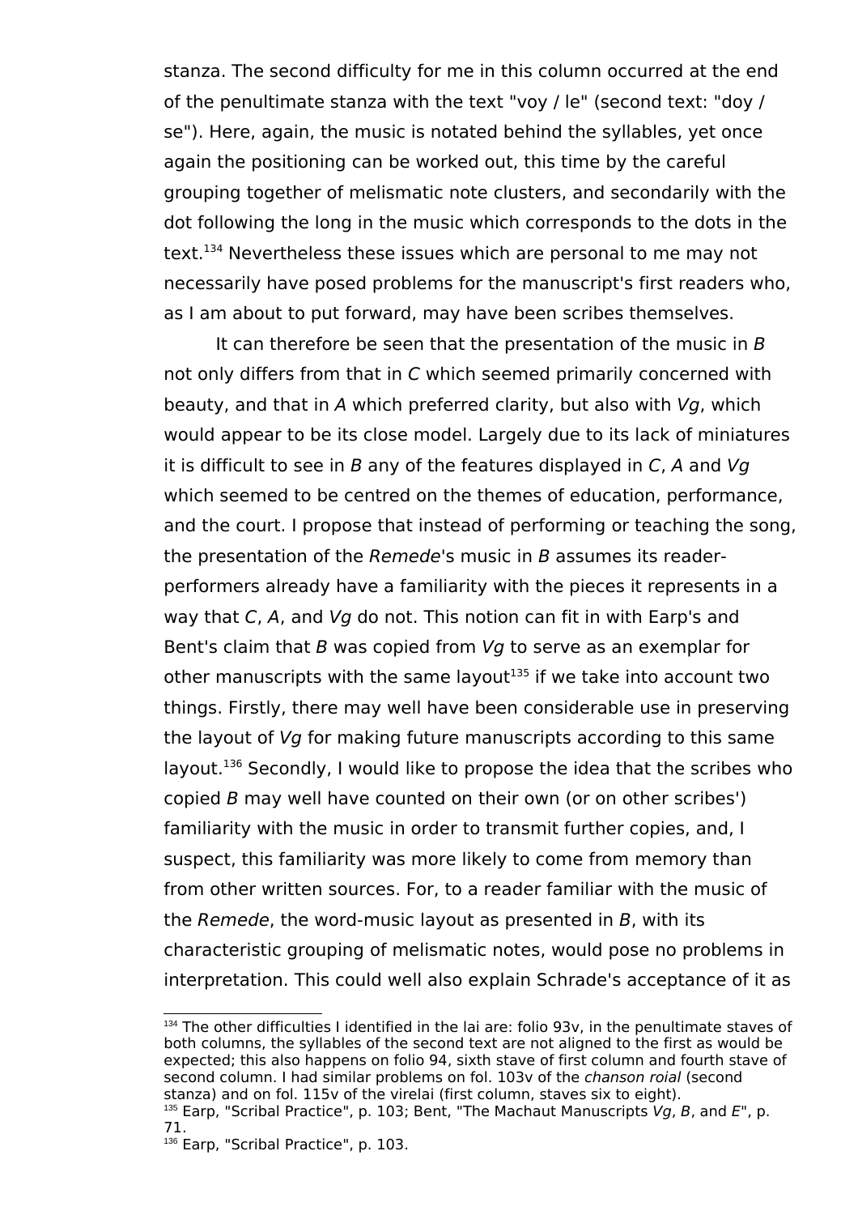stanza. The second difficulty for me in this column occurred at the end of the penultimate stanza with the text "voy / le" (second text: "doy / se"). Here, again, the music is notated behind the syllables, yet once again the positioning can be worked out, this time by the careful grouping together of melismatic note clusters, and secondarily with the dot following the long in the music which corresponds to the dots in the text.[134] Nevertheless these issues which are personal to me may not necessarily have posed problems for the manuscript's first readers who, as I am about to put forward, may have been scribes themselves.

It can therefore be seen that the presentation of the music in *B* not only differs from that in *C* which seemed primarily concerned with beauty, and that in *A* which preferred clarity, but also with *Vg*, which would appear to be its close model. Largely due to its lack of miniatures it is difficult to see in *B* any of the features displayed in *C*, *A* and *Vg* which seemed to be centred on the themes of education, performance, and the court. I propose that instead of performing or teaching the song, the presentation of the *Remede*'s music in *B* assumes its reader-performers already have a familiarity with the pieces it represents in a way that *C*, *A*, and *Vg* do not. This notion can fit in with Earp's and Bent's claim that *B* was copied from *Vg* to serve as an exemplar for other manuscripts with the same layout[135] if we take into account two things. Firstly, there may well have been considerable use in preserving the layout of *Vg* for making future manuscripts according to this same layout.[136] Secondly, I would like to propose the idea that the scribes who copied *B* may well have counted on their own (or on other scribes') familiarity with the music in order to transmit further copies, and, I suspect, this familiarity was more likely to come from memory than from other written sources. For, to a reader familiar with the music of the *Remede*, the word-music layout as presented in *B*, with its characteristic grouping of melismatic notes, would pose no problems in interpretation. This could well also explain Schrade's acceptance of it as

---

[134] The other difficulties I identified in the lai are: folio 93v, in the penultimate staves of both columns, the syllables of the second text are not aligned to the first as would be expected; this also happens on folio 94, sixth stave of first column and fourth stave of second column. I had similar problems on fol. 103v of the *chanson roial* (second stanza) and on fol. 115v of the virelai (first column, staves six to eight).

[135] Earp, "Scribal Practice", p. 103; Bent, "The Machaut Manuscripts *Vg*, *B*, and *E*", p. 71.

[136] Earp, "Scribal Practice", p. 103.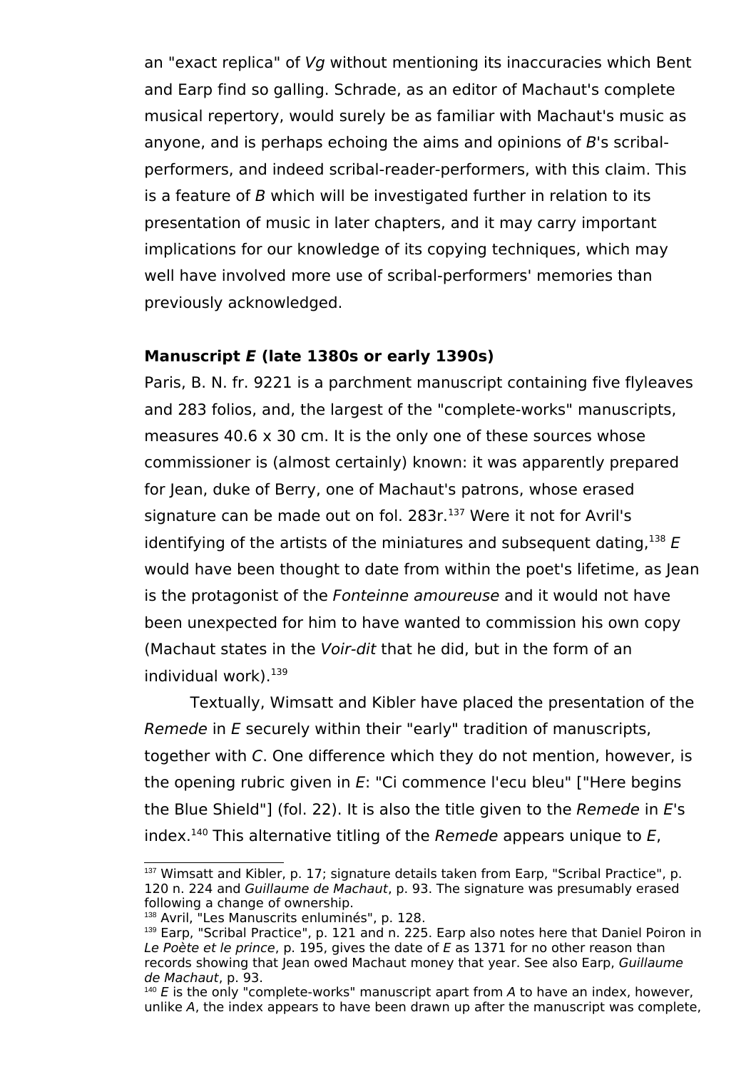an "exact replica" of *Vg* without mentioning its inaccuracies which Bent and Earp find so galling. Schrade, as an editor of Machaut's complete musical repertory, would surely be as familiar with Machaut's music as anyone, and is perhaps echoing the aims and opinions of *B*'s scribal-performers, and indeed scribal-reader-performers, with this claim. This is a feature of *B* which will be investigated further in relation to its presentation of music in later chapters, and it may carry important implications for our knowledge of its copying techniques, which may well have involved more use of scribal-performers' memories than previously acknowledged.

**Manuscript *E* (late 1380s or early 1390s)**

Paris, B. N. fr. 9221 is a parchment manuscript containing five flyleaves and 283 folios, and, the largest of the "complete-works" manuscripts, measures 40.6 x 30 cm. It is the only one of these sources whose commissioner is (almost certainly) known: it was apparently prepared for Jean, duke of Berry, one of Machaut's patrons, whose erased signature can be made out on fol. 283r.[137] Were it not for Avril's identifying of the artists of the miniatures and subsequent dating,[138] *E* would have been thought to date from within the poet's lifetime, as Jean is the protagonist of the *Fonteinne amoureuse* and it would not have been unexpected for him to have wanted to commission his own copy (Machaut states in the *Voir-dit* that he did, but in the form of an individual work).[139]

Textually, Wimsatt and Kibler have placed the presentation of the *Remede* in *E* securely within their "early" tradition of manuscripts, together with *C*. One difference which they do not mention, however, is the opening rubric given in *E*: "Ci commence l'ecu bleu" ["Here begins the Blue Shield"] (fol. 22). It is also the title given to the *Remede* in *E*'s index.[140] This alternative titling of the *Remede* appears unique to *E*,

[137] Wimsatt and Kibler, p. 17; signature details taken from Earp, "Scribal Practice", p. 120 n. 224 and *Guillaume de Machaut*, p. 93. The signature was presumably erased following a change of ownership.

[138] Avril, "Les Manuscrits enluminés", p. 128.

[139] Earp, "Scribal Practice", p. 121 and n. 225. Earp also notes here that Daniel Poiron in *Le Poète et le prince*, p. 195, gives the date of *E* as 1371 for no other reason than records showing that Jean owed Machaut money that year. See also Earp, *Guillaume de Machaut*, p. 93.

[140] *E* is the only "complete-works" manuscript apart from *A* to have an index, however, unlike *A*, the index appears to have been drawn up after the manuscript was complete,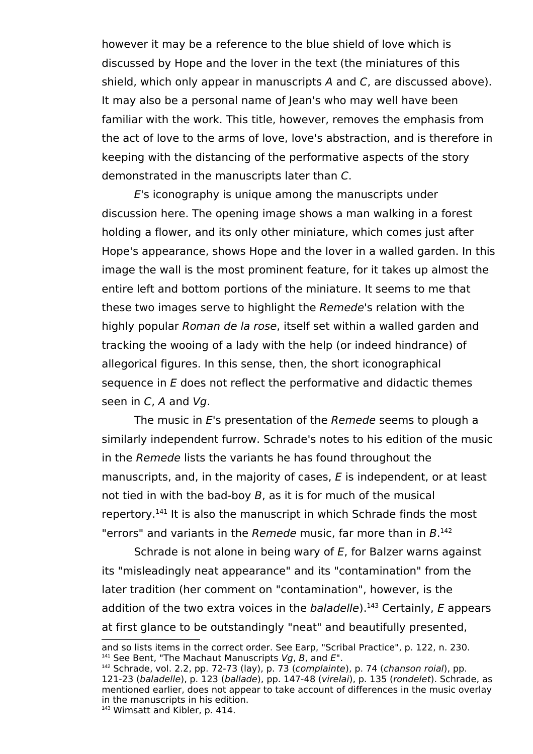however it may be a reference to the blue shield of love which is discussed by Hope and the lover in the text (the miniatures of this shield, which only appear in manuscripts *A* and *C*, are discussed above). It may also be a personal name of Jean's who may well have been familiar with the work. This title, however, removes the emphasis from the act of love to the arms of love, love's abstraction, and is therefore in keeping with the distancing of the performative aspects of the story demonstrated in the manuscripts later than *C*.

*E*'s iconography is unique among the manuscripts under discussion here. The opening image shows a man walking in a forest holding a flower, and its only other miniature, which comes just after Hope's appearance, shows Hope and the lover in a walled garden. In this image the wall is the most prominent feature, for it takes up almost the entire left and bottom portions of the miniature. It seems to me that these two images serve to highlight the *Remede*'s relation with the highly popular *Roman de la rose*, itself set within a walled garden and tracking the wooing of a lady with the help (or indeed hindrance) of allegorical figures. In this sense, then, the short iconographical sequence in *E* does not reflect the performative and didactic themes seen in *C*, *A* and *Vg*.

The music in *E*'s presentation of the *Remede* seems to plough a similarly independent furrow. Schrade's notes to his edition of the music in the *Remede* lists the variants he has found throughout the manuscripts, and, in the majority of cases, *E* is independent, or at least not tied in with the bad-boy *B*, as it is for much of the musical repertory.[141] It is also the manuscript in which Schrade finds the most "errors" and variants in the *Remede* music, far more than in *B*.[142]

Schrade is not alone in being wary of *E*, for Balzer warns against its "misleadingly neat appearance" and its "contamination" from the later tradition (her comment on "contamination", however, is the addition of the two extra voices in the *baladelle*).[143] Certainly, *E* appears at first glance to be outstandingly "neat" and beautifully presented,

---

and so lists items in the correct order. See Earp, "Scribal Practice", p. 122, n. 230.

[141] See Bent, "The Machaut Manuscripts *Vg*, *B*, and *E*".

[142] Schrade, vol. 2.2, pp. 72-73 (lay), p. 73 (*complainte*), p. 74 (*chanson roial*), pp. 121-23 (*baladelle*), p. 123 (*ballade*), pp. 147-48 (*virelai*), p. 135 (*rondelet*). Schrade, as mentioned earlier, does not appear to take account of differences in the music overlay in the manuscripts in his edition.

[143] Wimsatt and Kibler, p. 414.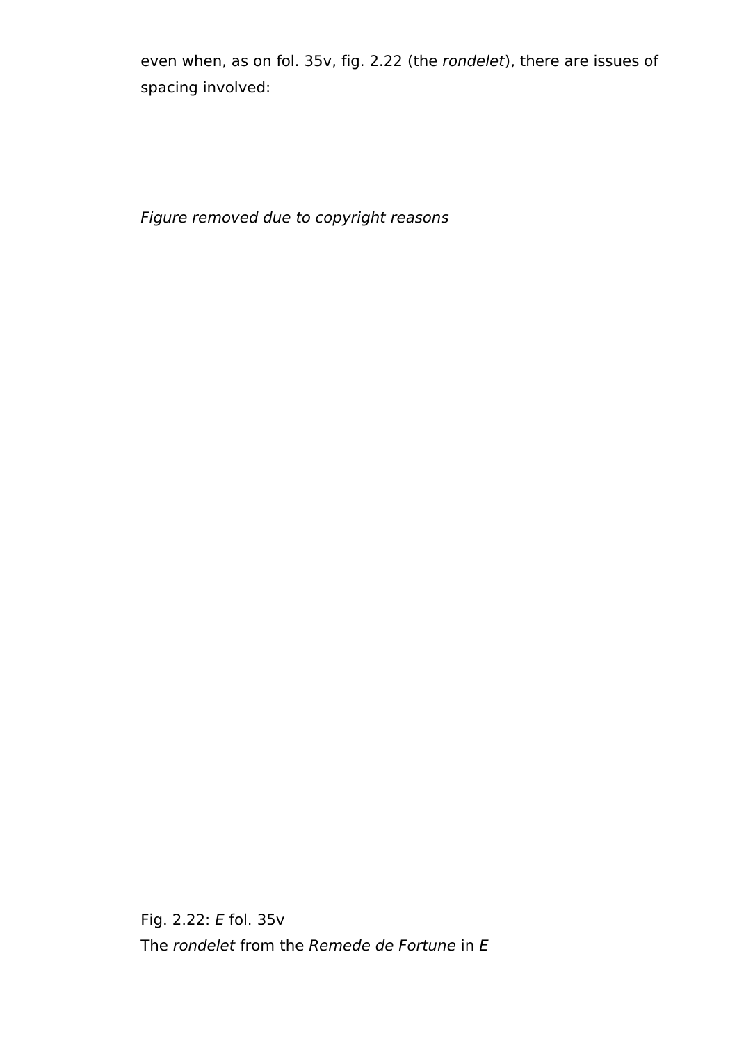even when, as on fol. 35v, fig. 2.22 (the *rondelet*), there are issues of spacing involved:

*Figure removed due to copyright reasons*

Fig. 2.22: *E* fol. 35v
The *rondelet* from the *Remede de Fortune* in *E*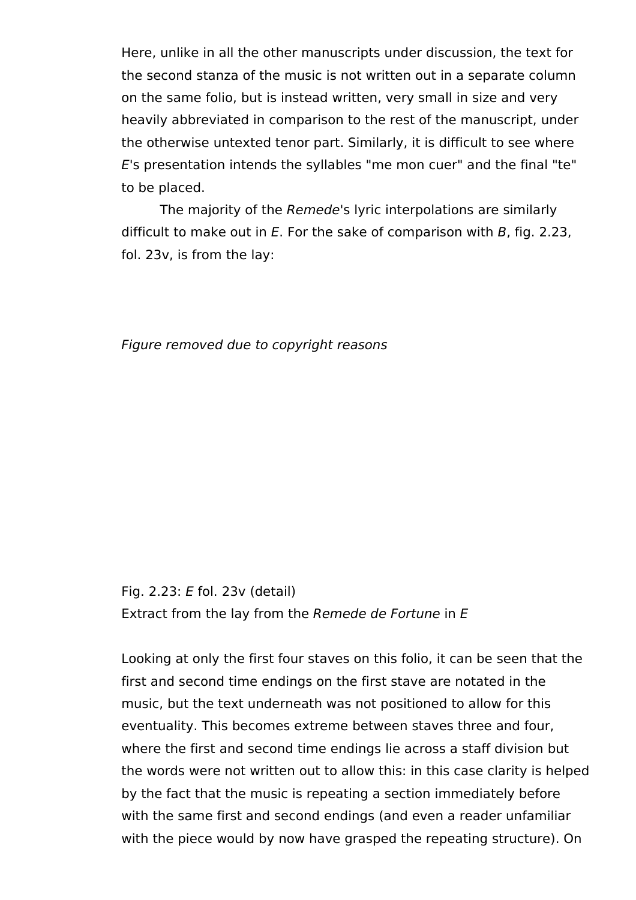Here, unlike in all the other manuscripts under discussion, the text for the second stanza of the music is not written out in a separate column on the same folio, but is instead written, very small in size and very heavily abbreviated in comparison to the rest of the manuscript, under the otherwise untexted tenor part. Similarly, it is difficult to see where *E*'s presentation intends the syllables "me mon cuer" and the final "te" to be placed.

The majority of the *Remede*'s lyric interpolations are similarly difficult to make out in *E*. For the sake of comparison with *B*, fig. 2.23, fol. 23v, is from the lay:

*Figure removed due to copyright reasons*

Fig. 2.23: *E* fol. 23v (detail)
Extract from the lay from the *Remede de Fortune* in *E*

Looking at only the first four staves on this folio, it can be seen that the first and second time endings on the first stave are notated in the music, but the text underneath was not positioned to allow for this eventuality. This becomes extreme between staves three and four, where the first and second time endings lie across a staff division but the words were not written out to allow this: in this case clarity is helped by the fact that the music is repeating a section immediately before with the same first and second endings (and even a reader unfamiliar with the piece would by now have grasped the repeating structure). On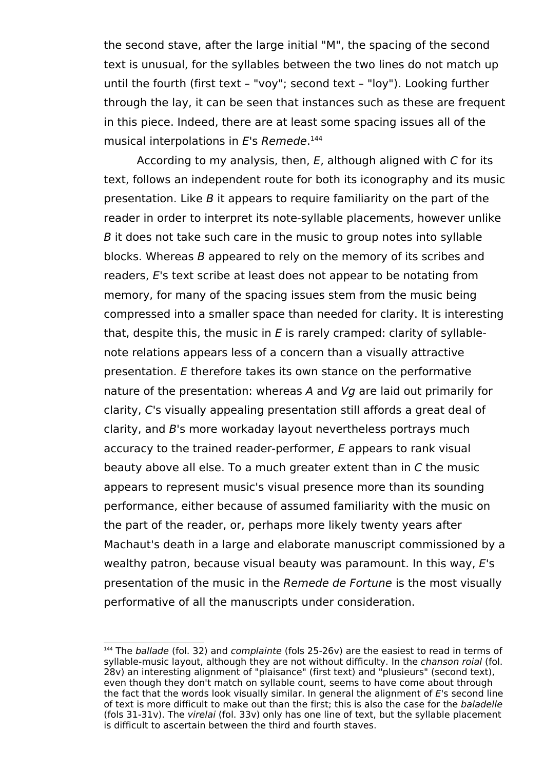the second stave, after the large initial "M", the spacing of the second text is unusual, for the syllables between the two lines do not match up until the fourth (first text – "voy"; second text – "loy"). Looking further through the lay, it can be seen that instances such as these are frequent in this piece. Indeed, there are at least some spacing issues all of the musical interpolations in *E*'s *Remede*.[144]

According to my analysis, then, *E*, although aligned with *C* for its text, follows an independent route for both its iconography and its music presentation. Like *B* it appears to require familiarity on the part of the reader in order to interpret its note-syllable placements, however unlike *B* it does not take such care in the music to group notes into syllable blocks. Whereas *B* appeared to rely on the memory of its scribes and readers, *E*'s text scribe at least does not appear to be notating from memory, for many of the spacing issues stem from the music being compressed into a smaller space than needed for clarity. It is interesting that, despite this, the music in *E* is rarely cramped: clarity of syllable-note relations appears less of a concern than a visually attractive presentation. *E* therefore takes its own stance on the performative nature of the presentation: whereas *A* and *Vg* are laid out primarily for clarity, *C*'s visually appealing presentation still affords a great deal of clarity, and *B*'s more workaday layout nevertheless portrays much accuracy to the trained reader-performer, *E* appears to rank visual beauty above all else. To a much greater extent than in *C* the music appears to represent music's visual presence more than its sounding performance, either because of assumed familiarity with the music on the part of the reader, or, perhaps more likely twenty years after Machaut's death in a large and elaborate manuscript commissioned by a wealthy patron, because visual beauty was paramount. In this way, *E*'s presentation of the music in the *Remede de Fortune* is the most visually performative of all the manuscripts under consideration.

---

[144] The *ballade* (fol. 32) and *complainte* (fols 25-26v) are the easiest to read in terms of syllable-music layout, although they are not without difficulty. In the *chanson roial* (fol. 28v) an interesting alignment of "plaisance" (first text) and "plusieurs" (second text), even though they don't match on syllable count, seems to have come about through the fact that the words look visually similar. In general the alignment of *E*'s second line of text is more difficult to make out than the first; this is also the case for the *baladelle* (fols 31-31v). The *virelai* (fol. 33v) only has one line of text, but the syllable placement is difficult to ascertain between the third and fourth staves.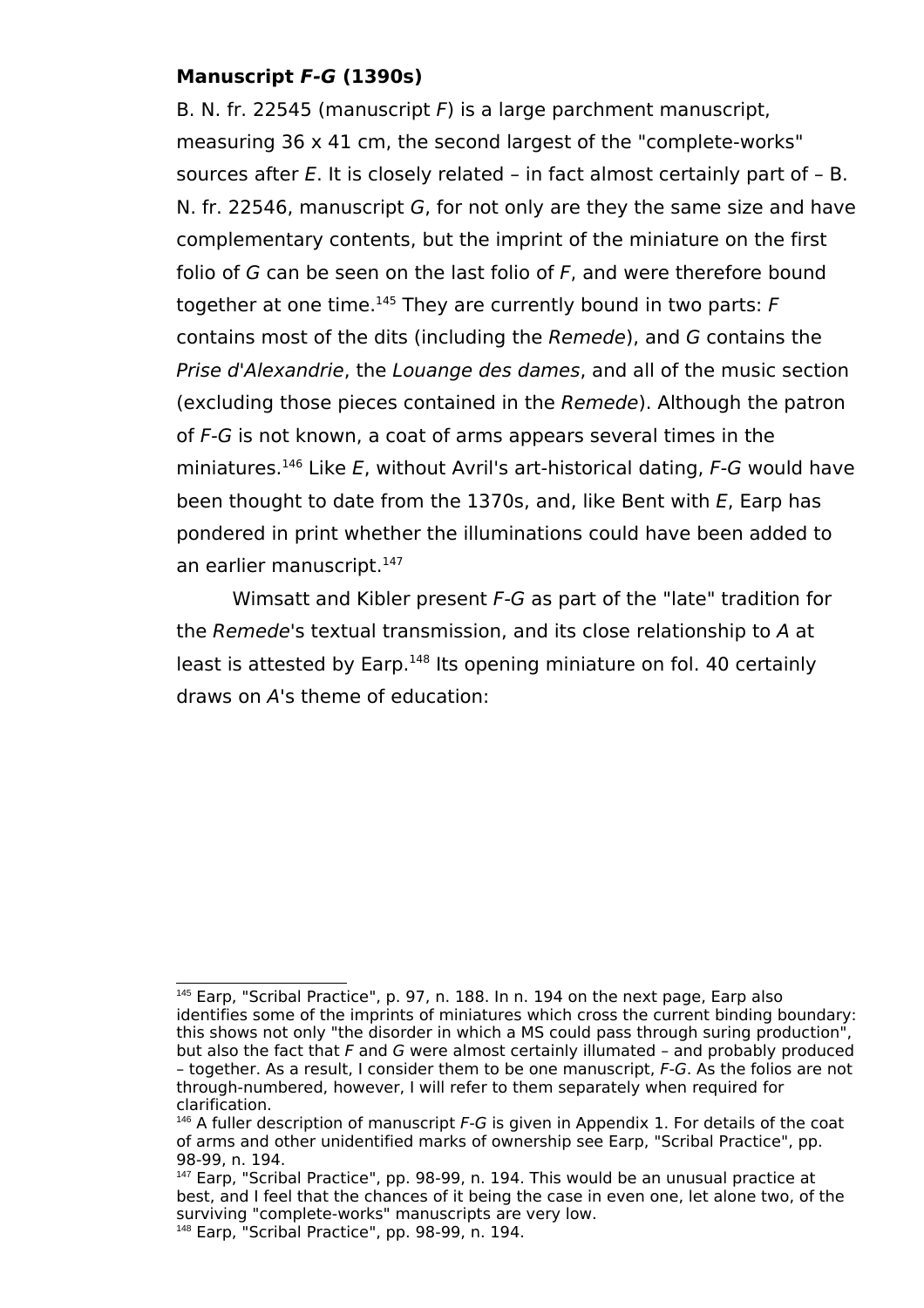**Manuscript *F-G* (1390s)**

B. N. fr. 22545 (manuscript *F*) is a large parchment manuscript, measuring 36 x 41 cm, the second largest of the "complete-works" sources after *E*. It is closely related – in fact almost certainly part of – B. N. fr. 22546, manuscript *G*, for not only are they the same size and have complementary contents, but the imprint of the miniature on the first folio of *G* can be seen on the last folio of *F*, and were therefore bound together at one time.[145] They are currently bound in two parts: *F* contains most of the dits (including the *Remede*), and *G* contains the *Prise d'Alexandrie*, the *Louange des dames*, and all of the music section (excluding those pieces contained in the *Remede*). Although the patron of *F-G* is not known, a coat of arms appears several times in the miniatures.[146] Like *E*, without Avril's art-historical dating, *F-G* would have been thought to date from the 1370s, and, like Bent with *E*, Earp has pondered in print whether the illuminations could have been added to an earlier manuscript.[147]

Wimsatt and Kibler present *F-G* as part of the "late" tradition for the *Remede*'s textual transmission, and its close relationship to *A* at least is attested by Earp.[148] Its opening miniature on fol. 40 certainly draws on *A*'s theme of education:

---

[145] Earp, "Scribal Practice", p. 97, n. 188. In n. 194 on the next page, Earp also identifies some of the imprints of miniatures which cross the current binding boundary: this shows not only "the disorder in which a MS could pass through suring production", but also the fact that *F* and *G* were almost certainly illumated – and probably produced – together. As a result, I consider them to be one manuscript, *F-G*. As the folios are not through-numbered, however, I will refer to them separately when required for clarification.

[146] A fuller description of manuscript *F-G* is given in Appendix 1. For details of the coat of arms and other unidentified marks of ownership see Earp, "Scribal Practice", pp. 98-99, n. 194.

[147] Earp, "Scribal Practice", pp. 98-99, n. 194. This would be an unusual practice at best, and I feel that the chances of it being the case in even one, let alone two, of the surviving "complete-works" manuscripts are very low.

[148] Earp, "Scribal Practice", pp. 98-99, n. 194.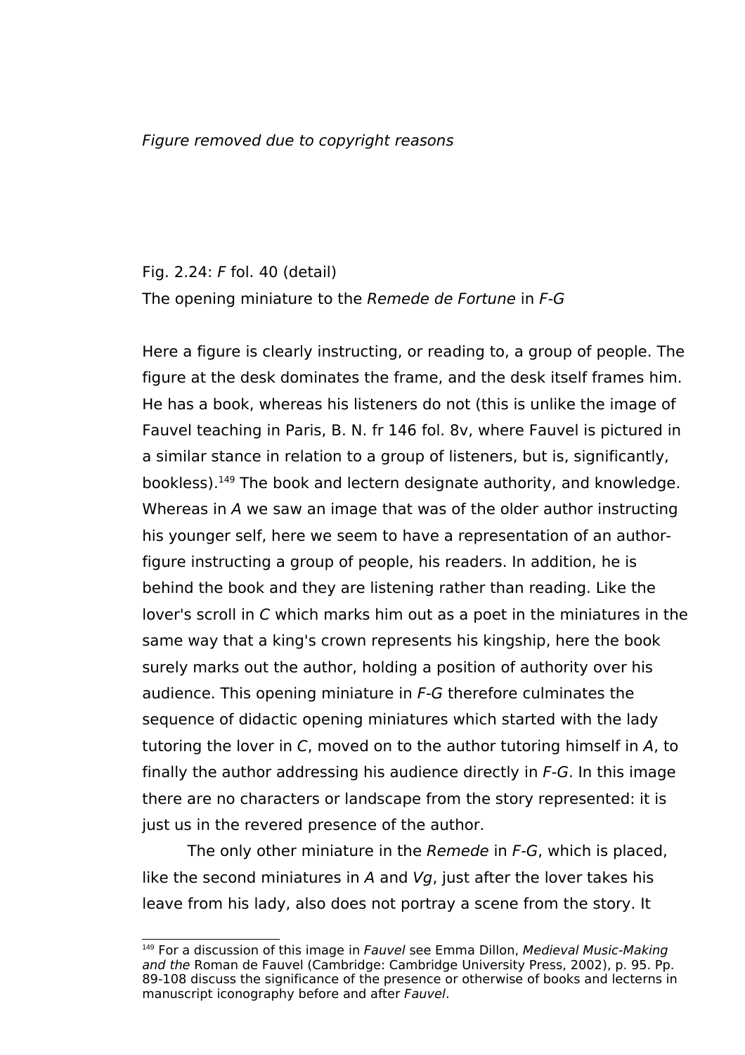*Figure removed due to copyright reasons*

Fig. 2.24: *F* fol. 40 (detail)
The opening miniature to the *Remede de Fortune* in *F-G*

Here a figure is clearly instructing, or reading to, a group of people. The figure at the desk dominates the frame, and the desk itself frames him. He has a book, whereas his listeners do not (this is unlike the image of Fauvel teaching in Paris, B. N. fr 146 fol. 8v, where Fauvel is pictured in a similar stance in relation to a group of listeners, but is, significantly, bookless).[149] The book and lectern designate authority, and knowledge. Whereas in *A* we saw an image that was of the older author instructing his younger self, here we seem to have a representation of an author-figure instructing a group of people, his readers. In addition, he is behind the book and they are listening rather than reading. Like the lover's scroll in *C* which marks him out as a poet in the miniatures in the same way that a king's crown represents his kingship, here the book surely marks out the author, holding a position of authority over his audience. This opening miniature in *F-G* therefore culminates the sequence of didactic opening miniatures which started with the lady tutoring the lover in *C*, moved on to the author tutoring himself in *A*, to finally the author addressing his audience directly in *F-G*. In this image there are no characters or landscape from the story represented: it is just us in the revered presence of the author.

The only other miniature in the *Remede* in *F-G*, which is placed, like the second miniatures in *A* and *Vg*, just after the lover takes his leave from his lady, also does not portray a scene from the story. It

[149] For a discussion of this image in *Fauvel* see Emma Dillon, *Medieval Music-Making and the* Roman de Fauvel (Cambridge: Cambridge University Press, 2002), p. 95. Pp. 89-108 discuss the significance of the presence or otherwise of books and lecterns in manuscript iconography before and after *Fauvel*.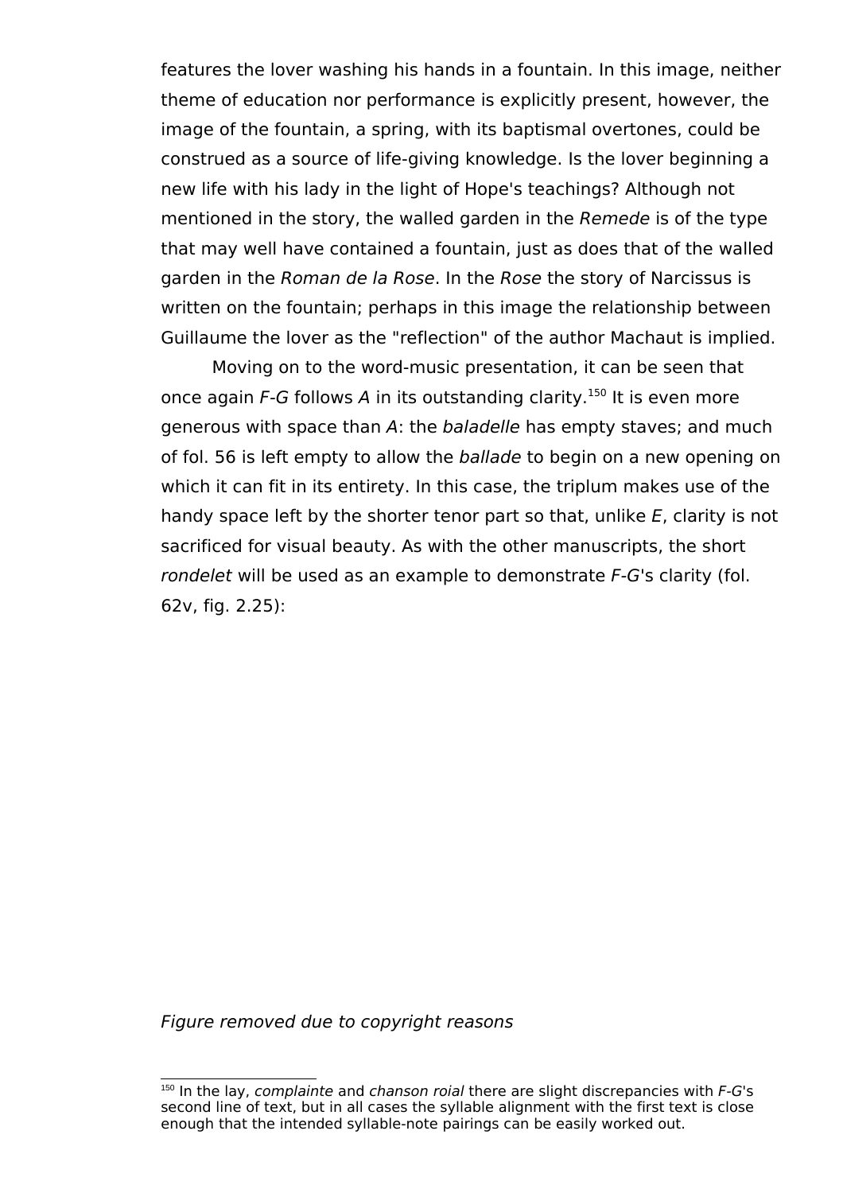features the lover washing his hands in a fountain. In this image, neither theme of education nor performance is explicitly present, however, the image of the fountain, a spring, with its baptismal overtones, could be construed as a source of life-giving knowledge. Is the lover beginning a new life with his lady in the light of Hope's teachings? Although not mentioned in the story, the walled garden in the *Remede* is of the type that may well have contained a fountain, just as does that of the walled garden in the *Roman de la Rose*. In the *Rose* the story of Narcissus is written on the fountain; perhaps in this image the relationship between Guillaume the lover as the "reflection" of the author Machaut is implied.

Moving on to the word-music presentation, it can be seen that once again *F-G* follows *A* in its outstanding clarity.[150] It is even more generous with space than *A*: the *baladelle* has empty staves; and much of fol. 56 is left empty to allow the *ballade* to begin on a new opening on which it can fit in its entirety. In this case, the triplum makes use of the handy space left by the shorter tenor part so that, unlike *E*, clarity is not sacrificed for visual beauty. As with the other manuscripts, the short *rondelet* will be used as an example to demonstrate *F-G*'s clarity (fol. 62v, fig. 2.25):

*Figure removed due to copyright reasons*

[150] In the lay, *complainte* and *chanson roial* there are slight discrepancies with *F-G*'s second line of text, but in all cases the syllable alignment with the first text is close enough that the intended syllable-note pairings can be easily worked out.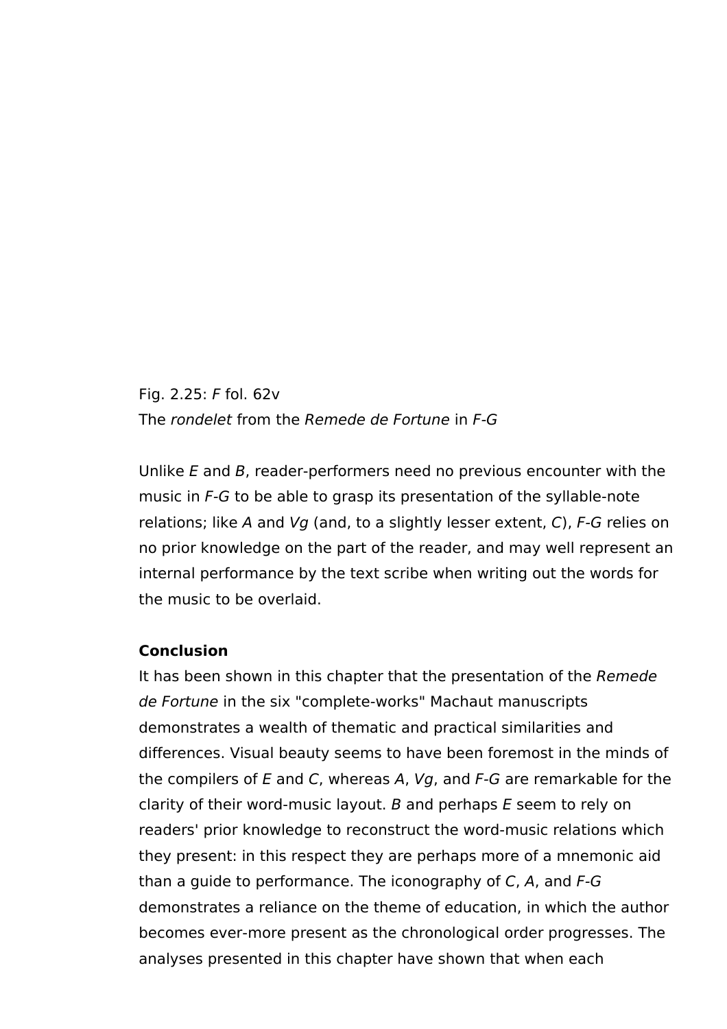Fig. 2.25: *F* fol. 62v

The *rondelet* from the *Remede de Fortune* in *F-G*

Unlike *E* and *B*, reader-performers need no previous encounter with the music in *F-G* to be able to grasp its presentation of the syllable-note relations; like *A* and *Vg* (and, to a slightly lesser extent, *C*), *F-G* relies on no prior knowledge on the part of the reader, and may well represent an internal performance by the text scribe when writing out the words for the music to be overlaid.

**Conclusion**

It has been shown in this chapter that the presentation of the *Remede de Fortune* in the six "complete-works" Machaut manuscripts demonstrates a wealth of thematic and practical similarities and differences. Visual beauty seems to have been foremost in the minds of the compilers of *E* and *C*, whereas *A*, *Vg*, and *F-G* are remarkable for the clarity of their word-music layout. *B* and perhaps *E* seem to rely on readers' prior knowledge to reconstruct the word-music relations which they present: in this respect they are perhaps more of a mnemonic aid than a guide to performance. The iconography of *C*, *A*, and *F-G* demonstrates a reliance on the theme of education, in which the author becomes ever-more present as the chronological order progresses. The analyses presented in this chapter have shown that when each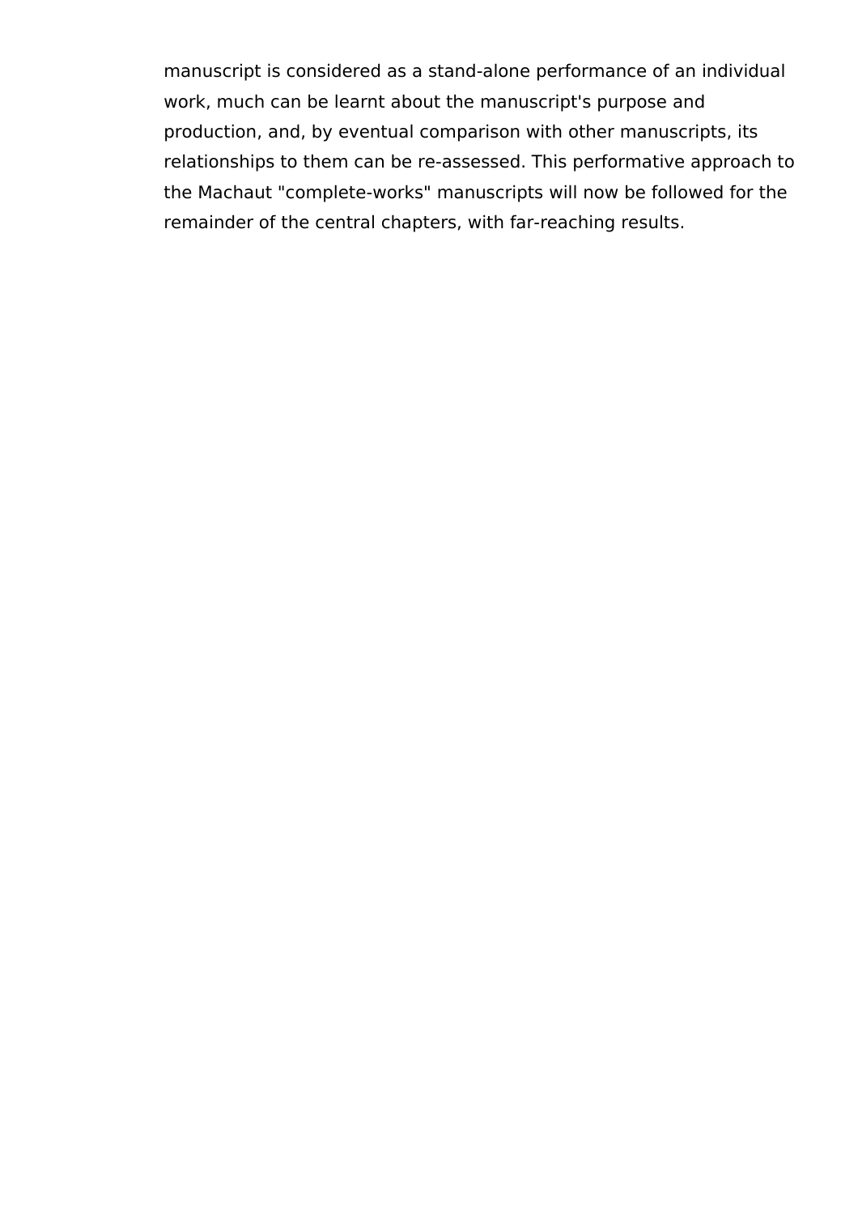manuscript is considered as a stand-alone performance of an individual work, much can be learnt about the manuscript's purpose and production, and, by eventual comparison with other manuscripts, its relationships to them can be re-assessed. This performative approach to the Machaut "complete-works" manuscripts will now be followed for the remainder of the central chapters, with far-reaching results.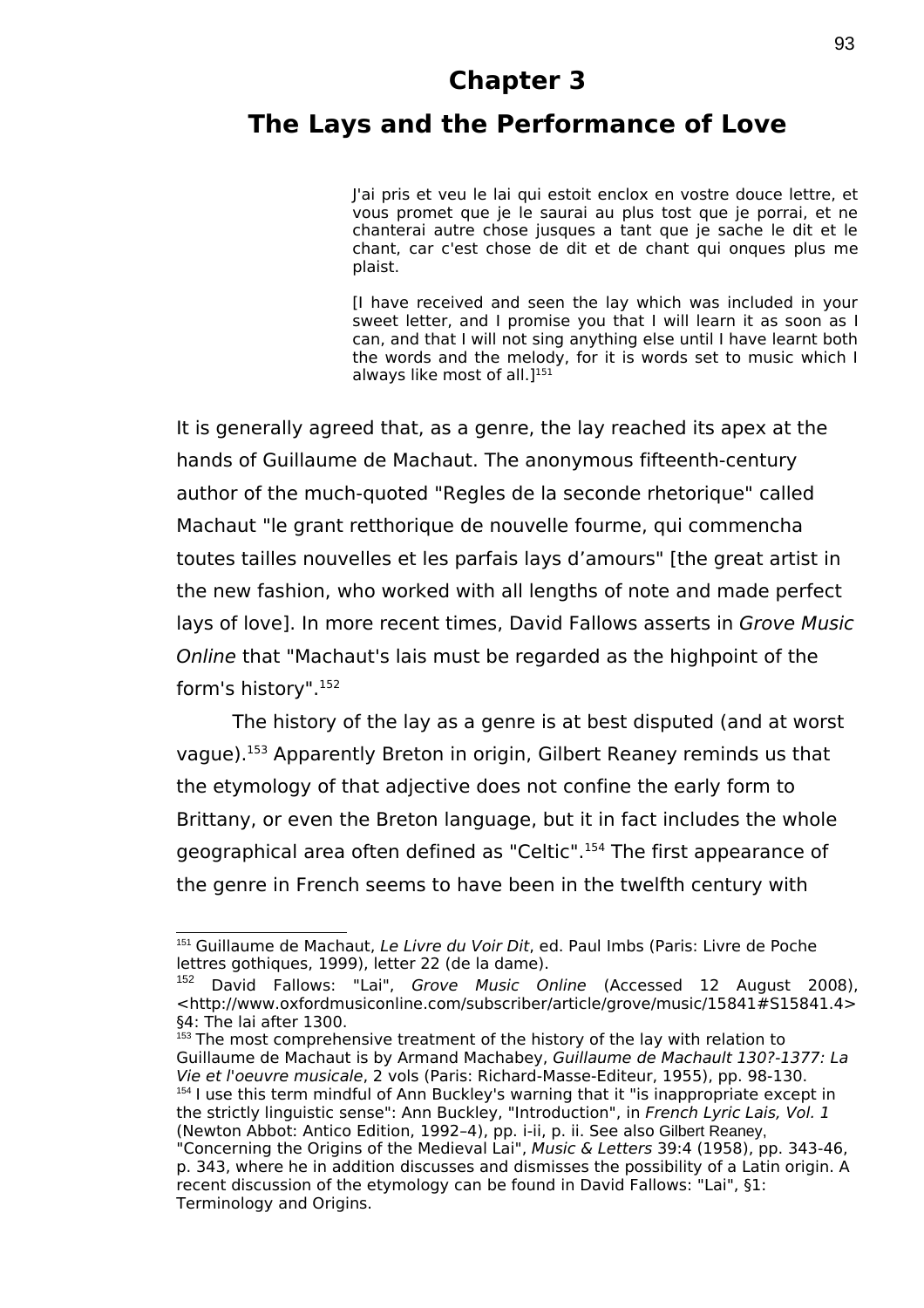# Chapter 3

## The Lays and the Performance of Love

> J'ai pris et veu le lai qui estoit enclox en vostre douce lettre, et vous promet que je le saurai au plus tost que je porrai, et ne chanterai autre chose jusques a tant que je sache le dit et le chant, car c'est chose de dit et de chant qui onques plus me plaist.
>
> [I have received and seen the lay which was included in your sweet letter, and I promise you that I will learn it as soon as I can, and that I will not sing anything else until I have learnt both the words and the melody, for it is words set to music which I always like most of all.][151]

It is generally agreed that, as a genre, the lay reached its apex at the hands of Guillaume de Machaut. The anonymous fifteenth-century author of the much-quoted "Regles de la seconde rhetorique" called Machaut "le grant retthorique de nouvelle fourme, qui commencha toutes tailles nouvelles et les parfais lays d'amours" [the great artist in the new fashion, who worked with all lengths of note and made perfect lays of love]. In more recent times, David Fallows asserts in *Grove Music Online* that "Machaut's lais must be regarded as the highpoint of the form's history".[152]

The history of the lay as a genre is at best disputed (and at worst vague).[153] Apparently Breton in origin, Gilbert Reaney reminds us that the etymology of that adjective does not confine the early form to Brittany, or even the Breton language, but it in fact includes the whole geographical area often defined as "Celtic".[154] The first appearance of the genre in French seems to have been in the twelfth century with

---

[151] Guillaume de Machaut, *Le Livre du Voir Dit*, ed. Paul Imbs (Paris: Livre de Poche lettres gothiques, 1999), letter 22 (de la dame).

[152] David Fallows: "Lai", *Grove Music Online* (Accessed 12 August 2008), <http://www.oxfordmusiconline.com/subscriber/article/grove/music/15841#S15841.4> §4: The lai after 1300.

[153] The most comprehensive treatment of the history of the lay with relation to Guillaume de Machaut is by Armand Machabey, *Guillaume de Machault 130?-1377: La Vie et l'oeuvre musicale*, 2 vols (Paris: Richard-Masse-Editeur, 1955), pp. 98-130.

[154] I use this term mindful of Ann Buckley's warning that it "is inappropriate except in the strictly linguistic sense": Ann Buckley, "Introduction", in *French Lyric Lais, Vol. 1* (Newton Abbot: Antico Edition, 1992–4), pp. i-ii, p. ii. See also Gilbert Reaney, "Concerning the Origins of the Medieval Lai", *Music & Letters* 39:4 (1958), pp. 343-46, p. 343, where he in addition discusses and dismisses the possibility of a Latin origin. A recent discussion of the etymology can be found in David Fallows: "Lai", §1: Terminology and Origins.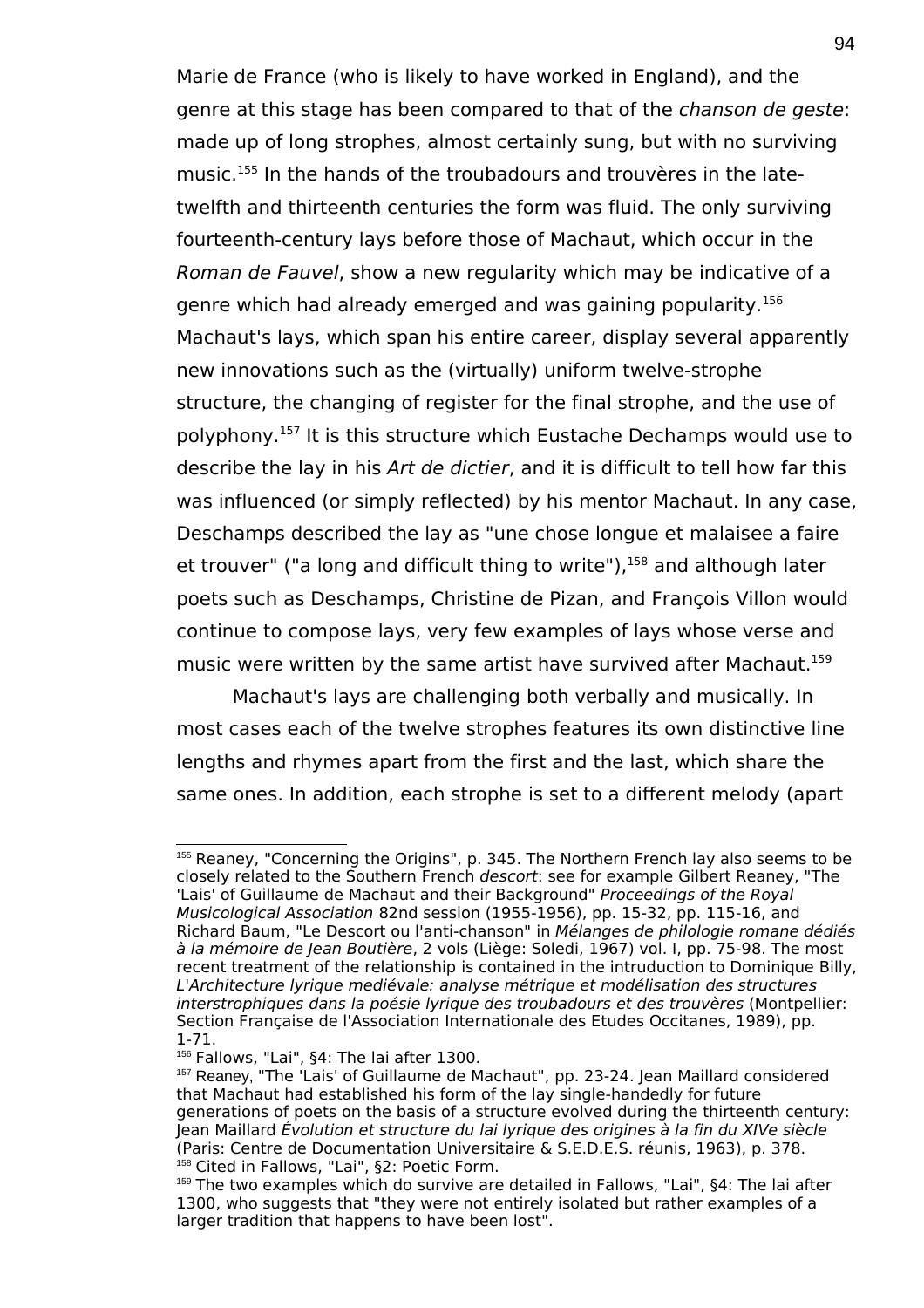Marie de France (who is likely to have worked in England), and the genre at this stage has been compared to that of the *chanson de geste*: made up of long strophes, almost certainly sung, but with no surviving music.[155] In the hands of the troubadours and trouvères in the late-twelfth and thirteenth centuries the form was fluid. The only surviving fourteenth-century lays before those of Machaut, which occur in the *Roman de Fauvel*, show a new regularity which may be indicative of a genre which had already emerged and was gaining popularity.[156] Machaut's lays, which span his entire career, display several apparently new innovations such as the (virtually) uniform twelve-strophe structure, the changing of register for the final strophe, and the use of polyphony.[157] It is this structure which Eustache Dechamps would use to describe the lay in his *Art de dictier*, and it is difficult to tell how far this was influenced (or simply reflected) by his mentor Machaut. In any case, Deschamps described the lay as "une chose longue et malaisee a faire et trouver" ("a long and difficult thing to write"),[158] and although later poets such as Deschamps, Christine de Pizan, and François Villon would continue to compose lays, very few examples of lays whose verse and music were written by the same artist have survived after Machaut.[159]

Machaut's lays are challenging both verbally and musically. In most cases each of the twelve strophes features its own distinctive line lengths and rhymes apart from the first and the last, which share the same ones. In addition, each strophe is set to a different melody (apart

---

[155] Reaney, "Concerning the Origins", p. 345. The Northern French lay also seems to be closely related to the Southern French *descort*: see for example Gilbert Reaney, "The 'Lais' of Guillaume de Machaut and their Background" *Proceedings of the Royal Musicological Association* 82nd session (1955-1956), pp. 15-32, pp. 115-16, and Richard Baum, "Le Descort ou l'anti-chanson" in *Mélanges de philologie romane dédiés à la mémoire de Jean Boutière*, 2 vols (Liège: Soledi, 1967) vol. I, pp. 75-98. The most recent treatment of the relationship is contained in the intruduction to Dominique Billy, *L'Architecture lyrique mediévale: analyse métrique et modélisation des structures interstrophiques dans la poésie lyrique des troubadours et des trouvères* (Montpellier: Section Française de l'Association Internationale des Etudes Occitanes, 1989), pp. 1-71.

[156] Fallows, "Lai", §4: The lai after 1300.

[157] Reaney, "The 'Lais' of Guillaume de Machaut", pp. 23-24. Jean Maillard considered that Machaut had established his form of the lay single-handedly for future generations of poets on the basis of a structure evolved during the thirteenth century: Jean Maillard *Évolution et structure du lai lyrique des origines à la fin du XIVe siècle* (Paris: Centre de Documentation Universitaire & S.E.D.E.S. réunis, 1963), p. 378.

[158] Cited in Fallows, "Lai", §2: Poetic Form.

[159] The two examples which do survive are detailed in Fallows, "Lai", §4: The lai after 1300, who suggests that "they were not entirely isolated but rather examples of a larger tradition that happens to have been lost".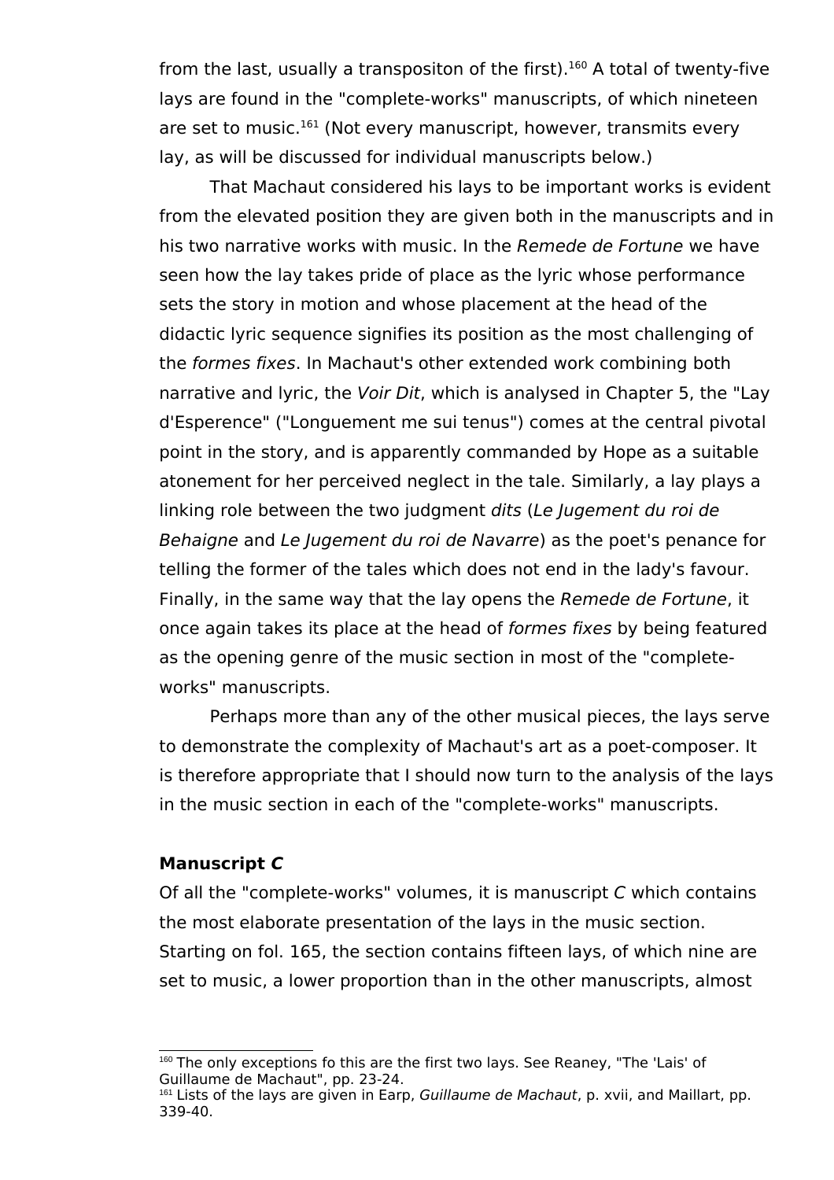from the last, usually a transpositon of the first).[160] A total of twenty-five lays are found in the "complete-works" manuscripts, of which nineteen are set to music.[161] (Not every manuscript, however, transmits every lay, as will be discussed for individual manuscripts below.)

That Machaut considered his lays to be important works is evident from the elevated position they are given both in the manuscripts and in his two narrative works with music. In the *Remede de Fortune* we have seen how the lay takes pride of place as the lyric whose performance sets the story in motion and whose placement at the head of the didactic lyric sequence signifies its position as the most challenging of the *formes fixes*. In Machaut's other extended work combining both narrative and lyric, the *Voir Dit*, which is analysed in Chapter 5, the "Lay d'Esperence" ("Longuement me sui tenus") comes at the central pivotal point in the story, and is apparently commanded by Hope as a suitable atonement for her perceived neglect in the tale. Similarly, a lay plays a linking role between the two judgment *dits* (*Le Jugement du roi de Behaigne* and *Le Jugement du roi de Navarre*) as the poet's penance for telling the former of the tales which does not end in the lady's favour. Finally, in the same way that the lay opens the *Remede de Fortune*, it once again takes its place at the head of *formes fixes* by being featured as the opening genre of the music section in most of the "complete-works" manuscripts.

Perhaps more than any of the other musical pieces, the lays serve to demonstrate the complexity of Machaut's art as a poet-composer. It is therefore appropriate that I should now turn to the analysis of the lays in the music section in each of the "complete-works" manuscripts.

**Manuscript *C***

Of all the "complete-works" volumes, it is manuscript *C* which contains the most elaborate presentation of the lays in the music section. Starting on fol. 165, the section contains fifteen lays, of which nine are set to music, a lower proportion than in the other manuscripts, almost

---

[160] The only exceptions fo this are the first two lays. See Reaney, "The 'Lais' of Guillaume de Machaut", pp. 23-24.

[161] Lists of the lays are given in Earp, *Guillaume de Machaut*, p. xvii, and Maillart, pp. 339-40.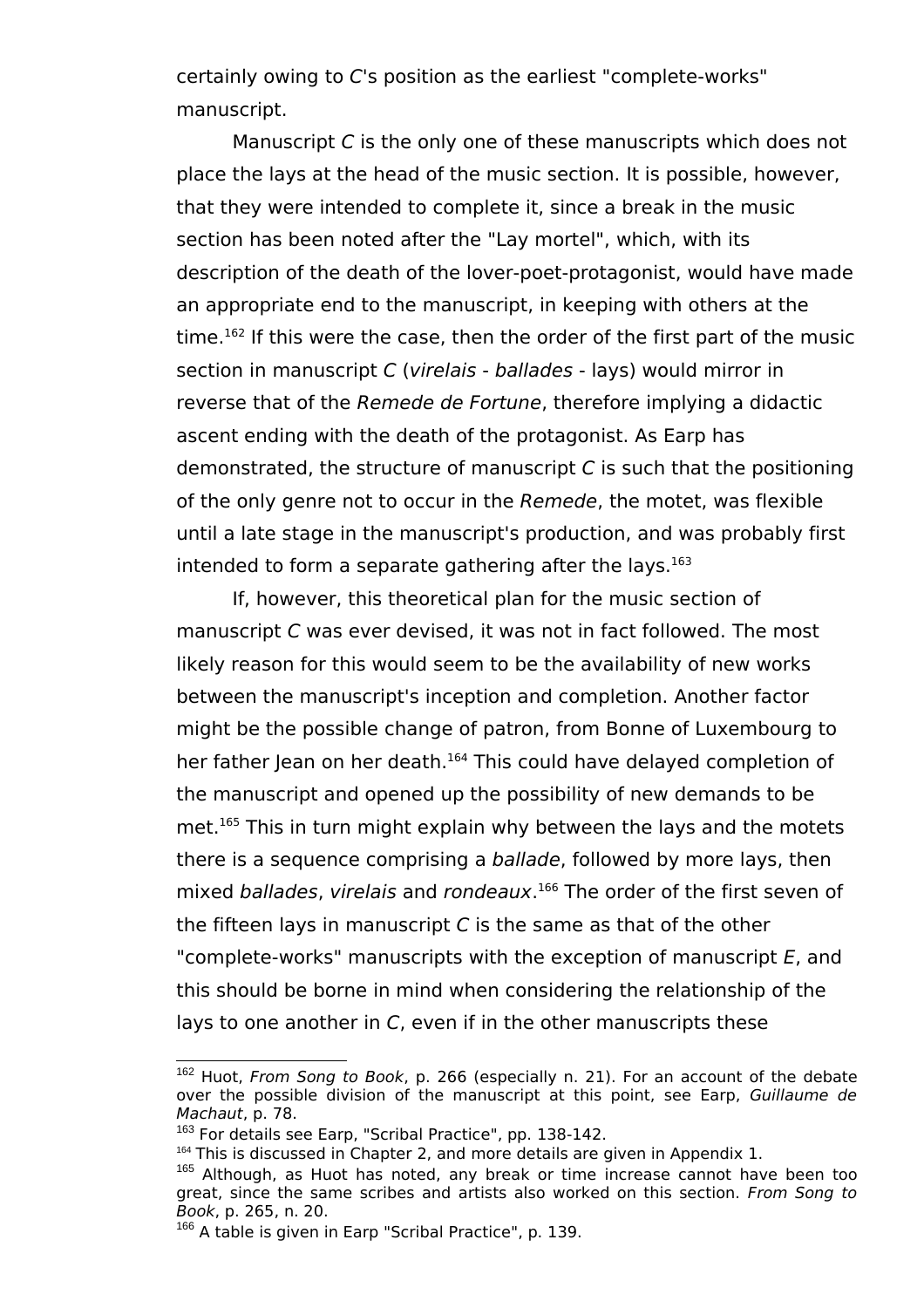certainly owing to *C*'s position as the earliest "complete-works" manuscript.

Manuscript *C* is the only one of these manuscripts which does not place the lays at the head of the music section. It is possible, however, that they were intended to complete it, since a break in the music section has been noted after the "Lay mortel", which, with its description of the death of the lover-poet-protagonist, would have made an appropriate end to the manuscript, in keeping with others at the time.[162] If this were the case, then the order of the first part of the music section in manuscript *C* (*virelais* - *ballades* - lays) would mirror in reverse that of the *Remede de Fortune*, therefore implying a didactic ascent ending with the death of the protagonist. As Earp has demonstrated, the structure of manuscript *C* is such that the positioning of the only genre not to occur in the *Remede*, the motet, was flexible until a late stage in the manuscript's production, and was probably first intended to form a separate gathering after the lays.[163]

If, however, this theoretical plan for the music section of manuscript *C* was ever devised, it was not in fact followed. The most likely reason for this would seem to be the availability of new works between the manuscript's inception and completion. Another factor might be the possible change of patron, from Bonne of Luxembourg to her father Jean on her death.[164] This could have delayed completion of the manuscript and opened up the possibility of new demands to be met.[165] This in turn might explain why between the lays and the motets there is a sequence comprising a *ballade*, followed by more lays, then mixed *ballades*, *virelais* and *rondeaux*.[166] The order of the first seven of the fifteen lays in manuscript *C* is the same as that of the other "complete-works" manuscripts with the exception of manuscript *E*, and this should be borne in mind when considering the relationship of the lays to one another in *C*, even if in the other manuscripts these

---

[162] Huot, *From Song to Book*, p. 266 (especially n. 21). For an account of the debate over the possible division of the manuscript at this point, see Earp, *Guillaume de Machaut*, p. 78.

[163] For details see Earp, "Scribal Practice", pp. 138-142.

[164] This is discussed in Chapter 2, and more details are given in Appendix 1.

[165] Although, as Huot has noted, any break or time increase cannot have been too great, since the same scribes and artists also worked on this section. *From Song to Book*, p. 265, n. 20.

[166] A table is given in Earp "Scribal Practice", p. 139.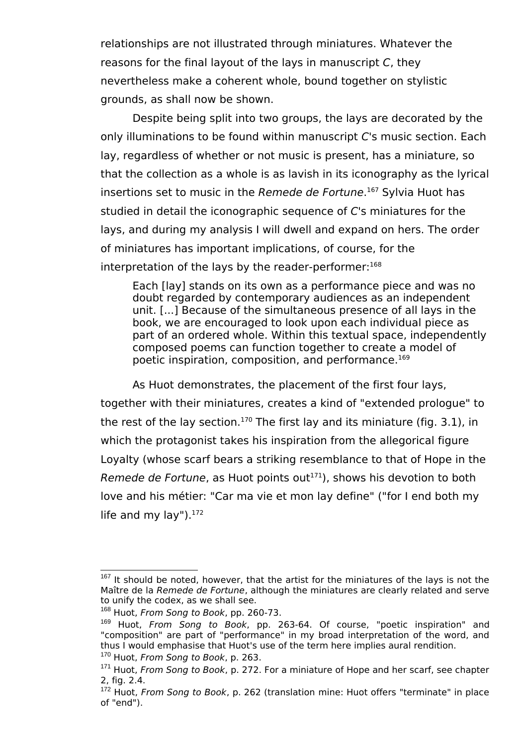relationships are not illustrated through miniatures. Whatever the reasons for the final layout of the lays in manuscript *C*, they nevertheless make a coherent whole, bound together on stylistic grounds, as shall now be shown.

Despite being split into two groups, the lays are decorated by the only illuminations to be found within manuscript *C*'s music section. Each lay, regardless of whether or not music is present, has a miniature, so that the collection as a whole is as lavish in its iconography as the lyrical insertions set to music in the *Remede de Fortune*.[167] Sylvia Huot has studied in detail the iconographic sequence of *C*'s miniatures for the lays, and during my analysis I will dwell and expand on hers. The order of miniatures has important implications, of course, for the interpretation of the lays by the reader-performer:[168]

> Each [lay] stands on its own as a performance piece and was no doubt regarded by contemporary audiences as an independent unit. [...] Because of the simultaneous presence of all lays in the book, we are encouraged to look upon each individual piece as part of an ordered whole. Within this textual space, independently composed poems can function together to create a model of poetic inspiration, composition, and performance.[169]

As Huot demonstrates, the placement of the first four lays, together with their miniatures, creates a kind of "extended prologue" to the rest of the lay section.[170] The first lay and its miniature (fig. 3.1), in which the protagonist takes his inspiration from the allegorical figure Loyalty (whose scarf bears a striking resemblance to that of Hope in the *Remede de Fortune*, as Huot points out[171]), shows his devotion to both love and his métier: "Car ma vie et mon lay define" ("for I end both my life and my lay").[172]

---

[167] It should be noted, however, that the artist for the miniatures of the lays is not the Maître de la *Remede de Fortune*, although the miniatures are clearly related and serve to unify the codex, as we shall see.

[168] Huot, *From Song to Book*, pp. 260-73.

[169] Huot, *From Song to Book*, pp. 263-64. Of course, "poetic inspiration" and "composition" are part of "performance" in my broad interpretation of the word, and thus I would emphasise that Huot's use of the term here implies aural rendition.

[170] Huot, *From Song to Book*, p. 263.

[171] Huot, *From Song to Book*, p. 272. For a miniature of Hope and her scarf, see chapter 2, fig. 2.4.

[172] Huot, *From Song to Book*, p. 262 (translation mine: Huot offers "terminate" in place of "end").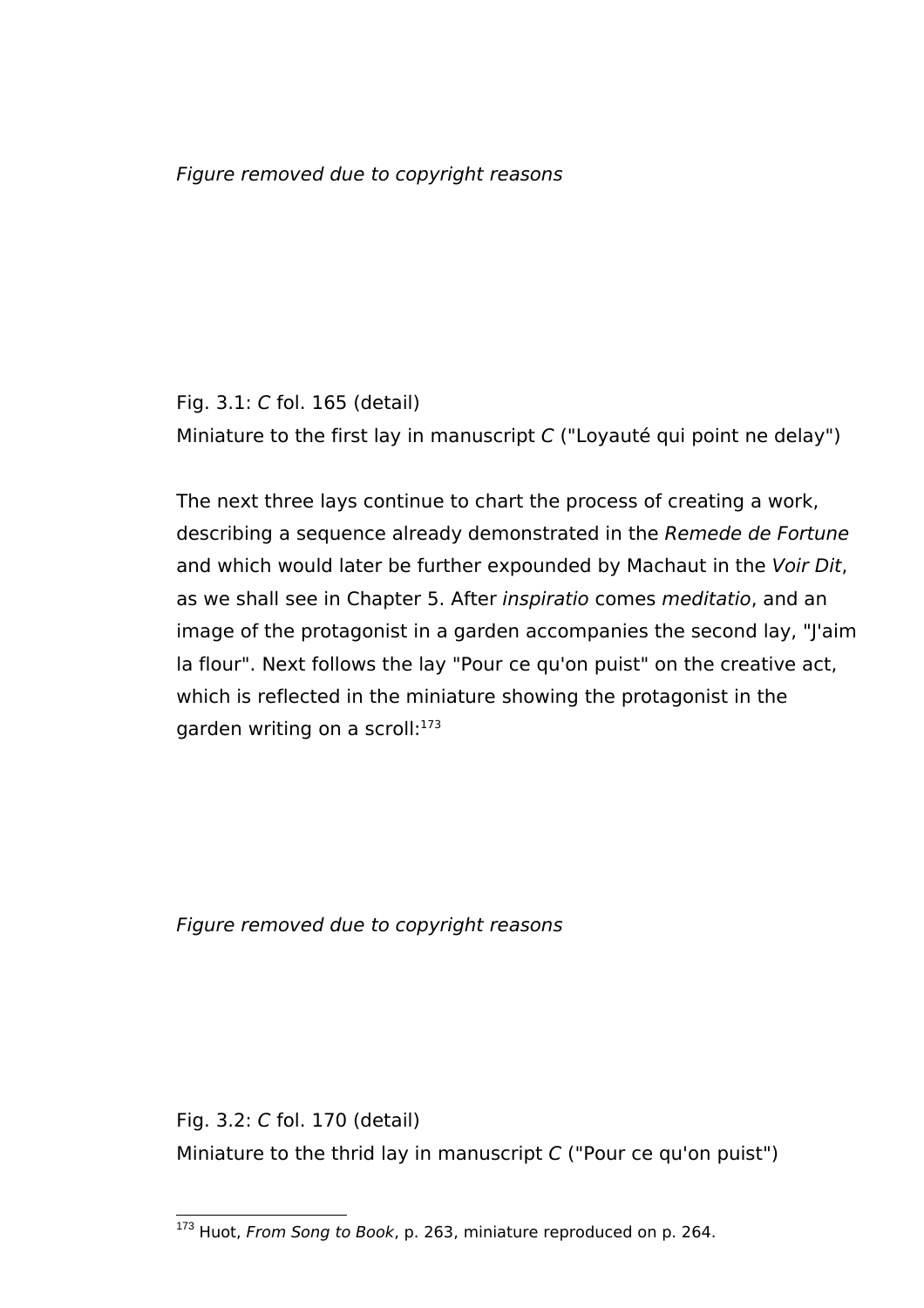*Figure removed due to copyright reasons*

Fig. 3.1: *C* fol. 165 (detail)
Miniature to the first lay in manuscript *C* ("Loyauté qui point ne delay")

The next three lays continue to chart the process of creating a work, describing a sequence already demonstrated in the *Remede de Fortune* and which would later be further expounded by Machaut in the *Voir Dit*, as we shall see in Chapter 5. After *inspiratio* comes *meditatio*, and an image of the protagonist in a garden accompanies the second lay, "J'aim la flour". Next follows the lay "Pour ce qu'on puist" on the creative act, which is reflected in the miniature showing the protagonist in the garden writing on a scroll:[173]

*Figure removed due to copyright reasons*

Fig. 3.2: *C* fol. 170 (detail)
Miniature to the thrid lay in manuscript *C* ("Pour ce qu'on puist")

[173] Huot, *From Song to Book*, p. 263, miniature reproduced on p. 264.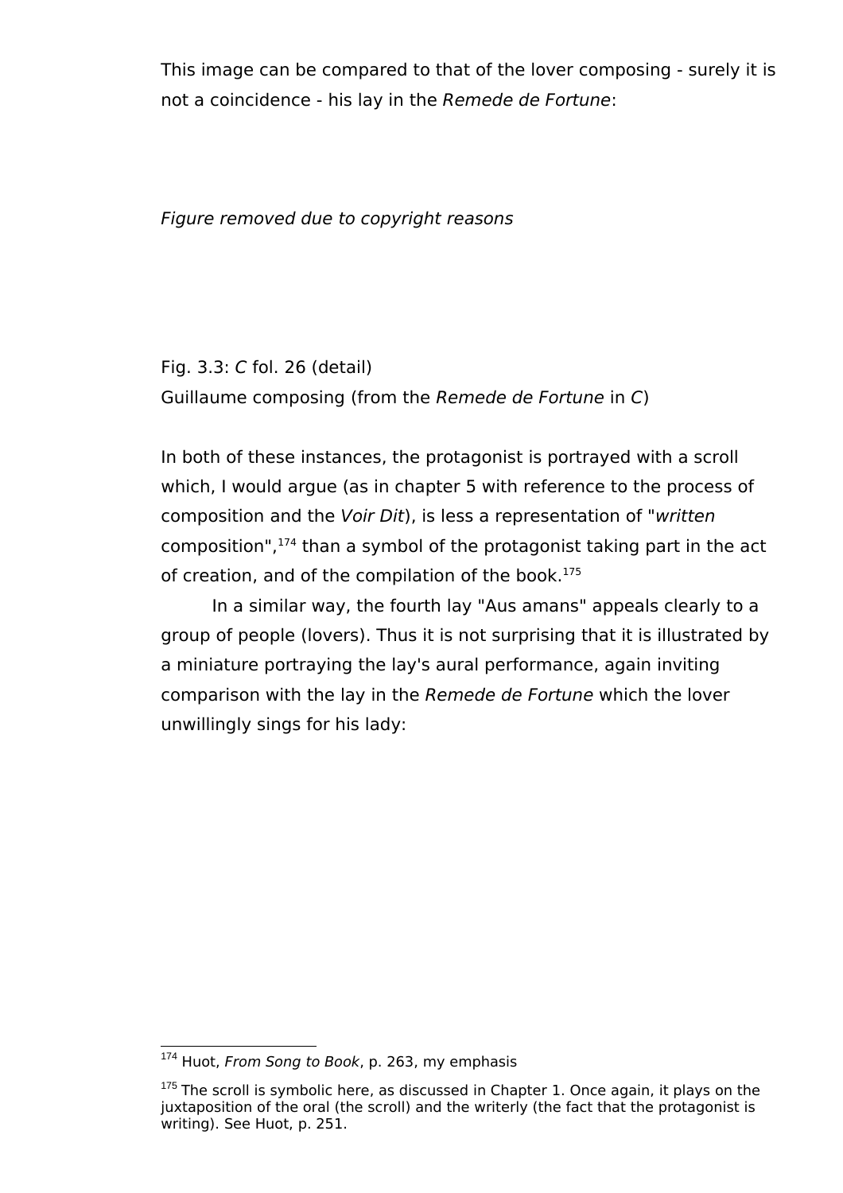This image can be compared to that of the lover composing - surely it is not a coincidence - his lay in the *Remede de Fortune*:

*Figure removed due to copyright reasons*

Fig. 3.3: *C* fol. 26 (detail)
Guillaume composing (from the *Remede de Fortune* in *C*)

In both of these instances, the protagonist is portrayed with a scroll which, I would argue (as in chapter 5 with reference to the process of composition and the *Voir Dit*), is less a representation of "*written* composition",[174] than a symbol of the protagonist taking part in the act of creation, and of the compilation of the book.[175]

In a similar way, the fourth lay "Aus amans" appeals clearly to a group of people (lovers). Thus it is not surprising that it is illustrated by a miniature portraying the lay's aural performance, again inviting comparison with the lay in the *Remede de Fortune* which the lover unwillingly sings for his lady:

---

[174] Huot, *From Song to Book*, p. 263, my emphasis

[175] The scroll is symbolic here, as discussed in Chapter 1. Once again, it plays on the juxtaposition of the oral (the scroll) and the writerly (the fact that the protagonist is writing). See Huot, p. 251.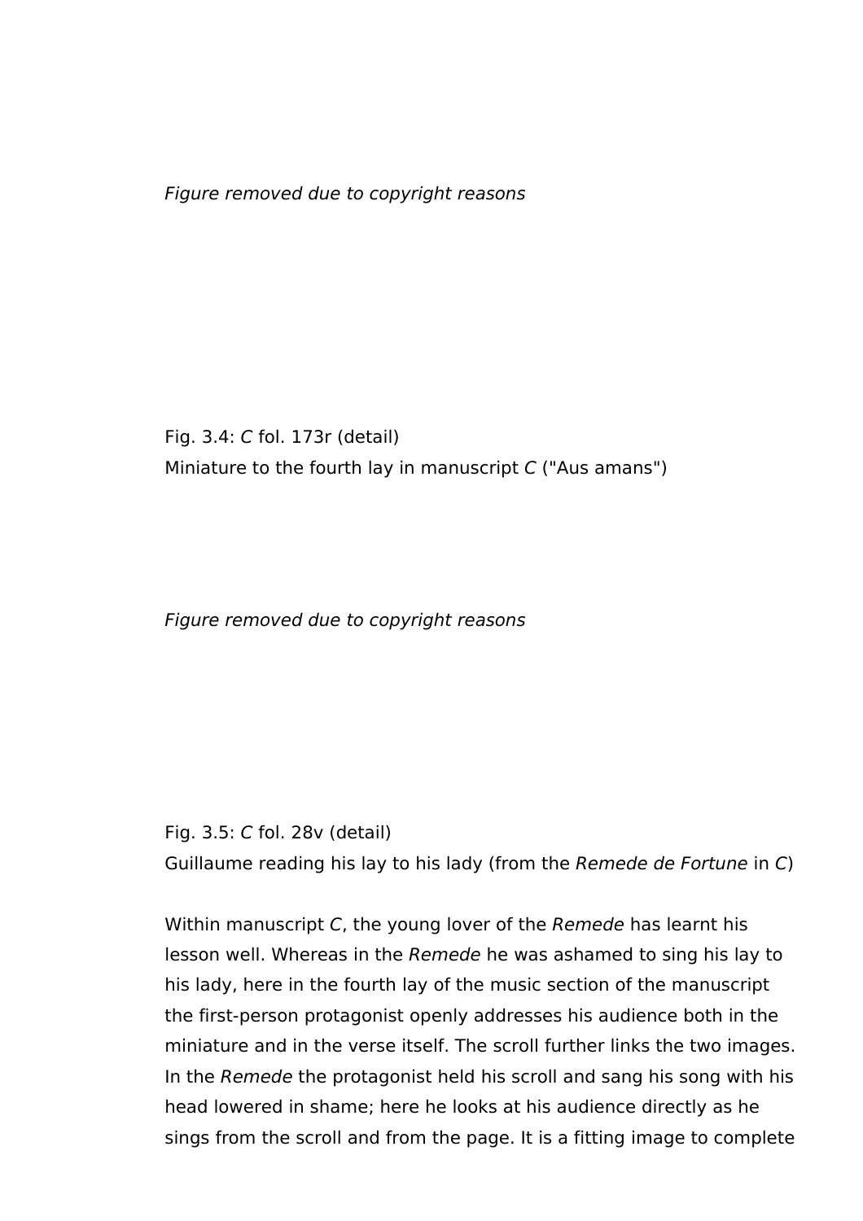*Figure removed due to copyright reasons*

Fig. 3.4: *C* fol. 173r (detail)
Miniature to the fourth lay in manuscript *C* ("Aus amans")

*Figure removed due to copyright reasons*

Fig. 3.5: *C* fol. 28v (detail)
Guillaume reading his lay to his lady (from the *Remede de Fortune* in *C*)

Within manuscript *C*, the young lover of the *Remede* has learnt his lesson well. Whereas in the *Remede* he was ashamed to sing his lay to his lady, here in the fourth lay of the music section of the manuscript the first-person protagonist openly addresses his audience both in the miniature and in the verse itself. The scroll further links the two images. In the *Remede* the protagonist held his scroll and sang his song with his head lowered in shame; here he looks at his audience directly as he sings from the scroll and from the page. It is a fitting image to complete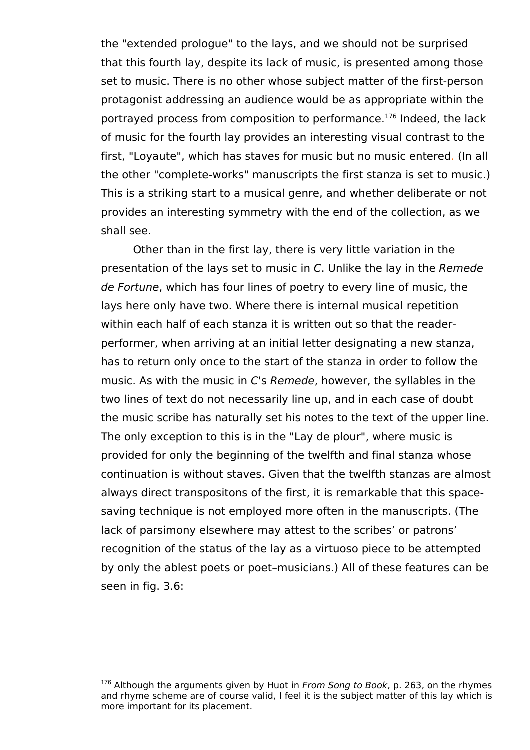the "extended prologue" to the lays, and we should not be surprised that this fourth lay, despite its lack of music, is presented among those set to music. There is no other whose subject matter of the first-person protagonist addressing an audience would be as appropriate within the portrayed process from composition to performance.[176] Indeed, the lack of music for the fourth lay provides an interesting visual contrast to the first, "Loyaute", which has staves for music but no music entered. (In all the other "complete-works" manuscripts the first stanza is set to music.) This is a striking start to a musical genre, and whether deliberate or not provides an interesting symmetry with the end of the collection, as we shall see.

Other than in the first lay, there is very little variation in the presentation of the lays set to music in *C*. Unlike the lay in the *Remede de Fortune*, which has four lines of poetry to every line of music, the lays here only have two. Where there is internal musical repetition within each half of each stanza it is written out so that the reader-performer, when arriving at an initial letter designating a new stanza, has to return only once to the start of the stanza in order to follow the music. As with the music in *C*'s *Remede*, however, the syllables in the two lines of text do not necessarily line up, and in each case of doubt the music scribe has naturally set his notes to the text of the upper line. The only exception to this is in the "Lay de plour", where music is provided for only the beginning of the twelfth and final stanza whose continuation is without staves. Given that the twelfth stanzas are almost always direct transpositons of the first, it is remarkable that this space-saving technique is not employed more often in the manuscripts. (The lack of parsimony elsewhere may attest to the scribes' or patrons' recognition of the status of the lay as a virtuoso piece to be attempted by only the ablest poets or poet–musicians.) All of these features can be seen in fig. 3.6:

---

[176] Although the arguments given by Huot in *From Song to Book*, p. 263, on the rhymes and rhyme scheme are of course valid, I feel it is the subject matter of this lay which is more important for its placement.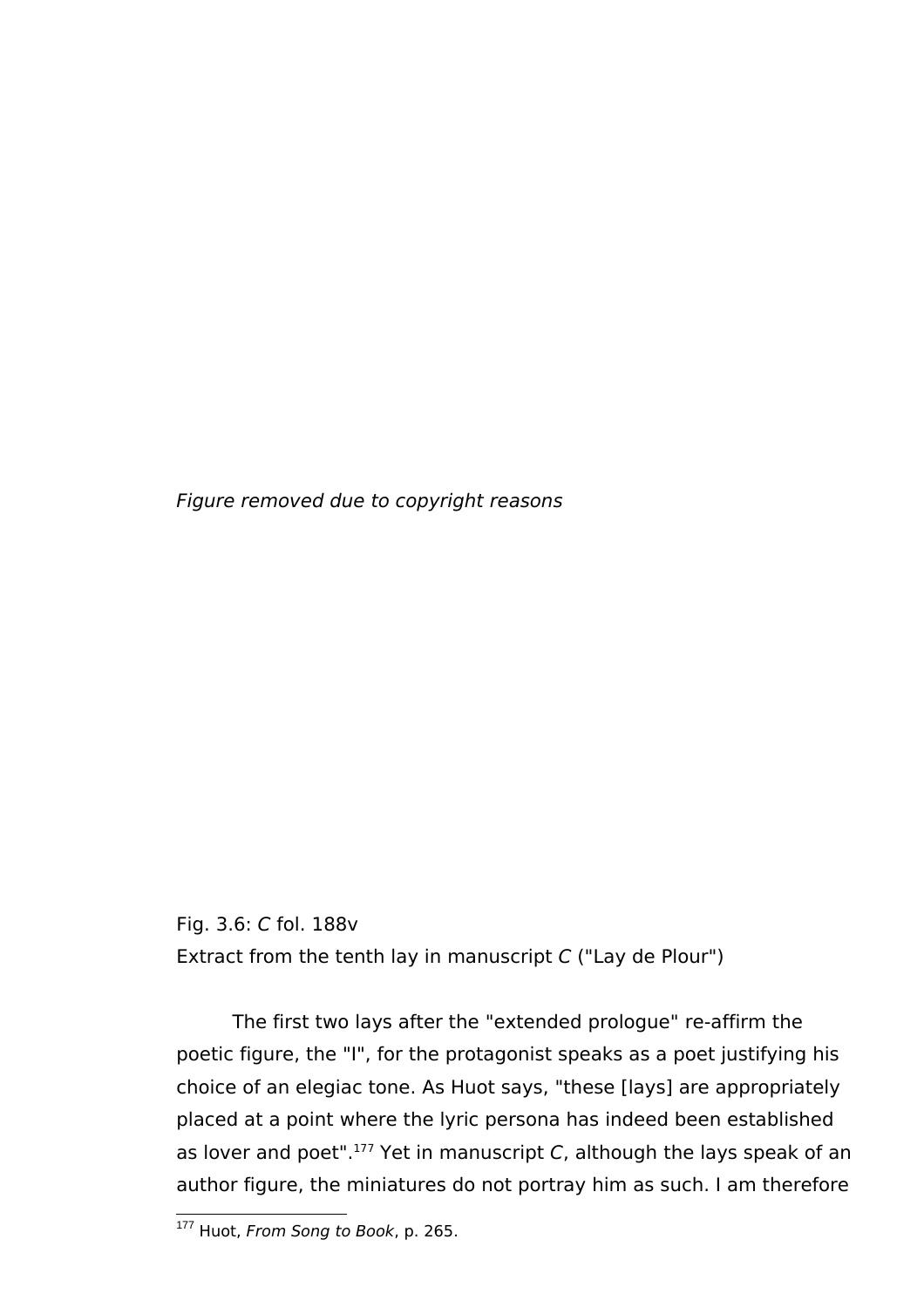*Figure removed due to copyright reasons*

Fig. 3.6: *C* fol. 188v
Extract from the tenth lay in manuscript *C* ("Lay de Plour")

The first two lays after the "extended prologue" re-affirm the poetic figure, the "I", for the protagonist speaks as a poet justifying his choice of an elegiac tone. As Huot says, "these [lays] are appropriately placed at a point where the lyric persona has indeed been established as lover and poet".[177] Yet in manuscript *C*, although the lays speak of an author figure, the miniatures do not portray him as such. I am therefore

[177] Huot, *From Song to Book*, p. 265.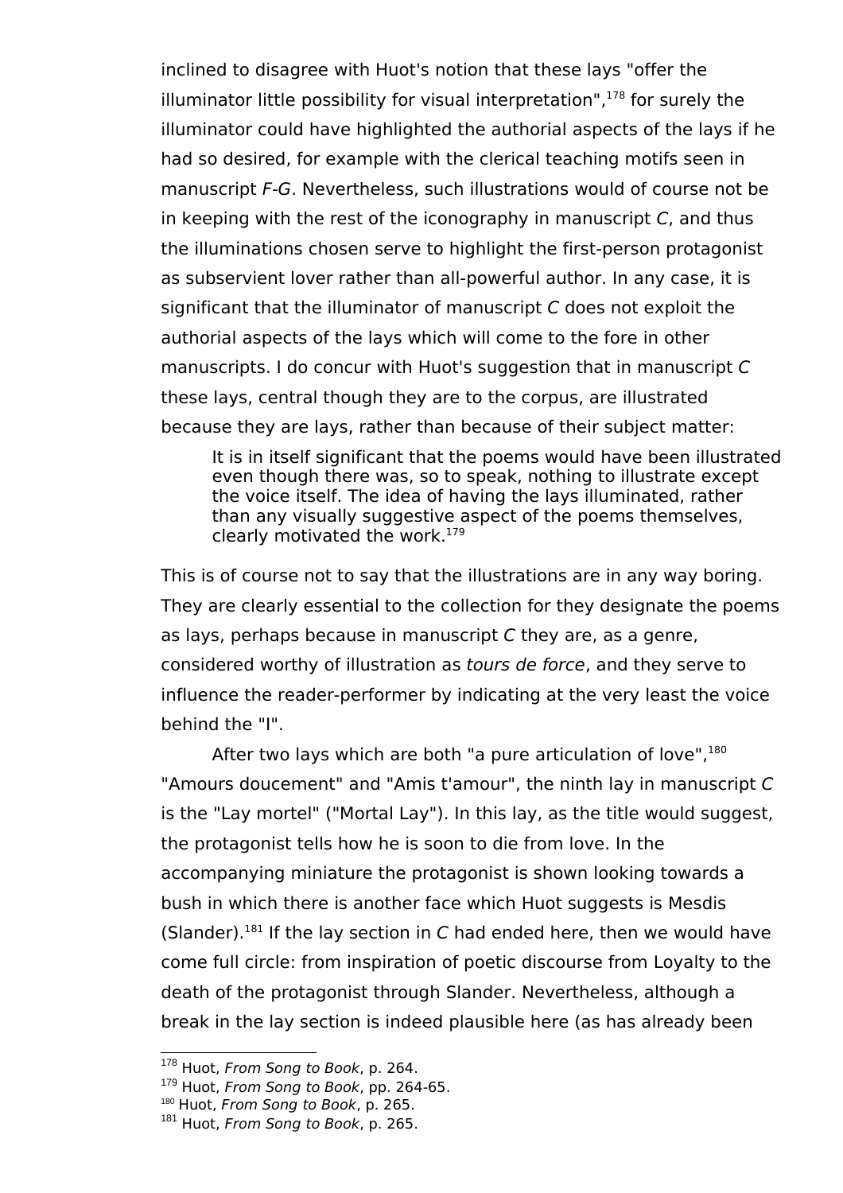inclined to disagree with Huot's notion that these lays "offer the illuminator little possibility for visual interpretation",[178] for surely the illuminator could have highlighted the authorial aspects of the lays if he had so desired, for example with the clerical teaching motifs seen in manuscript *F-G*. Nevertheless, such illustrations would of course not be in keeping with the rest of the iconography in manuscript *C*, and thus the illuminations chosen serve to highlight the first-person protagonist as subservient lover rather than all-powerful author. In any case, it is significant that the illuminator of manuscript *C* does not exploit the authorial aspects of the lays which will come to the fore in other manuscripts. I do concur with Huot's suggestion that in manuscript *C* these lays, central though they are to the corpus, are illustrated because they are lays, rather than because of their subject matter:

> It is in itself significant that the poems would have been illustrated even though there was, so to speak, nothing to illustrate except the voice itself. The idea of having the lays illuminated, rather than any visually suggestive aspect of the poems themselves, clearly motivated the work.[179]

This is of course not to say that the illustrations are in any way boring. They are clearly essential to the collection for they designate the poems as lays, perhaps because in manuscript *C* they are, as a genre, considered worthy of illustration as *tours de force*, and they serve to influence the reader-performer by indicating at the very least the voice behind the "I".

After two lays which are both "a pure articulation of love",[180] "Amours doucement" and "Amis t'amour", the ninth lay in manuscript *C* is the "Lay mortel" ("Mortal Lay"). In this lay, as the title would suggest, the protagonist tells how he is soon to die from love. In the accompanying miniature the protagonist is shown looking towards a bush in which there is another face which Huot suggests is Mesdis (Slander).[181] If the lay section in *C* had ended here, then we would have come full circle: from inspiration of poetic discourse from Loyalty to the death of the protagonist through Slander. Nevertheless, although a break in the lay section is indeed plausible here (as has already been

---

[178] Huot, *From Song to Book*, p. 264.
[179] Huot, *From Song to Book*, pp. 264-65.
[180] Huot, *From Song to Book*, p. 265.
[181] Huot, *From Song to Book*, p. 265.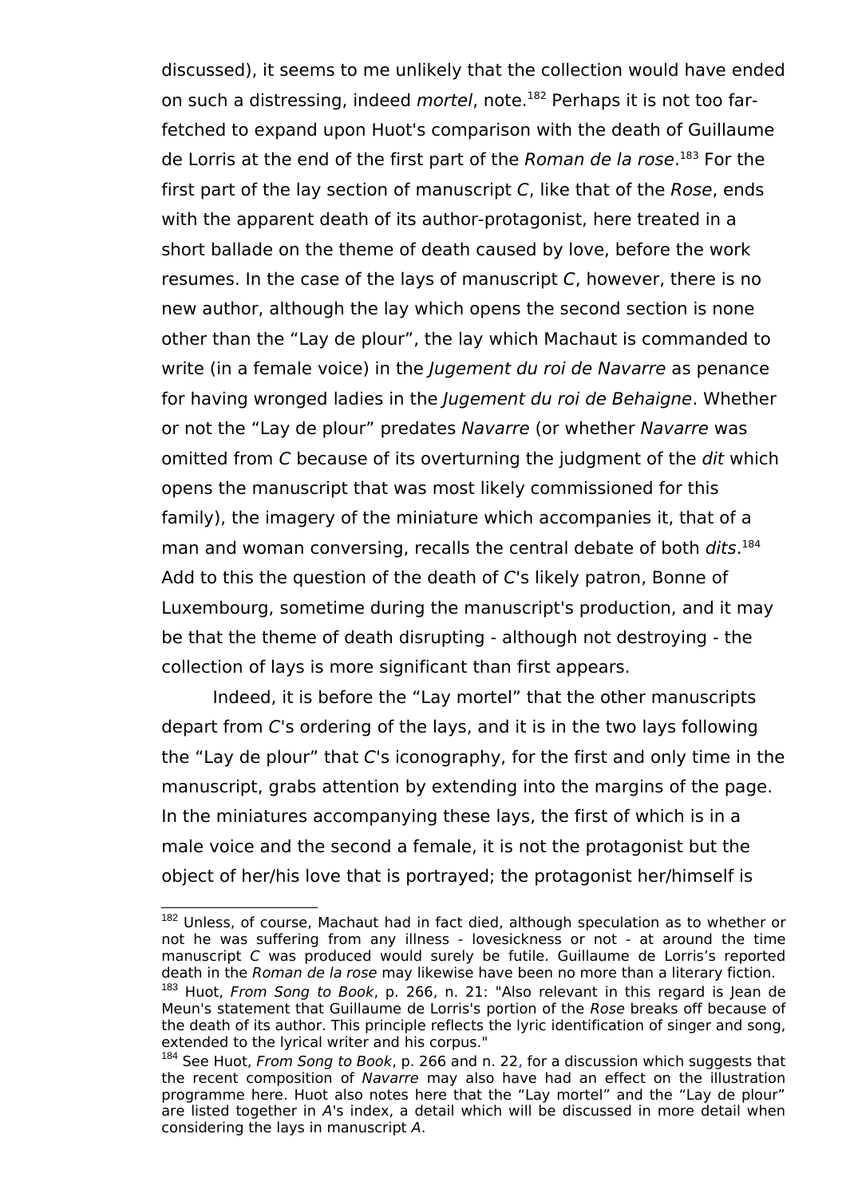discussed), it seems to me unlikely that the collection would have ended on such a distressing, indeed *mortel*, note.[182] Perhaps it is not too far-fetched to expand upon Huot's comparison with the death of Guillaume de Lorris at the end of the first part of the *Roman de la rose*.[183] For the first part of the lay section of manuscript *C*, like that of the *Rose*, ends with the apparent death of its author-protagonist, here treated in a short ballade on the theme of death caused by love, before the work resumes. In the case of the lays of manuscript *C*, however, there is no new author, although the lay which opens the second section is none other than the "Lay de plour", the lay which Machaut is commanded to write (in a female voice) in the *Jugement du roi de Navarre* as penance for having wronged ladies in the *Jugement du roi de Behaigne*. Whether or not the "Lay de plour" predates *Navarre* (or whether *Navarre* was omitted from *C* because of its overturning the judgment of the *dit* which opens the manuscript that was most likely commissioned for this family), the imagery of the miniature which accompanies it, that of a man and woman conversing, recalls the central debate of both *dits*.[184] Add to this the question of the death of *C*'s likely patron, Bonne of Luxembourg, sometime during the manuscript's production, and it may be that the theme of death disrupting - although not destroying - the collection of lays is more significant than first appears.

Indeed, it is before the "Lay mortel" that the other manuscripts depart from *C*'s ordering of the lays, and it is in the two lays following the "Lay de plour" that *C*'s iconography, for the first and only time in the manuscript, grabs attention by extending into the margins of the page. In the miniatures accompanying these lays, the first of which is in a male voice and the second a female, it is not the protagonist but the object of her/his love that is portrayed; the protagonist her/himself is

---

[182] Unless, of course, Machaut had in fact died, although speculation as to whether or not he was suffering from any illness - lovesickness or not - at around the time manuscript *C* was produced would surely be futile. Guillaume de Lorris's reported death in the *Roman de la rose* may likewise have been no more than a literary fiction.

[183] Huot, *From Song to Book*, p. 266, n. 21: "Also relevant in this regard is Jean de Meun's statement that Guillaume de Lorris's portion of the *Rose* breaks off because of the death of its author. This principle reflects the lyric identification of singer and song, extended to the lyrical writer and his corpus."

[184] See Huot, *From Song to Book*, p. 266 and n. 22, for a discussion which suggests that the recent composition of *Navarre* may also have had an effect on the illustration programme here. Huot also notes here that the "Lay mortel" and the "Lay de plour" are listed together in *A*'s index, a detail which will be discussed in more detail when considering the lays in manuscript *A*.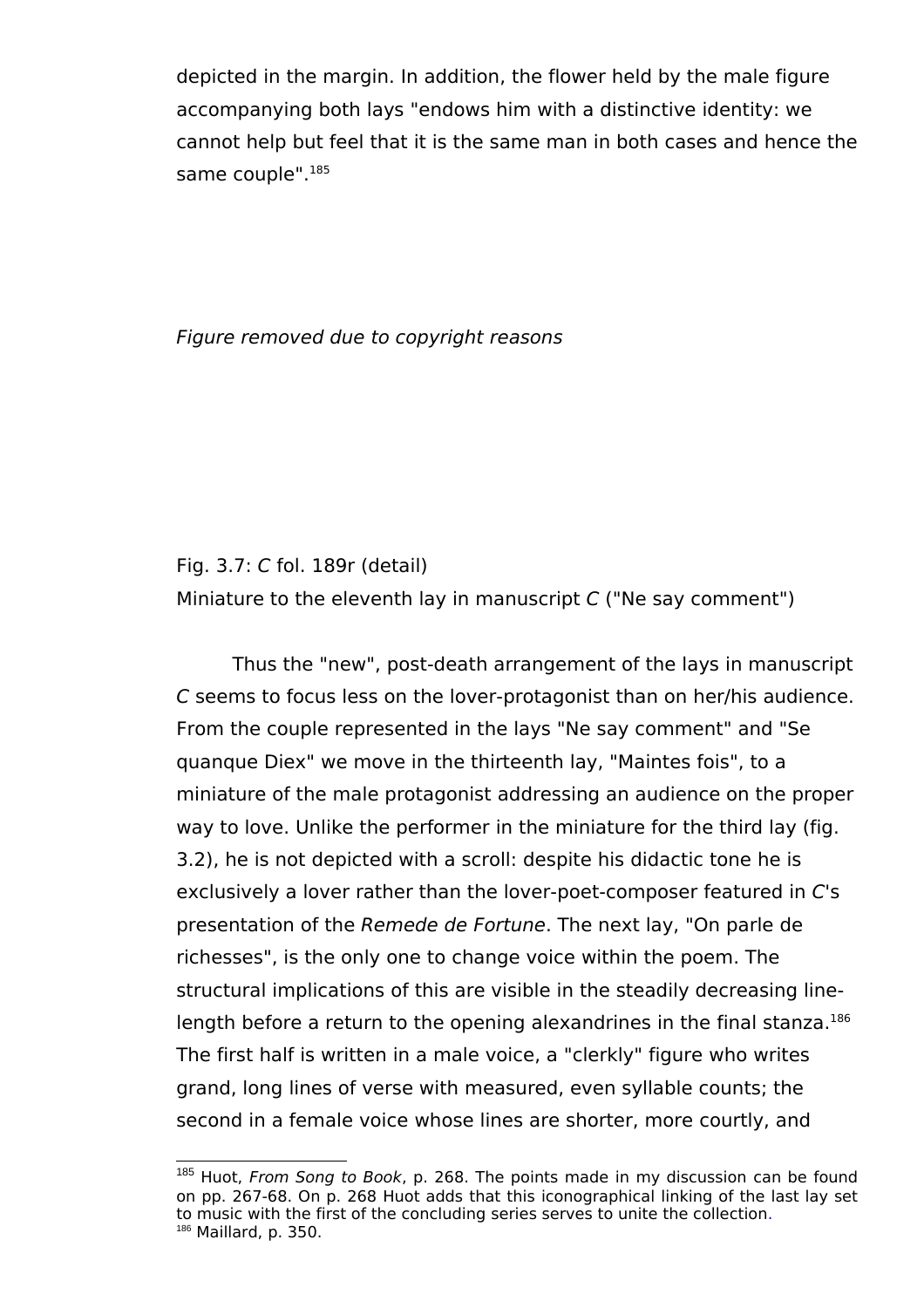depicted in the margin. In addition, the flower held by the male figure accompanying both lays "endows him with a distinctive identity: we cannot help but feel that it is the same man in both cases and hence the same couple".[185]

*Figure removed due to copyright reasons*

Fig. 3.7: *C* fol. 189r (detail)
Miniature to the eleventh lay in manuscript *C* ("Ne say comment")

Thus the "new", post-death arrangement of the lays in manuscript *C* seems to focus less on the lover-protagonist than on her/his audience. From the couple represented in the lays "Ne say comment" and "Se quanque Diex" we move in the thirteenth lay, "Maintes fois", to a miniature of the male protagonist addressing an audience on the proper way to love. Unlike the performer in the miniature for the third lay (fig. 3.2), he is not depicted with a scroll: despite his didactic tone he is exclusively a lover rather than the lover-poet-composer featured in *C*'s presentation of the *Remede de Fortune*. The next lay, "On parle de richesses", is the only one to change voice within the poem. The structural implications of this are visible in the steadily decreasing line-length before a return to the opening alexandrines in the final stanza.[186] The first half is written in a male voice, a "clerkly" figure who writes grand, long lines of verse with measured, even syllable counts; the second in a female voice whose lines are shorter, more courtly, and

---

[185] Huot, *From Song to Book*, p. 268. The points made in my discussion can be found on pp. 267-68. On p. 268 Huot adds that this iconographical linking of the last lay set to music with the first of the concluding series serves to unite the collection.

[186] Maillard, p. 350.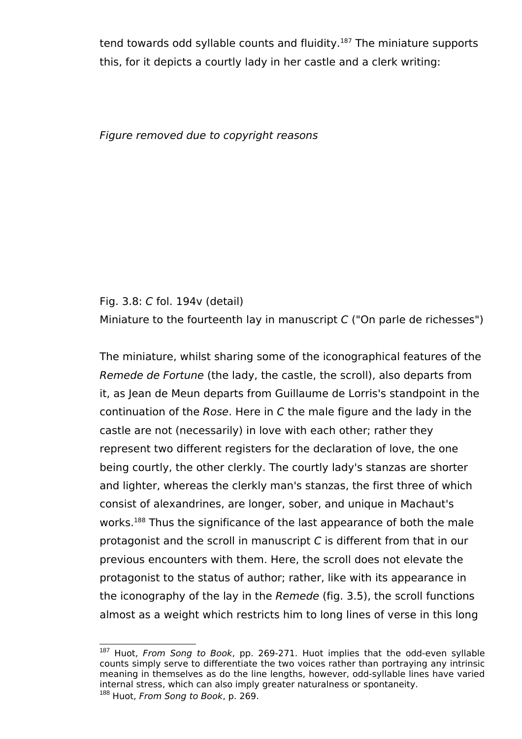tend towards odd syllable counts and fluidity.[187] The miniature supports this, for it depicts a courtly lady in her castle and a clerk writing:

*Figure removed due to copyright reasons*

Fig. 3.8: *C* fol. 194v (detail)
Miniature to the fourteenth lay in manuscript *C* ("On parle de richesses")

The miniature, whilst sharing some of the iconographical features of the *Remede de Fortune* (the lady, the castle, the scroll), also departs from it, as Jean de Meun departs from Guillaume de Lorris's standpoint in the continuation of the *Rose*. Here in *C* the male figure and the lady in the castle are not (necessarily) in love with each other; rather they represent two different registers for the declaration of love, the one being courtly, the other clerkly. The courtly lady's stanzas are shorter and lighter, whereas the clerkly man's stanzas, the first three of which consist of alexandrines, are longer, sober, and unique in Machaut's works.[188] Thus the significance of the last appearance of both the male protagonist and the scroll in manuscript *C* is different from that in our previous encounters with them. Here, the scroll does not elevate the protagonist to the status of author; rather, like with its appearance in the iconography of the lay in the *Remede* (fig. 3.5), the scroll functions almost as a weight which restricts him to long lines of verse in this long

---

[187] Huot, *From Song to Book*, pp. 269-271. Huot implies that the odd-even syllable counts simply serve to differentiate the two voices rather than portraying any intrinsic meaning in themselves as do the line lengths, however, odd-syllable lines have varied internal stress, which can also imply greater naturalness or spontaneity.

[188] Huot, *From Song to Book*, p. 269.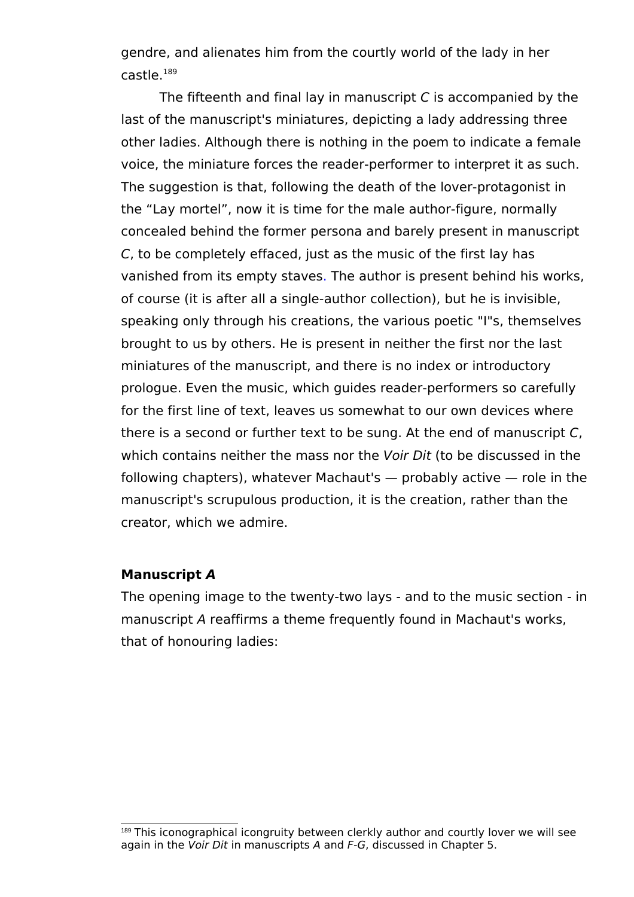gendre, and alienates him from the courtly world of the lady in her castle.[189]

The fifteenth and final lay in manuscript *C* is accompanied by the last of the manuscript's miniatures, depicting a lady addressing three other ladies. Although there is nothing in the poem to indicate a female voice, the miniature forces the reader-performer to interpret it as such. The suggestion is that, following the death of the lover-protagonist in the “Lay mortel”, now it is time for the male author-figure, normally concealed behind the former persona and barely present in manuscript *C*, to be completely effaced, just as the music of the first lay has vanished from its empty staves. The author is present behind his works, of course (it is after all a single-author collection), but he is invisible, speaking only through his creations, the various poetic "I"s, themselves brought to us by others. He is present in neither the first nor the last miniatures of the manuscript, and there is no index or introductory prologue. Even the music, which guides reader-performers so carefully for the first line of text, leaves us somewhat to our own devices where there is a second or further text to be sung. At the end of manuscript *C*, which contains neither the mass nor the *Voir Dit* (to be discussed in the following chapters), whatever Machaut's — probably active — role in the manuscript's scrupulous production, it is the creation, rather than the creator, which we admire.

**Manuscript *A***

The opening image to the twenty-two lays - and to the music section - in manuscript *A* reaffirms a theme frequently found in Machaut's works, that of honouring ladies:

[189] This iconographical icongruity between clerkly author and courtly lover we will see again in the *Voir Dit* in manuscripts *A* and *F-G*, discussed in Chapter 5.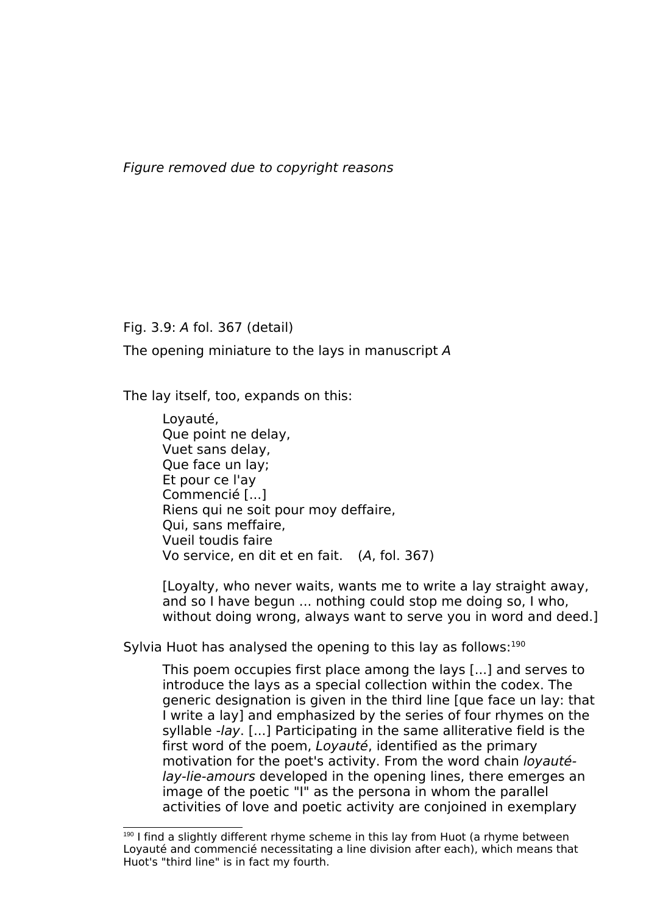*Figure removed due to copyright reasons*

Fig. 3.9: *A* fol. 367 (detail)

The opening miniature to the lays in manuscript *A*

The lay itself, too, expands on this:

> Loyauté,
> Que point ne delay,
> Vuet sans delay,
> Que face un lay;
> Et pour ce l'ay
> Commencié [...]
> Riens qui ne soit pour moy deffaire,
> Qui, sans meffaire,
> Vueil toudis faire
> Vo service, en dit et en fait. (*A*, fol. 367)
>
> [Loyalty, who never waits, wants me to write a lay straight away, and so I have begun ... nothing could stop me doing so, I who, without doing wrong, always want to serve you in word and deed.]

Sylvia Huot has analysed the opening to this lay as follows:[190]

> This poem occupies first place among the lays [...] and serves to introduce the lays as a special collection within the codex. The generic designation is given in the third line [que face un lay: that I write a lay] and emphasized by the series of four rhymes on the syllable *-lay*. [...] Participating in the same alliterative field is the first word of the poem, *Loyauté*, identified as the primary motivation for the poet's activity. From the word chain *loyauté-lay-lie-amours* developed in the opening lines, there emerges an image of the poetic "I" as the persona in whom the parallel activities of love and poetic activity are conjoined in exemplary

[190] I find a slightly different rhyme scheme in this lay from Huot (a rhyme between Loyauté and commencié necessitating a line division after each), which means that Huot's "third line" is in fact my fourth.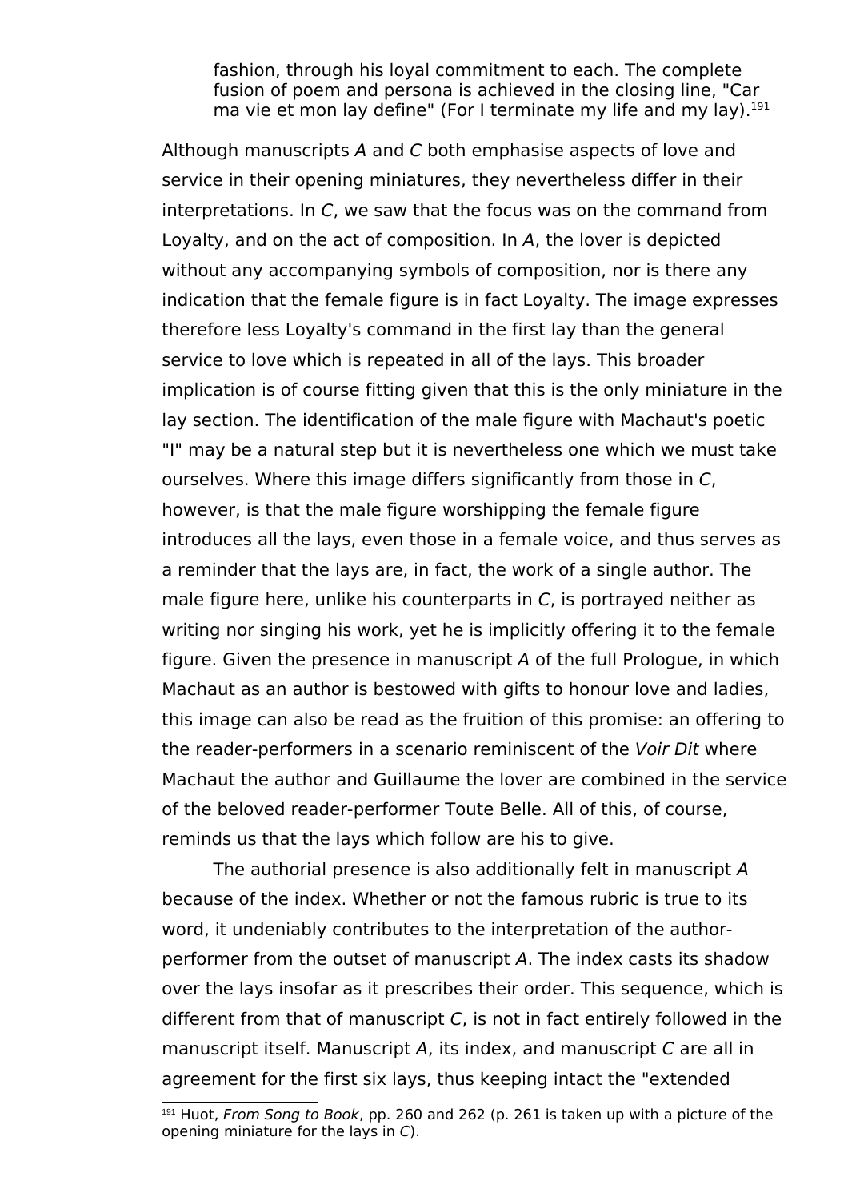> fashion, through his loyal commitment to each. The complete fusion of poem and persona is achieved in the closing line, "Car ma vie et mon lay define" (For I terminate my life and my lay).[191]

Although manuscripts *A* and *C* both emphasise aspects of love and service in their opening miniatures, they nevertheless differ in their interpretations. In *C*, we saw that the focus was on the command from Loyalty, and on the act of composition. In *A*, the lover is depicted without any accompanying symbols of composition, nor is there any indication that the female figure is in fact Loyalty. The image expresses therefore less Loyalty's command in the first lay than the general service to love which is repeated in all of the lays. This broader implication is of course fitting given that this is the only miniature in the lay section. The identification of the male figure with Machaut's poetic "I" may be a natural step but it is nevertheless one which we must take ourselves. Where this image differs significantly from those in *C*, however, is that the male figure worshipping the female figure introduces all the lays, even those in a female voice, and thus serves as a reminder that the lays are, in fact, the work of a single author. The male figure here, unlike his counterparts in *C*, is portrayed neither as writing nor singing his work, yet he is implicitly offering it to the female figure. Given the presence in manuscript *A* of the full Prologue, in which Machaut as an author is bestowed with gifts to honour love and ladies, this image can also be read as the fruition of this promise: an offering to the reader-performers in a scenario reminiscent of the *Voir Dit* where Machaut the author and Guillaume the lover are combined in the service of the beloved reader-performer Toute Belle. All of this, of course, reminds us that the lays which follow are his to give.

The authorial presence is also additionally felt in manuscript *A* because of the index. Whether or not the famous rubric is true to its word, it undeniably contributes to the interpretation of the author-performer from the outset of manuscript *A*. The index casts its shadow over the lays insofar as it prescribes their order. This sequence, which is different from that of manuscript *C*, is not in fact entirely followed in the manuscript itself. Manuscript *A*, its index, and manuscript *C* are all in agreement for the first six lays, thus keeping intact the "extended

[191] Huot, *From Song to Book*, pp. 260 and 262 (p. 261 is taken up with a picture of the opening miniature for the lays in *C*).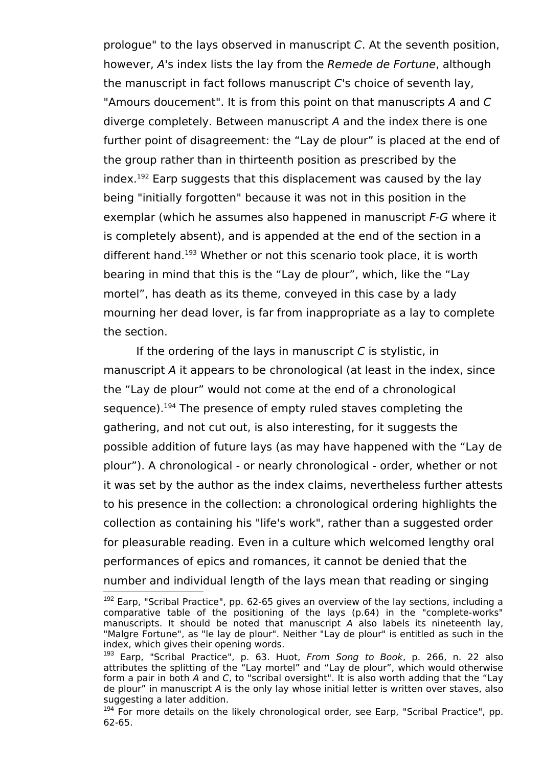prologue" to the lays observed in manuscript *C*. At the seventh position, however, *A*'s index lists the lay from the *Remede de Fortune*, although the manuscript in fact follows manuscript *C*'s choice of seventh lay, "Amours doucement". It is from this point on that manuscripts *A* and *C* diverge completely. Between manuscript *A* and the index there is one further point of disagreement: the “Lay de plour” is placed at the end of the group rather than in thirteenth position as prescribed by the index.[192] Earp suggests that this displacement was caused by the lay being "initially forgotten" because it was not in this position in the exemplar (which he assumes also happened in manuscript *F-G* where it is completely absent), and is appended at the end of the section in a different hand.[193] Whether or not this scenario took place, it is worth bearing in mind that this is the “Lay de plour”, which, like the “Lay mortel”, has death as its theme, conveyed in this case by a lady mourning her dead lover, is far from inappropriate as a lay to complete the section.

If the ordering of the lays in manuscript *C* is stylistic, in manuscript *A* it appears to be chronological (at least in the index, since the “Lay de plour” would not come at the end of a chronological sequence).[194] The presence of empty ruled staves completing the gathering, and not cut out, is also interesting, for it suggests the possible addition of future lays (as may have happened with the “Lay de plour”). A chronological - or nearly chronological - order, whether or not it was set by the author as the index claims, nevertheless further attests to his presence in the collection: a chronological ordering highlights the collection as containing his "life's work", rather than a suggested order for pleasurable reading. Even in a culture which welcomed lengthy oral performances of epics and romances, it cannot be denied that the number and individual length of the lays mean that reading or singing

---

[192] Earp, "Scribal Practice", pp. 62-65 gives an overview of the lay sections, including a comparative table of the positioning of the lays (p.64) in the "complete-works" manuscripts. It should be noted that manuscript *A* also labels its nineteenth lay, "Malgre Fortune", as "le lay de plour". Neither "Lay de plour" is entitled as such in the index, which gives their opening words.

[193] Earp, "Scribal Practice", p. 63. Huot, *From Song to Book*, p. 266, n. 22 also attributes the splitting of the “Lay mortel” and “Lay de plour”, which would otherwise form a pair in both *A* and *C*, to "scribal oversight". It is also worth adding that the “Lay de plour” in manuscript *A* is the only lay whose initial letter is written over staves, also suggesting a later addition.

[194] For more details on the likely chronological order, see Earp, "Scribal Practice", pp. 62-65.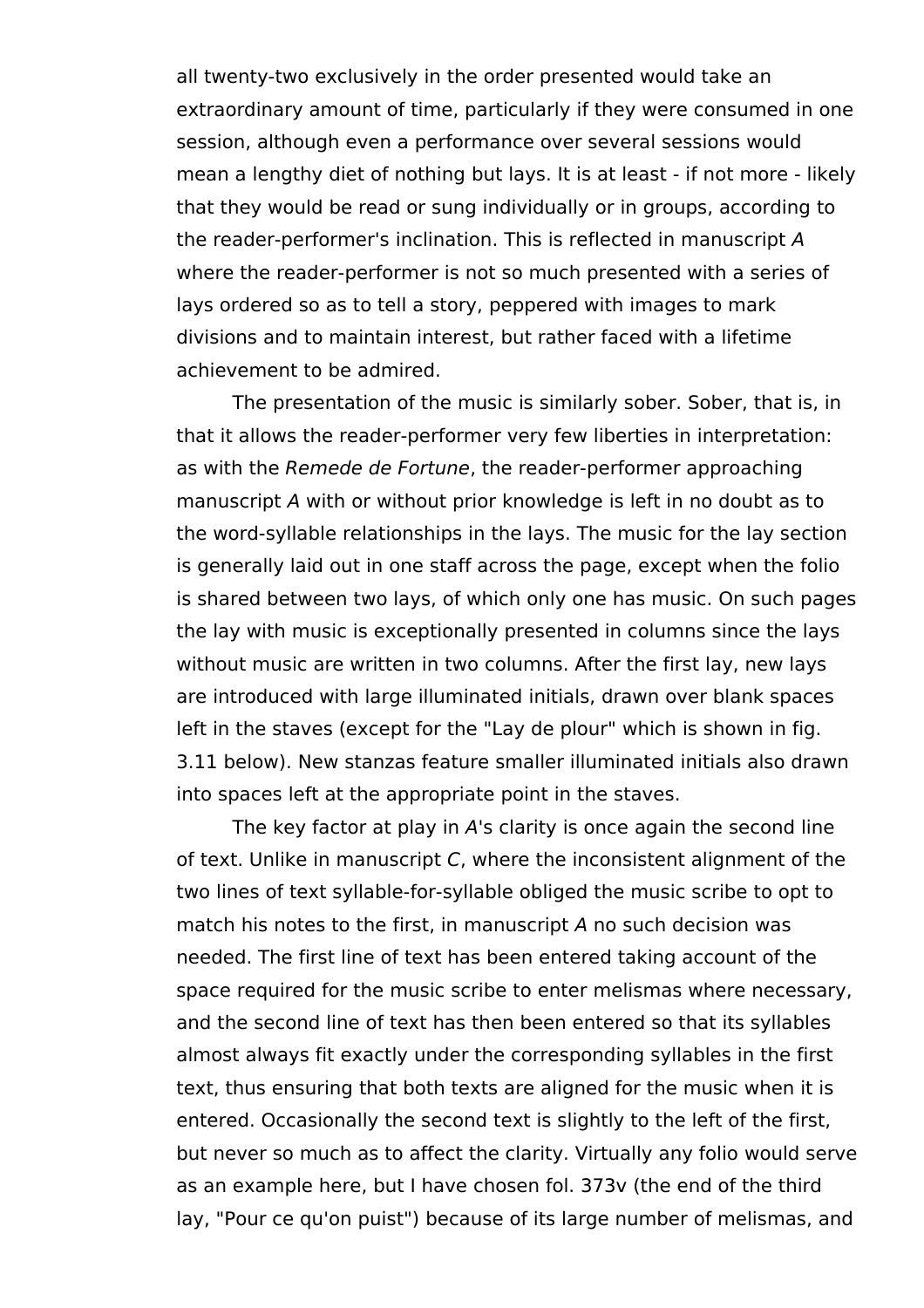all twenty-two exclusively in the order presented would take an extraordinary amount of time, particularly if they were consumed in one session, although even a performance over several sessions would mean a lengthy diet of nothing but lays. It is at least - if not more - likely that they would be read or sung individually or in groups, according to the reader-performer's inclination. This is reflected in manuscript *A* where the reader-performer is not so much presented with a series of lays ordered so as to tell a story, peppered with images to mark divisions and to maintain interest, but rather faced with a lifetime achievement to be admired.

The presentation of the music is similarly sober. Sober, that is, in that it allows the reader-performer very few liberties in interpretation: as with the *Remede de Fortune*, the reader-performer approaching manuscript *A* with or without prior knowledge is left in no doubt as to the word-syllable relationships in the lays. The music for the lay section is generally laid out in one staff across the page, except when the folio is shared between two lays, of which only one has music. On such pages the lay with music is exceptionally presented in columns since the lays without music are written in two columns. After the first lay, new lays are introduced with large illuminated initials, drawn over blank spaces left in the staves (except for the "Lay de plour" which is shown in fig. 3.11 below). New stanzas feature smaller illuminated initials also drawn into spaces left at the appropriate point in the staves.

The key factor at play in *A*'s clarity is once again the second line of text. Unlike in manuscript *C*, where the inconsistent alignment of the two lines of text syllable-for-syllable obliged the music scribe to opt to match his notes to the first, in manuscript *A* no such decision was needed. The first line of text has been entered taking account of the space required for the music scribe to enter melismas where necessary, and the second line of text has then been entered so that its syllables almost always fit exactly under the corresponding syllables in the first text, thus ensuring that both texts are aligned for the music when it is entered. Occasionally the second text is slightly to the left of the first, but never so much as to affect the clarity. Virtually any folio would serve as an example here, but I have chosen fol. 373v (the end of the third lay, "Pour ce qu'on puist") because of its large number of melismas, and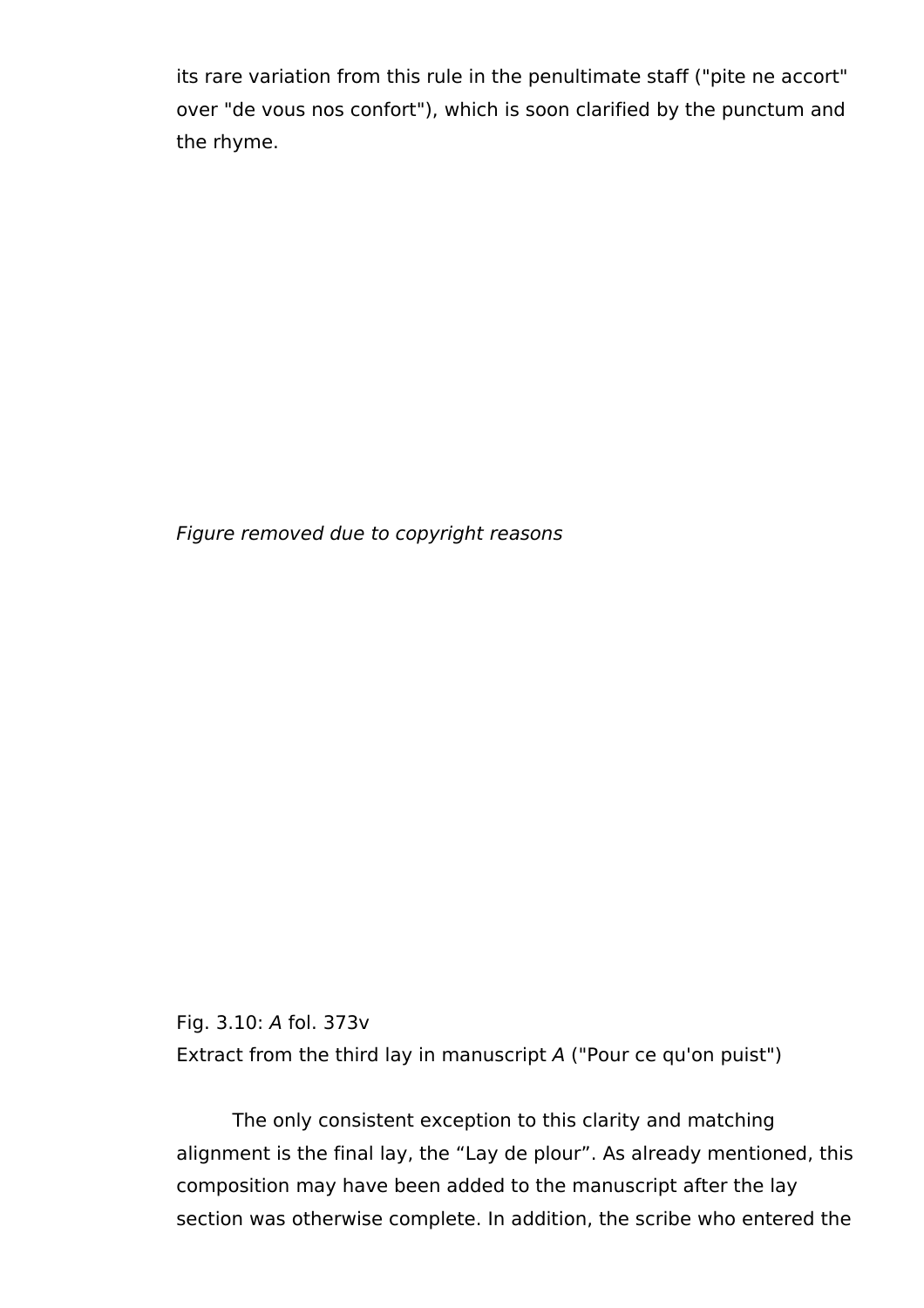its rare variation from this rule in the penultimate staff ("pite ne accort" over "de vous nos confort"), which is soon clarified by the punctum and the rhyme.

*Figure removed due to copyright reasons*

Fig. 3.10: *A* fol. 373v
Extract from the third lay in manuscript *A* ("Pour ce qu'on puist")

The only consistent exception to this clarity and matching alignment is the final lay, the “Lay de plour”. As already mentioned, this composition may have been added to the manuscript after the lay section was otherwise complete. In addition, the scribe who entered the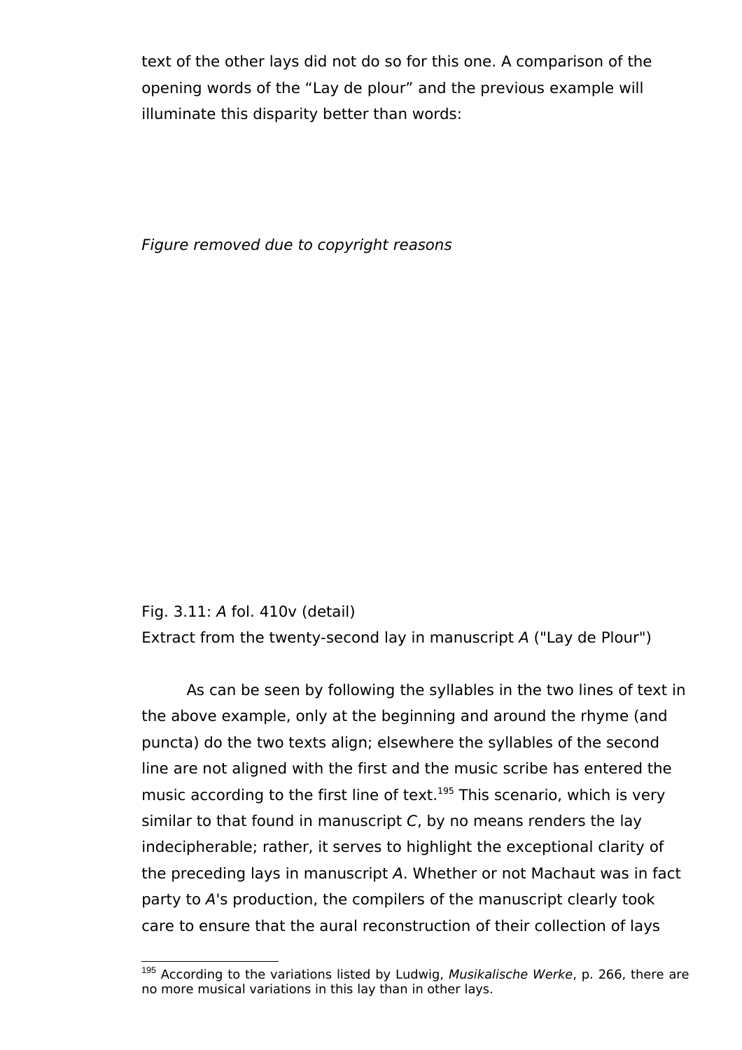text of the other lays did not do so for this one. A comparison of the opening words of the "Lay de plour" and the previous example will illuminate this disparity better than words:

*Figure removed due to copyright reasons*

Fig. 3.11: *A* fol. 410v (detail)
Extract from the twenty-second lay in manuscript *A* ("Lay de Plour")

As can be seen by following the syllables in the two lines of text in the above example, only at the beginning and around the rhyme (and puncta) do the two texts align; elsewhere the syllables of the second line are not aligned with the first and the music scribe has entered the music according to the first line of text.[195] This scenario, which is very similar to that found in manuscript *C*, by no means renders the lay indecipherable; rather, it serves to highlight the exceptional clarity of the preceding lays in manuscript *A*. Whether or not Machaut was in fact party to *A*'s production, the compilers of the manuscript clearly took care to ensure that the aural reconstruction of their collection of lays

[195] According to the variations listed by Ludwig, *Musikalische Werke*, p. 266, there are no more musical variations in this lay than in other lays.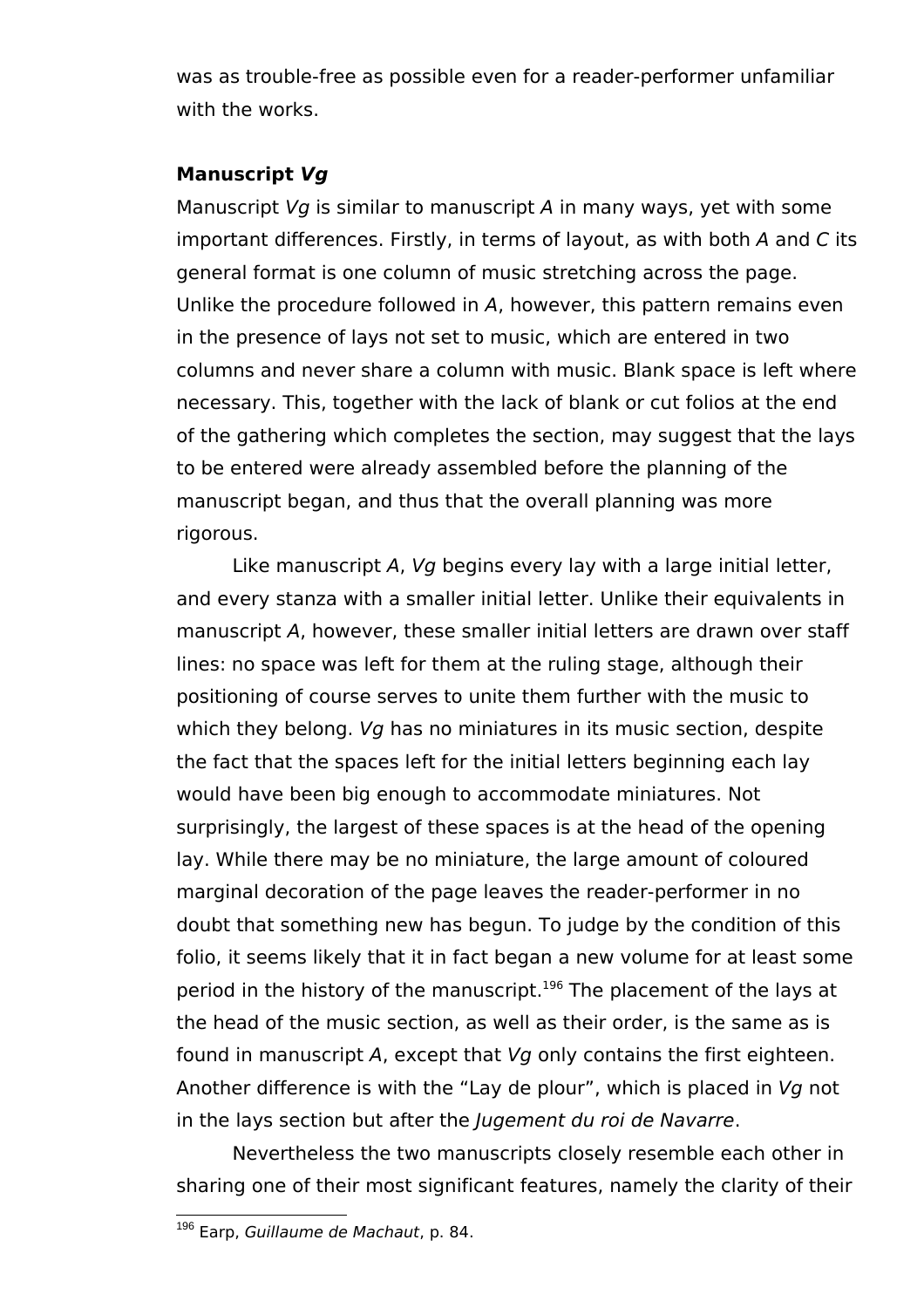was as trouble-free as possible even for a reader-performer unfamiliar with the works.

**Manuscript *Vg***

Manuscript *Vg* is similar to manuscript *A* in many ways, yet with some important differences. Firstly, in terms of layout, as with both *A* and *C* its general format is one column of music stretching across the page. Unlike the procedure followed in *A*, however, this pattern remains even in the presence of lays not set to music, which are entered in two columns and never share a column with music. Blank space is left where necessary. This, together with the lack of blank or cut folios at the end of the gathering which completes the section, may suggest that the lays to be entered were already assembled before the planning of the manuscript began, and thus that the overall planning was more rigorous.

Like manuscript *A*, *Vg* begins every lay with a large initial letter, and every stanza with a smaller initial letter. Unlike their equivalents in manuscript *A*, however, these smaller initial letters are drawn over staff lines: no space was left for them at the ruling stage, although their positioning of course serves to unite them further with the music to which they belong. *Vg* has no miniatures in its music section, despite the fact that the spaces left for the initial letters beginning each lay would have been big enough to accommodate miniatures. Not surprisingly, the largest of these spaces is at the head of the opening lay. While there may be no miniature, the large amount of coloured marginal decoration of the page leaves the reader-performer in no doubt that something new has begun. To judge by the condition of this folio, it seems likely that it in fact began a new volume for at least some period in the history of the manuscript.[196] The placement of the lays at the head of the music section, as well as their order, is the same as is found in manuscript *A*, except that *Vg* only contains the first eighteen. Another difference is with the "Lay de plour", which is placed in *Vg* not in the lays section but after the *Jugement du roi de Navarre*.

Nevertheless the two manuscripts closely resemble each other in sharing one of their most significant features, namely the clarity of their

[196] Earp, *Guillaume de Machaut*, p. 84.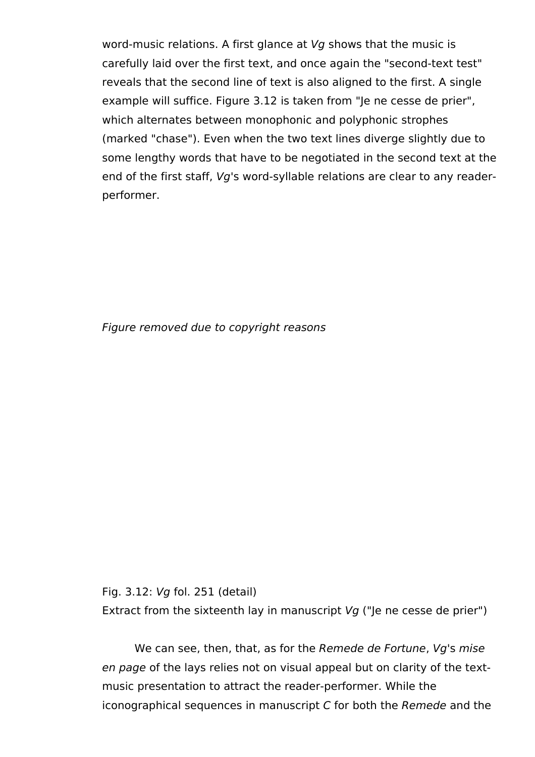word-music relations. A first glance at *Vg* shows that the music is carefully laid over the first text, and once again the "second-text test" reveals that the second line of text is also aligned to the first. A single example will suffice. Figure 3.12 is taken from "Je ne cesse de prier", which alternates between monophonic and polyphonic strophes (marked "chase"). Even when the two text lines diverge slightly due to some lengthy words that have to be negotiated in the second text at the end of the first staff, *Vg*'s word-syllable relations are clear to any reader-performer.

*Figure removed due to copyright reasons*

Fig. 3.12: *Vg* fol. 251 (detail)
Extract from the sixteenth lay in manuscript *Vg* ("Je ne cesse de prier")

We can see, then, that, as for the *Remede de Fortune*, *Vg*'s *mise en page* of the lays relies not on visual appeal but on clarity of the text-music presentation to attract the reader-performer. While the iconographical sequences in manuscript *C* for both the *Remede* and the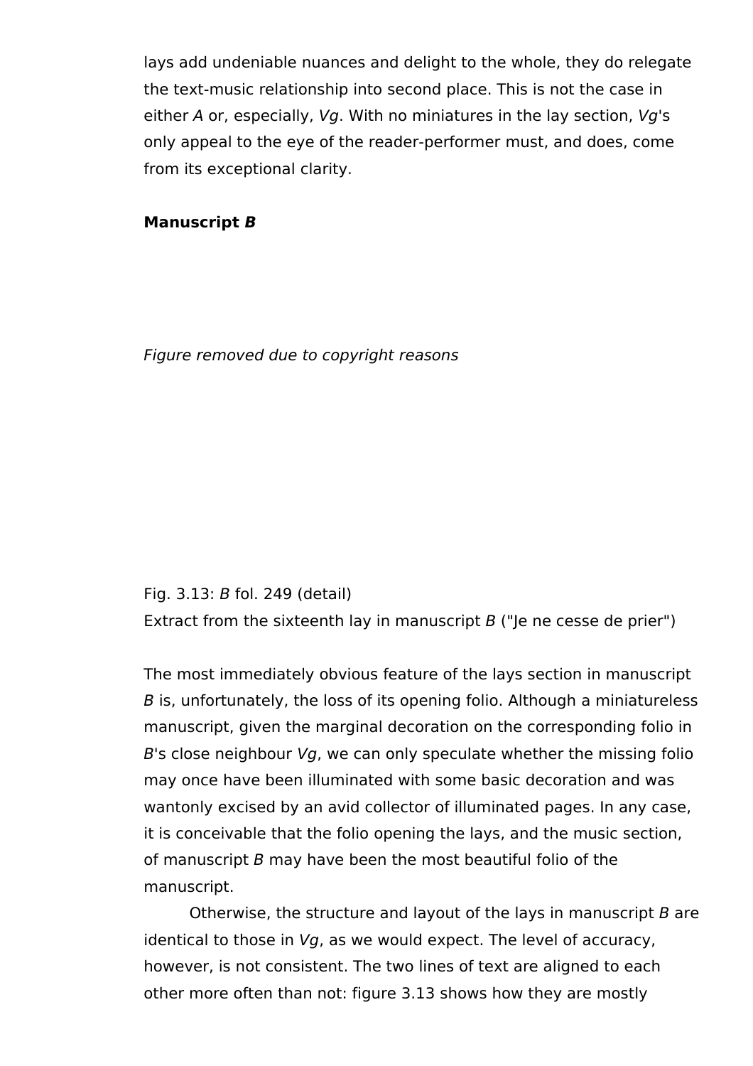lays add undeniable nuances and delight to the whole, they do relegate the text-music relationship into second place. This is not the case in either *A* or, especially, *Vg*. With no miniatures in the lay section, *Vg*'s only appeal to the eye of the reader-performer must, and does, come from its exceptional clarity.

**Manuscript *B***

*Figure removed due to copyright reasons*

Fig. 3.13: *B* fol. 249 (detail)
Extract from the sixteenth lay in manuscript *B* ("Je ne cesse de prier")

The most immediately obvious feature of the lays section in manuscript *B* is, unfortunately, the loss of its opening folio. Although a miniatureless manuscript, given the marginal decoration on the corresponding folio in *B*'s close neighbour *Vg*, we can only speculate whether the missing folio may once have been illuminated with some basic decoration and was wantonly excised by an avid collector of illuminated pages. In any case, it is conceivable that the folio opening the lays, and the music section, of manuscript *B* may have been the most beautiful folio of the manuscript.

Otherwise, the structure and layout of the lays in manuscript *B* are identical to those in *Vg*, as we would expect. The level of accuracy, however, is not consistent. The two lines of text are aligned to each other more often than not: figure 3.13 shows how they are mostly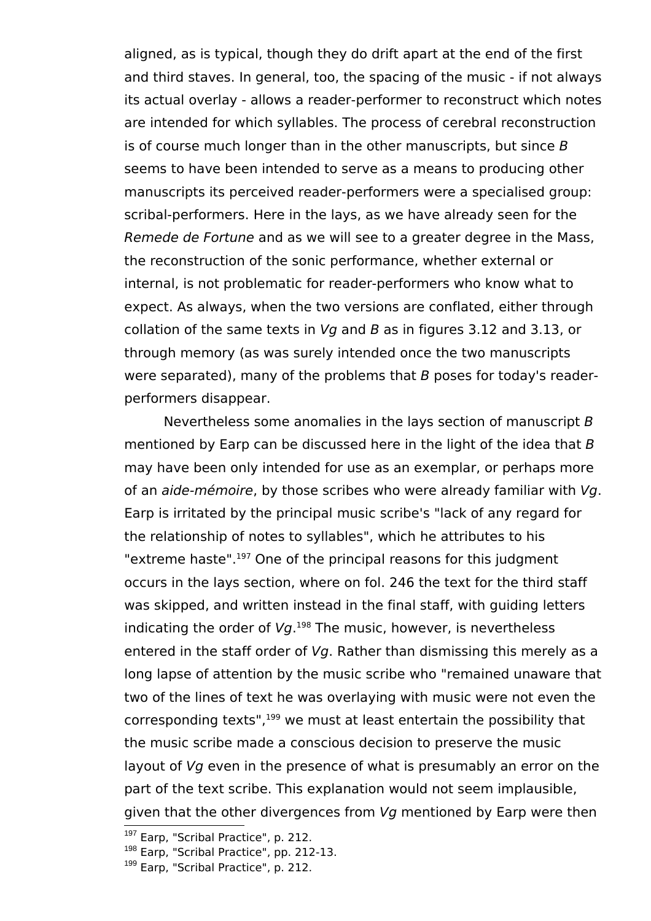aligned, as is typical, though they do drift apart at the end of the first and third staves. In general, too, the spacing of the music - if not always its actual overlay - allows a reader-performer to reconstruct which notes are intended for which syllables. The process of cerebral reconstruction is of course much longer than in the other manuscripts, but since *B* seems to have been intended to serve as a means to producing other manuscripts its perceived reader-performers were a specialised group: scribal-performers. Here in the lays, as we have already seen for the *Remede de Fortune* and as we will see to a greater degree in the Mass, the reconstruction of the sonic performance, whether external or internal, is not problematic for reader-performers who know what to expect. As always, when the two versions are conflated, either through collation of the same texts in *Vg* and *B* as in figures 3.12 and 3.13, or through memory (as was surely intended once the two manuscripts were separated), many of the problems that *B* poses for today's reader-performers disappear.

Nevertheless some anomalies in the lays section of manuscript *B* mentioned by Earp can be discussed here in the light of the idea that *B* may have been only intended for use as an exemplar, or perhaps more of an *aide-mémoire*, by those scribes who were already familiar with *Vg*. Earp is irritated by the principal music scribe's "lack of any regard for the relationship of notes to syllables", which he attributes to his "extreme haste".[197] One of the principal reasons for this judgment occurs in the lays section, where on fol. 246 the text for the third staff was skipped, and written instead in the final staff, with guiding letters indicating the order of *Vg*.[198] The music, however, is nevertheless entered in the staff order of *Vg*. Rather than dismissing this merely as a long lapse of attention by the music scribe who "remained unaware that two of the lines of text he was overlaying with music were not even the corresponding texts",[199] we must at least entertain the possibility that the music scribe made a conscious decision to preserve the music layout of *Vg* even in the presence of what is presumably an error on the part of the text scribe. This explanation would not seem implausible, given that the other divergences from *Vg* mentioned by Earp were then

[197] Earp, "Scribal Practice", p. 212.
[198] Earp, "Scribal Practice", pp. 212-13.
[199] Earp, "Scribal Practice", p. 212.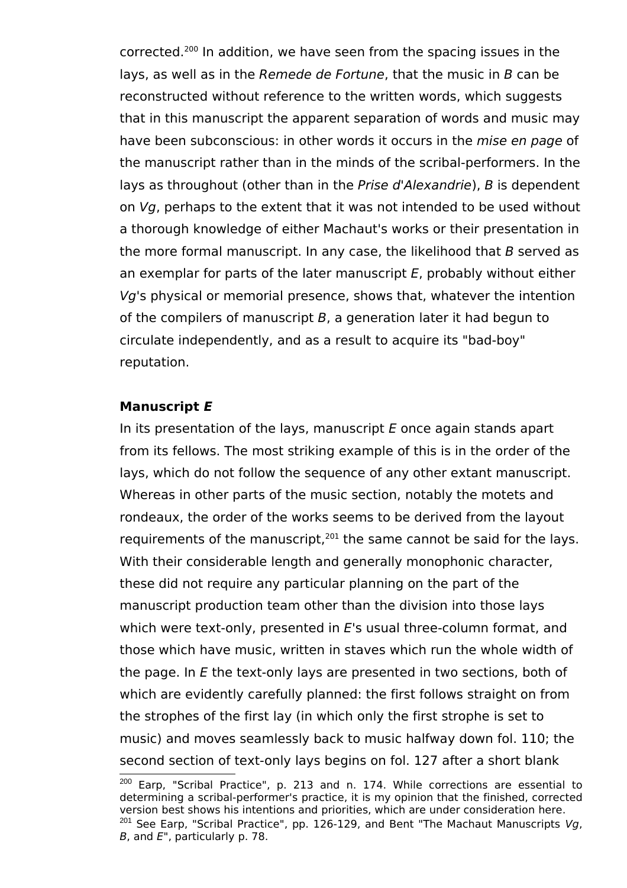corrected.[200] In addition, we have seen from the spacing issues in the lays, as well as in the *Remede de Fortune*, that the music in *B* can be reconstructed without reference to the written words, which suggests that in this manuscript the apparent separation of words and music may have been subconscious: in other words it occurs in the *mise en page* of the manuscript rather than in the minds of the scribal-performers. In the lays as throughout (other than in the *Prise d'Alexandrie*), *B* is dependent on *Vg*, perhaps to the extent that it was not intended to be used without a thorough knowledge of either Machaut's works or their presentation in the more formal manuscript. In any case, the likelihood that *B* served as an exemplar for parts of the later manuscript *E*, probably without either *Vg*'s physical or memorial presence, shows that, whatever the intention of the compilers of manuscript *B*, a generation later it had begun to circulate independently, and as a result to acquire its "bad-boy" reputation.

**Manuscript *E***

In its presentation of the lays, manuscript *E* once again stands apart from its fellows. The most striking example of this is in the order of the lays, which do not follow the sequence of any other extant manuscript. Whereas in other parts of the music section, notably the motets and rondeaux, the order of the works seems to be derived from the layout requirements of the manuscript,[201] the same cannot be said for the lays. With their considerable length and generally monophonic character, these did not require any particular planning on the part of the manuscript production team other than the division into those lays which were text-only, presented in *E*'s usual three-column format, and those which have music, written in staves which run the whole width of the page. In *E* the text-only lays are presented in two sections, both of which are evidently carefully planned: the first follows straight on from the strophes of the first lay (in which only the first strophe is set to music) and moves seamlessly back to music halfway down fol. 110; the second section of text-only lays begins on fol. 127 after a short blank

[200] Earp, "Scribal Practice", p. 213 and n. 174. While corrections are essential to determining a scribal-performer's practice, it is my opinion that the finished, corrected version best shows his intentions and priorities, which are under consideration here.

[201] See Earp, "Scribal Practice", pp. 126-129, and Bent "The Machaut Manuscripts *Vg*, *B*, and *E*", particularly p. 78.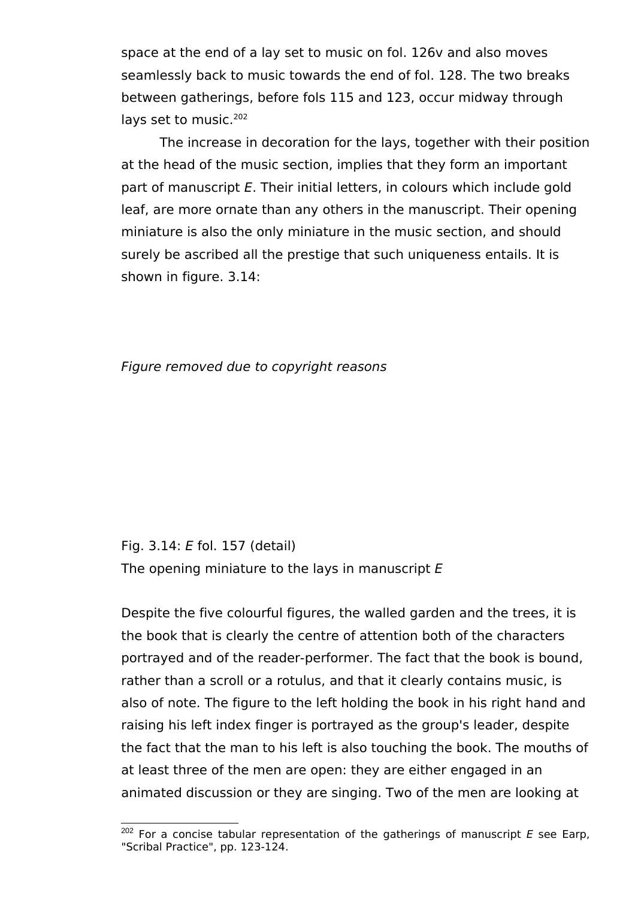space at the end of a lay set to music on fol. 126v and also moves seamlessly back to music towards the end of fol. 128. The two breaks between gatherings, before fols 115 and 123, occur midway through lays set to music.[202]

The increase in decoration for the lays, together with their position at the head of the music section, implies that they form an important part of manuscript *E*. Their initial letters, in colours which include gold leaf, are more ornate than any others in the manuscript. Their opening miniature is also the only miniature in the music section, and should surely be ascribed all the prestige that such uniqueness entails. It is shown in figure. 3.14:

*Figure removed due to copyright reasons*

Fig. 3.14: *E* fol. 157 (detail)
The opening miniature to the lays in manuscript *E*

Despite the five colourful figures, the walled garden and the trees, it is the book that is clearly the centre of attention both of the characters portrayed and of the reader-performer. The fact that the book is bound, rather than a scroll or a rotulus, and that it clearly contains music, is also of note. The figure to the left holding the book in his right hand and raising his left index finger is portrayed as the group's leader, despite the fact that the man to his left is also touching the book. The mouths of at least three of the men are open: they are either engaged in an animated discussion or they are singing. Two of the men are looking at

[202] For a concise tabular representation of the gatherings of manuscript *E* see Earp, "Scribal Practice", pp. 123-124.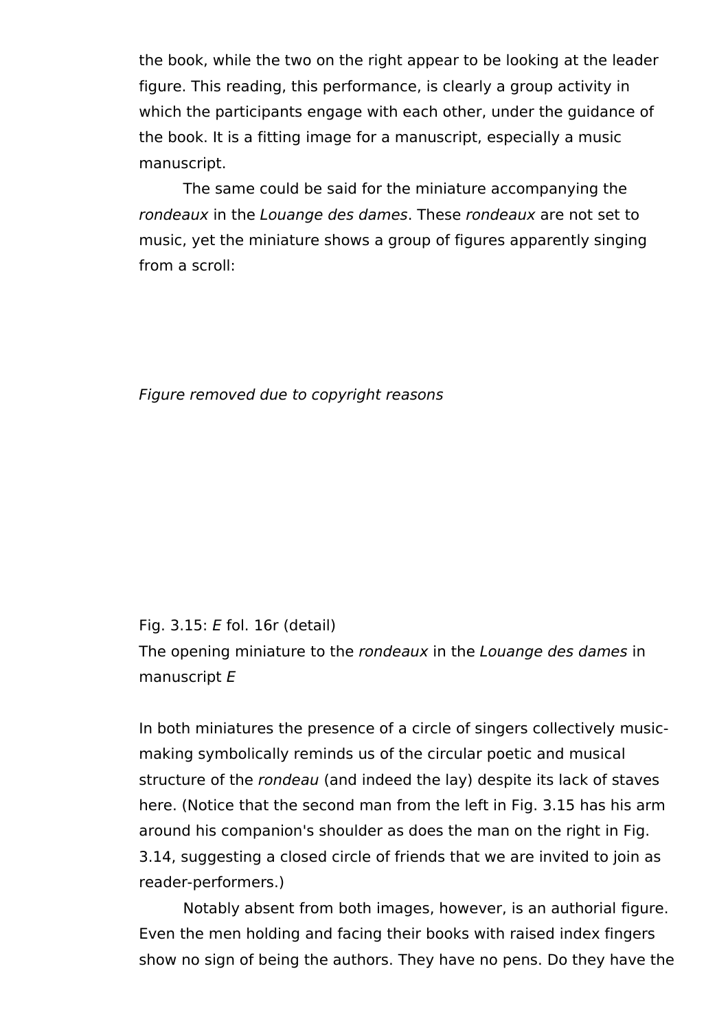the book, while the two on the right appear to be looking at the leader figure. This reading, this performance, is clearly a group activity in which the participants engage with each other, under the guidance of the book. It is a fitting image for a manuscript, especially a music manuscript.

The same could be said for the miniature accompanying the *rondeaux* in the *Louange des dames*. These *rondeaux* are not set to music, yet the miniature shows a group of figures apparently singing from a scroll:

*Figure removed due to copyright reasons*

Fig. 3.15: *E* fol. 16r (detail)
The opening miniature to the *rondeaux* in the *Louange des dames* in manuscript *E*

In both miniatures the presence of a circle of singers collectively music-making symbolically reminds us of the circular poetic and musical structure of the *rondeau* (and indeed the lay) despite its lack of staves here. (Notice that the second man from the left in Fig. 3.15 has his arm around his companion's shoulder as does the man on the right in Fig. 3.14, suggesting a closed circle of friends that we are invited to join as reader-performers.)

Notably absent from both images, however, is an authorial figure. Even the men holding and facing their books with raised index fingers show no sign of being the authors. They have no pens. Do they have the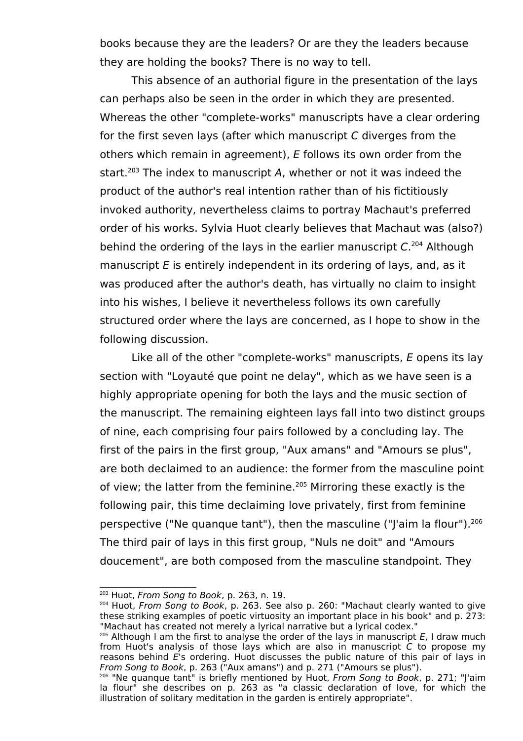books because they are the leaders? Or are they the leaders because they are holding the books? There is no way to tell.

This absence of an authorial figure in the presentation of the lays can perhaps also be seen in the order in which they are presented. Whereas the other "complete-works" manuscripts have a clear ordering for the first seven lays (after which manuscript *C* diverges from the others which remain in agreement), *E* follows its own order from the start.[203] The index to manuscript *A*, whether or not it was indeed the product of the author's real intention rather than of his fictitiously invoked authority, nevertheless claims to portray Machaut's preferred order of his works. Sylvia Huot clearly believes that Machaut was (also?) behind the ordering of the lays in the earlier manuscript *C*.[204] Although manuscript *E* is entirely independent in its ordering of lays, and, as it was produced after the author's death, has virtually no claim to insight into his wishes, I believe it nevertheless follows its own carefully structured order where the lays are concerned, as I hope to show in the following discussion.

Like all of the other "complete-works" manuscripts, *E* opens its lay section with "Loyauté que point ne delay", which as we have seen is a highly appropriate opening for both the lays and the music section of the manuscript. The remaining eighteen lays fall into two distinct groups of nine, each comprising four pairs followed by a concluding lay. The first of the pairs in the first group, "Aux amans" and "Amours se plus", are both declaimed to an audience: the former from the masculine point of view; the latter from the feminine.[205] Mirroring these exactly is the following pair, this time declaiming love privately, first from feminine perspective ("Ne quanque tant"), then the masculine ("J'aim la flour").[206] The third pair of lays in this first group, "Nuls ne doit" and "Amours doucement", are both composed from the masculine standpoint. They

---

[203] Huot, *From Song to Book*, p. 263, n. 19.

[204] Huot, *From Song to Book*, p. 263. See also p. 260: "Machaut clearly wanted to give these striking examples of poetic virtuosity an important place in his book" and p. 273: "Machaut has created not merely a lyrical narrative but a lyrical codex."

[205] Although I am the first to analyse the order of the lays in manuscript *E*, I draw much from Huot's analysis of those lays which are also in manuscript *C* to propose my reasons behind *E*'s ordering. Huot discusses the public nature of this pair of lays in *From Song to Book*, p. 263 ("Aux amans") and p. 271 ("Amours se plus").

[206] "Ne quanque tant" is briefly mentioned by Huot, *From Song to Book*, p. 271; "J'aim la flour" she describes on p. 263 as "a classic declaration of love, for which the illustration of solitary meditation in the garden is entirely appropriate".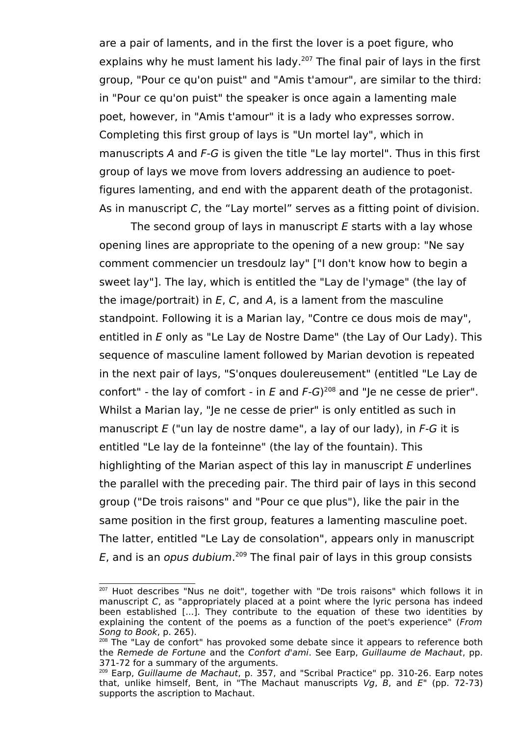are a pair of laments, and in the first the lover is a poet figure, who explains why he must lament his lady.[207] The final pair of lays in the first group, "Pour ce qu'on puist" and "Amis t'amour", are similar to the third: in "Pour ce qu'on puist" the speaker is once again a lamenting male poet, however, in "Amis t'amour" it is a lady who expresses sorrow. Completing this first group of lays is "Un mortel lay", which in manuscripts *A* and *F-G* is given the title "Le lay mortel". Thus in this first group of lays we move from lovers addressing an audience to poet-figures lamenting, and end with the apparent death of the protagonist. As in manuscript *C*, the “Lay mortel” serves as a fitting point of division.

The second group of lays in manuscript *E* starts with a lay whose opening lines are appropriate to the opening of a new group: "Ne say comment commencier un tresdoulz lay" ["I don't know how to begin a sweet lay"]. The lay, which is entitled the "Lay de l'ymage" (the lay of the image/portrait) in *E*, *C*, and *A*, is a lament from the masculine standpoint. Following it is a Marian lay, "Contre ce dous mois de may", entitled in *E* only as "Le Lay de Nostre Dame" (the Lay of Our Lady). This sequence of masculine lament followed by Marian devotion is repeated in the next pair of lays, "S'onques doulereusement" (entitled "Le Lay de confort" - the lay of comfort - in *E* and *F-G*)[208] and "Je ne cesse de prier". Whilst a Marian lay, "Je ne cesse de prier" is only entitled as such in manuscript *E* ("un lay de nostre dame", a lay of our lady), in *F-G* it is entitled "Le lay de la fonteinne" (the lay of the fountain). This highlighting of the Marian aspect of this lay in manuscript *E* underlines the parallel with the preceding pair. The third pair of lays in this second group ("De trois raisons" and "Pour ce que plus"), like the pair in the same position in the first group, features a lamenting masculine poet. The latter, entitled "Le Lay de consolation", appears only in manuscript *E*, and is an *opus dubium*.[209] The final pair of lays in this group consists

---

[207] Huot describes "Nus ne doit", together with "De trois raisons" which follows it in manuscript *C*, as "appropriately placed at a point where the lyric persona has indeed been established [...]. They contribute to the equation of these two identities by explaining the content of the poems as a function of the poet's experience" (*From Song to Book*, p. 265).

[208] The "Lay de confort" has provoked some debate since it appears to reference both the *Remede de Fortune* and the *Confort d'ami*. See Earp, *Guillaume de Machaut*, pp. 371-72 for a summary of the arguments.

[209] Earp, *Guillaume de Machaut*, p. 357, and "Scribal Practice" pp. 310-26. Earp notes that, unlike himself, Bent, in "The Machaut manuscripts *Vg*, *B*, and *E*" (pp. 72-73) supports the ascription to Machaut.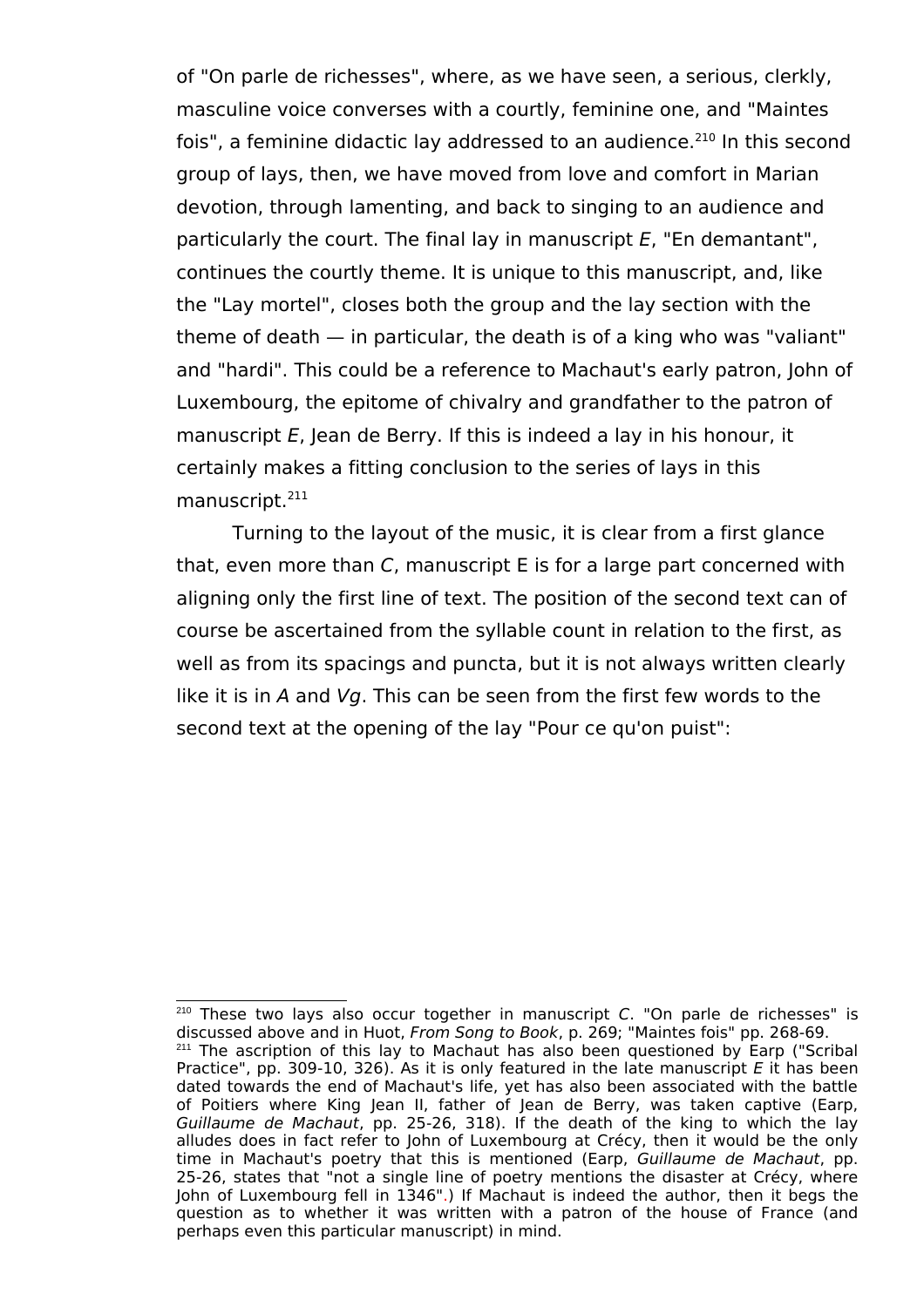of "On parle de richesses", where, as we have seen, a serious, clerkly, masculine voice converses with a courtly, feminine one, and "Maintes fois", a feminine didactic lay addressed to an audience.[210] In this second group of lays, then, we have moved from love and comfort in Marian devotion, through lamenting, and back to singing to an audience and particularly the court. The final lay in manuscript *E*, "En demantant", continues the courtly theme. It is unique to this manuscript, and, like the "Lay mortel", closes both the group and the lay section with the theme of death — in particular, the death is of a king who was "valiant" and "hardi". This could be a reference to Machaut's early patron, John of Luxembourg, the epitome of chivalry and grandfather to the patron of manuscript *E*, Jean de Berry. If this is indeed a lay in his honour, it certainly makes a fitting conclusion to the series of lays in this manuscript.[211]

Turning to the layout of the music, it is clear from a first glance that, even more than *C*, manuscript E is for a large part concerned with aligning only the first line of text. The position of the second text can of course be ascertained from the syllable count in relation to the first, as well as from its spacings and puncta, but it is not always written clearly like it is in *A* and *Vg*. This can be seen from the first few words to the second text at the opening of the lay "Pour ce qu'on puist":

[210] These two lays also occur together in manuscript *C*. "On parle de richesses" is discussed above and in Huot, *From Song to Book*, p. 269; "Maintes fois" pp. 268-69.

[211] The ascription of this lay to Machaut has also been questioned by Earp ("Scribal Practice", pp. 309-10, 326). As it is only featured in the late manuscript *E* it has been dated towards the end of Machaut's life, yet has also been associated with the battle of Poitiers where King Jean II, father of Jean de Berry, was taken captive (Earp, *Guillaume de Machaut*, pp. 25-26, 318). If the death of the king to which the lay alludes does in fact refer to John of Luxembourg at Crécy, then it would be the only time in Machaut's poetry that this is mentioned (Earp, *Guillaume de Machaut*, pp. 25-26, states that "not a single line of poetry mentions the disaster at Crécy, where John of Luxembourg fell in 1346".) If Machaut is indeed the author, then it begs the question as to whether it was written with a patron of the house of France (and perhaps even this particular manuscript) in mind.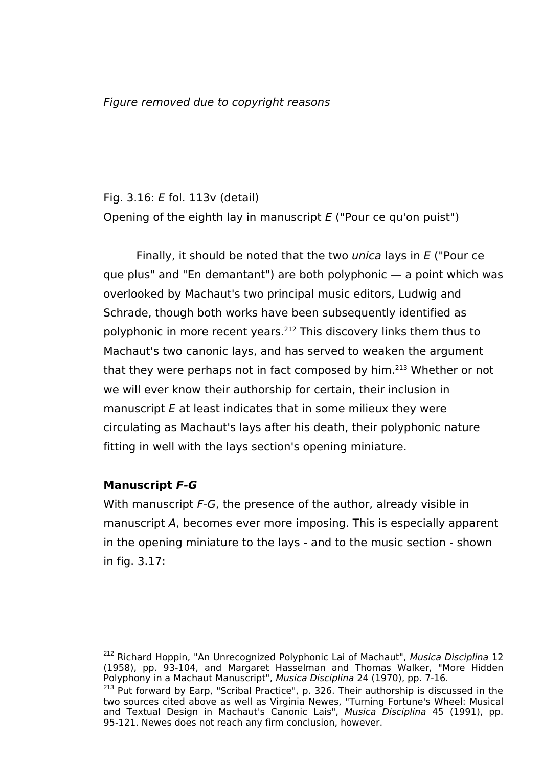*Figure removed due to copyright reasons*

Fig. 3.16: *E* fol. 113v (detail)
Opening of the eighth lay in manuscript *E* ("Pour ce qu'on puist")

Finally, it should be noted that the two *unica* lays in *E* ("Pour ce que plus" and "En demantant") are both polyphonic — a point which was overlooked by Machaut's two principal music editors, Ludwig and Schrade, though both works have been subsequently identified as polyphonic in more recent years.[212] This discovery links them thus to Machaut's two canonic lays, and has served to weaken the argument that they were perhaps not in fact composed by him.[213] Whether or not we will ever know their authorship for certain, their inclusion in manuscript *E* at least indicates that in some milieux they were circulating as Machaut's lays after his death, their polyphonic nature fitting in well with the lays section's opening miniature.

**Manuscript *F-G***

With manuscript *F-G*, the presence of the author, already visible in manuscript *A*, becomes ever more imposing. This is especially apparent in the opening miniature to the lays - and to the music section - shown in fig. 3.17:

---

[212] Richard Hoppin, "An Unrecognized Polyphonic Lai of Machaut", *Musica Disciplina* 12 (1958), pp. 93-104, and Margaret Hasselman and Thomas Walker, "More Hidden Polyphony in a Machaut Manuscript", *Musica Disciplina* 24 (1970), pp. 7-16.

[213] Put forward by Earp, "Scribal Practice", p. 326. Their authorship is discussed in the two sources cited above as well as Virginia Newes, "Turning Fortune's Wheel: Musical and Textual Design in Machaut's Canonic Lais", *Musica Disciplina* 45 (1991), pp. 95-121. Newes does not reach any firm conclusion, however.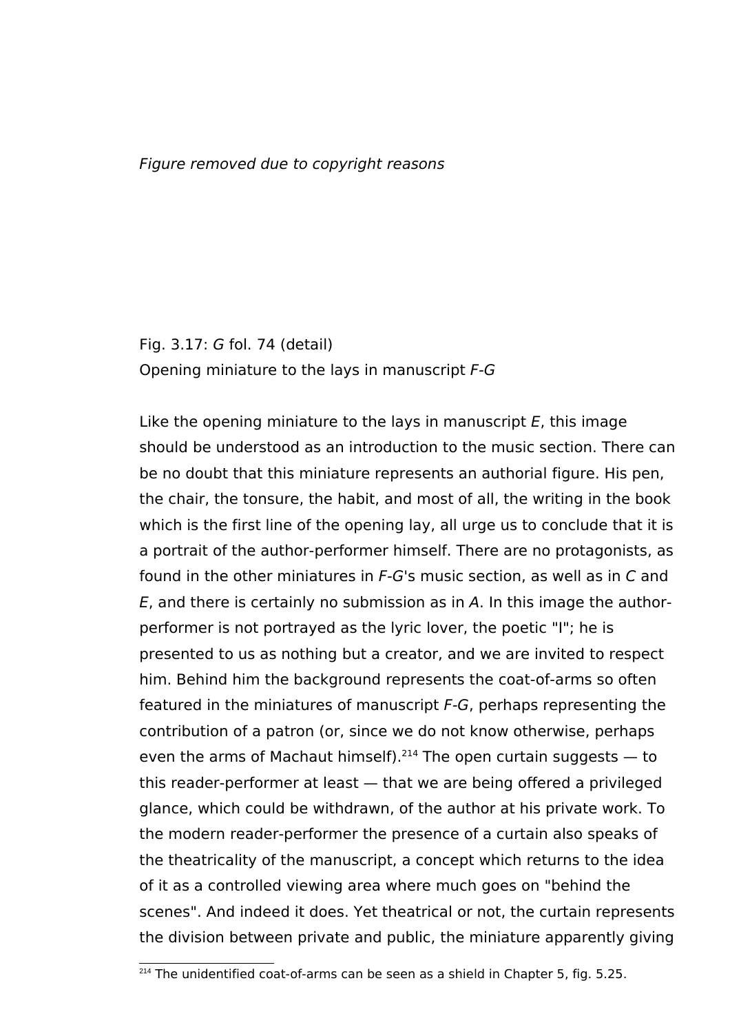*Figure removed due to copyright reasons*

Fig. 3.17: *G* fol. 74 (detail)
Opening miniature to the lays in manuscript *F-G*

Like the opening miniature to the lays in manuscript *E*, this image should be understood as an introduction to the music section. There can be no doubt that this miniature represents an authorial figure. His pen, the chair, the tonsure, the habit, and most of all, the writing in the book which is the first line of the opening lay, all urge us to conclude that it is a portrait of the author-performer himself. There are no protagonists, as found in the other miniatures in *F-G*'s music section, as well as in *C* and *E*, and there is certainly no submission as in *A*. In this image the author-performer is not portrayed as the lyric lover, the poetic "I"; he is presented to us as nothing but a creator, and we are invited to respect him. Behind him the background represents the coat-of-arms so often featured in the miniatures of manuscript *F-G*, perhaps representing the contribution of a patron (or, since we do not know otherwise, perhaps even the arms of Machaut himself).[214] The open curtain suggests — to this reader-performer at least — that we are being offered a privileged glance, which could be withdrawn, of the author at his private work. To the modern reader-performer the presence of a curtain also speaks of the theatricality of the manuscript, a concept which returns to the idea of it as a controlled viewing area where much goes on "behind the scenes". And indeed it does. Yet theatrical or not, the curtain represents the division between private and public, the miniature apparently giving

[214] The unidentified coat-of-arms can be seen as a shield in Chapter 5, fig. 5.25.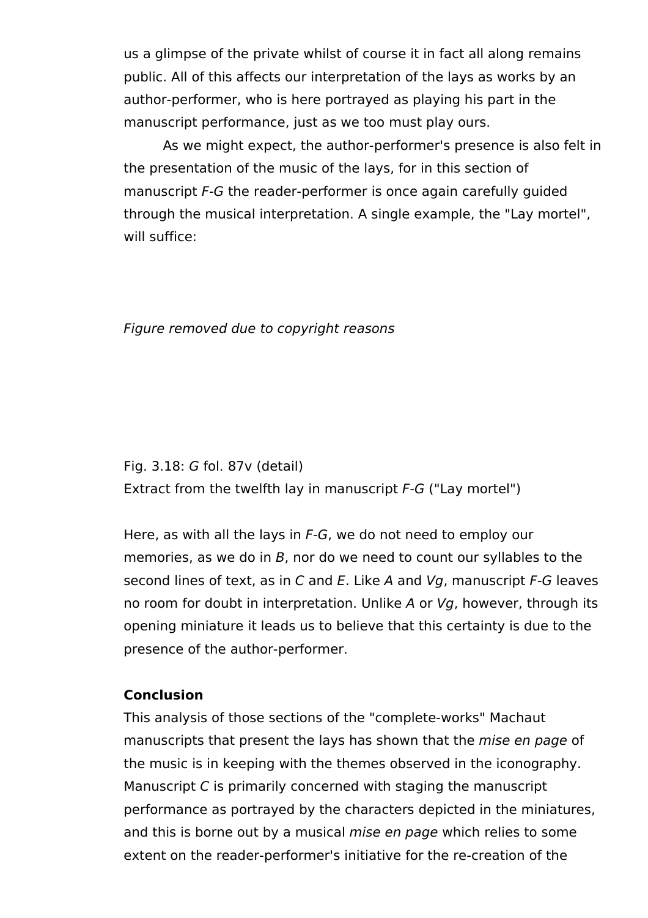us a glimpse of the private whilst of course it in fact all along remains public. All of this affects our interpretation of the lays as works by an author-performer, who is here portrayed as playing his part in the manuscript performance, just as we too must play ours.

As we might expect, the author-performer's presence is also felt in the presentation of the music of the lays, for in this section of manuscript *F-G* the reader-performer is once again carefully guided through the musical interpretation. A single example, the "Lay mortel", will suffice:

*Figure removed due to copyright reasons*

Fig. 3.18: *G* fol. 87v (detail)
Extract from the twelfth lay in manuscript *F-G* ("Lay mortel")

Here, as with all the lays in *F-G*, we do not need to employ our memories, as we do in *B*, nor do we need to count our syllables to the second lines of text, as in *C* and *E*. Like *A* and *Vg*, manuscript *F-G* leaves no room for doubt in interpretation. Unlike *A* or *Vg*, however, through its opening miniature it leads us to believe that this certainty is due to the presence of the author-performer.

**Conclusion**

This analysis of those sections of the "complete-works" Machaut manuscripts that present the lays has shown that the *mise en page* of the music is in keeping with the themes observed in the iconography. Manuscript *C* is primarily concerned with staging the manuscript performance as portrayed by the characters depicted in the miniatures, and this is borne out by a musical *mise en page* which relies to some extent on the reader-performer's initiative for the re-creation of the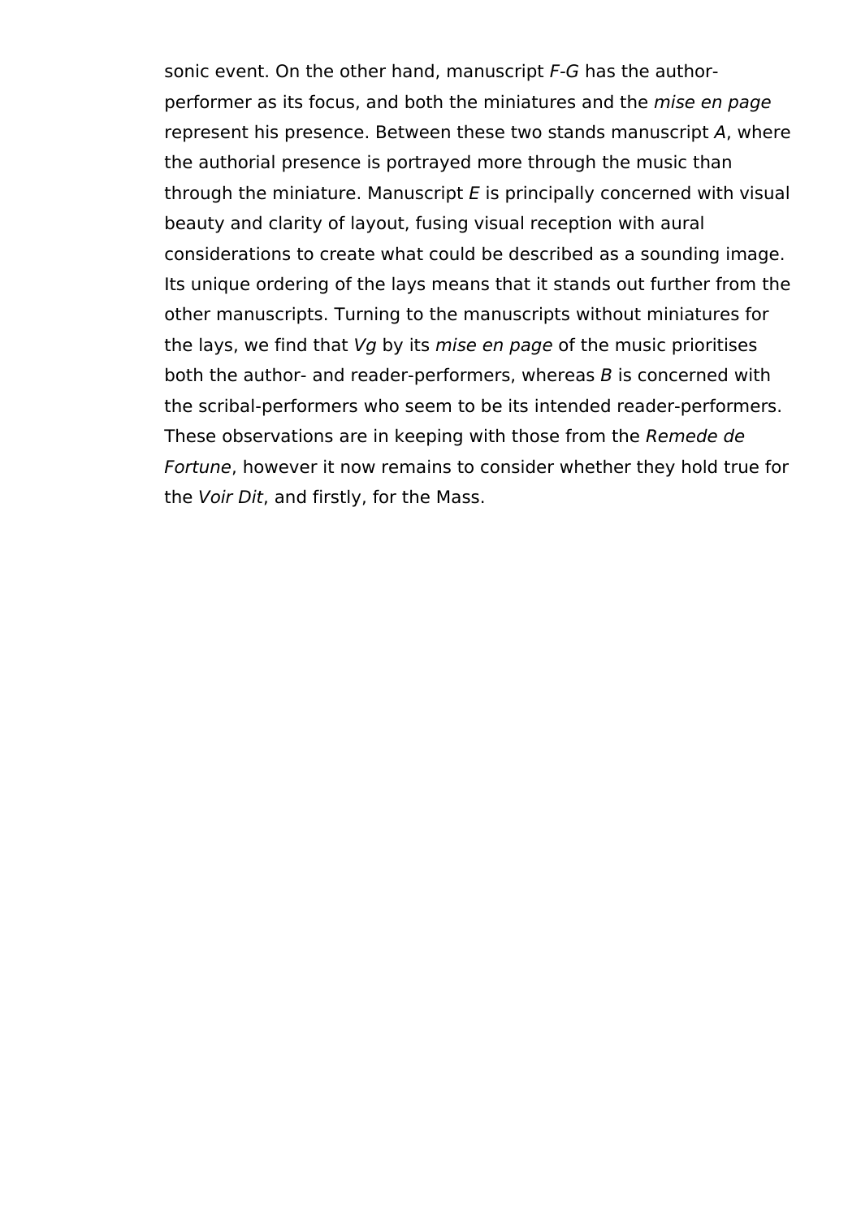sonic event. On the other hand, manuscript *F-G* has the author-performer as its focus, and both the miniatures and the *mise en page* represent his presence. Between these two stands manuscript *A*, where the authorial presence is portrayed more through the music than through the miniature. Manuscript *E* is principally concerned with visual beauty and clarity of layout, fusing visual reception with aural considerations to create what could be described as a sounding image. Its unique ordering of the lays means that it stands out further from the other manuscripts. Turning to the manuscripts without miniatures for the lays, we find that *Vg* by its *mise en page* of the music prioritises both the author- and reader-performers, whereas *B* is concerned with the scribal-performers who seem to be its intended reader-performers. These observations are in keeping with those from the *Remede de Fortune*, however it now remains to consider whether they hold true for the *Voir Dit*, and firstly, for the Mass.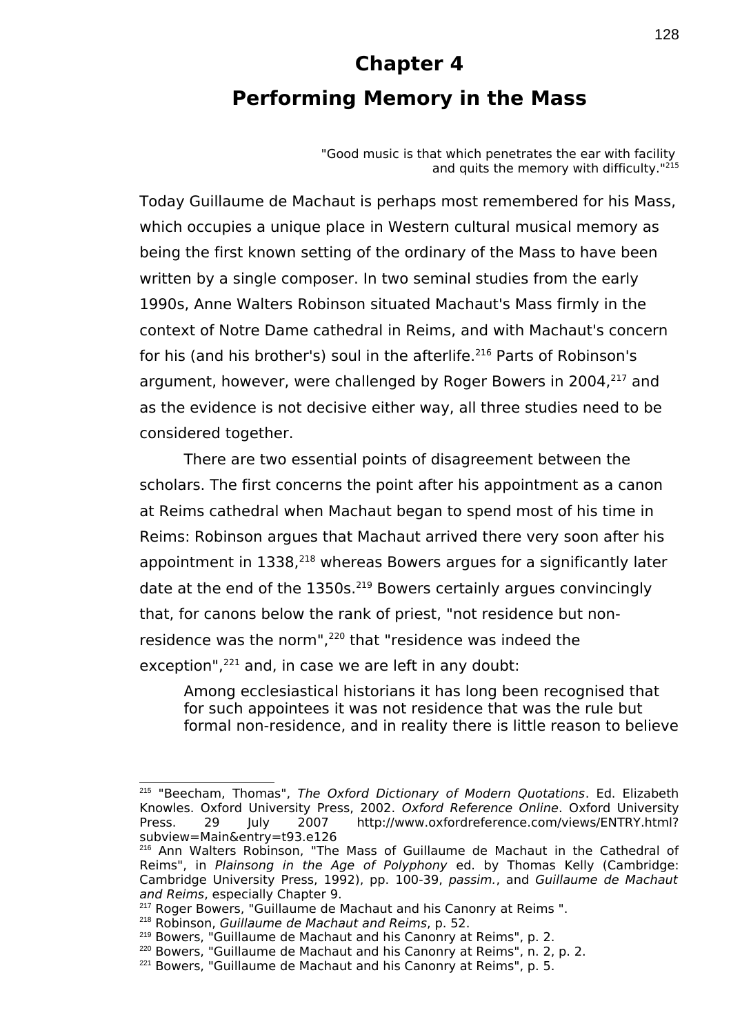# Chapter 4

# Performing Memory in the Mass

> "Good music is that which penetrates the ear with facility and quits the memory with difficulty."[215]

Today Guillaume de Machaut is perhaps most remembered for his Mass, which occupies a unique place in Western cultural musical memory as being the first known setting of the ordinary of the Mass to have been written by a single composer. In two seminal studies from the early 1990s, Anne Walters Robinson situated Machaut's Mass firmly in the context of Notre Dame cathedral in Reims, and with Machaut's concern for his (and his brother's) soul in the afterlife.[216] Parts of Robinson's argument, however, were challenged by Roger Bowers in 2004,[217] and as the evidence is not decisive either way, all three studies need to be considered together.

There are two essential points of disagreement between the scholars. The first concerns the point after his appointment as a canon at Reims cathedral when Machaut began to spend most of his time in Reims: Robinson argues that Machaut arrived there very soon after his appointment in 1338,[218] whereas Bowers argues for a significantly later date at the end of the 1350s.[219] Bowers certainly argues convincingly that, for canons below the rank of priest, "not residence but non-residence was the norm",[220] that "residence was indeed the exception",[221] and, in case we are left in any doubt:

> Among ecclesiastical historians it has long been recognised that for such appointees it was not residence that was the rule but formal non-residence, and in reality there is little reason to believe

---

[215] "Beecham, Thomas", *The Oxford Dictionary of Modern Quotations*. Ed. Elizabeth Knowles. Oxford University Press, 2002. *Oxford Reference Online*. Oxford University Press. 29 July 2007 http://www.oxfordreference.com/views/ENTRY.html?subview=Main&entry=t93.e126

[216] Ann Walters Robinson, "The Mass of Guillaume de Machaut in the Cathedral of Reims", in *Plainsong in the Age of Polyphony* ed. by Thomas Kelly (Cambridge: Cambridge University Press, 1992), pp. 100-39, *passim.*, and *Guillaume de Machaut and Reims*, especially Chapter 9.

[217] Roger Bowers, "Guillaume de Machaut and his Canonry at Reims ".

[218] Robinson, *Guillaume de Machaut and Reims*, p. 52.

[219] Bowers, "Guillaume de Machaut and his Canonry at Reims", p. 2.

[220] Bowers, "Guillaume de Machaut and his Canonry at Reims", n. 2, p. 2.

[221] Bowers, "Guillaume de Machaut and his Canonry at Reims", p. 5.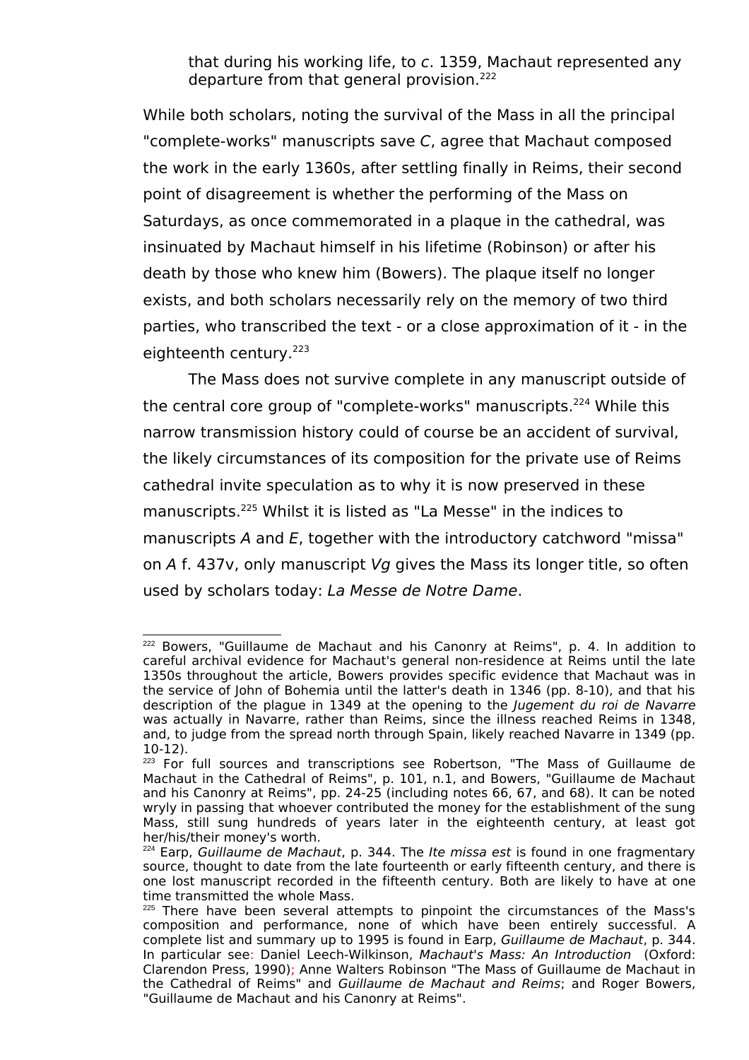that during his working life, to *c*. 1359, Machaut represented any departure from that general provision.[222]

While both scholars, noting the survival of the Mass in all the principal "complete-works" manuscripts save *C*, agree that Machaut composed the work in the early 1360s, after settling finally in Reims, their second point of disagreement is whether the performing of the Mass on Saturdays, as once commemorated in a plaque in the cathedral, was insinuated by Machaut himself in his lifetime (Robinson) or after his death by those who knew him (Bowers). The plaque itself no longer exists, and both scholars necessarily rely on the memory of two third parties, who transcribed the text - or a close approximation of it - in the eighteenth century.[223]

The Mass does not survive complete in any manuscript outside of the central core group of "complete-works" manuscripts.[224] While this narrow transmission history could of course be an accident of survival, the likely circumstances of its composition for the private use of Reims cathedral invite speculation as to why it is now preserved in these manuscripts.[225] Whilst it is listed as "La Messe" in the indices to manuscripts *A* and *E*, together with the introductory catchword "missa" on *A* f. 437v, only manuscript *Vg* gives the Mass its longer title, so often used by scholars today: *La Messe de Notre Dame*.

---

[222] Bowers, "Guillaume de Machaut and his Canonry at Reims", p. 4. In addition to careful archival evidence for Machaut's general non-residence at Reims until the late 1350s throughout the article, Bowers provides specific evidence that Machaut was in the service of John of Bohemia until the latter's death in 1346 (pp. 8-10), and that his description of the plague in 1349 at the opening to the *Jugement du roi de Navarre* was actually in Navarre, rather than Reims, since the illness reached Reims in 1348, and, to judge from the spread north through Spain, likely reached Navarre in 1349 (pp. 10-12).

[223] For full sources and transcriptions see Robertson, "The Mass of Guillaume de Machaut in the Cathedral of Reims", p. 101, n.1, and Bowers, "Guillaume de Machaut and his Canonry at Reims", pp. 24-25 (including notes 66, 67, and 68). It can be noted wryly in passing that whoever contributed the money for the establishment of the sung Mass, still sung hundreds of years later in the eighteenth century, at least got her/his/their money's worth.

[224] Earp, *Guillaume de Machaut*, p. 344. The *Ite missa est* is found in one fragmentary source, thought to date from the late fourteenth or early fifteenth century, and there is one lost manuscript recorded in the fifteenth century. Both are likely to have at one time transmitted the whole Mass.

[225] There have been several attempts to pinpoint the circumstances of the Mass's composition and performance, none of which have been entirely successful. A complete list and summary up to 1995 is found in Earp, *Guillaume de Machaut*, p. 344. In particular see: Daniel Leech-Wilkinson, *Machaut's Mass: An Introduction* (Oxford: Clarendon Press, 1990); Anne Walters Robinson "The Mass of Guillaume de Machaut in the Cathedral of Reims" and *Guillaume de Machaut and Reims*; and Roger Bowers, "Guillaume de Machaut and his Canonry at Reims".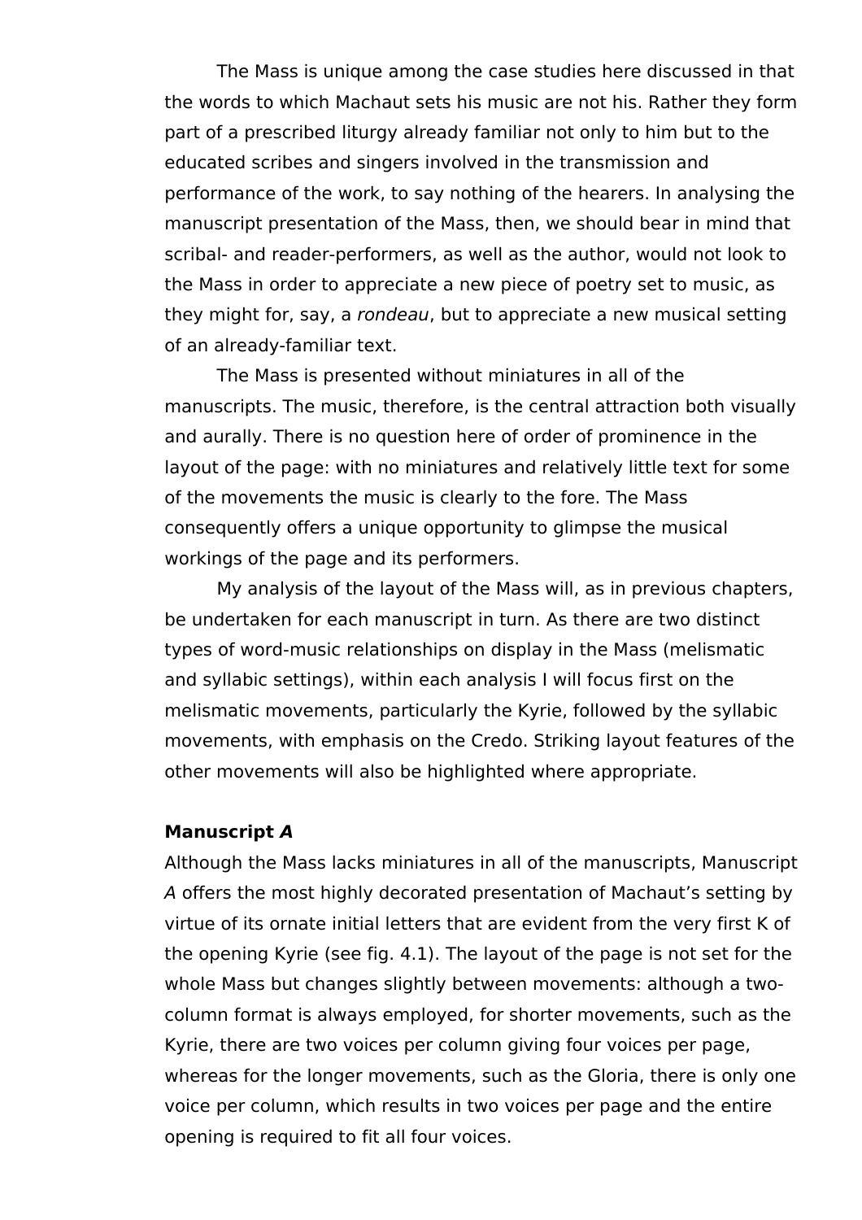The Mass is unique among the case studies here discussed in that the words to which Machaut sets his music are not his. Rather they form part of a prescribed liturgy already familiar not only to him but to the educated scribes and singers involved in the transmission and performance of the work, to say nothing of the hearers. In analysing the manuscript presentation of the Mass, then, we should bear in mind that scribal- and reader-performers, as well as the author, would not look to the Mass in order to appreciate a new piece of poetry set to music, as they might for, say, a *rondeau*, but to appreciate a new musical setting of an already-familiar text.

The Mass is presented without miniatures in all of the manuscripts. The music, therefore, is the central attraction both visually and aurally. There is no question here of order of prominence in the layout of the page: with no miniatures and relatively little text for some of the movements the music is clearly to the fore. The Mass consequently offers a unique opportunity to glimpse the musical workings of the page and its performers.

My analysis of the layout of the Mass will, as in previous chapters, be undertaken for each manuscript in turn. As there are two distinct types of word-music relationships on display in the Mass (melismatic and syllabic settings), within each analysis I will focus first on the melismatic movements, particularly the Kyrie, followed by the syllabic movements, with emphasis on the Credo. Striking layout features of the other movements will also be highlighted where appropriate.

**Manuscript *A***

Although the Mass lacks miniatures in all of the manuscripts, Manuscript *A* offers the most highly decorated presentation of Machaut's setting by virtue of its ornate initial letters that are evident from the very first K of the opening Kyrie (see fig. 4.1). The layout of the page is not set for the whole Mass but changes slightly between movements: although a two-column format is always employed, for shorter movements, such as the Kyrie, there are two voices per column giving four voices per page, whereas for the longer movements, such as the Gloria, there is only one voice per column, which results in two voices per page and the entire opening is required to fit all four voices.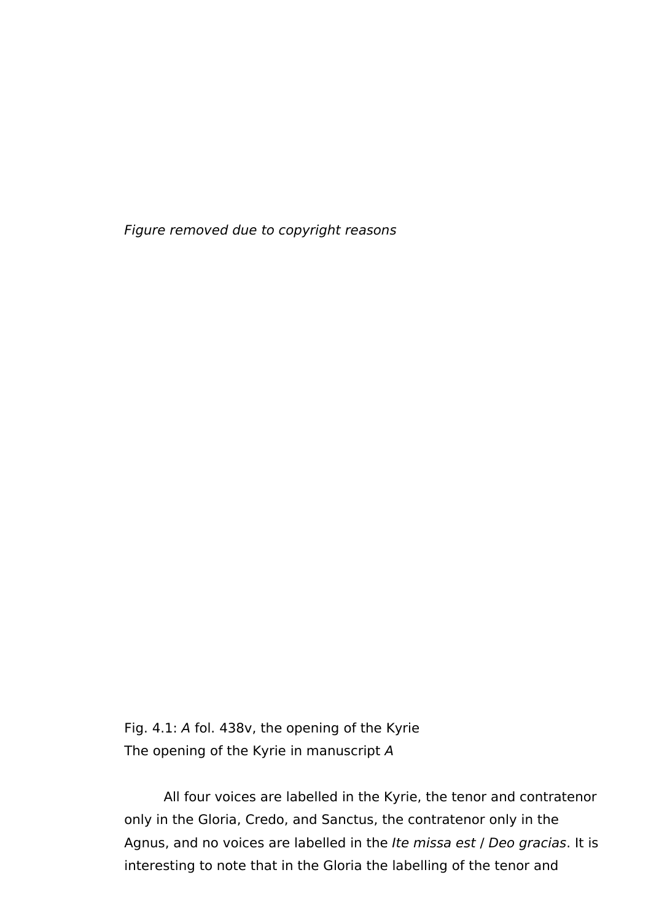*Figure removed due to copyright reasons*

Fig. 4.1: *A* fol. 438v, the opening of the Kyrie
The opening of the Kyrie in manuscript *A*

All four voices are labelled in the Kyrie, the tenor and contratenor only in the Gloria, Credo, and Sanctus, the contratenor only in the Agnus, and no voices are labelled in the *Ite missa est* / *Deo gracias*. It is interesting to note that in the Gloria the labelling of the tenor and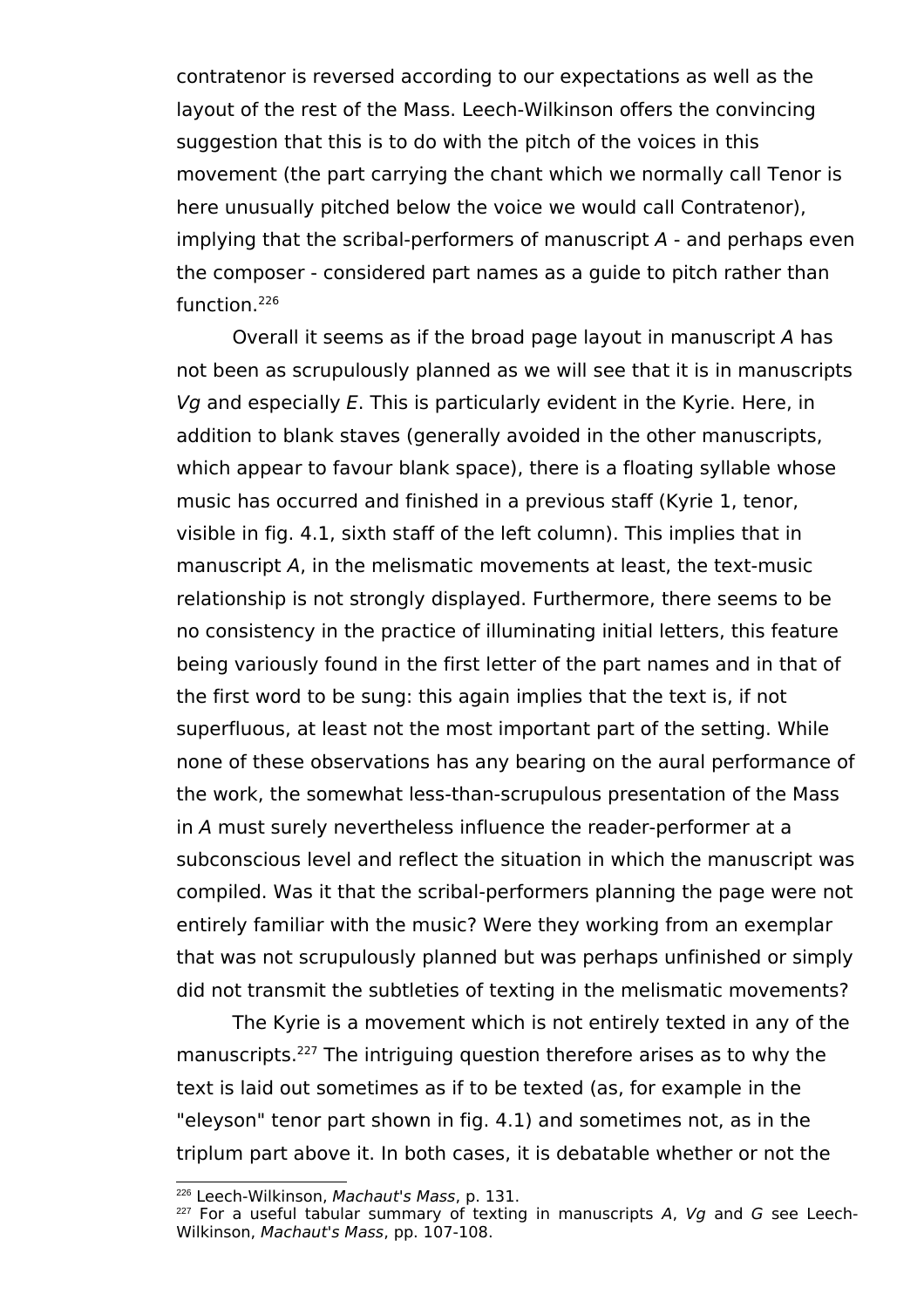contratenor is reversed according to our expectations as well as the layout of the rest of the Mass. Leech-Wilkinson offers the convincing suggestion that this is to do with the pitch of the voices in this movement (the part carrying the chant which we normally call Tenor is here unusually pitched below the voice we would call Contratenor), implying that the scribal-performers of manuscript *A* - and perhaps even the composer - considered part names as a guide to pitch rather than function.[226]

Overall it seems as if the broad page layout in manuscript *A* has not been as scrupulously planned as we will see that it is in manuscripts *Vg* and especially *E*. This is particularly evident in the Kyrie. Here, in addition to blank staves (generally avoided in the other manuscripts, which appear to favour blank space), there is a floating syllable whose music has occurred and finished in a previous staff (Kyrie 1, tenor, visible in fig. 4.1, sixth staff of the left column). This implies that in manuscript *A*, in the melismatic movements at least, the text-music relationship is not strongly displayed. Furthermore, there seems to be no consistency in the practice of illuminating initial letters, this feature being variously found in the first letter of the part names and in that of the first word to be sung: this again implies that the text is, if not superfluous, at least not the most important part of the setting. While none of these observations has any bearing on the aural performance of the work, the somewhat less-than-scrupulous presentation of the Mass in *A* must surely nevertheless influence the reader-performer at a subconscious level and reflect the situation in which the manuscript was compiled. Was it that the scribal-performers planning the page were not entirely familiar with the music? Were they working from an exemplar that was not scrupulously planned but was perhaps unfinished or simply did not transmit the subtleties of texting in the melismatic movements?

The Kyrie is a movement which is not entirely texted in any of the manuscripts.[227] The intriguing question therefore arises as to why the text is laid out sometimes as if to be texted (as, for example in the "eleyson" tenor part shown in fig. 4.1) and sometimes not, as in the triplum part above it. In both cases, it is debatable whether or not the

---

[226] Leech-Wilkinson, *Machaut's Mass*, p. 131.

[227] For a useful tabular summary of texting in manuscripts *A*, *Vg* and *G* see Leech-Wilkinson, *Machaut's Mass*, pp. 107-108.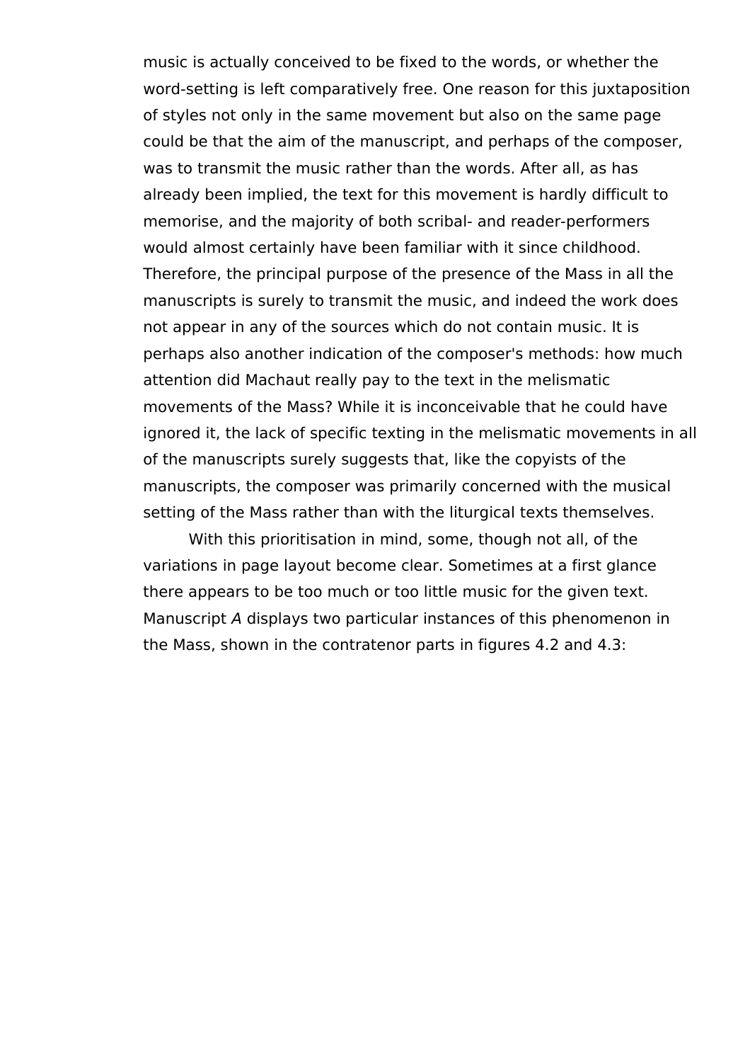music is actually conceived to be fixed to the words, or whether the word-setting is left comparatively free. One reason for this juxtaposition of styles not only in the same movement but also on the same page could be that the aim of the manuscript, and perhaps of the composer, was to transmit the music rather than the words. After all, as has already been implied, the text for this movement is hardly difficult to memorise, and the majority of both scribal- and reader-performers would almost certainly have been familiar with it since childhood. Therefore, the principal purpose of the presence of the Mass in all the manuscripts is surely to transmit the music, and indeed the work does not appear in any of the sources which do not contain music. It is perhaps also another indication of the composer's methods: how much attention did Machaut really pay to the text in the melismatic movements of the Mass? While it is inconceivable that he could have ignored it, the lack of specific texting in the melismatic movements in all of the manuscripts surely suggests that, like the copyists of the manuscripts, the composer was primarily concerned with the musical setting of the Mass rather than with the liturgical texts themselves.

With this prioritisation in mind, some, though not all, of the variations in page layout become clear. Sometimes at a first glance there appears to be too much or too little music for the given text. Manuscript *A* displays two particular instances of this phenomenon in the Mass, shown in the contratenor parts in figures 4.2 and 4.3: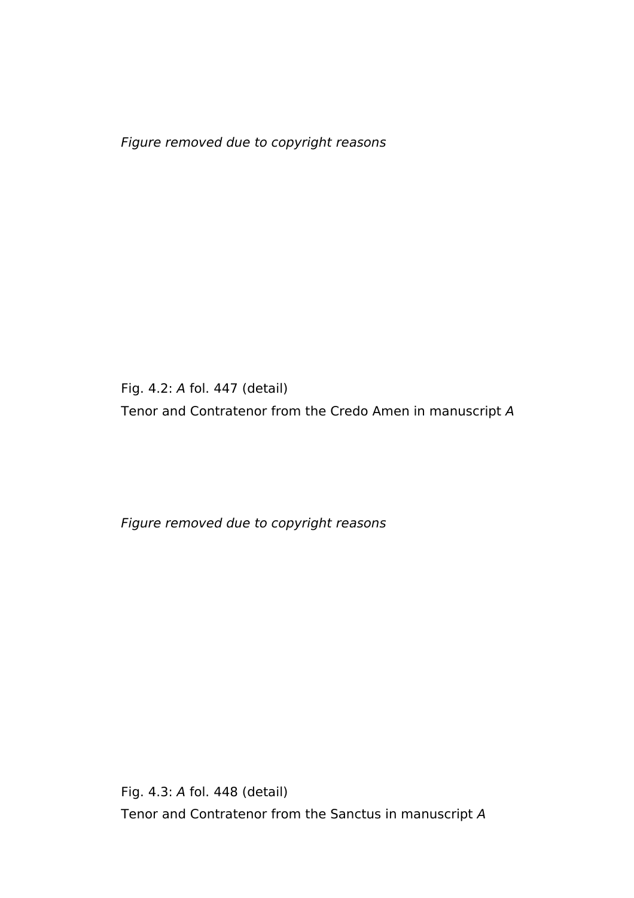*Figure removed due to copyright reasons*

Fig. 4.2: *A* fol. 447 (detail)
Tenor and Contratenor from the Credo Amen in manuscript *A*

*Figure removed due to copyright reasons*

Fig. 4.3: *A* fol. 448 (detail)
Tenor and Contratenor from the Sanctus in manuscript *A*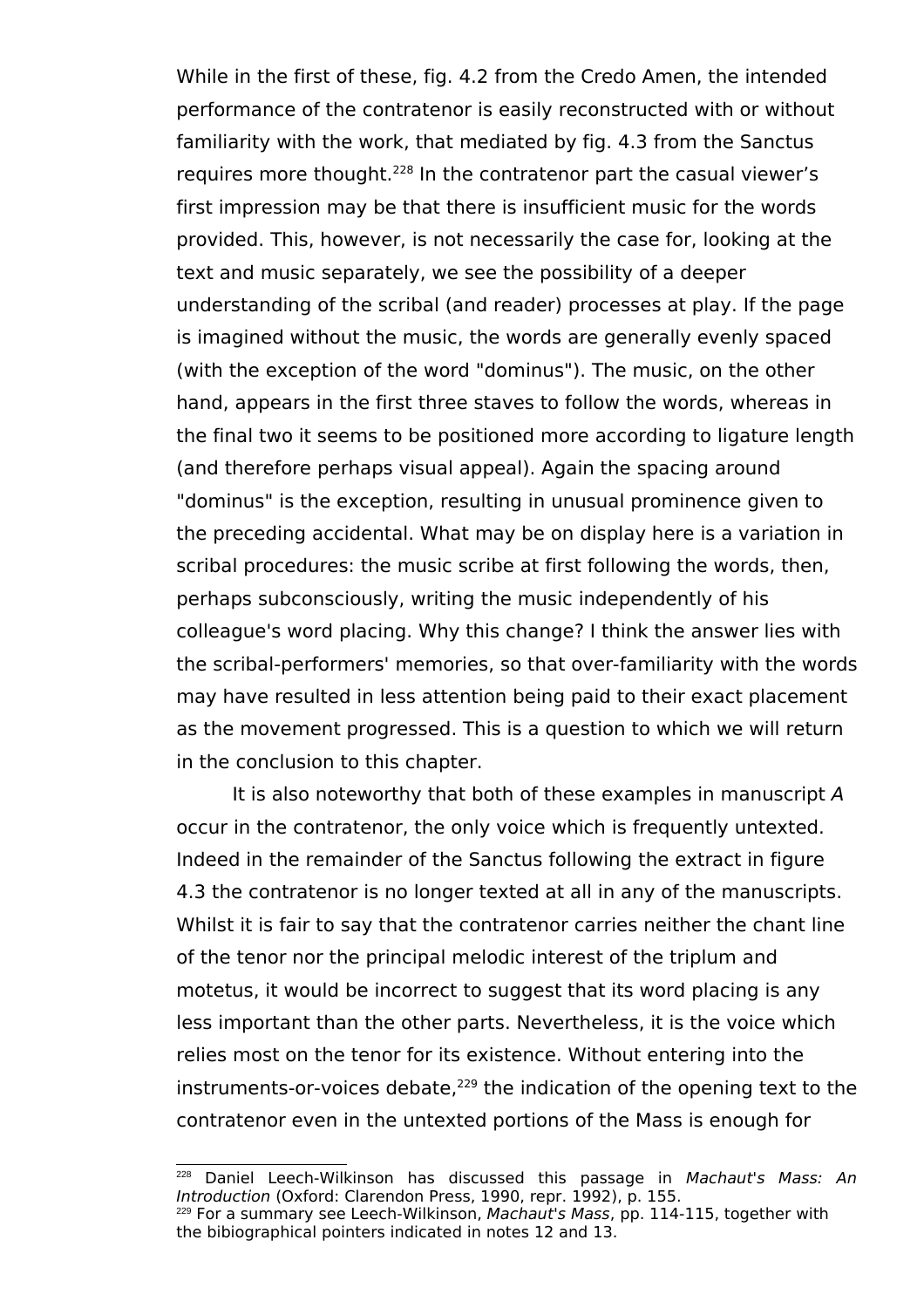While in the first of these, fig. 4.2 from the Credo Amen, the intended performance of the contratenor is easily reconstructed with or without familiarity with the work, that mediated by fig. 4.3 from the Sanctus requires more thought.[228] In the contratenor part the casual viewer's first impression may be that there is insufficient music for the words provided. This, however, is not necessarily the case for, looking at the text and music separately, we see the possibility of a deeper understanding of the scribal (and reader) processes at play. If the page is imagined without the music, the words are generally evenly spaced (with the exception of the word "dominus"). The music, on the other hand, appears in the first three staves to follow the words, whereas in the final two it seems to be positioned more according to ligature length (and therefore perhaps visual appeal). Again the spacing around "dominus" is the exception, resulting in unusual prominence given to the preceding accidental. What may be on display here is a variation in scribal procedures: the music scribe at first following the words, then, perhaps subconsciously, writing the music independently of his colleague's word placing. Why this change? I think the answer lies with the scribal-performers' memories, so that over-familiarity with the words may have resulted in less attention being paid to their exact placement as the movement progressed. This is a question to which we will return in the conclusion to this chapter.

It is also noteworthy that both of these examples in manuscript *A* occur in the contratenor, the only voice which is frequently untexted. Indeed in the remainder of the Sanctus following the extract in figure 4.3 the contratenor is no longer texted at all in any of the manuscripts. Whilst it is fair to say that the contratenor carries neither the chant line of the tenor nor the principal melodic interest of the triplum and motetus, it would be incorrect to suggest that its word placing is any less important than the other parts. Nevertheless, it is the voice which relies most on the tenor for its existence. Without entering into the instruments-or-voices debate,[229] the indication of the opening text to the contratenor even in the untexted portions of the Mass is enough for

[228] Daniel Leech-Wilkinson has discussed this passage in *Machaut's Mass: An Introduction* (Oxford: Clarendon Press, 1990, repr. 1992), p. 155.

[229] For a summary see Leech-Wilkinson, *Machaut's Mass*, pp. 114-115, together with the bibiographical pointers indicated in notes 12 and 13.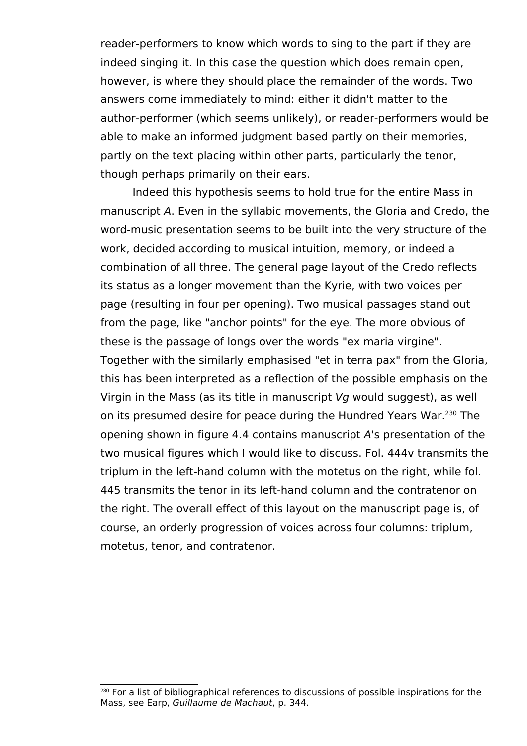reader-performers to know which words to sing to the part if they are indeed singing it. In this case the question which does remain open, however, is where they should place the remainder of the words. Two answers come immediately to mind: either it didn't matter to the author-performer (which seems unlikely), or reader-performers would be able to make an informed judgment based partly on their memories, partly on the text placing within other parts, particularly the tenor, though perhaps primarily on their ears.

Indeed this hypothesis seems to hold true for the entire Mass in manuscript *A*. Even in the syllabic movements, the Gloria and Credo, the word-music presentation seems to be built into the very structure of the work, decided according to musical intuition, memory, or indeed a combination of all three. The general page layout of the Credo reflects its status as a longer movement than the Kyrie, with two voices per page (resulting in four per opening). Two musical passages stand out from the page, like "anchor points" for the eye. The more obvious of these is the passage of longs over the words "ex maria virgine". Together with the similarly emphasised "et in terra pax" from the Gloria, this has been interpreted as a reflection of the possible emphasis on the Virgin in the Mass (as its title in manuscript *Vg* would suggest), as well on its presumed desire for peace during the Hundred Years War.[230] The opening shown in figure 4.4 contains manuscript *A*'s presentation of the two musical figures which I would like to discuss. Fol. 444v transmits the triplum in the left-hand column with the motetus on the right, while fol. 445 transmits the tenor in its left-hand column and the contratenor on the right. The overall effect of this layout on the manuscript page is, of course, an orderly progression of voices across four columns: triplum, motetus, tenor, and contratenor.

[230] For a list of bibliographical references to discussions of possible inspirations for the Mass, see Earp, *Guillaume de Machaut*, p. 344.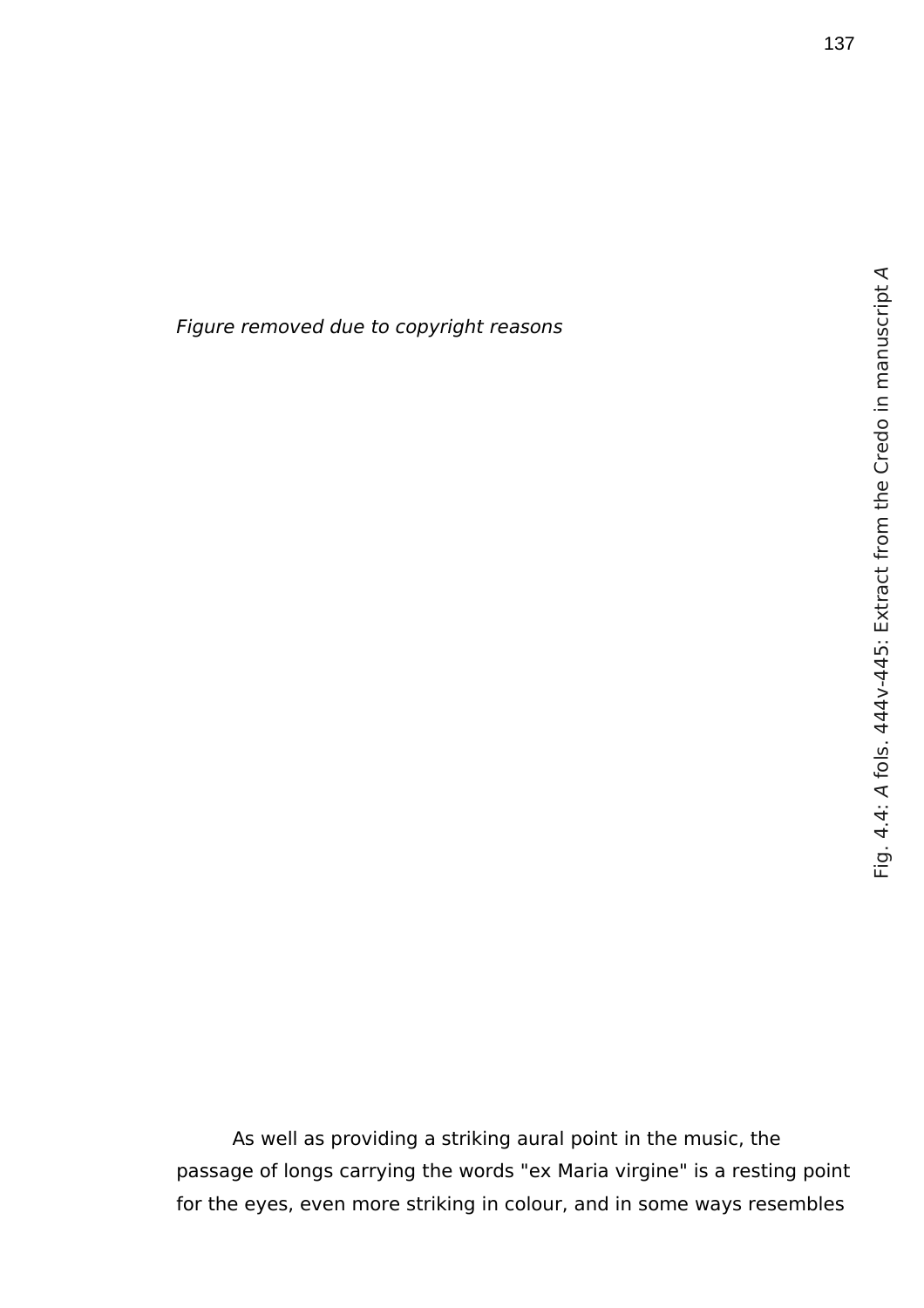*Figure removed due to copyright reasons*

Fig. 4.4: *A* fols. 444v-445: Extract from the Credo in manuscript *A*

As well as providing a striking aural point in the music, the passage of longs carrying the words "ex Maria virgine" is a resting point for the eyes, even more striking in colour, and in some ways resembles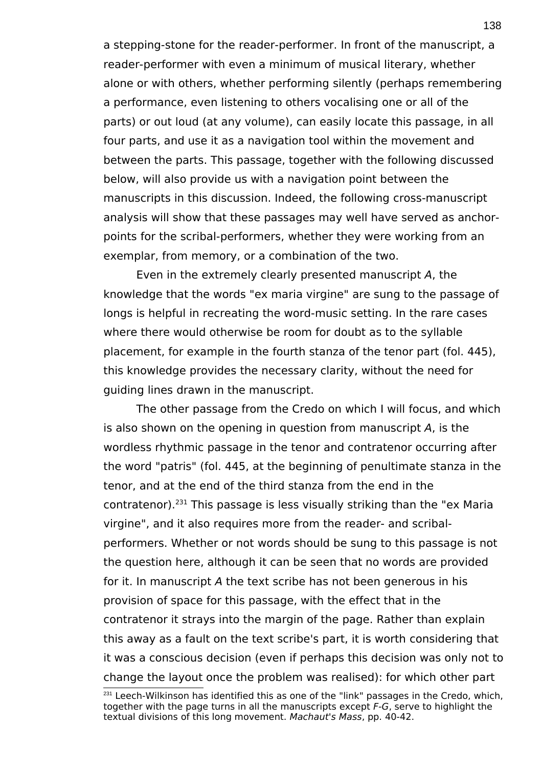a stepping-stone for the reader-performer. In front of the manuscript, a reader-performer with even a minimum of musical literary, whether alone or with others, whether performing silently (perhaps remembering a performance, even listening to others vocalising one or all of the parts) or out loud (at any volume), can easily locate this passage, in all four parts, and use it as a navigation tool within the movement and between the parts. This passage, together with the following discussed below, will also provide us with a navigation point between the manuscripts in this discussion. Indeed, the following cross-manuscript analysis will show that these passages may well have served as anchor-points for the scribal-performers, whether they were working from an exemplar, from memory, or a combination of the two.

Even in the extremely clearly presented manuscript *A*, the knowledge that the words "ex maria virgine" are sung to the passage of longs is helpful in recreating the word-music setting. In the rare cases where there would otherwise be room for doubt as to the syllable placement, for example in the fourth stanza of the tenor part (fol. 445), this knowledge provides the necessary clarity, without the need for guiding lines drawn in the manuscript.

The other passage from the Credo on which I will focus, and which is also shown on the opening in question from manuscript *A*, is the wordless rhythmic passage in the tenor and contratenor occurring after the word "patris" (fol. 445, at the beginning of penultimate stanza in the tenor, and at the end of the third stanza from the end in the contratenor).[231] This passage is less visually striking than the "ex Maria virgine", and it also requires more from the reader- and scribal-performers. Whether or not words should be sung to this passage is not the question here, although it can be seen that no words are provided for it. In manuscript *A* the text scribe has not been generous in his provision of space for this passage, with the effect that in the contratenor it strays into the margin of the page. Rather than explain this away as a fault on the text scribe's part, it is worth considering that it was a conscious decision (even if perhaps this decision was only not to change the layout once the problem was realised): for which other part

[231] Leech-Wilkinson has identified this as one of the "link" passages in the Credo, which, together with the page turns in all the manuscripts except *F-G*, serve to highlight the textual divisions of this long movement. *Machaut's Mass*, pp. 40-42.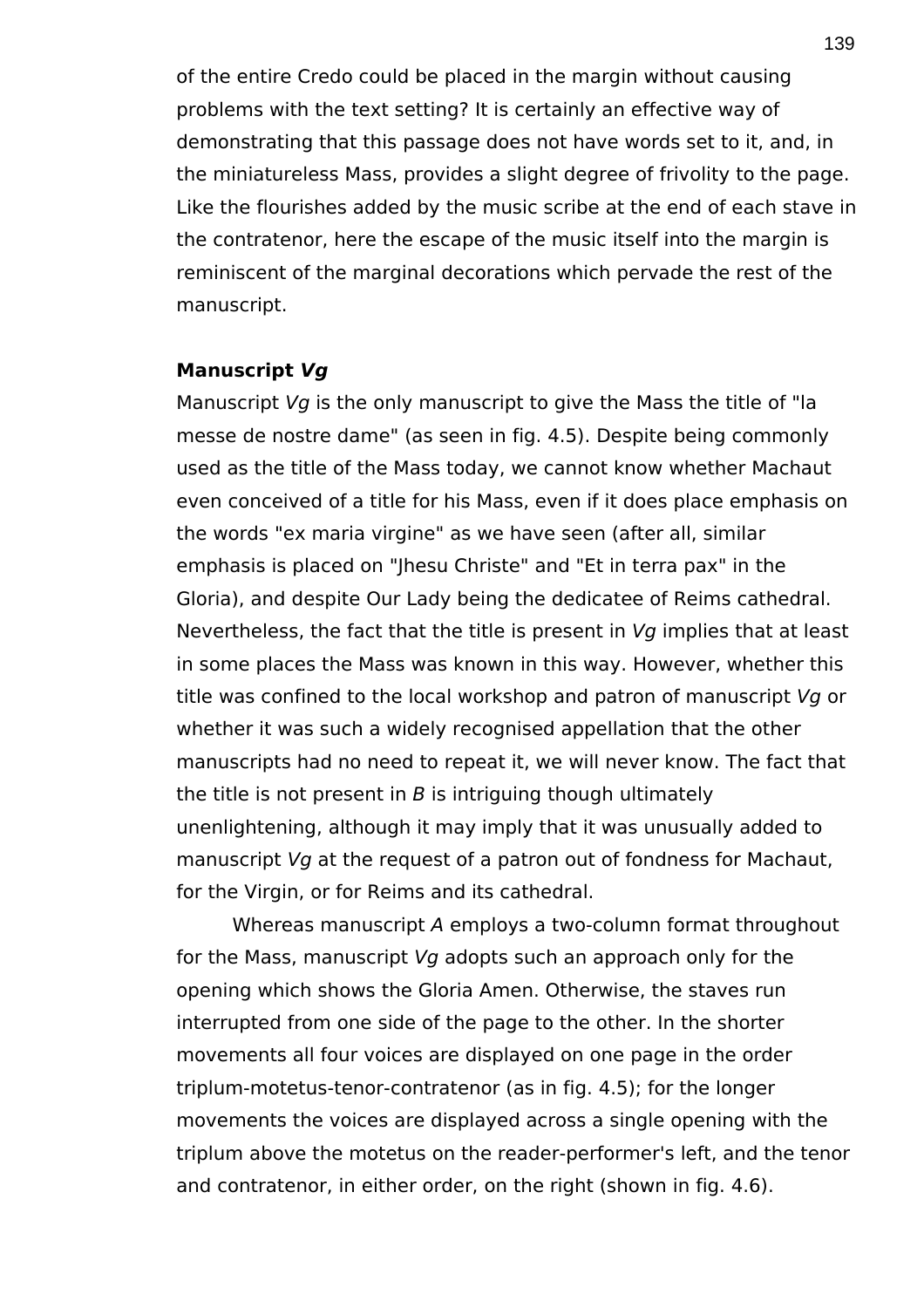of the entire Credo could be placed in the margin without causing problems with the text setting? It is certainly an effective way of demonstrating that this passage does not have words set to it, and, in the miniatureless Mass, provides a slight degree of frivolity to the page. Like the flourishes added by the music scribe at the end of each stave in the contratenor, here the escape of the music itself into the margin is reminiscent of the marginal decorations which pervade the rest of the manuscript.

### Manuscript *Vg*

Manuscript *Vg* is the only manuscript to give the Mass the title of "la messe de nostre dame" (as seen in fig. 4.5). Despite being commonly used as the title of the Mass today, we cannot know whether Machaut even conceived of a title for his Mass, even if it does place emphasis on the words "ex maria virgine" as we have seen (after all, similar emphasis is placed on "Jhesu Christe" and "Et in terra pax" in the Gloria), and despite Our Lady being the dedicatee of Reims cathedral. Nevertheless, the fact that the title is present in *Vg* implies that at least in some places the Mass was known in this way. However, whether this title was confined to the local workshop and patron of manuscript *Vg* or whether it was such a widely recognised appellation that the other manuscripts had no need to repeat it, we will never know. The fact that the title is not present in *B* is intriguing though ultimately unenlightening, although it may imply that it was unusually added to manuscript *Vg* at the request of a patron out of fondness for Machaut, for the Virgin, or for Reims and its cathedral.

Whereas manuscript *A* employs a two-column format throughout for the Mass, manuscript *Vg* adopts such an approach only for the opening which shows the Gloria Amen. Otherwise, the staves run interrupted from one side of the page to the other. In the shorter movements all four voices are displayed on one page in the order triplum-motetus-tenor-contratenor (as in fig. 4.5); for the longer movements the voices are displayed across a single opening with the triplum above the motetus on the reader-performer's left, and the tenor and contratenor, in either order, on the right (shown in fig. 4.6).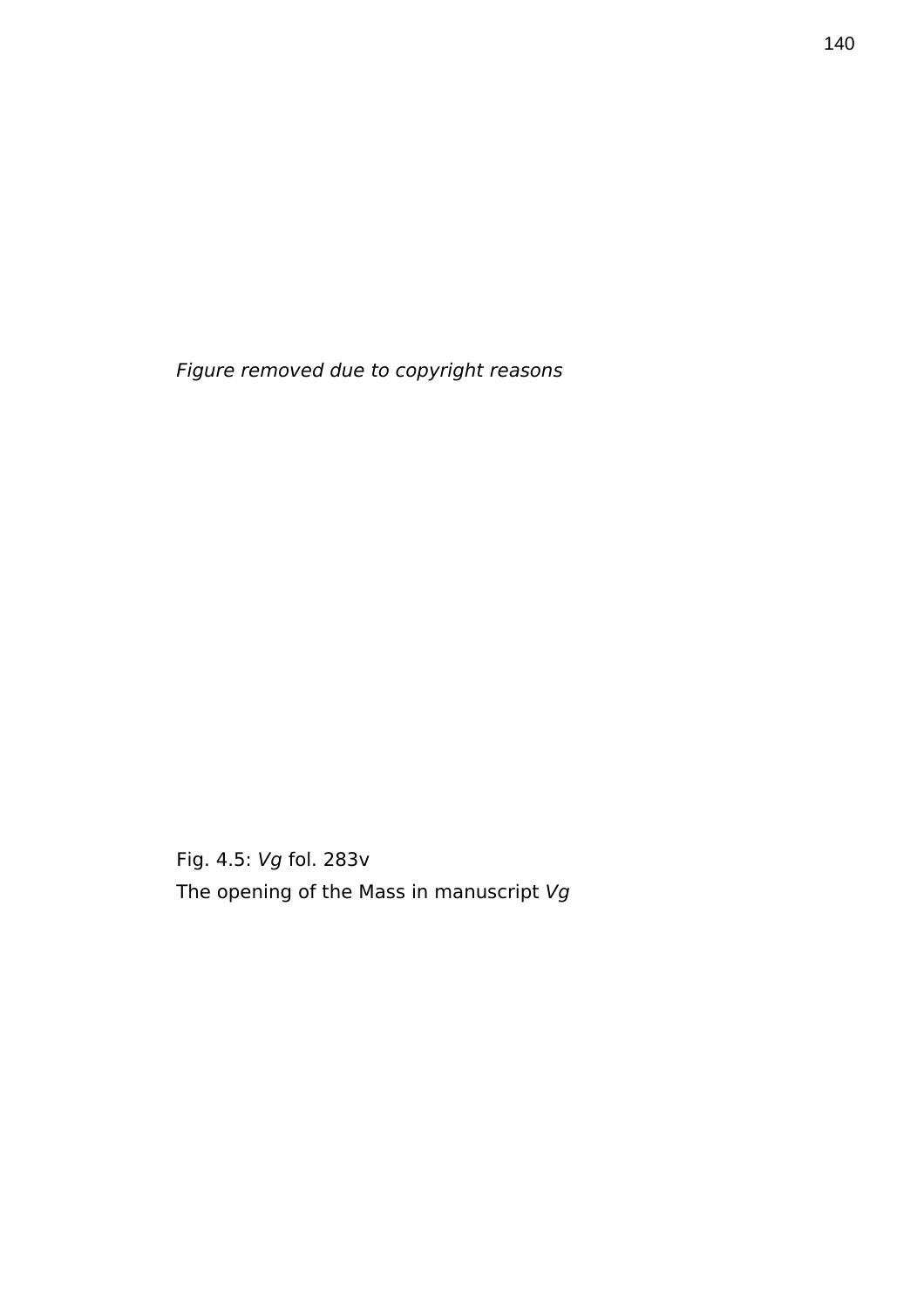*Figure removed due to copyright reasons*

Fig. 4.5: *Vg* fol. 283v

The opening of the Mass in manuscript *Vg*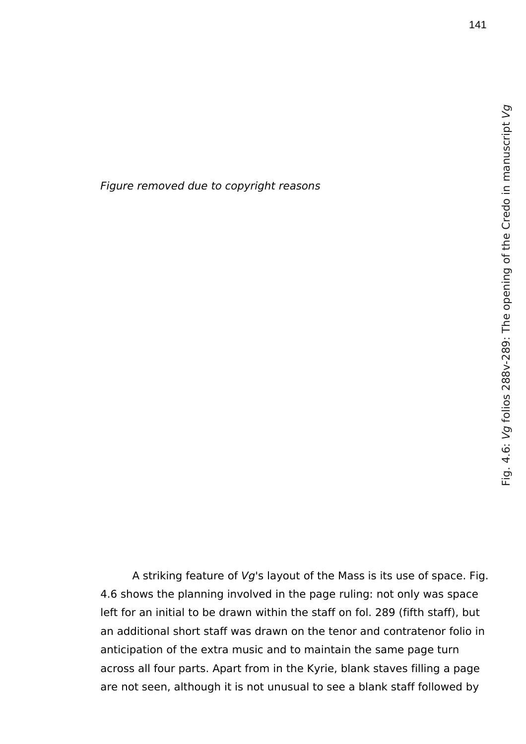*Figure removed due to copyright reasons*

Fig. 4.6: *Vg* folios 288v-289: The opening of the Credo in manuscript *Vg*

A striking feature of *Vg*'s layout of the Mass is its use of space. Fig. 4.6 shows the planning involved in the page ruling: not only was space left for an initial to be drawn within the staff on fol. 289 (fifth staff), but an additional short staff was drawn on the tenor and contratenor folio in anticipation of the extra music and to maintain the same page turn across all four parts. Apart from in the Kyrie, blank staves filling a page are not seen, although it is not unusual to see a blank staff followed by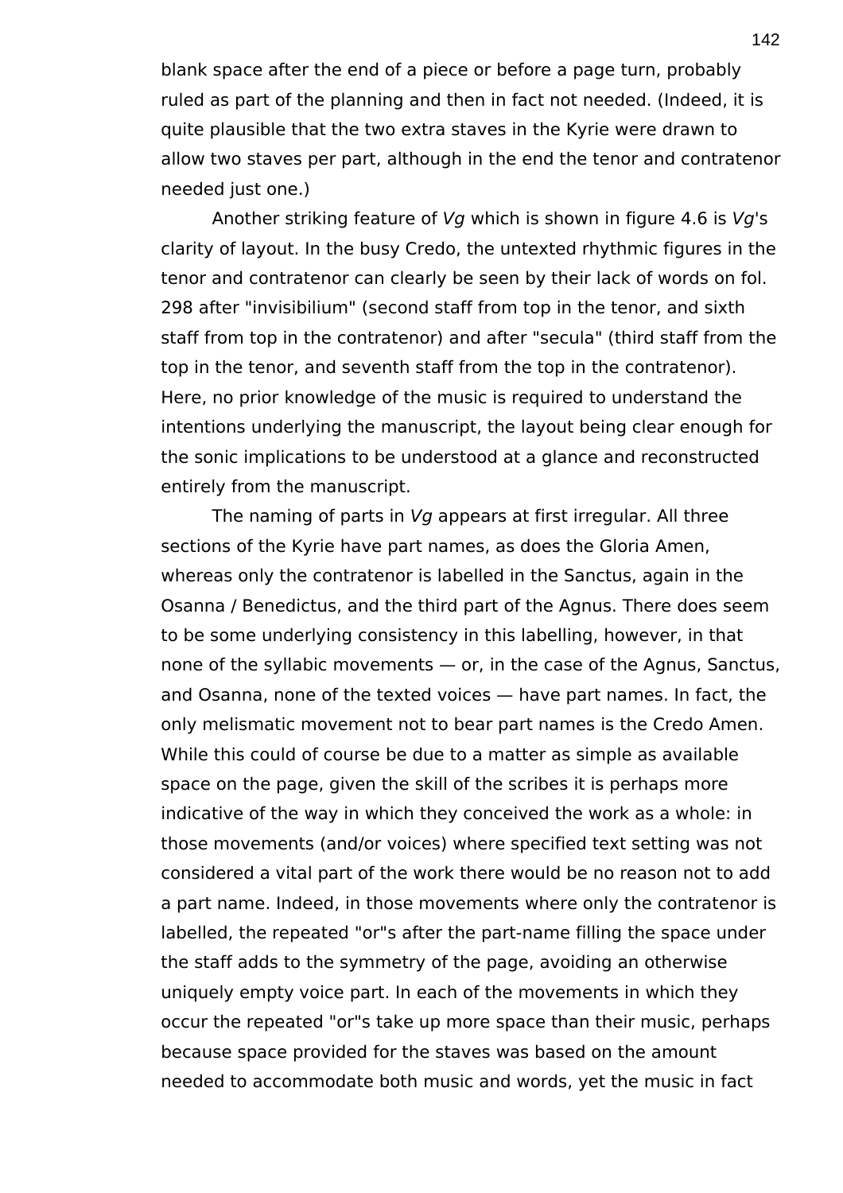blank space after the end of a piece or before a page turn, probably ruled as part of the planning and then in fact not needed. (Indeed, it is quite plausible that the two extra staves in the Kyrie were drawn to allow two staves per part, although in the end the tenor and contratenor needed just one.)

Another striking feature of *Vg* which is shown in figure 4.6 is *Vg*'s clarity of layout. In the busy Credo, the untexted rhythmic figures in the tenor and contratenor can clearly be seen by their lack of words on fol. 298 after "invisibilium" (second staff from top in the tenor, and sixth staff from top in the contratenor) and after "secula" (third staff from the top in the tenor, and seventh staff from the top in the contratenor). Here, no prior knowledge of the music is required to understand the intentions underlying the manuscript, the layout being clear enough for the sonic implications to be understood at a glance and reconstructed entirely from the manuscript.

The naming of parts in *Vg* appears at first irregular. All three sections of the Kyrie have part names, as does the Gloria Amen, whereas only the contratenor is labelled in the Sanctus, again in the Osanna / Benedictus, and the third part of the Agnus. There does seem to be some underlying consistency in this labelling, however, in that none of the syllabic movements — or, in the case of the Agnus, Sanctus, and Osanna, none of the texted voices — have part names. In fact, the only melismatic movement not to bear part names is the Credo Amen. While this could of course be due to a matter as simple as available space on the page, given the skill of the scribes it is perhaps more indicative of the way in which they conceived the work as a whole: in those movements (and/or voices) where specified text setting was not considered a vital part of the work there would be no reason not to add a part name. Indeed, in those movements where only the contratenor is labelled, the repeated "or"s after the part-name filling the space under the staff adds to the symmetry of the page, avoiding an otherwise uniquely empty voice part. In each of the movements in which they occur the repeated "or"s take up more space than their music, perhaps because space provided for the staves was based on the amount needed to accommodate both music and words, yet the music in fact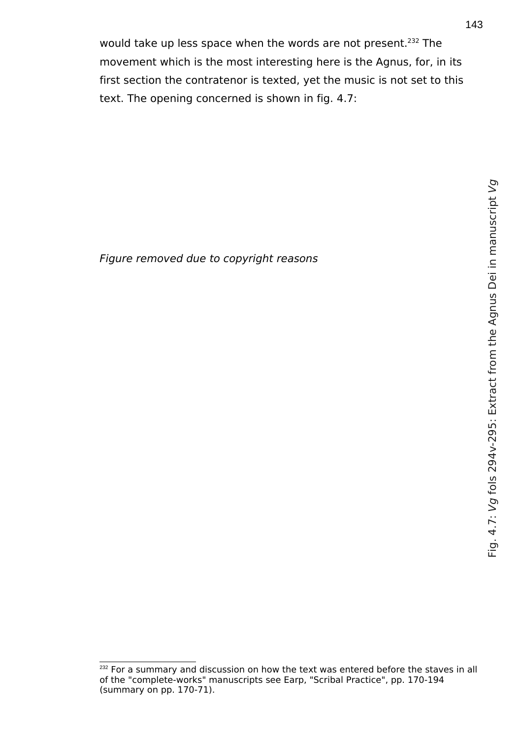would take up less space when the words are not present.[232] The movement which is the most interesting here is the Agnus, for, in its first section the contratenor is texted, yet the music is not set to this text. The opening concerned is shown in fig. 4.7:

*Figure removed due to copyright reasons*

Fig. 4.7: *Vg* fols 294v-295: Extract from the Agnus Dei in manuscript *Vg*

[232] For a summary and discussion on how the text was entered before the staves in all of the "complete-works" manuscripts see Earp, "Scribal Practice", pp. 170-194 (summary on pp. 170-71).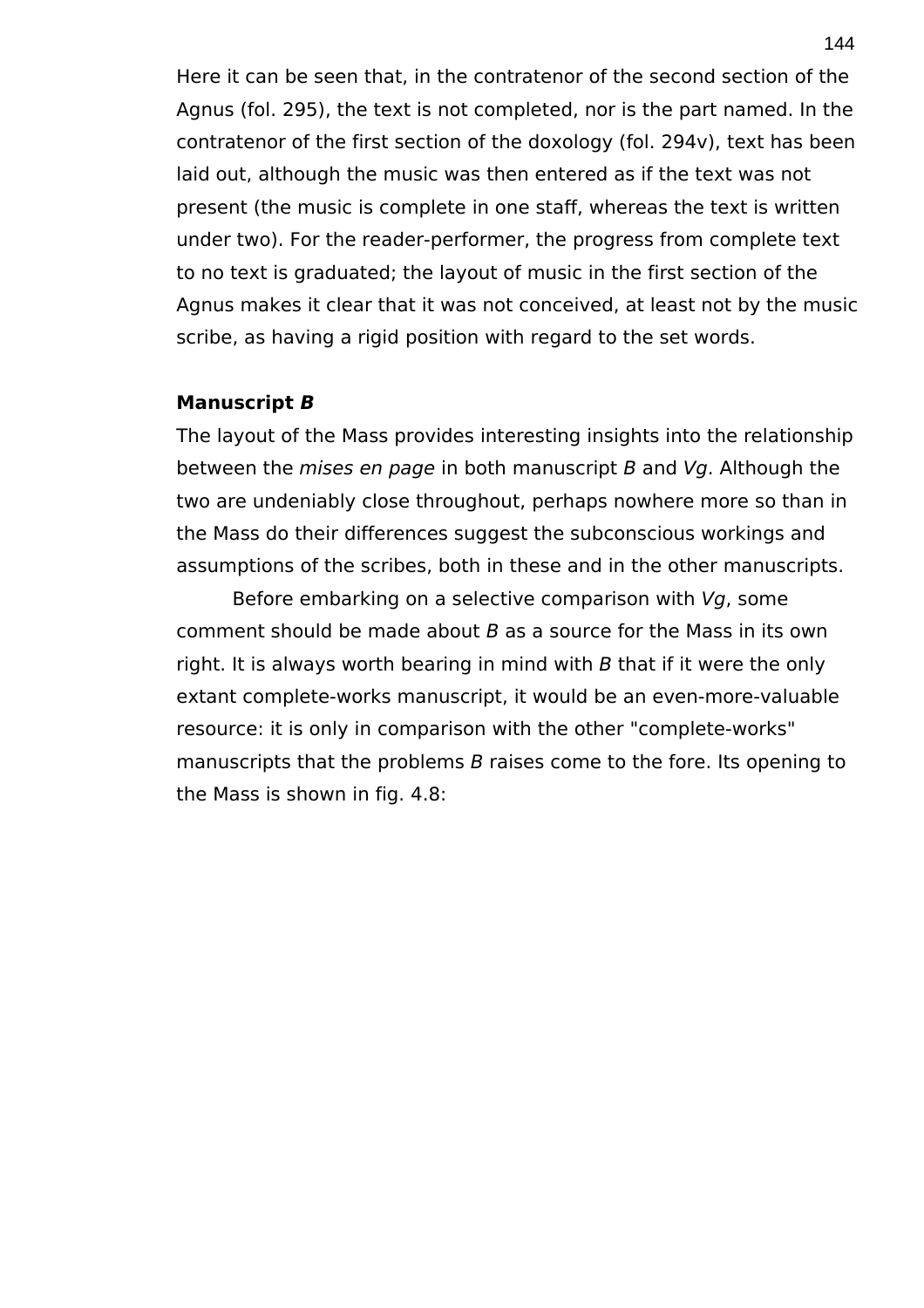Here it can be seen that, in the contratenor of the second section of the Agnus (fol. 295), the text is not completed, nor is the part named. In the contratenor of the first section of the doxology (fol. 294v), text has been laid out, although the music was then entered as if the text was not present (the music is complete in one staff, whereas the text is written under two). For the reader-performer, the progress from complete text to no text is graduated; the layout of music in the first section of the Agnus makes it clear that it was not conceived, at least not by the music scribe, as having a rigid position with regard to the set words.

**Manuscript *B***

The layout of the Mass provides interesting insights into the relationship between the *mises en page* in both manuscript *B* and *Vg*. Although the two are undeniably close throughout, perhaps nowhere more so than in the Mass do their differences suggest the subconscious workings and assumptions of the scribes, both in these and in the other manuscripts.

Before embarking on a selective comparison with *Vg*, some comment should be made about *B* as a source for the Mass in its own right. It is always worth bearing in mind with *B* that if it were the only extant complete-works manuscript, it would be an even-more-valuable resource: it is only in comparison with the other "complete-works" manuscripts that the problems *B* raises come to the fore. Its opening to the Mass is shown in fig. 4.8: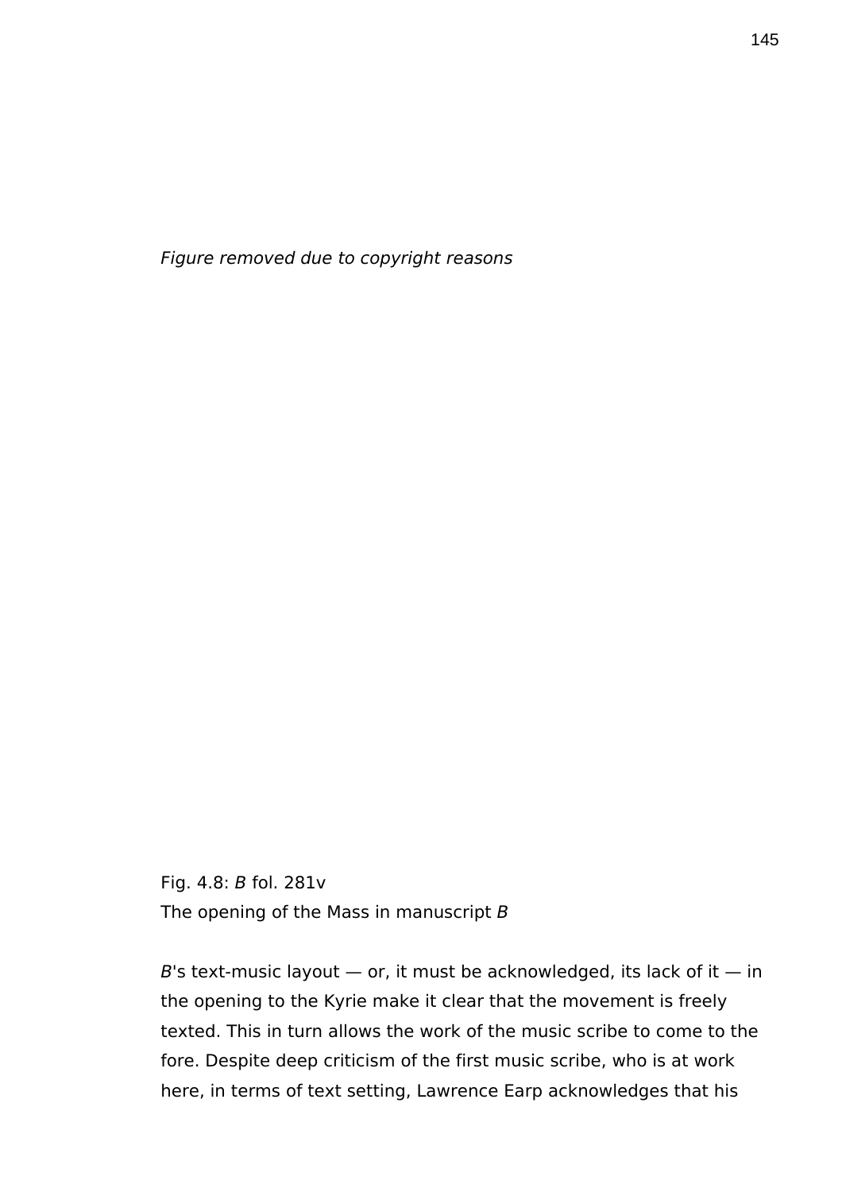*Figure removed due to copyright reasons*

Fig. 4.8: *B* fol. 281v
The opening of the Mass in manuscript *B*

*B*'s text-music layout — or, it must be acknowledged, its lack of it — in the opening to the Kyrie make it clear that the movement is freely texted. This in turn allows the work of the music scribe to come to the fore. Despite deep criticism of the first music scribe, who is at work here, in terms of text setting, Lawrence Earp acknowledges that his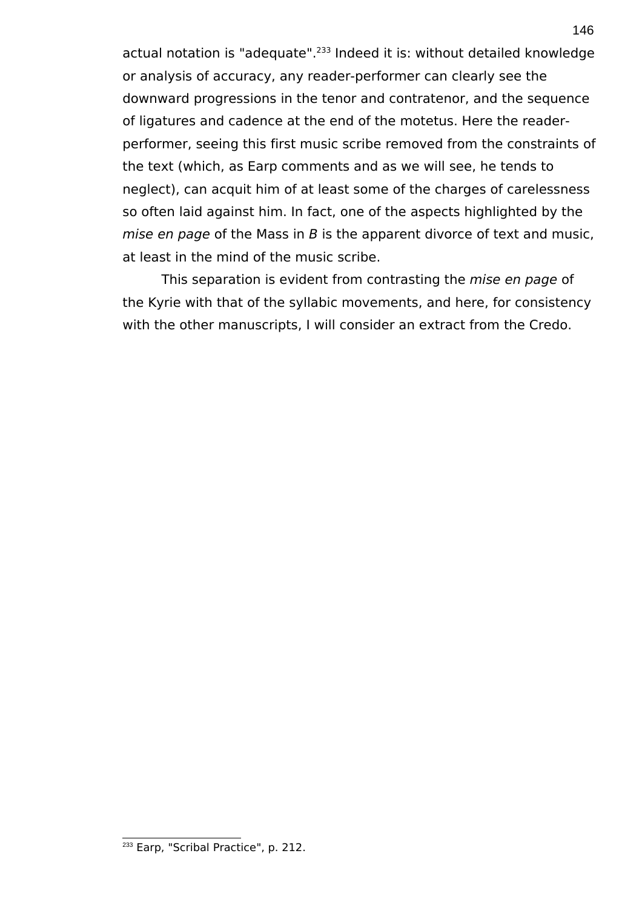actual notation is "adequate".[233] Indeed it is: without detailed knowledge or analysis of accuracy, any reader-performer can clearly see the downward progressions in the tenor and contratenor, and the sequence of ligatures and cadence at the end of the motetus. Here the reader-performer, seeing this first music scribe removed from the constraints of the text (which, as Earp comments and as we will see, he tends to neglect), can acquit him of at least some of the charges of carelessness so often laid against him. In fact, one of the aspects highlighted by the *mise en page* of the Mass in *B* is the apparent divorce of text and music, at least in the mind of the music scribe.

This separation is evident from contrasting the *mise en page* of the Kyrie with that of the syllabic movements, and here, for consistency with the other manuscripts, I will consider an extract from the Credo.

[233] Earp, "Scribal Practice", p. 212.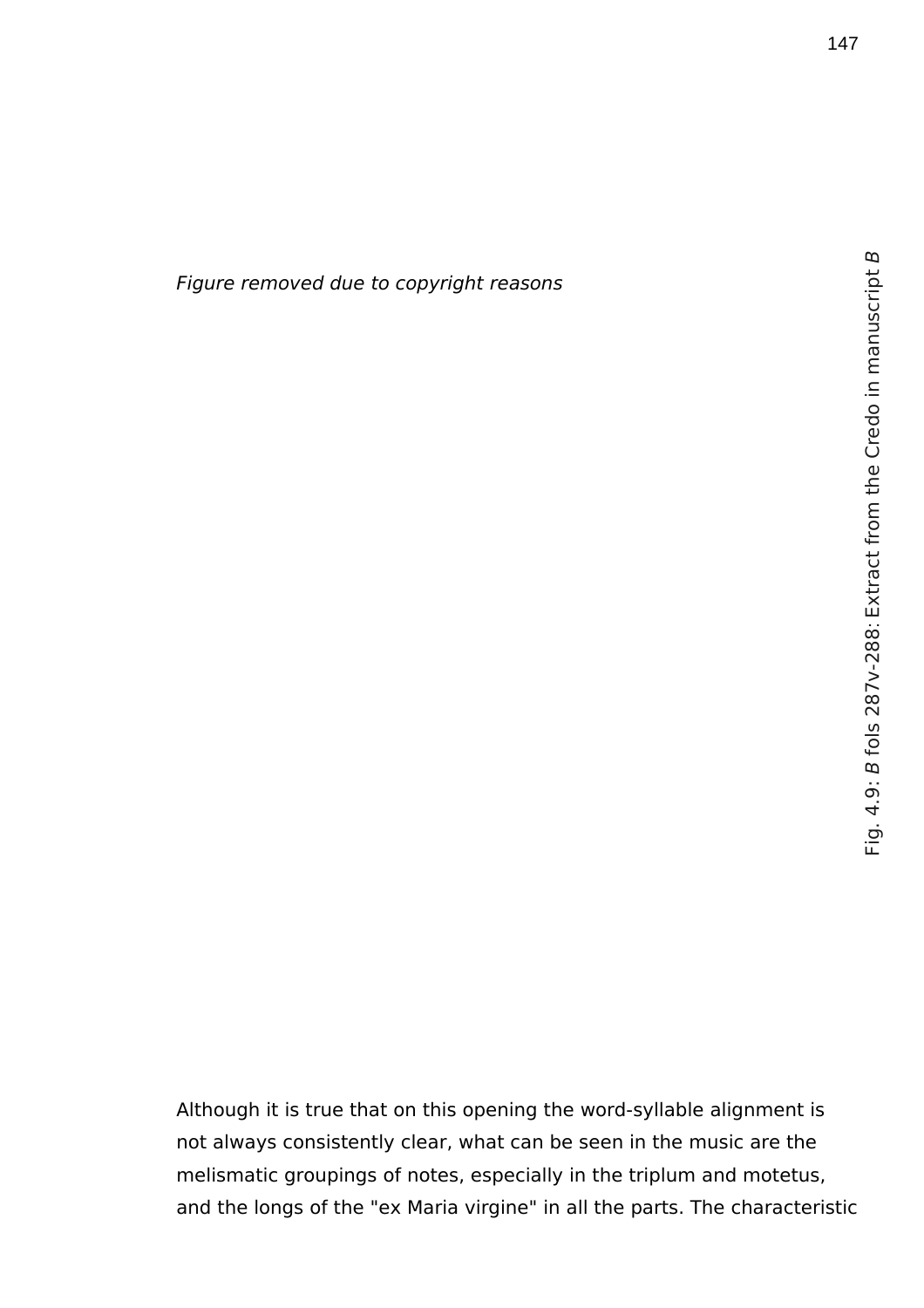*Figure removed due to copyright reasons*

Fig. 4.9: *B* fols 287v-288: Extract from the Credo in manuscript *B*

Although it is true that on this opening the word-syllable alignment is not always consistently clear, what can be seen in the music are the melismatic groupings of notes, especially in the triplum and motetus, and the longs of the "ex Maria virgine" in all the parts. The characteristic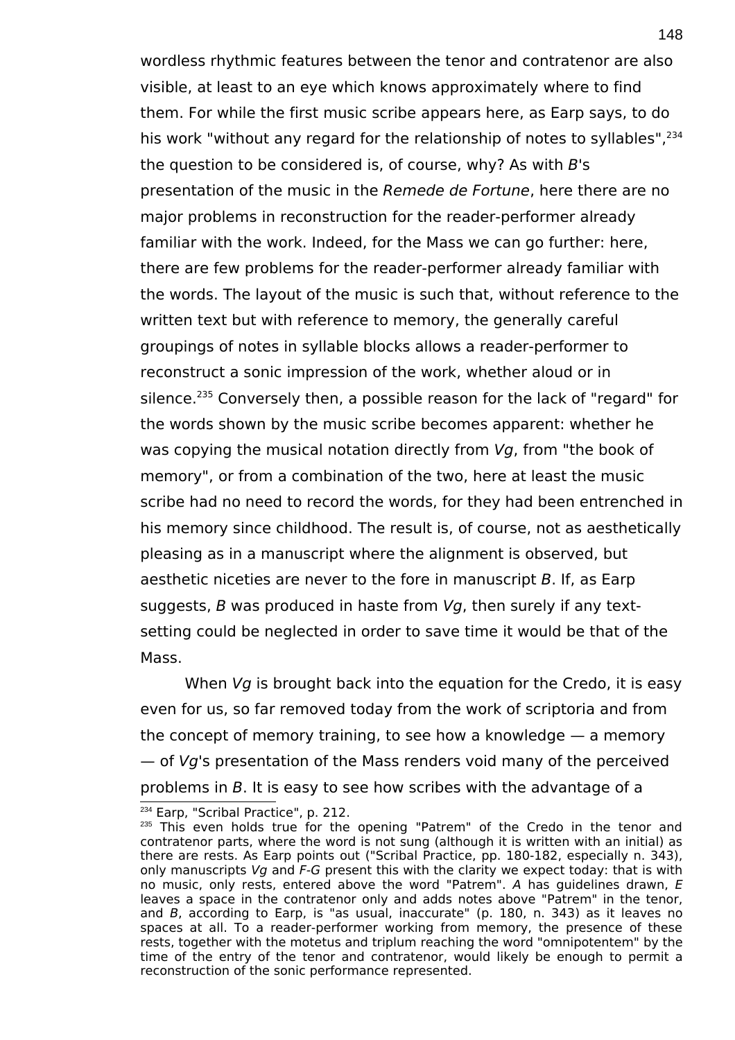wordless rhythmic features between the tenor and contratenor are also visible, at least to an eye which knows approximately where to find them. For while the first music scribe appears here, as Earp says, to do his work "without any regard for the relationship of notes to syllables",[234] the question to be considered is, of course, why? As with *B*'s presentation of the music in the *Remede de Fortune*, here there are no major problems in reconstruction for the reader-performer already familiar with the work. Indeed, for the Mass we can go further: here, there are few problems for the reader-performer already familiar with the words. The layout of the music is such that, without reference to the written text but with reference to memory, the generally careful groupings of notes in syllable blocks allows a reader-performer to reconstruct a sonic impression of the work, whether aloud or in silence.[235] Conversely then, a possible reason for the lack of "regard" for the words shown by the music scribe becomes apparent: whether he was copying the musical notation directly from *Vg*, from "the book of memory", or from a combination of the two, here at least the music scribe had no need to record the words, for they had been entrenched in his memory since childhood. The result is, of course, not as aesthetically pleasing as in a manuscript where the alignment is observed, but aesthetic niceties are never to the fore in manuscript *B*. If, as Earp suggests, *B* was produced in haste from *Vg*, then surely if any text-setting could be neglected in order to save time it would be that of the Mass.

When *Vg* is brought back into the equation for the Credo, it is easy even for us, so far removed today from the work of scriptoria and from the concept of memory training, to see how a knowledge — a memory — of *Vg*'s presentation of the Mass renders void many of the perceived problems in *B*. It is easy to see how scribes with the advantage of a

[234] Earp, "Scribal Practice", p. 212.

[235] This even holds true for the opening "Patrem" of the Credo in the tenor and contratenor parts, where the word is not sung (although it is written with an initial) as there are rests. As Earp points out ("Scribal Practice, pp. 180-182, especially n. 343), only manuscripts *Vg* and *F-G* present this with the clarity we expect today: that is with no music, only rests, entered above the word "Patrem". *A* has guidelines drawn, *E* leaves a space in the contratenor only and adds notes above "Patrem" in the tenor, and *B*, according to Earp, is "as usual, inaccurate" (p. 180, n. 343) as it leaves no spaces at all. To a reader-performer working from memory, the presence of these rests, together with the motetus and triplum reaching the word "omnipotentem" by the time of the entry of the tenor and contratenor, would likely be enough to permit a reconstruction of the sonic performance represented.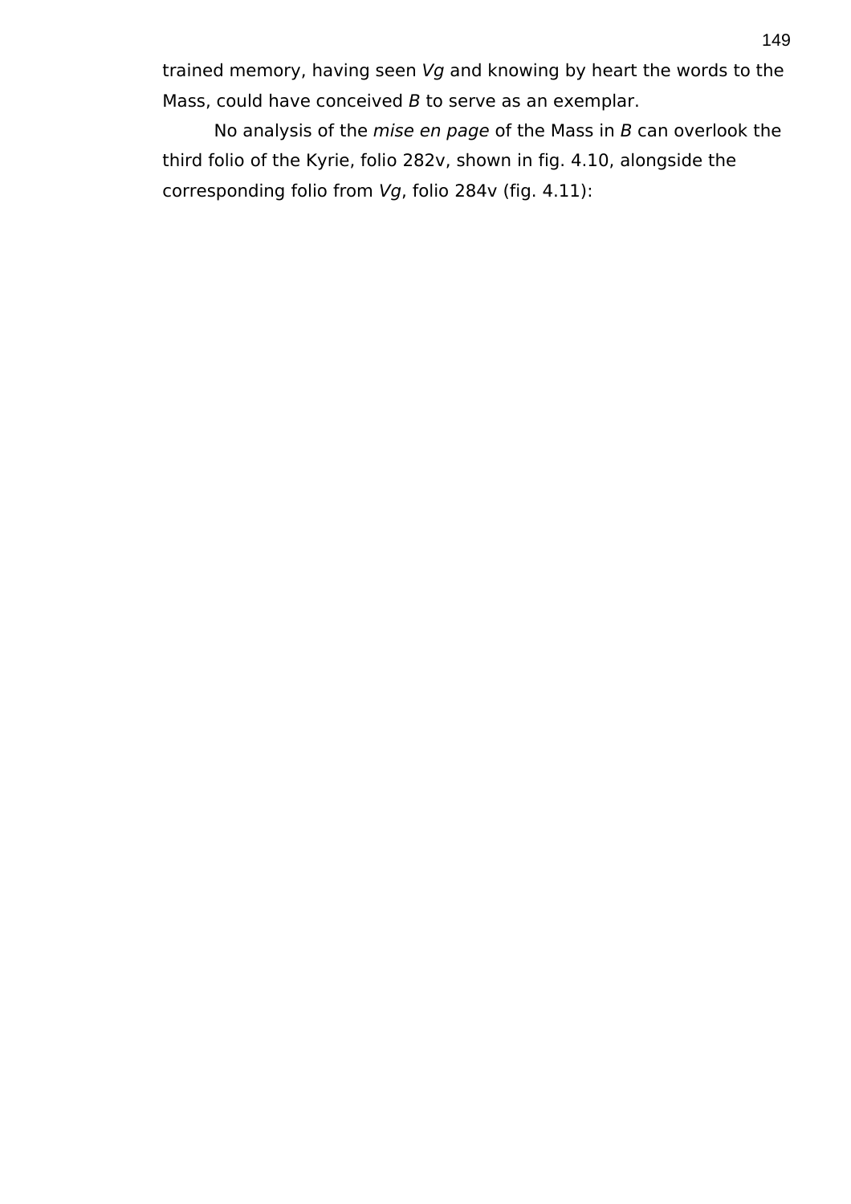trained memory, having seen *Vg* and knowing by heart the words to the Mass, could have conceived *B* to serve as an exemplar.

No analysis of the *mise en page* of the Mass in *B* can overlook the third folio of the Kyrie, folio 282v, shown in fig. 4.10, alongside the corresponding folio from *Vg*, folio 284v (fig. 4.11):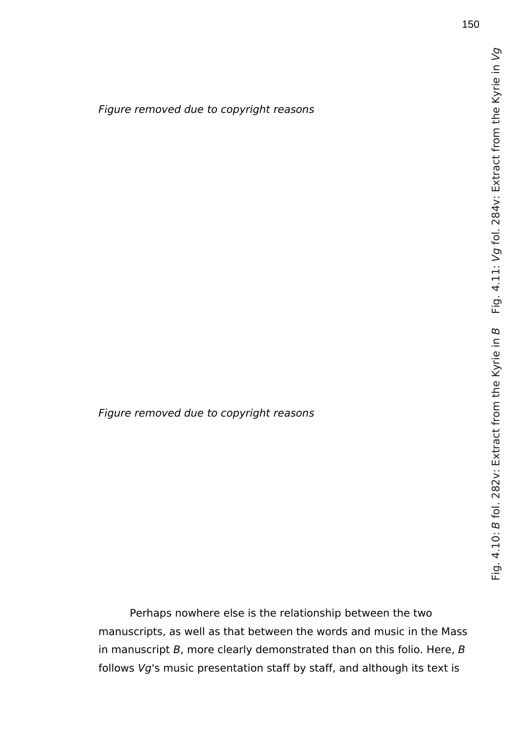*Figure removed due to copyright reasons*

Fig. 4.11: *Vg* fol. 284v: Extract from the Kyrie in *Vg*

*Figure removed due to copyright reasons*

Fig. 4.10: *B* fol. 282v: Extract from the Kyrie in *B*

Perhaps nowhere else is the relationship between the two manuscripts, as well as that between the words and music in the Mass in manuscript *B*, more clearly demonstrated than on this folio. Here, *B* follows *Vg*'s music presentation staff by staff, and although its text is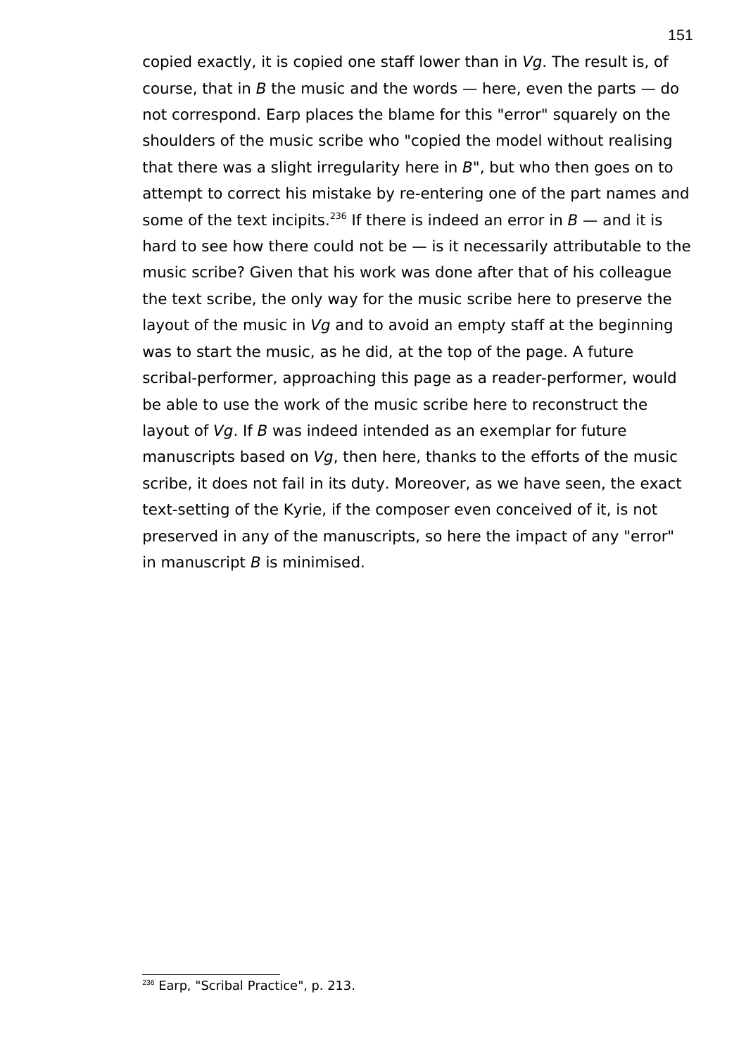copied exactly, it is copied one staff lower than in *Vg*. The result is, of course, that in *B* the music and the words — here, even the parts — do not correspond. Earp places the blame for this "error" squarely on the shoulders of the music scribe who "copied the model without realising that there was a slight irregularity here in *B*", but who then goes on to attempt to correct his mistake by re-entering one of the part names and some of the text incipits.[236] If there is indeed an error in *B* — and it is hard to see how there could not be — is it necessarily attributable to the music scribe? Given that his work was done after that of his colleague the text scribe, the only way for the music scribe here to preserve the layout of the music in *Vg* and to avoid an empty staff at the beginning was to start the music, as he did, at the top of the page. A future scribal-performer, approaching this page as a reader-performer, would be able to use the work of the music scribe here to reconstruct the layout of *Vg*. If *B* was indeed intended as an exemplar for future manuscripts based on *Vg*, then here, thanks to the efforts of the music scribe, it does not fail in its duty. Moreover, as we have seen, the exact text-setting of the Kyrie, if the composer even conceived of it, is not preserved in any of the manuscripts, so here the impact of any "error" in manuscript *B* is minimised.

[236] Earp, "Scribal Practice", p. 213.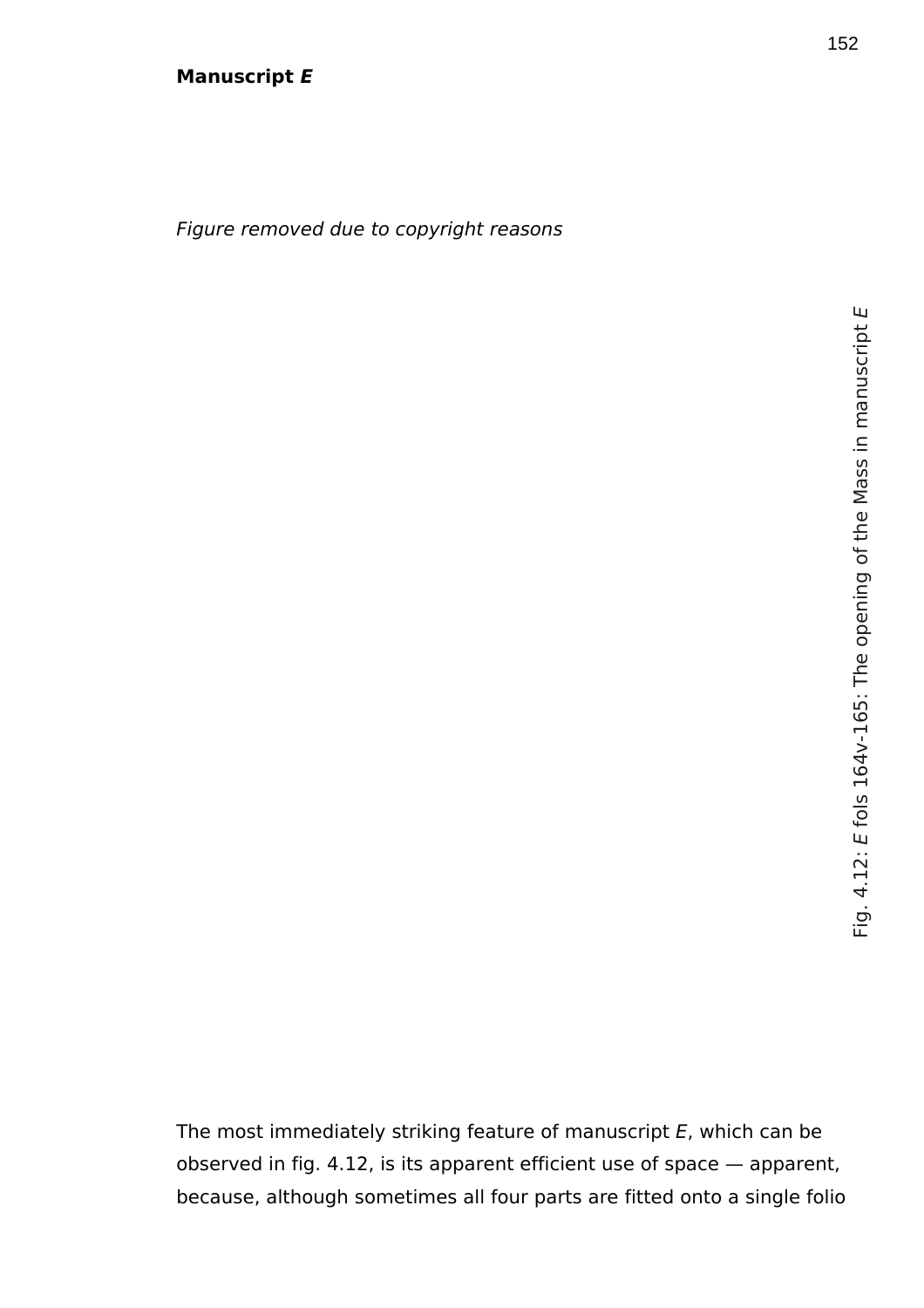**Manuscript *E***

*Figure removed due to copyright reasons*

Fig. 4.12: *E* fols 164v-165: The opening of the Mass in manuscript *E*

The most immediately striking feature of manuscript *E*, which can be observed in fig. 4.12, is its apparent efficient use of space — apparent, because, although sometimes all four parts are fitted onto a single folio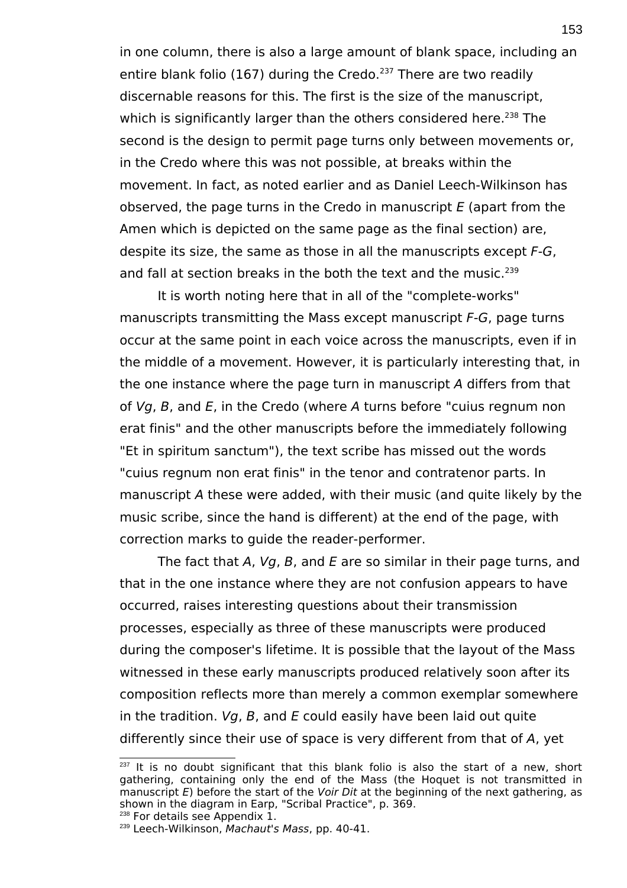in one column, there is also a large amount of blank space, including an entire blank folio (167) during the Credo.[237] There are two readily discernable reasons for this. The first is the size of the manuscript, which is significantly larger than the others considered here.[238] The second is the design to permit page turns only between movements or, in the Credo where this was not possible, at breaks within the movement. In fact, as noted earlier and as Daniel Leech-Wilkinson has observed, the page turns in the Credo in manuscript *E* (apart from the Amen which is depicted on the same page as the final section) are, despite its size, the same as those in all the manuscripts except *F-G*, and fall at section breaks in the both the text and the music.[239]

It is worth noting here that in all of the "complete-works" manuscripts transmitting the Mass except manuscript *F-G*, page turns occur at the same point in each voice across the manuscripts, even if in the middle of a movement. However, it is particularly interesting that, in the one instance where the page turn in manuscript *A* differs from that of *Vg*, *B*, and *E*, in the Credo (where *A* turns before "cuius regnum non erat finis" and the other manuscripts before the immediately following "Et in spiritum sanctum"), the text scribe has missed out the words "cuius regnum non erat finis" in the tenor and contratenor parts. In manuscript *A* these were added, with their music (and quite likely by the music scribe, since the hand is different) at the end of the page, with correction marks to guide the reader-performer.

The fact that *A*, *Vg*, *B*, and *E* are so similar in their page turns, and that in the one instance where they are not confusion appears to have occurred, raises interesting questions about their transmission processes, especially as three of these manuscripts were produced during the composer's lifetime. It is possible that the layout of the Mass witnessed in these early manuscripts produced relatively soon after its composition reflects more than merely a common exemplar somewhere in the tradition. *Vg*, *B*, and *E* could easily have been laid out quite differently since their use of space is very different from that of *A*, yet

[237] It is no doubt significant that this blank folio is also the start of a new, short gathering, containing only the end of the Mass (the Hoquet is not transmitted in manuscript *E*) before the start of the *Voir Dit* at the beginning of the next gathering, as shown in the diagram in Earp, "Scribal Practice", p. 369.

[238] For details see Appendix 1.

[239] Leech-Wilkinson, *Machaut's Mass*, pp. 40-41.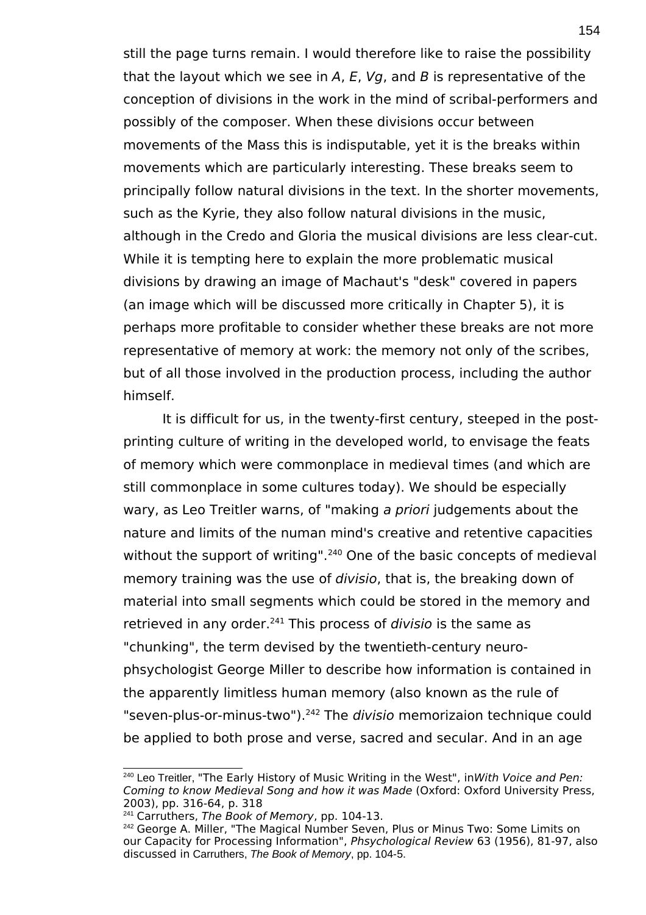still the page turns remain. I would therefore like to raise the possibility that the layout which we see in *A*, *E*, *Vg*, and *B* is representative of the conception of divisions in the work in the mind of scribal-performers and possibly of the composer. When these divisions occur between movements of the Mass this is indisputable, yet it is the breaks within movements which are particularly interesting. These breaks seem to principally follow natural divisions in the text. In the shorter movements, such as the Kyrie, they also follow natural divisions in the music, although in the Credo and Gloria the musical divisions are less clear-cut. While it is tempting here to explain the more problematic musical divisions by drawing an image of Machaut's "desk" covered in papers (an image which will be discussed more critically in Chapter 5), it is perhaps more profitable to consider whether these breaks are not more representative of memory at work: the memory not only of the scribes, but of all those involved in the production process, including the author himself.

It is difficult for us, in the twenty-first century, steeped in the post-printing culture of writing in the developed world, to envisage the feats of memory which were commonplace in medieval times (and which are still commonplace in some cultures today). We should be especially wary, as Leo Treitler warns, of "making *a priori* judgements about the nature and limits of the numan mind's creative and retentive capacities without the support of writing".[240] One of the basic concepts of medieval memory training was the use of *divisio*, that is, the breaking down of material into small segments which could be stored in the memory and retrieved in any order.[241] This process of *divisio* is the same as "chunking", the term devised by the twentieth-century neuro-phsychologist George Miller to describe how information is contained in the apparently limitless human memory (also known as the rule of "seven-plus-or-minus-two").[242] The *divisio* memorizaion technique could be applied to both prose and verse, sacred and secular. And in an age

---

[240] Leo Treitler, "The Early History of Music Writing in the West", in*With Voice and Pen: Coming to know Medieval Song and how it was Made* (Oxford: Oxford University Press, 2003), pp. 316-64, p. 318

[241] Carruthers, *The Book of Memory*, pp. 104-13.

[242] George A. Miller, "The Magical Number Seven, Plus or Minus Two: Some Limits on our Capacity for Processing Information", *Phsychological Review* 63 (1956), 81-97, also discussed in Carruthers, *The Book of Memory*, pp. 104-5.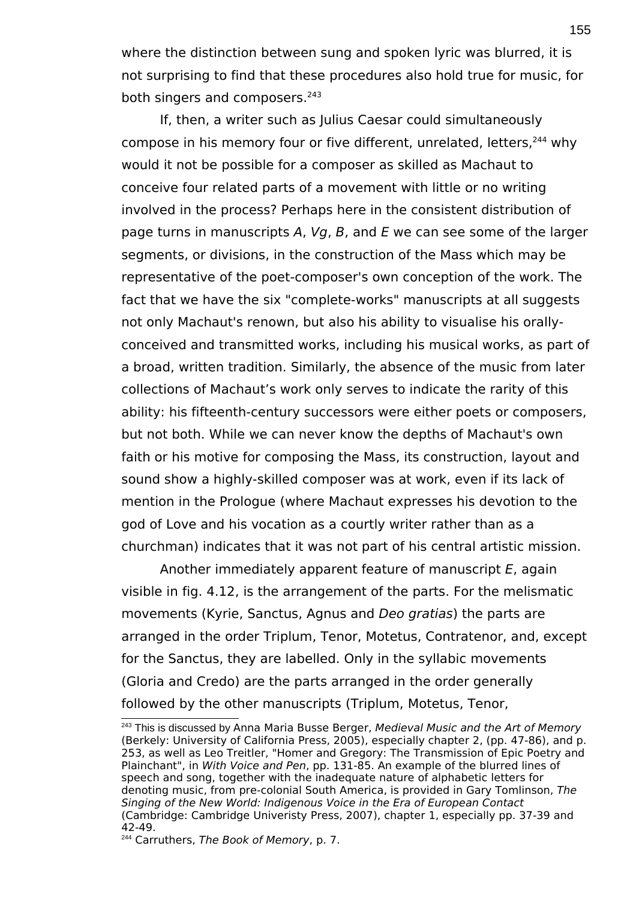where the distinction between sung and spoken lyric was blurred, it is not surprising to find that these procedures also hold true for music, for both singers and composers.[243]

If, then, a writer such as Julius Caesar could simultaneously compose in his memory four or five different, unrelated, letters,[244] why would it not be possible for a composer as skilled as Machaut to conceive four related parts of a movement with little or no writing involved in the process? Perhaps here in the consistent distribution of page turns in manuscripts *A*, *Vg*, *B*, and *E* we can see some of the larger segments, or divisions, in the construction of the Mass which may be representative of the poet-composer's own conception of the work. The fact that we have the six "complete-works" manuscripts at all suggests not only Machaut's renown, but also his ability to visualise his orally-conceived and transmitted works, including his musical works, as part of a broad, written tradition. Similarly, the absence of the music from later collections of Machaut's work only serves to indicate the rarity of this ability: his fifteenth-century successors were either poets or composers, but not both. While we can never know the depths of Machaut's own faith or his motive for composing the Mass, its construction, layout and sound show a highly-skilled composer was at work, even if its lack of mention in the Prologue (where Machaut expresses his devotion to the god of Love and his vocation as a courtly writer rather than as a churchman) indicates that it was not part of his central artistic mission.

Another immediately apparent feature of manuscript *E*, again visible in fig. 4.12, is the arrangement of the parts. For the melismatic movements (Kyrie, Sanctus, Agnus and *Deo gratias*) the parts are arranged in the order Triplum, Tenor, Motetus, Contratenor, and, except for the Sanctus, they are labelled. Only in the syllabic movements (Gloria and Credo) are the parts arranged in the order generally followed by the other manuscripts (Triplum, Motetus, Tenor,

---

[243] This is discussed by Anna Maria Busse Berger, *Medieval Music and the Art of Memory* (Berkely: University of California Press, 2005), especially chapter 2, (pp. 47-86), and p. 253, as well as Leo Treitler, "Homer and Gregory: The Transmission of Epic Poetry and Plainchant", in *With Voice and Pen*, pp. 131-85. An example of the blurred lines of speech and song, together with the inadequate nature of alphabetic letters for denoting music, from pre-colonial South America, is provided in Gary Tomlinson, *The Singing of the New World: Indigenous Voice in the Era of European Contact* (Cambridge: Cambridge Univeristy Press, 2007), chapter 1, especially pp. 37-39 and 42-49.

[244] Carruthers, *The Book of Memory*, p. 7.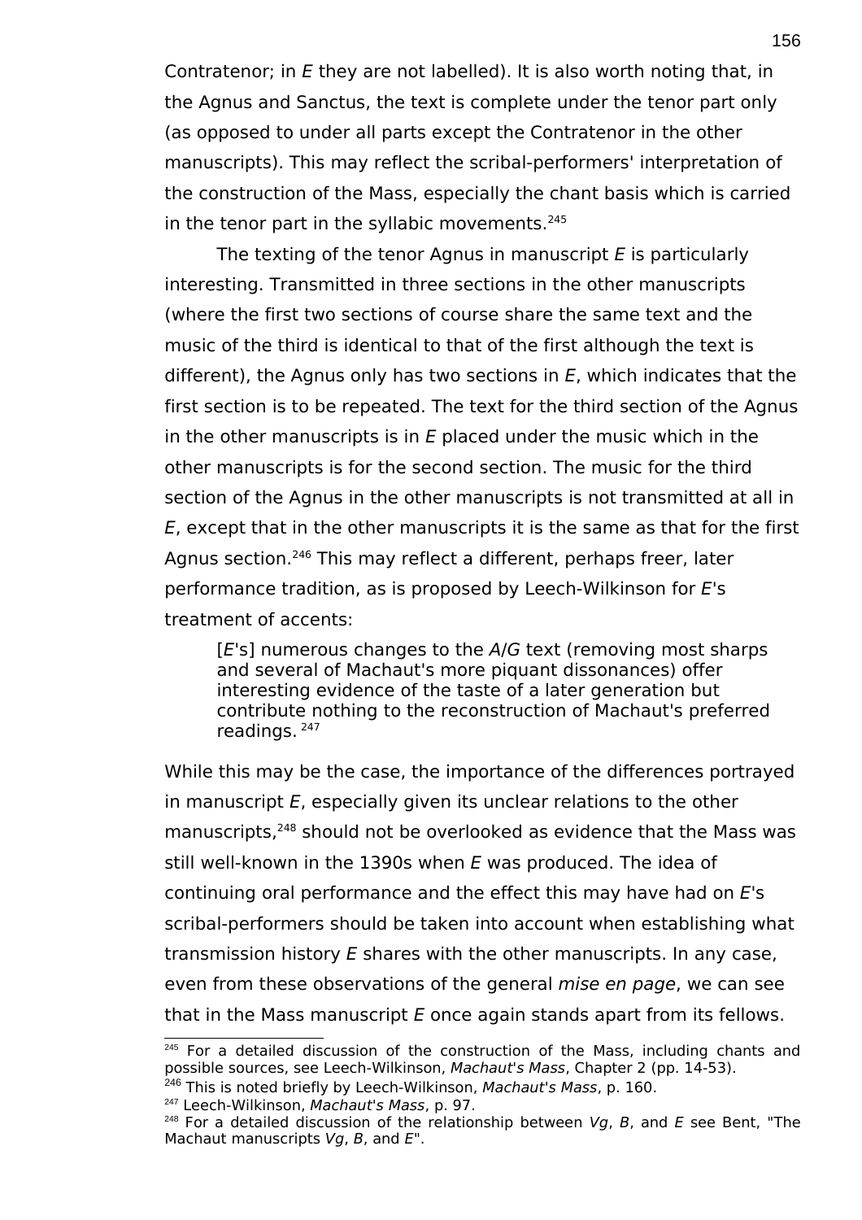Contratenor; in *E* they are not labelled). It is also worth noting that, in the Agnus and Sanctus, the text is complete under the tenor part only (as opposed to under all parts except the Contratenor in the other manuscripts). This may reflect the scribal-performers' interpretation of the construction of the Mass, especially the chant basis which is carried in the tenor part in the syllabic movements.[245]

The texting of the tenor Agnus in manuscript *E* is particularly interesting. Transmitted in three sections in the other manuscripts (where the first two sections of course share the same text and the music of the third is identical to that of the first although the text is different), the Agnus only has two sections in *E*, which indicates that the first section is to be repeated. The text for the third section of the Agnus in the other manuscripts is in *E* placed under the music which in the other manuscripts is for the second section. The music for the third section of the Agnus in the other manuscripts is not transmitted at all in *E*, except that in the other manuscripts it is the same as that for the first Agnus section.[246] This may reflect a different, perhaps freer, later performance tradition, as is proposed by Leech-Wilkinson for *E*'s treatment of accents:

> [*E*'s] numerous changes to the *A*/*G* text (removing most sharps and several of Machaut's more piquant dissonances) offer interesting evidence of the taste of a later generation but contribute nothing to the reconstruction of Machaut's preferred readings.[247]

While this may be the case, the importance of the differences portrayed in manuscript *E*, especially given its unclear relations to the other manuscripts,[248] should not be overlooked as evidence that the Mass was still well-known in the 1390s when *E* was produced. The idea of continuing oral performance and the effect this may have had on *E*'s scribal-performers should be taken into account when establishing what transmission history *E* shares with the other manuscripts. In any case, even from these observations of the general *mise en page*, we can see that in the Mass manuscript *E* once again stands apart from its fellows.

---

[245] For a detailed discussion of the construction of the Mass, including chants and possible sources, see Leech-Wilkinson, *Machaut's Mass*, Chapter 2 (pp. 14-53).

[246] This is noted briefly by Leech-Wilkinson, *Machaut's Mass*, p. 160.

[247] Leech-Wilkinson, *Machaut's Mass*, p. 97.

[248] For a detailed discussion of the relationship between *Vg*, *B*, and *E* see Bent, "The Machaut manuscripts *Vg*, *B*, and *E*".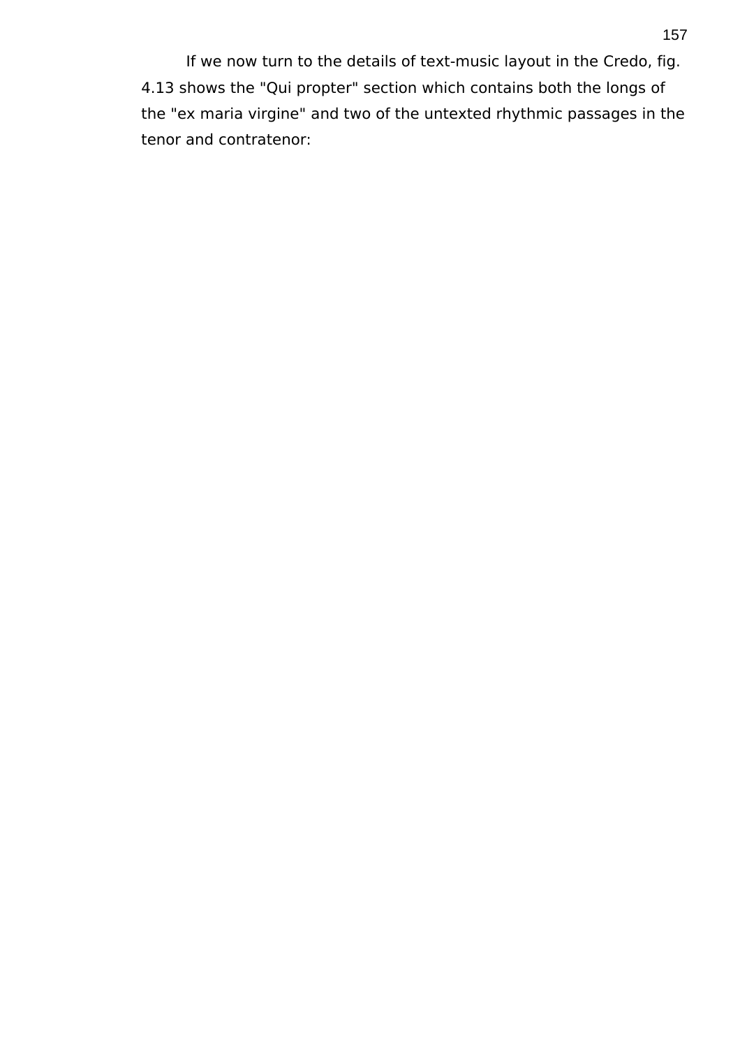If we now turn to the details of text-music layout in the Credo, fig. 4.13 shows the "Qui propter" section which contains both the longs of the "ex maria virgine" and two of the untexted rhythmic passages in the tenor and contratenor: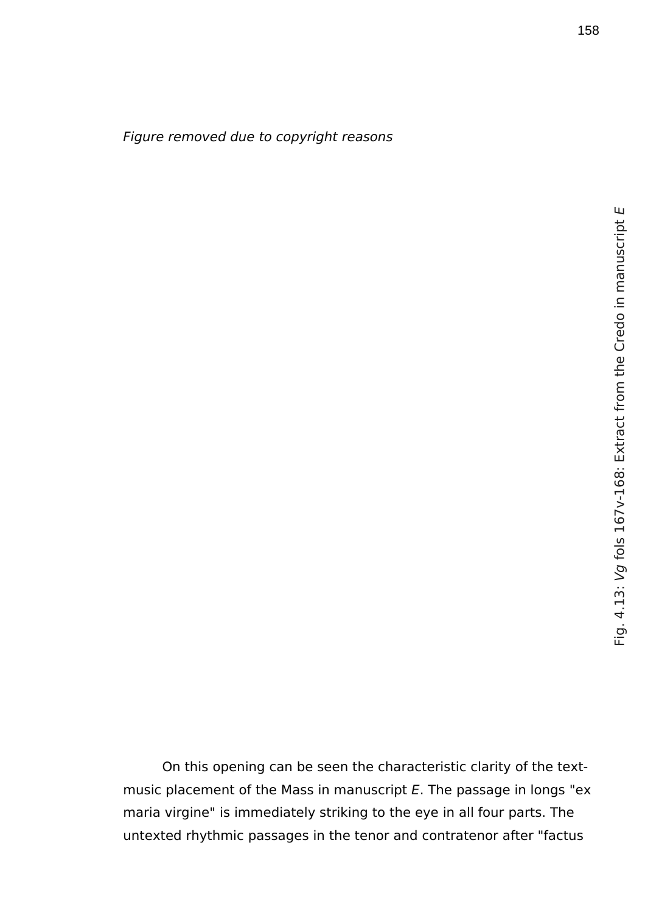*Figure removed due to copyright reasons*

Fig. 4.13: *Vg* fols 167v-168: Extract from the Credo in manuscript *E*

On this opening can be seen the characteristic clarity of the text-music placement of the Mass in manuscript *E*. The passage in longs "ex maria virgine" is immediately striking to the eye in all four parts. The untexted rhythmic passages in the tenor and contratenor after "factus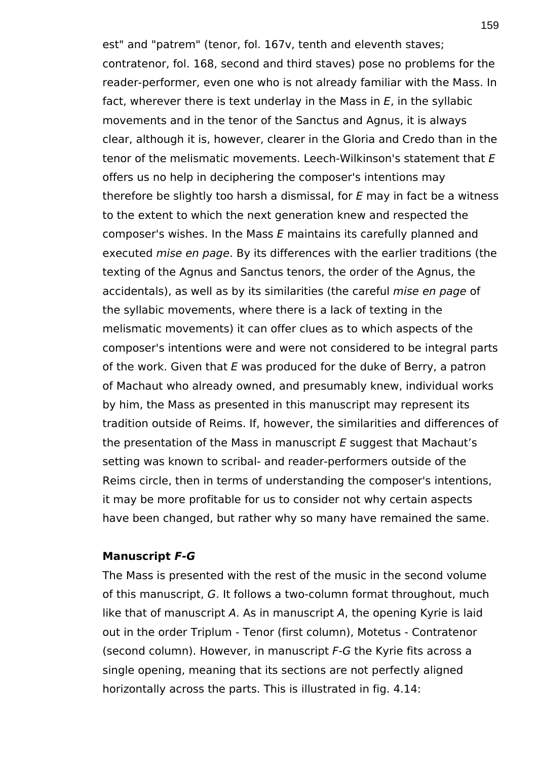est" and "patrem" (tenor, fol. 167v, tenth and eleventh staves; contratenor, fol. 168, second and third staves) pose no problems for the reader-performer, even one who is not already familiar with the Mass. In fact, wherever there is text underlay in the Mass in *E*, in the syllabic movements and in the tenor of the Sanctus and Agnus, it is always clear, although it is, however, clearer in the Gloria and Credo than in the tenor of the melismatic movements. Leech-Wilkinson's statement that *E* offers us no help in deciphering the composer's intentions may therefore be slightly too harsh a dismissal, for *E* may in fact be a witness to the extent to which the next generation knew and respected the composer's wishes. In the Mass *E* maintains its carefully planned and executed *mise en page*. By its differences with the earlier traditions (the texting of the Agnus and Sanctus tenors, the order of the Agnus, the accidentals), as well as by its similarities (the careful *mise en page* of the syllabic movements, where there is a lack of texting in the melismatic movements) it can offer clues as to which aspects of the composer's intentions were and were not considered to be integral parts of the work. Given that *E* was produced for the duke of Berry, a patron of Machaut who already owned, and presumably knew, individual works by him, the Mass as presented in this manuscript may represent its tradition outside of Reims. If, however, the similarities and differences of the presentation of the Mass in manuscript *E* suggest that Machaut's setting was known to scribal- and reader-performers outside of the Reims circle, then in terms of understanding the composer's intentions, it may be more profitable for us to consider not why certain aspects have been changed, but rather why so many have remained the same.

**Manuscript *F-G***

The Mass is presented with the rest of the music in the second volume of this manuscript, *G*. It follows a two-column format throughout, much like that of manuscript *A*. As in manuscript *A*, the opening Kyrie is laid out in the order Triplum - Tenor (first column), Motetus - Contratenor (second column). However, in manuscript *F-G* the Kyrie fits across a single opening, meaning that its sections are not perfectly aligned horizontally across the parts. This is illustrated in fig. 4.14: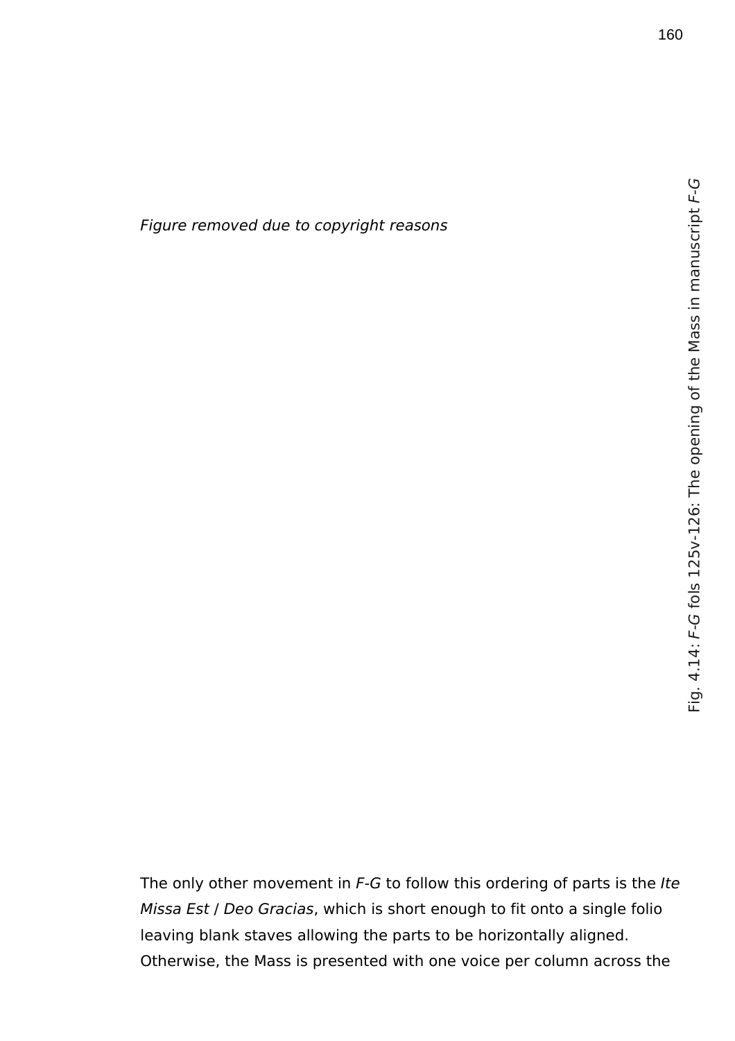*Figure removed due to copyright reasons*

Fig. 4.14: *F-G* fols 125v-126: The opening of the Mass in manuscript *F-G*

The only other movement in *F-G* to follow this ordering of parts is the *Ite Missa Est / Deo Gracias*, which is short enough to fit onto a single folio leaving blank staves allowing the parts to be horizontally aligned. Otherwise, the Mass is presented with one voice per column across the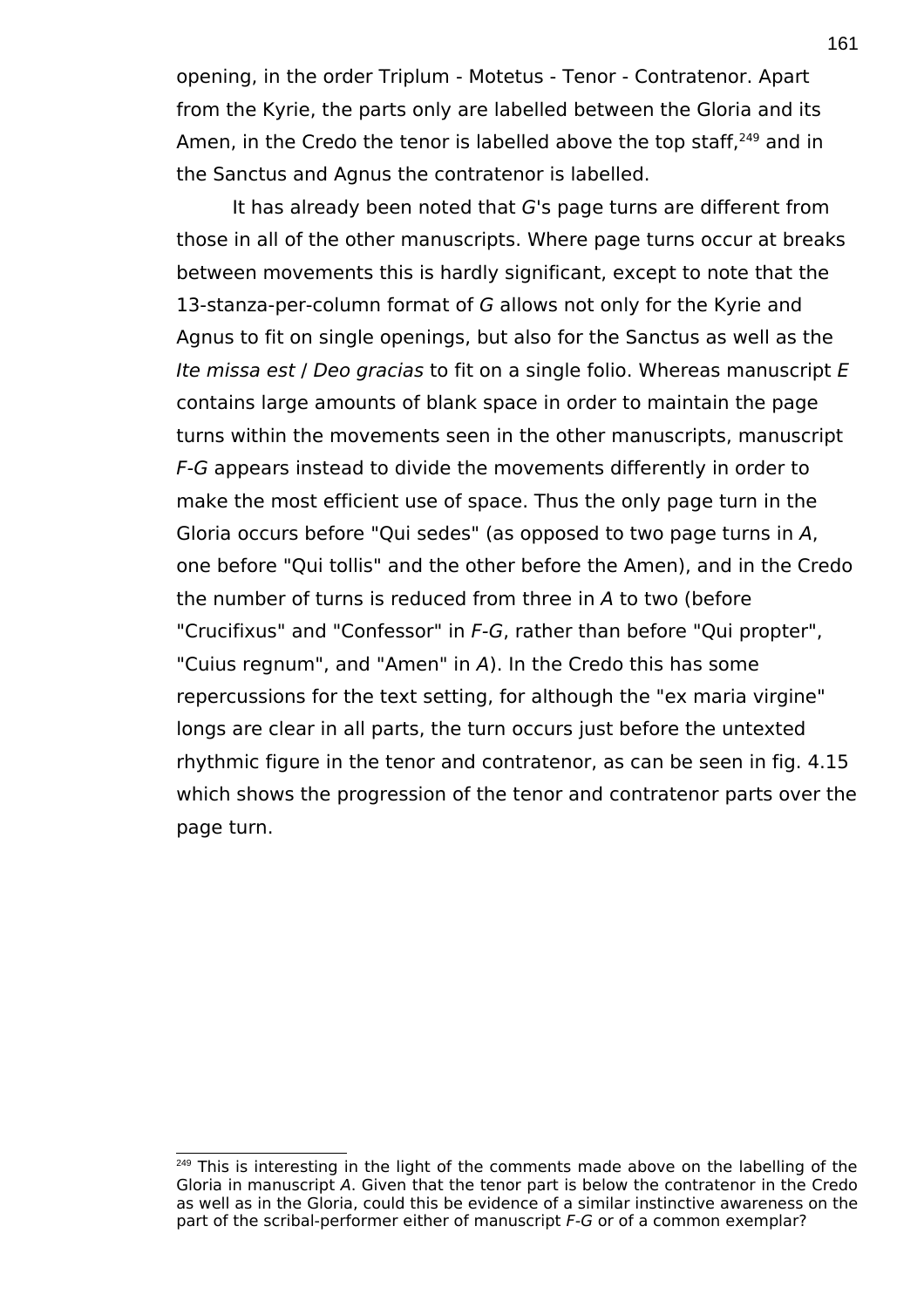opening, in the order Triplum - Motetus - Tenor - Contratenor. Apart from the Kyrie, the parts only are labelled between the Gloria and its Amen, in the Credo the tenor is labelled above the top staff,[249] and in the Sanctus and Agnus the contratenor is labelled.

It has already been noted that *G*'s page turns are different from those in all of the other manuscripts. Where page turns occur at breaks between movements this is hardly significant, except to note that the 13-stanza-per-column format of *G* allows not only for the Kyrie and Agnus to fit on single openings, but also for the Sanctus as well as the *Ite missa est* / *Deo gracias* to fit on a single folio. Whereas manuscript *E* contains large amounts of blank space in order to maintain the page turns within the movements seen in the other manuscripts, manuscript *F-G* appears instead to divide the movements differently in order to make the most efficient use of space. Thus the only page turn in the Gloria occurs before "Qui sedes" (as opposed to two page turns in *A*, one before "Qui tollis" and the other before the Amen), and in the Credo the number of turns is reduced from three in *A* to two (before "Crucifixus" and "Confessor" in *F-G*, rather than before "Qui propter", "Cuius regnum", and "Amen" in *A*). In the Credo this has some repercussions for the text setting, for although the "ex maria virgine" longs are clear in all parts, the turn occurs just before the untexted rhythmic figure in the tenor and contratenor, as can be seen in fig. 4.15 which shows the progression of the tenor and contratenor parts over the page turn.

[249] This is interesting in the light of the comments made above on the labelling of the Gloria in manuscript *A*. Given that the tenor part is below the contratenor in the Credo as well as in the Gloria, could this be evidence of a similar instinctive awareness on the part of the scribal-performer either of manuscript *F-G* or of a common exemplar?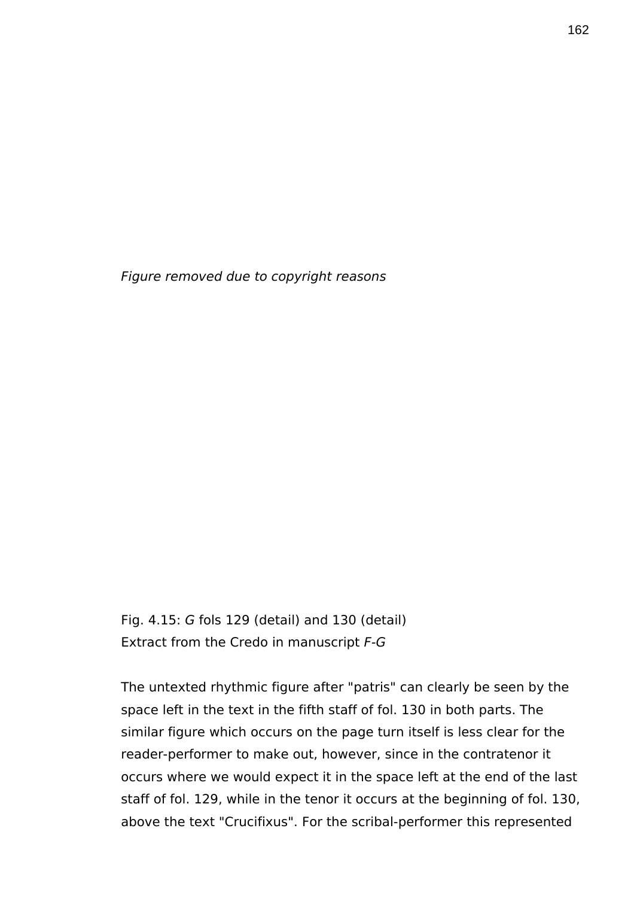*Figure removed due to copyright reasons*

Fig. 4.15: *G* fols 129 (detail) and 130 (detail)
Extract from the Credo in manuscript *F-G*

The untexted rhythmic figure after "patris" can clearly be seen by the space left in the text in the fifth staff of fol. 130 in both parts. The similar figure which occurs on the page turn itself is less clear for the reader-performer to make out, however, since in the contratenor it occurs where we would expect it in the space left at the end of the last staff of fol. 129, while in the tenor it occurs at the beginning of fol. 130, above the text "Crucifixus". For the scribal-performer this represented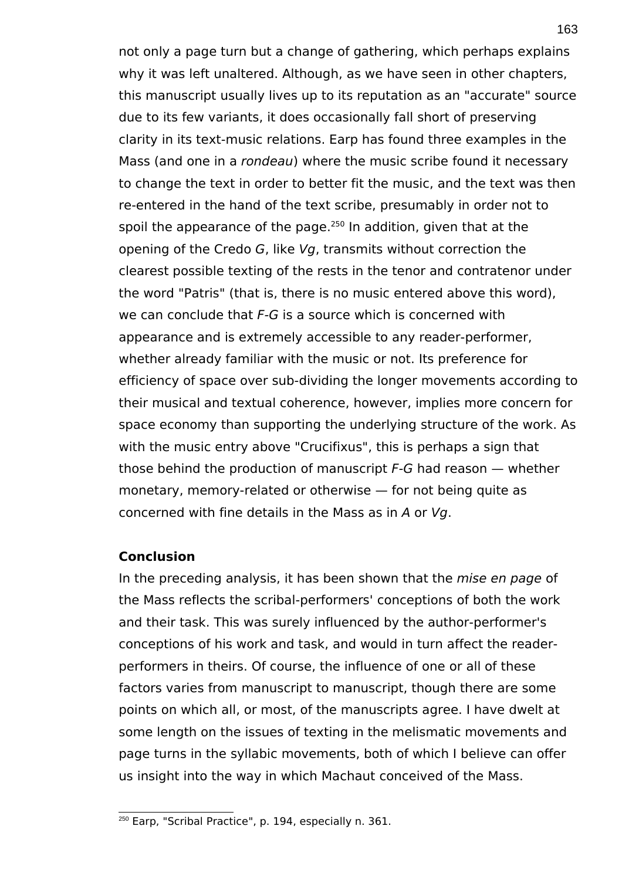not only a page turn but a change of gathering, which perhaps explains why it was left unaltered. Although, as we have seen in other chapters, this manuscript usually lives up to its reputation as an "accurate" source due to its few variants, it does occasionally fall short of preserving clarity in its text-music relations. Earp has found three examples in the Mass (and one in a *rondeau*) where the music scribe found it necessary to change the text in order to better fit the music, and the text was then re-entered in the hand of the text scribe, presumably in order not to spoil the appearance of the page.[250] In addition, given that at the opening of the Credo *G*, like *Vg*, transmits without correction the clearest possible texting of the rests in the tenor and contratenor under the word "Patris" (that is, there is no music entered above this word), we can conclude that *F-G* is a source which is concerned with appearance and is extremely accessible to any reader-performer, whether already familiar with the music or not. Its preference for efficiency of space over sub-dividing the longer movements according to their musical and textual coherence, however, implies more concern for space economy than supporting the underlying structure of the work. As with the music entry above "Crucifixus", this is perhaps a sign that those behind the production of manuscript *F-G* had reason — whether monetary, memory-related or otherwise — for not being quite as concerned with fine details in the Mass as in *A* or *Vg*.

**Conclusion**

In the preceding analysis, it has been shown that the *mise en page* of the Mass reflects the scribal-performers' conceptions of both the work and their task. This was surely influenced by the author-performer's conceptions of his work and task, and would in turn affect the reader-performers in theirs. Of course, the influence of one or all of these factors varies from manuscript to manuscript, though there are some points on which all, or most, of the manuscripts agree. I have dwelt at some length on the issues of texting in the melismatic movements and page turns in the syllabic movements, both of which I believe can offer us insight into the way in which Machaut conceived of the Mass.

[250] Earp, "Scribal Practice", p. 194, especially n. 361.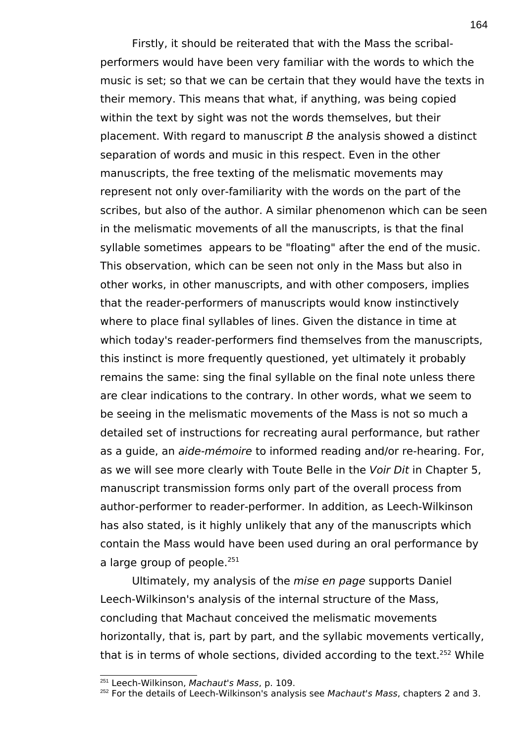Firstly, it should be reiterated that with the Mass the scribal-performers would have been very familiar with the words to which the music is set; so that we can be certain that they would have the texts in their memory. This means that what, if anything, was being copied within the text by sight was not the words themselves, but their placement. With regard to manuscript *B* the analysis showed a distinct separation of words and music in this respect. Even in the other manuscripts, the free texting of the melismatic movements may represent not only over-familiarity with the words on the part of the scribes, but also of the author. A similar phenomenon which can be seen in the melismatic movements of all the manuscripts, is that the final syllable sometimes appears to be "floating" after the end of the music. This observation, which can be seen not only in the Mass but also in other works, in other manuscripts, and with other composers, implies that the reader-performers of manuscripts would know instinctively where to place final syllables of lines. Given the distance in time at which today's reader-performers find themselves from the manuscripts, this instinct is more frequently questioned, yet ultimately it probably remains the same: sing the final syllable on the final note unless there are clear indications to the contrary. In other words, what we seem to be seeing in the melismatic movements of the Mass is not so much a detailed set of instructions for recreating aural performance, but rather as a guide, an *aide-mémoire* to informed reading and/or re-hearing. For, as we will see more clearly with Toute Belle in the *Voir Dit* in Chapter 5, manuscript transmission forms only part of the overall process from author-performer to reader-performer. In addition, as Leech-Wilkinson has also stated, is it highly unlikely that any of the manuscripts which contain the Mass would have been used during an oral performance by a large group of people.[251]

Ultimately, my analysis of the *mise en page* supports Daniel Leech-Wilkinson's analysis of the internal structure of the Mass, concluding that Machaut conceived the melismatic movements horizontally, that is, part by part, and the syllabic movements vertically, that is in terms of whole sections, divided according to the text.[252] While

[251] Leech-Wilkinson, *Machaut's Mass*, p. 109.

[252] For the details of Leech-Wilkinson's analysis see *Machaut's Mass*, chapters 2 and 3.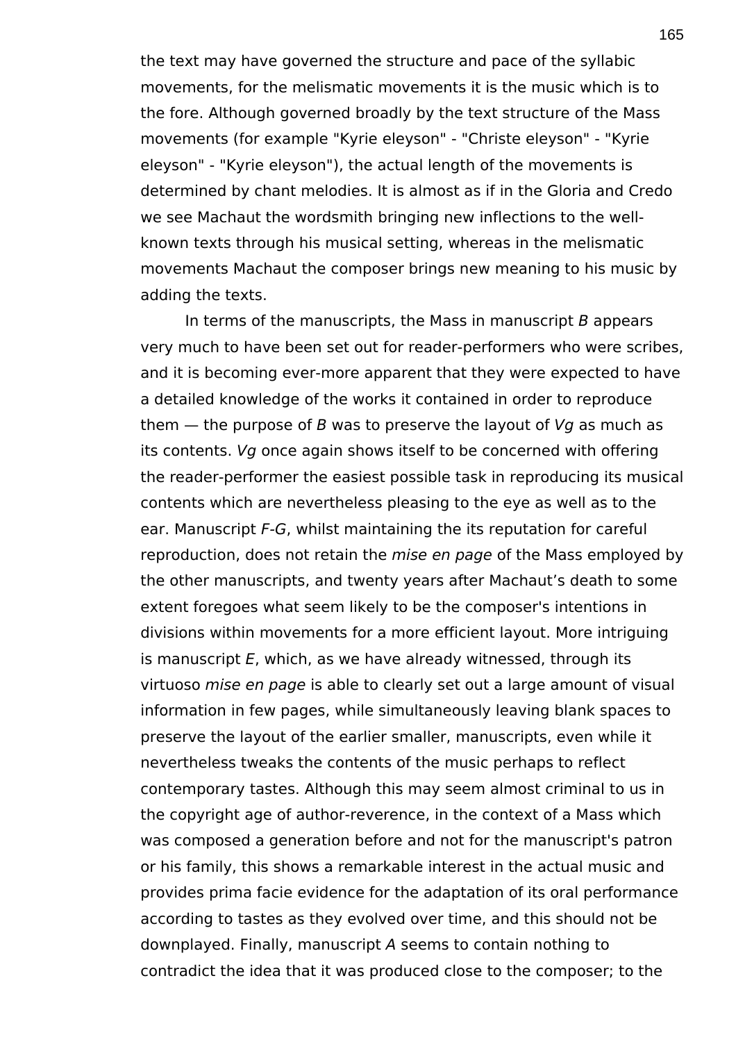the text may have governed the structure and pace of the syllabic movements, for the melismatic movements it is the music which is to the fore. Although governed broadly by the text structure of the Mass movements (for example "Kyrie eleyson" - "Christe eleyson" - "Kyrie eleyson" - "Kyrie eleyson"), the actual length of the movements is determined by chant melodies. It is almost as if in the Gloria and Credo we see Machaut the wordsmith bringing new inflections to the well-known texts through his musical setting, whereas in the melismatic movements Machaut the composer brings new meaning to his music by adding the texts.

In terms of the manuscripts, the Mass in manuscript *B* appears very much to have been set out for reader-performers who were scribes, and it is becoming ever-more apparent that they were expected to have a detailed knowledge of the works it contained in order to reproduce them — the purpose of *B* was to preserve the layout of *Vg* as much as its contents. *Vg* once again shows itself to be concerned with offering the reader-performer the easiest possible task in reproducing its musical contents which are nevertheless pleasing to the eye as well as to the ear. Manuscript *F-G*, whilst maintaining the its reputation for careful reproduction, does not retain the *mise en page* of the Mass employed by the other manuscripts, and twenty years after Machaut's death to some extent foregoes what seem likely to be the composer's intentions in divisions within movements for a more efficient layout. More intriguing is manuscript *E*, which, as we have already witnessed, through its virtuoso *mise en page* is able to clearly set out a large amount of visual information in few pages, while simultaneously leaving blank spaces to preserve the layout of the earlier smaller, manuscripts, even while it nevertheless tweaks the contents of the music perhaps to reflect contemporary tastes. Although this may seem almost criminal to us in the copyright age of author-reverence, in the context of a Mass which was composed a generation before and not for the manuscript's patron or his family, this shows a remarkable interest in the actual music and provides prima facie evidence for the adaptation of its oral performance according to tastes as they evolved over time, and this should not be downplayed. Finally, manuscript *A* seems to contain nothing to contradict the idea that it was produced close to the composer; to the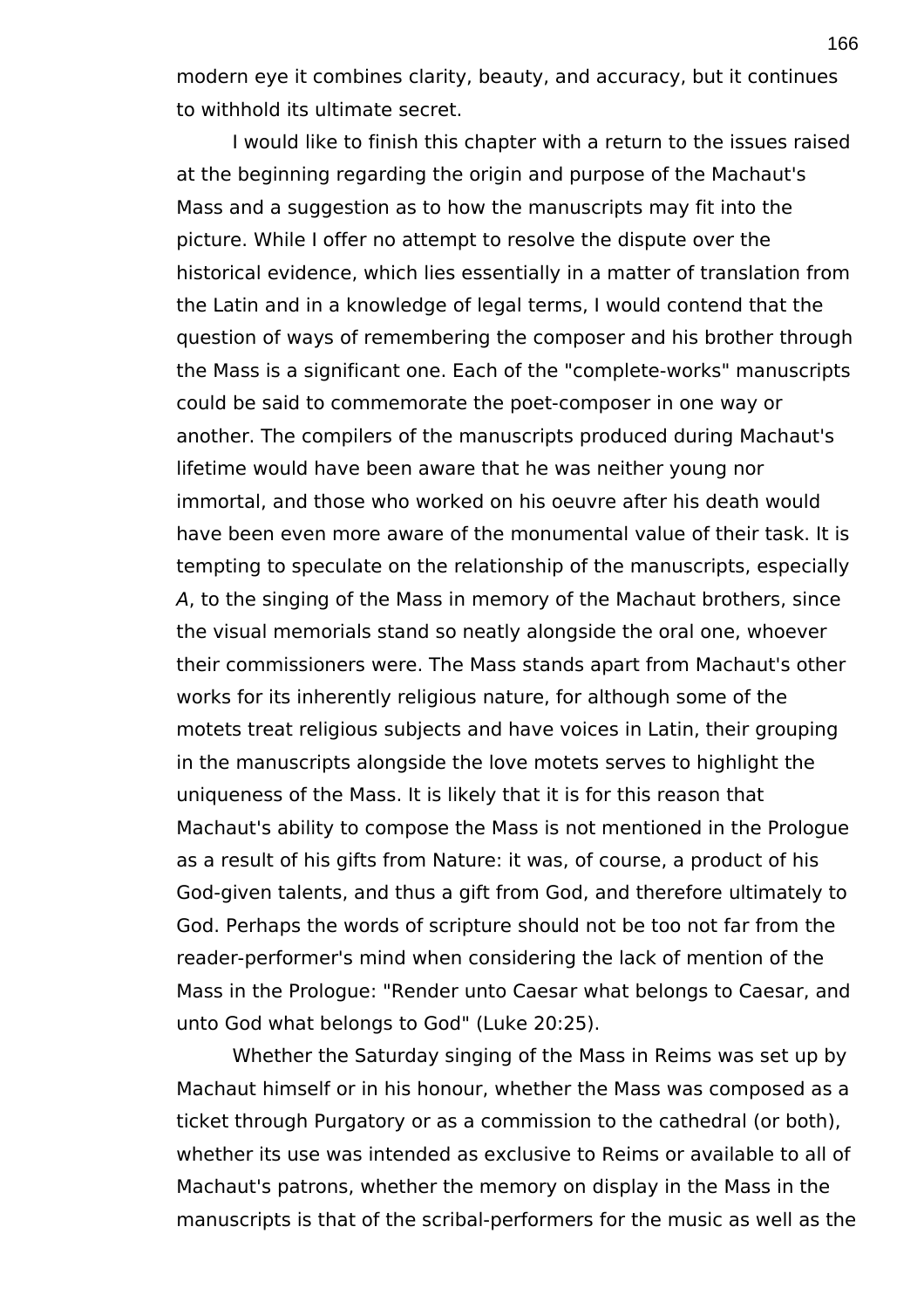modern eye it combines clarity, beauty, and accuracy, but it continues to withhold its ultimate secret.

I would like to finish this chapter with a return to the issues raised at the beginning regarding the origin and purpose of the Machaut's Mass and a suggestion as to how the manuscripts may fit into the picture. While I offer no attempt to resolve the dispute over the historical evidence, which lies essentially in a matter of translation from the Latin and in a knowledge of legal terms, I would contend that the question of ways of remembering the composer and his brother through the Mass is a significant one. Each of the "complete-works" manuscripts could be said to commemorate the poet-composer in one way or another. The compilers of the manuscripts produced during Machaut's lifetime would have been aware that he was neither young nor immortal, and those who worked on his oeuvre after his death would have been even more aware of the monumental value of their task. It is tempting to speculate on the relationship of the manuscripts, especially *A*, to the singing of the Mass in memory of the Machaut brothers, since the visual memorials stand so neatly alongside the oral one, whoever their commissioners were. The Mass stands apart from Machaut's other works for its inherently religious nature, for although some of the motets treat religious subjects and have voices in Latin, their grouping in the manuscripts alongside the love motets serves to highlight the uniqueness of the Mass. It is likely that it is for this reason that Machaut's ability to compose the Mass is not mentioned in the Prologue as a result of his gifts from Nature: it was, of course, a product of his God-given talents, and thus a gift from God, and therefore ultimately to God. Perhaps the words of scripture should not be too not far from the reader-performer's mind when considering the lack of mention of the Mass in the Prologue: "Render unto Caesar what belongs to Caesar, and unto God what belongs to God" (Luke 20:25).

Whether the Saturday singing of the Mass in Reims was set up by Machaut himself or in his honour, whether the Mass was composed as a ticket through Purgatory or as a commission to the cathedral (or both), whether its use was intended as exclusive to Reims or available to all of Machaut's patrons, whether the memory on display in the Mass in the manuscripts is that of the scribal-performers for the music as well as the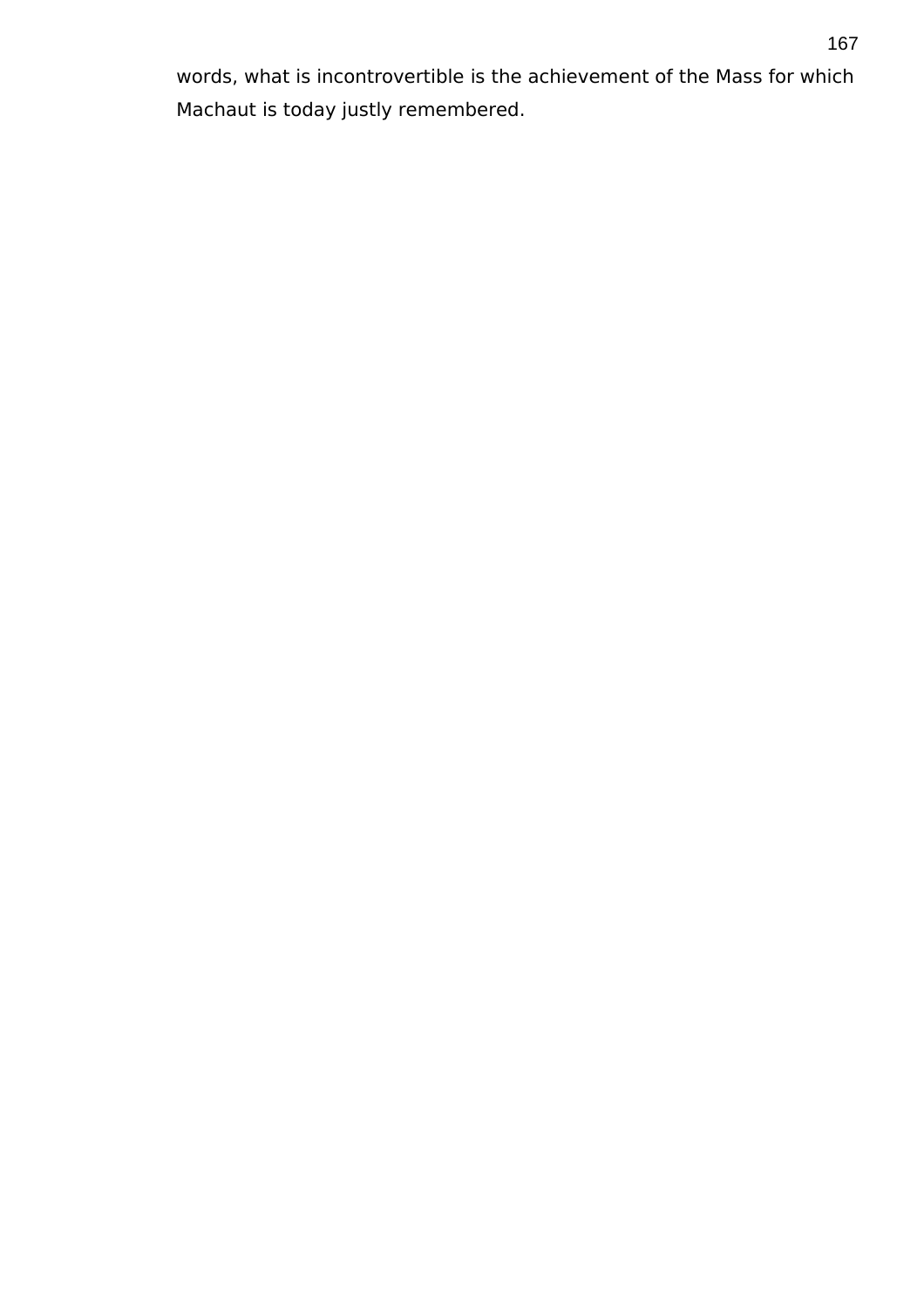words, what is incontrovertible is the achievement of the Mass for which Machaut is today justly remembered.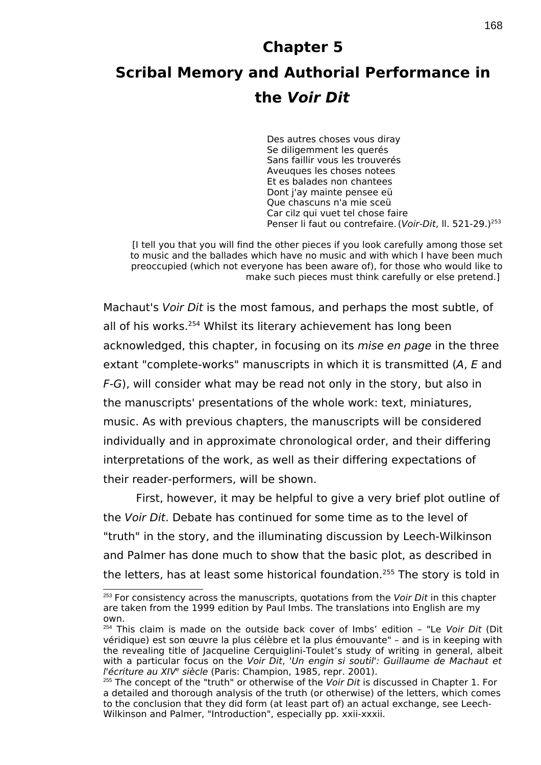# Chapter 5

# Scribal Memory and Authorial Performance in the *Voir Dit*

> Des autres choses vous diray
> Se diligemment les querés
> Sans faillir vous les trouverés
> Aveuques les choses notees
> Et es balades non chantees
> Dont j'ay mainte pensee eü
> Que chascuns n'a mie sceü
> Car cilz qui vuet tel chose faire
> Penser li faut ou contrefaire. (*Voir-Dit*, ll. 521-29.)[253]

> [I tell you that you will find the other pieces if you look carefully among those set to music and the ballades which have no music and with which I have been much preoccupied (which not everyone has been aware of), for those who would like to make such pieces must think carefully or else pretend.]

Machaut's *Voir Dit* is the most famous, and perhaps the most subtle, of all of his works.[254] Whilst its literary achievement has long been acknowledged, this chapter, in focusing on its *mise en page* in the three extant "complete-works" manuscripts in which it is transmitted (*A*, *E* and *F-G*), will consider what may be read not only in the story, but also in the manuscripts' presentations of the whole work: text, miniatures, music. As with previous chapters, the manuscripts will be considered individually and in approximate chronological order, and their differing interpretations of the work, as well as their differing expectations of their reader-performers, will be shown.

First, however, it may be helpful to give a very brief plot outline of the *Voir Dit*. Debate has continued for some time as to the level of "truth" in the story, and the illuminating discussion by Leech-Wilkinson and Palmer has done much to show that the basic plot, as described in the letters, has at least some historical foundation.[255] The story is told in

---

[253] For consistency across the manuscripts, quotations from the *Voir Dit* in this chapter are taken from the 1999 edition by Paul Imbs. The translations into English are my own.

[254] This claim is made on the outside back cover of Imbs' edition – "Le *Voir Dit* (Dit véridique) est son œuvre la plus célèbre et la plus émouvante" – and is in keeping with the revealing title of Jacqueline Cerquiglini-Toulet's study of writing in general, albeit with a particular focus on the *Voir Dit*, '*Un engin si soutil*'*: Guillaume de Machaut et l'écriture au XIV*e *siècle* (Paris: Champion, 1985, repr. 2001).

[255] The concept of the "truth" or otherwise of the *Voir Dit* is discussed in Chapter 1. For a detailed and thorough analysis of the truth (or otherwise) of the letters, which comes to the conclusion that they did form (at least part of) an actual exchange, see Leech-Wilkinson and Palmer, "Introduction", especially pp. xxii-xxxii.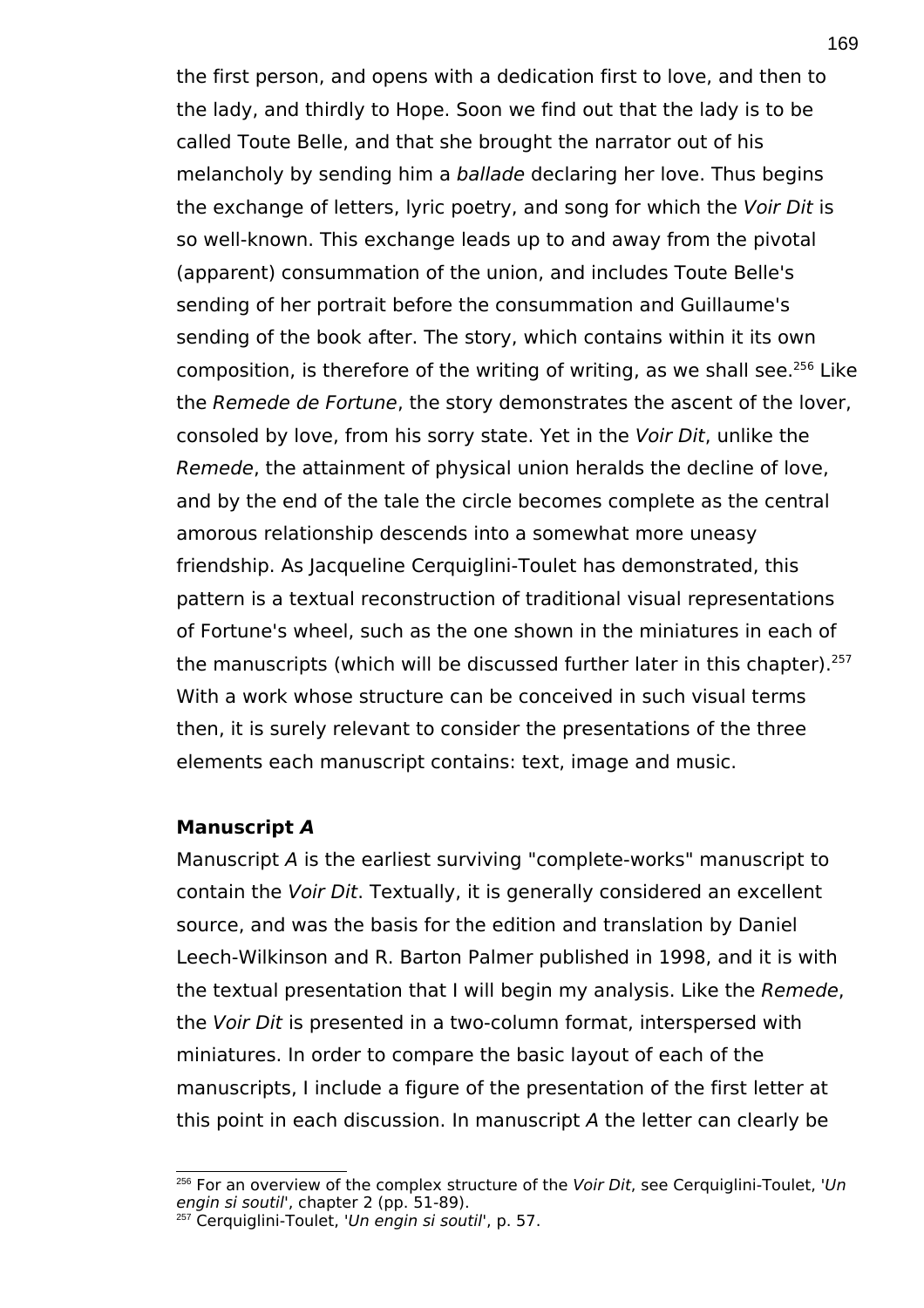the first person, and opens with a dedication first to love, and then to the lady, and thirdly to Hope. Soon we find out that the lady is to be called Toute Belle, and that she brought the narrator out of his melancholy by sending him a *ballade* declaring her love. Thus begins the exchange of letters, lyric poetry, and song for which the *Voir Dit* is so well-known. This exchange leads up to and away from the pivotal (apparent) consummation of the union, and includes Toute Belle's sending of her portrait before the consummation and Guillaume's sending of the book after. The story, which contains within it its own composition, is therefore of the writing of writing, as we shall see.[256] Like the *Remede de Fortune*, the story demonstrates the ascent of the lover, consoled by love, from his sorry state. Yet in the *Voir Dit*, unlike the *Remede*, the attainment of physical union heralds the decline of love, and by the end of the tale the circle becomes complete as the central amorous relationship descends into a somewhat more uneasy friendship. As Jacqueline Cerquiglini-Toulet has demonstrated, this pattern is a textual reconstruction of traditional visual representations of Fortune's wheel, such as the one shown in the miniatures in each of the manuscripts (which will be discussed further later in this chapter).[257] With a work whose structure can be conceived in such visual terms then, it is surely relevant to consider the presentations of the three elements each manuscript contains: text, image and music.

**Manuscript *A***

Manuscript *A* is the earliest surviving "complete-works" manuscript to contain the *Voir Dit*. Textually, it is generally considered an excellent source, and was the basis for the edition and translation by Daniel Leech-Wilkinson and R. Barton Palmer published in 1998, and it is with the textual presentation that I will begin my analysis. Like the *Remede*, the *Voir Dit* is presented in a two-column format, interspersed with miniatures. In order to compare the basic layout of each of the manuscripts, I include a figure of the presentation of the first letter at this point in each discussion. In manuscript *A* the letter can clearly be

[256] For an overview of the complex structure of the *Voir Dit*, see Cerquiglini-Toulet, '*Un engin si soutil*', chapter 2 (pp. 51-89).

[257] Cerquiglini-Toulet, '*Un engin si soutil*', p. 57.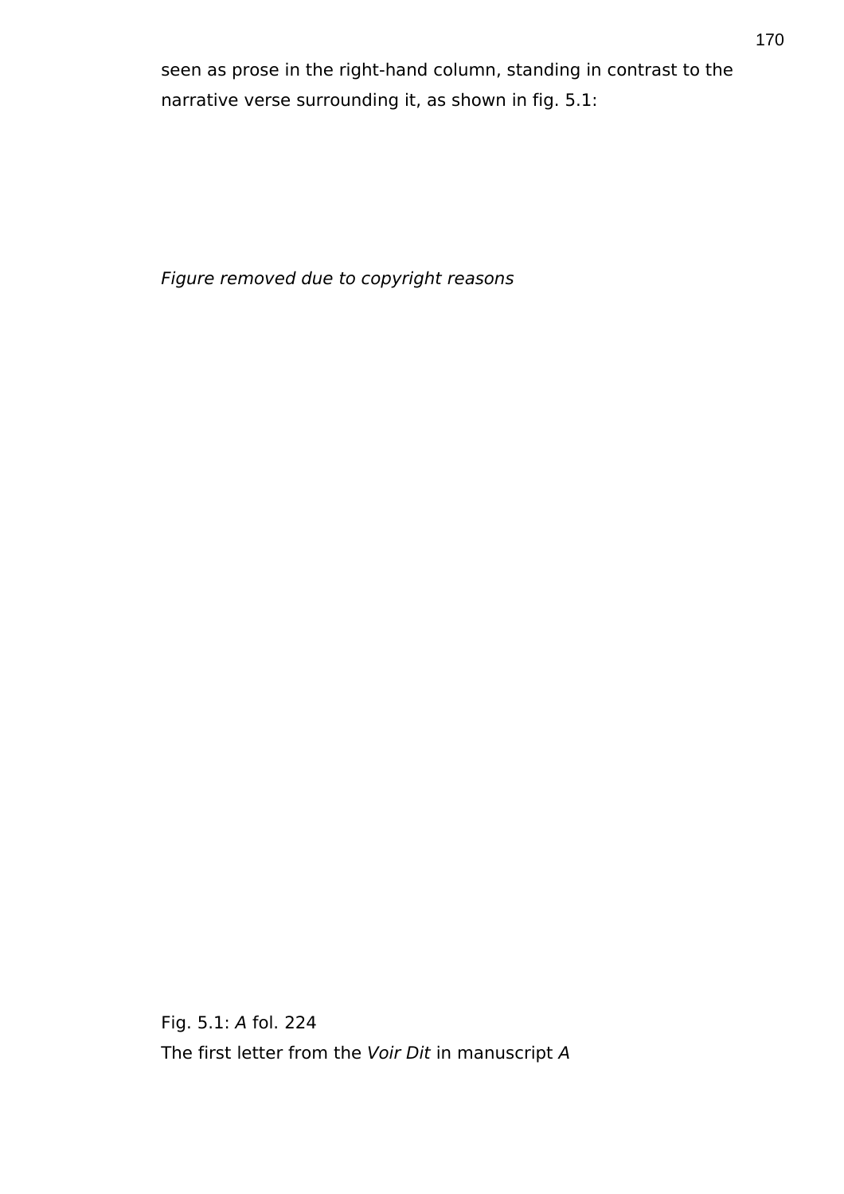seen as prose in the right-hand column, standing in contrast to the narrative verse surrounding it, as shown in fig. 5.1:

*Figure removed due to copyright reasons*

Fig. 5.1: *A* fol. 224

The first letter from the *Voir Dit* in manuscript *A*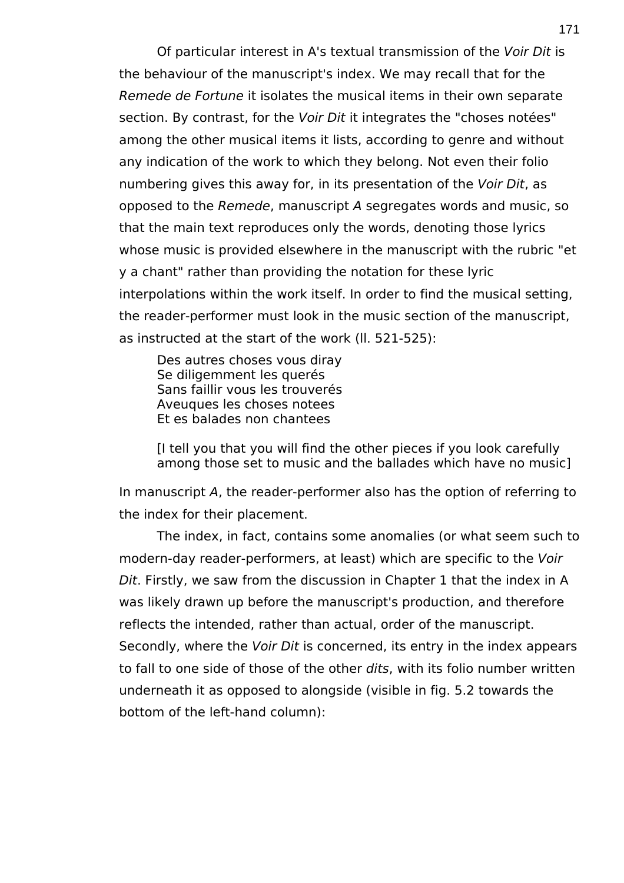Of particular interest in A's textual transmission of the *Voir Dit* is the behaviour of the manuscript's index. We may recall that for the *Remede de Fortune* it isolates the musical items in their own separate section. By contrast, for the *Voir Dit* it integrates the "choses notées" among the other musical items it lists, according to genre and without any indication of the work to which they belong. Not even their folio numbering gives this away for, in its presentation of the *Voir Dit*, as opposed to the *Remede*, manuscript *A* segregates words and music, so that the main text reproduces only the words, denoting those lyrics whose music is provided elsewhere in the manuscript with the rubric "et y a chant" rather than providing the notation for these lyric interpolations within the work itself. In order to find the musical setting, the reader-performer must look in the music section of the manuscript, as instructed at the start of the work (ll. 521-525):

> Des autres choses vous diray
> Se diligemment les querés
> Sans faillir vous les trouverés
> Aveuques les choses notees
> Et es balades non chantees
>
> [I tell you that you will find the other pieces if you look carefully among those set to music and the ballades which have no music]

In manuscript *A*, the reader-performer also has the option of referring to the index for their placement.

The index, in fact, contains some anomalies (or what seem such to modern-day reader-performers, at least) which are specific to the *Voir Dit*. Firstly, we saw from the discussion in Chapter 1 that the index in A was likely drawn up before the manuscript's production, and therefore reflects the intended, rather than actual, order of the manuscript. Secondly, where the *Voir Dit* is concerned, its entry in the index appears to fall to one side of those of the other *dits*, with its folio number written underneath it as opposed to alongside (visible in fig. 5.2 towards the bottom of the left-hand column):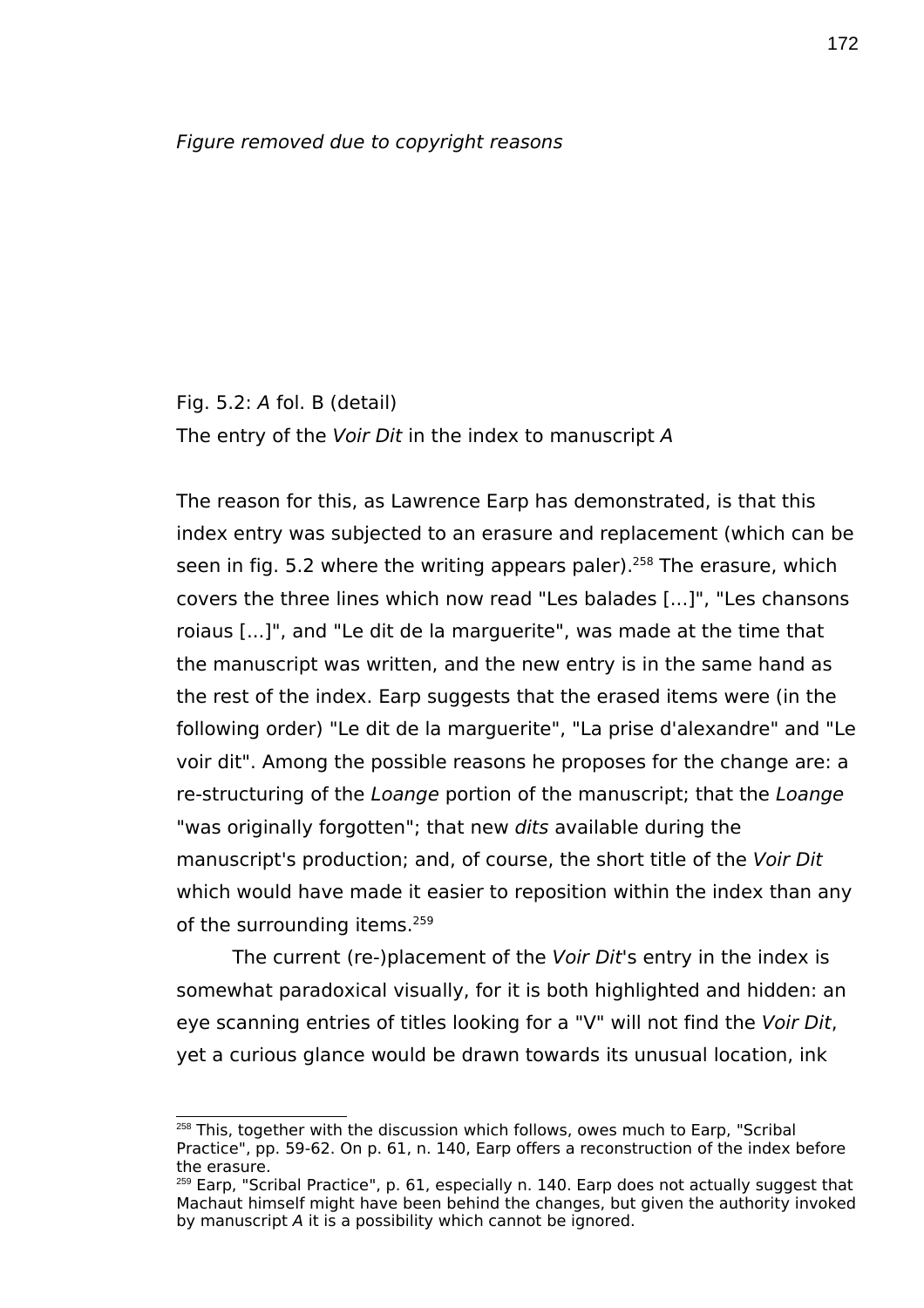*Figure removed due to copyright reasons*

Fig. 5.2: *A* fol. B (detail)
The entry of the *Voir Dit* in the index to manuscript *A*

The reason for this, as Lawrence Earp has demonstrated, is that this index entry was subjected to an erasure and replacement (which can be seen in fig. 5.2 where the writing appears paler).[258] The erasure, which covers the three lines which now read "Les balades [...]", "Les chansons roiaus [...]", and "Le dit de la marguerite", was made at the time that the manuscript was written, and the new entry is in the same hand as the rest of the index. Earp suggests that the erased items were (in the following order) "Le dit de la marguerite", "La prise d'alexandre" and "Le voir dit". Among the possible reasons he proposes for the change are: a re-structuring of the *Loange* portion of the manuscript; that the *Loange* "was originally forgotten"; that new *dits* available during the manuscript's production; and, of course, the short title of the *Voir Dit* which would have made it easier to reposition within the index than any of the surrounding items.[259]

The current (re-)placement of the *Voir Dit*'s entry in the index is somewhat paradoxical visually, for it is both highlighted and hidden: an eye scanning entries of titles looking for a "V" will not find the *Voir Dit*, yet a curious glance would be drawn towards its unusual location, ink

[258] This, together with the discussion which follows, owes much to Earp, "Scribal Practice", pp. 59-62. On p. 61, n. 140, Earp offers a reconstruction of the index before the erasure.

[259] Earp, "Scribal Practice", p. 61, especially n. 140. Earp does not actually suggest that Machaut himself might have been behind the changes, but given the authority invoked by manuscript *A* it is a possibility which cannot be ignored.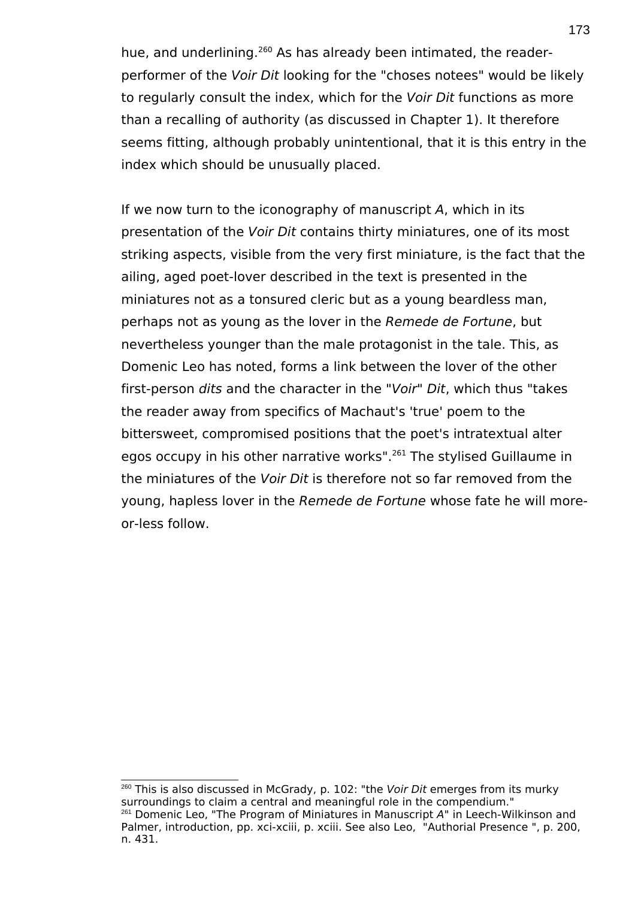hue, and underlining.[260] As has already been intimated, the reader-performer of the *Voir Dit* looking for the "choses notees" would be likely to regularly consult the index, which for the *Voir Dit* functions as more than a recalling of authority (as discussed in Chapter 1). It therefore seems fitting, although probably unintentional, that it is this entry in the index which should be unusually placed.

If we now turn to the iconography of manuscript *A*, which in its presentation of the *Voir Dit* contains thirty miniatures, one of its most striking aspects, visible from the very first miniature, is the fact that the ailing, aged poet-lover described in the text is presented in the miniatures not as a tonsured cleric but as a young beardless man, perhaps not as young as the lover in the *Remede de Fortune*, but nevertheless younger than the male protagonist in the tale. This, as Domenic Leo has noted, forms a link between the lover of the other first-person *dits* and the character in the "*Voir*" *Dit*, which thus "takes the reader away from specifics of Machaut's 'true' poem to the bittersweet, compromised positions that the poet's intratextual alter egos occupy in his other narrative works".[261] The stylised Guillaume in the miniatures of the *Voir Dit* is therefore not so far removed from the young, hapless lover in the *Remede de Fortune* whose fate he will more-or-less follow.

---

[260] This is also discussed in McGrady, p. 102: "the *Voir Dit* emerges from its murky surroundings to claim a central and meaningful role in the compendium."

[261] Domenic Leo, "The Program of Miniatures in Manuscript *A*" in Leech-Wilkinson and Palmer, introduction, pp. xci-xciii, p. xciii. See also Leo, "Authorial Presence ", p. 200, n. 431.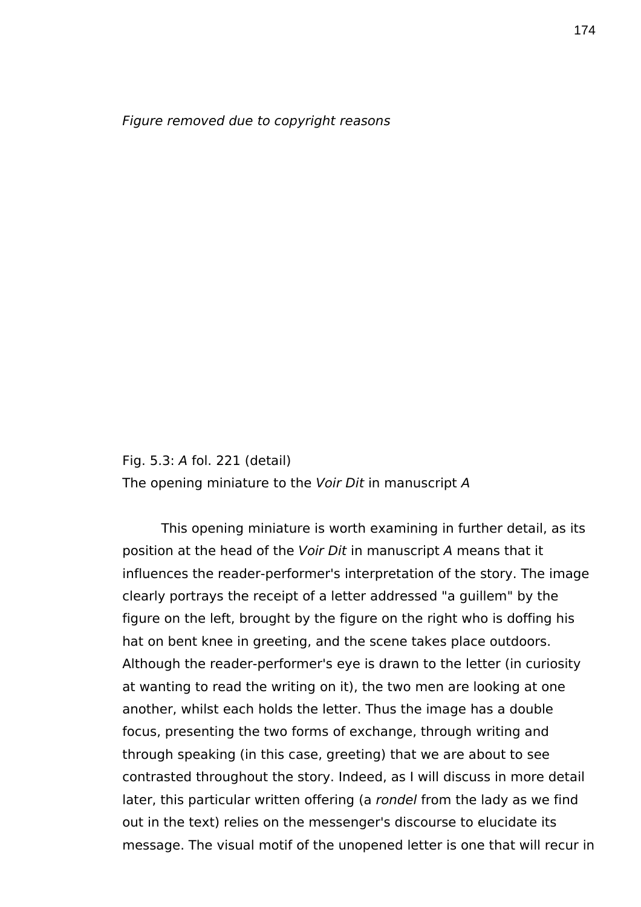*Figure removed due to copyright reasons*

Fig. 5.3: *A* fol. 221 (detail)
The opening miniature to the *Voir Dit* in manuscript *A*

This opening miniature is worth examining in further detail, as its position at the head of the *Voir Dit* in manuscript *A* means that it influences the reader-performer's interpretation of the story. The image clearly portrays the receipt of a letter addressed "a guillem" by the figure on the left, brought by the figure on the right who is doffing his hat on bent knee in greeting, and the scene takes place outdoors. Although the reader-performer's eye is drawn to the letter (in curiosity at wanting to read the writing on it), the two men are looking at one another, whilst each holds the letter. Thus the image has a double focus, presenting the two forms of exchange, through writing and through speaking (in this case, greeting) that we are about to see contrasted throughout the story. Indeed, as I will discuss in more detail later, this particular written offering (a *rondel* from the lady as we find out in the text) relies on the messenger's discourse to elucidate its message. The visual motif of the unopened letter is one that will recur in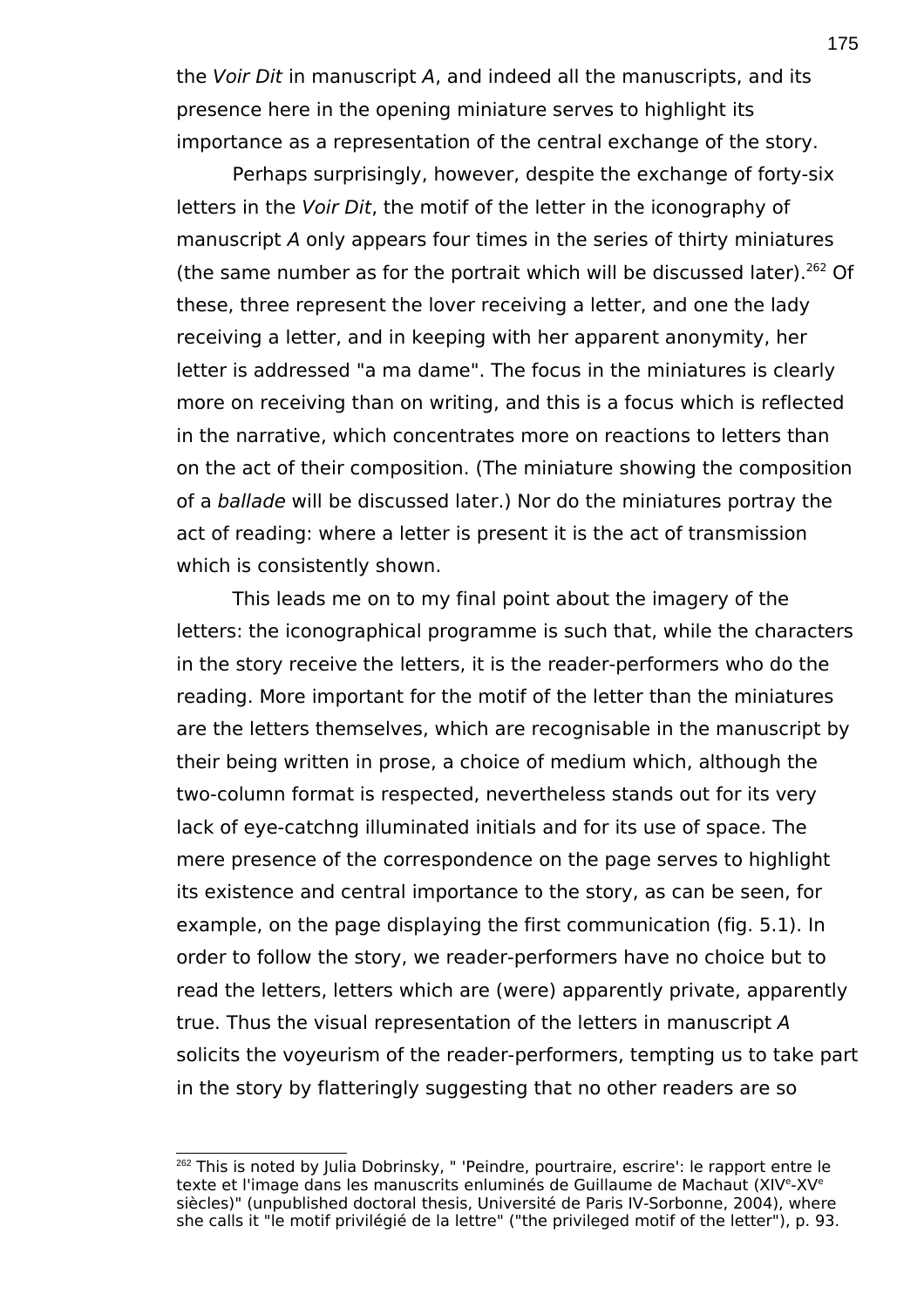the *Voir Dit* in manuscript *A*, and indeed all the manuscripts, and its presence here in the opening miniature serves to highlight its importance as a representation of the central exchange of the story.

Perhaps surprisingly, however, despite the exchange of forty-six letters in the *Voir Dit*, the motif of the letter in the iconography of manuscript *A* only appears four times in the series of thirty miniatures (the same number as for the portrait which will be discussed later).[262] Of these, three represent the lover receiving a letter, and one the lady receiving a letter, and in keeping with her apparent anonymity, her letter is addressed "a ma dame". The focus in the miniatures is clearly more on receiving than on writing, and this is a focus which is reflected in the narrative, which concentrates more on reactions to letters than on the act of their composition. (The miniature showing the composition of a *ballade* will be discussed later.) Nor do the miniatures portray the act of reading: where a letter is present it is the act of transmission which is consistently shown.

This leads me on to my final point about the imagery of the letters: the iconographical programme is such that, while the characters in the story receive the letters, it is the reader-performers who do the reading. More important for the motif of the letter than the miniatures are the letters themselves, which are recognisable in the manuscript by their being written in prose, a choice of medium which, although the two-column format is respected, nevertheless stands out for its very lack of eye-catchng illuminated initials and for its use of space. The mere presence of the correspondence on the page serves to highlight its existence and central importance to the story, as can be seen, for example, on the page displaying the first communication (fig. 5.1). In order to follow the story, we reader-performers have no choice but to read the letters, letters which are (were) apparently private, apparently true. Thus the visual representation of the letters in manuscript *A* solicits the voyeurism of the reader-performers, tempting us to take part in the story by flatteringly suggesting that no other readers are so

---

[262] This is noted by Julia Dobrinsky, " 'Peindre, pourtraire, escrire': le rapport entre le texte et l'image dans les manuscrits enluminés de Guillaume de Machaut (XIV^e^-XV^e^ siècles)" (unpublished doctoral thesis, Université de Paris IV-Sorbonne, 2004), where she calls it "le motif privilégié de la lettre" ("the privileged motif of the letter"), p. 93.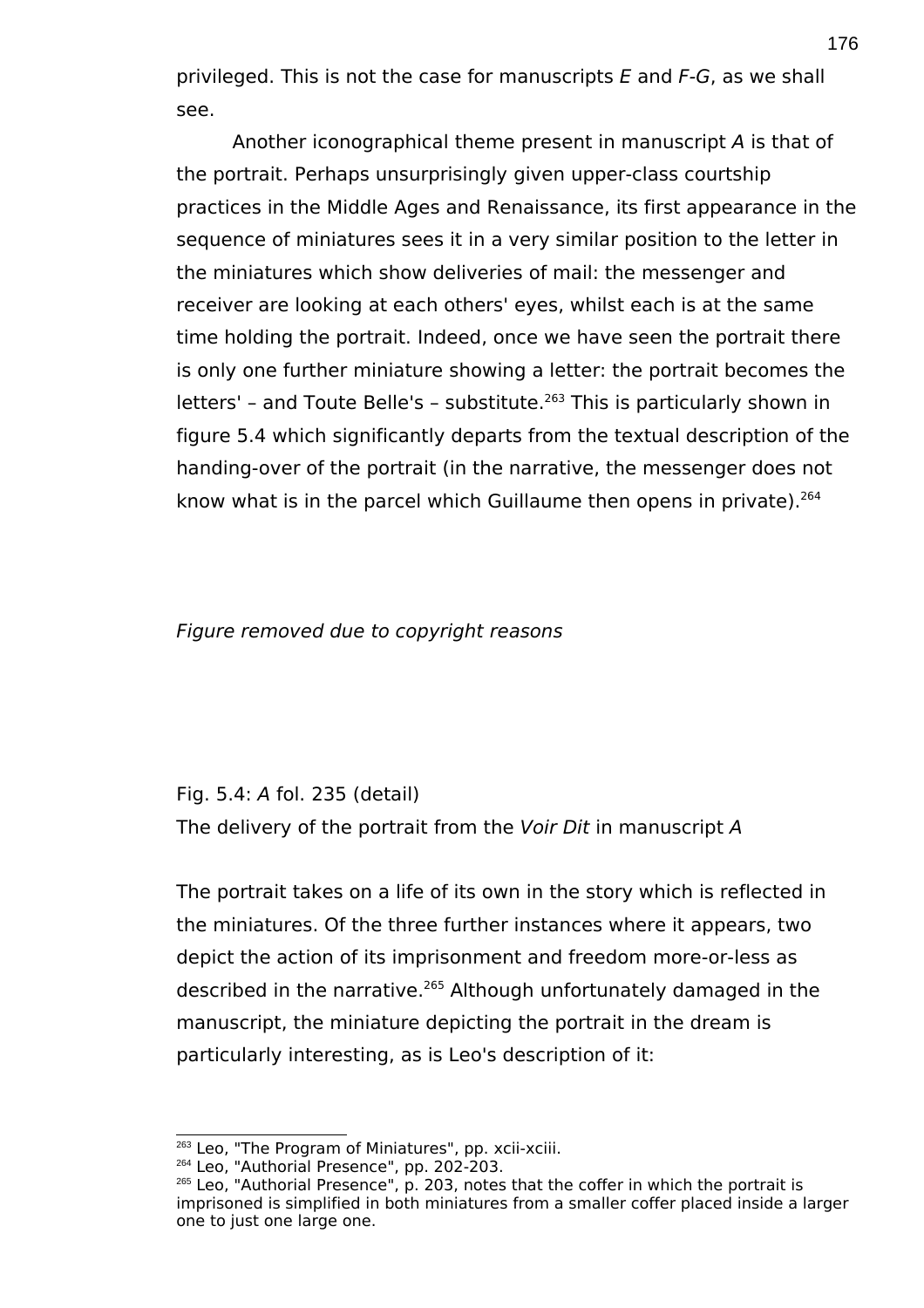privileged. This is not the case for manuscripts *E* and *F-G*, as we shall see.

Another iconographical theme present in manuscript *A* is that of the portrait. Perhaps unsurprisingly given upper-class courtship practices in the Middle Ages and Renaissance, its first appearance in the sequence of miniatures sees it in a very similar position to the letter in the miniatures which show deliveries of mail: the messenger and receiver are looking at each others' eyes, whilst each is at the same time holding the portrait. Indeed, once we have seen the portrait there is only one further miniature showing a letter: the portrait becomes the letters' – and Toute Belle's – substitute.[263] This is particularly shown in figure 5.4 which significantly departs from the textual description of the handing-over of the portrait (in the narrative, the messenger does not know what is in the parcel which Guillaume then opens in private).[264]

*Figure removed due to copyright reasons*

Fig. 5.4: *A* fol. 235 (detail)
The delivery of the portrait from the *Voir Dit* in manuscript *A*

The portrait takes on a life of its own in the story which is reflected in the miniatures. Of the three further instances where it appears, two depict the action of its imprisonment and freedom more-or-less as described in the narrative.[265] Although unfortunately damaged in the manuscript, the miniature depicting the portrait in the dream is particularly interesting, as is Leo's description of it:

---

[263] Leo, "The Program of Miniatures", pp. xcii-xciii.
[264] Leo, "Authorial Presence", pp. 202-203.
[265] Leo, "Authorial Presence", p. 203, notes that the coffer in which the portrait is imprisoned is simplified in both miniatures from a smaller coffer placed inside a larger one to just one large one.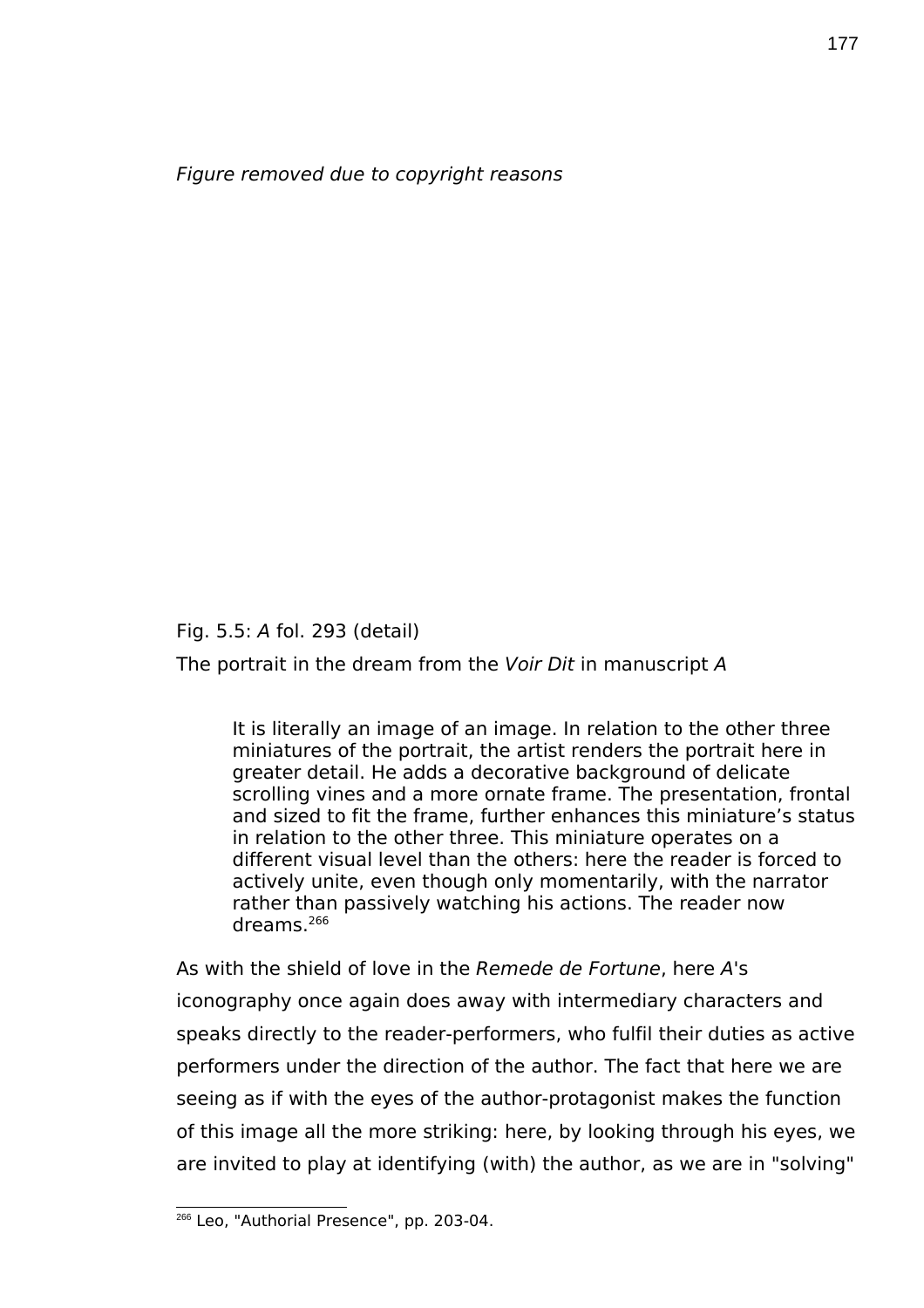*Figure removed due to copyright reasons*

Fig. 5.5: *A* fol. 293 (detail)

The portrait in the dream from the *Voir Dit* in manuscript *A*

> It is literally an image of an image. In relation to the other three miniatures of the portrait, the artist renders the portrait here in greater detail. He adds a decorative background of delicate scrolling vines and a more ornate frame. The presentation, frontal and sized to fit the frame, further enhances this miniature's status in relation to the other three. This miniature operates on a different visual level than the others: here the reader is forced to actively unite, even though only momentarily, with the narrator rather than passively watching his actions. The reader now dreams.[266]

As with the shield of love in the *Remede de Fortune*, here *A*'s iconography once again does away with intermediary characters and speaks directly to the reader-performers, who fulfil their duties as active performers under the direction of the author. The fact that here we are seeing as if with the eyes of the author-protagonist makes the function of this image all the more striking: here, by looking through his eyes, we are invited to play at identifying (with) the author, as we are in "solving"

[266] Leo, "Authorial Presence", pp. 203-04.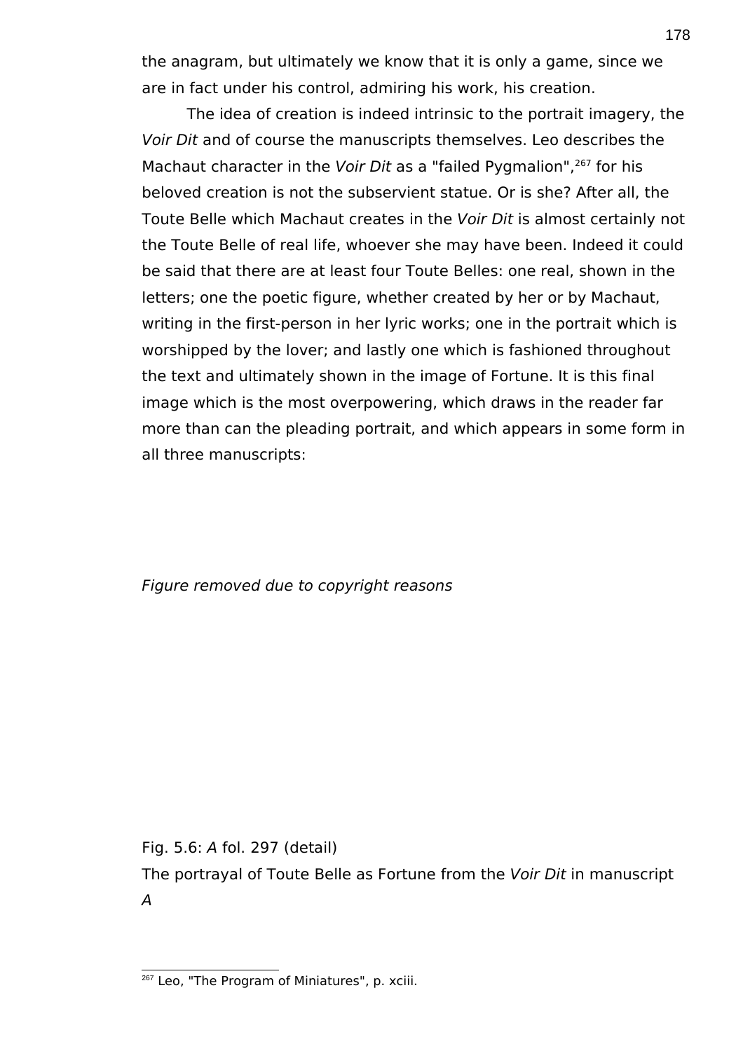the anagram, but ultimately we know that it is only a game, since we are in fact under his control, admiring his work, his creation.

The idea of creation is indeed intrinsic to the portrait imagery, the *Voir Dit* and of course the manuscripts themselves. Leo describes the Machaut character in the *Voir Dit* as a "failed Pygmalion",[267] for his beloved creation is not the subservient statue. Or is she? After all, the Toute Belle which Machaut creates in the *Voir Dit* is almost certainly not the Toute Belle of real life, whoever she may have been. Indeed it could be said that there are at least four Toute Belles: one real, shown in the letters; one the poetic figure, whether created by her or by Machaut, writing in the first-person in her lyric works; one in the portrait which is worshipped by the lover; and lastly one which is fashioned throughout the text and ultimately shown in the image of Fortune. It is this final image which is the most overpowering, which draws in the reader far more than can the pleading portrait, and which appears in some form in all three manuscripts:

*Figure removed due to copyright reasons*

Fig. 5.6: *A* fol. 297 (detail)
The portrayal of Toute Belle as Fortune from the *Voir Dit* in manuscript *A*

[267] Leo, "The Program of Miniatures", p. xciii.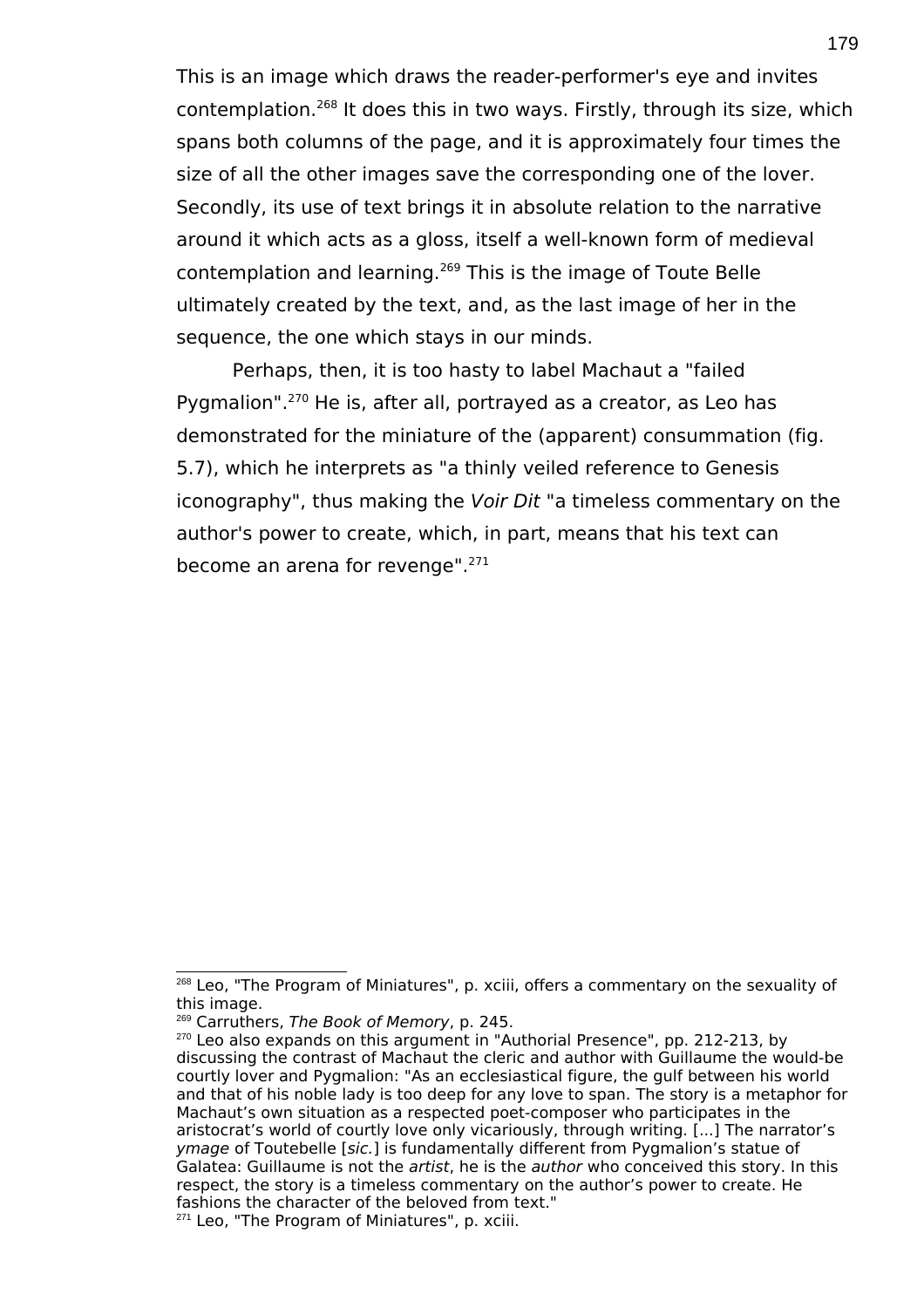This is an image which draws the reader-performer's eye and invites contemplation.[268] It does this in two ways. Firstly, through its size, which spans both columns of the page, and it is approximately four times the size of all the other images save the corresponding one of the lover. Secondly, its use of text brings it in absolute relation to the narrative around it which acts as a gloss, itself a well-known form of medieval contemplation and learning.[269] This is the image of Toute Belle ultimately created by the text, and, as the last image of her in the sequence, the one which stays in our minds.

Perhaps, then, it is too hasty to label Machaut a "failed Pygmalion".[270] He is, after all, portrayed as a creator, as Leo has demonstrated for the miniature of the (apparent) consummation (fig. 5.7), which he interprets as "a thinly veiled reference to Genesis iconography", thus making the *Voir Dit* "a timeless commentary on the author's power to create, which, in part, means that his text can become an arena for revenge".[271]

---

[268] Leo, "The Program of Miniatures", p. xciii, offers a commentary on the sexuality of this image.

[269] Carruthers, *The Book of Memory*, p. 245.

[270] Leo also expands on this argument in "Authorial Presence", pp. 212-213, by discussing the contrast of Machaut the cleric and author with Guillaume the would-be courtly lover and Pygmalion: "As an ecclesiastical figure, the gulf between his world and that of his noble lady is too deep for any love to span. The story is a metaphor for Machaut's own situation as a respected poet-composer who participates in the aristocrat's world of courtly love only vicariously, through writing. [...] The narrator's *ymage* of Toutebelle [*sic.*] is fundamentally different from Pygmalion's statue of Galatea: Guillaume is not the *artist*, he is the *author* who conceived this story. In this respect, the story is a timeless commentary on the author's power to create. He fashions the character of the beloved from text."

[271] Leo, "The Program of Miniatures", p. xciii.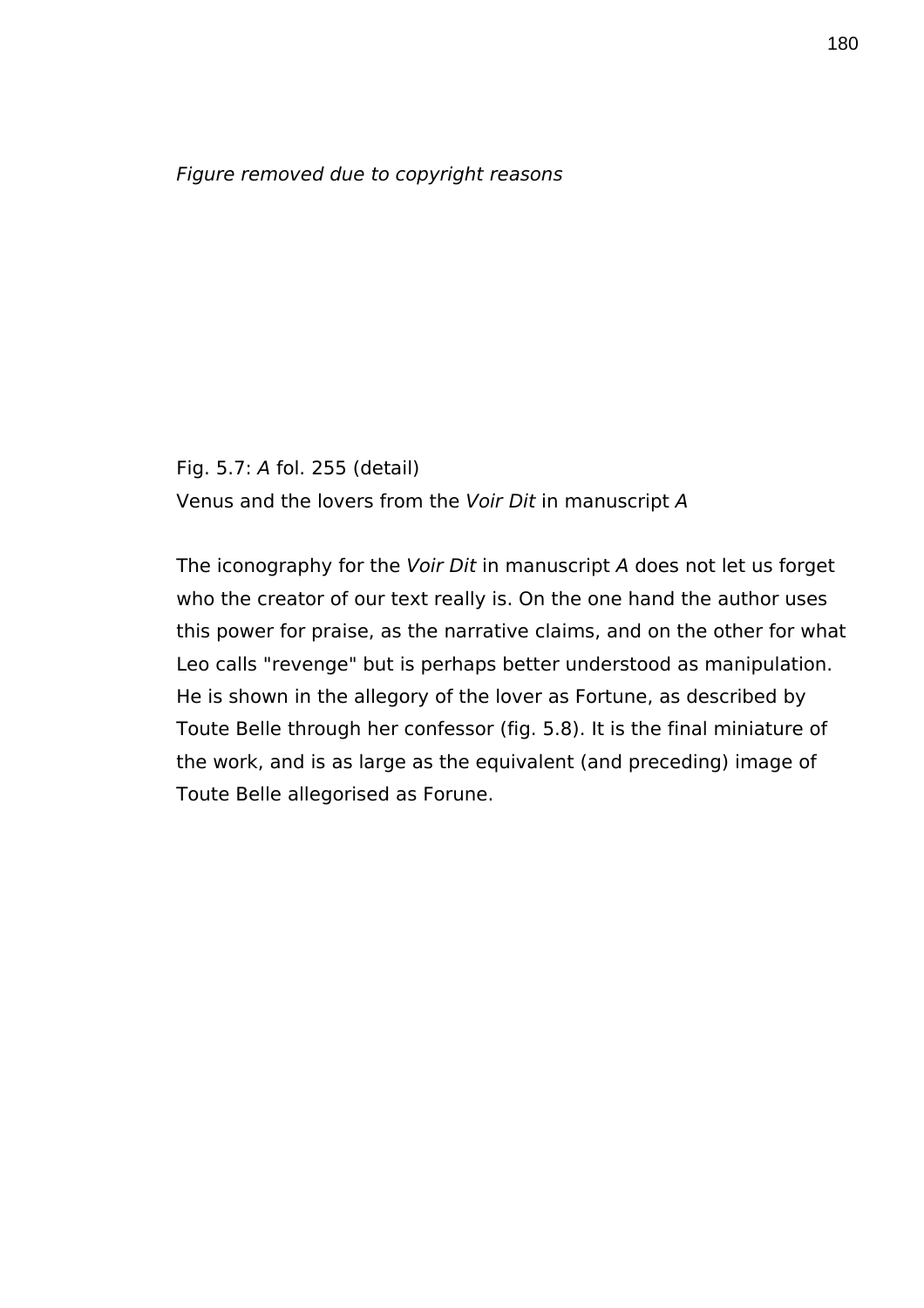*Figure removed due to copyright reasons*

Fig. 5.7: *A* fol. 255 (detail)
Venus and the lovers from the *Voir Dit* in manuscript *A*

The iconography for the *Voir Dit* in manuscript *A* does not let us forget who the creator of our text really is. On the one hand the author uses this power for praise, as the narrative claims, and on the other for what Leo calls "revenge" but is perhaps better understood as manipulation. He is shown in the allegory of the lover as Fortune, as described by Toute Belle through her confessor (fig. 5.8). It is the final miniature of the work, and is as large as the equivalent (and preceding) image of Toute Belle allegorised as Forune.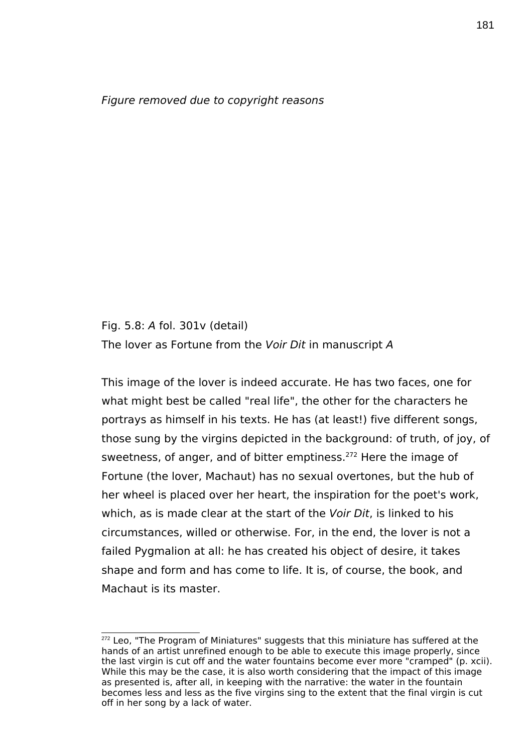*Figure removed due to copyright reasons*

Fig. 5.8: *A* fol. 301v (detail)
The lover as Fortune from the *Voir Dit* in manuscript *A*

This image of the lover is indeed accurate. He has two faces, one for what might best be called "real life", the other for the characters he portrays as himself in his texts. He has (at least!) five different songs, those sung by the virgins depicted in the background: of truth, of joy, of sweetness, of anger, and of bitter emptiness.[272] Here the image of Fortune (the lover, Machaut) has no sexual overtones, but the hub of her wheel is placed over her heart, the inspiration for the poet's work, which, as is made clear at the start of the *Voir Dit*, is linked to his circumstances, willed or otherwise. For, in the end, the lover is not a failed Pygmalion at all: he has created his object of desire, it takes shape and form and has come to life. It is, of course, the book, and Machaut is its master.

---

[272] Leo, "The Program of Miniatures" suggests that this miniature has suffered at the hands of an artist unrefined enough to be able to execute this image properly, since the last virgin is cut off and the water fountains become ever more "cramped" (p. xcii). While this may be the case, it is also worth considering that the impact of this image as presented is, after all, in keeping with the narrative: the water in the fountain becomes less and less as the five virgins sing to the extent that the final virgin is cut off in her song by a lack of water.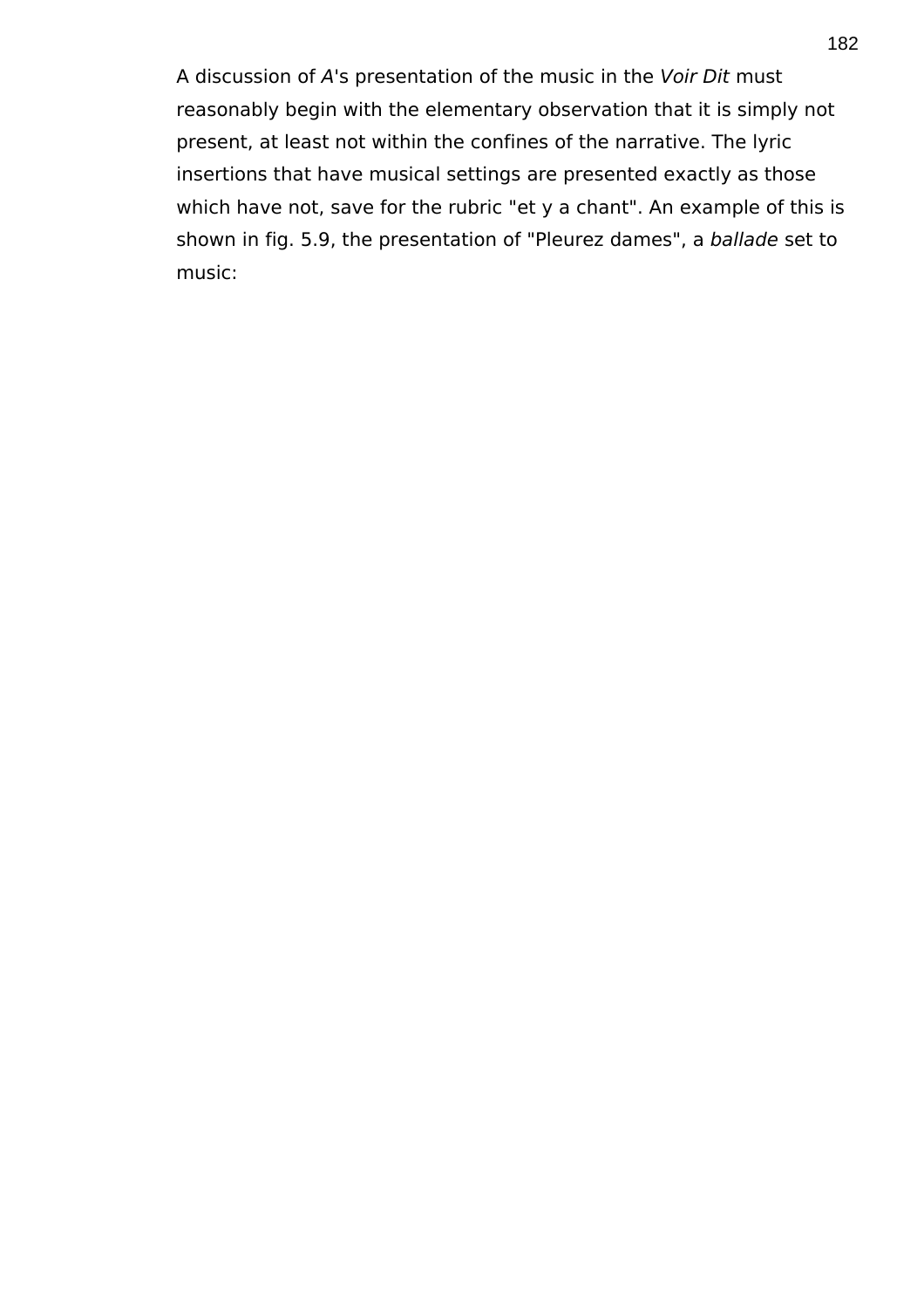A discussion of *A*'s presentation of the music in the *Voir Dit* must reasonably begin with the elementary observation that it is simply not present, at least not within the confines of the narrative. The lyric insertions that have musical settings are presented exactly as those which have not, save for the rubric "et y a chant". An example of this is shown in fig. 5.9, the presentation of "Pleurez dames", a *ballade* set to music: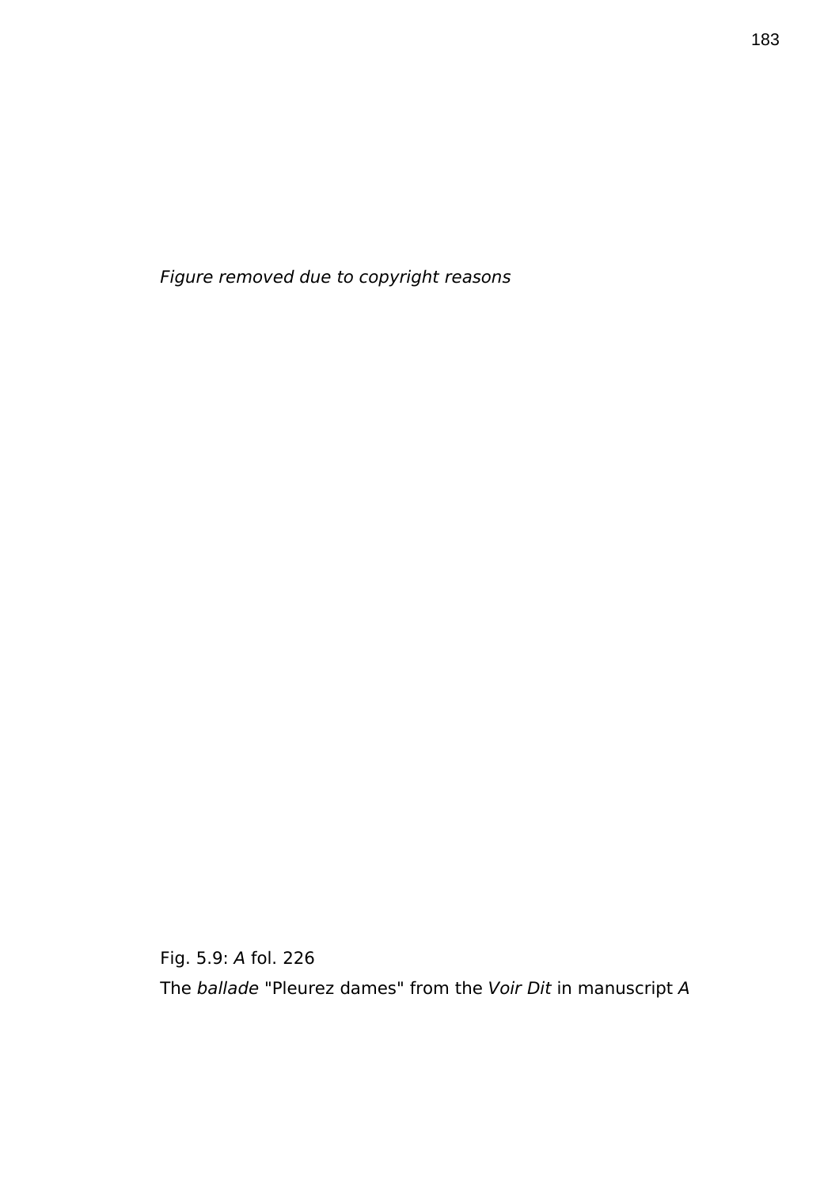*Figure removed due to copyright reasons*

Fig. 5.9: *A* fol. 226

The *ballade* "Pleurez dames" from the *Voir Dit* in manuscript *A*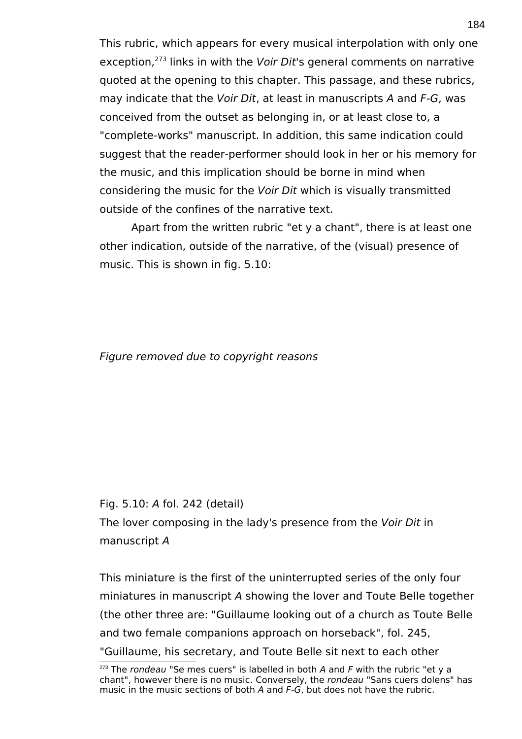This rubric, which appears for every musical interpolation with only one exception,[273] links in with the *Voir Dit*'s general comments on narrative quoted at the opening to this chapter. This passage, and these rubrics, may indicate that the *Voir Dit*, at least in manuscripts *A* and *F-G*, was conceived from the outset as belonging in, or at least close to, a "complete-works" manuscript. In addition, this same indication could suggest that the reader-performer should look in her or his memory for the music, and this implication should be borne in mind when considering the music for the *Voir Dit* which is visually transmitted outside of the confines of the narrative text.

Apart from the written rubric "et y a chant", there is at least one other indication, outside of the narrative, of the (visual) presence of music. This is shown in fig. 5.10:

*Figure removed due to copyright reasons*

Fig. 5.10: *A* fol. 242 (detail)
The lover composing in the lady's presence from the *Voir Dit* in manuscript *A*

This miniature is the first of the uninterrupted series of the only four miniatures in manuscript *A* showing the lover and Toute Belle together (the other three are: "Guillaume looking out of a church as Toute Belle and two female companions approach on horseback", fol. 245, "Guillaume, his secretary, and Toute Belle sit next to each other

[273] The *rondeau* "Se mes cuers" is labelled in both *A* and *F* with the rubric "et y a chant", however there is no music. Conversely, the *rondeau* "Sans cuers dolens" has music in the music sections of both *A* and *F-G*, but does not have the rubric.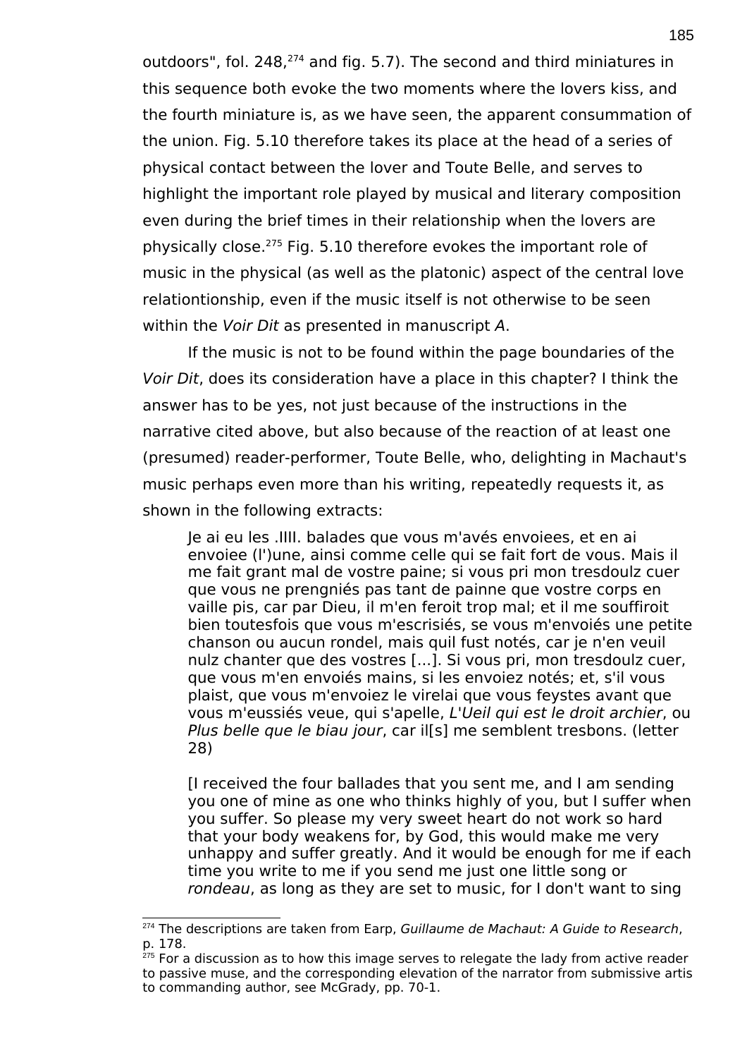outdoors", fol. 248,[274] and fig. 5.7). The second and third miniatures in this sequence both evoke the two moments where the lovers kiss, and the fourth miniature is, as we have seen, the apparent consummation of the union. Fig. 5.10 therefore takes its place at the head of a series of physical contact between the lover and Toute Belle, and serves to highlight the important role played by musical and literary composition even during the brief times in their relationship when the lovers are physically close.[275] Fig. 5.10 therefore evokes the important role of music in the physical (as well as the platonic) aspect of the central love relationtionship, even if the music itself is not otherwise to be seen within the *Voir Dit* as presented in manuscript *A*.

If the music is not to be found within the page boundaries of the *Voir Dit*, does its consideration have a place in this chapter? I think the answer has to be yes, not just because of the instructions in the narrative cited above, but also because of the reaction of at least one (presumed) reader-performer, Toute Belle, who, delighting in Machaut's music perhaps even more than his writing, repeatedly requests it, as shown in the following extracts:

> Je ai eu les .IIII. balades que vous m'avés envoiees, et en ai envoiee (l')une, ainsi comme celle qui se fait fort de vous. Mais il me fait grant mal de vostre paine; si vous pri mon tresdoulz cuer que vous ne prengniés pas tant de painne que vostre corps en vaille pis, car par Dieu, il m'en feroit trop mal; et il me souffiroit bien toutesfois que vous m'escrisiés, se vous m'envoiés une petite chanson ou aucun rondel, mais quil fust notés, car je n'en veuil nulz chanter que des vostres [...]. Si vous pri, mon tresdoulz cuer, que vous m'en envoiés mains, si les envoiez notés; et, s'il vous plaist, que vous m'envoiez le virelai que vous feystes avant que vous m'eussiés veue, qui s'apelle, *L'Ueil qui est le droit archier*, ou *Plus belle que le biau jour*, car il[s] me semblent tresbons. (letter 28)
>
> [I received the four ballades that you sent me, and I am sending you one of mine as one who thinks highly of you, but I suffer when you suffer. So please my very sweet heart do not work so hard that your body weakens for, by God, this would make me very unhappy and suffer greatly. And it would be enough for me if each time you write to me if you send me just one little song or *rondeau*, as long as they are set to music, for I don't want to sing

[274] The descriptions are taken from Earp, *Guillaume de Machaut: A Guide to Research*, p. 178.

[275] For a discussion as to how this image serves to relegate the lady from active reader to passive muse, and the corresponding elevation of the narrator from submissive artis to commanding author, see McGrady, pp. 70-1.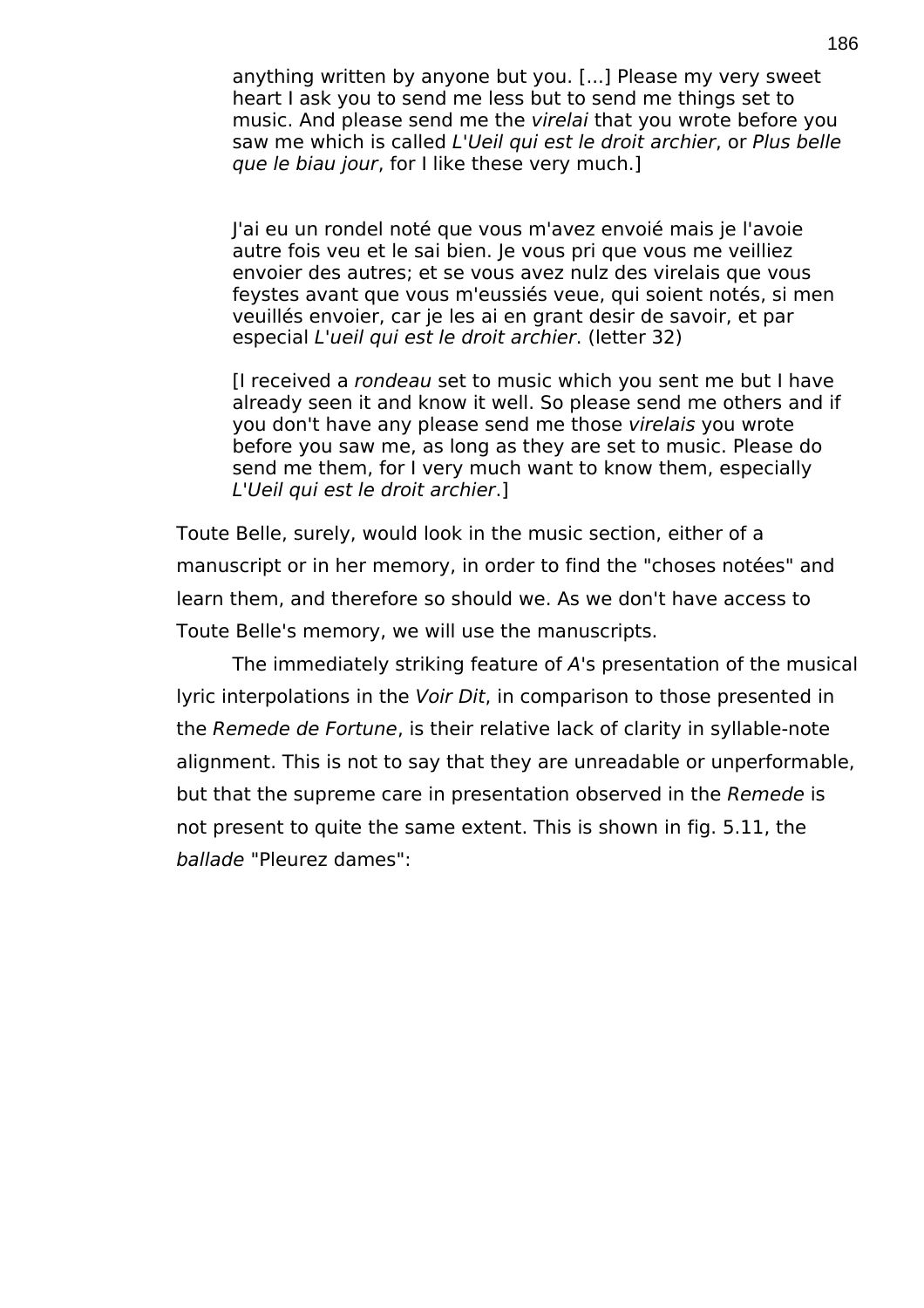> anything written by anyone but you. [...] Please my very sweet heart I ask you to send me less but to send me things set to music. And please send me the *virelai* that you wrote before you saw me which is called *L'Ueil qui est le droit archier*, or *Plus belle que le biau jour*, for I like these very much.]

> J'ai eu un rondel noté que vous m'avez envoié mais je l'avoie autre fois veu et le sai bien. Je vous pri que vous me veilliez envoier des autres; et se vous avez nulz des virelais que vous feystes avant que vous m'eussiés veue, qui soient notés, si men veuillés envoier, car je les ai en grant desir de savoir, et par especial *L'ueil qui est le droit archier*. (letter 32)
>
> [I received a *rondeau* set to music which you sent me but I have already seen it and know it well. So please send me others and if you don't have any please send me those *virelais* you wrote before you saw me, as long as they are set to music. Please do send me them, for I very much want to know them, especially *L'Ueil qui est le droit archier*.]

Toute Belle, surely, would look in the music section, either of a manuscript or in her memory, in order to find the "choses notées" and learn them, and therefore so should we. As we don't have access to Toute Belle's memory, we will use the manuscripts.

The immediately striking feature of *A*'s presentation of the musical lyric interpolations in the *Voir Dit*, in comparison to those presented in the *Remede de Fortune*, is their relative lack of clarity in syllable-note alignment. This is not to say that they are unreadable or unperformable, but that the supreme care in presentation observed in the *Remede* is not present to quite the same extent. This is shown in fig. 5.11, the *ballade* "Pleurez dames":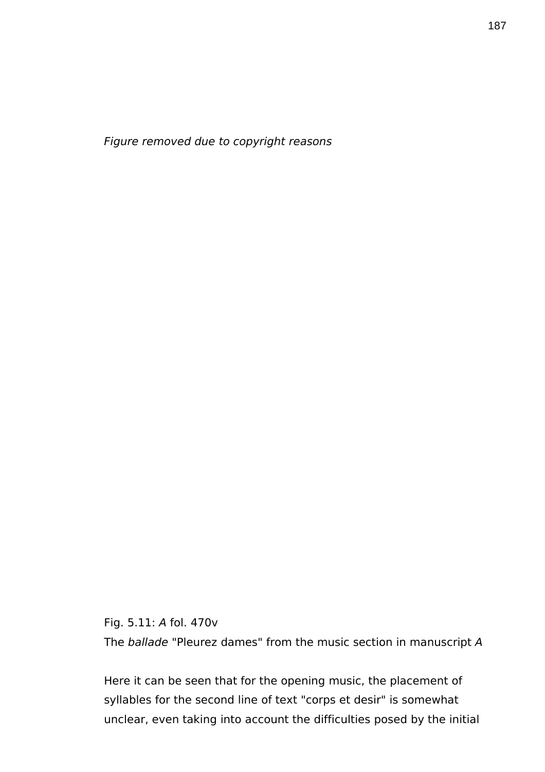*Figure removed due to copyright reasons*

Fig. 5.11: *A* fol. 470v
The *ballade* "Pleurez dames" from the music section in manuscript *A*

Here it can be seen that for the opening music, the placement of syllables for the second line of text "corps et desir" is somewhat unclear, even taking into account the difficulties posed by the initial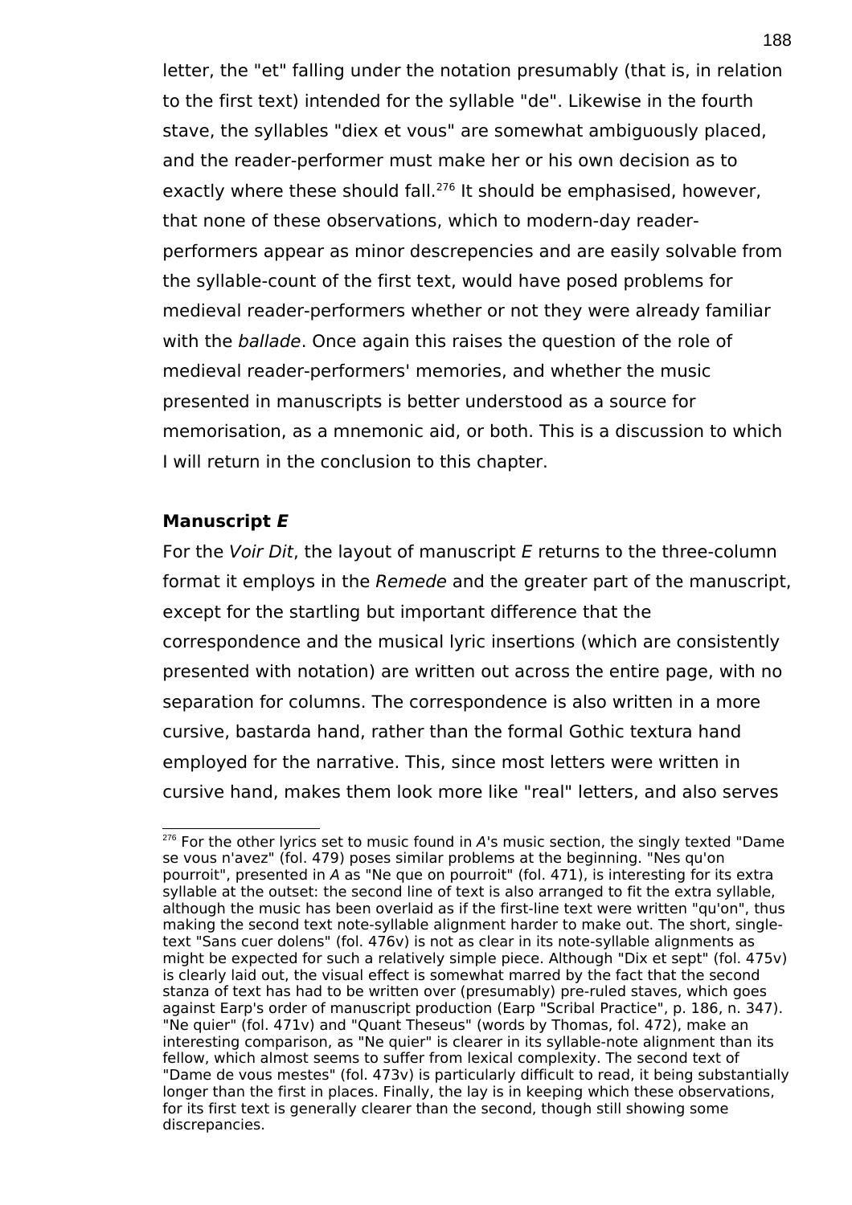letter, the "et" falling under the notation presumably (that is, in relation to the first text) intended for the syllable "de". Likewise in the fourth stave, the syllables "diex et vous" are somewhat ambiguously placed, and the reader-performer must make her or his own decision as to exactly where these should fall.[276] It should be emphasised, however, that none of these observations, which to modern-day reader-performers appear as minor descrepencies and are easily solvable from the syllable-count of the first text, would have posed problems for medieval reader-performers whether or not they were already familiar with the *ballade*. Once again this raises the question of the role of medieval reader-performers' memories, and whether the music presented in manuscripts is better understood as a source for memorisation, as a mnemonic aid, or both. This is a discussion to which I will return in the conclusion to this chapter.

**Manuscript *E***

For the *Voir Dit*, the layout of manuscript *E* returns to the three-column format it employs in the *Remede* and the greater part of the manuscript, except for the startling but important difference that the correspondence and the musical lyric insertions (which are consistently presented with notation) are written out across the entire page, with no separation for columns. The correspondence is also written in a more cursive, bastarda hand, rather than the formal Gothic textura hand employed for the narrative. This, since most letters were written in cursive hand, makes them look more like "real" letters, and also serves

[276] For the other lyrics set to music found in *A*'s music section, the singly texted "Dame se vous n'avez" (fol. 479) poses similar problems at the beginning. "Nes qu'on pourroit", presented in *A* as "Ne que on pourroit" (fol. 471), is interesting for its extra syllable at the outset: the second line of text is also arranged to fit the extra syllable, although the music has been overlaid as if the first-line text were written "qu'on", thus making the second text note-syllable alignment harder to make out. The short, single-text "Sans cuer dolens" (fol. 476v) is not as clear in its note-syllable alignments as might be expected for such a relatively simple piece. Although "Dix et sept" (fol. 475v) is clearly laid out, the visual effect is somewhat marred by the fact that the second stanza of text has had to be written over (presumably) pre-ruled staves, which goes against Earp's order of manuscript production (Earp "Scribal Practice", p. 186, n. 347). "Ne quier" (fol. 471v) and "Quant Theseus" (words by Thomas, fol. 472), make an interesting comparison, as "Ne quier" is clearer in its syllable-note alignment than its fellow, which almost seems to suffer from lexical complexity. The second text of "Dame de vous mestes" (fol. 473v) is particularly difficult to read, it being substantially longer than the first in places. Finally, the lay is in keeping which these observations, for its first text is generally clearer than the second, though still showing some discrepancies.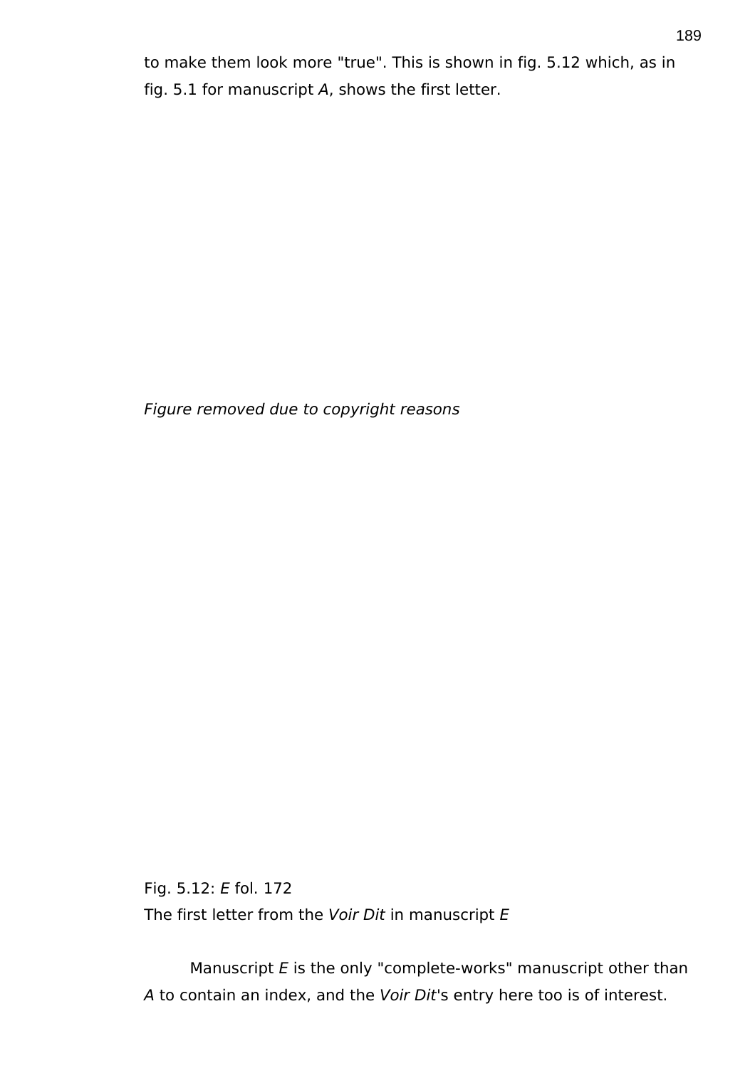to make them look more "true". This is shown in fig. 5.12 which, as in fig. 5.1 for manuscript *A*, shows the first letter.

*Figure removed due to copyright reasons*

Fig. 5.12: *E* fol. 172
The first letter from the *Voir Dit* in manuscript *E*

Manuscript *E* is the only "complete-works" manuscript other than *A* to contain an index, and the *Voir Dit*'s entry here too is of interest.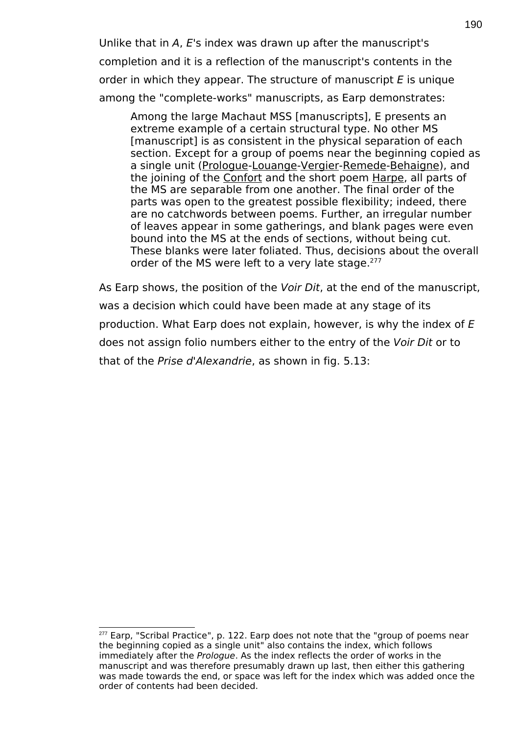Unlike that in *A*, *E*'s index was drawn up after the manuscript's completion and it is a reflection of the manuscript's contents in the order in which they appear. The structure of manuscript *E* is unique among the "complete-works" manuscripts, as Earp demonstrates:

> Among the large Machaut MSS [manuscripts], E presents an extreme example of a certain structural type. No other MS [manuscript] is as consistent in the physical separation of each section. Except for a group of poems near the beginning copied as a single unit (<u>Prologue</u>-<u>Louange</u>-<u>Vergier</u>-<u>Remede</u>-<u>Behaigne</u>), and the joining of the <u>Confort</u> and the short poem <u>Harpe</u>, all parts of the MS are separable from one another. The final order of the parts was open to the greatest possible flexibility; indeed, there are no catchwords between poems. Further, an irregular number of leaves appear in some gatherings, and blank pages were even bound into the MS at the ends of sections, without being cut. These blanks were later foliated. Thus, decisions about the overall order of the MS were left to a very late stage.[277]

As Earp shows, the position of the *Voir Dit*, at the end of the manuscript, was a decision which could have been made at any stage of its production. What Earp does not explain, however, is why the index of *E* does not assign folio numbers either to the entry of the *Voir Dit* or to that of the *Prise d'Alexandrie*, as shown in fig. 5.13:

[277] Earp, "Scribal Practice", p. 122. Earp does not note that the "group of poems near the beginning copied as a single unit" also contains the index, which follows immediately after the *Prologue*. As the index reflects the order of works in the manuscript and was therefore presumably drawn up last, then either this gathering was made towards the end, or space was left for the index which was added once the order of contents had been decided.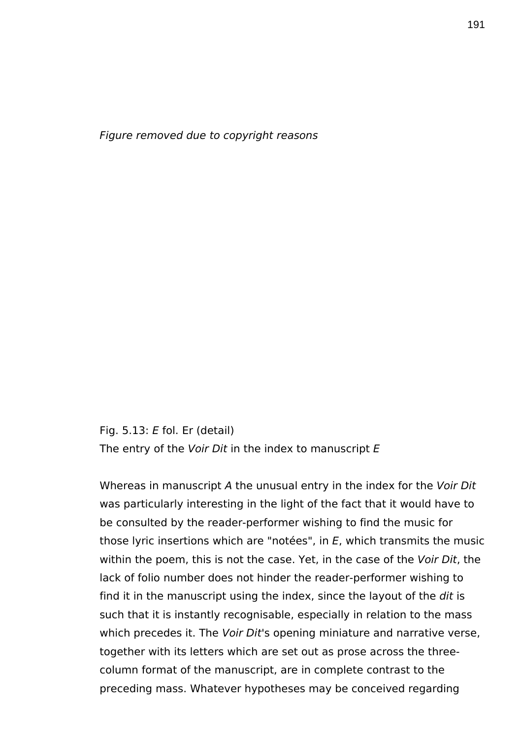*Figure removed due to copyright reasons*

Fig. 5.13: *E* fol. Er (detail)
The entry of the *Voir Dit* in the index to manuscript *E*

Whereas in manuscript *A* the unusual entry in the index for the *Voir Dit* was particularly interesting in the light of the fact that it would have to be consulted by the reader-performer wishing to find the music for those lyric insertions which are "notées", in *E*, which transmits the music within the poem, this is not the case. Yet, in the case of the *Voir Dit*, the lack of folio number does not hinder the reader-performer wishing to find it in the manuscript using the index, since the layout of the *dit* is such that it is instantly recognisable, especially in relation to the mass which precedes it. The *Voir Dit*'s opening miniature and narrative verse, together with its letters which are set out as prose across the three-column format of the manuscript, are in complete contrast to the preceding mass. Whatever hypotheses may be conceived regarding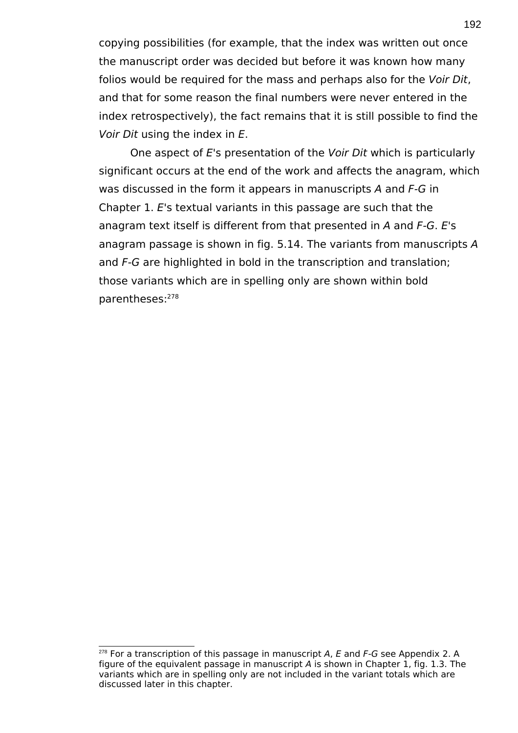copying possibilities (for example, that the index was written out once the manuscript order was decided but before it was known how many folios would be required for the mass and perhaps also for the *Voir Dit*, and that for some reason the final numbers were never entered in the index retrospectively), the fact remains that it is still possible to find the *Voir Dit* using the index in *E*.

One aspect of *E*'s presentation of the *Voir Dit* which is particularly significant occurs at the end of the work and affects the anagram, which was discussed in the form it appears in manuscripts *A* and *F-G* in Chapter 1. *E*'s textual variants in this passage are such that the anagram text itself is different from that presented in *A* and *F-G*. *E*'s anagram passage is shown in fig. 5.14. The variants from manuscripts *A* and *F-G* are highlighted in bold in the transcription and translation; those variants which are in spelling only are shown within bold parentheses:[278]

[278] For a transcription of this passage in manuscript *A*, *E* and *F-G* see Appendix 2. A figure of the equivalent passage in manuscript *A* is shown in Chapter 1, fig. 1.3. The variants which are in spelling only are not included in the variant totals which are discussed later in this chapter.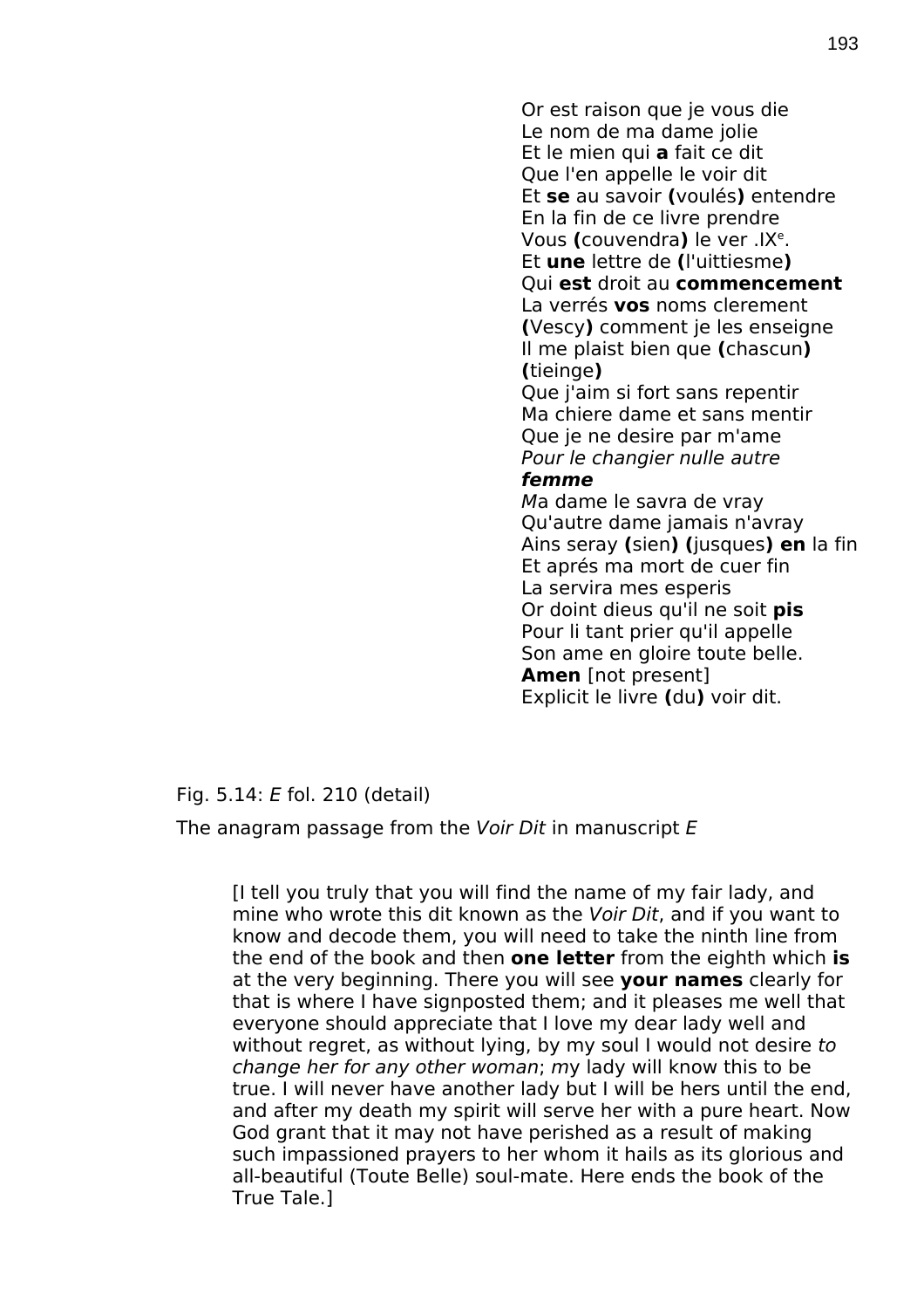Or est raison que je vous die
Le nom de ma dame jolie
Et le mien qui **a** fait ce dit
Que l'en appelle le voir dit
Et **se** au savoir **(**voulés**)** entendre
En la fin de ce livre prendre
Vous **(**couvendra**)** le ver .IX^e^.
Et **une** lettre de **(**l'uittiesme**)**
Qui **est** droit au **commencement**
La verrés **vos** noms clerement
**(**Vescy**)** comment je les enseigne
Il me plaist bien que **(**chascun**)** **(**tieinge**)**
Que j'aim si fort sans repentir
Ma chiere dame et sans mentir
Que je ne desire par m'ame
*Pour le changier nulle autre* ***femme***
*M*a dame le savra de vray
Qu'autre dame jamais n'avray
Ains seray **(**sien**)** **(**jusques**)** **en** la fin
Et aprés ma mort de cuer fin
La servira mes esperis
Or doint dieus qu'il ne soit **pis**
Pour li tant prier qu'il appelle
Son ame en gloire toute belle.
**Amen** [not present]
Explicit le livre **(**du**)** voir dit.

Fig. 5.14: *E* fol. 210 (detail)

The anagram passage from the *Voir Dit* in manuscript *E*

> [I tell you truly that you will find the name of my fair lady, and mine who wrote this dit known as the *Voir Dit*, and if you want to know and decode them, you will need to take the ninth line from the end of the book and then **one letter** from the eighth which **is** at the very beginning. There you will see **your names** clearly for that is where I have signposted them; and it pleases me well that everyone should appreciate that I love my dear lady well and without regret, as without lying, by my soul I would not desire *to change her for any other woman*; *m*y lady will know this to be true. I will never have another lady but I will be hers until the end, and after my death my spirit will serve her with a pure heart. Now God grant that it may not have perished as a result of making such impassioned prayers to her whom it hails as its glorious and all-beautiful (Toute Belle) soul-mate. Here ends the book of the True Tale.]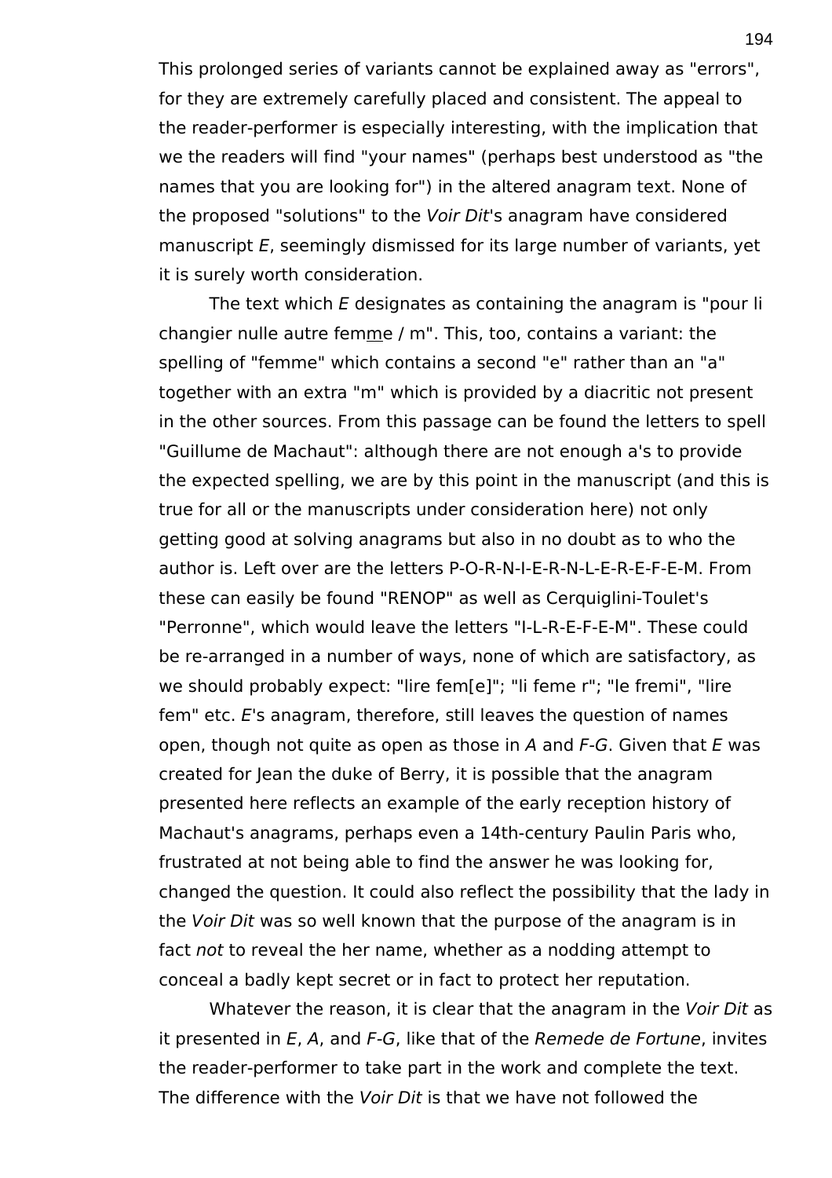This prolonged series of variants cannot be explained away as "errors", for they are extremely carefully placed and consistent. The appeal to the reader-performer is especially interesting, with the implication that we the readers will find "your names" (perhaps best understood as "the names that you are looking for") in the altered anagram text. None of the proposed "solutions" to the *Voir Dit*'s anagram have considered manuscript *E*, seemingly dismissed for its large number of variants, yet it is surely worth consideration.

The text which *E* designates as containing the anagram is "pour li changier nulle autre fem<u>m</u>e / m". This, too, contains a variant: the spelling of "femme" which contains a second "e" rather than an "a" together with an extra "m" which is provided by a diacritic not present in the other sources. From this passage can be found the letters to spell "Guillume de Machaut": although there are not enough a's to provide the expected spelling, we are by this point in the manuscript (and this is true for all or the manuscripts under consideration here) not only getting good at solving anagrams but also in no doubt as to who the author is. Left over are the letters P-O-R-N-I-E-R-N-L-E-R-E-F-E-M. From these can easily be found "RENOP" as well as Cerquiglini-Toulet's "Perronne", which would leave the letters "I-L-R-E-F-E-M". These could be re-arranged in a number of ways, none of which are satisfactory, as we should probably expect: "lire fem[e]"; "li feme r"; "le fremi", "lire fem" etc. *E*'s anagram, therefore, still leaves the question of names open, though not quite as open as those in *A* and *F-G*. Given that *E* was created for Jean the duke of Berry, it is possible that the anagram presented here reflects an example of the early reception history of Machaut's anagrams, perhaps even a 14th-century Paulin Paris who, frustrated at not being able to find the answer he was looking for, changed the question. It could also reflect the possibility that the lady in the *Voir Dit* was so well known that the purpose of the anagram is in fact *not* to reveal the her name, whether as a nodding attempt to conceal a badly kept secret or in fact to protect her reputation.

Whatever the reason, it is clear that the anagram in the *Voir Dit* as it presented in *E*, *A*, and *F-G*, like that of the *Remede de Fortune*, invites the reader-performer to take part in the work and complete the text. The difference with the *Voir Dit* is that we have not followed the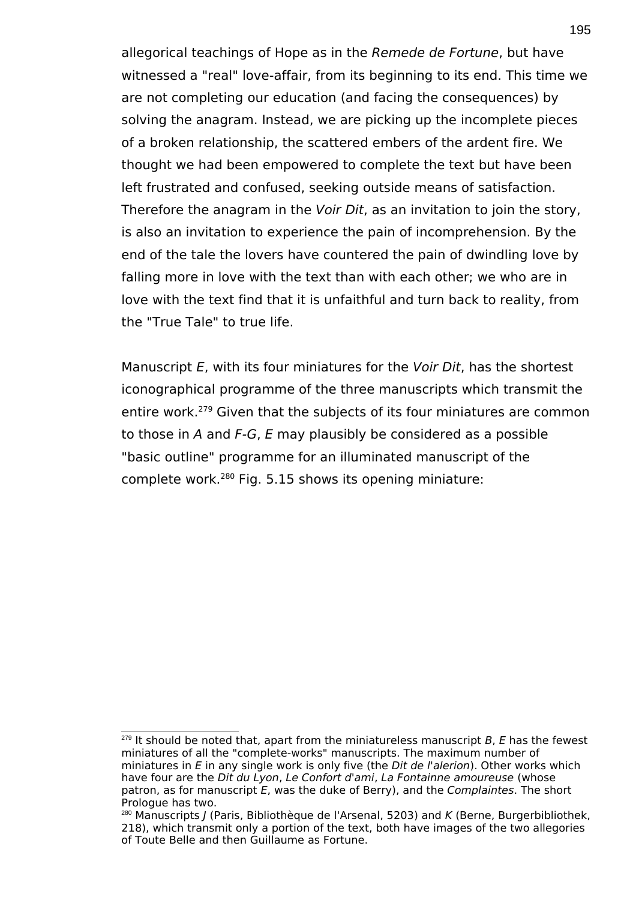allegorical teachings of Hope as in the *Remede de Fortune*, but have witnessed a "real" love-affair, from its beginning to its end. This time we are not completing our education (and facing the consequences) by solving the anagram. Instead, we are picking up the incomplete pieces of a broken relationship, the scattered embers of the ardent fire. We thought we had been empowered to complete the text but have been left frustrated and confused, seeking outside means of satisfaction. Therefore the anagram in the *Voir Dit*, as an invitation to join the story, is also an invitation to experience the pain of incomprehension. By the end of the tale the lovers have countered the pain of dwindling love by falling more in love with the text than with each other; we who are in love with the text find that it is unfaithful and turn back to reality, from the "True Tale" to true life.

Manuscript *E*, with its four miniatures for the *Voir Dit*, has the shortest iconographical programme of the three manuscripts which transmit the entire work.[279] Given that the subjects of its four miniatures are common to those in *A* and *F-G*, *E* may plausibly be considered as a possible "basic outline" programme for an illuminated manuscript of the complete work.[280] Fig. 5.15 shows its opening miniature:

---

[279] It should be noted that, apart from the miniatureless manuscript *B*, *E* has the fewest miniatures of all the "complete-works" manuscripts. The maximum number of miniatures in *E* in any single work is only five (the *Dit de l'alerion*). Other works which have four are the *Dit du Lyon*, *Le Confort d'ami*, *La Fontainne amoureuse* (whose patron, as for manuscript *E*, was the duke of Berry), and the *Complaintes*. The short Prologue has two.

[280] Manuscripts *J* (Paris, Bibliothèque de l'Arsenal, 5203) and *K* (Berne, Burgerbibliothek, 218), which transmit only a portion of the text, both have images of the two allegories of Toute Belle and then Guillaume as Fortune.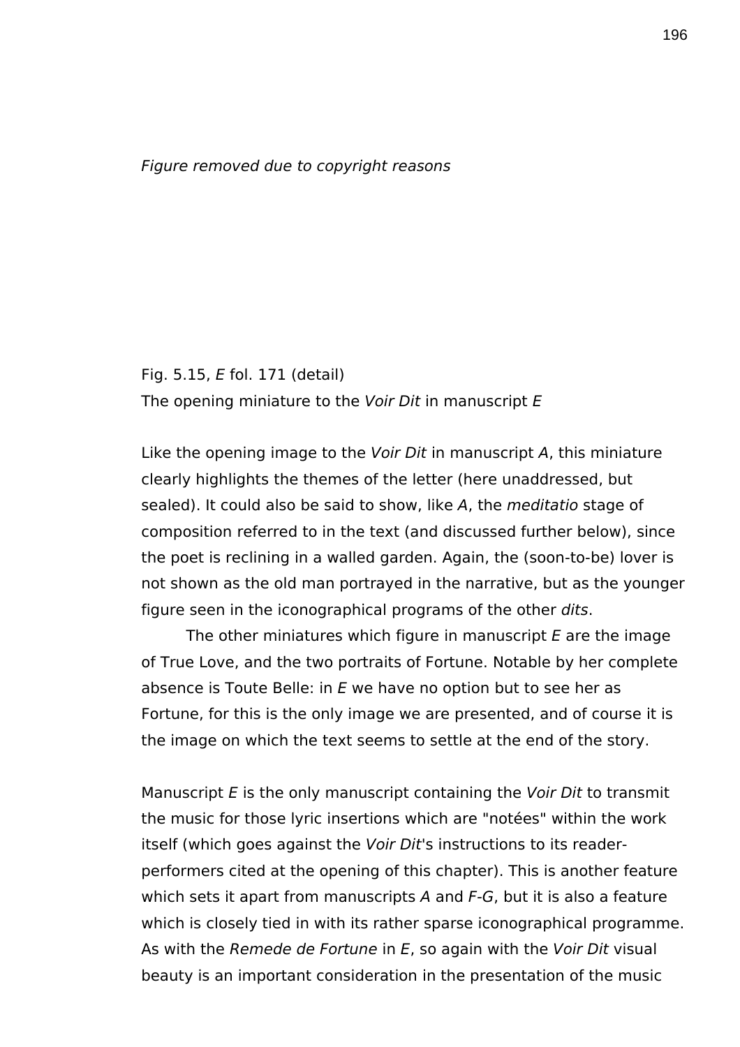*Figure removed due to copyright reasons*

Fig. 5.15, *E* fol. 171 (detail)
The opening miniature to the *Voir Dit* in manuscript *E*

Like the opening image to the *Voir Dit* in manuscript *A*, this miniature clearly highlights the themes of the letter (here unaddressed, but sealed). It could also be said to show, like *A*, the *meditatio* stage of composition referred to in the text (and discussed further below), since the poet is reclining in a walled garden. Again, the (soon-to-be) lover is not shown as the old man portrayed in the narrative, but as the younger figure seen in the iconographical programs of the other *dits*.

The other miniatures which figure in manuscript *E* are the image of True Love, and the two portraits of Fortune. Notable by her complete absence is Toute Belle: in *E* we have no option but to see her as Fortune, for this is the only image we are presented, and of course it is the image on which the text seems to settle at the end of the story.

Manuscript *E* is the only manuscript containing the *Voir Dit* to transmit the music for those lyric insertions which are "notées" within the work itself (which goes against the *Voir Dit*'s instructions to its reader-performers cited at the opening of this chapter). This is another feature which sets it apart from manuscripts *A* and *F-G*, but it is also a feature which is closely tied in with its rather sparse iconographical programme. As with the *Remede de Fortune* in *E*, so again with the *Voir Dit* visual beauty is an important consideration in the presentation of the music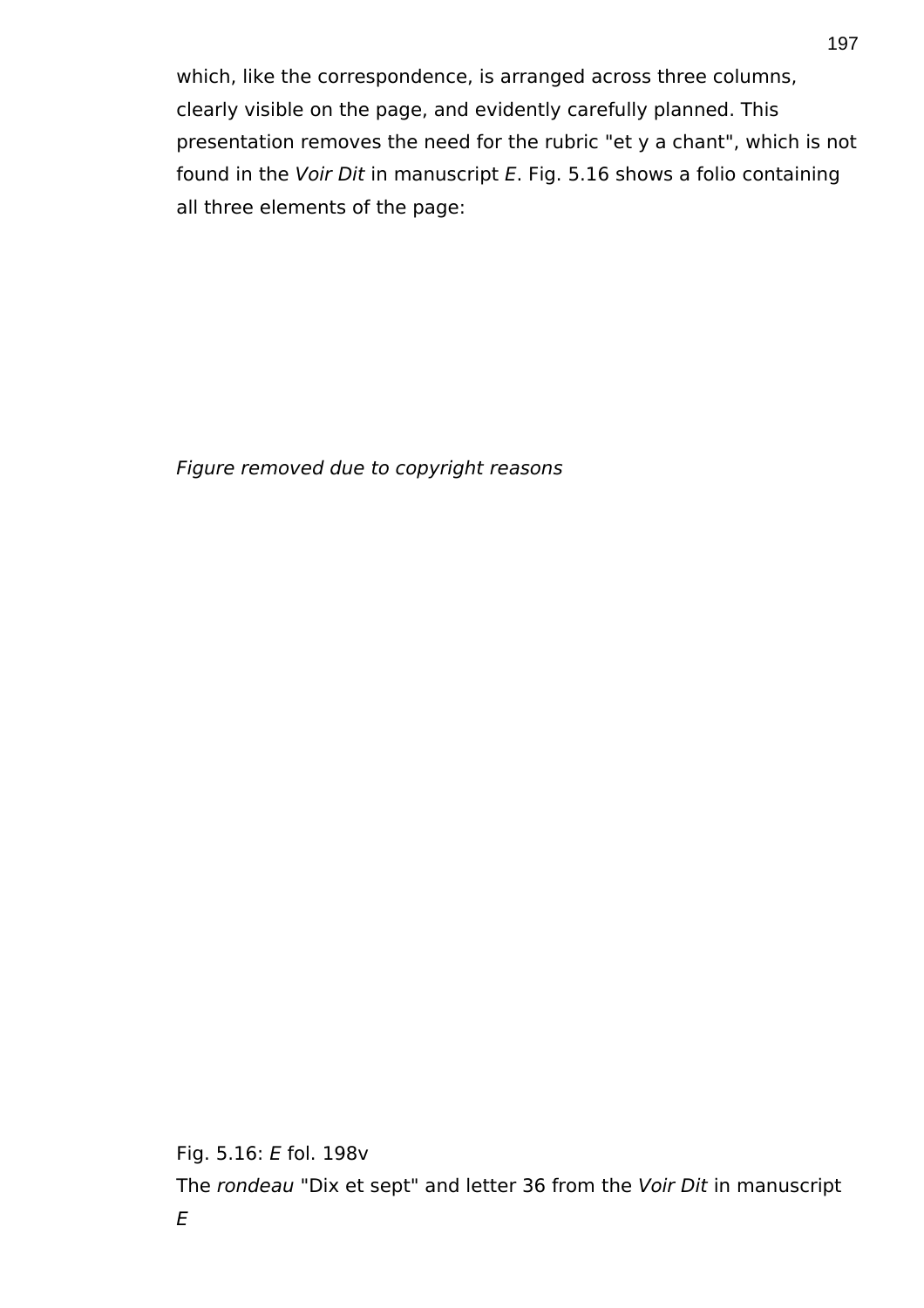which, like the correspondence, is arranged across three columns, clearly visible on the page, and evidently carefully planned. This presentation removes the need for the rubric "et y a chant", which is not found in the *Voir Dit* in manuscript *E*. Fig. 5.16 shows a folio containing all three elements of the page:

*Figure removed due to copyright reasons*

Fig. 5.16: *E* fol. 198v
The *rondeau* "Dix et sept" and letter 36 from the *Voir Dit* in manuscript *E*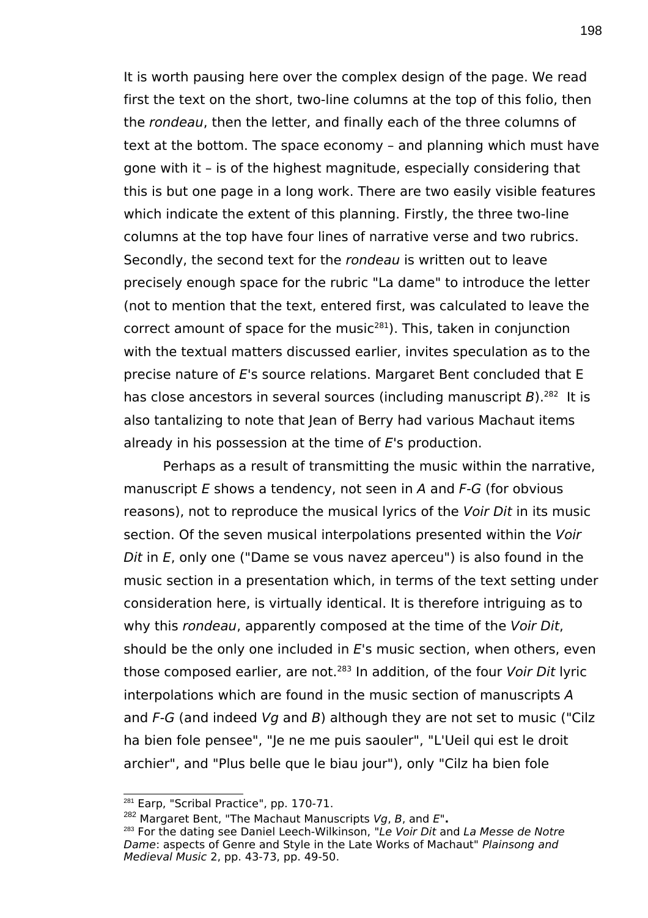It is worth pausing here over the complex design of the page. We read first the text on the short, two-line columns at the top of this folio, then the *rondeau*, then the letter, and finally each of the three columns of text at the bottom. The space economy – and planning which must have gone with it – is of the highest magnitude, especially considering that this is but one page in a long work. There are two easily visible features which indicate the extent of this planning. Firstly, the three two-line columns at the top have four lines of narrative verse and two rubrics. Secondly, the second text for the *rondeau* is written out to leave precisely enough space for the rubric "La dame" to introduce the letter (not to mention that the text, entered first, was calculated to leave the correct amount of space for the music[281]). This, taken in conjunction with the textual matters discussed earlier, invites speculation as to the precise nature of *E*'s source relations. Margaret Bent concluded that E has close ancestors in several sources (including manuscript *B*).[282] It is also tantalizing to note that Jean of Berry had various Machaut items already in his possession at the time of *E*'s production.

Perhaps as a result of transmitting the music within the narrative, manuscript *E* shows a tendency, not seen in *A* and *F-G* (for obvious reasons), not to reproduce the musical lyrics of the *Voir Dit* in its music section. Of the seven musical interpolations presented within the *Voir Dit* in *E*, only one ("Dame se vous navez aperceu") is also found in the music section in a presentation which, in terms of the text setting under consideration here, is virtually identical. It is therefore intriguing as to why this *rondeau*, apparently composed at the time of the *Voir Dit*, should be the only one included in *E*'s music section, when others, even those composed earlier, are not.[283] In addition, of the four *Voir Dit* lyric interpolations which are found in the music section of manuscripts *A* and *F-G* (and indeed *Vg* and *B*) although they are not set to music ("Cilz ha bien fole pensee", "Je ne me puis saouler", "L'Ueil qui est le droit archier", and "Plus belle que le biau jour"), only "Cilz ha bien fole

---

[281] Earp, "Scribal Practice", pp. 170-71.

[282] Margaret Bent, "The Machaut Manuscripts *Vg*, *B*, and *E*"**.**

[283] For the dating see Daniel Leech-Wilkinson, "*Le Voir Dit* and *La Messe de Notre Dame*: aspects of Genre and Style in the Late Works of Machaut" *Plainsong and Medieval Music* 2, pp. 43-73, pp. 49-50.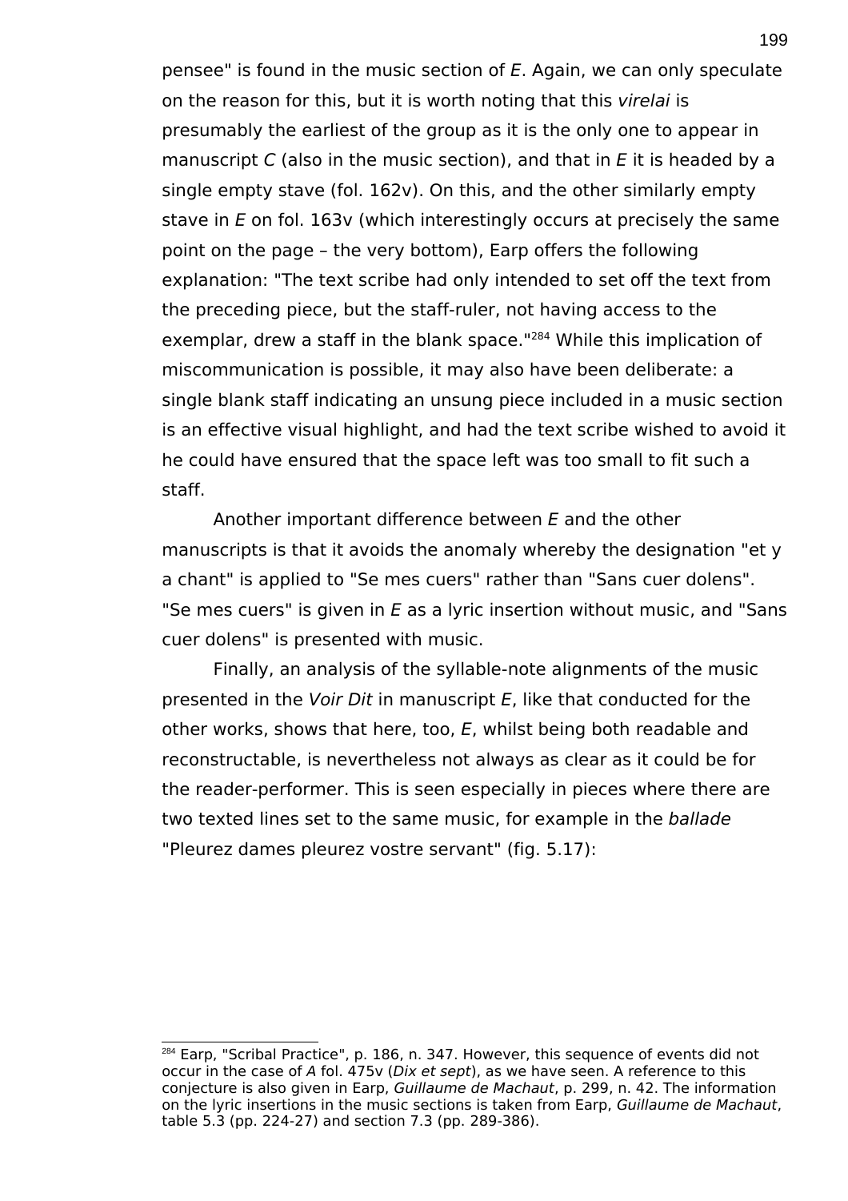pensee" is found in the music section of *E*. Again, we can only speculate on the reason for this, but it is worth noting that this *virelai* is presumably the earliest of the group as it is the only one to appear in manuscript *C* (also in the music section), and that in *E* it is headed by a single empty stave (fol. 162v). On this, and the other similarly empty stave in *E* on fol. 163v (which interestingly occurs at precisely the same point on the page – the very bottom), Earp offers the following explanation: "The text scribe had only intended to set off the text from the preceding piece, but the staff-ruler, not having access to the exemplar, drew a staff in the blank space."[284] While this implication of miscommunication is possible, it may also have been deliberate: a single blank staff indicating an unsung piece included in a music section is an effective visual highlight, and had the text scribe wished to avoid it he could have ensured that the space left was too small to fit such a staff.

Another important difference between *E* and the other manuscripts is that it avoids the anomaly whereby the designation "et y a chant" is applied to "Se mes cuers" rather than "Sans cuer dolens". "Se mes cuers" is given in *E* as a lyric insertion without music, and "Sans cuer dolens" is presented with music.

Finally, an analysis of the syllable-note alignments of the music presented in the *Voir Dit* in manuscript *E*, like that conducted for the other works, shows that here, too, *E*, whilst being both readable and reconstructable, is nevertheless not always as clear as it could be for the reader-performer. This is seen especially in pieces where there are two texted lines set to the same music, for example in the *ballade* "Pleurez dames pleurez vostre servant" (fig. 5.17):

[284] Earp, "Scribal Practice", p. 186, n. 347. However, this sequence of events did not occur in the case of *A* fol. 475v (*Dix et sept*), as we have seen. A reference to this conjecture is also given in Earp, *Guillaume de Machaut*, p. 299, n. 42. The information on the lyric insertions in the music sections is taken from Earp, *Guillaume de Machaut*, table 5.3 (pp. 224-27) and section 7.3 (pp. 289-386).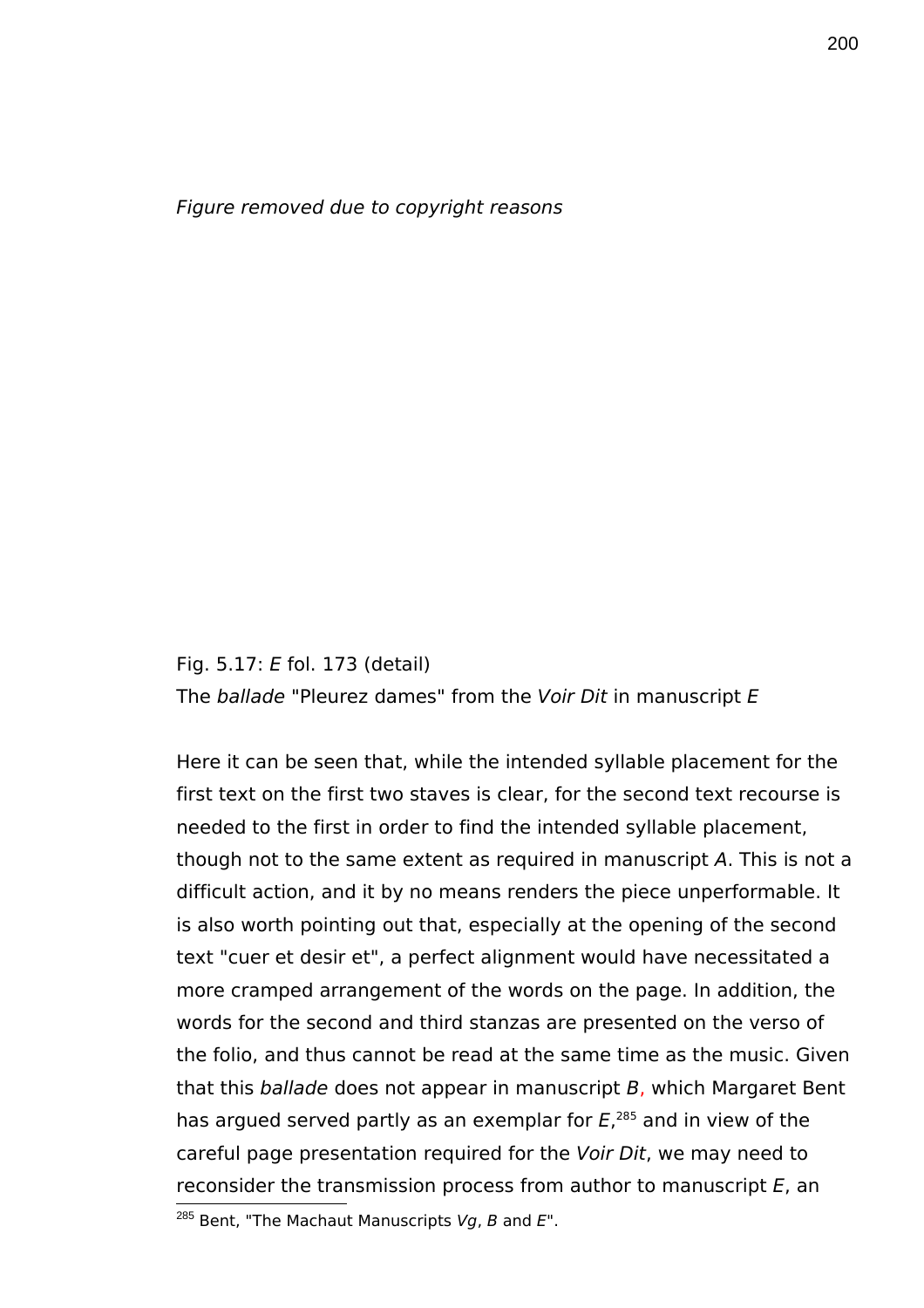*Figure removed due to copyright reasons*

Fig. 5.17: *E* fol. 173 (detail)
The *ballade* "Pleurez dames" from the *Voir Dit* in manuscript *E*

Here it can be seen that, while the intended syllable placement for the first text on the first two staves is clear, for the second text recourse is needed to the first in order to find the intended syllable placement, though not to the same extent as required in manuscript *A*. This is not a difficult action, and it by no means renders the piece unperformable. It is also worth pointing out that, especially at the opening of the second text "cuer et desir et", a perfect alignment would have necessitated a more cramped arrangement of the words on the page. In addition, the words for the second and third stanzas are presented on the verso of the folio, and thus cannot be read at the same time as the music. Given that this *ballade* does not appear in manuscript *B*, which Margaret Bent has argued served partly as an exemplar for *E*,[285] and in view of the careful page presentation required for the *Voir Dit*, we may need to reconsider the transmission process from author to manuscript *E*, an

[285] Bent, "The Machaut Manuscripts *Vg*, *B* and *E*".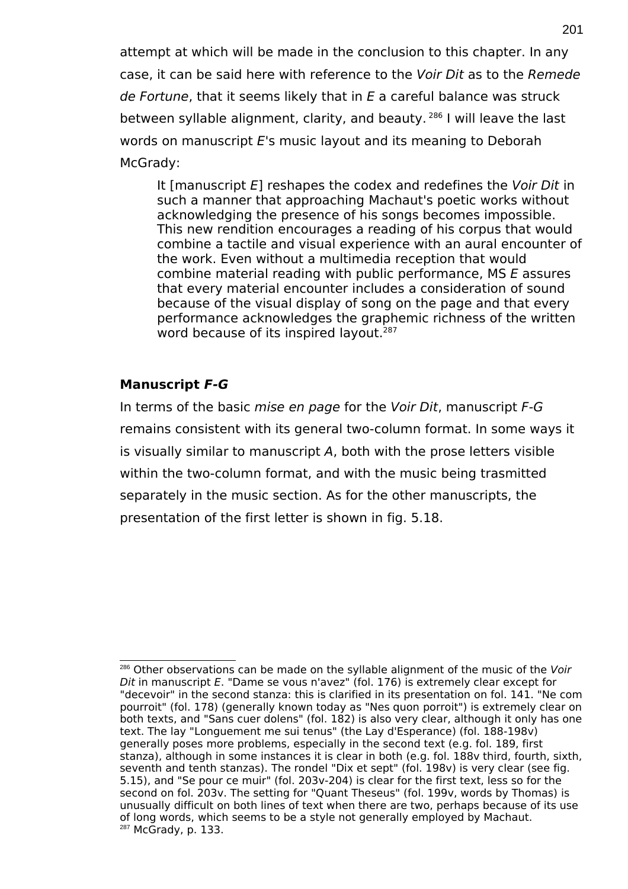attempt at which will be made in the conclusion to this chapter. In any case, it can be said here with reference to the *Voir Dit* as to the *Remede de Fortune*, that it seems likely that in *E* a careful balance was struck between syllable alignment, clarity, and beauty.[286] I will leave the last words on manuscript *E*'s music layout and its meaning to Deborah McGrady:

> It [manuscript *E*] reshapes the codex and redefines the *Voir Dit* in such a manner that approaching Machaut's poetic works without acknowledging the presence of his songs becomes impossible. This new rendition encourages a reading of his corpus that would combine a tactile and visual experience with an aural encounter of the work. Even without a multimedia reception that would combine material reading with public performance, MS *E* assures that every material encounter includes a consideration of sound because of the visual display of song on the page and that every performance acknowledges the graphemic richness of the written word because of its inspired layout.[287]

**Manuscript *F-G***

In terms of the basic *mise en page* for the *Voir Dit*, manuscript *F-G* remains consistent with its general two-column format. In some ways it is visually similar to manuscript *A*, both with the prose letters visible within the two-column format, and with the music being trasmitted separately in the music section. As for the other manuscripts, the presentation of the first letter is shown in fig. 5.18.

[286] Other observations can be made on the syllable alignment of the music of the *Voir Dit* in manuscript *E*. "Dame se vous n'avez" (fol. 176) is extremely clear except for "decevoir" in the second stanza: this is clarified in its presentation on fol. 141. "Ne com pourroit" (fol. 178) (generally known today as "Nes quon porroit") is extremely clear on both texts, and "Sans cuer dolens" (fol. 182) is also very clear, although it only has one text. The lay "Longuement me sui tenus" (the Lay d'Esperance) (fol. 188-198v) generally poses more problems, especially in the second text (e.g. fol. 189, first stanza), although in some instances it is clear in both (e.g. fol. 188v third, fourth, sixth, seventh and tenth stanzas). The rondel "Dix et sept" (fol. 198v) is very clear (see fig. 5.15), and "Se pour ce muir" (fol. 203v-204) is clear for the first text, less so for the second on fol. 203v. The setting for "Quant Theseus" (fol. 199v, words by Thomas) is unusually difficult on both lines of text when there are two, perhaps because of its use of long words, which seems to be a style not generally employed by Machaut.

[287] McGrady, p. 133.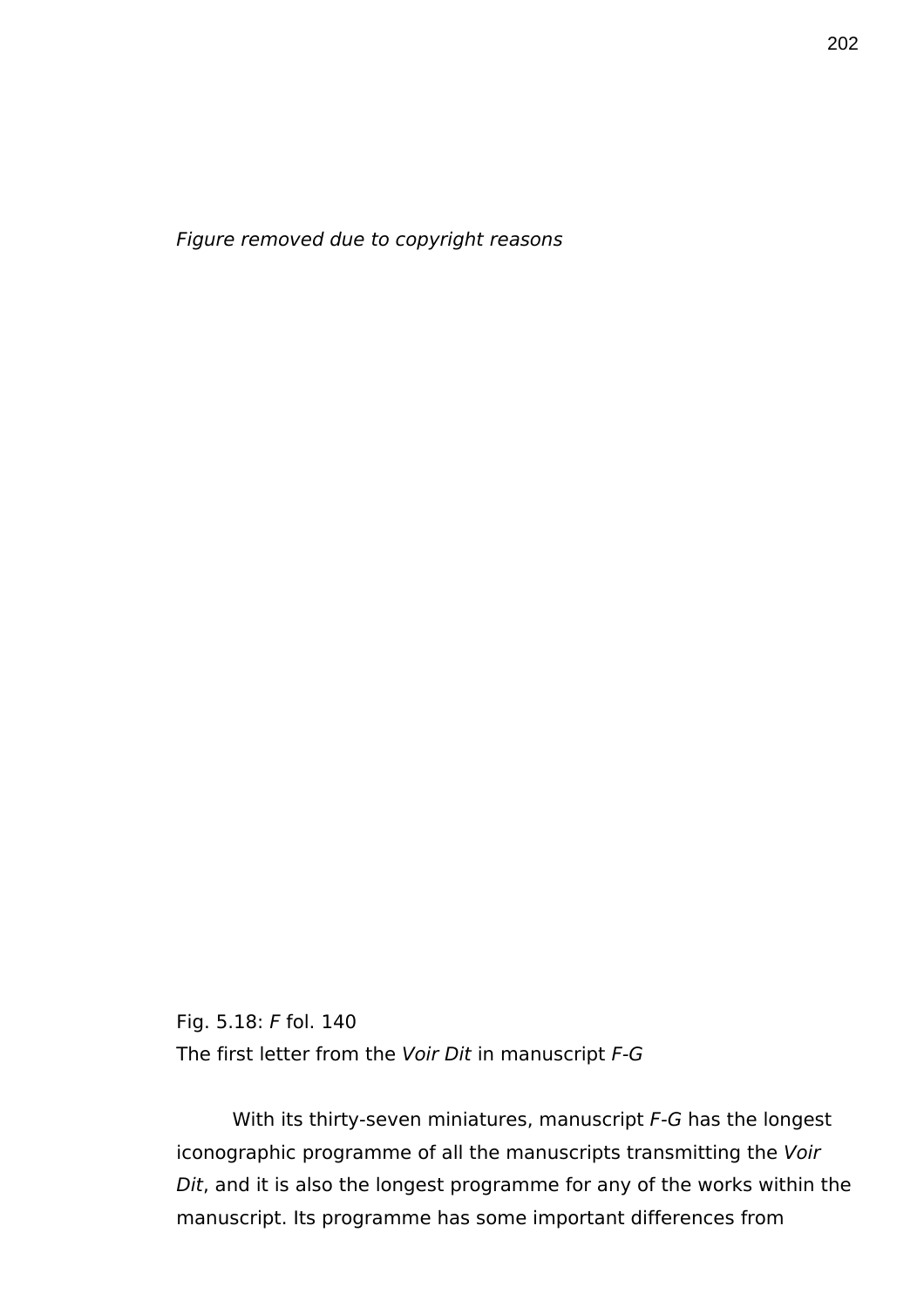*Figure removed due to copyright reasons*

Fig. 5.18: *F* fol. 140
The first letter from the *Voir Dit* in manuscript *F-G*

With its thirty-seven miniatures, manuscript *F-G* has the longest iconographic programme of all the manuscripts transmitting the *Voir Dit*, and it is also the longest programme for any of the works within the manuscript. Its programme has some important differences from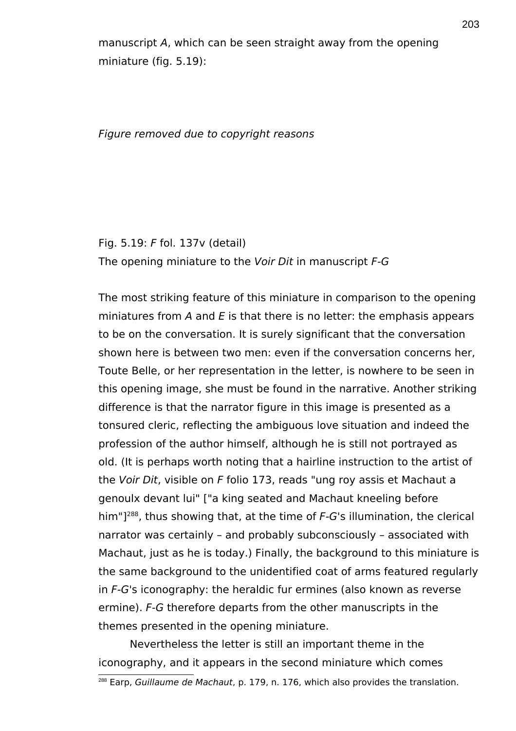manuscript *A*, which can be seen straight away from the opening miniature (fig. 5.19):

*Figure removed due to copyright reasons*

Fig. 5.19: *F* fol. 137v (detail)
The opening miniature to the *Voir Dit* in manuscript *F-G*

The most striking feature of this miniature in comparison to the opening miniatures from *A* and *E* is that there is no letter: the emphasis appears to be on the conversation. It is surely significant that the conversation shown here is between two men: even if the conversation concerns her, Toute Belle, or her representation in the letter, is nowhere to be seen in this opening image, she must be found in the narrative. Another striking difference is that the narrator figure in this image is presented as a tonsured cleric, reflecting the ambiguous love situation and indeed the profession of the author himself, although he is still not portrayed as old. (It is perhaps worth noting that a hairline instruction to the artist of the *Voir Dit*, visible on *F* folio 173, reads "ung roy assis et Machaut a genoulx devant lui" ["a king seated and Machaut kneeling before him"][288], thus showing that, at the time of *F-G*'s illumination, the clerical narrator was certainly – and probably subconsciously – associated with Machaut, just as he is today.) Finally, the background to this miniature is the same background to the unidentified coat of arms featured regularly in *F-G*'s iconography: the heraldic fur ermines (also known as reverse ermine). *F-G* therefore departs from the other manuscripts in the themes presented in the opening miniature.

Nevertheless the letter is still an important theme in the iconography, and it appears in the second miniature which comes

[288] Earp, *Guillaume de Machaut*, p. 179, n. 176, which also provides the translation.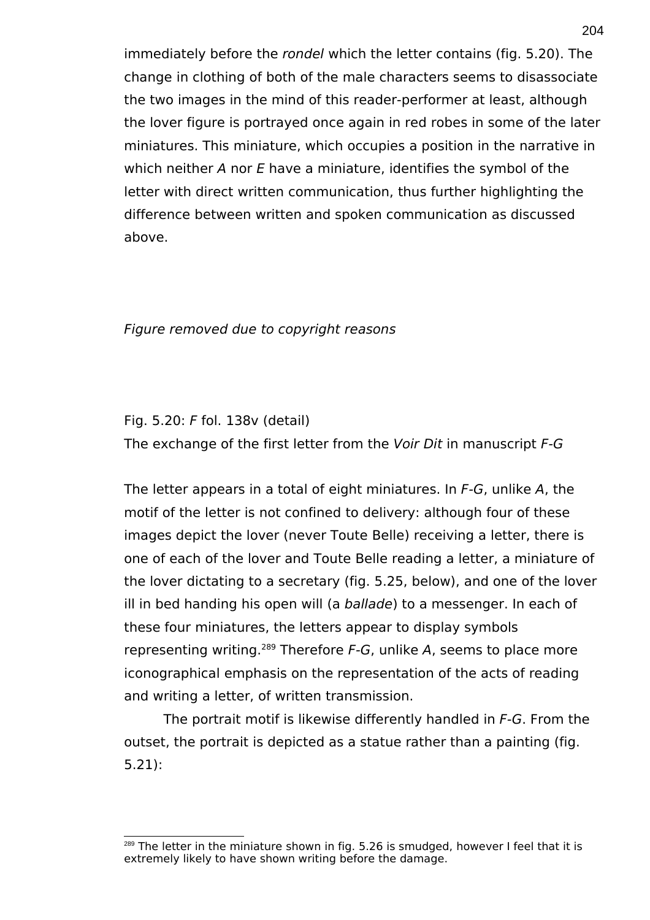immediately before the *rondel* which the letter contains (fig. 5.20). The change in clothing of both of the male characters seems to disassociate the two images in the mind of this reader-performer at least, although the lover figure is portrayed once again in red robes in some of the later miniatures. This miniature, which occupies a position in the narrative in which neither *A* nor *E* have a miniature, identifies the symbol of the letter with direct written communication, thus further highlighting the difference between written and spoken communication as discussed above.

*Figure removed due to copyright reasons*

Fig. 5.20: *F* fol. 138v (detail)
The exchange of the first letter from the *Voir Dit* in manuscript *F-G*

The letter appears in a total of eight miniatures. In *F-G*, unlike *A*, the motif of the letter is not confined to delivery: although four of these images depict the lover (never Toute Belle) receiving a letter, there is one of each of the lover and Toute Belle reading a letter, a miniature of the lover dictating to a secretary (fig. 5.25, below), and one of the lover ill in bed handing his open will (a *ballade*) to a messenger. In each of these four miniatures, the letters appear to display symbols representing writing.[289] Therefore *F-G*, unlike *A*, seems to place more iconographical emphasis on the representation of the acts of reading and writing a letter, of written transmission.

The portrait motif is likewise differently handled in *F-G*. From the outset, the portrait is depicted as a statue rather than a painting (fig. 5.21):

[289] The letter in the miniature shown in fig. 5.26 is smudged, however I feel that it is extremely likely to have shown writing before the damage.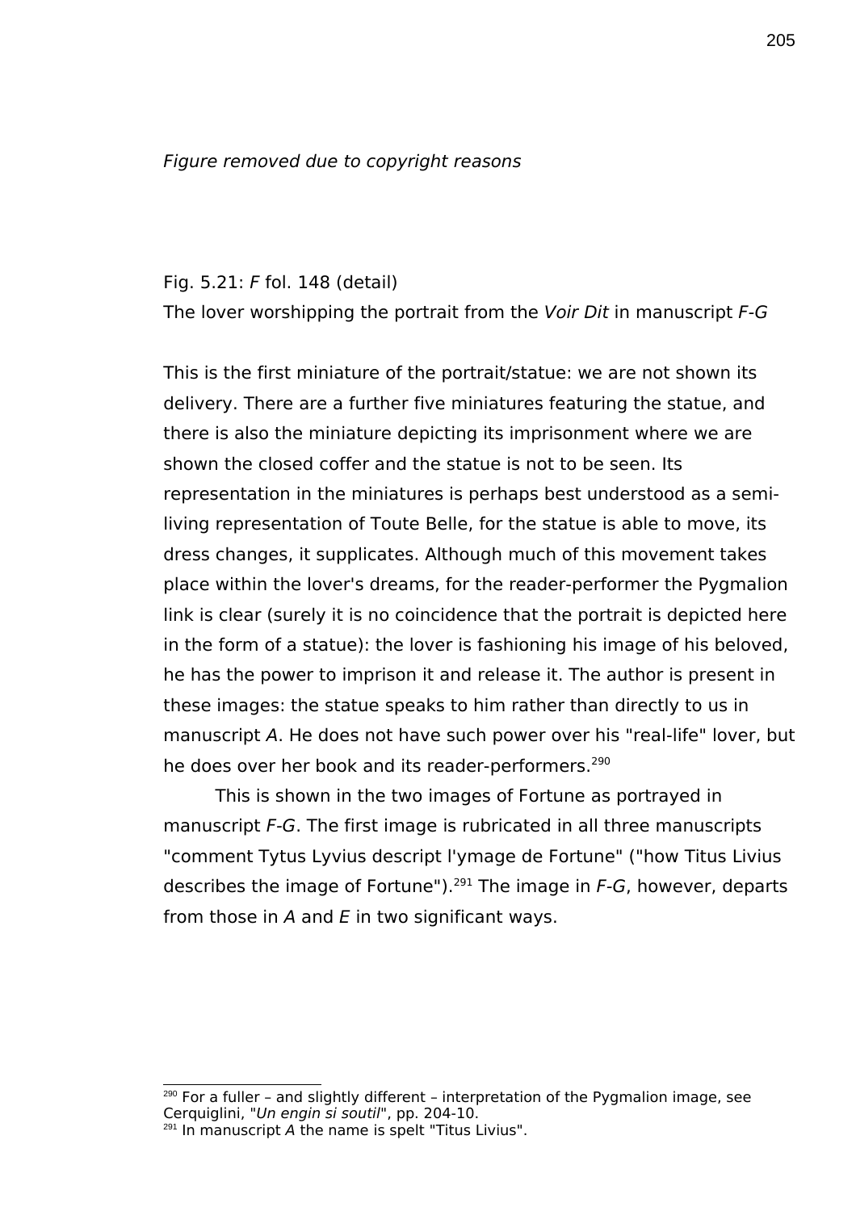*Figure removed due to copyright reasons*

Fig. 5.21: *F* fol. 148 (detail)
The lover worshipping the portrait from the *Voir Dit* in manuscript *F-G*

This is the first miniature of the portrait/statue: we are not shown its delivery. There are a further five miniatures featuring the statue, and there is also the miniature depicting its imprisonment where we are shown the closed coffer and the statue is not to be seen. Its representation in the miniatures is perhaps best understood as a semi-living representation of Toute Belle, for the statue is able to move, its dress changes, it supplicates. Although much of this movement takes place within the lover's dreams, for the reader-performer the Pygmalion link is clear (surely it is no coincidence that the portrait is depicted here in the form of a statue): the lover is fashioning his image of his beloved, he has the power to imprison it and release it. The author is present in these images: the statue speaks to him rather than directly to us in manuscript *A*. He does not have such power over his "real-life" lover, but he does over her book and its reader-performers.[290]

This is shown in the two images of Fortune as portrayed in manuscript *F-G*. The first image is rubricated in all three manuscripts "comment Tytus Lyvius descript l'ymage de Fortune" ("how Titus Livius describes the image of Fortune").[291] The image in *F-G*, however, departs from those in *A* and *E* in two significant ways.

---

[290] For a fuller – and slightly different – interpretation of the Pygmalion image, see Cerquiglini, "*Un engin si soutil*", pp. 204-10.
[291] In manuscript *A* the name is spelt "Titus Livius".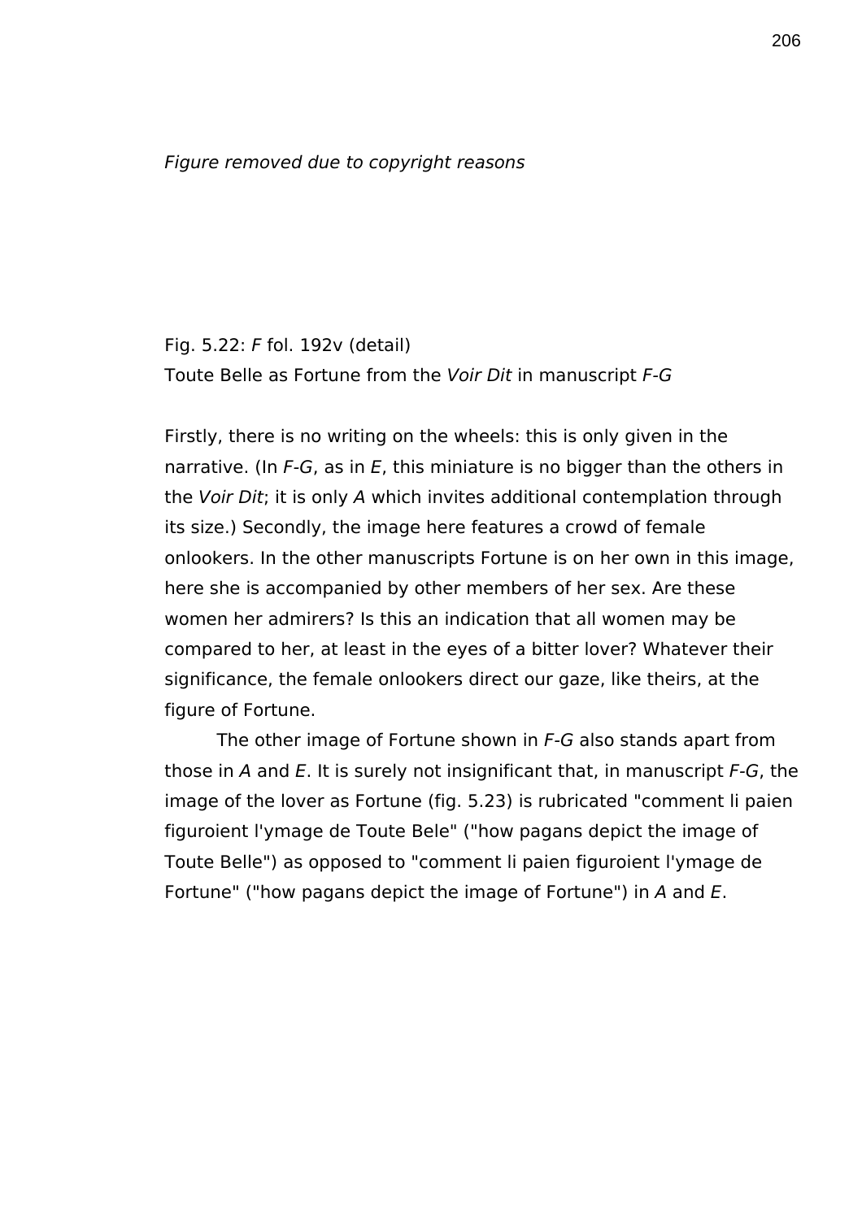*Figure removed due to copyright reasons*

Fig. 5.22: *F* fol. 192v (detail)
Toute Belle as Fortune from the *Voir Dit* in manuscript *F-G*

Firstly, there is no writing on the wheels: this is only given in the narrative. (In *F-G*, as in *E*, this miniature is no bigger than the others in the *Voir Dit*; it is only *A* which invites additional contemplation through its size.) Secondly, the image here features a crowd of female onlookers. In the other manuscripts Fortune is on her own in this image, here she is accompanied by other members of her sex. Are these women her admirers? Is this an indication that all women may be compared to her, at least in the eyes of a bitter lover? Whatever their significance, the female onlookers direct our gaze, like theirs, at the figure of Fortune.

The other image of Fortune shown in *F-G* also stands apart from those in *A* and *E*. It is surely not insignificant that, in manuscript *F-G*, the image of the lover as Fortune (fig. 5.23) is rubricated "comment li paien figuroient l'ymage de Toute Bele" ("how pagans depict the image of Toute Belle") as opposed to "comment li paien figuroient l'ymage de Fortune" ("how pagans depict the image of Fortune") in *A* and *E*.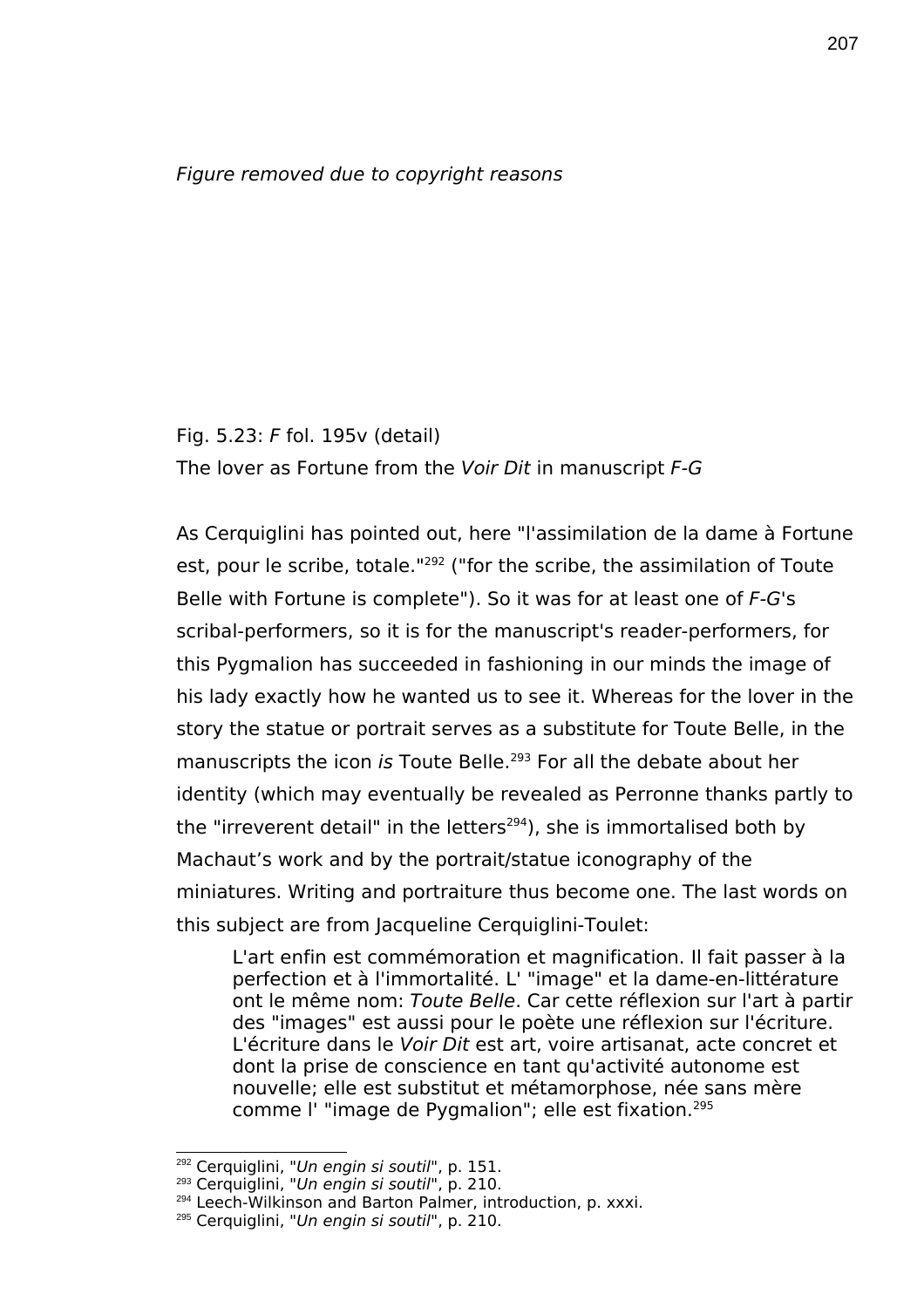*Figure removed due to copyright reasons*

Fig. 5.23: *F* fol. 195v (detail)
The lover as Fortune from the *Voir Dit* in manuscript *F-G*

As Cerquiglini has pointed out, here "l'assimilation de la dame à Fortune est, pour le scribe, totale."[292] ("for the scribe, the assimilation of Toute Belle with Fortune is complete"). So it was for at least one of *F-G*'s scribal-performers, so it is for the manuscript's reader-performers, for this Pygmalion has succeeded in fashioning in our minds the image of his lady exactly how he wanted us to see it. Whereas for the lover in the story the statue or portrait serves as a substitute for Toute Belle, in the manuscripts the icon *is* Toute Belle.[293] For all the debate about her identity (which may eventually be revealed as Perronne thanks partly to the "irreverent detail" in the letters[294]), she is immortalised both by Machaut's work and by the portrait/statue iconography of the miniatures. Writing and portraiture thus become one. The last words on this subject are from Jacqueline Cerquiglini-Toulet:

> L'art enfin est commémoration et magnification. Il fait passer à la perfection et à l'immortalité. L' "image" et la dame-en-littérature ont le même nom: *Toute Belle*. Car cette réflexion sur l'art à partir des "images" est aussi pour le poète une réflexion sur l'écriture. L'écriture dans le *Voir Dit* est art, voire artisanat, acte concret et dont la prise de conscience en tant qu'activité autonome est nouvelle; elle est substitut et métamorphose, née sans mère comme l' "image de Pygmalion"; elle est fixation.[295]

---

[292] Cerquiglini, "*Un engin si soutil*", p. 151.
[293] Cerquiglini, "*Un engin si soutil*", p. 210.
[294] Leech-Wilkinson and Barton Palmer, introduction, p. xxxi.
[295] Cerquiglini, "*Un engin si soutil*", p. 210.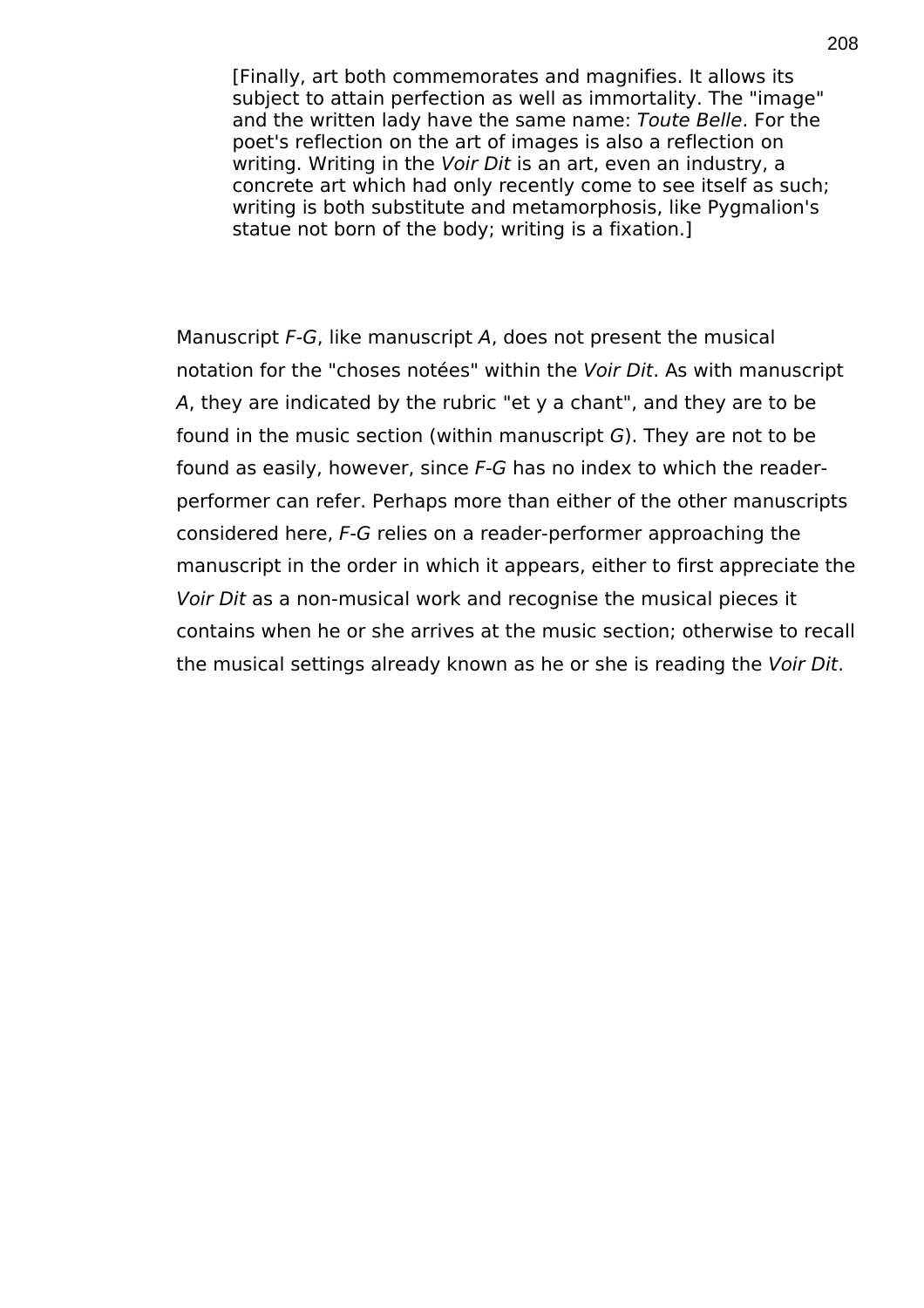> [Finally, art both commemorates and magnifies. It allows its subject to attain perfection as well as immortality. The "image" and the written lady have the same name: *Toute Belle*. For the poet's reflection on the art of images is also a reflection on writing. Writing in the *Voir Dit* is an art, even an industry, a concrete art which had only recently come to see itself as such; writing is both substitute and metamorphosis, like Pygmalion's statue not born of the body; writing is a fixation.]

Manuscript *F-G*, like manuscript *A*, does not present the musical notation for the "choses notées" within the *Voir Dit*. As with manuscript *A*, they are indicated by the rubric "et y a chant", and they are to be found in the music section (within manuscript *G*). They are not to be found as easily, however, since *F-G* has no index to which the reader-performer can refer. Perhaps more than either of the other manuscripts considered here, *F-G* relies on a reader-performer approaching the manuscript in the order in which it appears, either to first appreciate the *Voir Dit* as a non-musical work and recognise the musical pieces it contains when he or she arrives at the music section; otherwise to recall the musical settings already known as he or she is reading the *Voir Dit*.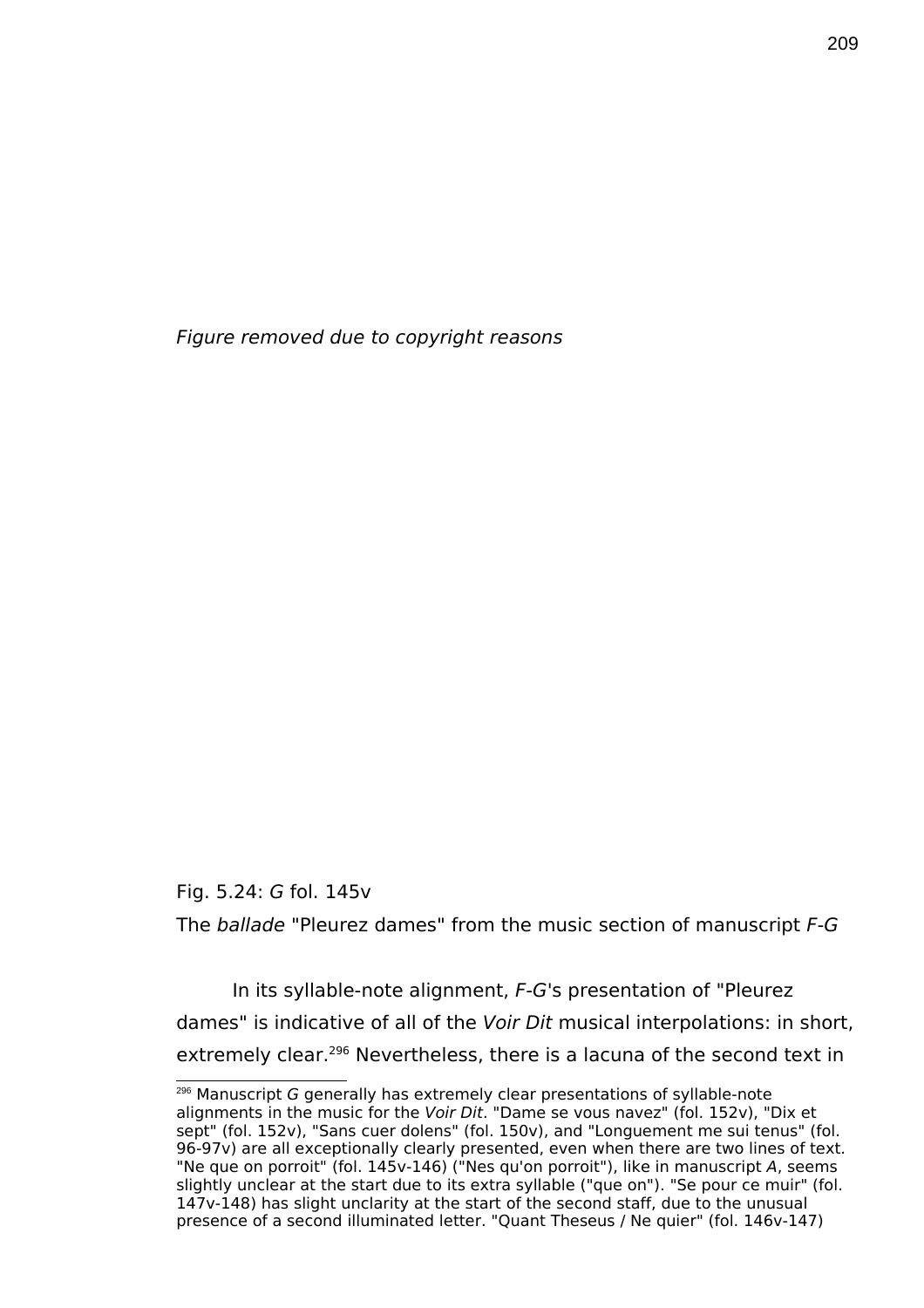*Figure removed due to copyright reasons*

Fig. 5.24: *G* fol. 145v

The *ballade* "Pleurez dames" from the music section of manuscript *F-G*

In its syllable-note alignment, *F-G*'s presentation of "Pleurez dames" is indicative of all of the *Voir Dit* musical interpolations: in short, extremely clear.[296] Nevertheless, there is a lacuna of the second text in

[296] Manuscript *G* generally has extremely clear presentations of syllable-note alignments in the music for the *Voir Dit*. "Dame se vous navez" (fol. 152v), "Dix et sept" (fol. 152v), "Sans cuer dolens" (fol. 150v), and "Longuement me sui tenus" (fol. 96-97v) are all exceptionally clearly presented, even when there are two lines of text. "Ne que on porroit" (fol. 145v-146) ("Nes qu'on porroit"), like in manuscript *A*, seems slightly unclear at the start due to its extra syllable ("que on"). "Se pour ce muir" (fol. 147v-148) has slight unclarity at the start of the second staff, due to the unusual presence of a second illuminated letter. "Quant Theseus / Ne quier" (fol. 146v-147)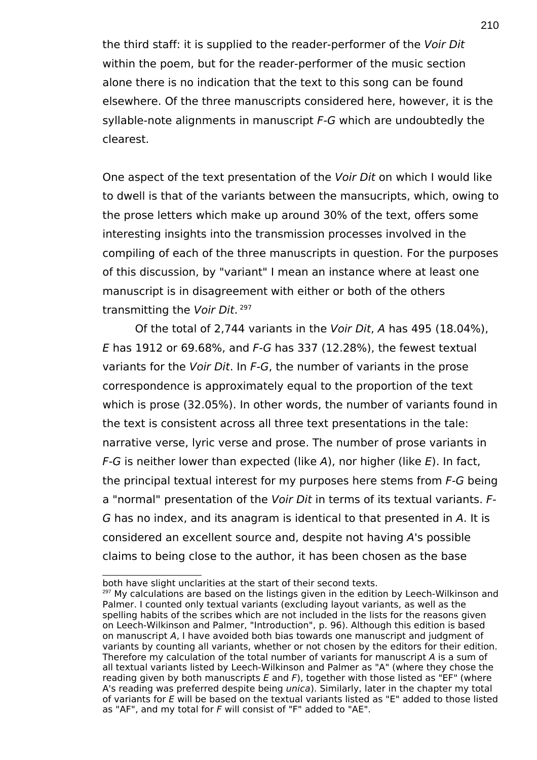the third staff: it is supplied to the reader-performer of the *Voir Dit* within the poem, but for the reader-performer of the music section alone there is no indication that the text to this song can be found elsewhere. Of the three manuscripts considered here, however, it is the syllable-note alignments in manuscript *F-G* which are undoubtedly the clearest.

One aspect of the text presentation of the *Voir Dit* on which I would like to dwell is that of the variants between the mansucripts, which, owing to the prose letters which make up around 30% of the text, offers some interesting insights into the transmission processes involved in the compiling of each of the three manuscripts in question. For the purposes of this discussion, by "variant" I mean an instance where at least one manuscript is in disagreement with either or both of the others transmitting the *Voir Dit*.[297]

Of the total of 2,744 variants in the *Voir Dit*, *A* has 495 (18.04%), *E* has 1912 or 69.68%, and *F-G* has 337 (12.28%), the fewest textual variants for the *Voir Dit*. In *F-G*, the number of variants in the prose correspondence is approximately equal to the proportion of the text which is prose (32.05%). In other words, the number of variants found in the text is consistent across all three text presentations in the tale: narrative verse, lyric verse and prose. The number of prose variants in *F-G* is neither lower than expected (like *A*), nor higher (like *E*). In fact, the principal textual interest for my purposes here stems from *F-G* being a "normal" presentation of the *Voir Dit* in terms of its textual variants. *F-G* has no index, and its anagram is identical to that presented in *A*. It is considered an excellent source and, despite not having *A*'s possible claims to being close to the author, it has been chosen as the base

---

both have slight unclarities at the start of their second texts.

[297] My calculations are based on the listings given in the edition by Leech-Wilkinson and Palmer. I counted only textual variants (excluding layout variants, as well as the spelling habits of the scribes which are not included in the lists for the reasons given on Leech-Wilkinson and Palmer, "Introduction", p. 96). Although this edition is based on manuscript *A*, I have avoided both bias towards one manuscript and judgment of variants by counting all variants, whether or not chosen by the editors for their edition. Therefore my calculation of the total number of variants for manuscript *A* is a sum of all textual variants listed by Leech-Wilkinson and Palmer as "A" (where they chose the reading given by both manuscripts *E* and *F*), together with those listed as "EF" (where A's reading was preferred despite being *unica*). Similarly, later in the chapter my total of variants for *E* will be based on the textual variants listed as "E" added to those listed as "AF", and my total for *F* will consist of "F" added to "AE".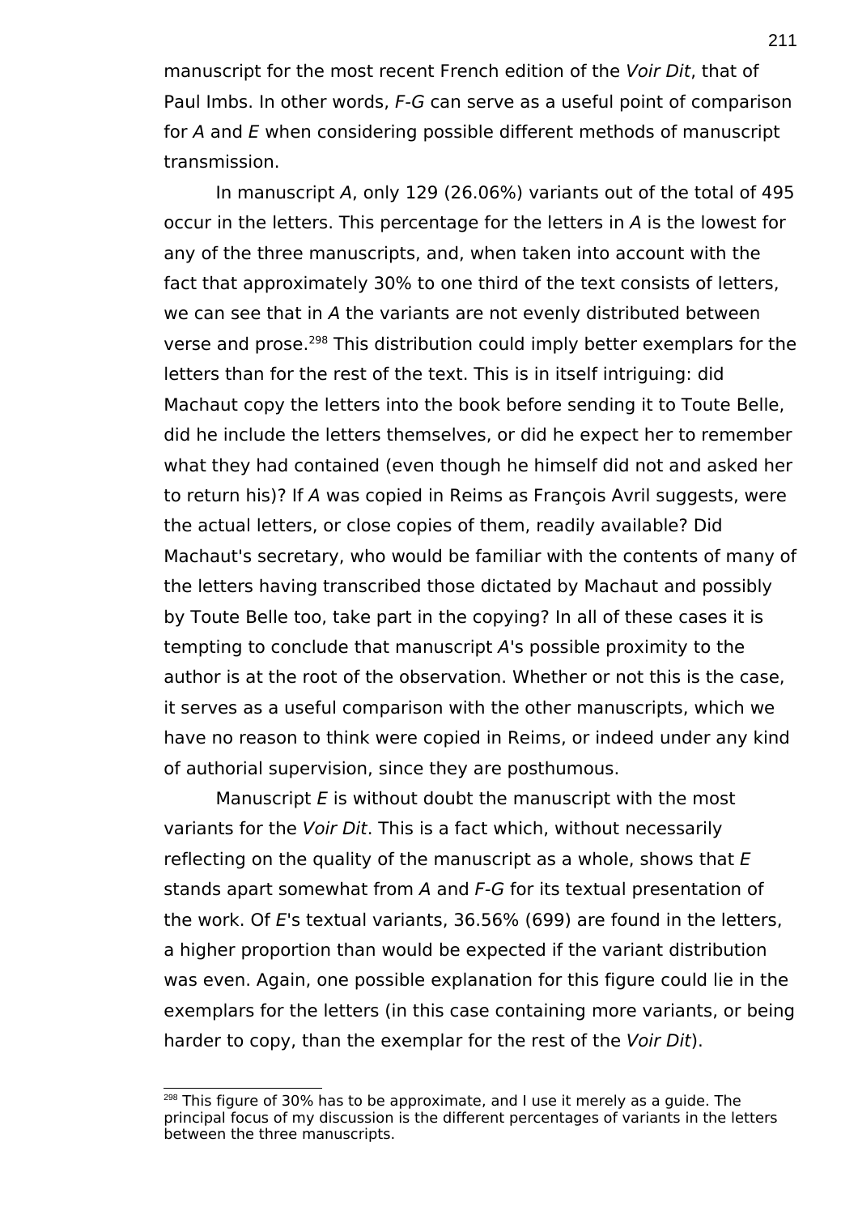manuscript for the most recent French edition of the *Voir Dit*, that of Paul Imbs. In other words, *F-G* can serve as a useful point of comparison for *A* and *E* when considering possible different methods of manuscript transmission.

In manuscript *A*, only 129 (26.06%) variants out of the total of 495 occur in the letters. This percentage for the letters in *A* is the lowest for any of the three manuscripts, and, when taken into account with the fact that approximately 30% to one third of the text consists of letters, we can see that in *A* the variants are not evenly distributed between verse and prose.[298] This distribution could imply better exemplars for the letters than for the rest of the text. This is in itself intriguing: did Machaut copy the letters into the book before sending it to Toute Belle, did he include the letters themselves, or did he expect her to remember what they had contained (even though he himself did not and asked her to return his)? If *A* was copied in Reims as François Avril suggests, were the actual letters, or close copies of them, readily available? Did Machaut's secretary, who would be familiar with the contents of many of the letters having transcribed those dictated by Machaut and possibly by Toute Belle too, take part in the copying? In all of these cases it is tempting to conclude that manuscript *A*'s possible proximity to the author is at the root of the observation. Whether or not this is the case, it serves as a useful comparison with the other manuscripts, which we have no reason to think were copied in Reims, or indeed under any kind of authorial supervision, since they are posthumous.

Manuscript *E* is without doubt the manuscript with the most variants for the *Voir Dit*. This is a fact which, without necessarily reflecting on the quality of the manuscript as a whole, shows that *E* stands apart somewhat from *A* and *F-G* for its textual presentation of the work. Of *E*'s textual variants, 36.56% (699) are found in the letters, a higher proportion than would be expected if the variant distribution was even. Again, one possible explanation for this figure could lie in the exemplars for the letters (in this case containing more variants, or being harder to copy, than the exemplar for the rest of the *Voir Dit*).

---

[298] This figure of 30% has to be approximate, and I use it merely as a guide. The principal focus of my discussion is the different percentages of variants in the letters between the three manuscripts.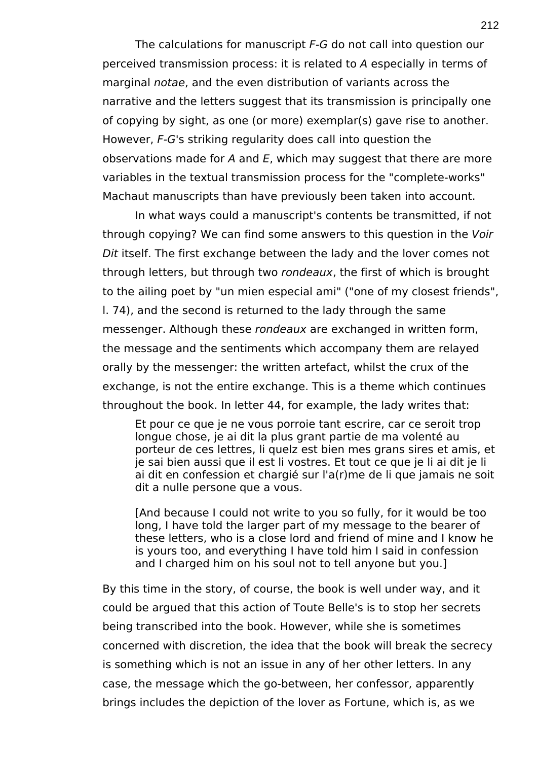The calculations for manuscript *F-G* do not call into question our perceived transmission process: it is related to *A* especially in terms of marginal *notae*, and the even distribution of variants across the narrative and the letters suggest that its transmission is principally one of copying by sight, as one (or more) exemplar(s) gave rise to another. However, *F-G*'s striking regularity does call into question the observations made for *A* and *E*, which may suggest that there are more variables in the textual transmission process for the "complete-works" Machaut manuscripts than have previously been taken into account.

In what ways could a manuscript's contents be transmitted, if not through copying? We can find some answers to this question in the *Voir Dit* itself. The first exchange between the lady and the lover comes not through letters, but through two *rondeaux*, the first of which is brought to the ailing poet by "un mien especial ami" ("one of my closest friends", l. 74), and the second is returned to the lady through the same messenger. Although these *rondeaux* are exchanged in written form, the message and the sentiments which accompany them are relayed orally by the messenger: the written artefact, whilst the crux of the exchange, is not the entire exchange. This is a theme which continues throughout the book. In letter 44, for example, the lady writes that:

> Et pour ce que je ne vous porroie tant escrire, car ce seroit trop longue chose, je ai dit la plus grant partie de ma volenté au porteur de ces lettres, li quelz est bien mes grans sires et amis, et je sai bien aussi que il est li vostres. Et tout ce que je li ai dit je li ai dit en confession et chargié sur l'a(r)me de li que jamais ne soit dit a nulle persone que a vous.
>
> [And because I could not write to you so fully, for it would be too long, I have told the larger part of my message to the bearer of these letters, who is a close lord and friend of mine and I know he is yours too, and everything I have told him I said in confession and I charged him on his soul not to tell anyone but you.]

By this time in the story, of course, the book is well under way, and it could be argued that this action of Toute Belle's is to stop her secrets being transcribed into the book. However, while she is sometimes concerned with discretion, the idea that the book will break the secrecy is something which is not an issue in any of her other letters. In any case, the message which the go-between, her confessor, apparently brings includes the depiction of the lover as Fortune, which is, as we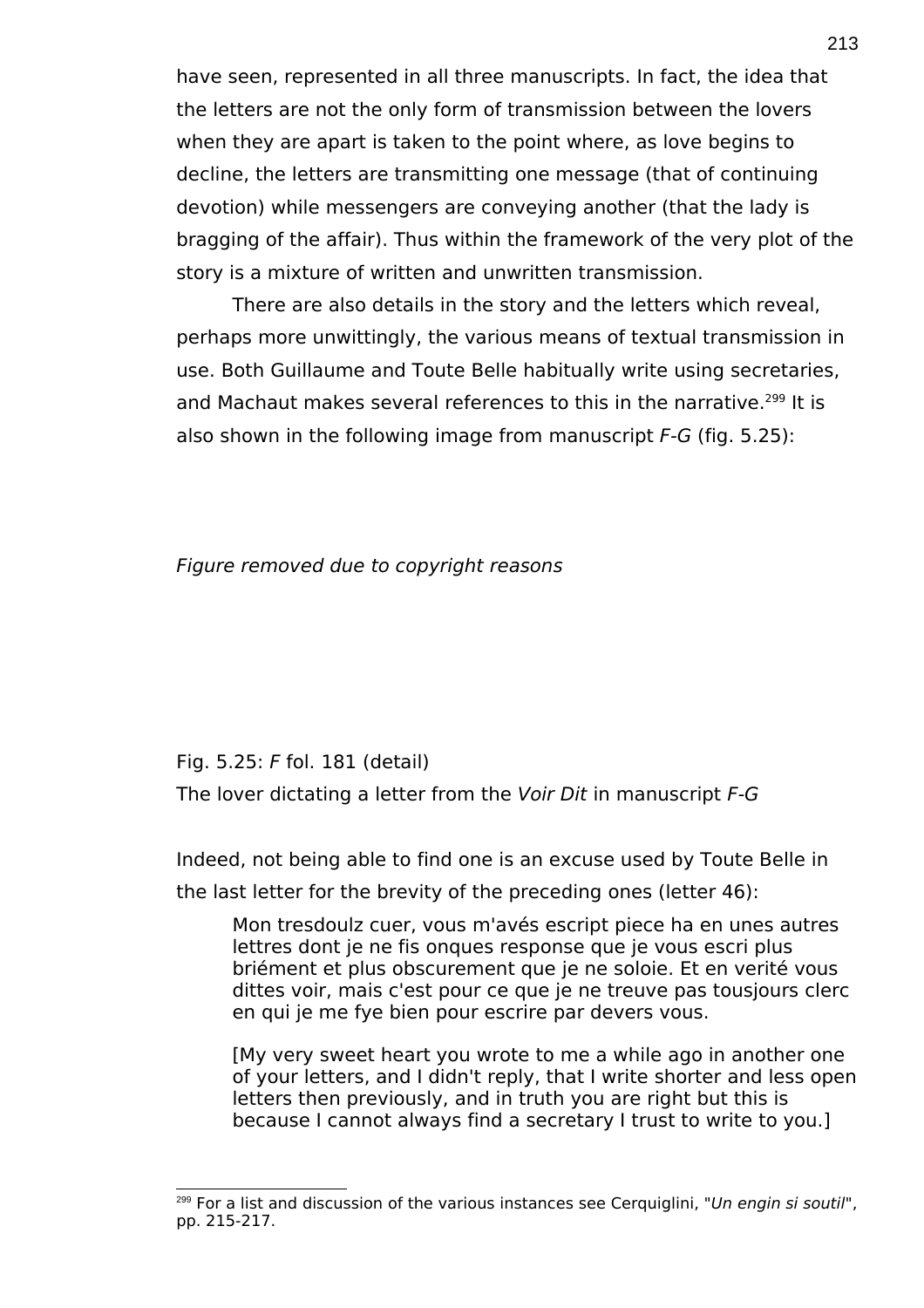have seen, represented in all three manuscripts. In fact, the idea that the letters are not the only form of transmission between the lovers when they are apart is taken to the point where, as love begins to decline, the letters are transmitting one message (that of continuing devotion) while messengers are conveying another (that the lady is bragging of the affair). Thus within the framework of the very plot of the story is a mixture of written and unwritten transmission.

There are also details in the story and the letters which reveal, perhaps more unwittingly, the various means of textual transmission in use. Both Guillaume and Toute Belle habitually write using secretaries, and Machaut makes several references to this in the narrative.[299] It is also shown in the following image from manuscript *F-G* (fig. 5.25):

*Figure removed due to copyright reasons*

Fig. 5.25: *F* fol. 181 (detail)
The lover dictating a letter from the *Voir Dit* in manuscript *F-G*

Indeed, not being able to find one is an excuse used by Toute Belle in the last letter for the brevity of the preceding ones (letter 46):

> Mon tresdoulz cuer, vous m'avés escript piece ha en unes autres lettres dont je ne fis onques response que je vous escri plus briément et plus obscurement que je ne soloie. Et en verité vous dittes voir, mais c'est pour ce que je ne treuve pas tousjours clerc en qui je me fye bien pour escrire par devers vous.
>
> [My very sweet heart you wrote to me a while ago in another one of your letters, and I didn't reply, that I write shorter and less open letters then previously, and in truth you are right but this is because I cannot always find a secretary I trust to write to you.]

[299] For a list and discussion of the various instances see Cerquiglini, "*Un engin si soutil*", pp. 215-217.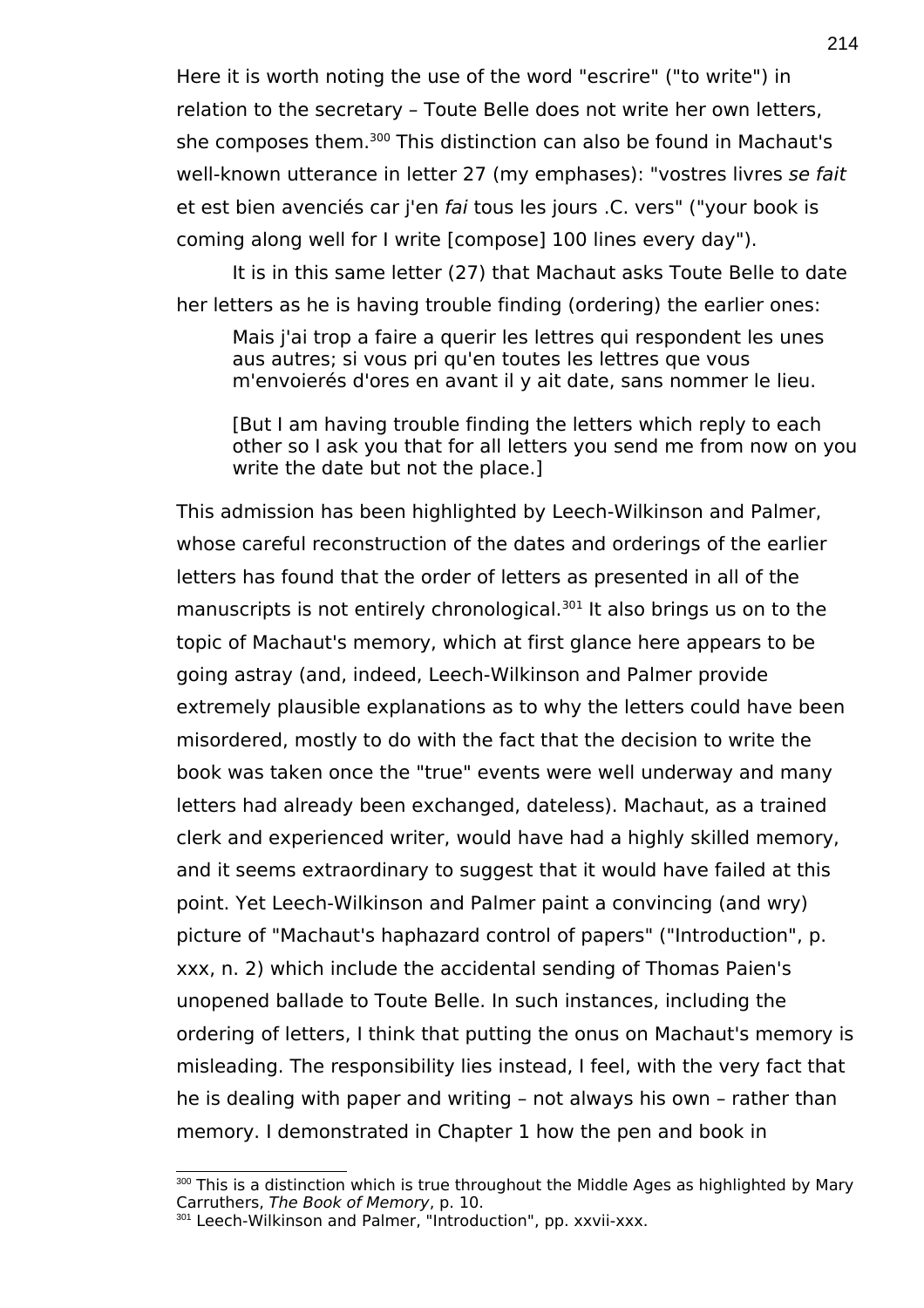Here it is worth noting the use of the word "escrire" ("to write") in relation to the secretary – Toute Belle does not write her own letters, she composes them.[300] This distinction can also be found in Machaut's well-known utterance in letter 27 (my emphases): "vostres livres *se fait* et est bien avenciés car j'en *fai* tous les jours .C. vers" ("your book is coming along well for I write [compose] 100 lines every day").

It is in this same letter (27) that Machaut asks Toute Belle to date her letters as he is having trouble finding (ordering) the earlier ones:

> Mais j'ai trop a faire a querir les lettres qui respondent les unes aus autres; si vous pri qu'en toutes les lettres que vous m'envoierés d'ores en avant il y ait date, sans nommer le lieu.
>
> [But I am having trouble finding the letters which reply to each other so I ask you that for all letters you send me from now on you write the date but not the place.]

This admission has been highlighted by Leech-Wilkinson and Palmer, whose careful reconstruction of the dates and orderings of the earlier letters has found that the order of letters as presented in all of the manuscripts is not entirely chronological.[301] It also brings us on to the topic of Machaut's memory, which at first glance here appears to be going astray (and, indeed, Leech-Wilkinson and Palmer provide extremely plausible explanations as to why the letters could have been misordered, mostly to do with the fact that the decision to write the book was taken once the "true" events were well underway and many letters had already been exchanged, dateless). Machaut, as a trained clerk and experienced writer, would have had a highly skilled memory, and it seems extraordinary to suggest that it would have failed at this point. Yet Leech-Wilkinson and Palmer paint a convincing (and wry) picture of "Machaut's haphazard control of papers" ("Introduction", p. xxx, n. 2) which include the accidental sending of Thomas Paien's unopened ballade to Toute Belle. In such instances, including the ordering of letters, I think that putting the onus on Machaut's memory is misleading. The responsibility lies instead, I feel, with the very fact that he is dealing with paper and writing – not always his own – rather than memory. I demonstrated in Chapter 1 how the pen and book in

---

[300] This is a distinction which is true throughout the Middle Ages as highlighted by Mary Carruthers, *The Book of Memory*, p. 10.

[301] Leech-Wilkinson and Palmer, "Introduction", pp. xxvii-xxx.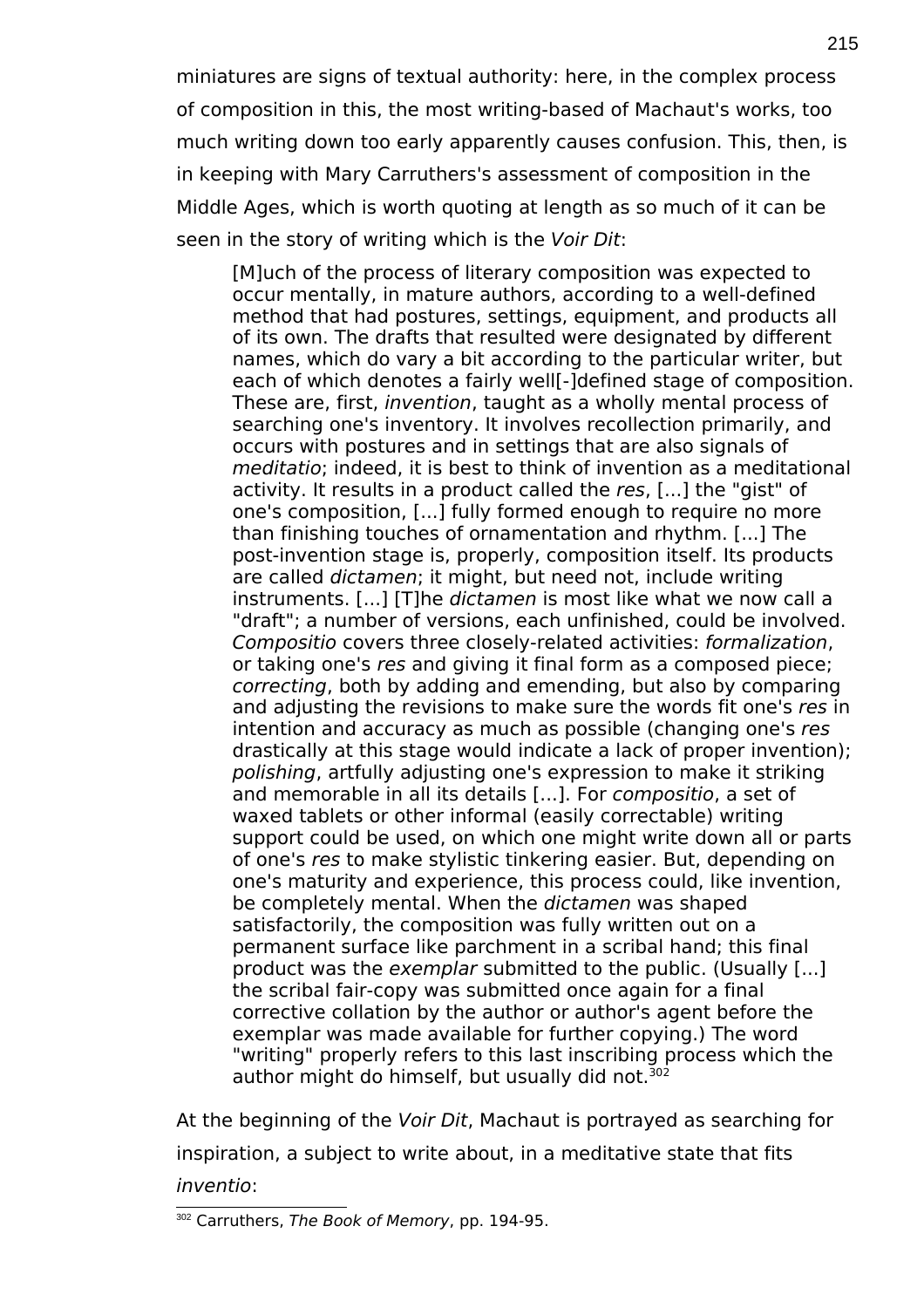miniatures are signs of textual authority: here, in the complex process of composition in this, the most writing-based of Machaut's works, too much writing down too early apparently causes confusion. This, then, is in keeping with Mary Carruthers's assessment of composition in the Middle Ages, which is worth quoting at length as so much of it can be seen in the story of writing which is the *Voir Dit*:

> [M]uch of the process of literary composition was expected to occur mentally, in mature authors, according to a well-defined method that had postures, settings, equipment, and products all of its own. The drafts that resulted were designated by different names, which do vary a bit according to the particular writer, but each of which denotes a fairly well[-]defined stage of composition. These are, first, *invention*, taught as a wholly mental process of searching one's inventory. It involves recollection primarily, and occurs with postures and in settings that are also signals of *meditatio*; indeed, it is best to think of invention as a meditational activity. It results in a product called the *res*, [...] the "gist" of one's composition, [...] fully formed enough to require no more than finishing touches of ornamentation and rhythm. [...] The post-invention stage is, properly, composition itself. Its products are called *dictamen*; it might, but need not, include writing instruments. [...] [T]he *dictamen* is most like what we now call a "draft"; a number of versions, each unfinished, could be involved. *Compositio* covers three closely-related activities: *formalization*, or taking one's *res* and giving it final form as a composed piece; *correcting*, both by adding and emending, but also by comparing and adjusting the revisions to make sure the words fit one's *res* in intention and accuracy as much as possible (changing one's *res* drastically at this stage would indicate a lack of proper invention); *polishing*, artfully adjusting one's expression to make it striking and memorable in all its details [...]. For *compositio*, a set of waxed tablets or other informal (easily correctable) writing support could be used, on which one might write down all or parts of one's *res* to make stylistic tinkering easier. But, depending on one's maturity and experience, this process could, like invention, be completely mental. When the *dictamen* was shaped satisfactorily, the composition was fully written out on a permanent surface like parchment in a scribal hand; this final product was the *exemplar* submitted to the public. (Usually [...] the scribal fair-copy was submitted once again for a final corrective collation by the author or author's agent before the exemplar was made available for further copying.) The word "writing" properly refers to this last inscribing process which the author might do himself, but usually did not.[302]

At the beginning of the *Voir Dit*, Machaut is portrayed as searching for inspiration, a subject to write about, in a meditative state that fits *inventio*:

---

[302] Carruthers, *The Book of Memory*, pp. 194-95.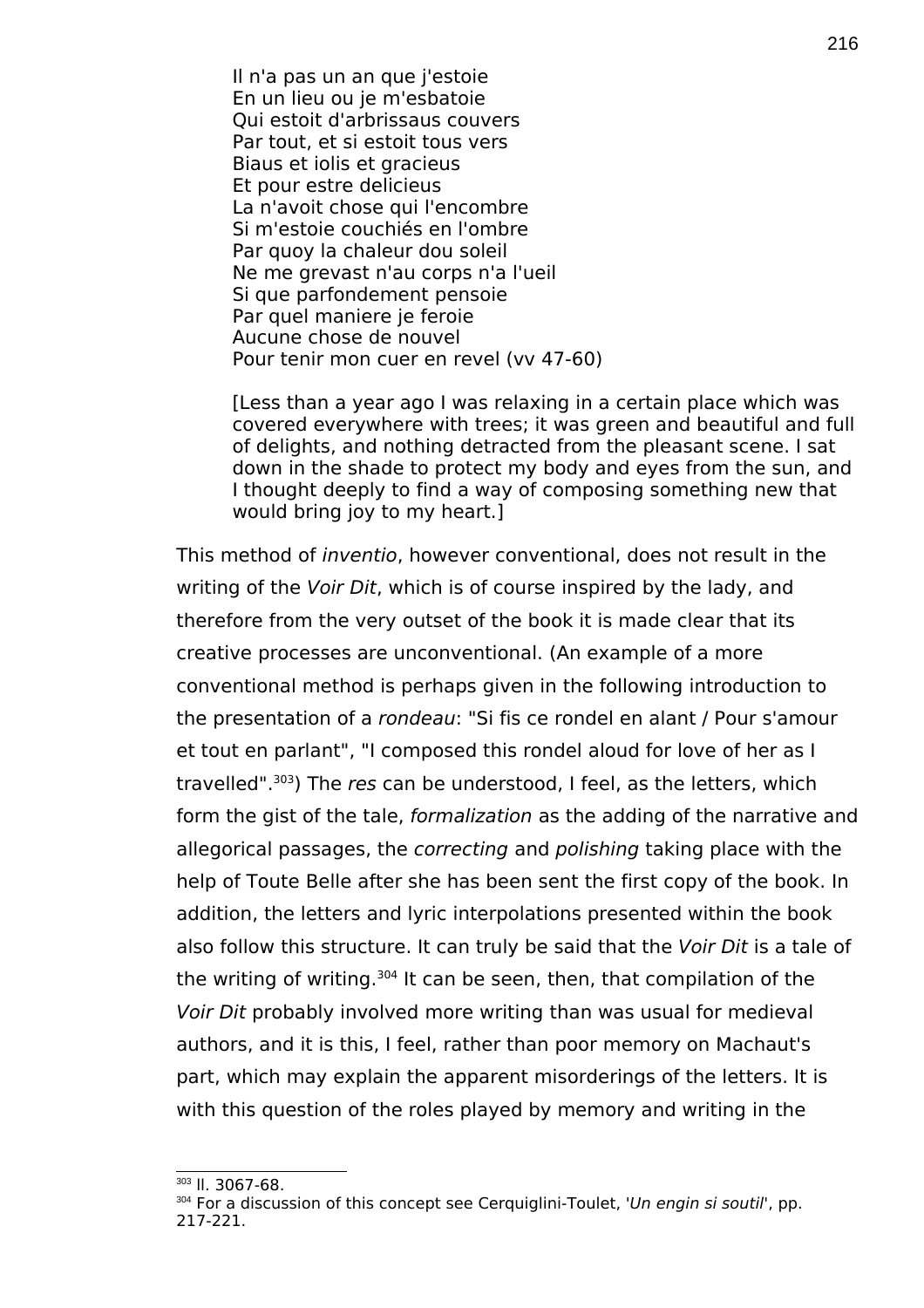Il n'a pas un an que j'estoie  
En un lieu ou je m'esbatoie  
Qui estoit d'arbrissaus couvers  
Par tout, et si estoit tous vers  
Biaus et iolis et gracieus  
Et pour estre delicieus  
La n'avoit chose qui l'encombre  
Si m'estoie couchiés en l'ombre  
Par quoy la chaleur dou soleil  
Ne me grevast n'au corps n'a l'ueil  
Si que parfondement pensoie  
Par quel maniere je feroie  
Aucune chose de nouvel  
Pour tenir mon cuer en revel (vv 47-60)

> [Less than a year ago I was relaxing in a certain place which was covered everywhere with trees; it was green and beautiful and full of delights, and nothing detracted from the pleasant scene. I sat down in the shade to protect my body and eyes from the sun, and I thought deeply to find a way of composing something new that would bring joy to my heart.]

This method of *inventio*, however conventional, does not result in the writing of the *Voir Dit*, which is of course inspired by the lady, and therefore from the very outset of the book it is made clear that its creative processes are unconventional. (An example of a more conventional method is perhaps given in the following introduction to the presentation of a *rondeau*: "Si fis ce rondel en alant / Pour s'amour et tout en parlant", "I composed this rondel aloud for love of her as I travelled".[303]) The *res* can be understood, I feel, as the letters, which form the gist of the tale, *formalization* as the adding of the narrative and allegorical passages, the *correcting* and *polishing* taking place with the help of Toute Belle after she has been sent the first copy of the book. In addition, the letters and lyric interpolations presented within the book also follow this structure. It can truly be said that the *Voir Dit* is a tale of the writing of writing.[304] It can be seen, then, that compilation of the *Voir Dit* probably involved more writing than was usual for medieval authors, and it is this, I feel, rather than poor memory on Machaut's part, which may explain the apparent misorderings of the letters. It is with this question of the roles played by memory and writing in the

---

[303] ll. 3067-68.

[304] For a discussion of this concept see Cerquiglini-Toulet, '*Un engin si soutil*', pp. 217-221.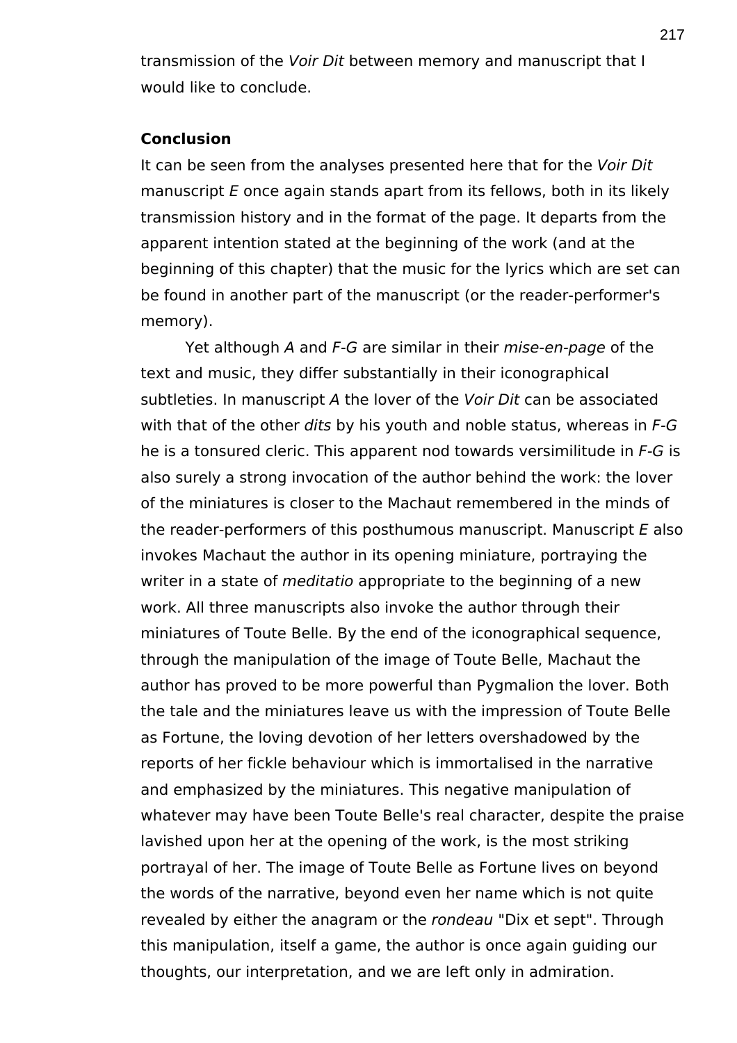transmission of the *Voir Dit* between memory and manuscript that I would like to conclude.

**Conclusion**

It can be seen from the analyses presented here that for the *Voir Dit* manuscript *E* once again stands apart from its fellows, both in its likely transmission history and in the format of the page. It departs from the apparent intention stated at the beginning of the work (and at the beginning of this chapter) that the music for the lyrics which are set can be found in another part of the manuscript (or the reader-performer's memory).

Yet although *A* and *F-G* are similar in their *mise-en-page* of the text and music, they differ substantially in their iconographical subtleties. In manuscript *A* the lover of the *Voir Dit* can be associated with that of the other *dits* by his youth and noble status, whereas in *F-G* he is a tonsured cleric. This apparent nod towards versimilitude in *F-G* is also surely a strong invocation of the author behind the work: the lover of the miniatures is closer to the Machaut remembered in the minds of the reader-performers of this posthumous manuscript. Manuscript *E* also invokes Machaut the author in its opening miniature, portraying the writer in a state of *meditatio* appropriate to the beginning of a new work. All three manuscripts also invoke the author through their miniatures of Toute Belle. By the end of the iconographical sequence, through the manipulation of the image of Toute Belle, Machaut the author has proved to be more powerful than Pygmalion the lover. Both the tale and the miniatures leave us with the impression of Toute Belle as Fortune, the loving devotion of her letters overshadowed by the reports of her fickle behaviour which is immortalised in the narrative and emphasized by the miniatures. This negative manipulation of whatever may have been Toute Belle's real character, despite the praise lavished upon her at the opening of the work, is the most striking portrayal of her. The image of Toute Belle as Fortune lives on beyond the words of the narrative, beyond even her name which is not quite revealed by either the anagram or the *rondeau* "Dix et sept". Through this manipulation, itself a game, the author is once again guiding our thoughts, our interpretation, and we are left only in admiration.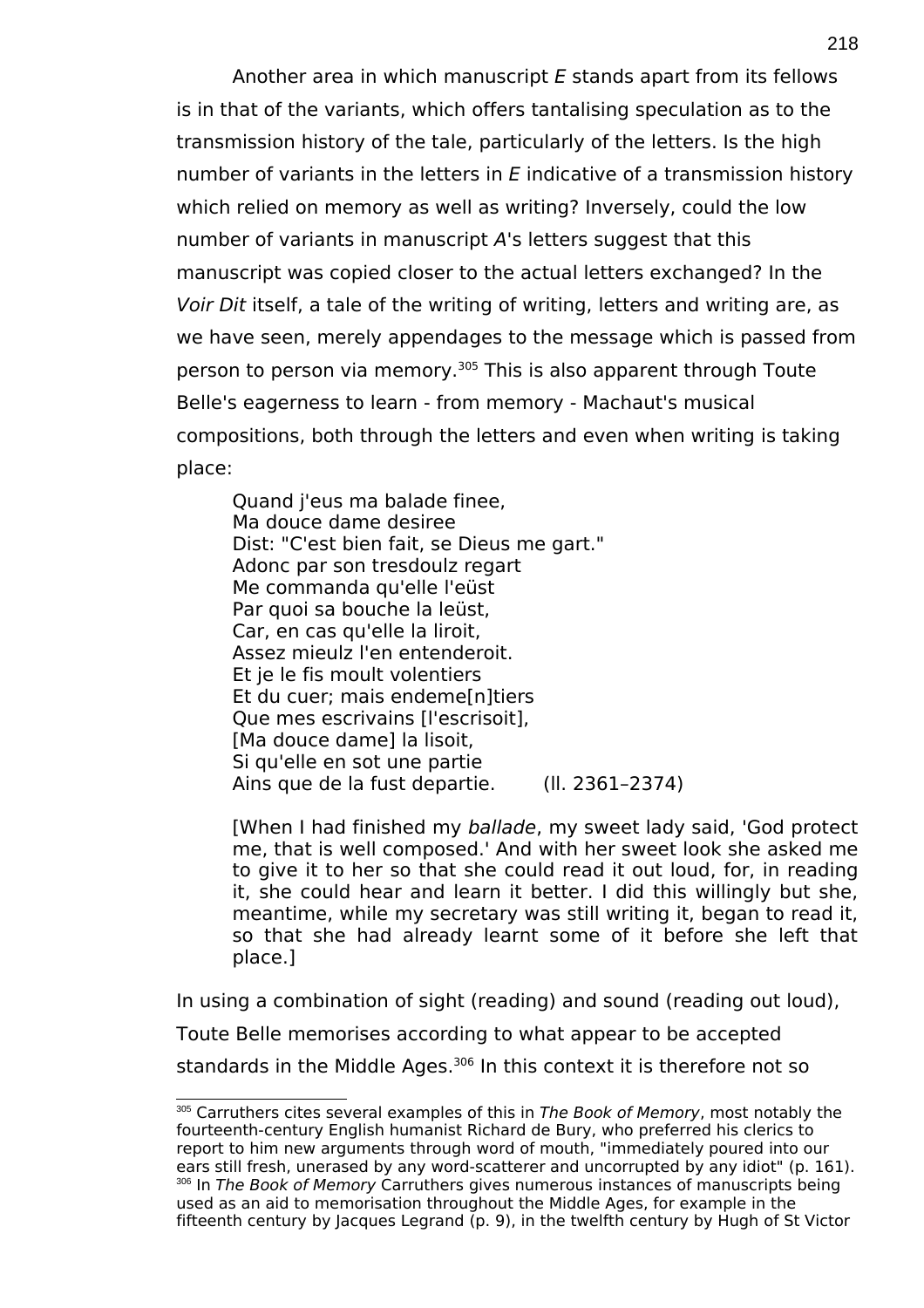Another area in which manuscript *E* stands apart from its fellows is in that of the variants, which offers tantalising speculation as to the transmission history of the tale, particularly of the letters. Is the high number of variants in the letters in *E* indicative of a transmission history which relied on memory as well as writing? Inversely, could the low number of variants in manuscript *A*'s letters suggest that this manuscript was copied closer to the actual letters exchanged? In the *Voir Dit* itself, a tale of the writing of writing, letters and writing are, as we have seen, merely appendages to the message which is passed from person to person via memory.[305] This is also apparent through Toute Belle's eagerness to learn - from memory - Machaut's musical compositions, both through the letters and even when writing is taking place:

> Quand j'eus ma balade finee,  
> Ma douce dame desiree  
> Dist: "C'est bien fait, se Dieus me gart."  
> Adonc par son tresdoulz regart  
> Me commanda qu'elle l'eüst  
> Par quoi sa bouche la leüst,  
> Car, en cas qu'elle la liroit,  
> Assez mieulz l'en entenderoit.  
> Et je le fis moult volentiers  
> Et du cuer; mais endeme[n]tiers  
> Que mes escrivains [l'escrisoit],  
> [Ma douce dame] la lisoit,  
> Si qu'elle en sot une partie  
> Ains que de la fust departie. (ll. 2361–2374)

> [When I had finished my *ballade*, my sweet lady said, 'God protect me, that is well composed.' And with her sweet look she asked me to give it to her so that she could read it out loud, for, in reading it, she could hear and learn it better. I did this willingly but she, meantime, while my secretary was still writing it, began to read it, so that she had already learnt some of it before she left that place.]

In using a combination of sight (reading) and sound (reading out loud), Toute Belle memorises according to what appear to be accepted standards in the Middle Ages.[306] In this context it is therefore not so

[305] Carruthers cites several examples of this in *The Book of Memory*, most notably the fourteenth-century English humanist Richard de Bury, who preferred his clerics to report to him new arguments through word of mouth, "immediately poured into our ears still fresh, unerased by any word-scatterer and uncorrupted by any idiot" (p. 161).

[306] In *The Book of Memory* Carruthers gives numerous instances of manuscripts being used as an aid to memorisation throughout the Middle Ages, for example in the fifteenth century by Jacques Legrand (p. 9), in the twelfth century by Hugh of St Victor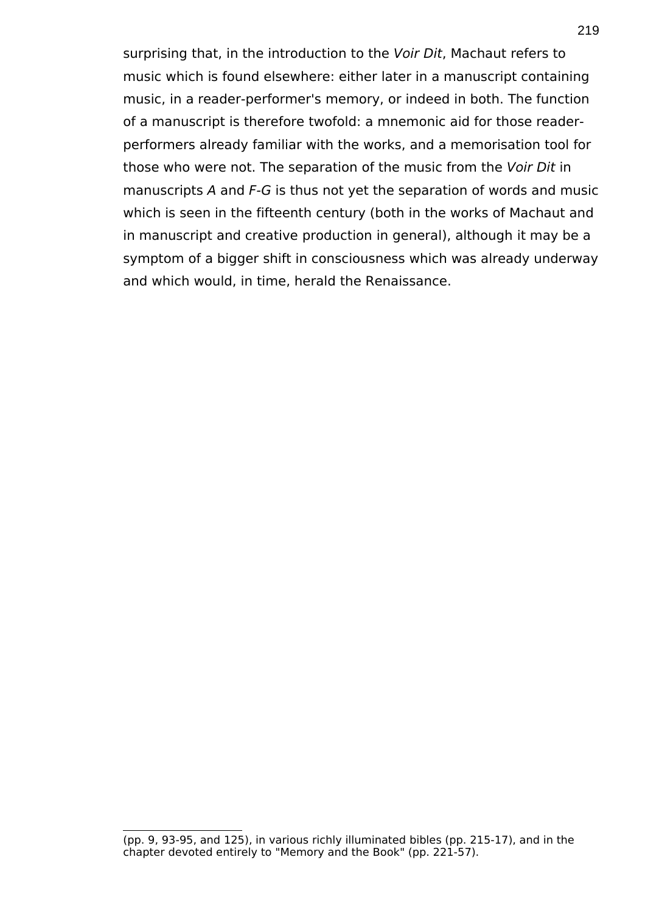surprising that, in the introduction to the *Voir Dit*, Machaut refers to music which is found elsewhere: either later in a manuscript containing music, in a reader-performer's memory, or indeed in both. The function of a manuscript is therefore twofold: a mnemonic aid for those reader-performers already familiar with the works, and a memorisation tool for those who were not. The separation of the music from the *Voir Dit* in manuscripts *A* and *F-G* is thus not yet the separation of words and music which is seen in the fifteenth century (both in the works of Machaut and in manuscript and creative production in general), although it may be a symptom of a bigger shift in consciousness which was already underway and which would, in time, herald the Renaissance.

---

(pp. 9, 93-95, and 125), in various richly illuminated bibles (pp. 215-17), and in the chapter devoted entirely to "Memory and the Book" (pp. 221-57).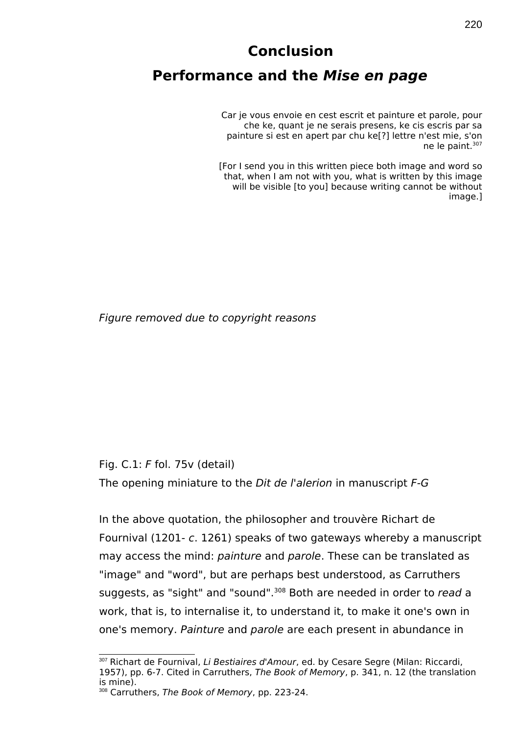# Conclusion

## Performance and the *Mise en page*

> Car je vous envoie en cest escrit et painture et parole, pour che ke, quant je ne serais presens, ke cis escris par sa painture si est en apert par chu ke[?] lettre n'est mie, s'on ne le paint.[307]
>
> [For I send you in this written piece both image and word so that, when I am not with you, what is written by this image will be visible [to you] because writing cannot be without image.]

*Figure removed due to copyright reasons*

Fig. C.1: *F* fol. 75v (detail)

The opening miniature to the *Dit de l'alerion* in manuscript *F-G*

In the above quotation, the philosopher and trouvère Richart de Fournival (1201- *c*. 1261) speaks of two gateways whereby a manuscript may access the mind: *painture* and *parole*. These can be translated as "image" and "word", but are perhaps best understood, as Carruthers suggests, as "sight" and "sound".[308] Both are needed in order to *read* a work, that is, to internalise it, to understand it, to make it one's own in one's memory. *Painture* and *parole* are each present in abundance in

---

[307] Richart de Fournival, *Li Bestiaires d'Amour*, ed. by Cesare Segre (Milan: Riccardi, 1957), pp. 6-7. Cited in Carruthers, *The Book of Memory*, p. 341, n. 12 (the translation is mine).

[308] Carruthers, *The Book of Memory*, pp. 223-24.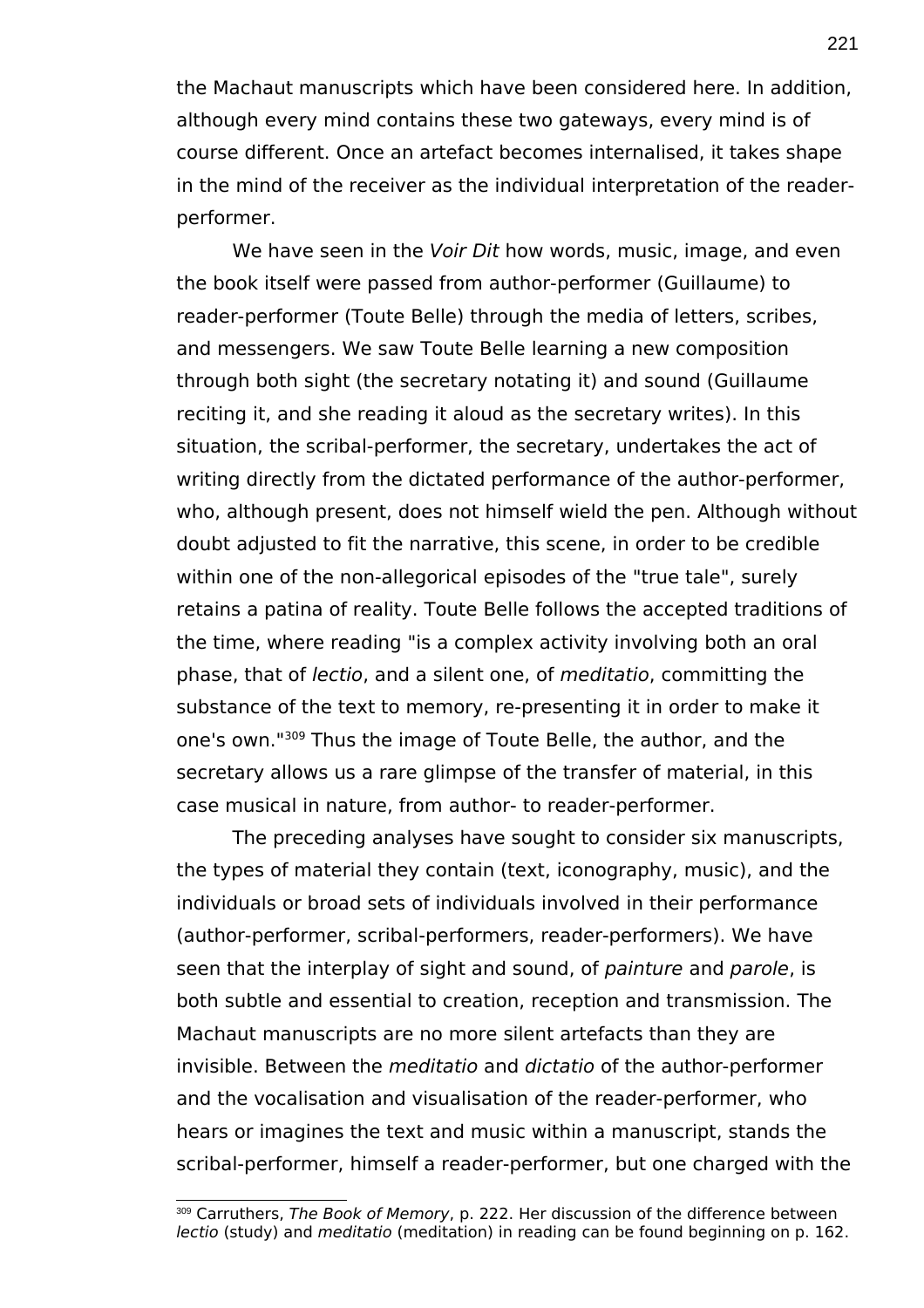the Machaut manuscripts which have been considered here. In addition, although every mind contains these two gateways, every mind is of course different. Once an artefact becomes internalised, it takes shape in the mind of the receiver as the individual interpretation of the reader-performer.

We have seen in the *Voir Dit* how words, music, image, and even the book itself were passed from author-performer (Guillaume) to reader-performer (Toute Belle) through the media of letters, scribes, and messengers. We saw Toute Belle learning a new composition through both sight (the secretary notating it) and sound (Guillaume reciting it, and she reading it aloud as the secretary writes). In this situation, the scribal-performer, the secretary, undertakes the act of writing directly from the dictated performance of the author-performer, who, although present, does not himself wield the pen. Although without doubt adjusted to fit the narrative, this scene, in order to be credible within one of the non-allegorical episodes of the "true tale", surely retains a patina of reality. Toute Belle follows the accepted traditions of the time, where reading "is a complex activity involving both an oral phase, that of *lectio*, and a silent one, of *meditatio*, committing the substance of the text to memory, re-presenting it in order to make it one's own."[309] Thus the image of Toute Belle, the author, and the secretary allows us a rare glimpse of the transfer of material, in this case musical in nature, from author- to reader-performer.

The preceding analyses have sought to consider six manuscripts, the types of material they contain (text, iconography, music), and the individuals or broad sets of individuals involved in their performance (author-performer, scribal-performers, reader-performers). We have seen that the interplay of sight and sound, of *painture* and *parole*, is both subtle and essential to creation, reception and transmission. The Machaut manuscripts are no more silent artefacts than they are invisible. Between the *meditatio* and *dictatio* of the author-performer and the vocalisation and visualisation of the reader-performer, who hears or imagines the text and music within a manuscript, stands the scribal-performer, himself a reader-performer, but one charged with the

[309] Carruthers, *The Book of Memory*, p. 222. Her discussion of the difference between *lectio* (study) and *meditatio* (meditation) in reading can be found beginning on p. 162.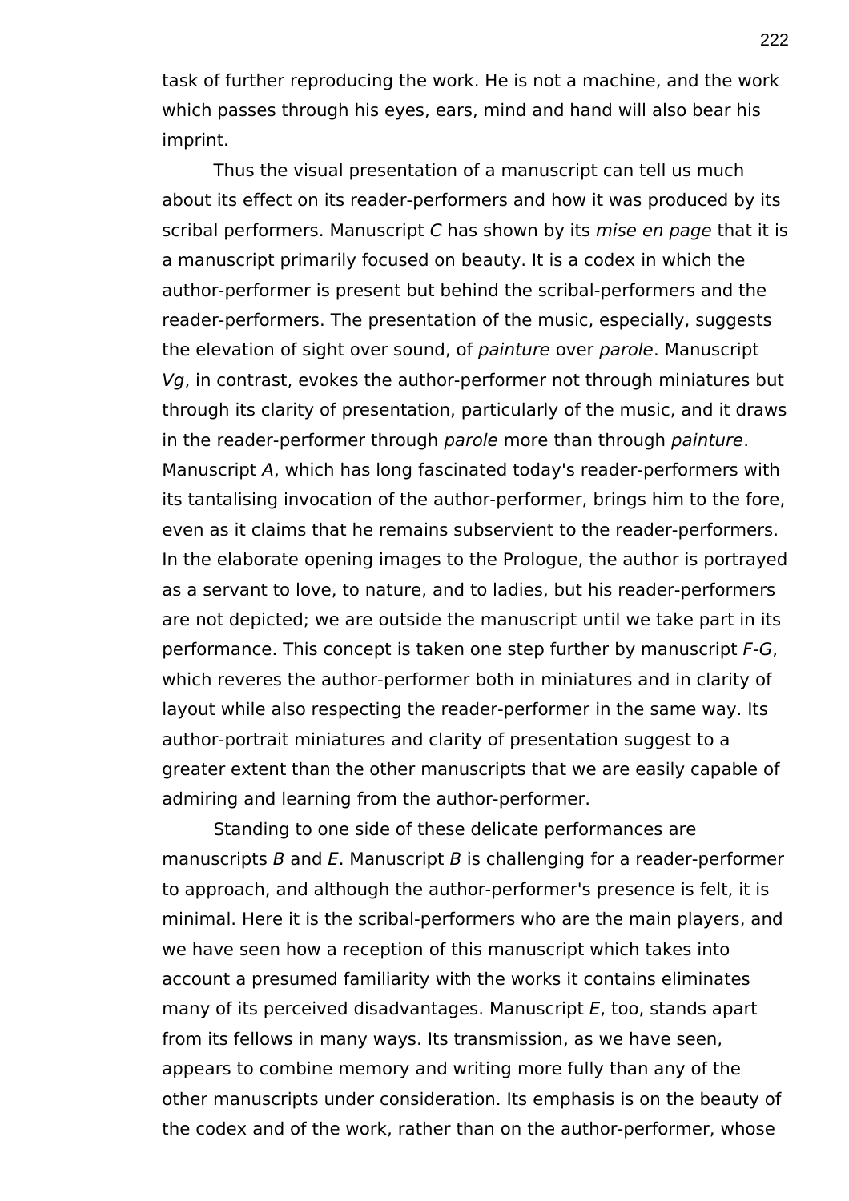task of further reproducing the work. He is not a machine, and the work which passes through his eyes, ears, mind and hand will also bear his imprint.

Thus the visual presentation of a manuscript can tell us much about its effect on its reader-performers and how it was produced by its scribal performers. Manuscript *C* has shown by its *mise en page* that it is a manuscript primarily focused on beauty. It is a codex in which the author-performer is present but behind the scribal-performers and the reader-performers. The presentation of the music, especially, suggests the elevation of sight over sound, of *painture* over *parole*. Manuscript *Vg*, in contrast, evokes the author-performer not through miniatures but through its clarity of presentation, particularly of the music, and it draws in the reader-performer through *parole* more than through *painture*. Manuscript *A*, which has long fascinated today's reader-performers with its tantalising invocation of the author-performer, brings him to the fore, even as it claims that he remains subservient to the reader-performers. In the elaborate opening images to the Prologue, the author is portrayed as a servant to love, to nature, and to ladies, but his reader-performers are not depicted; we are outside the manuscript until we take part in its performance. This concept is taken one step further by manuscript *F-G*, which reveres the author-performer both in miniatures and in clarity of layout while also respecting the reader-performer in the same way. Its author-portrait miniatures and clarity of presentation suggest to a greater extent than the other manuscripts that we are easily capable of admiring and learning from the author-performer.

Standing to one side of these delicate performances are manuscripts *B* and *E*. Manuscript *B* is challenging for a reader-performer to approach, and although the author-performer's presence is felt, it is minimal. Here it is the scribal-performers who are the main players, and we have seen how a reception of this manuscript which takes into account a presumed familiarity with the works it contains eliminates many of its perceived disadvantages. Manuscript *E*, too, stands apart from its fellows in many ways. Its transmission, as we have seen, appears to combine memory and writing more fully than any of the other manuscripts under consideration. Its emphasis is on the beauty of the codex and of the work, rather than on the author-performer, whose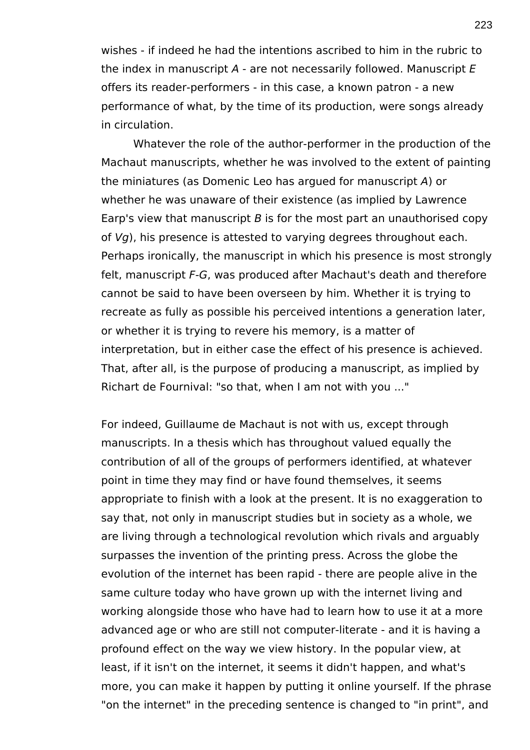wishes - if indeed he had the intentions ascribed to him in the rubric to the index in manuscript *A* - are not necessarily followed. Manuscript *E* offers its reader-performers - in this case, a known patron - a new performance of what, by the time of its production, were songs already in circulation.

Whatever the role of the author-performer in the production of the Machaut manuscripts, whether he was involved to the extent of painting the miniatures (as Domenic Leo has argued for manuscript *A*) or whether he was unaware of their existence (as implied by Lawrence Earp's view that manuscript *B* is for the most part an unauthorised copy of *Vg*), his presence is attested to varying degrees throughout each. Perhaps ironically, the manuscript in which his presence is most strongly felt, manuscript *F-G*, was produced after Machaut's death and therefore cannot be said to have been overseen by him. Whether it is trying to recreate as fully as possible his perceived intentions a generation later, or whether it is trying to revere his memory, is a matter of interpretation, but in either case the effect of his presence is achieved. That, after all, is the purpose of producing a manuscript, as implied by Richart de Fournival: "so that, when I am not with you ..."

For indeed, Guillaume de Machaut is not with us, except through manuscripts. In a thesis which has throughout valued equally the contribution of all of the groups of performers identified, at whatever point in time they may find or have found themselves, it seems appropriate to finish with a look at the present. It is no exaggeration to say that, not only in manuscript studies but in society as a whole, we are living through a technological revolution which rivals and arguably surpasses the invention of the printing press. Across the globe the evolution of the internet has been rapid - there are people alive in the same culture today who have grown up with the internet living and working alongside those who have had to learn how to use it at a more advanced age or who are still not computer-literate - and it is having a profound effect on the way we view history. In the popular view, at least, if it isn't on the internet, it seems it didn't happen, and what's more, you can make it happen by putting it online yourself. If the phrase "on the internet" in the preceding sentence is changed to "in print", and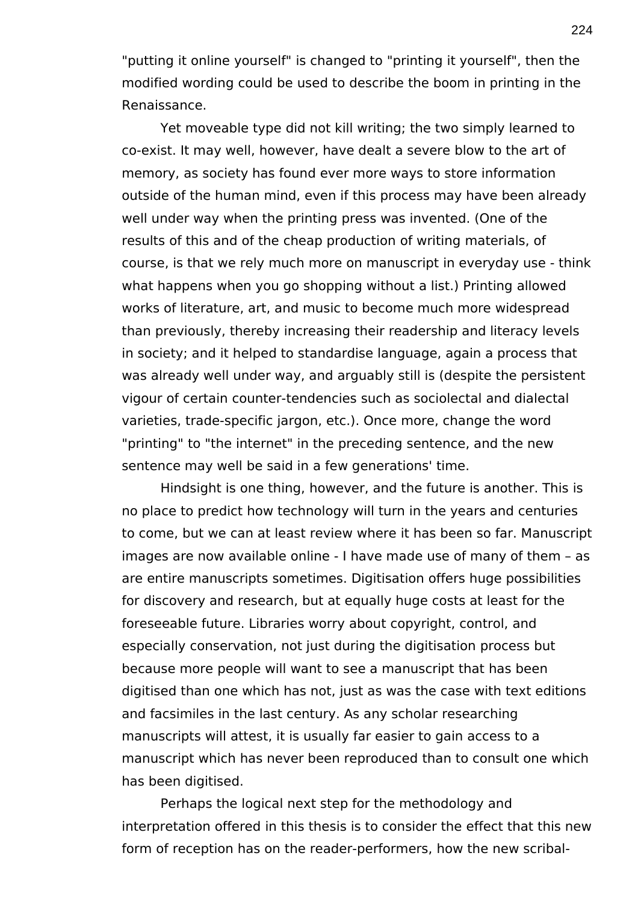"putting it online yourself" is changed to "printing it yourself", then the modified wording could be used to describe the boom in printing in the Renaissance.

Yet moveable type did not kill writing; the two simply learned to co-exist. It may well, however, have dealt a severe blow to the art of memory, as society has found ever more ways to store information outside of the human mind, even if this process may have been already well under way when the printing press was invented. (One of the results of this and of the cheap production of writing materials, of course, is that we rely much more on manuscript in everyday use - think what happens when you go shopping without a list.) Printing allowed works of literature, art, and music to become much more widespread than previously, thereby increasing their readership and literacy levels in society; and it helped to standardise language, again a process that was already well under way, and arguably still is (despite the persistent vigour of certain counter-tendencies such as sociolectal and dialectal varieties, trade-specific jargon, etc.). Once more, change the word "printing" to "the internet" in the preceding sentence, and the new sentence may well be said in a few generations' time.

Hindsight is one thing, however, and the future is another. This is no place to predict how technology will turn in the years and centuries to come, but we can at least review where it has been so far. Manuscript images are now available online - I have made use of many of them – as are entire manuscripts sometimes. Digitisation offers huge possibilities for discovery and research, but at equally huge costs at least for the foreseeable future. Libraries worry about copyright, control, and especially conservation, not just during the digitisation process but because more people will want to see a manuscript that has been digitised than one which has not, just as was the case with text editions and facsimiles in the last century. As any scholar researching manuscripts will attest, it is usually far easier to gain access to a manuscript which has never been reproduced than to consult one which has been digitised.

Perhaps the logical next step for the methodology and interpretation offered in this thesis is to consider the effect that this new form of reception has on the reader-performers, how the new scribal-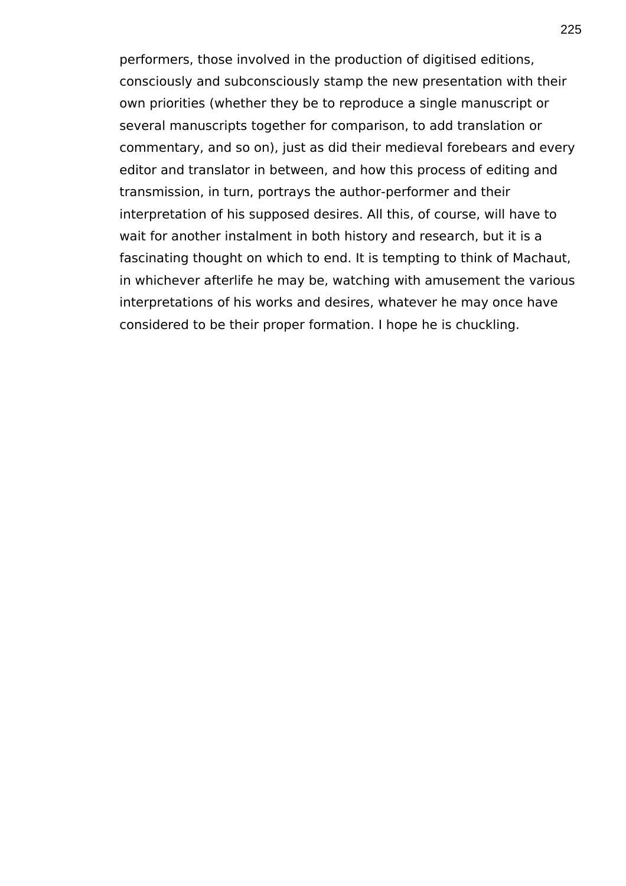performers, those involved in the production of digitised editions, consciously and subconsciously stamp the new presentation with their own priorities (whether they be to reproduce a single manuscript or several manuscripts together for comparison, to add translation or commentary, and so on), just as did their medieval forebears and every editor and translator in between, and how this process of editing and transmission, in turn, portrays the author-performer and their interpretation of his supposed desires. All this, of course, will have to wait for another instalment in both history and research, but it is a fascinating thought on which to end. It is tempting to think of Machaut, in whichever afterlife he may be, watching with amusement the various interpretations of his works and desires, whatever he may once have considered to be their proper formation. I hope he is chuckling.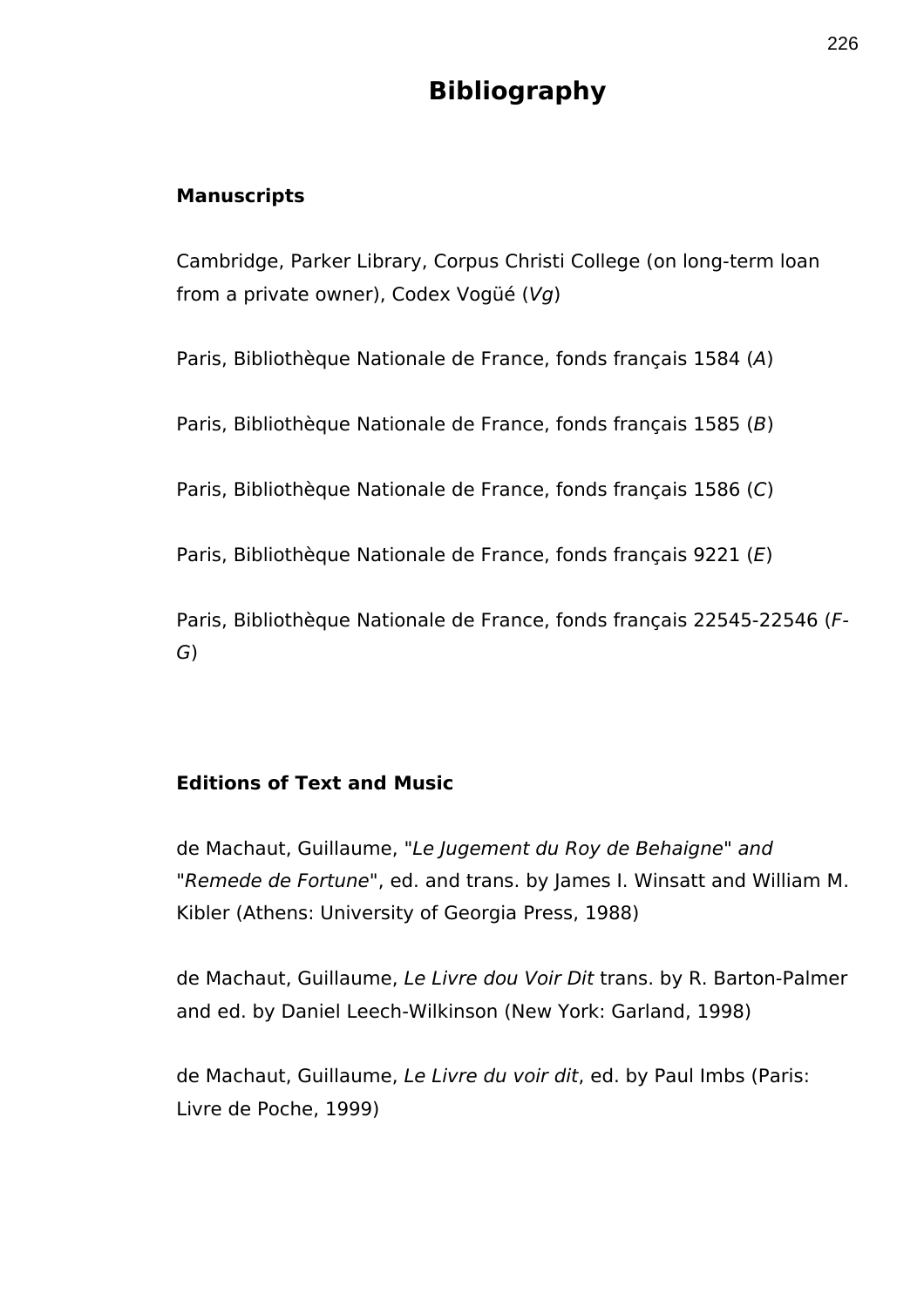# Bibliography

### Manuscripts

Cambridge, Parker Library, Corpus Christi College (on long-term loan from a private owner), Codex Vogüé (*Vg*)

Paris, Bibliothèque Nationale de France, fonds français 1584 (*A*)

Paris, Bibliothèque Nationale de France, fonds français 1585 (*B*)

Paris, Bibliothèque Nationale de France, fonds français 1586 (*C*)

Paris, Bibliothèque Nationale de France, fonds français 9221 (*E*)

Paris, Bibliothèque Nationale de France, fonds français 22545-22546 (*F-G*)

### Editions of Text and Music

de Machaut, Guillaume, "*Le Jugement du Roy de Behaigne*" *and* "*Remede de Fortune*", ed. and trans. by James I. Winsatt and William M. Kibler (Athens: University of Georgia Press, 1988)

de Machaut, Guillaume, *Le Livre dou Voir Dit* trans. by R. Barton-Palmer and ed. by Daniel Leech-Wilkinson (New York: Garland, 1998)

de Machaut, Guillaume, *Le Livre du voir dit*, ed. by Paul Imbs (Paris: Livre de Poche, 1999)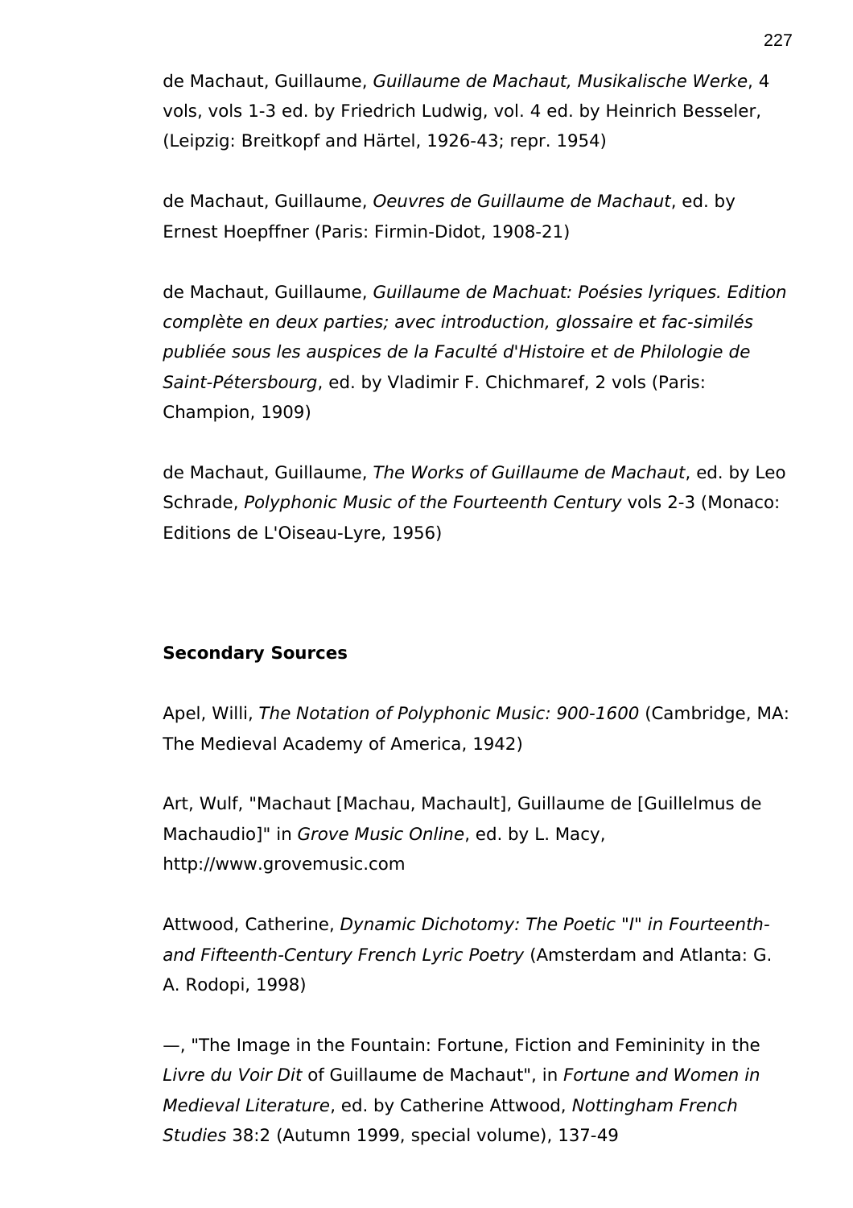de Machaut, Guillaume, *Guillaume de Machaut, Musikalische Werke*, 4 vols, vols 1-3 ed. by Friedrich Ludwig, vol. 4 ed. by Heinrich Besseler, (Leipzig: Breitkopf and Härtel, 1926-43; repr. 1954)

de Machaut, Guillaume, *Oeuvres de Guillaume de Machaut*, ed. by Ernest Hoepffner (Paris: Firmin-Didot, 1908-21)

de Machaut, Guillaume, *Guillaume de Machuat: Poésies lyriques. Edition complète en deux parties; avec introduction, glossaire et fac-similés publiée sous les auspices de la Faculté d'Histoire et de Philologie de Saint-Pétersbourg*, ed. by Vladimir F. Chichmaref, 2 vols (Paris: Champion, 1909)

de Machaut, Guillaume, *The Works of Guillaume de Machaut*, ed. by Leo Schrade, *Polyphonic Music of the Fourteenth Century* vols 2-3 (Monaco: Editions de L'Oiseau-Lyre, 1956)

**Secondary Sources**

Apel, Willi, *The Notation of Polyphonic Music: 900-1600* (Cambridge, MA: The Medieval Academy of America, 1942)

Art, Wulf, "Machaut [Machau, Machault], Guillaume de [Guillelmus de Machaudio]" in *Grove Music Online*, ed. by L. Macy, http://www.grovemusic.com

Attwood, Catherine, *Dynamic Dichotomy: The Poetic "I" in Fourteenth- and Fifteenth-Century French Lyric Poetry* (Amsterdam and Atlanta: G. A. Rodopi, 1998)

—, "The Image in the Fountain: Fortune, Fiction and Femininity in the *Livre du Voir Dit* of Guillaume de Machaut", in *Fortune and Women in Medieval Literature*, ed. by Catherine Attwood, *Nottingham French Studies* 38:2 (Autumn 1999, special volume), 137-49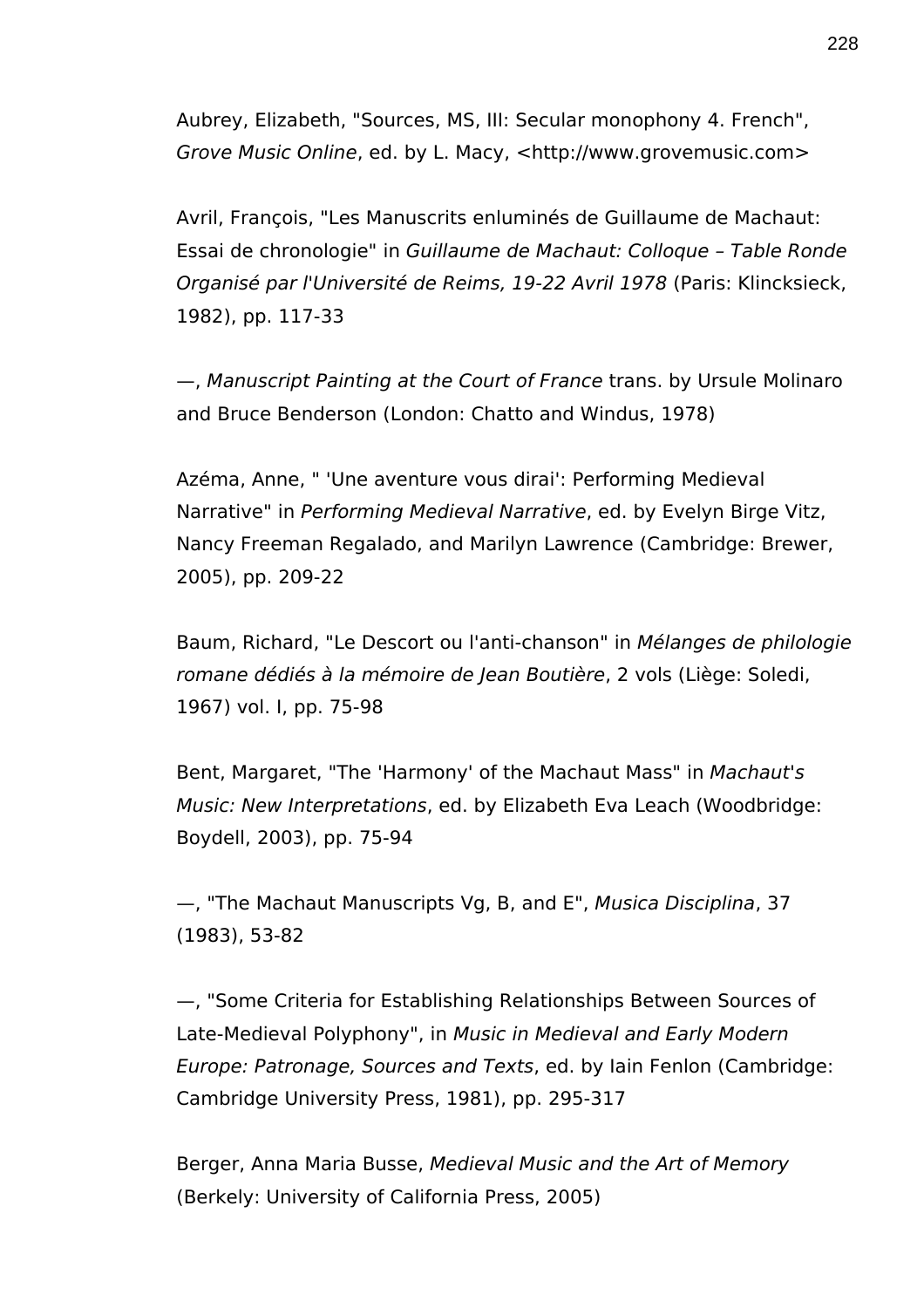Aubrey, Elizabeth, "Sources, MS, III: Secular monophony 4. French", *Grove Music Online*, ed. by L. Macy, <http://www.grovemusic.com>

Avril, François, "Les Manuscrits enluminés de Guillaume de Machaut: Essai de chronologie" in *Guillaume de Machaut: Colloque – Table Ronde Organisé par l'Université de Reims, 19-22 Avril 1978* (Paris: Klincksieck, 1982), pp. 117-33

—, *Manuscript Painting at the Court of France* trans. by Ursule Molinaro and Bruce Benderson (London: Chatto and Windus, 1978)

Azéma, Anne, " 'Une aventure vous dirai': Performing Medieval Narrative" in *Performing Medieval Narrative*, ed. by Evelyn Birge Vitz, Nancy Freeman Regalado, and Marilyn Lawrence (Cambridge: Brewer, 2005), pp. 209-22

Baum, Richard, "Le Descort ou l'anti-chanson" in *Mélanges de philologie romane dédiés à la mémoire de Jean Boutière*, 2 vols (Liège: Soledi, 1967) vol. I, pp. 75-98

Bent, Margaret, "The 'Harmony' of the Machaut Mass" in *Machaut's Music: New Interpretations*, ed. by Elizabeth Eva Leach (Woodbridge: Boydell, 2003), pp. 75-94

—, "The Machaut Manuscripts Vg, B, and E", *Musica Disciplina*, 37 (1983), 53-82

—, "Some Criteria for Establishing Relationships Between Sources of Late-Medieval Polyphony", in *Music in Medieval and Early Modern Europe: Patronage, Sources and Texts*, ed. by Iain Fenlon (Cambridge: Cambridge University Press, 1981), pp. 295-317

Berger, Anna Maria Busse, *Medieval Music and the Art of Memory* (Berkely: University of California Press, 2005)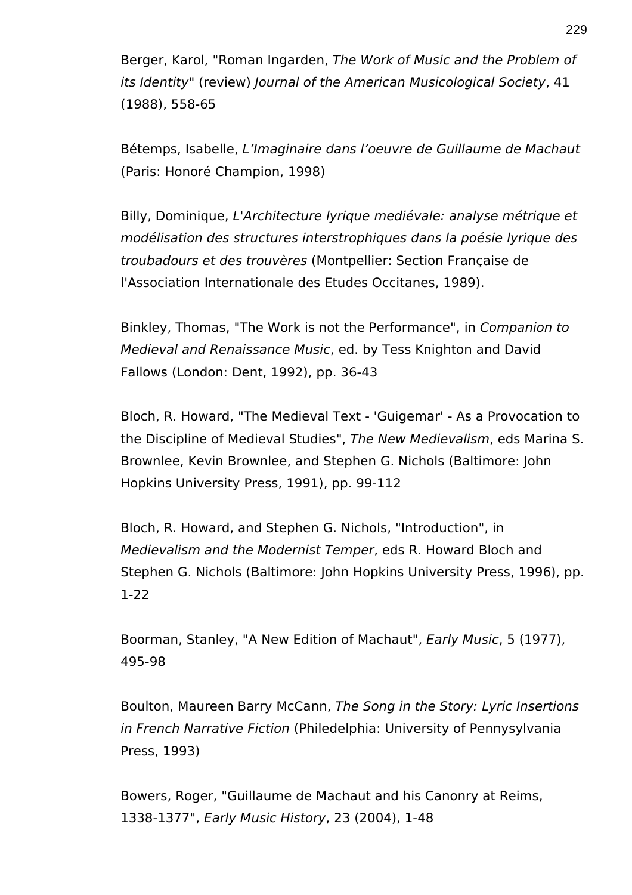Berger, Karol, "Roman Ingarden, *The Work of Music and the Problem of its Identity*" (review) *Journal of the American Musicological Society*, 41 (1988), 558-65

Bétemps, Isabelle, *L'Imaginaire dans l'oeuvre de Guillaume de Machaut* (Paris: Honoré Champion, 1998)

Billy, Dominique, *L'Architecture lyrique mediévale: analyse métrique et modélisation des structures interstrophiques dans la poésie lyrique des troubadours et des trouvères* (Montpellier: Section Française de l'Association Internationale des Etudes Occitanes, 1989).

Binkley, Thomas, "The Work is not the Performance", in *Companion to Medieval and Renaissance Music*, ed. by Tess Knighton and David Fallows (London: Dent, 1992), pp. 36-43

Bloch, R. Howard, "The Medieval Text - 'Guigemar' - As a Provocation to the Discipline of Medieval Studies", *The New Medievalism*, eds Marina S. Brownlee, Kevin Brownlee, and Stephen G. Nichols (Baltimore: John Hopkins University Press, 1991), pp. 99-112

Bloch, R. Howard, and Stephen G. Nichols, "Introduction", in *Medievalism and the Modernist Temper*, eds R. Howard Bloch and Stephen G. Nichols (Baltimore: John Hopkins University Press, 1996), pp. 1-22

Boorman, Stanley, "A New Edition of Machaut", *Early Music*, 5 (1977), 495-98

Boulton, Maureen Barry McCann, *The Song in the Story: Lyric Insertions in French Narrative Fiction* (Philedelphia: University of Pennysylvania Press, 1993)

Bowers, Roger, "Guillaume de Machaut and his Canonry at Reims, 1338-1377", *Early Music History*, 23 (2004), 1-48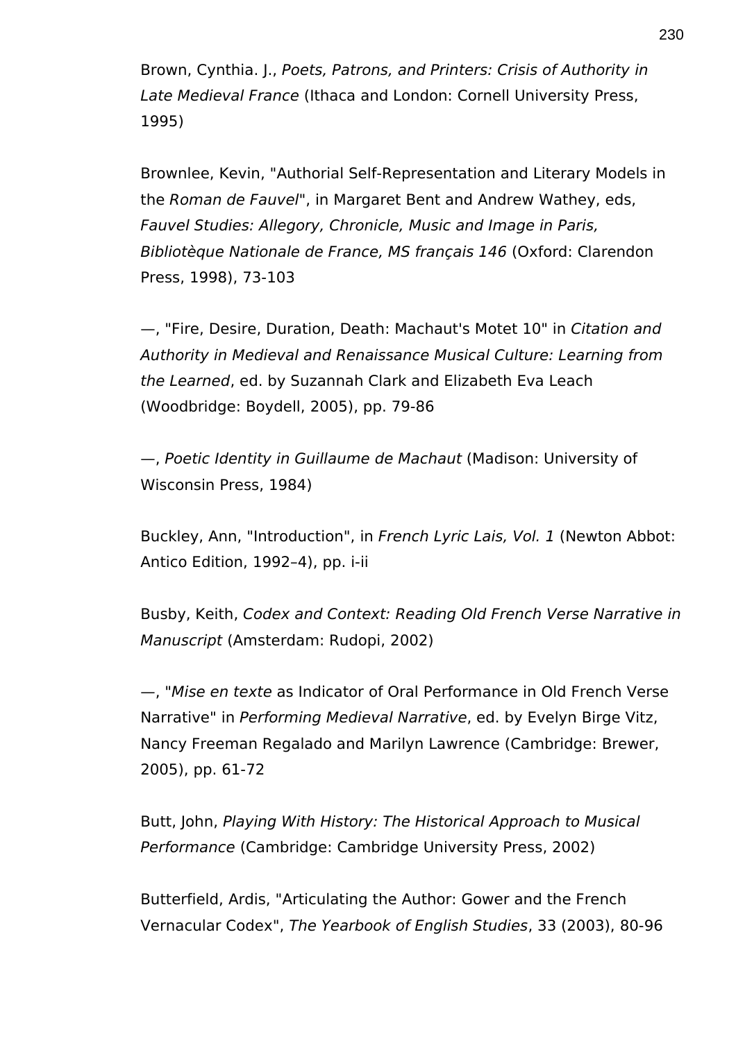Brown, Cynthia. J., *Poets, Patrons, and Printers: Crisis of Authority in Late Medieval France* (Ithaca and London: Cornell University Press, 1995)

Brownlee, Kevin, "Authorial Self-Representation and Literary Models in the *Roman de Fauvel*", in Margaret Bent and Andrew Wathey, eds, *Fauvel Studies: Allegory, Chronicle, Music and Image in Paris, Bibliotèque Nationale de France, MS français 146* (Oxford: Clarendon Press, 1998), 73-103

—, "Fire, Desire, Duration, Death: Machaut's Motet 10" in *Citation and Authority in Medieval and Renaissance Musical Culture: Learning from the Learned*, ed. by Suzannah Clark and Elizabeth Eva Leach (Woodbridge: Boydell, 2005), pp. 79-86

—, *Poetic Identity in Guillaume de Machaut* (Madison: University of Wisconsin Press, 1984)

Buckley, Ann, "Introduction", in *French Lyric Lais, Vol. 1* (Newton Abbot: Antico Edition, 1992–4), pp. i-ii

Busby, Keith, *Codex and Context: Reading Old French Verse Narrative in Manuscript* (Amsterdam: Rudopi, 2002)

—, "*Mise en texte* as Indicator of Oral Performance in Old French Verse Narrative" in *Performing Medieval Narrative*, ed. by Evelyn Birge Vitz, Nancy Freeman Regalado and Marilyn Lawrence (Cambridge: Brewer, 2005), pp. 61-72

Butt, John, *Playing With History: The Historical Approach to Musical Performance* (Cambridge: Cambridge University Press, 2002)

Butterfield, Ardis, "Articulating the Author: Gower and the French Vernacular Codex", *The Yearbook of English Studies*, 33 (2003), 80-96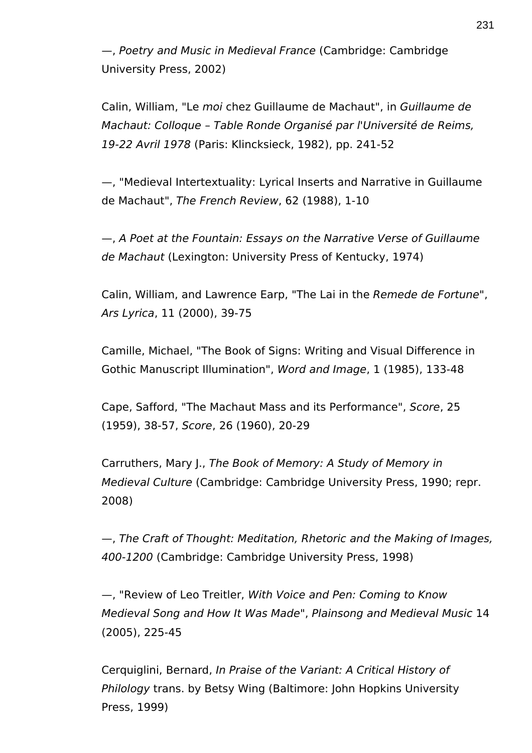—, *Poetry and Music in Medieval France* (Cambridge: Cambridge University Press, 2002)

Calin, William, "Le *moi* chez Guillaume de Machaut", in *Guillaume de Machaut: Colloque – Table Ronde Organisé par l'Université de Reims, 19-22 Avril 1978* (Paris: Klincksieck, 1982), pp. 241-52

—, "Medieval Intertextuality: Lyrical Inserts and Narrative in Guillaume de Machaut", *The French Review*, 62 (1988), 1-10

—, *A Poet at the Fountain: Essays on the Narrative Verse of Guillaume de Machaut* (Lexington: University Press of Kentucky, 1974)

Calin, William, and Lawrence Earp, "The Lai in the *Remede de Fortune*", *Ars Lyrica*, 11 (2000), 39-75

Camille, Michael, "The Book of Signs: Writing and Visual Difference in Gothic Manuscript Illumination", *Word and Image*, 1 (1985), 133-48

Cape, Safford, "The Machaut Mass and its Performance", *Score*, 25 (1959), 38-57, *Score*, 26 (1960), 20-29

Carruthers, Mary J., *The Book of Memory: A Study of Memory in Medieval Culture* (Cambridge: Cambridge University Press, 1990; repr. 2008)

—, *The Craft of Thought: Meditation, Rhetoric and the Making of Images, 400-1200* (Cambridge: Cambridge University Press, 1998)

—, "Review of Leo Treitler, *With Voice and Pen: Coming to Know Medieval Song and How It Was Made*", *Plainsong and Medieval Music* 14 (2005), 225-45

Cerquiglini, Bernard, *In Praise of the Variant: A Critical History of Philology* trans. by Betsy Wing (Baltimore: John Hopkins University Press, 1999)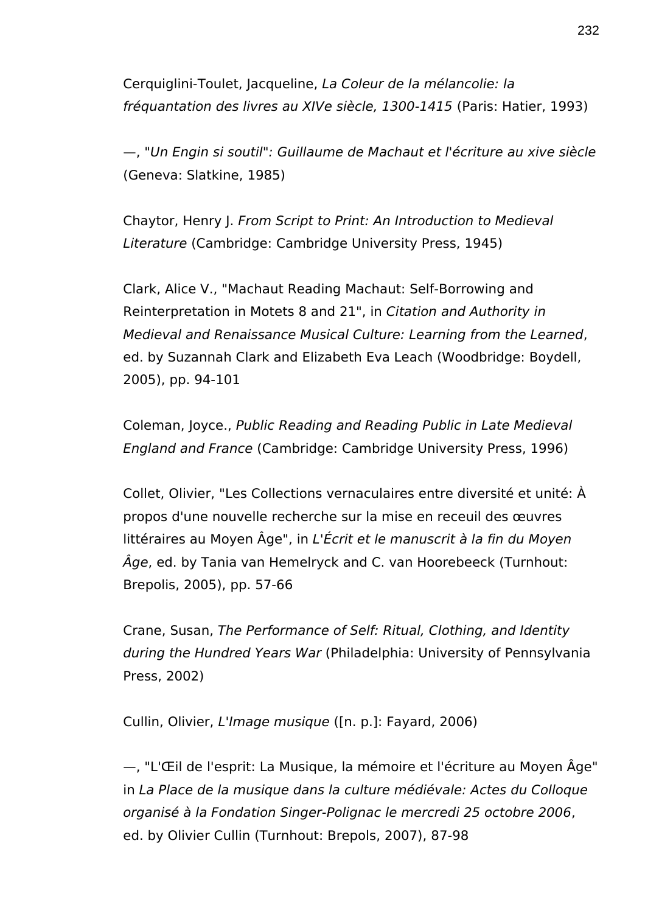Cerquiglini-Toulet, Jacqueline, *La Coleur de la mélancolie: la fréquantation des livres au XIVe siècle, 1300-1415* (Paris: Hatier, 1993)

—, "*Un Engin si soutil*"*: Guillaume de Machaut et l'écriture au xive siècle* (Geneva: Slatkine, 1985)

Chaytor, Henry J. *From Script to Print: An Introduction to Medieval Literature* (Cambridge: Cambridge University Press, 1945)

Clark, Alice V., "Machaut Reading Machaut: Self-Borrowing and Reinterpretation in Motets 8 and 21", in *Citation and Authority in Medieval and Renaissance Musical Culture: Learning from the Learned*, ed. by Suzannah Clark and Elizabeth Eva Leach (Woodbridge: Boydell, 2005), pp. 94-101

Coleman, Joyce., *Public Reading and Reading Public in Late Medieval England and France* (Cambridge: Cambridge University Press, 1996)

Collet, Olivier, "Les Collections vernaculaires entre diversité et unité: À propos d'une nouvelle recherche sur la mise en receuil des œuvres littéraires au Moyen Âge", in *L'Écrit et le manuscrit à la fin du Moyen Âge*, ed. by Tania van Hemelryck and C. van Hoorebeeck (Turnhout: Brepolis, 2005), pp. 57-66

Crane, Susan, *The Performance of Self: Ritual, Clothing, and Identity during the Hundred Years War* (Philadelphia: University of Pennsylvania Press, 2002)

Cullin, Olivier, *L'Image musique* ([n. p.]: Fayard, 2006)

—, "L'Œil de l'esprit: La Musique, la mémoire et l'écriture au Moyen Âge" in *La Place de la musique dans la culture médiévale: Actes du Colloque organisé à la Fondation Singer-Polignac le mercredi 25 octobre 2006*, ed. by Olivier Cullin (Turnhout: Brepols, 2007), 87-98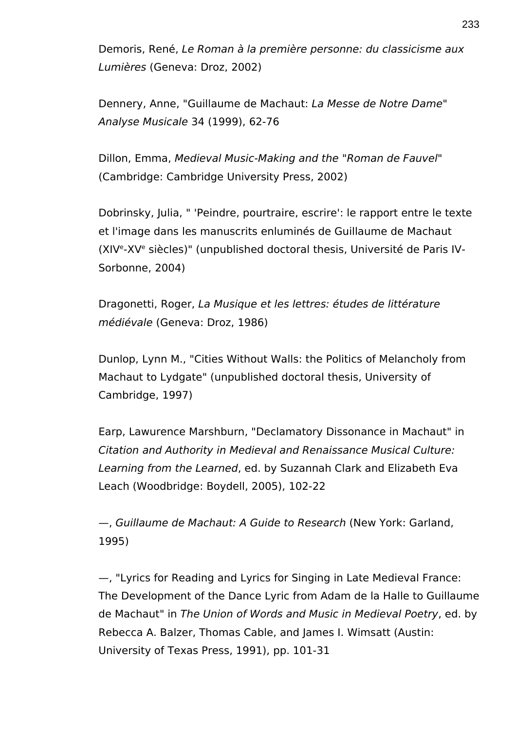Demoris, René, *Le Roman à la première personne: du classicisme aux Lumières* (Geneva: Droz, 2002)

Dennery, Anne, "Guillaume de Machaut: *La Messe de Notre Dame*" *Analyse Musicale* 34 (1999), 62-76

Dillon, Emma, *Medieval Music-Making and the "Roman de Fauvel"* (Cambridge: Cambridge University Press, 2002)

Dobrinsky, Julia, " 'Peindre, pourtraire, escrire': le rapport entre le texte et l'image dans les manuscrits enluminés de Guillaume de Machaut (XIV^e^-XV^e^ siècles)" (unpublished doctoral thesis, Université de Paris IV-Sorbonne, 2004)

Dragonetti, Roger, *La Musique et les lettres: études de littérature médiévale* (Geneva: Droz, 1986)

Dunlop, Lynn M., "Cities Without Walls: the Politics of Melancholy from Machaut to Lydgate" (unpublished doctoral thesis, University of Cambridge, 1997)

Earp, Lawurence Marshburn, "Declamatory Dissonance in Machaut" in *Citation and Authority in Medieval and Renaissance Musical Culture: Learning from the Learned*, ed. by Suzannah Clark and Elizabeth Eva Leach (Woodbridge: Boydell, 2005), 102-22

—, *Guillaume de Machaut: A Guide to Research* (New York: Garland, 1995)

—, "Lyrics for Reading and Lyrics for Singing in Late Medieval France: The Development of the Dance Lyric from Adam de la Halle to Guillaume de Machaut" in *The Union of Words and Music in Medieval Poetry*, ed. by Rebecca A. Balzer, Thomas Cable, and James I. Wimsatt (Austin: University of Texas Press, 1991), pp. 101-31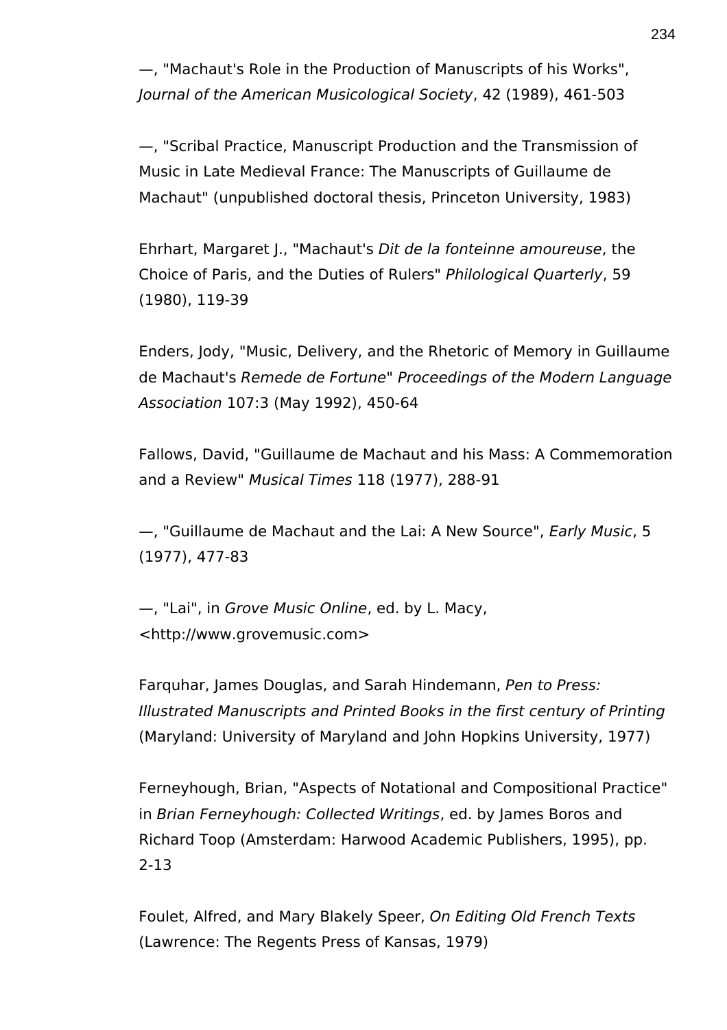—, "Machaut's Role in the Production of Manuscripts of his Works", *Journal of the American Musicological Society*, 42 (1989), 461-503

—, "Scribal Practice, Manuscript Production and the Transmission of Music in Late Medieval France: The Manuscripts of Guillaume de Machaut" (unpublished doctoral thesis, Princeton University, 1983)

Ehrhart, Margaret J., "Machaut's *Dit de la fonteinne amoureuse*, the Choice of Paris, and the Duties of Rulers" *Philological Quarterly*, 59 (1980), 119-39

Enders, Jody, "Music, Delivery, and the Rhetoric of Memory in Guillaume de Machaut's *Remede de Fortune*" *Proceedings of the Modern Language Association* 107:3 (May 1992), 450-64

Fallows, David, "Guillaume de Machaut and his Mass: A Commemoration and a Review" *Musical Times* 118 (1977), 288-91

—, "Guillaume de Machaut and the Lai: A New Source", *Early Music*, 5 (1977), 477-83

—, "Lai", in *Grove Music Online*, ed. by L. Macy, <http://www.grovemusic.com>

Farquhar, James Douglas, and Sarah Hindemann, *Pen to Press: Illustrated Manuscripts and Printed Books in the first century of Printing* (Maryland: University of Maryland and John Hopkins University, 1977)

Ferneyhough, Brian, "Aspects of Notational and Compositional Practice" in *Brian Ferneyhough: Collected Writings*, ed. by James Boros and Richard Toop (Amsterdam: Harwood Academic Publishers, 1995), pp. 2-13

Foulet, Alfred, and Mary Blakely Speer, *On Editing Old French Texts* (Lawrence: The Regents Press of Kansas, 1979)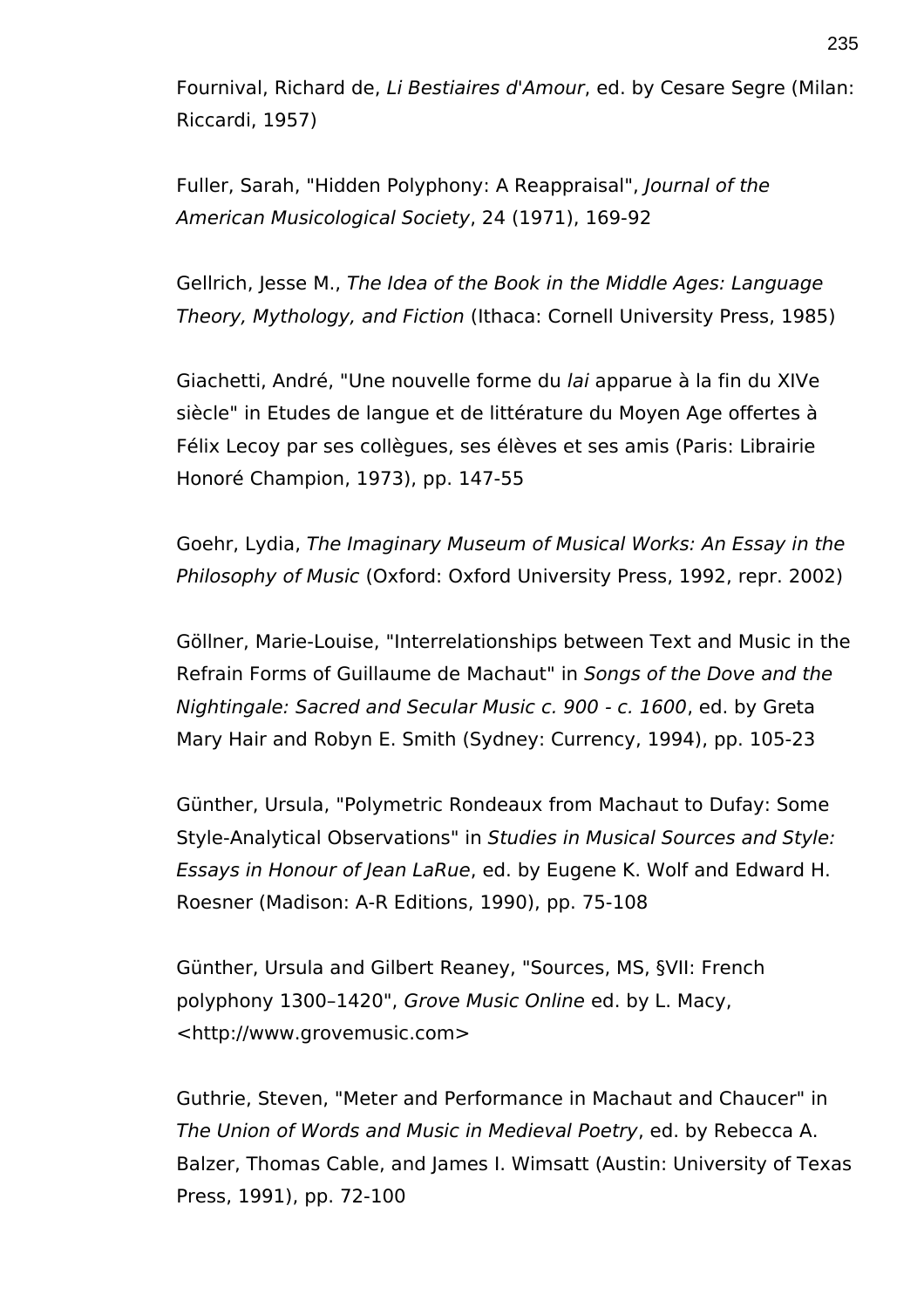Fournival, Richard de, *Li Bestiaires d'Amour*, ed. by Cesare Segre (Milan: Riccardi, 1957)

Fuller, Sarah, "Hidden Polyphony: A Reappraisal", *Journal of the American Musicological Society*, 24 (1971), 169-92

Gellrich, Jesse M., *The Idea of the Book in the Middle Ages: Language Theory, Mythology, and Fiction* (Ithaca: Cornell University Press, 1985)

Giachetti, André, "Une nouvelle forme du *lai* apparue à la fin du XIVe siècle" in Etudes de langue et de littérature du Moyen Age offertes à Félix Lecoy par ses collègues, ses élèves et ses amis (Paris: Librairie Honoré Champion, 1973), pp. 147-55

Goehr, Lydia, *The Imaginary Museum of Musical Works: An Essay in the Philosophy of Music* (Oxford: Oxford University Press, 1992, repr. 2002)

Göllner, Marie-Louise, "Interrelationships between Text and Music in the Refrain Forms of Guillaume de Machaut" in *Songs of the Dove and the Nightingale: Sacred and Secular Music c. 900 - c. 1600*, ed. by Greta Mary Hair and Robyn E. Smith (Sydney: Currency, 1994), pp. 105-23

Günther, Ursula, "Polymetric Rondeaux from Machaut to Dufay: Some Style-Analytical Observations" in *Studies in Musical Sources and Style: Essays in Honour of Jean LaRue*, ed. by Eugene K. Wolf and Edward H. Roesner (Madison: A-R Editions, 1990), pp. 75-108

Günther, Ursula and Gilbert Reaney, "Sources, MS, §VII: French polyphony 1300–1420", *Grove Music Online* ed. by L. Macy, <http://www.grovemusic.com>

Guthrie, Steven, "Meter and Performance in Machaut and Chaucer" in *The Union of Words and Music in Medieval Poetry*, ed. by Rebecca A. Balzer, Thomas Cable, and James I. Wimsatt (Austin: University of Texas Press, 1991), pp. 72-100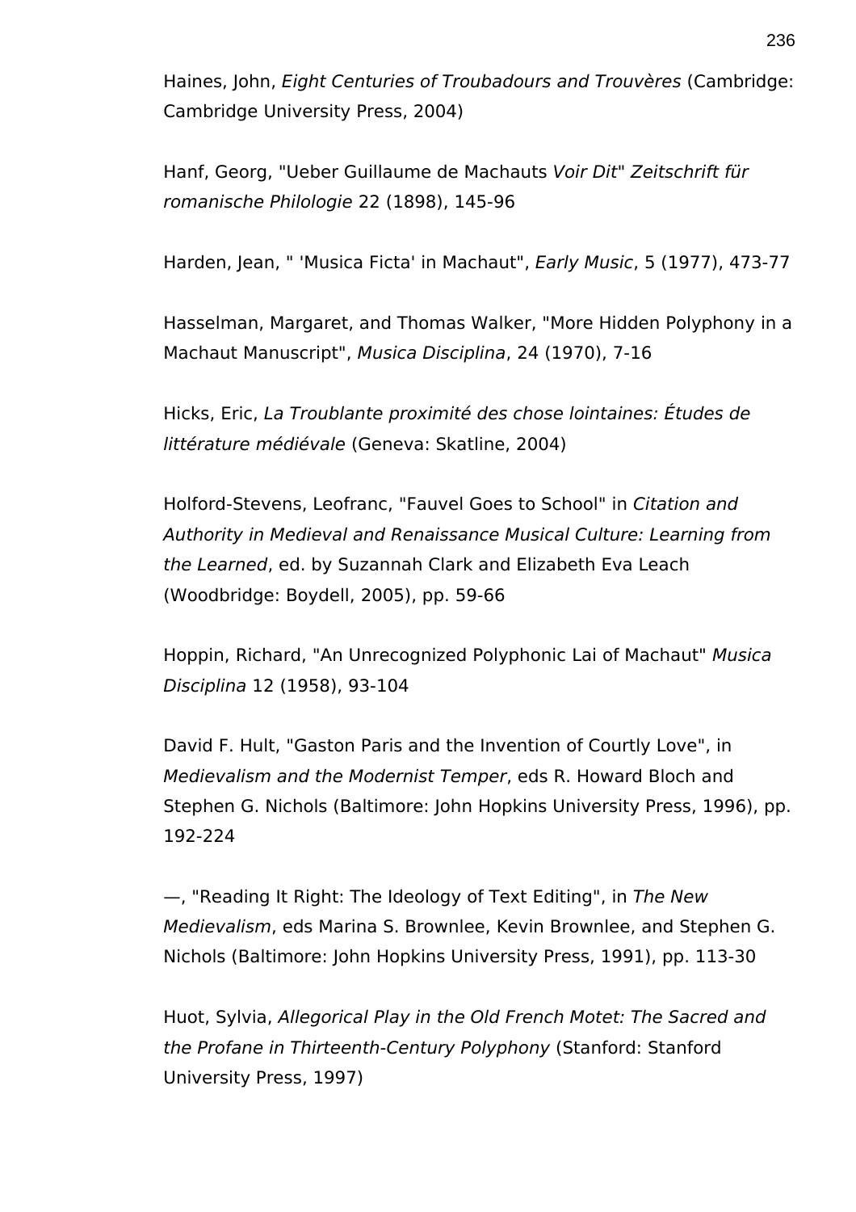Haines, John, *Eight Centuries of Troubadours and Trouvères* (Cambridge: Cambridge University Press, 2004)

Hanf, Georg, "Ueber Guillaume de Machauts *Voir Dit*" *Zeitschrift für romanische Philologie* 22 (1898), 145-96

Harden, Jean, " 'Musica Ficta' in Machaut", *Early Music*, 5 (1977), 473-77

Hasselman, Margaret, and Thomas Walker, "More Hidden Polyphony in a Machaut Manuscript", *Musica Disciplina*, 24 (1970), 7-16

Hicks, Eric, *La Troublante proximité des chose lointaines: Études de littérature médiévale* (Geneva: Skatline, 2004)

Holford-Stevens, Leofranc, "Fauvel Goes to School" in *Citation and Authority in Medieval and Renaissance Musical Culture: Learning from the Learned*, ed. by Suzannah Clark and Elizabeth Eva Leach (Woodbridge: Boydell, 2005), pp. 59-66

Hoppin, Richard, "An Unrecognized Polyphonic Lai of Machaut" *Musica Disciplina* 12 (1958), 93-104

David F. Hult, "Gaston Paris and the Invention of Courtly Love", in *Medievalism and the Modernist Temper*, eds R. Howard Bloch and Stephen G. Nichols (Baltimore: John Hopkins University Press, 1996), pp. 192-224

—, "Reading It Right: The Ideology of Text Editing", in *The New Medievalism*, eds Marina S. Brownlee, Kevin Brownlee, and Stephen G. Nichols (Baltimore: John Hopkins University Press, 1991), pp. 113-30

Huot, Sylvia, *Allegorical Play in the Old French Motet: The Sacred and the Profane in Thirteenth-Century Polyphony* (Stanford: Stanford University Press, 1997)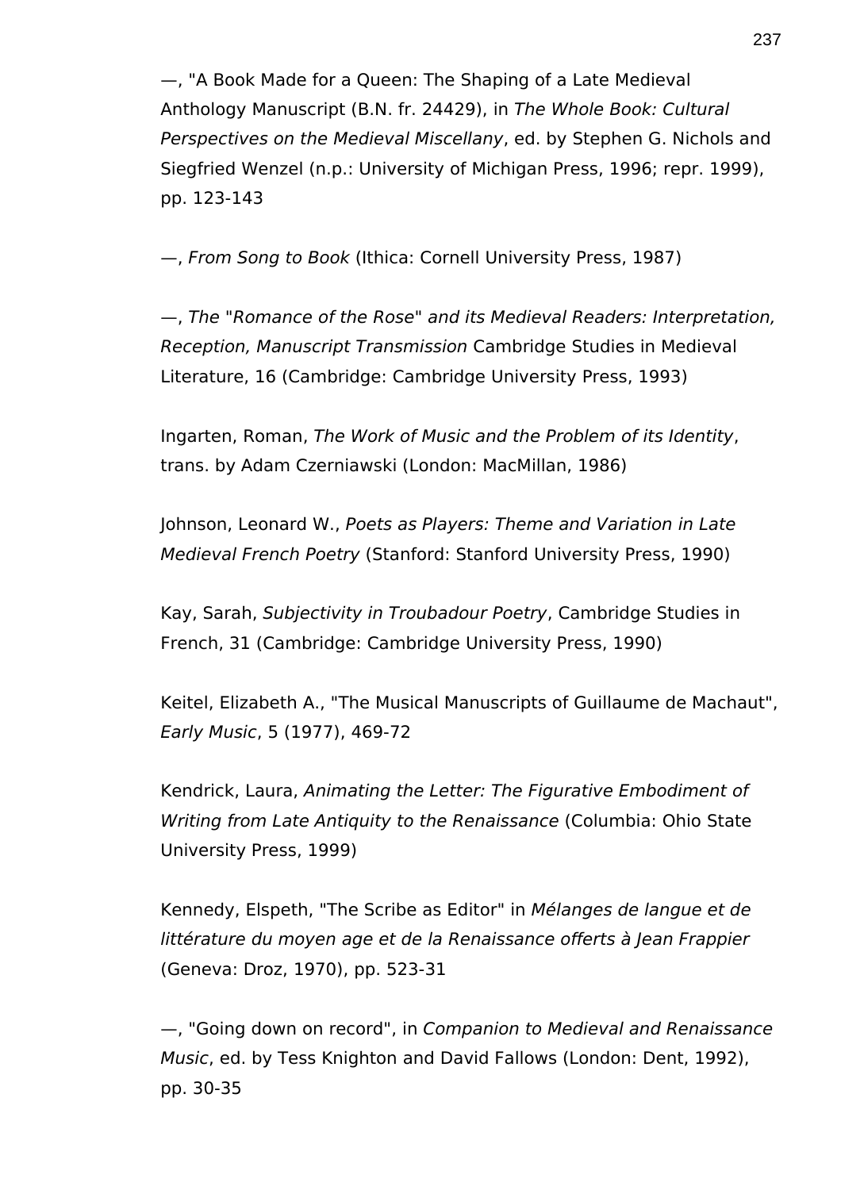—, "A Book Made for a Queen: The Shaping of a Late Medieval Anthology Manuscript (B.N. fr. 24429), in *The Whole Book: Cultural Perspectives on the Medieval Miscellany*, ed. by Stephen G. Nichols and Siegfried Wenzel (n.p.: University of Michigan Press, 1996; repr. 1999), pp. 123-143

—, *From Song to Book* (Ithica: Cornell University Press, 1987)

—, *The "Romance of the Rose" and its Medieval Readers: Interpretation, Reception, Manuscript Transmission* Cambridge Studies in Medieval Literature, 16 (Cambridge: Cambridge University Press, 1993)

Ingarten, Roman, *The Work of Music and the Problem of its Identity*, trans. by Adam Czerniawski (London: MacMillan, 1986)

Johnson, Leonard W., *Poets as Players: Theme and Variation in Late Medieval French Poetry* (Stanford: Stanford University Press, 1990)

Kay, Sarah, *Subjectivity in Troubadour Poetry*, Cambridge Studies in French, 31 (Cambridge: Cambridge University Press, 1990)

Keitel, Elizabeth A., "The Musical Manuscripts of Guillaume de Machaut", *Early Music*, 5 (1977), 469-72

Kendrick, Laura, *Animating the Letter: The Figurative Embodiment of Writing from Late Antiquity to the Renaissance* (Columbia: Ohio State University Press, 1999)

Kennedy, Elspeth, "The Scribe as Editor" in *Mélanges de langue et de littérature du moyen age et de la Renaissance offerts à Jean Frappier* (Geneva: Droz, 1970), pp. 523-31

—, "Going down on record", in *Companion to Medieval and Renaissance Music*, ed. by Tess Knighton and David Fallows (London: Dent, 1992), pp. 30-35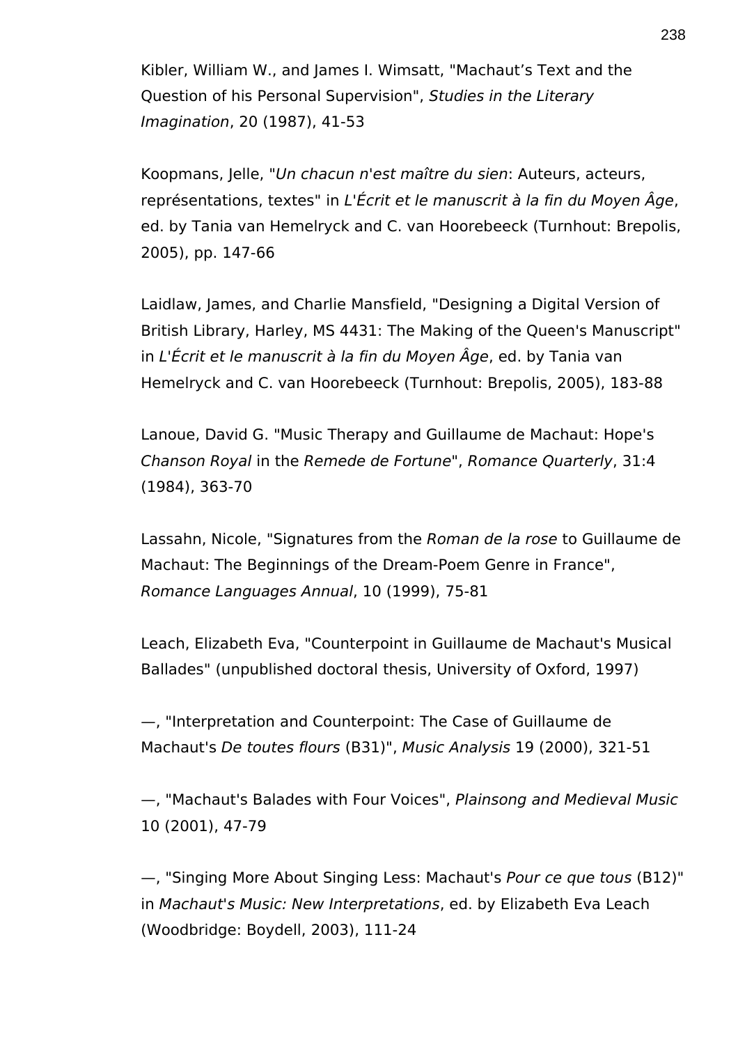Kibler, William W., and James I. Wimsatt, "Machaut’s Text and the Question of his Personal Supervision", *Studies in the Literary Imagination*, 20 (1987), 41-53

Koopmans, Jelle, "*Un chacun n'est maître du sien*: Auteurs, acteurs, représentations, textes" in *L'Écrit et le manuscrit à la fin du Moyen Âge*, ed. by Tania van Hemelryck and C. van Hoorebeeck (Turnhout: Brepolis, 2005), pp. 147-66

Laidlaw, James, and Charlie Mansfield, "Designing a Digital Version of British Library, Harley, MS 4431: The Making of the Queen's Manuscript" in *L'Écrit et le manuscrit à la fin du Moyen Âge*, ed. by Tania van Hemelryck and C. van Hoorebeeck (Turnhout: Brepolis, 2005), 183-88

Lanoue, David G. "Music Therapy and Guillaume de Machaut: Hope's *Chanson Royal* in the *Remede de Fortune*", *Romance Quarterly*, 31:4 (1984), 363-70

Lassahn, Nicole, "Signatures from the *Roman de la rose* to Guillaume de Machaut: The Beginnings of the Dream-Poem Genre in France", *Romance Languages Annual*, 10 (1999), 75-81

Leach, Elizabeth Eva, "Counterpoint in Guillaume de Machaut's Musical Ballades" (unpublished doctoral thesis, University of Oxford, 1997)

—, "Interpretation and Counterpoint: The Case of Guillaume de Machaut's *De toutes flours* (B31)", *Music Analysis* 19 (2000), 321-51

—, "Machaut's Balades with Four Voices", *Plainsong and Medieval Music* 10 (2001), 47-79

—, "Singing More About Singing Less: Machaut's *Pour ce que tous* (B12)" in *Machaut's Music: New Interpretations*, ed. by Elizabeth Eva Leach (Woodbridge: Boydell, 2003), 111-24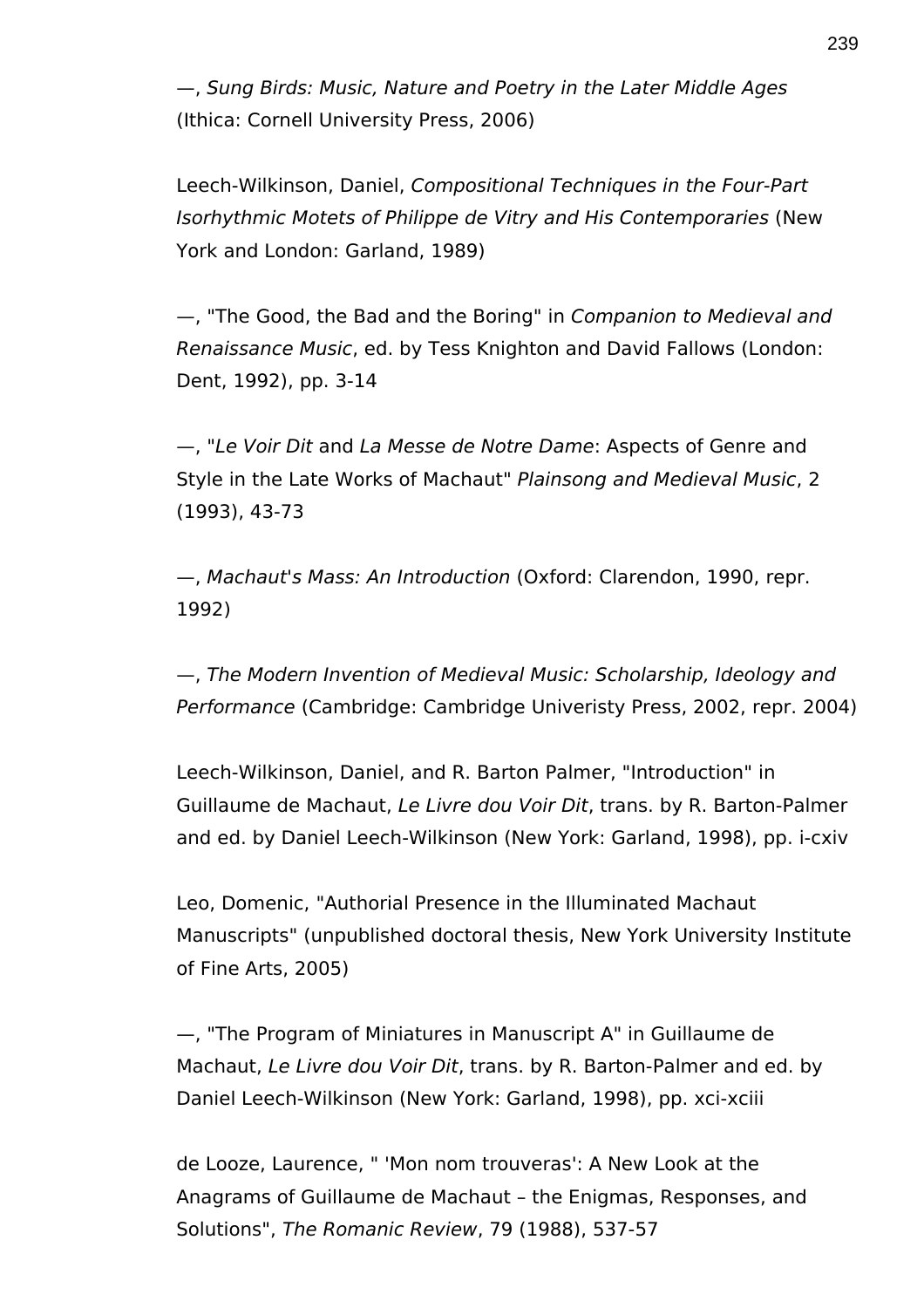—, *Sung Birds: Music, Nature and Poetry in the Later Middle Ages* (Ithica: Cornell University Press, 2006)

Leech-Wilkinson, Daniel, *Compositional Techniques in the Four-Part Isorhythmic Motets of Philippe de Vitry and His Contemporaries* (New York and London: Garland, 1989)

—, "The Good, the Bad and the Boring" in *Companion to Medieval and Renaissance Music*, ed. by Tess Knighton and David Fallows (London: Dent, 1992), pp. 3-14

—, "*Le Voir Dit* and *La Messe de Notre Dame*: Aspects of Genre and Style in the Late Works of Machaut" *Plainsong and Medieval Music*, 2 (1993), 43-73

—, *Machaut's Mass: An Introduction* (Oxford: Clarendon, 1990, repr. 1992)

—, *The Modern Invention of Medieval Music: Scholarship, Ideology and Performance* (Cambridge: Cambridge Univeristy Press, 2002, repr. 2004)

Leech-Wilkinson, Daniel, and R. Barton Palmer, "Introduction" in Guillaume de Machaut, *Le Livre dou Voir Dit*, trans. by R. Barton-Palmer and ed. by Daniel Leech-Wilkinson (New York: Garland, 1998), pp. i-cxiv

Leo, Domenic, "Authorial Presence in the Illuminated Machaut Manuscripts" (unpublished doctoral thesis, New York University Institute of Fine Arts, 2005)

—, "The Program of Miniatures in Manuscript A" in Guillaume de Machaut, *Le Livre dou Voir Dit*, trans. by R. Barton-Palmer and ed. by Daniel Leech-Wilkinson (New York: Garland, 1998), pp. xci-xciii

de Looze, Laurence, " 'Mon nom trouveras': A New Look at the Anagrams of Guillaume de Machaut – the Enigmas, Responses, and Solutions", *The Romanic Review*, 79 (1988), 537-57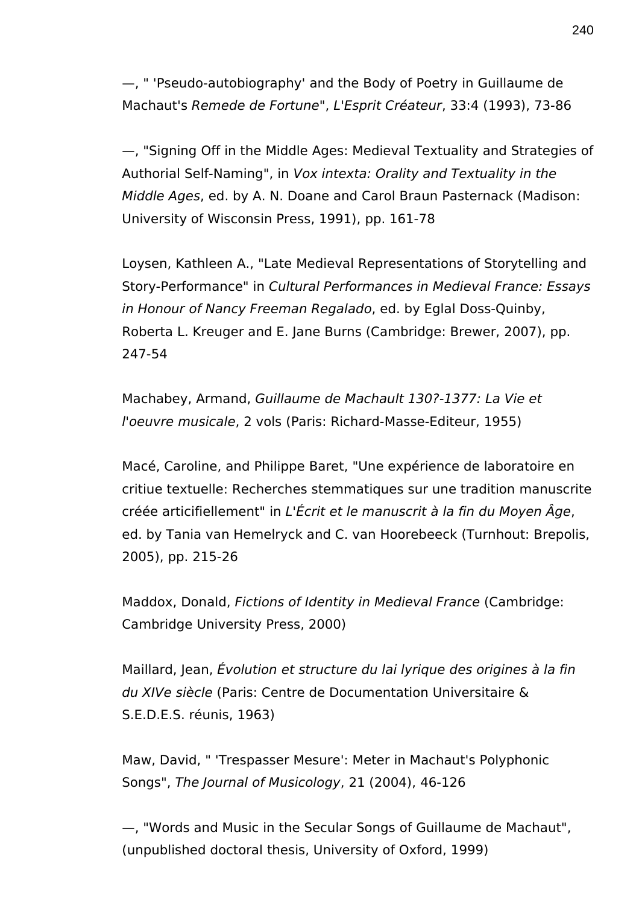—, " 'Pseudo-autobiography' and the Body of Poetry in Guillaume de Machaut's *Remede de Fortune*", *L'Esprit Créateur*, 33:4 (1993), 73-86

—, "Signing Off in the Middle Ages: Medieval Textuality and Strategies of Authorial Self-Naming", in *Vox intexta: Orality and Textuality in the Middle Ages*, ed. by A. N. Doane and Carol Braun Pasternack (Madison: University of Wisconsin Press, 1991), pp. 161-78

Loysen, Kathleen A., "Late Medieval Representations of Storytelling and Story-Performance" in *Cultural Performances in Medieval France: Essays in Honour of Nancy Freeman Regalado*, ed. by Eglal Doss-Quinby, Roberta L. Kreuger and E. Jane Burns (Cambridge: Brewer, 2007), pp. 247-54

Machabey, Armand, *Guillaume de Machault 130?-1377: La Vie et l'oeuvre musicale*, 2 vols (Paris: Richard-Masse-Editeur, 1955)

Macé, Caroline, and Philippe Baret, "Une expérience de laboratoire en critiue textuelle: Recherches stemmatiques sur une tradition manuscrite créée articifiellement" in *L'Écrit et le manuscrit à la fin du Moyen Âge*, ed. by Tania van Hemelryck and C. van Hoorebeeck (Turnhout: Brepolis, 2005), pp. 215-26

Maddox, Donald, *Fictions of Identity in Medieval France* (Cambridge: Cambridge University Press, 2000)

Maillard, Jean, *Évolution et structure du lai lyrique des origines à la fin du XIVe siècle* (Paris: Centre de Documentation Universitaire & S.E.D.E.S. réunis, 1963)

Maw, David, " 'Trespasser Mesure': Meter in Machaut's Polyphonic Songs", *The Journal of Musicology*, 21 (2004), 46-126

—, "Words and Music in the Secular Songs of Guillaume de Machaut", (unpublished doctoral thesis, University of Oxford, 1999)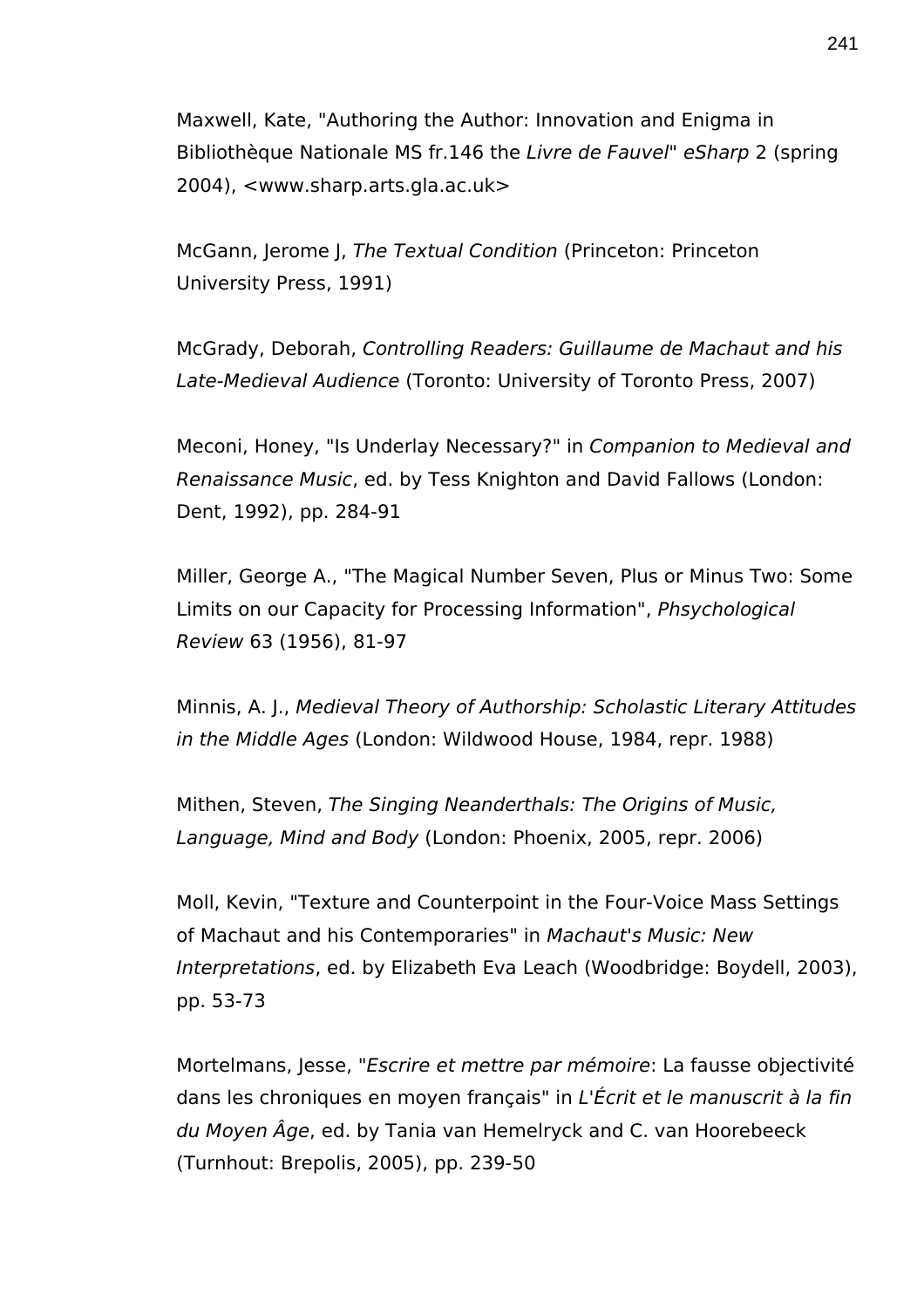Maxwell, Kate, "Authoring the Author: Innovation and Enigma in Bibliothèque Nationale MS fr.146 the *Livre de Fauvel*" *eSharp* 2 (spring 2004), <www.sharp.arts.gla.ac.uk>

McGann, Jerome J, *The Textual Condition* (Princeton: Princeton University Press, 1991)

McGrady, Deborah, *Controlling Readers: Guillaume de Machaut and his Late-Medieval Audience* (Toronto: University of Toronto Press, 2007)

Meconi, Honey, "Is Underlay Necessary?" in *Companion to Medieval and Renaissance Music*, ed. by Tess Knighton and David Fallows (London: Dent, 1992), pp. 284-91

Miller, George A., "The Magical Number Seven, Plus or Minus Two: Some Limits on our Capacity for Processing Information", *Phsychological Review* 63 (1956), 81-97

Minnis, A. J., *Medieval Theory of Authorship: Scholastic Literary Attitudes in the Middle Ages* (London: Wildwood House, 1984, repr. 1988)

Mithen, Steven, *The Singing Neanderthals: The Origins of Music, Language, Mind and Body* (London: Phoenix, 2005, repr. 2006)

Moll, Kevin, "Texture and Counterpoint in the Four-Voice Mass Settings of Machaut and his Contemporaries" in *Machaut's Music: New Interpretations*, ed. by Elizabeth Eva Leach (Woodbridge: Boydell, 2003), pp. 53-73

Mortelmans, Jesse, "*Escrire et mettre par mémoire*: La fausse objectivité dans les chroniques en moyen français" in *L'Écrit et le manuscrit à la fin du Moyen Âge*, ed. by Tania van Hemelryck and C. van Hoorebeeck (Turnhout: Brepolis, 2005), pp. 239-50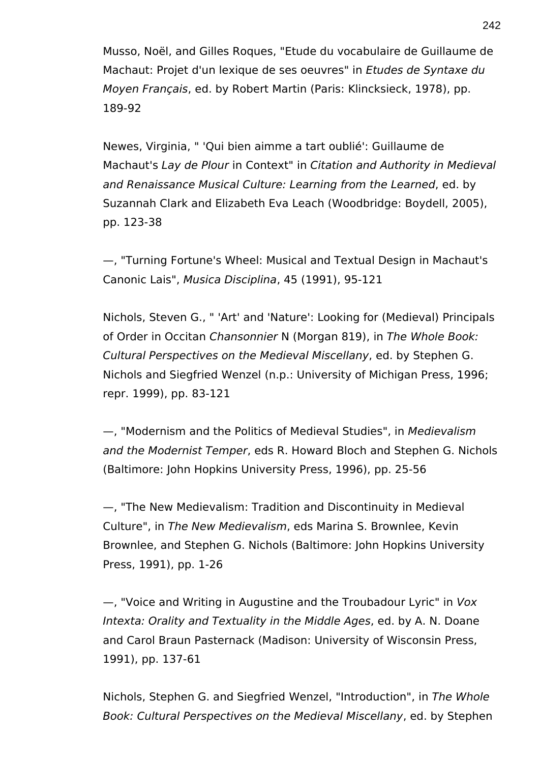Musso, Noël, and Gilles Roques, "Etude du vocabulaire de Guillaume de Machaut: Projet d'un lexique de ses oeuvres" in *Etudes de Syntaxe du Moyen Français*, ed. by Robert Martin (Paris: Klincksieck, 1978), pp. 189-92

Newes, Virginia, " 'Qui bien aimme a tart oublié': Guillaume de Machaut's *Lay de Plour* in Context" in *Citation and Authority in Medieval and Renaissance Musical Culture: Learning from the Learned*, ed. by Suzannah Clark and Elizabeth Eva Leach (Woodbridge: Boydell, 2005), pp. 123-38

—, "Turning Fortune's Wheel: Musical and Textual Design in Machaut's Canonic Lais", *Musica Disciplina*, 45 (1991), 95-121

Nichols, Steven G., " 'Art' and 'Nature': Looking for (Medieval) Principals of Order in Occitan *Chansonnier* N (Morgan 819), in *The Whole Book: Cultural Perspectives on the Medieval Miscellany*, ed. by Stephen G. Nichols and Siegfried Wenzel (n.p.: University of Michigan Press, 1996; repr. 1999), pp. 83-121

—, "Modernism and the Politics of Medieval Studies", in *Medievalism and the Modernist Temper*, eds R. Howard Bloch and Stephen G. Nichols (Baltimore: John Hopkins University Press, 1996), pp. 25-56

—, "The New Medievalism: Tradition and Discontinuity in Medieval Culture", in *The New Medievalism*, eds Marina S. Brownlee, Kevin Brownlee, and Stephen G. Nichols (Baltimore: John Hopkins University Press, 1991), pp. 1-26

—, "Voice and Writing in Augustine and the Troubadour Lyric" in *Vox Intexta: Orality and Textuality in the Middle Ages*, ed. by A. N. Doane and Carol Braun Pasternack (Madison: University of Wisconsin Press, 1991), pp. 137-61

Nichols, Stephen G. and Siegfried Wenzel, "Introduction", in *The Whole Book: Cultural Perspectives on the Medieval Miscellany*, ed. by Stephen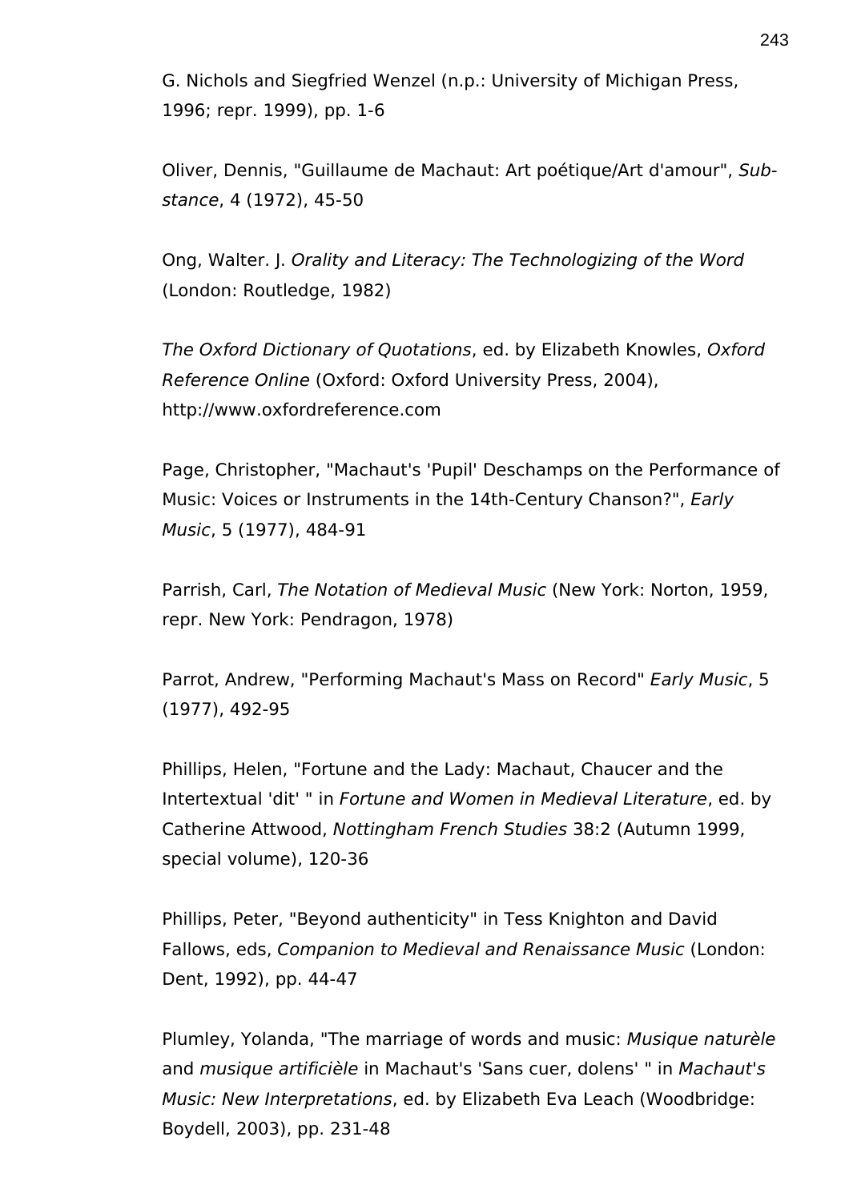G. Nichols and Siegfried Wenzel (n.p.: University of Michigan Press, 1996; repr. 1999), pp. 1-6

Oliver, Dennis, "Guillaume de Machaut: Art poétique/Art d'amour", *Sub-stance*, 4 (1972), 45-50

Ong, Walter. J. *Orality and Literacy: The Technologizing of the Word* (London: Routledge, 1982)

*The Oxford Dictionary of Quotations*, ed. by Elizabeth Knowles, *Oxford Reference Online* (Oxford: Oxford University Press, 2004), http://www.oxfordreference.com

Page, Christopher, "Machaut's 'Pupil' Deschamps on the Performance of Music: Voices or Instruments in the 14th-Century Chanson?", *Early Music*, 5 (1977), 484-91

Parrish, Carl, *The Notation of Medieval Music* (New York: Norton, 1959, repr. New York: Pendragon, 1978)

Parrot, Andrew, "Performing Machaut's Mass on Record" *Early Music*, 5 (1977), 492-95

Phillips, Helen, "Fortune and the Lady: Machaut, Chaucer and the Intertextual 'dit' " in *Fortune and Women in Medieval Literature*, ed. by Catherine Attwood, *Nottingham French Studies* 38:2 (Autumn 1999, special volume), 120-36

Phillips, Peter, "Beyond authenticity" in Tess Knighton and David Fallows, eds, *Companion to Medieval and Renaissance Music* (London: Dent, 1992), pp. 44-47

Plumley, Yolanda, "The marriage of words and music: *Musique naturèle* and *musique artificièle* in Machaut's 'Sans cuer, dolens' " in *Machaut's Music: New Interpretations*, ed. by Elizabeth Eva Leach (Woodbridge: Boydell, 2003), pp. 231-48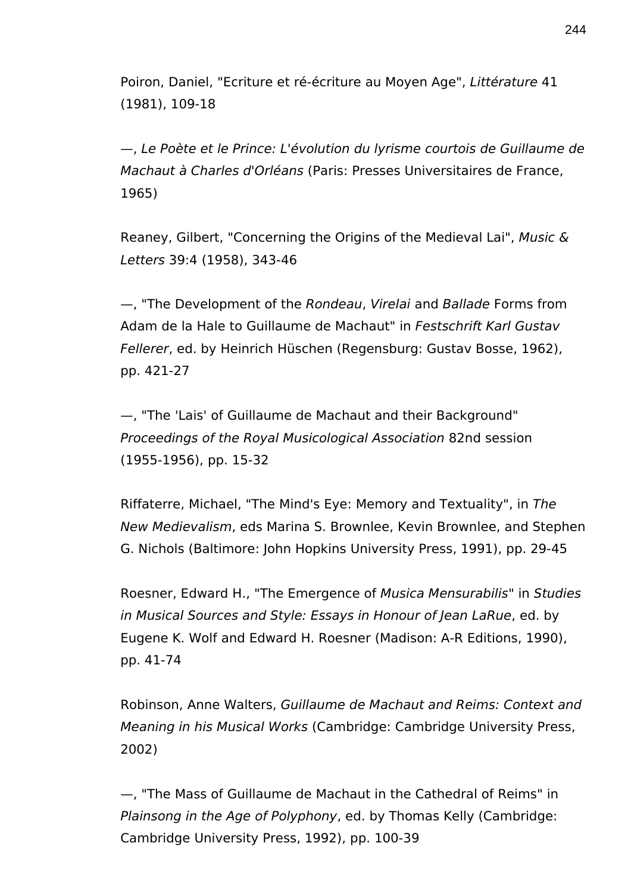Poiron, Daniel, "Ecriture et ré-écriture au Moyen Age", *Littérature* 41 (1981), 109-18

—, *Le Poète et le Prince: L'évolution du lyrisme courtois de Guillaume de Machaut à Charles d'Orléans* (Paris: Presses Universitaires de France, 1965)

Reaney, Gilbert, "Concerning the Origins of the Medieval Lai", *Music & Letters* 39:4 (1958), 343-46

—, "The Development of the *Rondeau*, *Virelai* and *Ballade* Forms from Adam de la Hale to Guillaume de Machaut" in *Festschrift Karl Gustav Fellerer*, ed. by Heinrich Hüschen (Regensburg: Gustav Bosse, 1962), pp. 421-27

—, "The 'Lais' of Guillaume de Machaut and their Background" *Proceedings of the Royal Musicological Association* 82nd session (1955-1956), pp. 15-32

Riffaterre, Michael, "The Mind's Eye: Memory and Textuality", in *The New Medievalism*, eds Marina S. Brownlee, Kevin Brownlee, and Stephen G. Nichols (Baltimore: John Hopkins University Press, 1991), pp. 29-45

Roesner, Edward H., "The Emergence of *Musica Mensurabilis*" in *Studies in Musical Sources and Style: Essays in Honour of Jean LaRue*, ed. by Eugene K. Wolf and Edward H. Roesner (Madison: A-R Editions, 1990), pp. 41-74

Robinson, Anne Walters, *Guillaume de Machaut and Reims: Context and Meaning in his Musical Works* (Cambridge: Cambridge University Press, 2002)

—, "The Mass of Guillaume de Machaut in the Cathedral of Reims" in *Plainsong in the Age of Polyphony*, ed. by Thomas Kelly (Cambridge: Cambridge University Press, 1992), pp. 100-39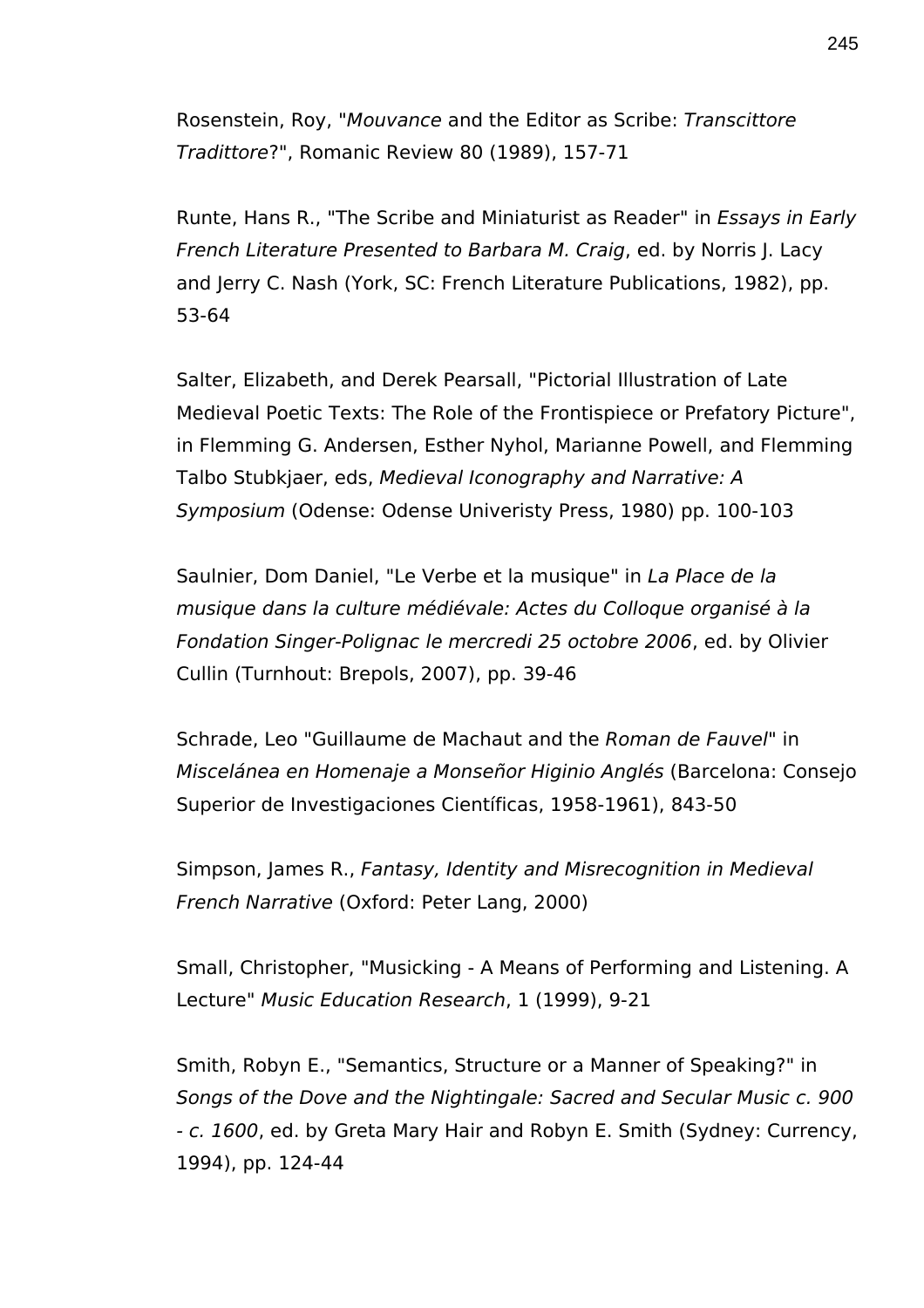Rosenstein, Roy, "*Mouvance* and the Editor as Scribe: *Transcittore Tradittore*?", Romanic Review 80 (1989), 157-71

Runte, Hans R., "The Scribe and Miniaturist as Reader" in *Essays in Early French Literature Presented to Barbara M. Craig*, ed. by Norris J. Lacy and Jerry C. Nash (York, SC: French Literature Publications, 1982), pp. 53-64

Salter, Elizabeth, and Derek Pearsall, "Pictorial Illustration of Late Medieval Poetic Texts: The Role of the Frontispiece or Prefatory Picture", in Flemming G. Andersen, Esther Nyhol, Marianne Powell, and Flemming Talbo Stubkjaer, eds, *Medieval Iconography and Narrative: A Symposium* (Odense: Odense Univeristy Press, 1980) pp. 100-103

Saulnier, Dom Daniel, "Le Verbe et la musique" in *La Place de la musique dans la culture médiévale: Actes du Colloque organisé à la Fondation Singer-Polignac le mercredi 25 octobre 2006*, ed. by Olivier Cullin (Turnhout: Brepols, 2007), pp. 39-46

Schrade, Leo "Guillaume de Machaut and the *Roman de Fauvel*" in *Miscelánea en Homenaje a Monseñor Higinio Anglés* (Barcelona: Consejo Superior de Investigaciones Científicas, 1958-1961), 843-50

Simpson, James R., *Fantasy, Identity and Misrecognition in Medieval French Narrative* (Oxford: Peter Lang, 2000)

Small, Christopher, "Musicking - A Means of Performing and Listening. A Lecture" *Music Education Research*, 1 (1999), 9-21

Smith, Robyn E., "Semantics, Structure or a Manner of Speaking?" in *Songs of the Dove and the Nightingale: Sacred and Secular Music c. 900 - c. 1600*, ed. by Greta Mary Hair and Robyn E. Smith (Sydney: Currency, 1994), pp. 124-44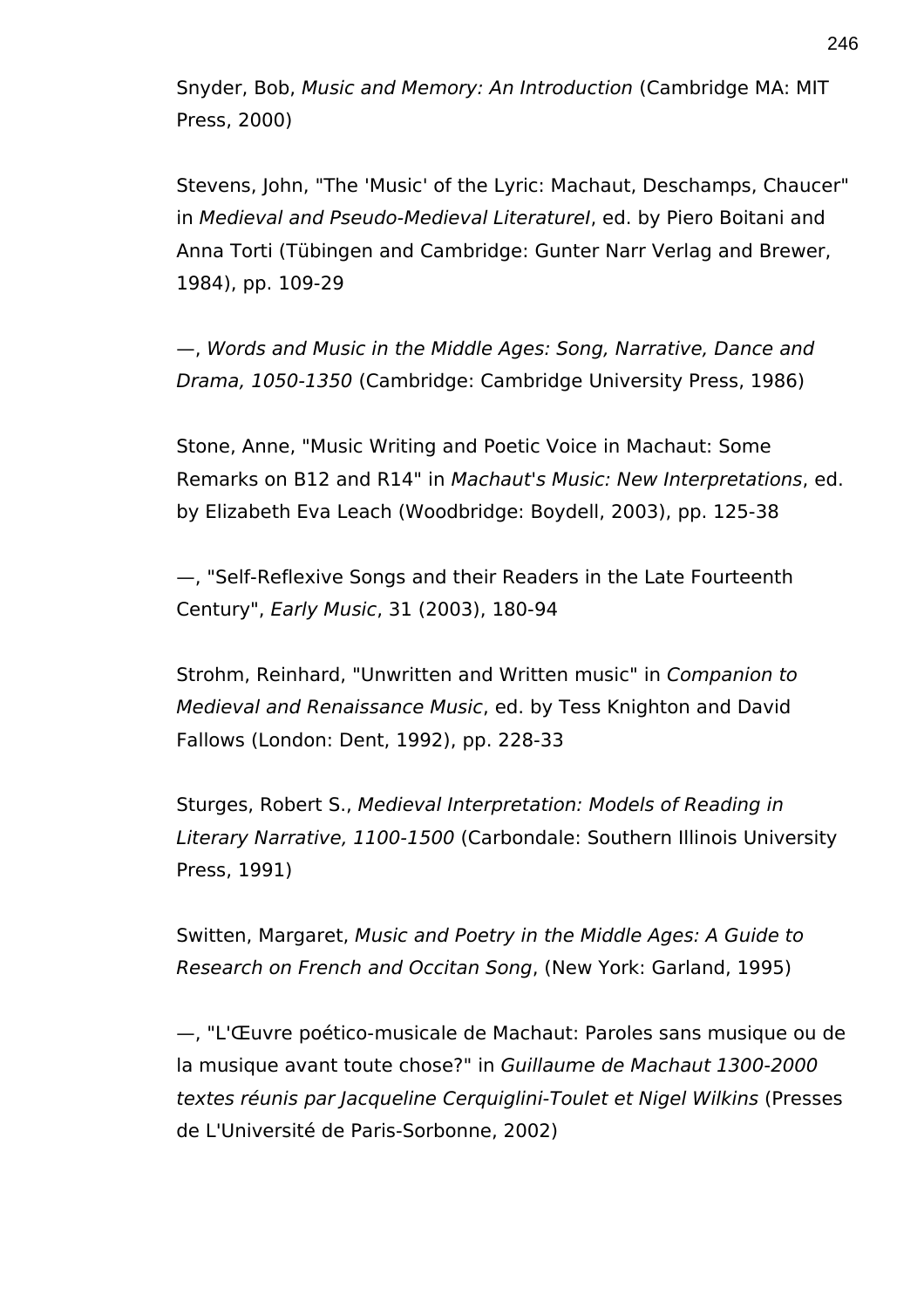Snyder, Bob, *Music and Memory: An Introduction* (Cambridge MA: MIT Press, 2000)

Stevens, John, "The 'Music' of the Lyric: Machaut, Deschamps, Chaucer" in *Medieval and Pseudo-Medieval LiteratureI*, ed. by Piero Boitani and Anna Torti (Tübingen and Cambridge: Gunter Narr Verlag and Brewer, 1984), pp. 109-29

—, *Words and Music in the Middle Ages: Song, Narrative, Dance and Drama, 1050-1350* (Cambridge: Cambridge University Press, 1986)

Stone, Anne, "Music Writing and Poetic Voice in Machaut: Some Remarks on B12 and R14" in *Machaut's Music: New Interpretations*, ed. by Elizabeth Eva Leach (Woodbridge: Boydell, 2003), pp. 125-38

—, "Self-Reflexive Songs and their Readers in the Late Fourteenth Century", *Early Music*, 31 (2003), 180-94

Strohm, Reinhard, "Unwritten and Written music" in *Companion to Medieval and Renaissance Music*, ed. by Tess Knighton and David Fallows (London: Dent, 1992), pp. 228-33

Sturges, Robert S., *Medieval Interpretation: Models of Reading in Literary Narrative, 1100-1500* (Carbondale: Southern Illinois University Press, 1991)

Switten, Margaret, *Music and Poetry in the Middle Ages: A Guide to Research on French and Occitan Song*, (New York: Garland, 1995)

—, "L'Œuvre poético-musicale de Machaut: Paroles sans musique ou de la musique avant toute chose?" in *Guillaume de Machaut 1300-2000 textes réunis par Jacqueline Cerquiglini-Toulet et Nigel Wilkins* (Presses de L'Université de Paris-Sorbonne, 2002)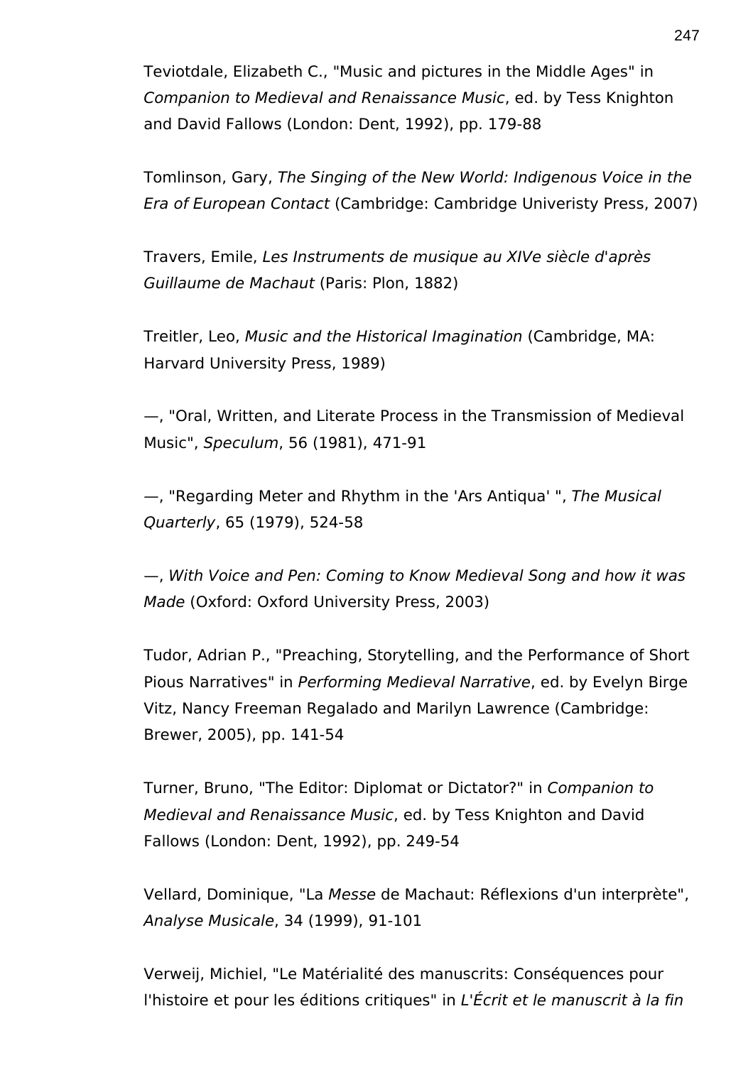Teviotdale, Elizabeth C., "Music and pictures in the Middle Ages" in *Companion to Medieval and Renaissance Music*, ed. by Tess Knighton and David Fallows (London: Dent, 1992), pp. 179-88

Tomlinson, Gary, *The Singing of the New World: Indigenous Voice in the Era of European Contact* (Cambridge: Cambridge Univeristy Press, 2007)

Travers, Emile, *Les Instruments de musique au XIVe siècle d'après Guillaume de Machaut* (Paris: Plon, 1882)

Treitler, Leo, *Music and the Historical Imagination* (Cambridge, MA: Harvard University Press, 1989)

—, "Oral, Written, and Literate Process in the Transmission of Medieval Music", *Speculum*, 56 (1981), 471-91

—, "Regarding Meter and Rhythm in the 'Ars Antiqua' ", *The Musical Quarterly*, 65 (1979), 524-58

—, *With Voice and Pen: Coming to Know Medieval Song and how it was Made* (Oxford: Oxford University Press, 2003)

Tudor, Adrian P., "Preaching, Storytelling, and the Performance of Short Pious Narratives" in *Performing Medieval Narrative*, ed. by Evelyn Birge Vitz, Nancy Freeman Regalado and Marilyn Lawrence (Cambridge: Brewer, 2005), pp. 141-54

Turner, Bruno, "The Editor: Diplomat or Dictator?" in *Companion to Medieval and Renaissance Music*, ed. by Tess Knighton and David Fallows (London: Dent, 1992), pp. 249-54

Vellard, Dominique, "La *Messe* de Machaut: Réflexions d'un interprète", *Analyse Musicale*, 34 (1999), 91-101

Verweij, Michiel, "Le Matérialité des manuscrits: Conséquences pour l'histoire et pour les éditions critiques" in *L'Écrit et le manuscrit à la fin*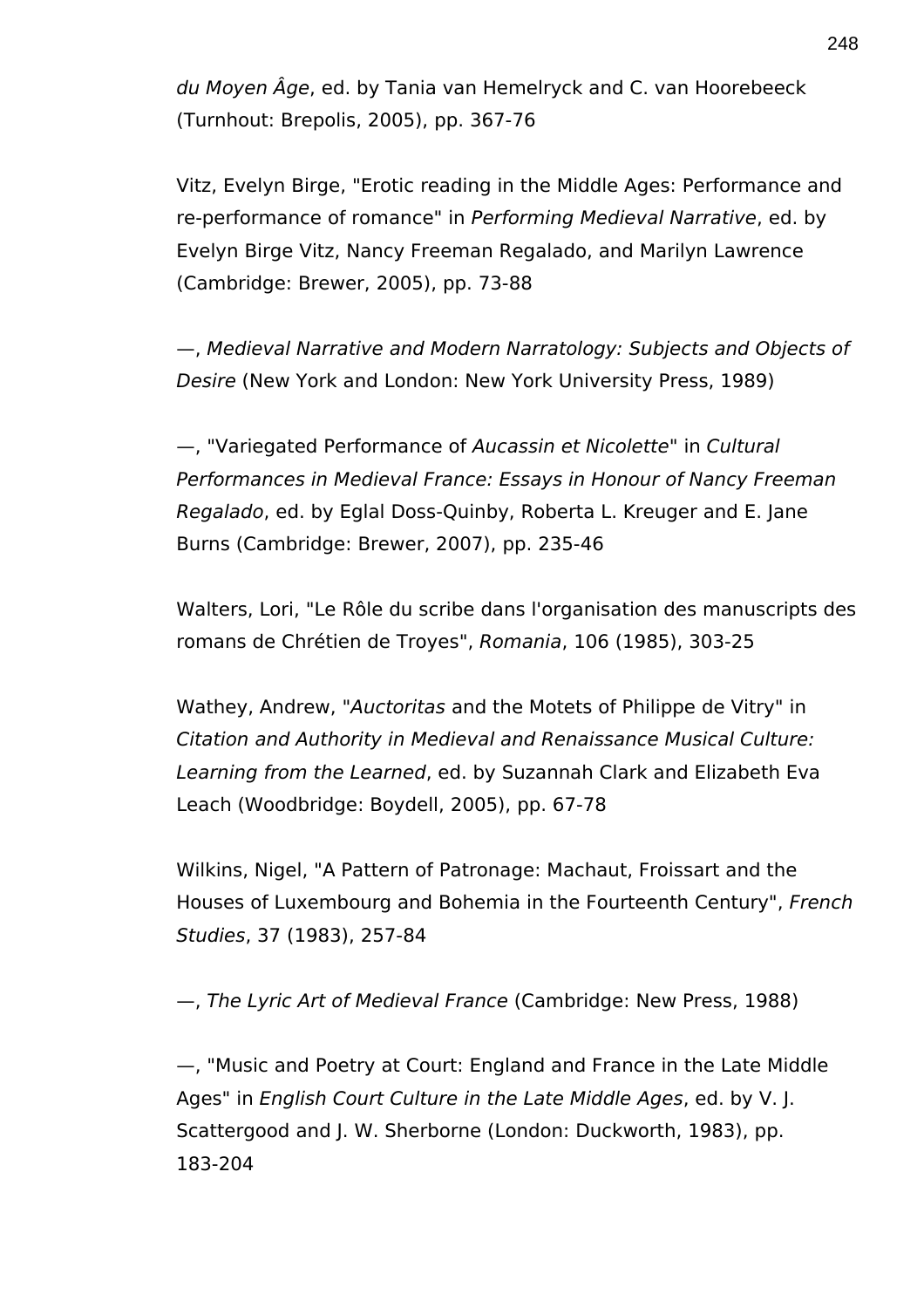*du Moyen Âge*, ed. by Tania van Hemelryck and C. van Hoorebeeck (Turnhout: Brepolis, 2005), pp. 367-76

Vitz, Evelyn Birge, "Erotic reading in the Middle Ages: Performance and re-performance of romance" in *Performing Medieval Narrative*, ed. by Evelyn Birge Vitz, Nancy Freeman Regalado, and Marilyn Lawrence (Cambridge: Brewer, 2005), pp. 73-88

—, *Medieval Narrative and Modern Narratology: Subjects and Objects of Desire* (New York and London: New York University Press, 1989)

—, "Variegated Performance of *Aucassin et Nicolette*" in *Cultural Performances in Medieval France: Essays in Honour of Nancy Freeman Regalado*, ed. by Eglal Doss-Quinby, Roberta L. Kreuger and E. Jane Burns (Cambridge: Brewer, 2007), pp. 235-46

Walters, Lori, "Le Rôle du scribe dans l'organisation des manuscripts des romans de Chrétien de Troyes", *Romania*, 106 (1985), 303-25

Wathey, Andrew, "*Auctoritas* and the Motets of Philippe de Vitry" in *Citation and Authority in Medieval and Renaissance Musical Culture: Learning from the Learned*, ed. by Suzannah Clark and Elizabeth Eva Leach (Woodbridge: Boydell, 2005), pp. 67-78

Wilkins, Nigel, "A Pattern of Patronage: Machaut, Froissart and the Houses of Luxembourg and Bohemia in the Fourteenth Century", *French Studies*, 37 (1983), 257-84

—, *The Lyric Art of Medieval France* (Cambridge: New Press, 1988)

—, "Music and Poetry at Court: England and France in the Late Middle Ages" in *English Court Culture in the Late Middle Ages*, ed. by V. J. Scattergood and J. W. Sherborne (London: Duckworth, 1983), pp. 183-204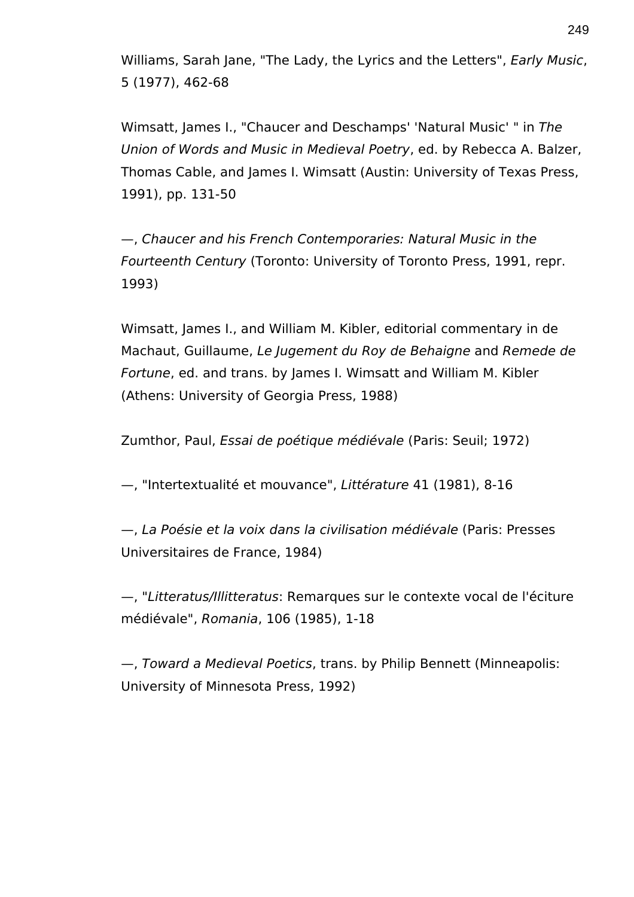Williams, Sarah Jane, "The Lady, the Lyrics and the Letters", *Early Music*, 5 (1977), 462-68

Wimsatt, James I., "Chaucer and Deschamps' 'Natural Music' " in *The Union of Words and Music in Medieval Poetry*, ed. by Rebecca A. Balzer, Thomas Cable, and James I. Wimsatt (Austin: University of Texas Press, 1991), pp. 131-50

—, *Chaucer and his French Contemporaries: Natural Music in the Fourteenth Century* (Toronto: University of Toronto Press, 1991, repr. 1993)

Wimsatt, James I., and William M. Kibler, editorial commentary in de Machaut, Guillaume, *Le Jugement du Roy de Behaigne* and *Remede de Fortune*, ed. and trans. by James I. Wimsatt and William M. Kibler (Athens: University of Georgia Press, 1988)

Zumthor, Paul, *Essai de poétique médiévale* (Paris: Seuil; 1972)

—, "Intertextualité et mouvance", *Littérature* 41 (1981), 8-16

—, *La Poésie et la voix dans la civilisation médiévale* (Paris: Presses Universitaires de France, 1984)

—, "*Litteratus/Illitteratus*: Remarques sur le contexte vocal de l'éciture médiévale", *Romania*, 106 (1985), 1-18

—, *Toward a Medieval Poetics*, trans. by Philip Bennett (Minneapolis: University of Minnesota Press, 1992)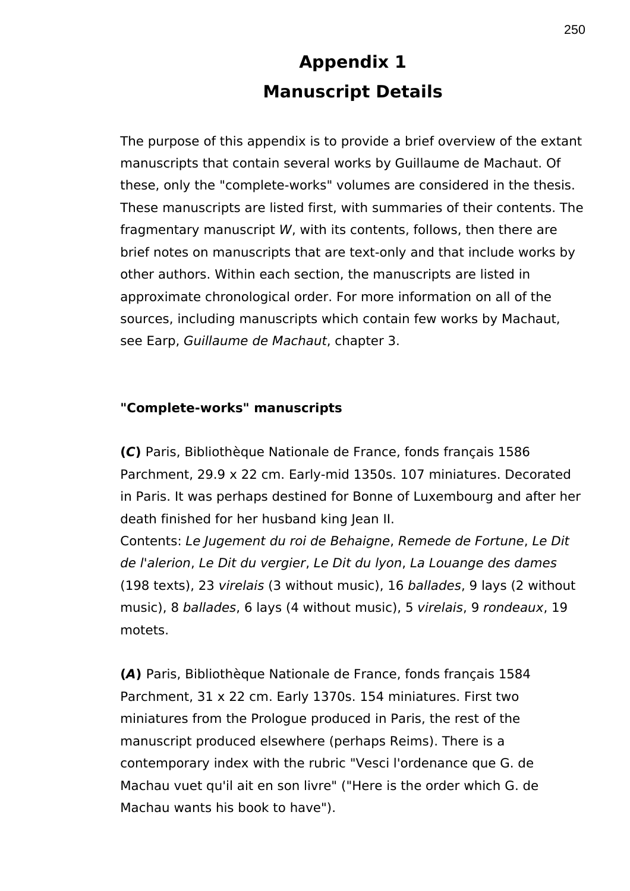# Appendix 1
## Manuscript Details

The purpose of this appendix is to provide a brief overview of the extant manuscripts that contain several works by Guillaume de Machaut. Of these, only the "complete-works" volumes are considered in the thesis. These manuscripts are listed first, with summaries of their contents. The fragmentary manuscript *W*, with its contents, follows, then there are brief notes on manuscripts that are text-only and that include works by other authors. Within each section, the manuscripts are listed in approximate chronological order. For more information on all of the sources, including manuscripts which contain few works by Machaut, see Earp, *Guillaume de Machaut*, chapter 3.

**"Complete-works" manuscripts**

**(*C*)** Paris, Bibliothèque Nationale de France, fonds français 1586
Parchment, 29.9 x 22 cm. Early-mid 1350s. 107 miniatures. Decorated in Paris. It was perhaps destined for Bonne of Luxembourg and after her death finished for her husband king Jean II.
Contents: *Le Jugement du roi de Behaigne*, *Remede de Fortune*, *Le Dit de l'alerion*, *Le Dit du vergier*, *Le Dit du lyon*, *La Louange des dames* (198 texts), 23 *virelais* (3 without music), 16 *ballades*, 9 lays (2 without music), 8 *ballades*, 6 lays (4 without music), 5 *virelais*, 9 *rondeaux*, 19 motets.

**(*A*)** Paris, Bibliothèque Nationale de France, fonds français 1584
Parchment, 31 x 22 cm. Early 1370s. 154 miniatures. First two miniatures from the Prologue produced in Paris, the rest of the manuscript produced elsewhere (perhaps Reims). There is a contemporary index with the rubric "Vesci l'ordenance que G. de Machau vuet qu'il ait en son livre" ("Here is the order which G. de Machau wants his book to have").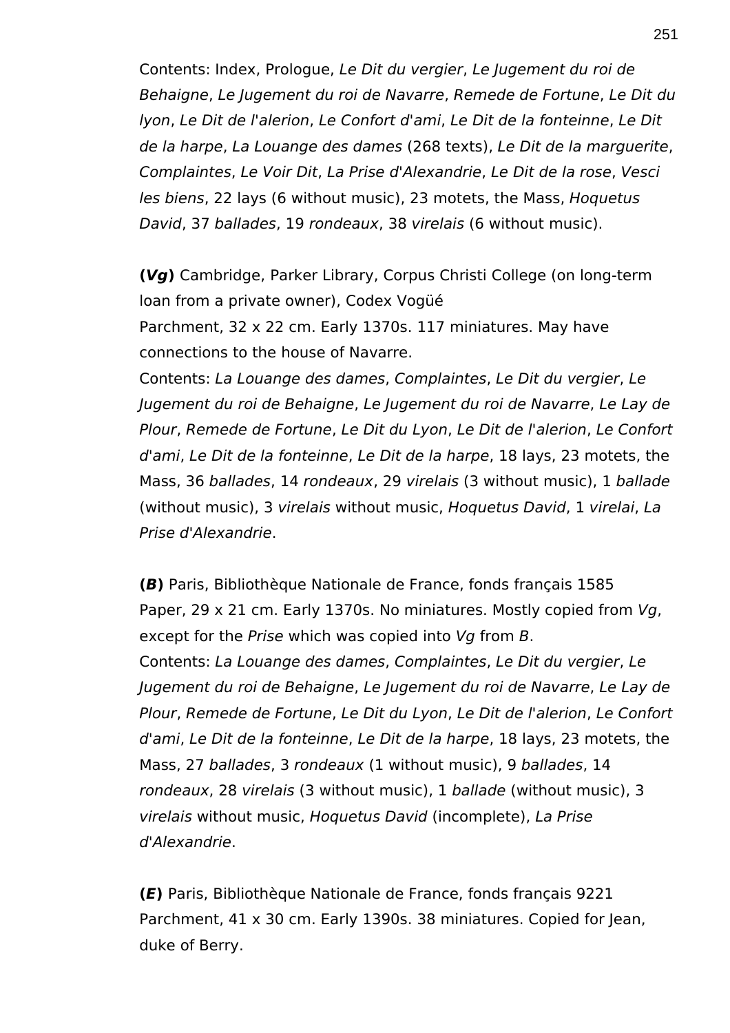Contents: Index, Prologue, *Le Dit du vergier*, *Le Jugement du roi de Behaigne*, *Le Jugement du roi de Navarre*, *Remede de Fortune*, *Le Dit du lyon*, *Le Dit de l'alerion*, *Le Confort d'ami*, *Le Dit de la fonteinne*, *Le Dit de la harpe*, *La Louange des dames* (268 texts), *Le Dit de la marguerite*, *Complaintes*, *Le Voir Dit*, *La Prise d'Alexandrie*, *Le Dit de la rose*, *Vesci les biens*, 22 lays (6 without music), 23 motets, the Mass, *Hoquetus David*, 37 *ballades*, 19 *rondeaux*, 38 *virelais* (6 without music).

**(*Vg*)** Cambridge, Parker Library, Corpus Christi College (on long-term loan from a private owner), Codex Vogüé
Parchment, 32 x 22 cm. Early 1370s. 117 miniatures. May have connections to the house of Navarre.
Contents: *La Louange des dames*, *Complaintes*, *Le Dit du vergier*, *Le Jugement du roi de Behaigne*, *Le Jugement du roi de Navarre*, *Le Lay de Plour*, *Remede de Fortune*, *Le Dit du Lyon*, *Le Dit de l'alerion*, *Le Confort d'ami*, *Le Dit de la fonteinne*, *Le Dit de la harpe*, 18 lays, 23 motets, the Mass, 36 *ballades*, 14 *rondeaux*, 29 *virelais* (3 without music), 1 *ballade* (without music), 3 *virelais* without music, *Hoquetus David*, 1 *virelai*, *La Prise d'Alexandrie*.

**(*B*)** Paris, Bibliothèque Nationale de France, fonds français 1585
Paper, 29 x 21 cm. Early 1370s. No miniatures. Mostly copied from *Vg*, except for the *Prise* which was copied into *Vg* from *B*.
Contents: *La Louange des dames*, *Complaintes*, *Le Dit du vergier*, *Le Jugement du roi de Behaigne*, *Le Jugement du roi de Navarre*, *Le Lay de Plour*, *Remede de Fortune*, *Le Dit du Lyon*, *Le Dit de l'alerion*, *Le Confort d'ami*, *Le Dit de la fonteinne*, *Le Dit de la harpe*, 18 lays, 23 motets, the Mass, 27 *ballades*, 3 *rondeaux* (1 without music), 9 *ballades*, 14 *rondeaux*, 28 *virelais* (3 without music), 1 *ballade* (without music), 3 *virelais* without music, *Hoquetus David* (incomplete), *La Prise d'Alexandrie*.

**(*E*)** Paris, Bibliothèque Nationale de France, fonds français 9221
Parchment, 41 x 30 cm. Early 1390s. 38 miniatures. Copied for Jean, duke of Berry.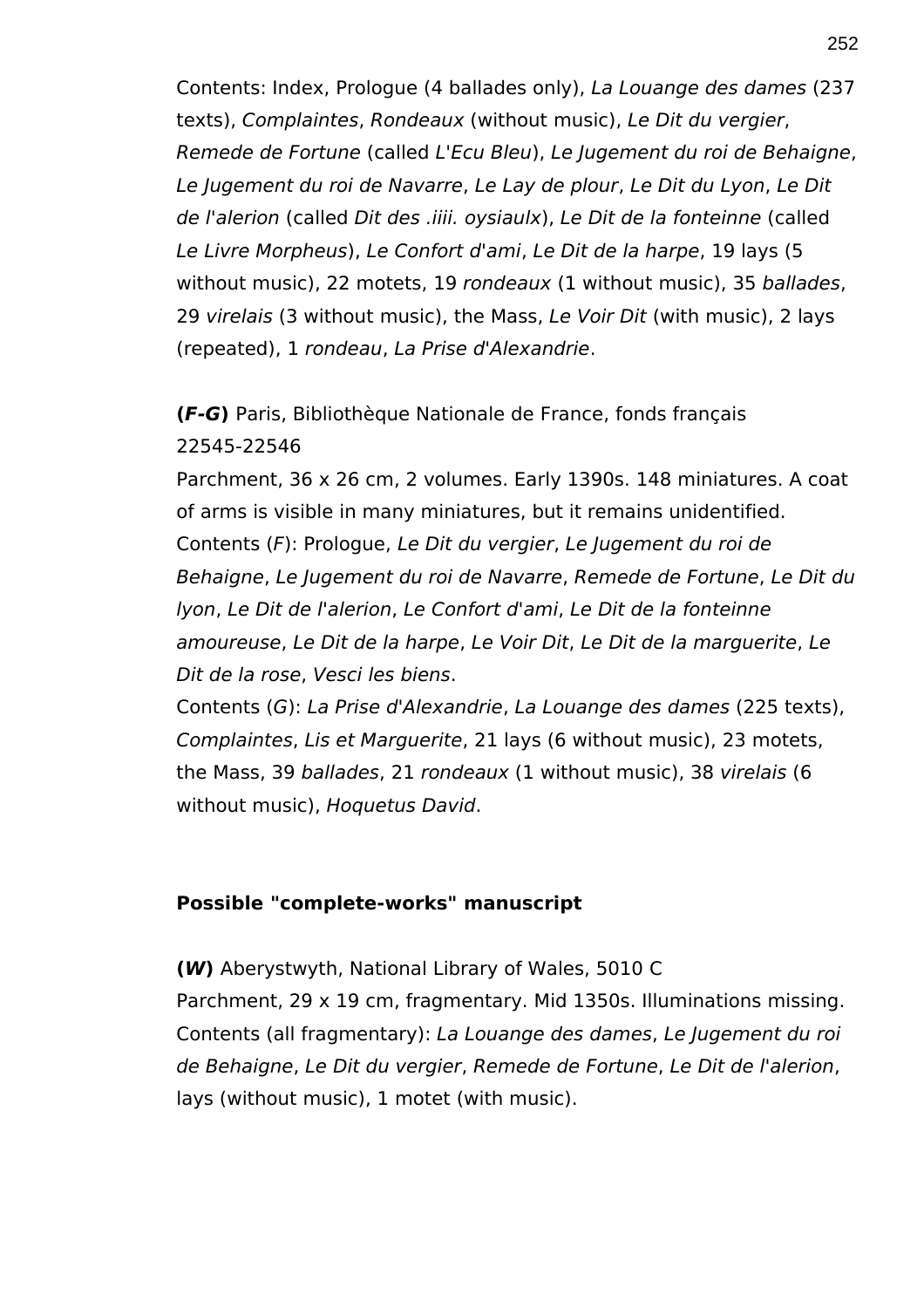Contents: Index, Prologue (4 ballades only), *La Louange des dames* (237 texts), *Complaintes*, *Rondeaux* (without music), *Le Dit du vergier*, *Remede de Fortune* (called *L'Ecu Bleu*), *Le Jugement du roi de Behaigne*, *Le Jugement du roi de Navarre*, *Le Lay de plour*, *Le Dit du Lyon*, *Le Dit de l'alerion* (called *Dit des .iiii. oysiaulx*), *Le Dit de la fonteinne* (called *Le Livre Morpheus*), *Le Confort d'ami*, *Le Dit de la harpe*, 19 lays (5 without music), 22 motets, 19 *rondeaux* (1 without music), 35 *ballades*, 29 *virelais* (3 without music), the Mass, *Le Voir Dit* (with music), 2 lays (repeated), 1 *rondeau*, *La Prise d'Alexandrie*.

**(*F-G*)** Paris, Bibliothèque Nationale de France, fonds français 22545-22546
Parchment, 36 x 26 cm, 2 volumes. Early 1390s. 148 miniatures. A coat of arms is visible in many miniatures, but it remains unidentified.
Contents (*F*): Prologue, *Le Dit du vergier*, *Le Jugement du roi de Behaigne*, *Le Jugement du roi de Navarre*, *Remede de Fortune*, *Le Dit du lyon*, *Le Dit de l'alerion*, *Le Confort d'ami*, *Le Dit de la fonteinne amoureuse*, *Le Dit de la harpe*, *Le Voir Dit*, *Le Dit de la marguerite*, *Le Dit de la rose*, *Vesci les biens*.
Contents (*G*): *La Prise d'Alexandrie*, *La Louange des dames* (225 texts), *Complaintes*, *Lis et Marguerite*, 21 lays (6 without music), 23 motets, the Mass, 39 *ballades*, 21 *rondeaux* (1 without music), 38 *virelais* (6 without music), *Hoquetus David*.

**Possible "complete-works" manuscript**

**(*W*)** Aberystwyth, National Library of Wales, 5010 C
Parchment, 29 x 19 cm, fragmentary. Mid 1350s. Illuminations missing.
Contents (all fragmentary): *La Louange des dames*, *Le Jugement du roi de Behaigne*, *Le Dit du vergier*, *Remede de Fortune*, *Le Dit de l'alerion*, lays (without music), 1 motet (with music).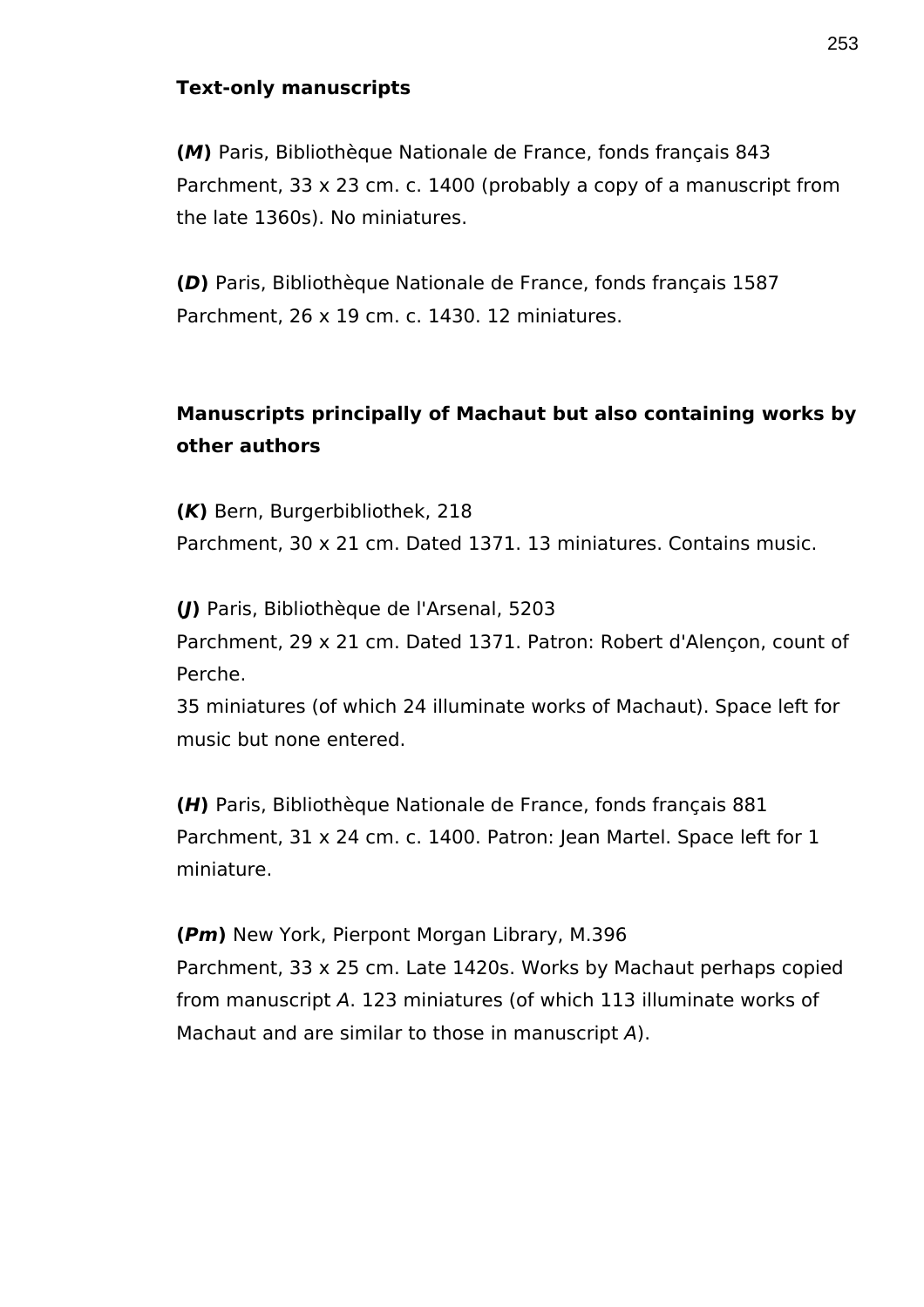**Text-only manuscripts**

**(*M*)** Paris, Bibliothèque Nationale de France, fonds français 843
Parchment, 33 x 23 cm. c. 1400 (probably a copy of a manuscript from the late 1360s). No miniatures.

**(*D*)** Paris, Bibliothèque Nationale de France, fonds français 1587
Parchment, 26 x 19 cm. c. 1430. 12 miniatures.

**Manuscripts principally of Machaut but also containing works by other authors**

**(*K*)** Bern, Burgerbibliothek, 218
Parchment, 30 x 21 cm. Dated 1371. 13 miniatures. Contains music.

**(*J*)** Paris, Bibliothèque de l'Arsenal, 5203
Parchment, 29 x 21 cm. Dated 1371. Patron: Robert d'Alençon, count of Perche.
35 miniatures (of which 24 illuminate works of Machaut). Space left for music but none entered.

**(*H*)** Paris, Bibliothèque Nationale de France, fonds français 881
Parchment, 31 x 24 cm. c. 1400. Patron: Jean Martel. Space left for 1 miniature.

**(*Pm*)** New York, Pierpont Morgan Library, M.396
Parchment, 33 x 25 cm. Late 1420s. Works by Machaut perhaps copied from manuscript *A*. 123 miniatures (of which 113 illuminate works of Machaut and are similar to those in manuscript *A*).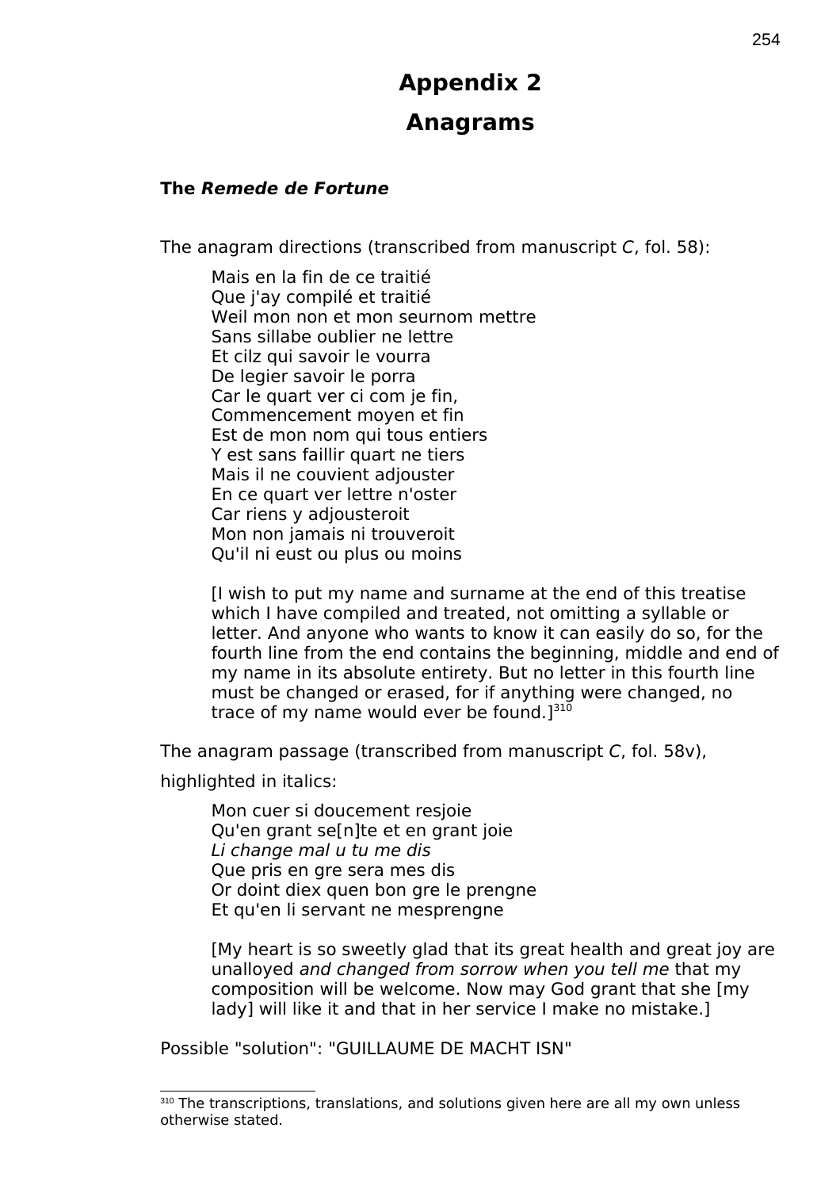# Appendix 2

# Anagrams

### The *Remede de Fortune*

The anagram directions (transcribed from manuscript *C*, fol. 58):

> Mais en la fin de ce traitié
> Que j'ay compilé et traitié
> Weil mon non et mon seurnom mettre
> Sans sillabe oublier ne lettre
> Et cilz qui savoir le vourra
> De legier savoir le porra
> Car le quart ver ci com je fin,
> Commencement moyen et fin
> Est de mon nom qui tous entiers
> Y est sans faillir quart ne tiers
> Mais il ne couvient adjouster
> En ce quart ver lettre n'oster
> Car riens y adjousteroit
> Mon non jamais ni trouveroit
> Qu'il ni eust ou plus ou moins
>
> [I wish to put my name and surname at the end of this treatise which I have compiled and treated, not omitting a syllable or letter. And anyone who wants to know it can easily do so, for the fourth line from the end contains the beginning, middle and end of my name in its absolute entirety. But no letter in this fourth line must be changed or erased, for if anything were changed, no trace of my name would ever be found.][310]

The anagram passage (transcribed from manuscript *C*, fol. 58v),

highlighted in italics:

> Mon cuer si doucement resjoie
> Qu'en grant se[n]te et en grant joie
> *Li change mal u tu me dis*
> Que pris en gre sera mes dis
> Or doint diex quen bon gre le prengne
> Et qu'en li servant ne mesprengne
>
> [My heart is so sweetly glad that its great health and great joy are unalloyed *and changed from sorrow when you tell me* that my composition will be welcome. Now may God grant that she [my lady] will like it and that in her service I make no mistake.]

Possible "solution": "GUILLAUME DE MACHT ISN"

---

[310] The transcriptions, translations, and solutions given here are all my own unless otherwise stated.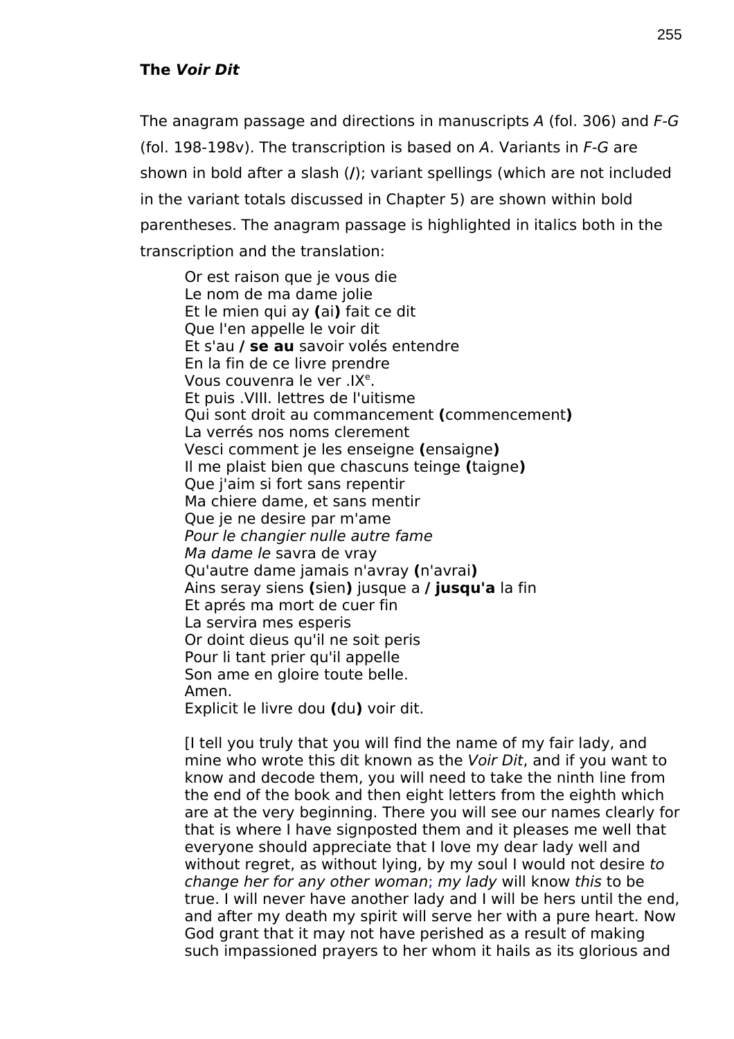**The *Voir Dit***

The anagram passage and directions in manuscripts *A* (fol. 306) and *F-G* (fol. 198-198v). The transcription is based on *A*. Variants in *F-G* are shown in bold after a slash (**/**); variant spellings (which are not included in the variant totals discussed in Chapter 5) are shown within bold parentheses. The anagram passage is highlighted in italics both in the transcription and the translation:

> Or est raison que je vous die
> Le nom de ma dame jolie
> Et le mien qui ay **(**ai**)** fait ce dit
> Que l'en appelle le voir dit
> Et s'au **/ se au** savoir volés entendre
> En la fin de ce livre prendre
> Vous couvenra le ver .IX^e^.
> Et puis .VIII. lettres de l'uitisme
> Qui sont droit au commancement **(**commencement**)**
> La verrés nos noms clerement
> Vesci comment je les enseigne **(**ensaigne**)**
> Il me plaist bien que chascuns teinge **(**taigne**)**
> Que j'aim si fort sans repentir
> Ma chiere dame, et sans mentir
> Que je ne desire par m'ame
> *Pour le changier nulle autre fame*
> *Ma dame le* savra de vray
> Qu'autre dame jamais n'avray **(**n'avrai**)**
> Ains seray siens **(**sien**)** jusque a **/ jusqu'a** la fin
> Et aprés ma mort de cuer fin
> La servira mes esperis
> Or doint dieus qu'il ne soit peris
> Pour li tant prier qu'il appelle
> Son ame en gloire toute belle.
> Amen.
> Explicit le livre dou **(**du**)** voir dit.
>
> [I tell you truly that you will find the name of my fair lady, and mine who wrote this dit known as the *Voir Dit*, and if you want to know and decode them, you will need to take the ninth line from the end of the book and then eight letters from the eighth which are at the very beginning. There you will see our names clearly for that is where I have signposted them and it pleases me well that everyone should appreciate that I love my dear lady well and without regret, as without lying, by my soul I would not desire *to change her for any other woman*; *my lady* will know *this* to be true. I will never have another lady and I will be hers until the end, and after my death my spirit will serve her with a pure heart. Now God grant that it may not have perished as a result of making such impassioned prayers to her whom it hails as its glorious and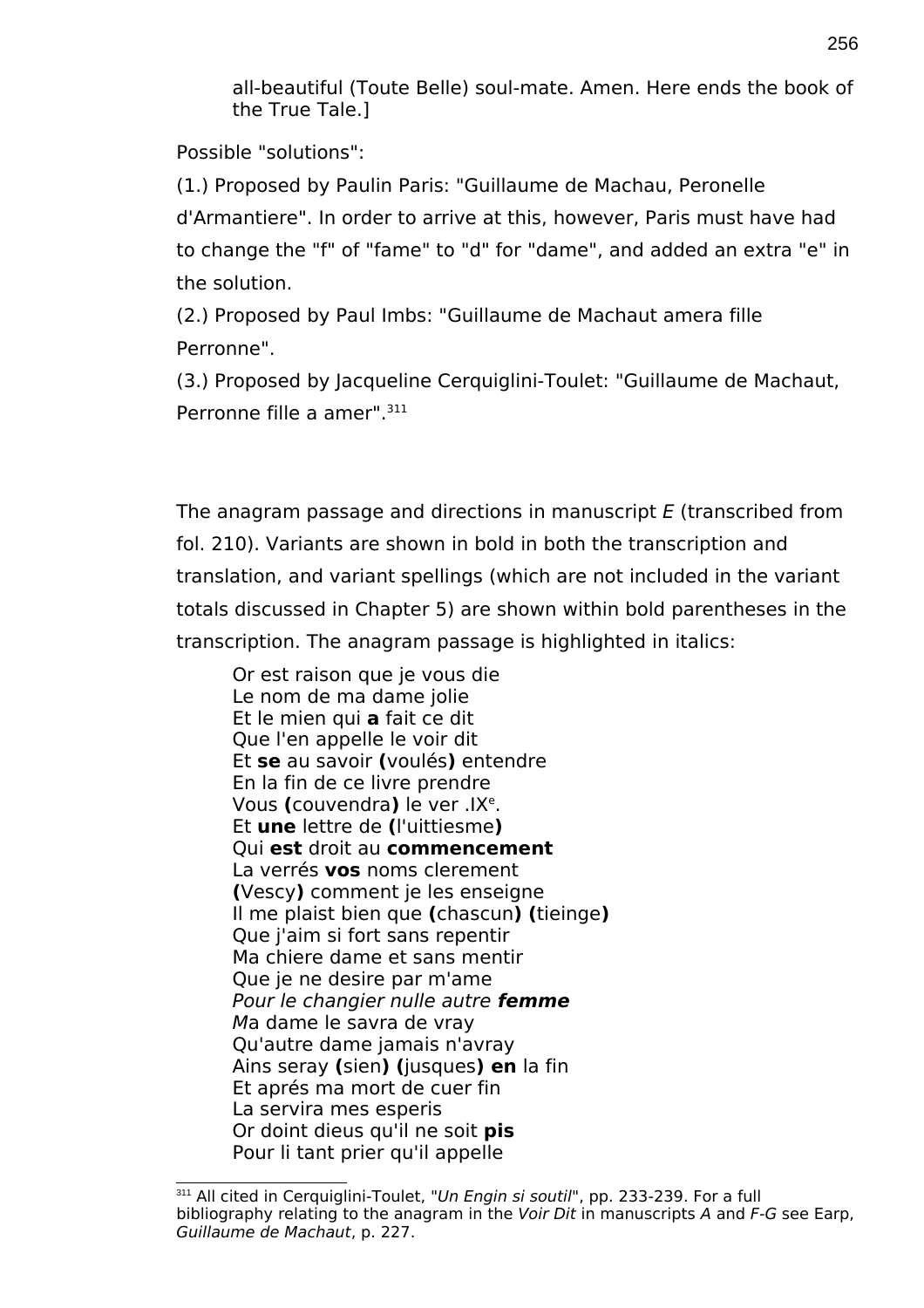all-beautiful (Toute Belle) soul-mate. Amen. Here ends the book of the True Tale.]

Possible "solutions":

(1.) Proposed by Paulin Paris: "Guillaume de Machau, Peronelle d'Armantiere". In order to arrive at this, however, Paris must have had to change the "f" of "fame" to "d" for "dame", and added an extra "e" in the solution.

(2.) Proposed by Paul Imbs: "Guillaume de Machaut amera fille Perronne".

(3.) Proposed by Jacqueline Cerquiglini-Toulet: "Guillaume de Machaut, Perronne fille a amer".[311]

The anagram passage and directions in manuscript *E* (transcribed from fol. 210). Variants are shown in bold in both the transcription and translation, and variant spellings (which are not included in the variant totals discussed in Chapter 5) are shown within bold parentheses in the transcription. The anagram passage is highlighted in italics:

> Or est raison que je vous die
> Le nom de ma dame jolie
> Et le mien qui **a** fait ce dit
> Que l'en appelle le voir dit
> Et **se** au savoir **(**voulés**)** entendre
> En la fin de ce livre prendre
> Vous **(**couvendra**)** le ver .IX^e^.
> Et **une** lettre de **(**l'uittiesme**)**
> Qui **est** droit au **commencement**
> La verrés **vos** noms clerement
> **(**Vescy**)** comment je les enseigne
> Il me plaist bien que **(**chascun**)** **(**tieinge**)**
> Que j'aim si fort sans repentir
> Ma chiere dame et sans mentir
> Que je ne desire par m'ame
> *Pour le changier nulle autre **femme***
> *M*a dame le savra de vray
> Qu'autre dame jamais n'avray
> Ains seray **(**sien**)** **(**jusques**)** **en** la fin
> Et aprés ma mort de cuer fin
> La servira mes esperis
> Or doint dieus qu'il ne soit **pis**
> Pour li tant prier qu'il appelle

[311] All cited in Cerquiglini-Toulet, "*Un Engin si soutil*", pp. 233-239. For a full bibliography relating to the anagram in the *Voir Dit* in manuscripts *A* and *F-G* see Earp, *Guillaume de Machaut*, p. 227.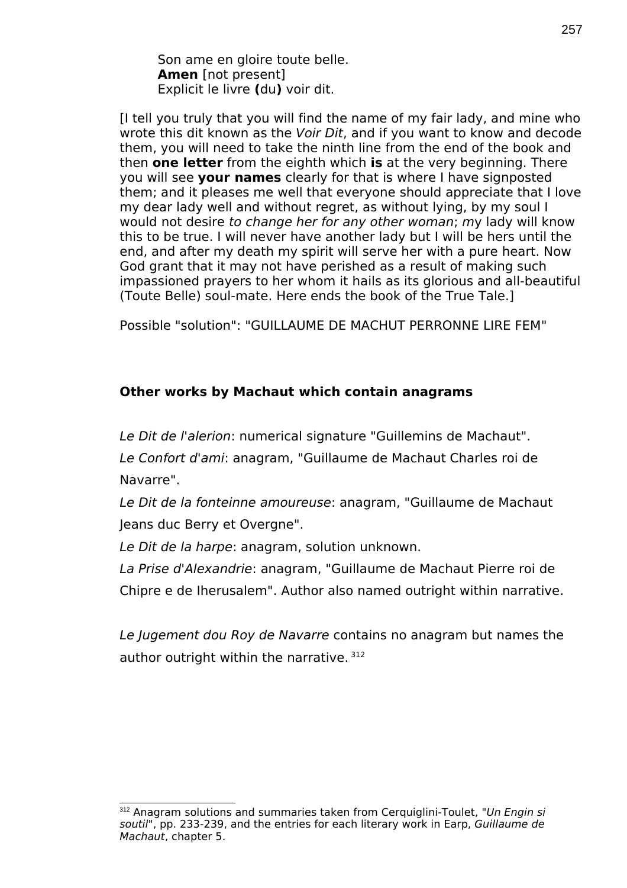> Son ame en gloire toute belle.
> **Amen** [not present]
> Explicit le livre **(**du**)** voir dit.

[I tell you truly that you will find the name of my fair lady, and mine who wrote this dit known as the *Voir Dit*, and if you want to know and decode them, you will need to take the ninth line from the end of the book and then **one letter** from the eighth which **is** at the very beginning. There you will see **your names** clearly for that is where I have signposted them; and it pleases me well that everyone should appreciate that I love my dear lady well and without regret, as without lying, by my soul I would not desire *to change her for any other woman*; *m*y lady will know this to be true. I will never have another lady but I will be hers until the end, and after my death my spirit will serve her with a pure heart. Now God grant that it may not have perished as a result of making such impassioned prayers to her whom it hails as its glorious and all-beautiful (Toute Belle) soul-mate. Here ends the book of the True Tale.]

Possible "solution": "GUILLAUME DE MACHUT PERRONNE LIRE FEM"

**Other works by Machaut which contain anagrams**

*Le Dit de l'alerion*: numerical signature "Guillemins de Machaut".

*Le Confort d'ami*: anagram, "Guillaume de Machaut Charles roi de Navarre".

*Le Dit de la fonteinne amoureuse*: anagram, "Guillaume de Machaut Jeans duc Berry et Overgne".

*Le Dit de la harpe*: anagram, solution unknown.

*La Prise d'Alexandrie*: anagram, "Guillaume de Machaut Pierre roi de Chipre e de Iherusalem". Author also named outright within narrative.

*Le Jugement dou Roy de Navarre* contains no anagram but names the author outright within the narrative.[312]

[312] Anagram solutions and summaries taken from Cerquiglini-Toulet, "*Un Engin si soutil*", pp. 233-239, and the entries for each literary work in Earp, *Guillaume de Machaut*, chapter 5.